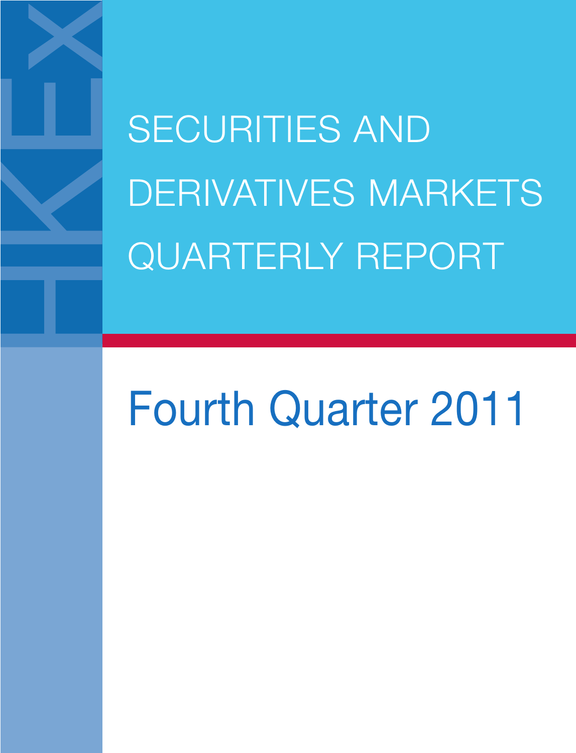# SECURITIES AND DERIVATIVES MARKETS QUARTERLY REPORT

## Fourth Quarter 2011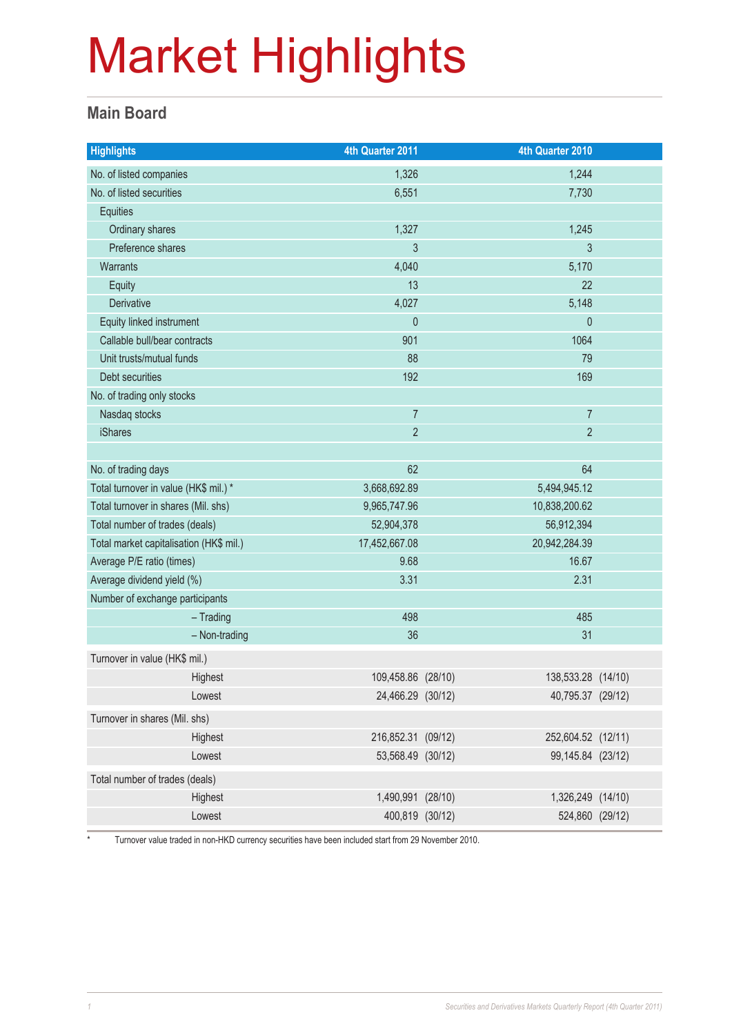# Market Highlights

## Main Board

| Highlights | 4th Quarter 2011 | | 4th Quarter 2010 | |
|---|---|---|---|---|
| No. of listed companies | 1,326 | | 1,244 | |
| No. of listed securities | 6,551 | | 7,730 | |
| Equities | | | | |
| Ordinary shares | 1,327 | | 1,245 | |
| Preference shares | 3 | | 3 | |
| Warrants | 4,040 | | 5,170 | |
| Equity | 13 | | 22 | |
| Derivative | 4,027 | | 5,148 | |
| Equity linked instrument | 0 | | 0 | |
| Callable bull/bear contracts | 901 | | 1064 | |
| Unit trusts/mutual funds | 88 | | 79 | |
| Debt securities | 192 | | 169 | |
| No. of trading only stocks | | | | |
| Nasdaq stocks | 7 | | 7 | |
| iShares | 2 | | 2 | |
| | | | | |
| No. of trading days | 62 | | 64 | |
| Total turnover in value (HK$ mil.) * | 3,668,692.89 | | 5,494,945.12 | |
| Total turnover in shares (Mil. shs) | 9,965,747.96 | | 10,838,200.62 | |
| Total number of trades (deals) | 52,904,378 | | 56,912,394 | |
| Total market capitalisation (HK$ mil.) | 17,452,667.08 | | 20,942,284.39 | |
| Average P/E ratio (times) | 9.68 | | 16.67 | |
| Average dividend yield (%) | 3.31 | | 2.31 | |
| Number of exchange participants | | | | |
| – Trading | 498 | | 485 | |
| – Non-trading | 36 | | 31 | |
| Turnover in value (HK$ mil.) | | | | |
| Highest | 109,458.86 | (28/10) | 138,533.28 | (14/10) |
| Lowest | 24,466.29 | (30/12) | 40,795.37 | (29/12) |
| Turnover in shares (Mil. shs) | | | | |
| Highest | 216,852.31 | (09/12) | 252,604.52 | (12/11) |
| Lowest | 53,568.49 | (30/12) | 99,145.84 | (23/12) |
| Total number of trades (deals) | | | | |
| Highest | 1,490,991 | (28/10) | 1,326,249 | (14/10) |
| Lowest | 400,819 | (30/12) | 524,860 | (29/12) |

\* Turnover value traded in non-HKD currency securities have been included start from 29 November 2010.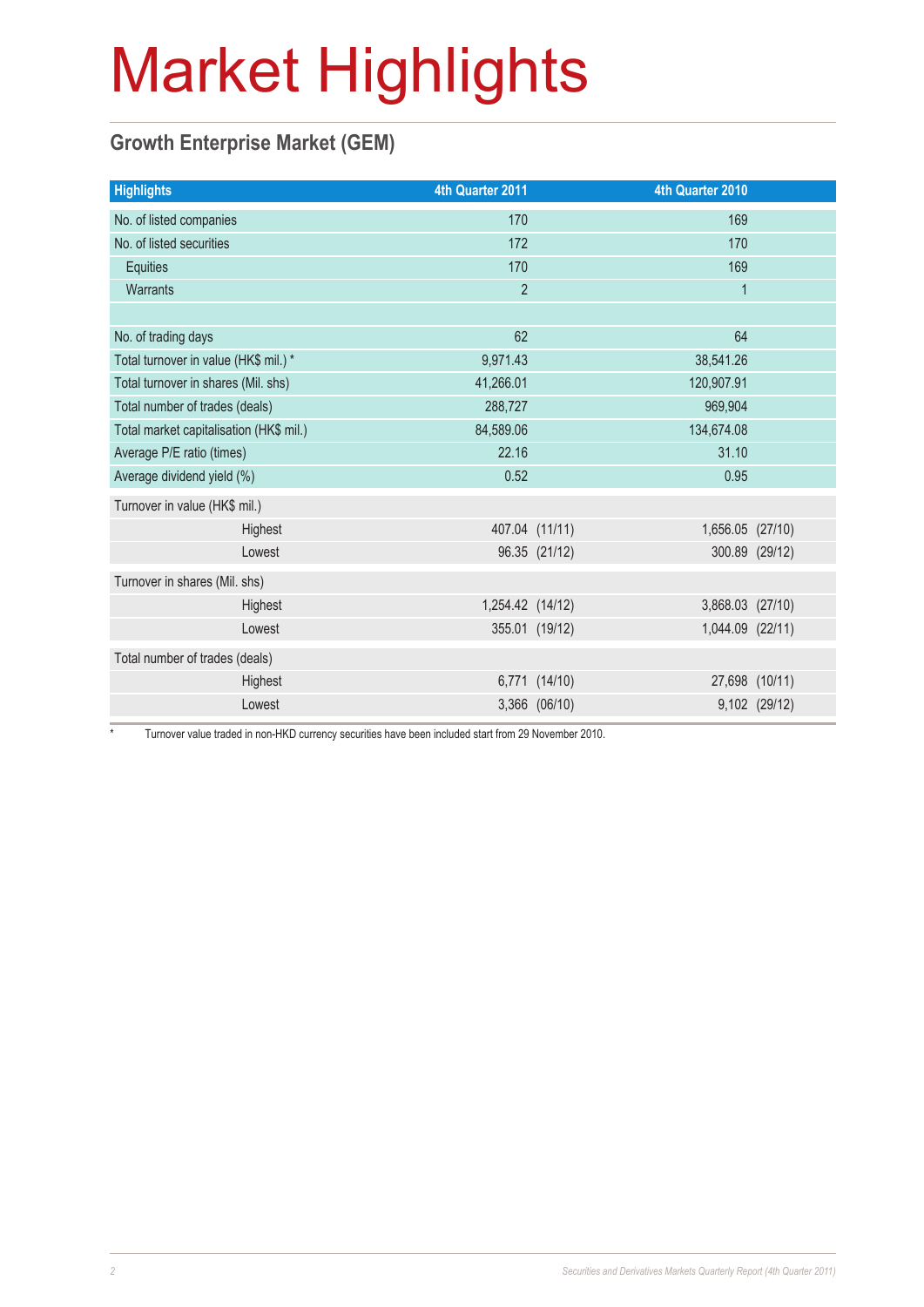# Market Highlights

## Growth Enterprise Market (GEM)

| Highlights | 4th Quarter 2011 | | 4th Quarter 2010 | |
|---|---|---|---|---|
| No. of listed companies | 170 | | 169 | |
| No. of listed securities | 172 | | 170 | |
| Equities | 170 | | 169 | |
| Warrants | 2 | | 1 | |
| | | | | |
| No. of trading days | 62 | | 64 | |
| Total turnover in value (HK$ mil.) * | 9,971.43 | | 38,541.26 | |
| Total turnover in shares (Mil. shs) | 41,266.01 | | 120,907.91 | |
| Total number of trades (deals) | 288,727 | | 969,904 | |
| Total market capitalisation (HK$ mil.) | 84,589.06 | | 134,674.08 | |
| Average P/E ratio (times) | 22.16 | | 31.10 | |
| Average dividend yield (%) | 0.52 | | 0.95 | |
| Turnover in value (HK$ mil.) | | | | |
| Highest | 407.04 | (11/11) | 1,656.05 | (27/10) |
| Lowest | 96.35 | (21/12) | 300.89 | (29/12) |
| Turnover in shares (Mil. shs) | | | | |
| Highest | 1,254.42 | (14/12) | 3,868.03 | (27/10) |
| Lowest | 355.01 | (19/12) | 1,044.09 | (22/11) |
| Total number of trades (deals) | | | | |
| Highest | 6,771 | (14/10) | 27,698 | (10/11) |
| Lowest | 3,366 | (06/10) | 9,102 | (29/12) |

* Turnover value traded in non-HKD currency securities have been included start from 29 November 2010.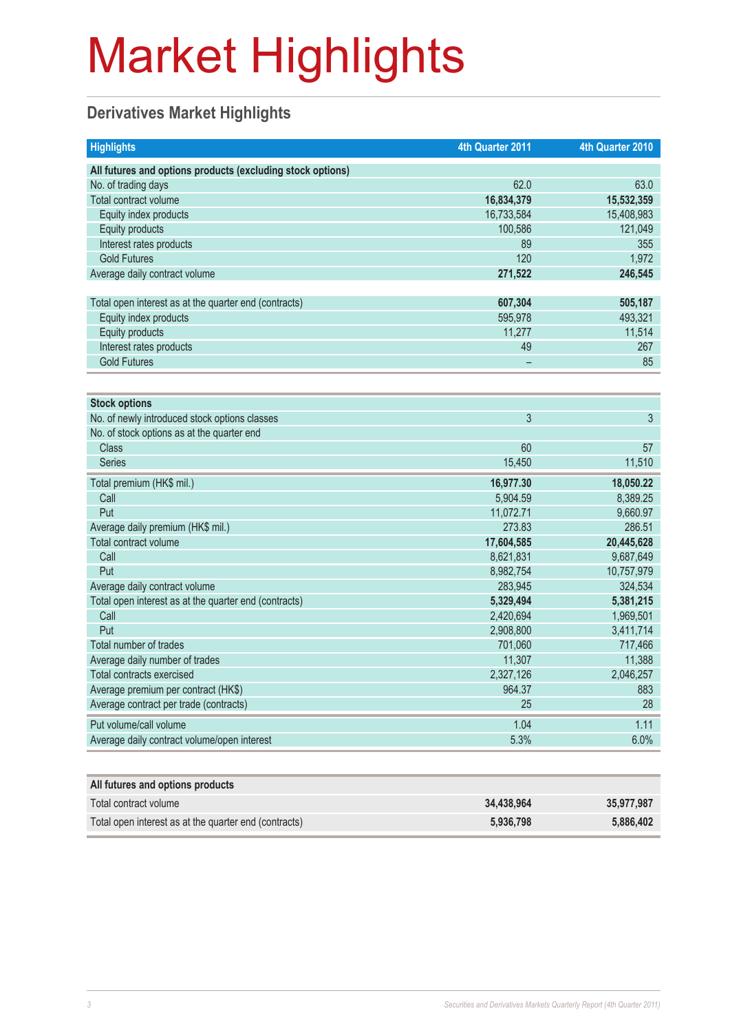# Market Highlights

## Derivatives Market Highlights

| Highlights | 4th Quarter 2011 | 4th Quarter 2010 |
|---|---|---|
| **All futures and options products (excluding stock options)** | | |
| No. of trading days | 62.0 | 63.0 |
| Total contract volume | **16,834,379** | **15,532,359** |
| Equity index products | 16,733,584 | 15,408,983 |
| Equity products | 100,586 | 121,049 |
| Interest rates products | 89 | 355 |
| Gold Futures | 120 | 1,972 |
| Average daily contract volume | **271,522** | **246,545** |
| | | |
| Total open interest as at the quarter end (contracts) | **607,304** | **505,187** |
| Equity index products | 595,978 | 493,321 |
| Equity products | 11,277 | 11,514 |
| Interest rates products | 49 | 267 |
| Gold Futures | – | 85 |

| Stock options | | |
|---|---|---|
| No. of newly introduced stock options classes | 3 | 3 |
| No. of stock options as at the quarter end | | |
| Class | 60 | 57 |
| Series | 15,450 | 11,510 |
| Total premium (HK$ mil.) | **16,977.30** | **18,050.22** |
| Call | 5,904.59 | 8,389.25 |
| Put | 11,072.71 | 9,660.97 |
| Average daily premium (HK$ mil.) | 273.83 | 286.51 |
| Total contract volume | **17,604,585** | **20,445,628** |
| Call | 8,621,831 | 9,687,649 |
| Put | 8,982,754 | 10,757,979 |
| Average daily contract volume | 283,945 | 324,534 |
| Total open interest as at the quarter end (contracts) | **5,329,494** | **5,381,215** |
| Call | 2,420,694 | 1,969,501 |
| Put | 2,908,800 | 3,411,714 |
| Total number of trades | 701,060 | 717,466 |
| Average daily number of trades | 11,307 | 11,388 |
| Total contracts exercised | 2,327,126 | 2,046,257 |
| Average premium per contract (HK$) | 964.37 | 883 |
| Average contract per trade (contracts) | 25 | 28 |
| Put volume/call volume | 1.04 | 1.11 |
| Average daily contract volume/open interest | 5.3% | 6.0% |

| All futures and options products | | |
|---|---|---|
| Total contract volume | **34,438,964** | **35,977,987** |
| Total open interest as at the quarter end (contracts) | **5,936,798** | **5,886,402** |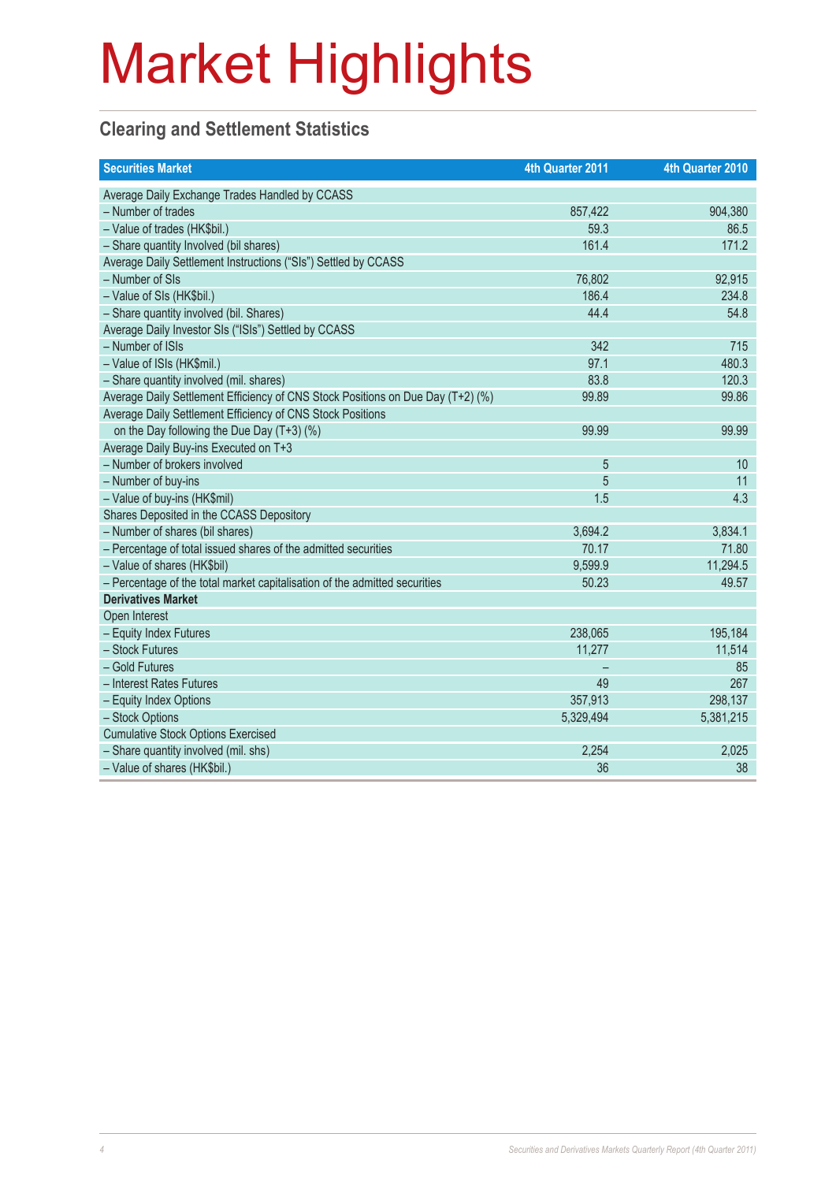# Market Highlights

## Clearing and Settlement Statistics

| Securities Market | 4th Quarter 2011 | 4th Quarter 2010 |
|---|---|---|
| Average Daily Exchange Trades Handled by CCASS | | |
| – Number of trades | 857,422 | 904,380 |
| – Value of trades (HK$bil.) | 59.3 | 86.5 |
| – Share quantity Involved (bil shares) | 161.4 | 171.2 |
| Average Daily Settlement Instructions (“SIs”) Settled by CCASS | | |
| – Number of SIs | 76,802 | 92,915 |
| – Value of SIs (HK$bil.) | 186.4 | 234.8 |
| – Share quantity involved (bil. Shares) | 44.4 | 54.8 |
| Average Daily Investor SIs (“ISIs”) Settled by CCASS | | |
| – Number of ISIs | 342 | 715 |
| – Value of ISIs (HK$mil.) | 97.1 | 480.3 |
| – Share quantity involved (mil. shares) | 83.8 | 120.3 |
| Average Daily Settlement Efficiency of CNS Stock Positions on Due Day (T+2) (%) | 99.89 | 99.86 |
| Average Daily Settlement Efficiency of CNS Stock Positions on the Day following the Due Day (T+3) (%) | 99.99 | 99.99 |
| Average Daily Buy-ins Executed on T+3 | | |
| – Number of brokers involved | 5 | 10 |
| – Number of buy-ins | 5 | 11 |
| – Value of buy-ins (HK$mil) | 1.5 | 4.3 |
| Shares Deposited in the CCASS Depository | | |
| – Number of shares (bil shares) | 3,694.2 | 3,834.1 |
| – Percentage of total issued shares of the admitted securities | 70.17 | 71.80 |
| – Value of shares (HK$bil) | 9,599.9 | 11,294.5 |
| – Percentage of the total market capitalisation of the admitted securities | 50.23 | 49.57 |
| **Derivatives Market** | | |
| Open Interest | | |
| – Equity Index Futures | 238,065 | 195,184 |
| – Stock Futures | 11,277 | 11,514 |
| – Gold Futures | – | 85 |
| – Interest Rates Futures | 49 | 267 |
| – Equity Index Options | 357,913 | 298,137 |
| – Stock Options | 5,329,494 | 5,381,215 |
| Cumulative Stock Options Exercised | | |
| – Share quantity involved (mil. shs) | 2,254 | 2,025 |
| – Value of shares (HK$bil.) | 36 | 38 |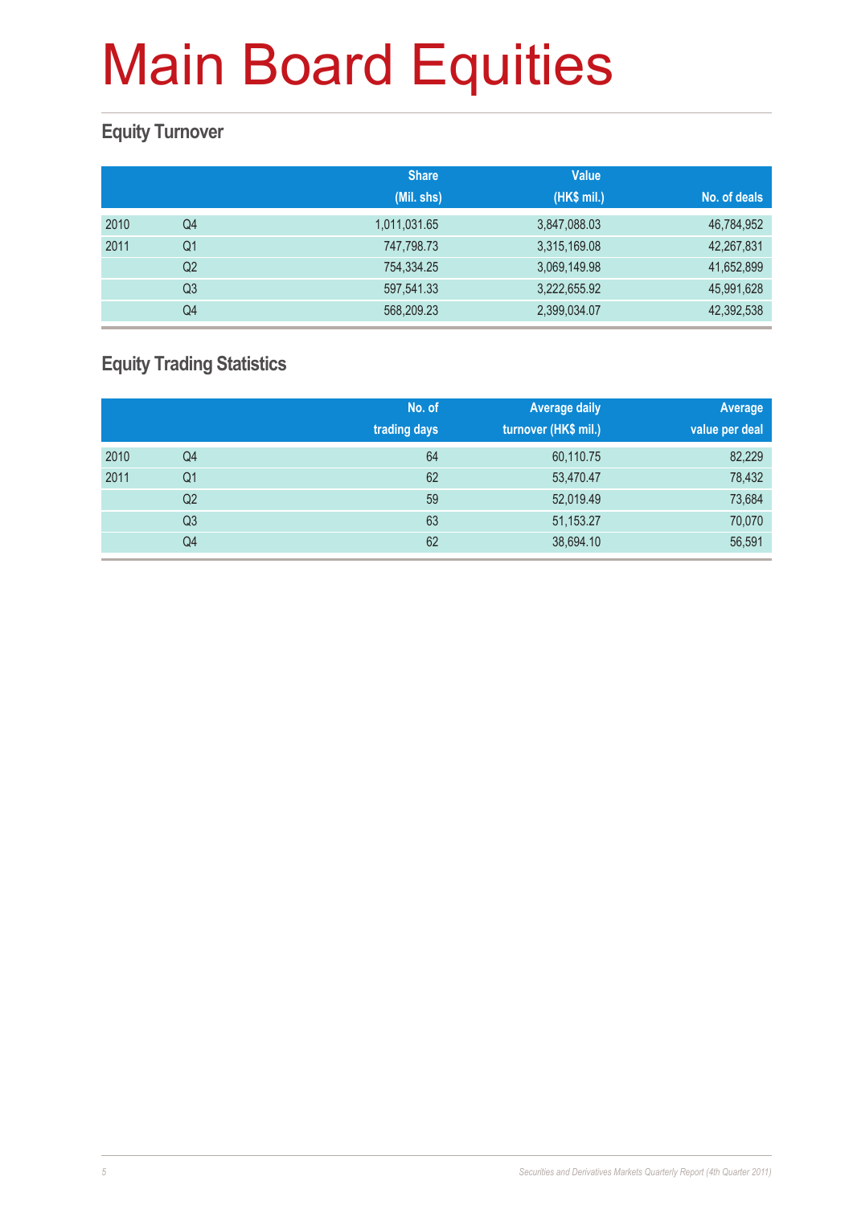# Main Board Equities

## Equity Turnover

| | | Share (Mil. shs) | Value (HK$ mil.) | No. of deals |
|---|---|---|---|---|
| 2010 | Q4 | 1,011,031.65 | 3,847,088.03 | 46,784,952 |
| 2011 | Q1 | 747,798.73 | 3,315,169.08 | 42,267,831 |
| | Q2 | 754,334.25 | 3,069,149.98 | 41,652,899 |
| | Q3 | 597,541.33 | 3,222,655.92 | 45,991,628 |
| | Q4 | 568,209.23 | 2,399,034.07 | 42,392,538 |

## Equity Trading Statistics

| | | No. of trading days | Average daily turnover (HK$ mil.) | Average value per deal |
|---|---|---|---|---|
| 2010 | Q4 | 64 | 60,110.75 | 82,229 |
| 2011 | Q1 | 62 | 53,470.47 | 78,432 |
| | Q2 | 59 | 52,019.49 | 73,684 |
| | Q3 | 63 | 51,153.27 | 70,070 |
| | Q4 | 62 | 38,694.10 | 56,591 |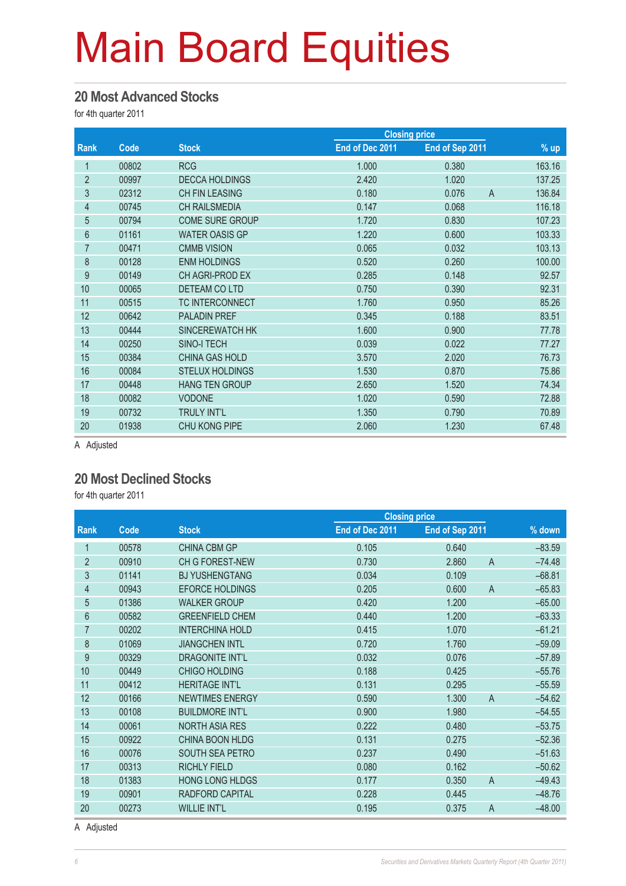# Main Board Equities

## 20 Most Advanced Stocks

for 4th quarter 2011

| Rank | Code | Stock | Closing price | | | % up |
|---|---|---|---|---|---|---|
| | | | End of Dec 2011 | End of Sep 2011 | | |
| 1 | 00802 | RCG | 1.000 | 0.380 | | 163.16 |
| 2 | 00997 | DECCA HOLDINGS | 2.420 | 1.020 | | 137.25 |
| 3 | 02312 | CH FIN LEASING | 0.180 | 0.076 | A | 136.84 |
| 4 | 00745 | CH RAILSMEDIA | 0.147 | 0.068 | | 116.18 |
| 5 | 00794 | COME SURE GROUP | 1.720 | 0.830 | | 107.23 |
| 6 | 01161 | WATER OASIS GP | 1.220 | 0.600 | | 103.33 |
| 7 | 00471 | CMMB VISION | 0.065 | 0.032 | | 103.13 |
| 8 | 00128 | ENM HOLDINGS | 0.520 | 0.260 | | 100.00 |
| 9 | 00149 | CH AGRI-PROD EX | 0.285 | 0.148 | | 92.57 |
| 10 | 00065 | DETEAM CO LTD | 0.750 | 0.390 | | 92.31 |
| 11 | 00515 | TC INTERCONNECT | 1.760 | 0.950 | | 85.26 |
| 12 | 00642 | PALADIN PREF | 0.345 | 0.188 | | 83.51 |
| 13 | 00444 | SINCEREWATCH HK | 1.600 | 0.900 | | 77.78 |
| 14 | 00250 | SINO-I TECH | 0.039 | 0.022 | | 77.27 |
| 15 | 00384 | CHINA GAS HOLD | 3.570 | 2.020 | | 76.73 |
| 16 | 00084 | STELUX HOLDINGS | 1.530 | 0.870 | | 75.86 |
| 17 | 00448 | HANG TEN GROUP | 2.650 | 1.520 | | 74.34 |
| 18 | 00082 | VODONE | 1.020 | 0.590 | | 72.88 |
| 19 | 00732 | TRULY INT'L | 1.350 | 0.790 | | 70.89 |
| 20 | 01938 | CHU KONG PIPE | 2.060 | 1.230 | | 67.48 |

A Adjusted

## 20 Most Declined Stocks

for 4th quarter 2011

| Rank | Code | Stock | Closing price | | | % down |
|---|---|---|---|---|---|---|
| | | | End of Dec 2011 | End of Sep 2011 | | |
| 1 | 00578 | CHINA CBM GP | 0.105 | 0.640 | | –83.59 |
| 2 | 00910 | CH G FOREST-NEW | 0.730 | 2.860 | A | –74.48 |
| 3 | 01141 | BJ YUSHENGTANG | 0.034 | 0.109 | | –68.81 |
| 4 | 00943 | EFORCE HOLDINGS | 0.205 | 0.600 | A | –65.83 |
| 5 | 01386 | WALKER GROUP | 0.420 | 1.200 | | –65.00 |
| 6 | 00582 | GREENFIELD CHEM | 0.440 | 1.200 | | –63.33 |
| 7 | 00202 | INTERCHINA HOLD | 0.415 | 1.070 | | –61.21 |
| 8 | 01069 | JIANGCHEN INTL | 0.720 | 1.760 | | –59.09 |
| 9 | 00329 | DRAGONITE INT'L | 0.032 | 0.076 | | –57.89 |
| 10 | 00449 | CHIGO HOLDING | 0.188 | 0.425 | | –55.76 |
| 11 | 00412 | HERITAGE INT'L | 0.131 | 0.295 | | –55.59 |
| 12 | 00166 | NEWTIMES ENERGY | 0.590 | 1.300 | A | –54.62 |
| 13 | 00108 | BUILDMORE INT'L | 0.900 | 1.980 | | –54.55 |
| 14 | 00061 | NORTH ASIA RES | 0.222 | 0.480 | | –53.75 |
| 15 | 00922 | CHINA BOON HLDG | 0.131 | 0.275 | | –52.36 |
| 16 | 00076 | SOUTH SEA PETRO | 0.237 | 0.490 | | –51.63 |
| 17 | 00313 | RICHLY FIELD | 0.080 | 0.162 | | –50.62 |
| 18 | 01383 | HONG LONG HLDGS | 0.177 | 0.350 | A | –49.43 |
| 19 | 00901 | RADFORD CAPITAL | 0.228 | 0.445 | | –48.76 |
| 20 | 00273 | WILLIE INT'L | 0.195 | 0.375 | A | –48.00 |

A Adjusted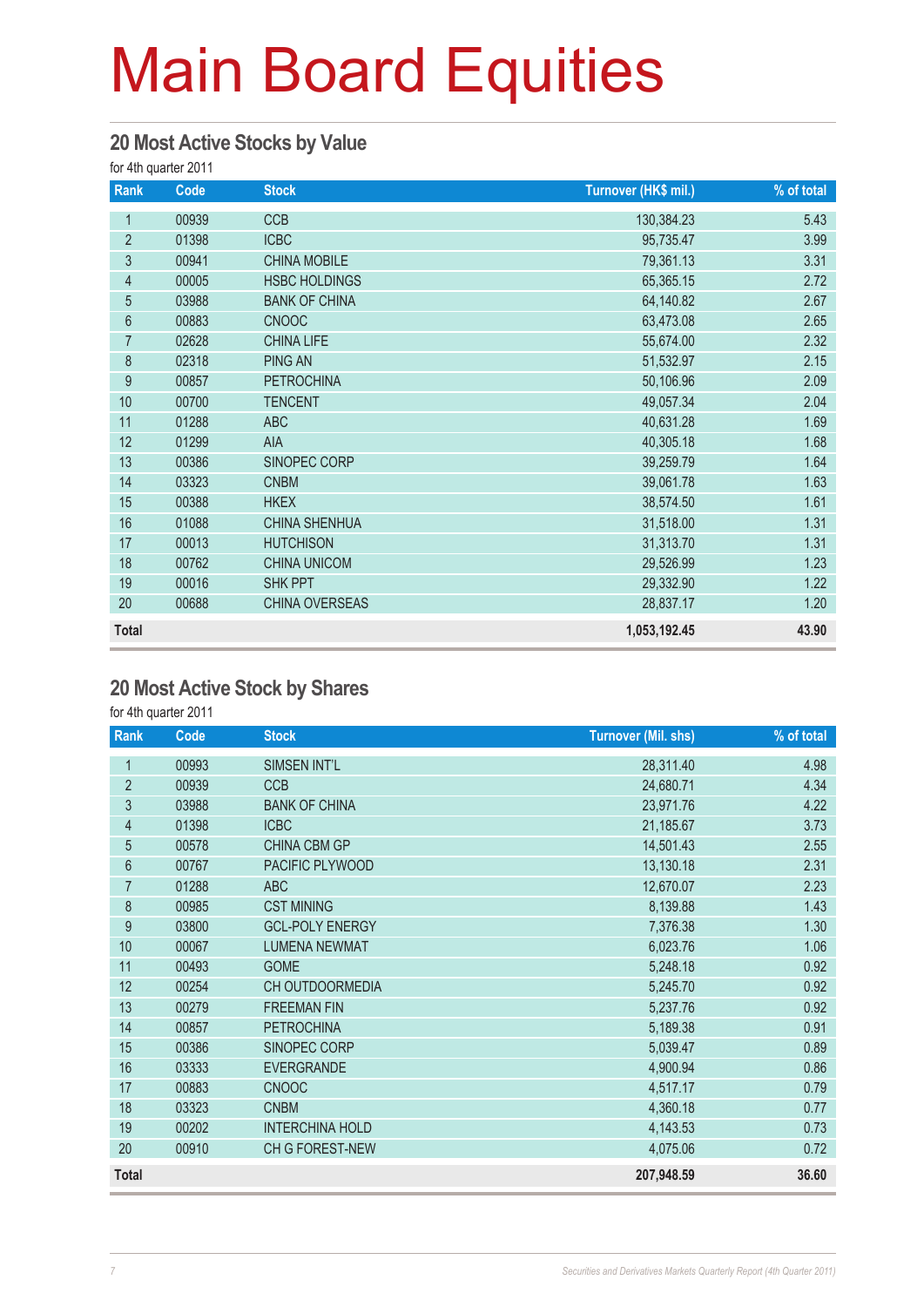# Main Board Equities

## 20 Most Active Stocks by Value

for 4th quarter 2011

| Rank | Code | Stock | Turnover (HK$ mil.) | % of total |
|---|---|---|---|---|
| 1 | 00939 | CCB | 130,384.23 | 5.43 |
| 2 | 01398 | ICBC | 95,735.47 | 3.99 |
| 3 | 00941 | CHINA MOBILE | 79,361.13 | 3.31 |
| 4 | 00005 | HSBC HOLDINGS | 65,365.15 | 2.72 |
| 5 | 03988 | BANK OF CHINA | 64,140.82 | 2.67 |
| 6 | 00883 | CNOOC | 63,473.08 | 2.65 |
| 7 | 02628 | CHINA LIFE | 55,674.00 | 2.32 |
| 8 | 02318 | PING AN | 51,532.97 | 2.15 |
| 9 | 00857 | PETROCHINA | 50,106.96 | 2.09 |
| 10 | 00700 | TENCENT | 49,057.34 | 2.04 |
| 11 | 01288 | ABC | 40,631.28 | 1.69 |
| 12 | 01299 | AIA | 40,305.18 | 1.68 |
| 13 | 00386 | SINOPEC CORP | 39,259.79 | 1.64 |
| 14 | 03323 | CNBM | 39,061.78 | 1.63 |
| 15 | 00388 | HKEX | 38,574.50 | 1.61 |
| 16 | 01088 | CHINA SHENHUA | 31,518.00 | 1.31 |
| 17 | 00013 | HUTCHISON | 31,313.70 | 1.31 |
| 18 | 00762 | CHINA UNICOM | 29,526.99 | 1.23 |
| 19 | 00016 | SHK PPT | 29,332.90 | 1.22 |
| 20 | 00688 | CHINA OVERSEAS | 28,837.17 | 1.20 |
| **Total** | | | **1,053,192.45** | **43.90** |

## 20 Most Active Stock by Shares

for 4th quarter 2011

| Rank | Code | Stock | Turnover (Mil. shs) | % of total |
|---|---|---|---|---|
| 1 | 00993 | SIMSEN INT'L | 28,311.40 | 4.98 |
| 2 | 00939 | CCB | 24,680.71 | 4.34 |
| 3 | 03988 | BANK OF CHINA | 23,971.76 | 4.22 |
| 4 | 01398 | ICBC | 21,185.67 | 3.73 |
| 5 | 00578 | CHINA CBM GP | 14,501.43 | 2.55 |
| 6 | 00767 | PACIFIC PLYWOOD | 13,130.18 | 2.31 |
| 7 | 01288 | ABC | 12,670.07 | 2.23 |
| 8 | 00985 | CST MINING | 8,139.88 | 1.43 |
| 9 | 03800 | GCL-POLY ENERGY | 7,376.38 | 1.30 |
| 10 | 00067 | LUMENA NEWMAT | 6,023.76 | 1.06 |
| 11 | 00493 | GOME | 5,248.18 | 0.92 |
| 12 | 00254 | CH OUTDOORMEDIA | 5,245.70 | 0.92 |
| 13 | 00279 | FREEMAN FIN | 5,237.76 | 0.92 |
| 14 | 00857 | PETROCHINA | 5,189.38 | 0.91 |
| 15 | 00386 | SINOPEC CORP | 5,039.47 | 0.89 |
| 16 | 03333 | EVERGRANDE | 4,900.94 | 0.86 |
| 17 | 00883 | CNOOC | 4,517.17 | 0.79 |
| 18 | 03323 | CNBM | 4,360.18 | 0.77 |
| 19 | 00202 | INTERCHINA HOLD | 4,143.53 | 0.73 |
| 20 | 00910 | CH G FOREST-NEW | 4,075.06 | 0.72 |
| **Total** | | | **207,948.59** | **36.60** |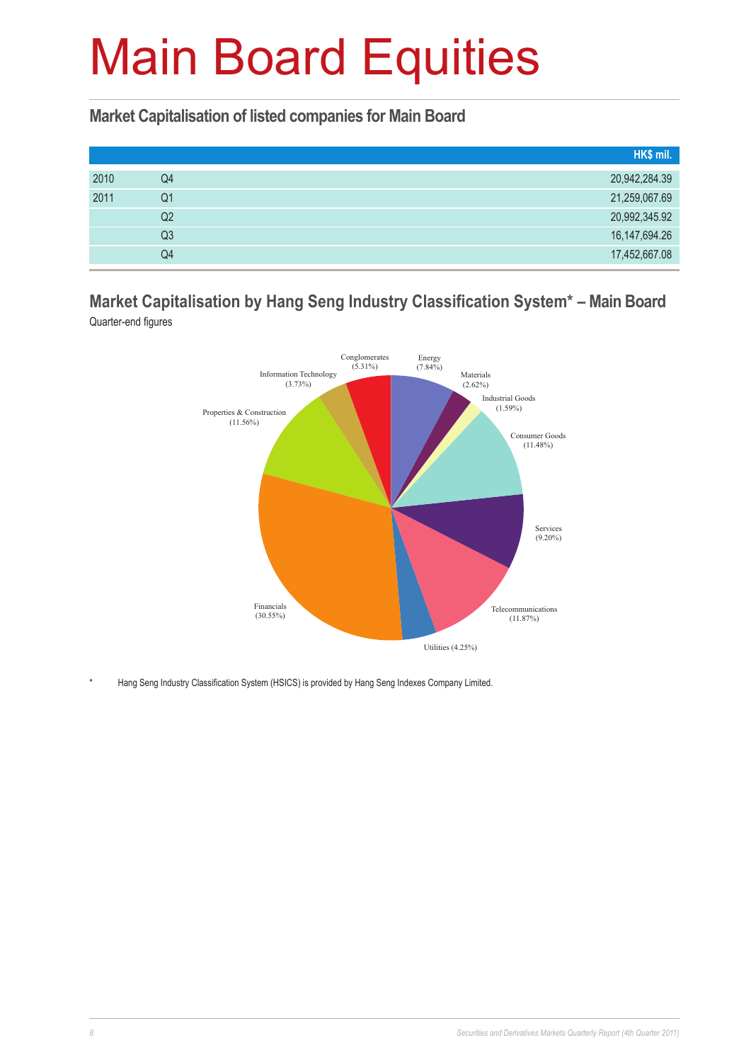# Main Board Equities

## Market Capitalisation of listed companies for Main Board

| | | HK$ mil. |
|---|---|---|
| 2010 | Q4 | 20,942,284.39 |
| 2011 | Q1 | 21,259,067.69 |
| | Q2 | 20,992,345.92 |
| | Q3 | 16,147,694.26 |
| | Q4 | 17,452,667.08 |

## Market Capitalisation by Hang Seng Industry Classification System* – Main Board

Quarter-end figures

| Industry | % |
|---|---|
| Energy | 7.84% |
| Materials | 2.62% |
| Industrial Goods | 1.59% |
| Consumer Goods | 11.48% |
| Services | 9.20% |
| Telecommunications | 11.87% |
| Utilities | 4.25% |
| Financials | 30.55% |
| Properties & Construction | 11.56% |
| Information Technology | 3.73% |
| Conglomerates | 5.31% |

\* Hang Seng Industry Classification System (HSICS) is provided by Hang Seng Indexes Company Limited.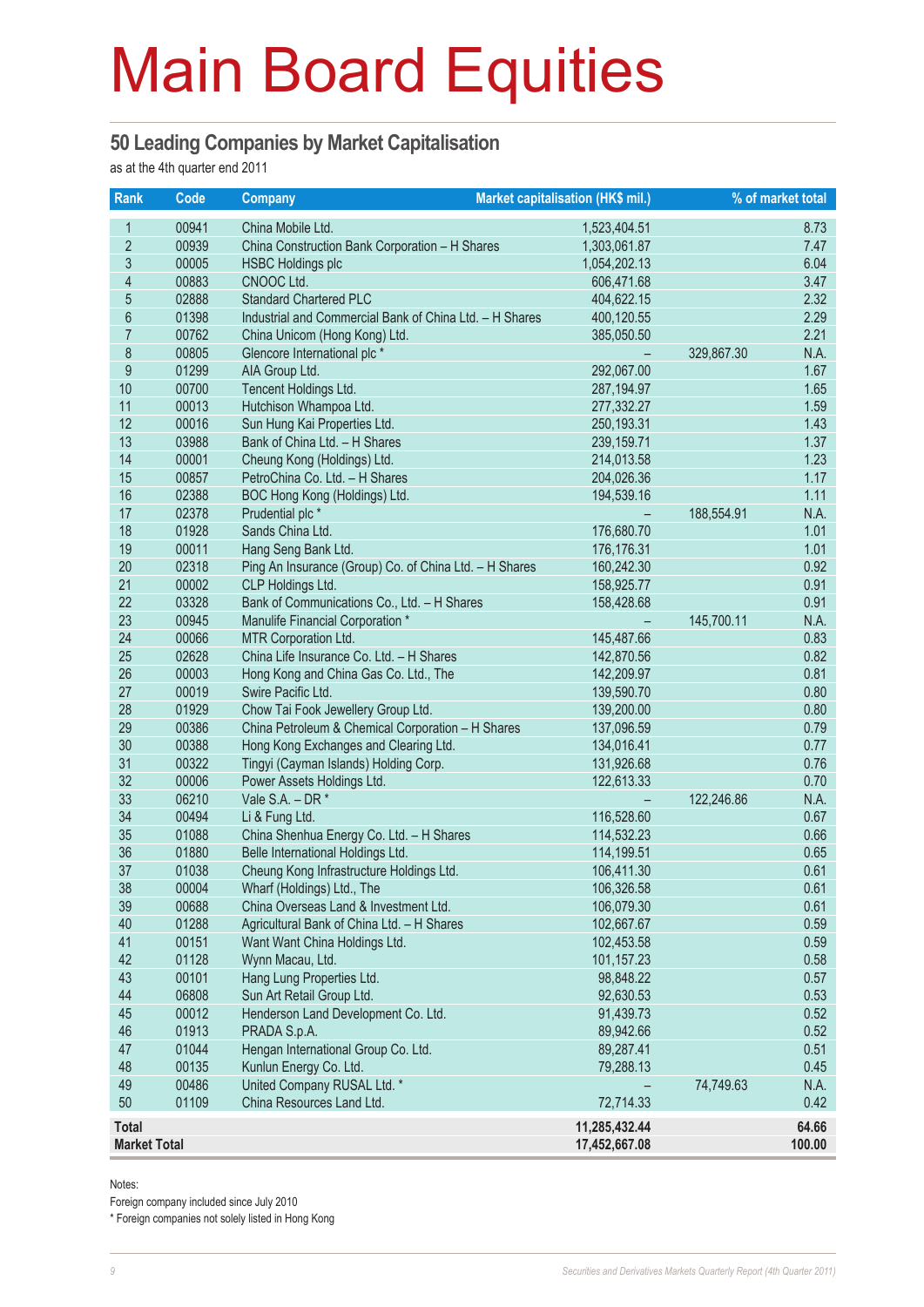# Main Board Equities

## 50 Leading Companies by Market Capitalisation

as at the 4th quarter end 2011

| Rank | Code | Company | Market capitalisation (HK$ mil.) | | % of market total |
|---|---|---|---|---|---|
| 1 | 00941 | China Mobile Ltd. | 1,523,404.51 | | 8.73 |
| 2 | 00939 | China Construction Bank Corporation – H Shares | 1,303,061.87 | | 7.47 |
| 3 | 00005 | HSBC Holdings plc | 1,054,202.13 | | 6.04 |
| 4 | 00883 | CNOOC Ltd. | 606,471.68 | | 3.47 |
| 5 | 02888 | Standard Chartered PLC | 404,622.15 | | 2.32 |
| 6 | 01398 | Industrial and Commercial Bank of China Ltd. – H Shares | 400,120.55 | | 2.29 |
| 7 | 00762 | China Unicom (Hong Kong) Ltd. | 385,050.50 | | 2.21 |
| 8 | 00805 | Glencore International plc * | – | 329,867.30 | N.A. |
| 9 | 01299 | AIA Group Ltd. | 292,067.00 | | 1.67 |
| 10 | 00700 | Tencent Holdings Ltd. | 287,194.97 | | 1.65 |
| 11 | 00013 | Hutchison Whampoa Ltd. | 277,332.27 | | 1.59 |
| 12 | 00016 | Sun Hung Kai Properties Ltd. | 250,193.31 | | 1.43 |
| 13 | 03988 | Bank of China Ltd. – H Shares | 239,159.71 | | 1.37 |
| 14 | 00001 | Cheung Kong (Holdings) Ltd. | 214,013.58 | | 1.23 |
| 15 | 00857 | PetroChina Co. Ltd. – H Shares | 204,026.36 | | 1.17 |
| 16 | 02388 | BOC Hong Kong (Holdings) Ltd. | 194,539.16 | | 1.11 |
| 17 | 02378 | Prudential plc * | – | 188,554.91 | N.A. |
| 18 | 01928 | Sands China Ltd. | 176,680.70 | | 1.01 |
| 19 | 00011 | Hang Seng Bank Ltd. | 176,176.31 | | 1.01 |
| 20 | 02318 | Ping An Insurance (Group) Co. of China Ltd. – H Shares | 160,242.30 | | 0.92 |
| 21 | 00002 | CLP Holdings Ltd. | 158,925.77 | | 0.91 |
| 22 | 03328 | Bank of Communications Co., Ltd. – H Shares | 158,428.68 | | 0.91 |
| 23 | 00945 | Manulife Financial Corporation * | – | 145,700.11 | N.A. |
| 24 | 00066 | MTR Corporation Ltd. | 145,487.66 | | 0.83 |
| 25 | 02628 | China Life Insurance Co. Ltd. – H Shares | 142,870.56 | | 0.82 |
| 26 | 00003 | Hong Kong and China Gas Co. Ltd., The | 142,209.97 | | 0.81 |
| 27 | 00019 | Swire Pacific Ltd. | 139,590.70 | | 0.80 |
| 28 | 01929 | Chow Tai Fook Jewellery Group Ltd. | 139,200.00 | | 0.80 |
| 29 | 00386 | China Petroleum & Chemical Corporation – H Shares | 137,096.59 | | 0.79 |
| 30 | 00388 | Hong Kong Exchanges and Clearing Ltd. | 134,016.41 | | 0.77 |
| 31 | 00322 | Tingyi (Cayman Islands) Holding Corp. | 131,926.68 | | 0.76 |
| 32 | 00006 | Power Assets Holdings Ltd. | 122,613.33 | | 0.70 |
| 33 | 06210 | Vale S.A. – DR * | – | 122,246.86 | N.A. |
| 34 | 00494 | Li & Fung Ltd. | 116,528.60 | | 0.67 |
| 35 | 01088 | China Shenhua Energy Co. Ltd. – H Shares | 114,532.23 | | 0.66 |
| 36 | 01880 | Belle International Holdings Ltd. | 114,199.51 | | 0.65 |
| 37 | 01038 | Cheung Kong Infrastructure Holdings Ltd. | 106,411.30 | | 0.61 |
| 38 | 00004 | Wharf (Holdings) Ltd., The | 106,326.58 | | 0.61 |
| 39 | 00688 | China Overseas Land & Investment Ltd. | 106,079.30 | | 0.61 |
| 40 | 01288 | Agricultural Bank of China Ltd. – H Shares | 102,667.67 | | 0.59 |
| 41 | 00151 | Want Want China Holdings Ltd. | 102,453.58 | | 0.59 |
| 42 | 01128 | Wynn Macau, Ltd. | 101,157.23 | | 0.58 |
| 43 | 00101 | Hang Lung Properties Ltd. | 98,848.22 | | 0.57 |
| 44 | 06808 | Sun Art Retail Group Ltd. | 92,630.53 | | 0.53 |
| 45 | 00012 | Henderson Land Development Co. Ltd. | 91,439.73 | | 0.52 |
| 46 | 01913 | PRADA S.p.A. | 89,942.66 | | 0.52 |
| 47 | 01044 | Hengan International Group Co. Ltd. | 89,287.41 | | 0.51 |
| 48 | 00135 | Kunlun Energy Co. Ltd. | 79,288.13 | | 0.45 |
| 49 | 00486 | United Company RUSAL Ltd. * | – | 74,749.63 | N.A. |
| 50 | 01109 | China Resources Land Ltd. | 72,714.33 | | 0.42 |
| **Total** | | | **11,285,432.44** | | **64.66** |
| **Market Total** | | | **17,452,667.08** | | **100.00** |

Notes:

Foreign company included since July 2010

\* Foreign companies not solely listed in Hong Kong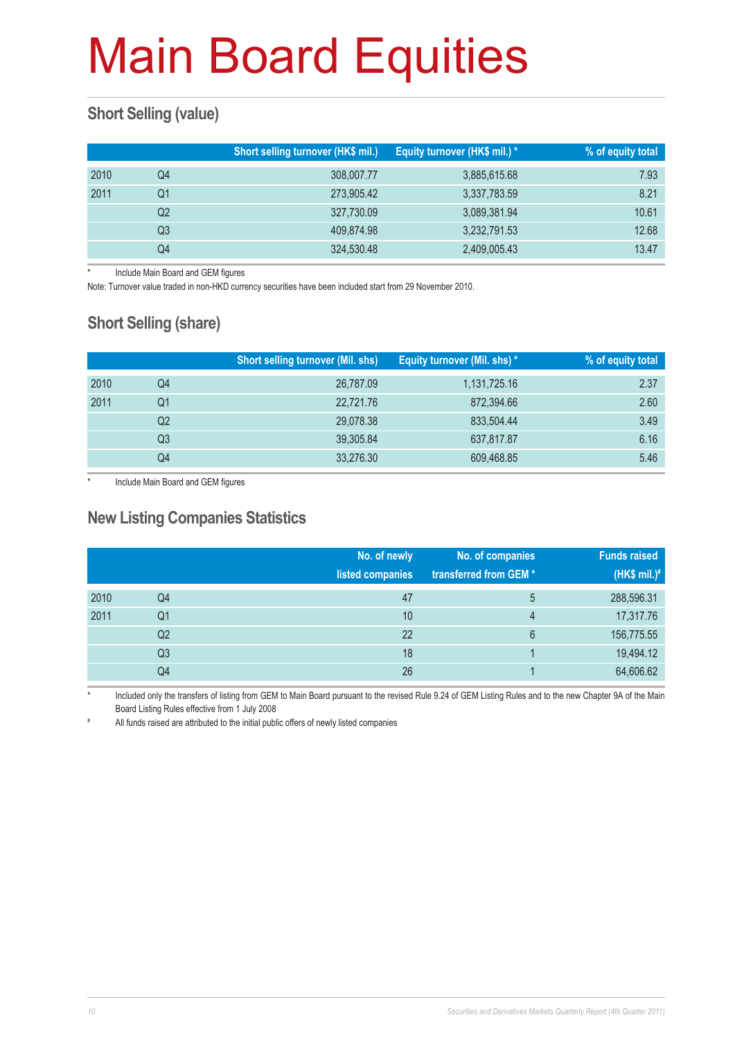# Main Board Equities

## Short Selling (value)

| | | Short selling turnover (HK$ mil.) | Equity turnover (HK$ mil.) * | % of equity total |
|---|---|---|---|---|
| 2010 | Q4 | 308,007.77 | 3,885,615.68 | 7.93 |
| 2011 | Q1 | 273,905.42 | 3,337,783.59 | 8.21 |
| | Q2 | 327,730.09 | 3,089,381.94 | 10.61 |
| | Q3 | 409,874.98 | 3,232,791.53 | 12.68 |
| | Q4 | 324,530.48 | 2,409,005.43 | 13.47 |

\* Include Main Board and GEM figures

Note: Turnover value traded in non-HKD currency securities have been included start from 29 November 2010.

## Short Selling (share)

| | | Short selling turnover (Mil. shs) | Equity turnover (Mil. shs) * | % of equity total |
|---|---|---|---|---|
| 2010 | Q4 | 26,787.09 | 1,131,725.16 | 2.37 |
| 2011 | Q1 | 22,721.76 | 872,394.66 | 2.60 |
| | Q2 | 29,078.38 | 833,504.44 | 3.49 |
| | Q3 | 39,305.84 | 637,817.87 | 6.16 |
| | Q4 | 33,276.30 | 609,468.85 | 5.46 |

\* Include Main Board and GEM figures

## New Listing Companies Statistics

| | | No. of newly listed companies | No. of companies transferred from GEM * | Funds raised (HK$ mil.)# |
|---|---|---|---|---|
| 2010 | Q4 | 47 | 5 | 288,596.31 |
| 2011 | Q1 | 10 | 4 | 17,317.76 |
| | Q2 | 22 | 6 | 156,775.55 |
| | Q3 | 18 | 1 | 19,494.12 |
| | Q4 | 26 | 1 | 64,606.62 |

\* Included only the transfers of listing from GEM to Main Board pursuant to the revised Rule 9.24 of GEM Listing Rules and to the new Chapter 9A of the Main Board Listing Rules effective from 1 July 2008

\# All funds raised are attributed to the initial public offers of newly listed companies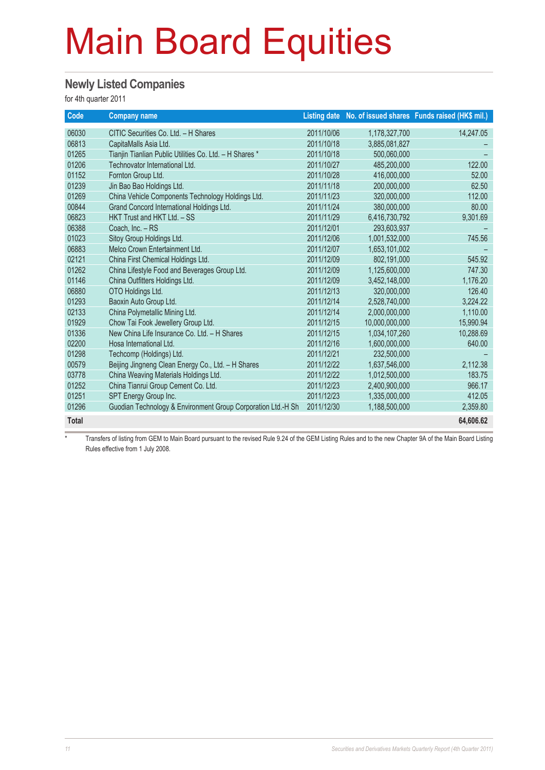# Main Board Equities

## Newly Listed Companies

for 4th quarter 2011

| Code | Company name | Listing date | No. of issued shares | Funds raised (HK$ mil.) |
|---|---|---|---|---|
| 06030 | CITIC Securities Co. Ltd. – H Shares | 2011/10/06 | 1,178,327,700 | 14,247.05 |
| 06813 | CapitaMalls Asia Ltd. | 2011/10/18 | 3,885,081,827 | – |
| 01265 | Tianjin Tianlian Public Utilities Co. Ltd. – H Shares * | 2011/10/18 | 500,060,000 | – |
| 01206 | Technovator International Ltd. | 2011/10/27 | 485,200,000 | 122.00 |
| 01152 | Fornton Group Ltd. | 2011/10/28 | 416,000,000 | 52.00 |
| 01239 | Jin Bao Bao Holdings Ltd. | 2011/11/18 | 200,000,000 | 62.50 |
| 01269 | China Vehicle Components Technology Holdings Ltd. | 2011/11/23 | 320,000,000 | 112.00 |
| 00844 | Grand Concord International Holdings Ltd. | 2011/11/24 | 380,000,000 | 80.00 |
| 06823 | HKT Trust and HKT Ltd. – SS | 2011/11/29 | 6,416,730,792 | 9,301.69 |
| 06388 | Coach, Inc. – RS | 2011/12/01 | 293,603,937 | – |
| 01023 | Sitoy Group Holdings Ltd. | 2011/12/06 | 1,001,532,000 | 745.56 |
| 06883 | Melco Crown Entertainment Ltd. | 2011/12/07 | 1,653,101,002 | – |
| 02121 | China First Chemical Holdings Ltd. | 2011/12/09 | 802,191,000 | 545.92 |
| 01262 | China Lifestyle Food and Beverages Group Ltd. | 2011/12/09 | 1,125,600,000 | 747.30 |
| 01146 | China Outfitters Holdings Ltd. | 2011/12/09 | 3,452,148,000 | 1,176.20 |
| 06880 | OTO Holdings Ltd. | 2011/12/13 | 320,000,000 | 126.40 |
| 01293 | Baoxin Auto Group Ltd. | 2011/12/14 | 2,528,740,000 | 3,224.22 |
| 02133 | China Polymetallic Mining Ltd. | 2011/12/14 | 2,000,000,000 | 1,110.00 |
| 01929 | Chow Tai Fook Jewellery Group Ltd. | 2011/12/15 | 10,000,000,000 | 15,990.94 |
| 01336 | New China Life Insurance Co. Ltd. – H Shares | 2011/12/15 | 1,034,107,260 | 10,288.69 |
| 02200 | Hosa International Ltd. | 2011/12/16 | 1,600,000,000 | 640.00 |
| 01298 | Techcomp (Holdings) Ltd. | 2011/12/21 | 232,500,000 | – |
| 00579 | Beijing Jingneng Clean Energy Co., Ltd. – H Shares | 2011/12/22 | 1,637,546,000 | 2,112.38 |
| 03778 | China Weaving Materials Holdings Ltd. | 2011/12/22 | 1,012,500,000 | 183.75 |
| 01252 | China Tianrui Group Cement Co. Ltd. | 2011/12/23 | 2,400,900,000 | 966.17 |
| 01251 | SPT Energy Group Inc. | 2011/12/23 | 1,335,000,000 | 412.05 |
| 01296 | Guodian Technology & Environment Group Corporation Ltd.-H Sh | 2011/12/30 | 1,188,500,000 | 2,359.80 |
| **Total** | | | | **64,606.62** |

* Transfers of listing from GEM to Main Board pursuant to the revised Rule 9.24 of the GEM Listing Rules and to the new Chapter 9A of the Main Board Listing Rules effective from 1 July 2008.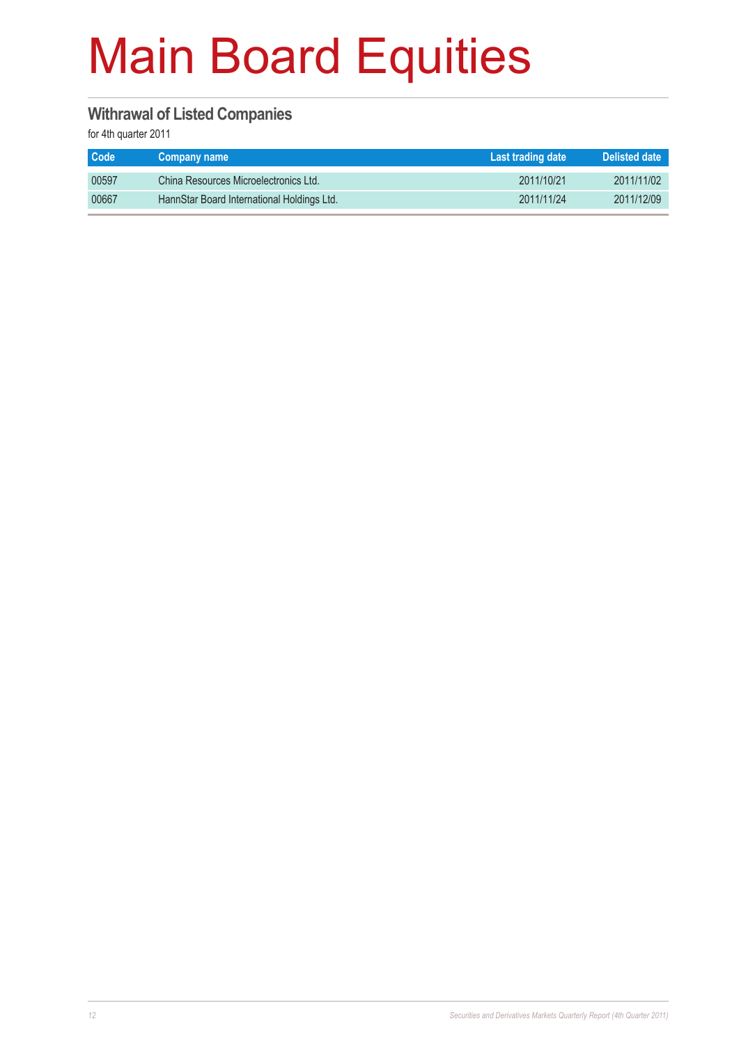# Main Board Equities

## Withrawal of Listed Companies

for 4th quarter 2011

| Code | Company name | Last trading date | Delisted date |
|---|---|---|---|
| 00597 | China Resources Microelectronics Ltd. | 2011/10/21 | 2011/11/02 |
| 00667 | HannStar Board International Holdings Ltd. | 2011/11/24 | 2011/12/09 |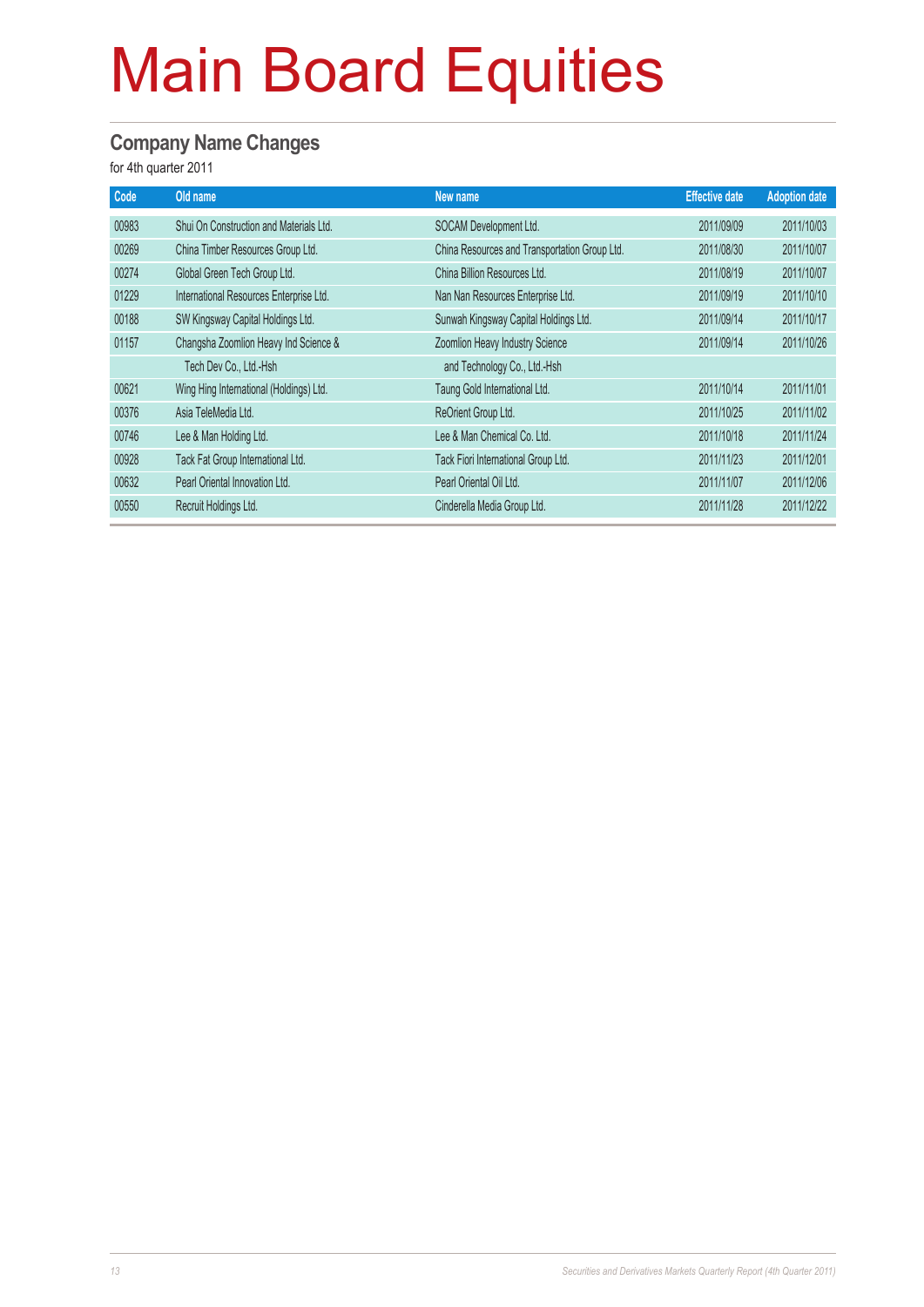# Main Board Equities

## Company Name Changes

for 4th quarter 2011

| Code | Old name | New name | Effective date | Adoption date |
|---|---|---|---|---|
| 00983 | Shui On Construction and Materials Ltd. | SOCAM Development Ltd. | 2011/09/09 | 2011/10/03 |
| 00269 | China Timber Resources Group Ltd. | China Resources and Transportation Group Ltd. | 2011/08/30 | 2011/10/07 |
| 00274 | Global Green Tech Group Ltd. | China Billion Resources Ltd. | 2011/08/19 | 2011/10/07 |
| 01229 | International Resources Enterprise Ltd. | Nan Nan Resources Enterprise Ltd. | 2011/09/19 | 2011/10/10 |
| 00188 | SW Kingsway Capital Holdings Ltd. | Sunwah Kingsway Capital Holdings Ltd. | 2011/09/14 | 2011/10/17 |
| 01157 | Changsha Zoomlion Heavy Ind Science & Tech Dev Co., Ltd.-Hsh | Zoomlion Heavy Industry Science and Technology Co., Ltd.-Hsh | 2011/09/14 | 2011/10/26 |
| 00621 | Wing Hing International (Holdings) Ltd. | Taung Gold International Ltd. | 2011/10/14 | 2011/11/01 |
| 00376 | Asia TeleMedia Ltd. | ReOrient Group Ltd. | 2011/10/25 | 2011/11/02 |
| 00746 | Lee & Man Holding Ltd. | Lee & Man Chemical Co. Ltd. | 2011/10/18 | 2011/11/24 |
| 00928 | Tack Fat Group International Ltd. | Tack Fiori International Group Ltd. | 2011/11/23 | 2011/12/01 |
| 00632 | Pearl Oriental Innovation Ltd. | Pearl Oriental Oil Ltd. | 2011/11/07 | 2011/12/06 |
| 00550 | Recruit Holdings Ltd. | Cinderella Media Group Ltd. | 2011/11/28 | 2011/12/22 |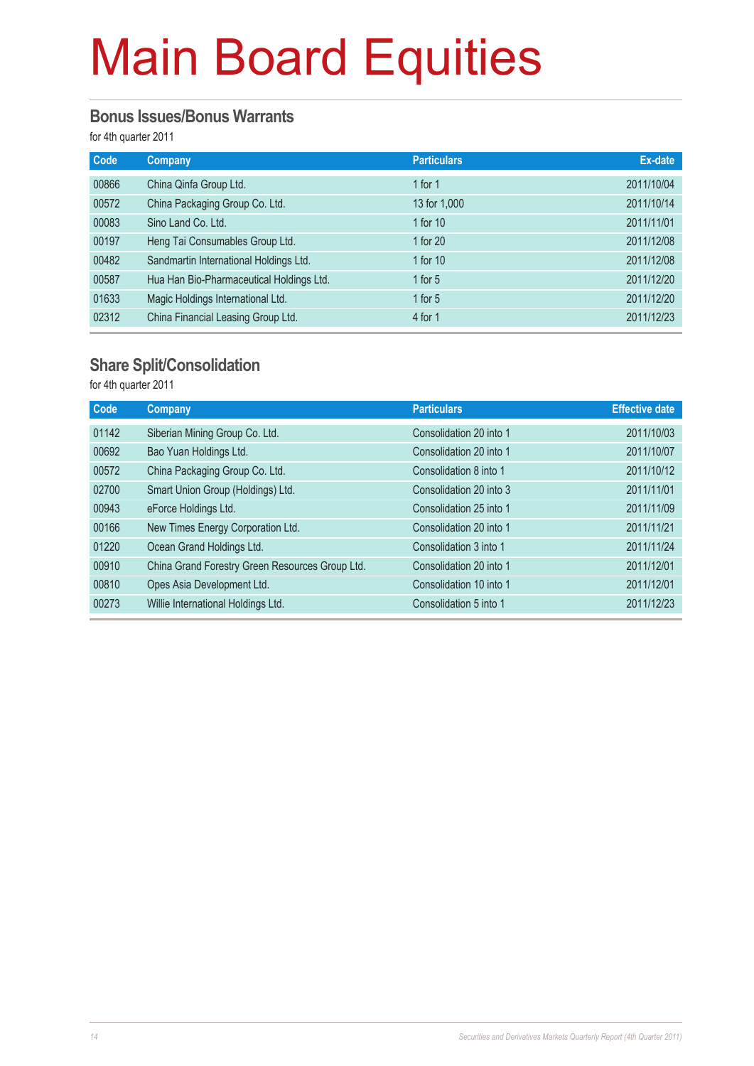# Main Board Equities

## Bonus Issues/Bonus Warrants

for 4th quarter 2011

| Code | Company | Particulars | Ex-date |
|---|---|---|---|
| 00866 | China Qinfa Group Ltd. | 1 for 1 | 2011/10/04 |
| 00572 | China Packaging Group Co. Ltd. | 13 for 1,000 | 2011/10/14 |
| 00083 | Sino Land Co. Ltd. | 1 for 10 | 2011/11/01 |
| 00197 | Heng Tai Consumables Group Ltd. | 1 for 20 | 2011/12/08 |
| 00482 | Sandmartin International Holdings Ltd. | 1 for 10 | 2011/12/08 |
| 00587 | Hua Han Bio-Pharmaceutical Holdings Ltd. | 1 for 5 | 2011/12/20 |
| 01633 | Magic Holdings International Ltd. | 1 for 5 | 2011/12/20 |
| 02312 | China Financial Leasing Group Ltd. | 4 for 1 | 2011/12/23 |

## Share Split/Consolidation

for 4th quarter 2011

| Code | Company | Particulars | Effective date |
|---|---|---|---|
| 01142 | Siberian Mining Group Co. Ltd. | Consolidation 20 into 1 | 2011/10/03 |
| 00692 | Bao Yuan Holdings Ltd. | Consolidation 20 into 1 | 2011/10/07 |
| 00572 | China Packaging Group Co. Ltd. | Consolidation 8 into 1 | 2011/10/12 |
| 02700 | Smart Union Group (Holdings) Ltd. | Consolidation 20 into 3 | 2011/11/01 |
| 00943 | eForce Holdings Ltd. | Consolidation 25 into 1 | 2011/11/09 |
| 00166 | New Times Energy Corporation Ltd. | Consolidation 20 into 1 | 2011/11/21 |
| 01220 | Ocean Grand Holdings Ltd. | Consolidation 3 into 1 | 2011/11/24 |
| 00910 | China Grand Forestry Green Resources Group Ltd. | Consolidation 20 into 1 | 2011/12/01 |
| 00810 | Opes Asia Development Ltd. | Consolidation 10 into 1 | 2011/12/01 |
| 00273 | Willie International Holdings Ltd. | Consolidation 5 into 1 | 2011/12/23 |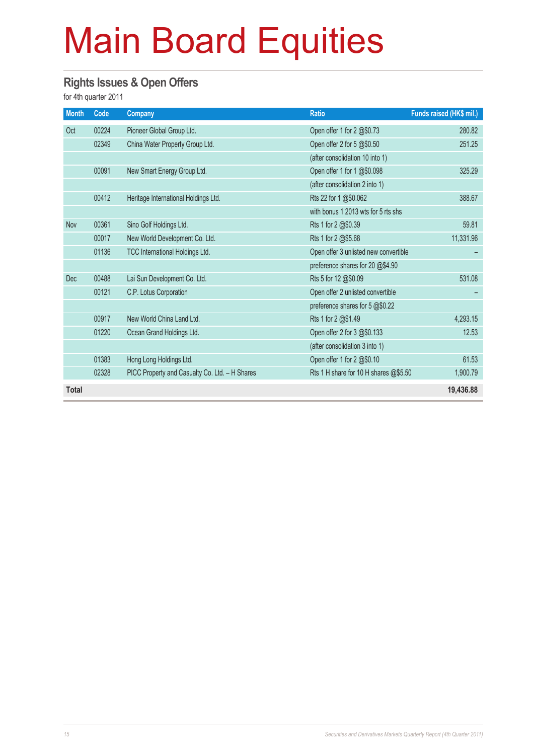# Main Board Equities

## Rights Issues & Open Offers

for 4th quarter 2011

| Month | Code | Company | Ratio | Funds raised (HK$ mil.) |
|---|---|---|---|---|
| Oct | 00224 | Pioneer Global Group Ltd. | Open offer 1 for 2 @$0.73 | 280.82 |
| | 02349 | China Water Property Group Ltd. | Open offer 2 for 5 @$0.50 | 251.25 |
| | | | (after consolidation 10 into 1) | |
| | 00091 | New Smart Energy Group Ltd. | Open offer 1 for 1 @$0.098 | 325.29 |
| | | | (after consolidation 2 into 1) | |
| | 00412 | Heritage International Holdings Ltd. | Rts 22 for 1 @$0.062 | 388.67 |
| | | | with bonus 1 2013 wts for 5 rts shs | |
| Nov | 00361 | Sino Golf Holdings Ltd. | Rts 1 for 2 @$0.39 | 59.81 |
| | 00017 | New World Development Co. Ltd. | Rts 1 for 2 @$5.68 | 11,331.96 |
| | 01136 | TCC International Holdings Ltd. | Open offer 3 unlisted new convertible | – |
| | | | preference shares for 20 @$4.90 | |
| Dec | 00488 | Lai Sun Development Co. Ltd. | Rts 5 for 12 @$0.09 | 531.08 |
| | 00121 | C.P. Lotus Corporation | Open offer 2 unlisted convertible | – |
| | | | preference shares for 5 @$0.22 | |
| | 00917 | New World China Land Ltd. | Rts 1 for 2 @$1.49 | 4,293.15 |
| | 01220 | Ocean Grand Holdings Ltd. | Open offer 2 for 3 @$0.133 | 12.53 |
| | | | (after consolidation 3 into 1) | |
| | 01383 | Hong Long Holdings Ltd. | Open offer 1 for 2 @$0.10 | 61.53 |
| | 02328 | PICC Property and Casualty Co. Ltd. – H Shares | Rts 1 H share for 10 H shares @$5.50 | 1,900.79 |
| **Total** | | | | **19,436.88** |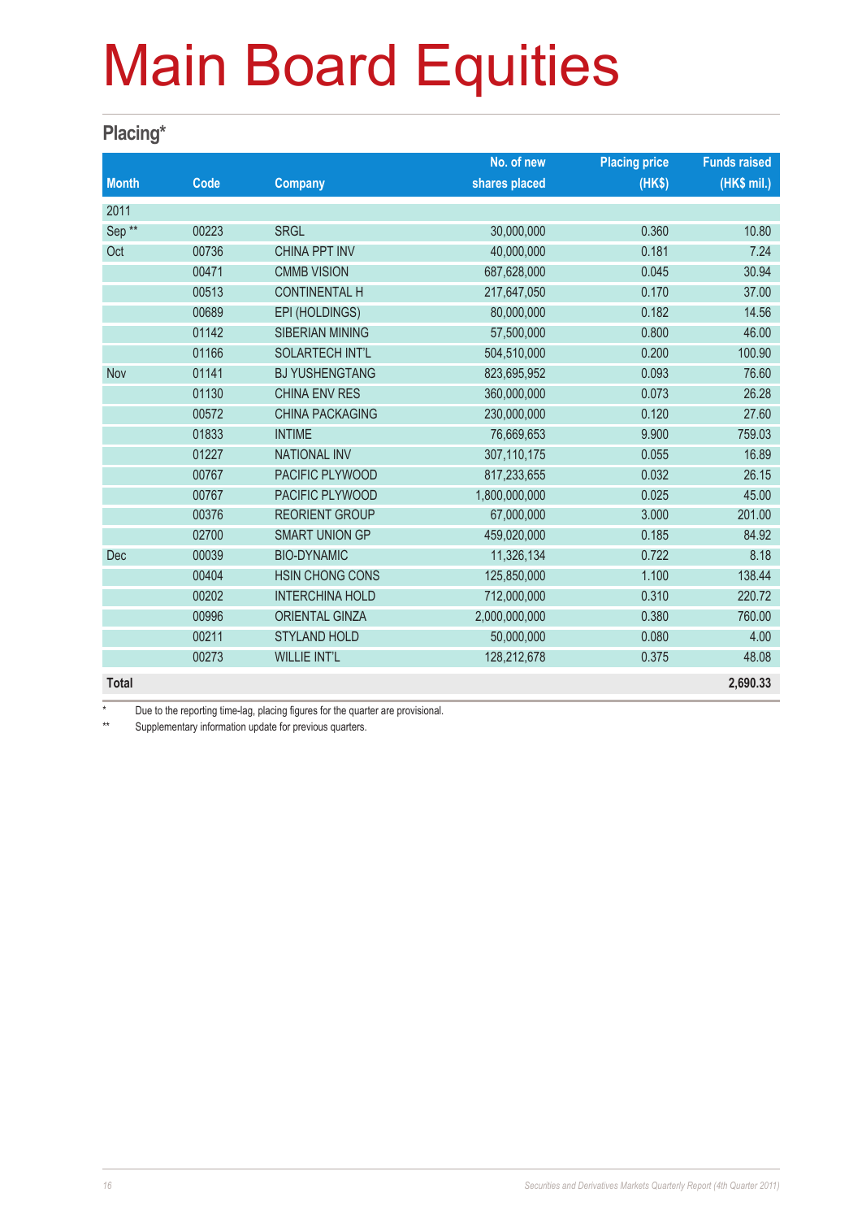# Main Board Equities

## Placing*

| Month | Code | Company | No. of new shares placed | Placing price (HK$) | Funds raised (HK$ mil.) |
|---|---|---|---|---|---|
| 2011 | | | | | |
| Sep ** | 00223 | SRGL | 30,000,000 | 0.360 | 10.80 |
| Oct | 00736 | CHINA PPT INV | 40,000,000 | 0.181 | 7.24 |
| | 00471 | CMMB VISION | 687,628,000 | 0.045 | 30.94 |
| | 00513 | CONTINENTAL H | 217,647,050 | 0.170 | 37.00 |
| | 00689 | EPI (HOLDINGS) | 80,000,000 | 0.182 | 14.56 |
| | 01142 | SIBERIAN MINING | 57,500,000 | 0.800 | 46.00 |
| | 01166 | SOLARTECH INT'L | 504,510,000 | 0.200 | 100.90 |
| Nov | 01141 | BJ YUSHENGTANG | 823,695,952 | 0.093 | 76.60 |
| | 01130 | CHINA ENV RES | 360,000,000 | 0.073 | 26.28 |
| | 00572 | CHINA PACKAGING | 230,000,000 | 0.120 | 27.60 |
| | 01833 | INTIME | 76,669,653 | 9.900 | 759.03 |
| | 01227 | NATIONAL INV | 307,110,175 | 0.055 | 16.89 |
| | 00767 | PACIFIC PLYWOOD | 817,233,655 | 0.032 | 26.15 |
| | 00767 | PACIFIC PLYWOOD | 1,800,000,000 | 0.025 | 45.00 |
| | 00376 | REORIENT GROUP | 67,000,000 | 3.000 | 201.00 |
| | 02700 | SMART UNION GP | 459,020,000 | 0.185 | 84.92 |
| Dec | 00039 | BIO-DYNAMIC | 11,326,134 | 0.722 | 8.18 |
| | 00404 | HSIN CHONG CONS | 125,850,000 | 1.100 | 138.44 |
| | 00202 | INTERCHINA HOLD | 712,000,000 | 0.310 | 220.72 |
| | 00996 | ORIENTAL GINZA | 2,000,000,000 | 0.380 | 760.00 |
| | 00211 | STYLAND HOLD | 50,000,000 | 0.080 | 4.00 |
| | 00273 | WILLIE INT'L | 128,212,678 | 0.375 | 48.08 |
| **Total** | | | | | **2,690.33** |

\* Due to the reporting time-lag, placing figures for the quarter are provisional.

** Supplementary information update for previous quarters.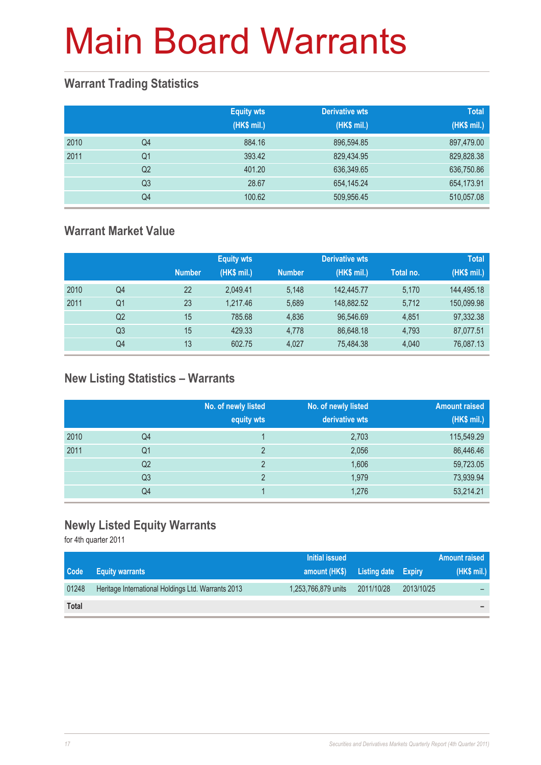# Main Board Warrants

## Warrant Trading Statistics

| | | Equity wts (HK$ mil.) | Derivative wts (HK$ mil.) | Total (HK$ mil.) |
|---|---|---|---|---|
| 2010 | Q4 | 884.16 | 896,594.85 | 897,479.00 |
| 2011 | Q1 | 393.42 | 829,434.95 | 829,828.38 |
| | Q2 | 401.20 | 636,349.65 | 636,750.86 |
| | Q3 | 28.67 | 654,145.24 | 654,173.91 |
| | Q4 | 100.62 | 509,956.45 | 510,057.08 |

## Warrant Market Value

| | | Equity wts | | Derivative wts | | | Total |
|---|---|---|---|---|---|---|---|
| | | Number | (HK$ mil.) | Number | (HK$ mil.) | Total no. | (HK$ mil.) |
| 2010 | Q4 | 22 | 2,049.41 | 5,148 | 142,445.77 | 5,170 | 144,495.18 |
| 2011 | Q1 | 23 | 1,217.46 | 5,689 | 148,882.52 | 5,712 | 150,099.98 |
| | Q2 | 15 | 785.68 | 4,836 | 96,546.69 | 4,851 | 97,332.38 |
| | Q3 | 15 | 429.33 | 4,778 | 86,648.18 | 4,793 | 87,077.51 |
| | Q4 | 13 | 602.75 | 4,027 | 75,484.38 | 4,040 | 76,087.13 |

## New Listing Statistics – Warrants

| | | No. of newly listed equity wts | No. of newly listed derivative wts | Amount raised (HK$ mil.) |
|---|---|---|---|---|
| 2010 | Q4 | 1 | 2,703 | 115,549.29 |
| 2011 | Q1 | 2 | 2,056 | 86,446.46 |
| | Q2 | 2 | 1,606 | 59,723.05 |
| | Q3 | 2 | 1,979 | 73,939.94 |
| | Q4 | 1 | 1,276 | 53,214.21 |

## Newly Listed Equity Warrants

for 4th quarter 2011

| Code | Equity warrants | Initial issued amount (HK$) | Listing date | Expiry | Amount raised (HK$ mil.) |
|---|---|---|---|---|---|
| 01248 | Heritage International Holdings Ltd. Warrants 2013 | 1,253,766,879 units | 2011/10/28 | 2013/10/25 | – |
| **Total** | | | | | – |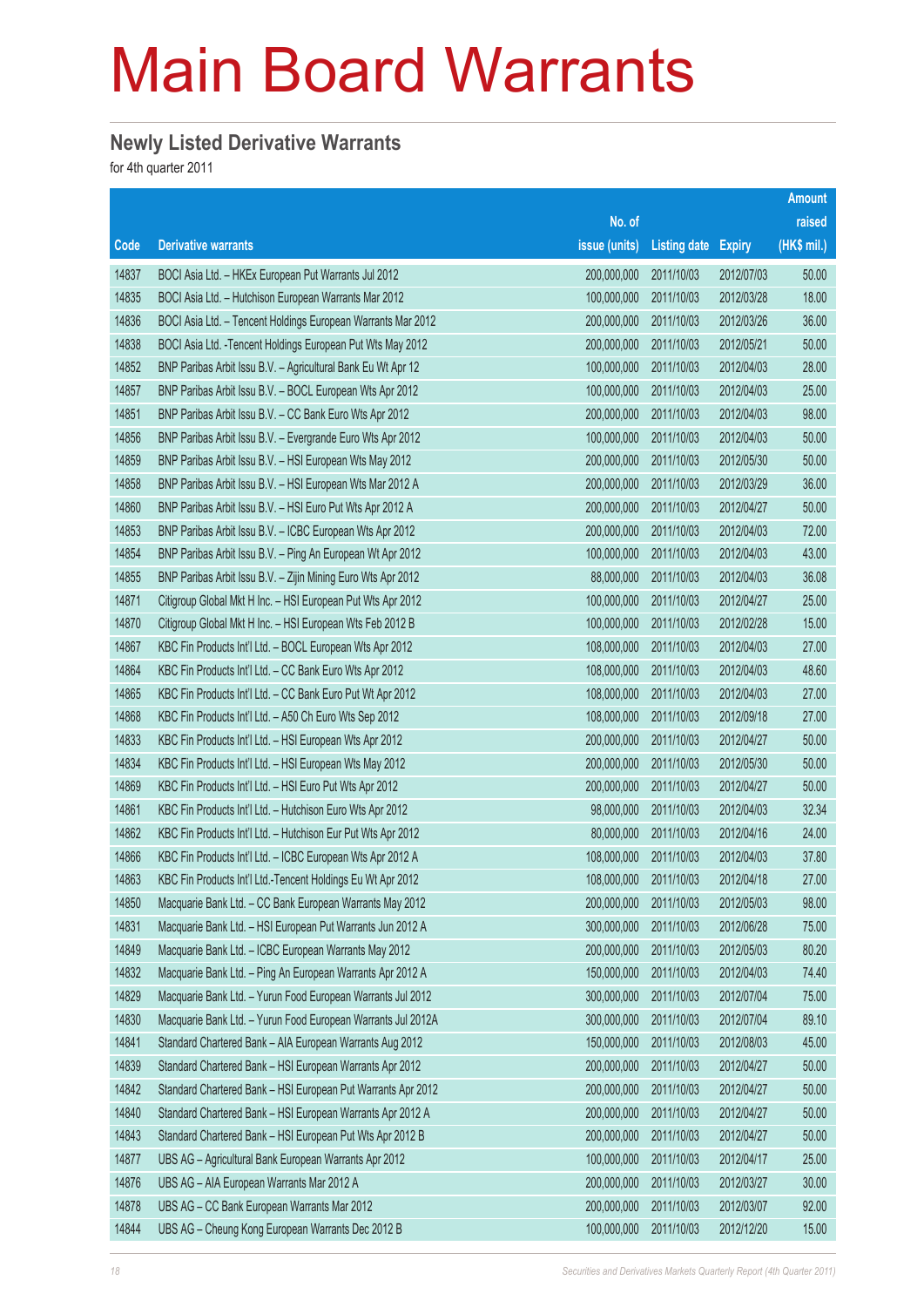# Main Board Warrants

## Newly Listed Derivative Warrants

for 4th quarter 2011

| Code | Derivative warrants | No. of issue (units) | Listing date | Expiry | Amount raised (HK$ mil.) |
|---|---|---|---|---|---|
| 14837 | BOCI Asia Ltd. – HKEx European Put Warrants Jul 2012 | 200,000,000 | 2011/10/03 | 2012/07/03 | 50.00 |
| 14835 | BOCI Asia Ltd. – Hutchison European Warrants Mar 2012 | 100,000,000 | 2011/10/03 | 2012/03/28 | 18.00 |
| 14836 | BOCI Asia Ltd. – Tencent Holdings European Warrants Mar 2012 | 200,000,000 | 2011/10/03 | 2012/03/26 | 36.00 |
| 14838 | BOCI Asia Ltd. -Tencent Holdings European Put Wts May 2012 | 200,000,000 | 2011/10/03 | 2012/05/21 | 50.00 |
| 14852 | BNP Paribas Arbit Issu B.V. – Agricultural Bank Eu Wt Apr 12 | 100,000,000 | 2011/10/03 | 2012/04/03 | 28.00 |
| 14857 | BNP Paribas Arbit Issu B.V. – BOCL European Wts Apr 2012 | 100,000,000 | 2011/10/03 | 2012/04/03 | 25.00 |
| 14851 | BNP Paribas Arbit Issu B.V. – CC Bank Euro Wts Apr 2012 | 200,000,000 | 2011/10/03 | 2012/04/03 | 98.00 |
| 14856 | BNP Paribas Arbit Issu B.V. – Evergrande Euro Wts Apr 2012 | 100,000,000 | 2011/10/03 | 2012/04/03 | 50.00 |
| 14859 | BNP Paribas Arbit Issu B.V. – HSI European Wts May 2012 | 200,000,000 | 2011/10/03 | 2012/05/30 | 50.00 |
| 14858 | BNP Paribas Arbit Issu B.V. – HSI European Wts Mar 2012 A | 200,000,000 | 2011/10/03 | 2012/03/29 | 36.00 |
| 14860 | BNP Paribas Arbit Issu B.V. – HSI Euro Put Wts Apr 2012 A | 200,000,000 | 2011/10/03 | 2012/04/27 | 50.00 |
| 14853 | BNP Paribas Arbit Issu B.V. – ICBC European Wts Apr 2012 | 200,000,000 | 2011/10/03 | 2012/04/03 | 72.00 |
| 14854 | BNP Paribas Arbit Issu B.V. – Ping An European Wt Apr 2012 | 100,000,000 | 2011/10/03 | 2012/04/03 | 43.00 |
| 14855 | BNP Paribas Arbit Issu B.V. – Zijin Mining Euro Wts Apr 2012 | 88,000,000 | 2011/10/03 | 2012/04/03 | 36.08 |
| 14871 | Citigroup Global Mkt H Inc. – HSI European Put Wts Apr 2012 | 100,000,000 | 2011/10/03 | 2012/04/27 | 25.00 |
| 14870 | Citigroup Global Mkt H Inc. – HSI European Wts Feb 2012 B | 100,000,000 | 2011/10/03 | 2012/02/28 | 15.00 |
| 14867 | KBC Fin Products Int'l Ltd. – BOCL European Wts Apr 2012 | 108,000,000 | 2011/10/03 | 2012/04/03 | 27.00 |
| 14864 | KBC Fin Products Int'l Ltd. – CC Bank Euro Wts Apr 2012 | 108,000,000 | 2011/10/03 | 2012/04/03 | 48.60 |
| 14865 | KBC Fin Products Int'l Ltd. – CC Bank Euro Put Wt Apr 2012 | 108,000,000 | 2011/10/03 | 2012/04/03 | 27.00 |
| 14868 | KBC Fin Products Int'l Ltd. – A50 Ch Euro Wts Sep 2012 | 108,000,000 | 2011/10/03 | 2012/09/18 | 27.00 |
| 14833 | KBC Fin Products Int'l Ltd. – HSI European Wts Apr 2012 | 200,000,000 | 2011/10/03 | 2012/04/27 | 50.00 |
| 14834 | KBC Fin Products Int'l Ltd. – HSI European Wts May 2012 | 200,000,000 | 2011/10/03 | 2012/05/30 | 50.00 |
| 14869 | KBC Fin Products Int'l Ltd. – HSI Euro Put Wts Apr 2012 | 200,000,000 | 2011/10/03 | 2012/04/27 | 50.00 |
| 14861 | KBC Fin Products Int'l Ltd. – Hutchison Euro Wts Apr 2012 | 98,000,000 | 2011/10/03 | 2012/04/03 | 32.34 |
| 14862 | KBC Fin Products Int'l Ltd. – Hutchison Eur Put Wts Apr 2012 | 80,000,000 | 2011/10/03 | 2012/04/16 | 24.00 |
| 14866 | KBC Fin Products Int'l Ltd. – ICBC European Wts Apr 2012 A | 108,000,000 | 2011/10/03 | 2012/04/03 | 37.80 |
| 14863 | KBC Fin Products Int'l Ltd.-Tencent Holdings Eu Wt Apr 2012 | 108,000,000 | 2011/10/03 | 2012/04/18 | 27.00 |
| 14850 | Macquarie Bank Ltd. – CC Bank European Warrants May 2012 | 200,000,000 | 2011/10/03 | 2012/05/03 | 98.00 |
| 14831 | Macquarie Bank Ltd. – HSI European Put Warrants Jun 2012 A | 300,000,000 | 2011/10/03 | 2012/06/28 | 75.00 |
| 14849 | Macquarie Bank Ltd. – ICBC European Warrants May 2012 | 200,000,000 | 2011/10/03 | 2012/05/03 | 80.20 |
| 14832 | Macquarie Bank Ltd. – Ping An European Warrants Apr 2012 A | 150,000,000 | 2011/10/03 | 2012/04/03 | 74.40 |
| 14829 | Macquarie Bank Ltd. – Yurun Food European Warrants Jul 2012 | 300,000,000 | 2011/10/03 | 2012/07/04 | 75.00 |
| 14830 | Macquarie Bank Ltd. – Yurun Food European Warrants Jul 2012A | 300,000,000 | 2011/10/03 | 2012/07/04 | 89.10 |
| 14841 | Standard Chartered Bank – AIA European Warrants Aug 2012 | 150,000,000 | 2011/10/03 | 2012/08/03 | 45.00 |
| 14839 | Standard Chartered Bank – HSI European Warrants Apr 2012 | 200,000,000 | 2011/10/03 | 2012/04/27 | 50.00 |
| 14842 | Standard Chartered Bank – HSI European Put Warrants Apr 2012 | 200,000,000 | 2011/10/03 | 2012/04/27 | 50.00 |
| 14840 | Standard Chartered Bank – HSI European Warrants Apr 2012 A | 200,000,000 | 2011/10/03 | 2012/04/27 | 50.00 |
| 14843 | Standard Chartered Bank – HSI European Put Wts Apr 2012 B | 200,000,000 | 2011/10/03 | 2012/04/27 | 50.00 |
| 14877 | UBS AG – Agricultural Bank European Warrants Apr 2012 | 100,000,000 | 2011/10/03 | 2012/04/17 | 25.00 |
| 14876 | UBS AG – AIA European Warrants Mar 2012 A | 200,000,000 | 2011/10/03 | 2012/03/27 | 30.00 |
| 14878 | UBS AG – CC Bank European Warrants Mar 2012 | 200,000,000 | 2011/10/03 | 2012/03/07 | 92.00 |
| 14844 | UBS AG – Cheung Kong European Warrants Dec 2012 B | 100,000,000 | 2011/10/03 | 2012/12/20 | 15.00 |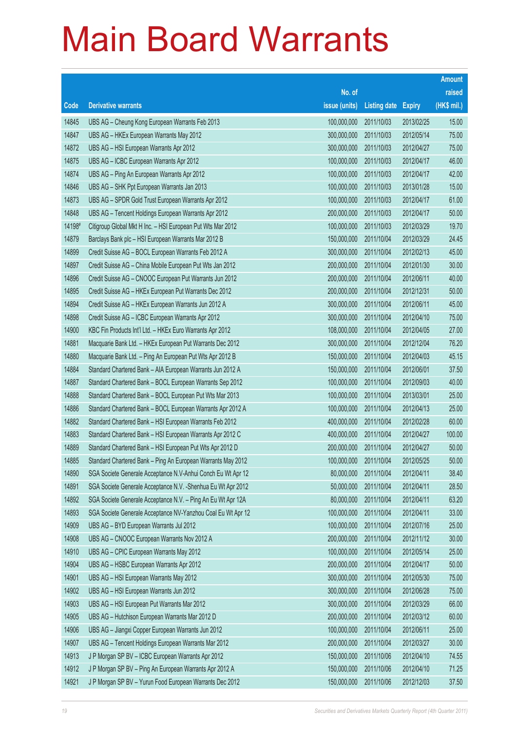# Main Board Warrants

| Code | Derivative warrants | No. of issue (units) | Listing date | Expiry | Amount raised (HK$ mil.) |
|---|---|---|---|---|---|
| 14845 | UBS AG – Cheung Kong European Warrants Feb 2013 | 100,000,000 | 2011/10/03 | 2013/02/25 | 15.00 |
| 14847 | UBS AG – HKEx European Warrants May 2012 | 300,000,000 | 2011/10/03 | 2012/05/14 | 75.00 |
| 14872 | UBS AG – HSI European Warrants Apr 2012 | 300,000,000 | 2011/10/03 | 2012/04/27 | 75.00 |
| 14875 | UBS AG – ICBC European Warrants Apr 2012 | 100,000,000 | 2011/10/03 | 2012/04/17 | 46.00 |
| 14874 | UBS AG – Ping An European Warrants Apr 2012 | 100,000,000 | 2011/10/03 | 2012/04/17 | 42.00 |
| 14846 | UBS AG – SHK Ppt European Warrants Jan 2013 | 100,000,000 | 2011/10/03 | 2013/01/28 | 15.00 |
| 14873 | UBS AG – SPDR Gold Trust European Warrants Apr 2012 | 100,000,000 | 2011/10/03 | 2012/04/17 | 61.00 |
| 14848 | UBS AG – Tencent Holdings European Warrants Apr 2012 | 200,000,000 | 2011/10/03 | 2012/04/17 | 50.00 |
| 14198# | Citigroup Global Mkt H Inc. – HSI European Put Wts Mar 2012 | 100,000,000 | 2011/10/03 | 2012/03/29 | 19.70 |
| 14879 | Barclays Bank plc – HSI European Warrants Mar 2012 B | 150,000,000 | 2011/10/04 | 2012/03/29 | 24.45 |
| 14899 | Credit Suisse AG – BOCL European Warrants Feb 2012 A | 300,000,000 | 2011/10/04 | 2012/02/13 | 45.00 |
| 14897 | Credit Suisse AG – China Mobile European Put Wts Jan 2012 | 200,000,000 | 2011/10/04 | 2012/01/30 | 30.00 |
| 14896 | Credit Suisse AG – CNOOC European Put Warrants Jun 2012 | 200,000,000 | 2011/10/04 | 2012/06/11 | 40.00 |
| 14895 | Credit Suisse AG – HKEx European Put Warrants Dec 2012 | 200,000,000 | 2011/10/04 | 2012/12/31 | 50.00 |
| 14894 | Credit Suisse AG – HKEx European Warrants Jun 2012 A | 300,000,000 | 2011/10/04 | 2012/06/11 | 45.00 |
| 14898 | Credit Suisse AG – ICBC European Warrants Apr 2012 | 300,000,000 | 2011/10/04 | 2012/04/10 | 75.00 |
| 14900 | KBC Fin Products Int'l Ltd. – HKEx Euro Warrants Apr 2012 | 108,000,000 | 2011/10/04 | 2012/04/05 | 27.00 |
| 14881 | Macquarie Bank Ltd. – HKEx European Put Warrants Dec 2012 | 300,000,000 | 2011/10/04 | 2012/12/04 | 76.20 |
| 14880 | Macquarie Bank Ltd. – Ping An European Put Wts Apr 2012 B | 150,000,000 | 2011/10/04 | 2012/04/03 | 45.15 |
| 14884 | Standard Chartered Bank – AIA European Warrants Jun 2012 A | 150,000,000 | 2011/10/04 | 2012/06/01 | 37.50 |
| 14887 | Standard Chartered Bank – BOCL European Warrants Sep 2012 | 100,000,000 | 2011/10/04 | 2012/09/03 | 40.00 |
| 14888 | Standard Chartered Bank – BOCL European Put Wts Mar 2013 | 100,000,000 | 2011/10/04 | 2013/03/01 | 25.00 |
| 14886 | Standard Chartered Bank – BOCL European Warrants Apr 2012 A | 100,000,000 | 2011/10/04 | 2012/04/13 | 25.00 |
| 14882 | Standard Chartered Bank – HSI European Warrants Feb 2012 | 400,000,000 | 2011/10/04 | 2012/02/28 | 60.00 |
| 14883 | Standard Chartered Bank – HSI European Warrants Apr 2012 C | 400,000,000 | 2011/10/04 | 2012/04/27 | 100.00 |
| 14889 | Standard Chartered Bank – HSI European Put Wts Apr 2012 D | 200,000,000 | 2011/10/04 | 2012/04/27 | 50.00 |
| 14885 | Standard Chartered Bank – Ping An European Warrants May 2012 | 100,000,000 | 2011/10/04 | 2012/05/25 | 50.00 |
| 14890 | SGA Societe Generale Acceptance N.V-Anhui Conch Eu Wt Apr 12 | 80,000,000 | 2011/10/04 | 2012/04/11 | 38.40 |
| 14891 | SGA Societe Generale Acceptance N.V. -Shenhua Eu Wt Apr 2012 | 50,000,000 | 2011/10/04 | 2012/04/11 | 28.50 |
| 14892 | SGA Societe Generale Acceptance N.V. – Ping An Eu Wt Apr 12A | 80,000,000 | 2011/10/04 | 2012/04/11 | 63.20 |
| 14893 | SGA Societe Generale Acceptance NV-Yanzhou Coal Eu Wt Apr 12 | 100,000,000 | 2011/10/04 | 2012/04/11 | 33.00 |
| 14909 | UBS AG – BYD European Warrants Jul 2012 | 100,000,000 | 2011/10/04 | 2012/07/16 | 25.00 |
| 14908 | UBS AG – CNOOC European Warrants Nov 2012 A | 200,000,000 | 2011/10/04 | 2012/11/12 | 30.00 |
| 14910 | UBS AG – CPIC European Warrants May 2012 | 100,000,000 | 2011/10/04 | 2012/05/14 | 25.00 |
| 14904 | UBS AG – HSBC European Warrants Apr 2012 | 200,000,000 | 2011/10/04 | 2012/04/17 | 50.00 |
| 14901 | UBS AG – HSI European Warrants May 2012 | 300,000,000 | 2011/10/04 | 2012/05/30 | 75.00 |
| 14902 | UBS AG – HSI European Warrants Jun 2012 | 300,000,000 | 2011/10/04 | 2012/06/28 | 75.00 |
| 14903 | UBS AG – HSI European Put Warrants Mar 2012 | 300,000,000 | 2011/10/04 | 2012/03/29 | 66.00 |
| 14905 | UBS AG – Hutchison European Warrants Mar 2012 D | 200,000,000 | 2011/10/04 | 2012/03/12 | 60.00 |
| 14906 | UBS AG – Jiangxi Copper European Warrants Jun 2012 | 100,000,000 | 2011/10/04 | 2012/06/11 | 25.00 |
| 14907 | UBS AG – Tencent Holdings European Warrants Mar 2012 | 200,000,000 | 2011/10/04 | 2012/03/27 | 30.00 |
| 14913 | J P Morgan SP BV – ICBC European Warrants Apr 2012 | 150,000,000 | 2011/10/06 | 2012/04/10 | 74.55 |
| 14912 | J P Morgan SP BV – Ping An European Warrants Apr 2012 A | 150,000,000 | 2011/10/06 | 2012/04/10 | 71.25 |
| 14921 | J P Morgan SP BV – Yurun Food European Warrants Dec 2012 | 150,000,000 | 2011/10/06 | 2012/12/03 | 37.50 |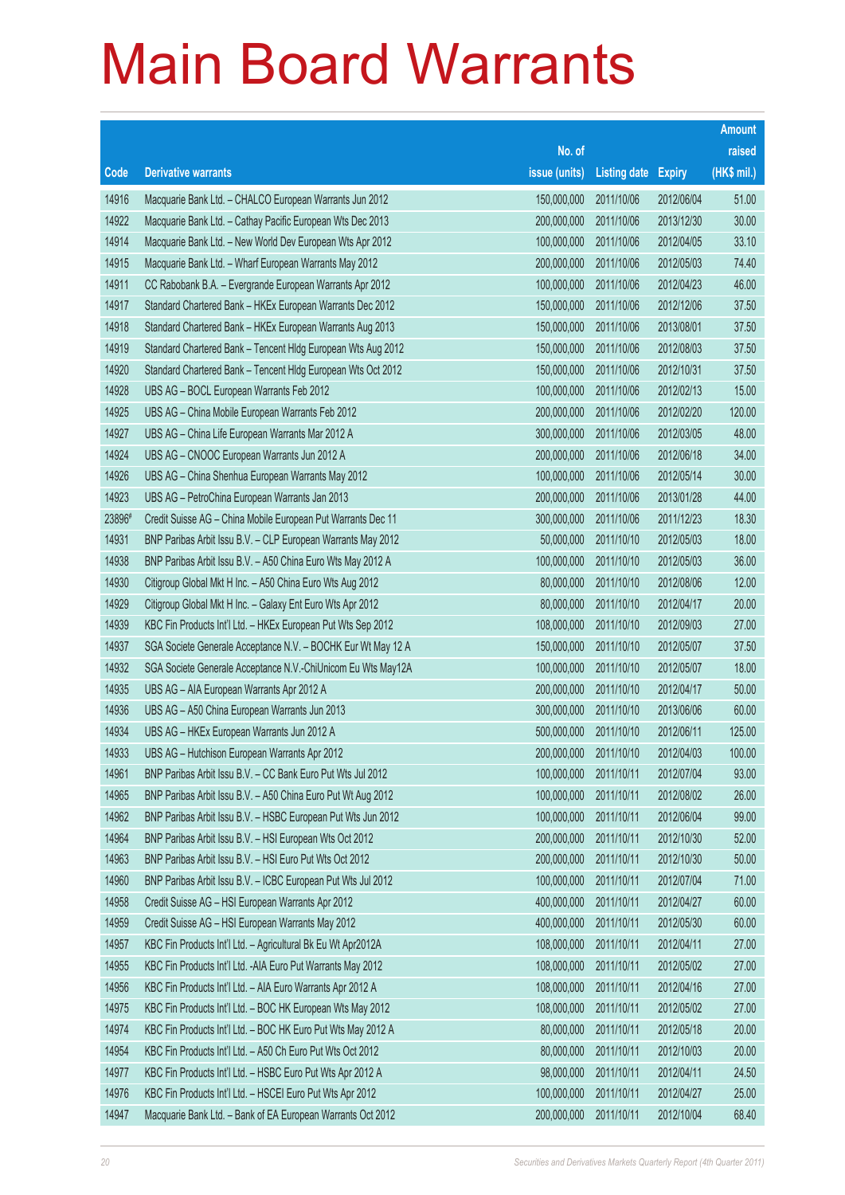# Main Board Warrants

| Code | Derivative warrants | No. of issue (units) | Listing date | Expiry | Amount raised (HK$ mil.) |
|---|---|---|---|---|---|
| 14916 | Macquarie Bank Ltd. – CHALCO European Warrants Jun 2012 | 150,000,000 | 2011/10/06 | 2012/06/04 | 51.00 |
| 14922 | Macquarie Bank Ltd. – Cathay Pacific European Wts Dec 2013 | 200,000,000 | 2011/10/06 | 2013/12/30 | 30.00 |
| 14914 | Macquarie Bank Ltd. – New World Dev European Wts Apr 2012 | 100,000,000 | 2011/10/06 | 2012/04/05 | 33.10 |
| 14915 | Macquarie Bank Ltd. – Wharf European Warrants May 2012 | 200,000,000 | 2011/10/06 | 2012/05/03 | 74.40 |
| 14911 | CC Rabobank B.A. – Evergrande European Warrants Apr 2012 | 100,000,000 | 2011/10/06 | 2012/04/23 | 46.00 |
| 14917 | Standard Chartered Bank – HKEx European Warrants Dec 2012 | 150,000,000 | 2011/10/06 | 2012/12/06 | 37.50 |
| 14918 | Standard Chartered Bank – HKEx European Warrants Aug 2013 | 150,000,000 | 2011/10/06 | 2013/08/01 | 37.50 |
| 14919 | Standard Chartered Bank – Tencent Hldg European Wts Aug 2012 | 150,000,000 | 2011/10/06 | 2012/08/03 | 37.50 |
| 14920 | Standard Chartered Bank – Tencent Hldg European Wts Oct 2012 | 150,000,000 | 2011/10/06 | 2012/10/31 | 37.50 |
| 14928 | UBS AG – BOCL European Warrants Feb 2012 | 100,000,000 | 2011/10/06 | 2012/02/13 | 15.00 |
| 14925 | UBS AG – China Mobile European Warrants Feb 2012 | 200,000,000 | 2011/10/06 | 2012/02/20 | 120.00 |
| 14927 | UBS AG – China Life European Warrants Mar 2012 A | 300,000,000 | 2011/10/06 | 2012/03/05 | 48.00 |
| 14924 | UBS AG – CNOOC European Warrants Jun 2012 A | 200,000,000 | 2011/10/06 | 2012/06/18 | 34.00 |
| 14926 | UBS AG – China Shenhua European Warrants May 2012 | 100,000,000 | 2011/10/06 | 2012/05/14 | 30.00 |
| 14923 | UBS AG – PetroChina European Warrants Jan 2013 | 200,000,000 | 2011/10/06 | 2013/01/28 | 44.00 |
| 23896# | Credit Suisse AG – China Mobile European Put Warrants Dec 11 | 300,000,000 | 2011/10/06 | 2011/12/23 | 18.30 |
| 14931 | BNP Paribas Arbit Issu B.V. – CLP European Warrants May 2012 | 50,000,000 | 2011/10/10 | 2012/05/03 | 18.00 |
| 14938 | BNP Paribas Arbit Issu B.V. – A50 China Euro Wts May 2012 A | 100,000,000 | 2011/10/10 | 2012/05/03 | 36.00 |
| 14930 | Citigroup Global Mkt H Inc. – A50 China Euro Wts Aug 2012 | 80,000,000 | 2011/10/10 | 2012/08/06 | 12.00 |
| 14929 | Citigroup Global Mkt H Inc. – Galaxy Ent Euro Wts Apr 2012 | 80,000,000 | 2011/10/10 | 2012/04/17 | 20.00 |
| 14939 | KBC Fin Products Int'l Ltd. – HKEx European Put Wts Sep 2012 | 108,000,000 | 2011/10/10 | 2012/09/03 | 27.00 |
| 14937 | SGA Societe Generale Acceptance N.V. – BOCHK Eur Wt May 12 A | 150,000,000 | 2011/10/10 | 2012/05/07 | 37.50 |
| 14932 | SGA Societe Generale Acceptance N.V.-ChiUnicom Eu Wts May12A | 100,000,000 | 2011/10/10 | 2012/05/07 | 18.00 |
| 14935 | UBS AG – AIA European Warrants Apr 2012 A | 200,000,000 | 2011/10/10 | 2012/04/17 | 50.00 |
| 14936 | UBS AG – A50 China European Warrants Jun 2013 | 300,000,000 | 2011/10/10 | 2013/06/06 | 60.00 |
| 14934 | UBS AG – HKEx European Warrants Jun 2012 A | 500,000,000 | 2011/10/10 | 2012/06/11 | 125.00 |
| 14933 | UBS AG – Hutchison European Warrants Apr 2012 | 200,000,000 | 2011/10/10 | 2012/04/03 | 100.00 |
| 14961 | BNP Paribas Arbit Issu B.V. – CC Bank Euro Put Wts Jul 2012 | 100,000,000 | 2011/10/11 | 2012/07/04 | 93.00 |
| 14965 | BNP Paribas Arbit Issu B.V. – A50 China Euro Put Wt Aug 2012 | 100,000,000 | 2011/10/11 | 2012/08/02 | 26.00 |
| 14962 | BNP Paribas Arbit Issu B.V. – HSBC European Put Wts Jun 2012 | 100,000,000 | 2011/10/11 | 2012/06/04 | 99.00 |
| 14964 | BNP Paribas Arbit Issu B.V. – HSI European Wts Oct 2012 | 200,000,000 | 2011/10/11 | 2012/10/30 | 52.00 |
| 14963 | BNP Paribas Arbit Issu B.V. – HSI Euro Put Wts Oct 2012 | 200,000,000 | 2011/10/11 | 2012/10/30 | 50.00 |
| 14960 | BNP Paribas Arbit Issu B.V. – ICBC European Put Wts Jul 2012 | 100,000,000 | 2011/10/11 | 2012/07/04 | 71.00 |
| 14958 | Credit Suisse AG – HSI European Warrants Apr 2012 | 400,000,000 | 2011/10/11 | 2012/04/27 | 60.00 |
| 14959 | Credit Suisse AG – HSI European Warrants May 2012 | 400,000,000 | 2011/10/11 | 2012/05/30 | 60.00 |
| 14957 | KBC Fin Products Int'l Ltd. – Agricultural Bk Eu Wt Apr2012A | 108,000,000 | 2011/10/11 | 2012/04/11 | 27.00 |
| 14955 | KBC Fin Products Int'l Ltd. -AIA Euro Put Warrants May 2012 | 108,000,000 | 2011/10/11 | 2012/05/02 | 27.00 |
| 14956 | KBC Fin Products Int'l Ltd. – AIA Euro Warrants Apr 2012 A | 108,000,000 | 2011/10/11 | 2012/04/16 | 27.00 |
| 14975 | KBC Fin Products Int'l Ltd. – BOC HK European Wts May 2012 | 108,000,000 | 2011/10/11 | 2012/05/02 | 27.00 |
| 14974 | KBC Fin Products Int'l Ltd. – BOC HK Euro Put Wts May 2012 A | 80,000,000 | 2011/10/11 | 2012/05/18 | 20.00 |
| 14954 | KBC Fin Products Int'l Ltd. – A50 Ch Euro Put Wts Oct 2012 | 80,000,000 | 2011/10/11 | 2012/10/03 | 20.00 |
| 14977 | KBC Fin Products Int'l Ltd. – HSBC Euro Put Wts Apr 2012 A | 98,000,000 | 2011/10/11 | 2012/04/11 | 24.50 |
| 14976 | KBC Fin Products Int'l Ltd. – HSCEI Euro Put Wts Apr 2012 | 100,000,000 | 2011/10/11 | 2012/04/27 | 25.00 |
| 14947 | Macquarie Bank Ltd. – Bank of EA European Warrants Oct 2012 | 200,000,000 | 2011/10/11 | 2012/10/04 | 68.40 |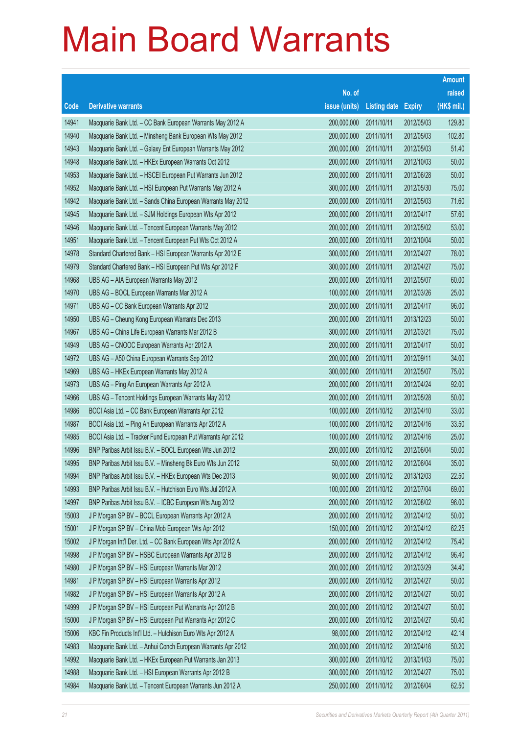# Main Board Warrants

| Code | Derivative warrants | No. of issue (units) | Listing date | Expiry | Amount raised (HK$ mil.) |
|---|---|---|---|---|---|
| 14941 | Macquarie Bank Ltd. – CC Bank European Warrants May 2012 A | 200,000,000 | 2011/10/11 | 2012/05/03 | 129.80 |
| 14940 | Macquarie Bank Ltd. – Minsheng Bank European Wts May 2012 | 200,000,000 | 2011/10/11 | 2012/05/03 | 102.80 |
| 14943 | Macquarie Bank Ltd. – Galaxy Ent European Warrants May 2012 | 200,000,000 | 2011/10/11 | 2012/05/03 | 51.40 |
| 14948 | Macquarie Bank Ltd. – HKEx European Warrants Oct 2012 | 200,000,000 | 2011/10/11 | 2012/10/03 | 50.00 |
| 14953 | Macquarie Bank Ltd. – HSCEI European Put Warrants Jun 2012 | 200,000,000 | 2011/10/11 | 2012/06/28 | 50.00 |
| 14952 | Macquarie Bank Ltd. – HSI European Put Warrants May 2012 A | 300,000,000 | 2011/10/11 | 2012/05/30 | 75.00 |
| 14942 | Macquarie Bank Ltd. – Sands China European Warrants May 2012 | 200,000,000 | 2011/10/11 | 2012/05/03 | 71.60 |
| 14945 | Macquarie Bank Ltd. – SJM Holdings European Wts Apr 2012 | 200,000,000 | 2011/10/11 | 2012/04/17 | 57.60 |
| 14946 | Macquarie Bank Ltd. – Tencent European Warrants May 2012 | 200,000,000 | 2011/10/11 | 2012/05/02 | 53.00 |
| 14951 | Macquarie Bank Ltd. – Tencent European Put Wts Oct 2012 A | 200,000,000 | 2011/10/11 | 2012/10/04 | 50.00 |
| 14978 | Standard Chartered Bank – HSI European Warrants Apr 2012 E | 300,000,000 | 2011/10/11 | 2012/04/27 | 78.00 |
| 14979 | Standard Chartered Bank – HSI European Put Wts Apr 2012 F | 300,000,000 | 2011/10/11 | 2012/04/27 | 75.00 |
| 14968 | UBS AG – AIA European Warrants May 2012 | 200,000,000 | 2011/10/11 | 2012/05/07 | 60.00 |
| 14970 | UBS AG – BOCL European Warrants Mar 2012 A | 100,000,000 | 2011/10/11 | 2012/03/26 | 25.00 |
| 14971 | UBS AG – CC Bank European Warrants Apr 2012 | 200,000,000 | 2011/10/11 | 2012/04/17 | 96.00 |
| 14950 | UBS AG – Cheung Kong European Warrants Dec 2013 | 200,000,000 | 2011/10/11 | 2013/12/23 | 50.00 |
| 14967 | UBS AG – China Life European Warrants Mar 2012 B | 300,000,000 | 2011/10/11 | 2012/03/21 | 75.00 |
| 14949 | UBS AG – CNOOC European Warrants Apr 2012 A | 200,000,000 | 2011/10/11 | 2012/04/17 | 50.00 |
| 14972 | UBS AG – A50 China European Warrants Sep 2012 | 200,000,000 | 2011/10/11 | 2012/09/11 | 34.00 |
| 14969 | UBS AG – HKEx European Warrants May 2012 A | 300,000,000 | 2011/10/11 | 2012/05/07 | 75.00 |
| 14973 | UBS AG – Ping An European Warrants Apr 2012 A | 200,000,000 | 2011/10/11 | 2012/04/24 | 92.00 |
| 14966 | UBS AG – Tencent Holdings European Warrants May 2012 | 200,000,000 | 2011/10/11 | 2012/05/28 | 50.00 |
| 14986 | BOCI Asia Ltd. – CC Bank European Warrants Apr 2012 | 100,000,000 | 2011/10/12 | 2012/04/10 | 33.00 |
| 14987 | BOCI Asia Ltd. – Ping An European Warrants Apr 2012 A | 100,000,000 | 2011/10/12 | 2012/04/16 | 33.50 |
| 14985 | BOCI Asia Ltd. – Tracker Fund European Put Warrants Apr 2012 | 100,000,000 | 2011/10/12 | 2012/04/16 | 25.00 |
| 14996 | BNP Paribas Arbit Issu B.V. – BOCL European Wts Jun 2012 | 200,000,000 | 2011/10/12 | 2012/06/04 | 50.00 |
| 14995 | BNP Paribas Arbit Issu B.V. – Minsheng Bk Euro Wts Jun 2012 | 50,000,000 | 2011/10/12 | 2012/06/04 | 35.00 |
| 14994 | BNP Paribas Arbit Issu B.V. – HKEx European Wts Dec 2013 | 90,000,000 | 2011/10/12 | 2013/12/03 | 22.50 |
| 14993 | BNP Paribas Arbit Issu B.V. – Hutchison Euro Wts Jul 2012 A | 100,000,000 | 2011/10/12 | 2012/07/04 | 69.00 |
| 14997 | BNP Paribas Arbit Issu B.V. – ICBC European Wts Aug 2012 | 200,000,000 | 2011/10/12 | 2012/08/02 | 96.00 |
| 15003 | J P Morgan SP BV – BOCL European Warrants Apr 2012 A | 200,000,000 | 2011/10/12 | 2012/04/12 | 50.00 |
| 15001 | J P Morgan SP BV – China Mob European Wts Apr 2012 | 150,000,000 | 2011/10/12 | 2012/04/12 | 62.25 |
| 15002 | J P Morgan Int'l Der. Ltd. – CC Bank European Wts Apr 2012 A | 200,000,000 | 2011/10/12 | 2012/04/12 | 75.40 |
| 14998 | J P Morgan SP BV – HSBC European Warrants Apr 2012 B | 200,000,000 | 2011/10/12 | 2012/04/12 | 96.40 |
| 14980 | J P Morgan SP BV – HSI European Warrants Mar 2012 | 200,000,000 | 2011/10/12 | 2012/03/29 | 34.40 |
| 14981 | J P Morgan SP BV – HSI European Warrants Apr 2012 | 200,000,000 | 2011/10/12 | 2012/04/27 | 50.00 |
| 14982 | J P Morgan SP BV – HSI European Warrants Apr 2012 A | 200,000,000 | 2011/10/12 | 2012/04/27 | 50.00 |
| 14999 | J P Morgan SP BV – HSI European Put Warrants Apr 2012 B | 200,000,000 | 2011/10/12 | 2012/04/27 | 50.00 |
| 15000 | J P Morgan SP BV – HSI European Put Warrants Apr 2012 C | 200,000,000 | 2011/10/12 | 2012/04/27 | 50.40 |
| 15006 | KBC Fin Products Int'l Ltd. – Hutchison Euro Wts Apr 2012 A | 98,000,000 | 2011/10/12 | 2012/04/12 | 42.14 |
| 14983 | Macquarie Bank Ltd. – Anhui Conch European Warrants Apr 2012 | 200,000,000 | 2011/10/12 | 2012/04/16 | 50.20 |
| 14992 | Macquarie Bank Ltd. – HKEx European Put Warrants Jan 2013 | 300,000,000 | 2011/10/12 | 2013/01/03 | 75.00 |
| 14988 | Macquarie Bank Ltd. – HSI European Warrants Apr 2012 B | 300,000,000 | 2011/10/12 | 2012/04/27 | 75.00 |
| 14984 | Macquarie Bank Ltd. – Tencent European Warrants Jun 2012 A | 250,000,000 | 2011/10/12 | 2012/06/04 | 62.50 |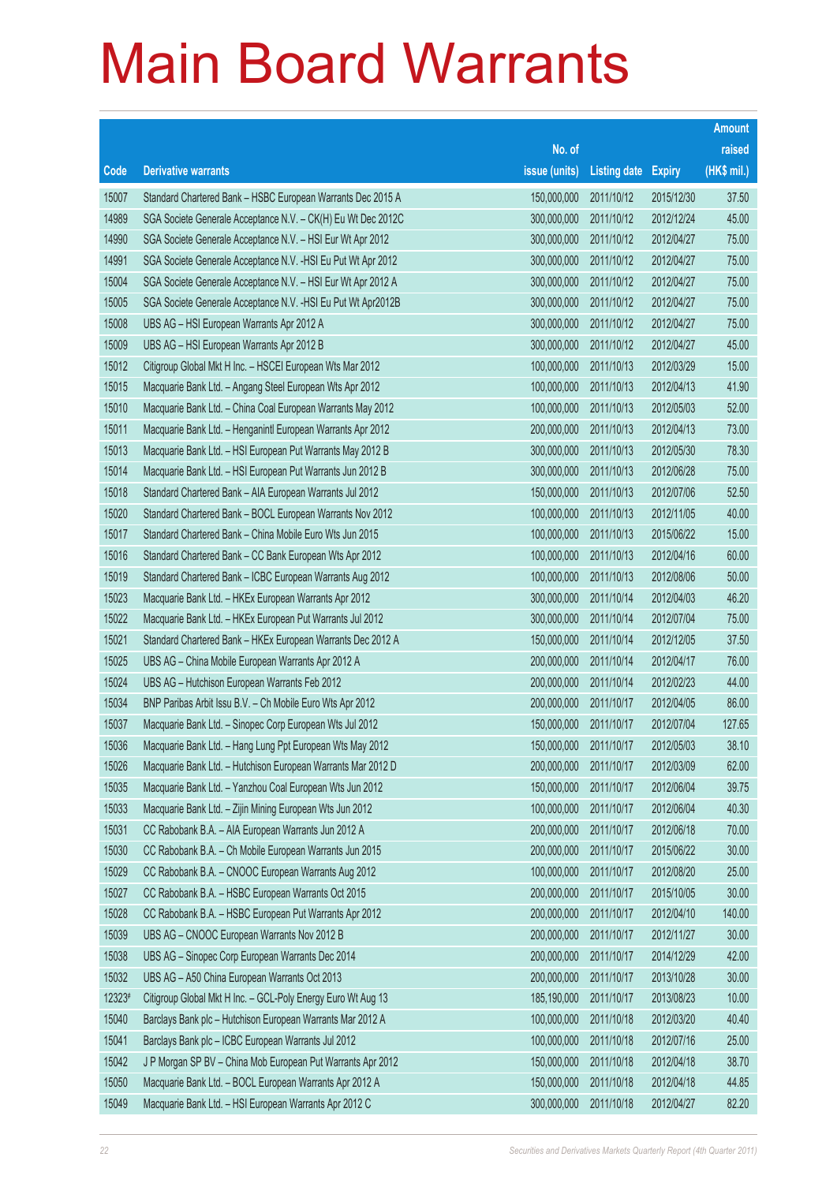# Main Board Warrants

| Code | Derivative warrants | No. of issue (units) | Listing date | Expiry | Amount raised (HK$ mil.) |
|---|---|---|---|---|---|
| 15007 | Standard Chartered Bank – HSBC European Warrants Dec 2015 A | 150,000,000 | 2011/10/12 | 2015/12/30 | 37.50 |
| 14989 | SGA Societe Generale Acceptance N.V. – CK(H) Eu Wt Dec 2012C | 300,000,000 | 2011/10/12 | 2012/12/24 | 45.00 |
| 14990 | SGA Societe Generale Acceptance N.V. – HSI Eur Wt Apr 2012 | 300,000,000 | 2011/10/12 | 2012/04/27 | 75.00 |
| 14991 | SGA Societe Generale Acceptance N.V. -HSI Eu Put Wt Apr 2012 | 300,000,000 | 2011/10/12 | 2012/04/27 | 75.00 |
| 15004 | SGA Societe Generale Acceptance N.V. – HSI Eur Wt Apr 2012 A | 300,000,000 | 2011/10/12 | 2012/04/27 | 75.00 |
| 15005 | SGA Societe Generale Acceptance N.V. -HSI Eu Put Wt Apr2012B | 300,000,000 | 2011/10/12 | 2012/04/27 | 75.00 |
| 15008 | UBS AG – HSI European Warrants Apr 2012 A | 300,000,000 | 2011/10/12 | 2012/04/27 | 75.00 |
| 15009 | UBS AG – HSI European Warrants Apr 2012 B | 300,000,000 | 2011/10/12 | 2012/04/27 | 45.00 |
| 15012 | Citigroup Global Mkt H Inc. – HSCEI European Wts Mar 2012 | 100,000,000 | 2011/10/13 | 2012/03/29 | 15.00 |
| 15015 | Macquarie Bank Ltd. – Angang Steel European Wts Apr 2012 | 100,000,000 | 2011/10/13 | 2012/04/13 | 41.90 |
| 15010 | Macquarie Bank Ltd. – China Coal European Warrants May 2012 | 100,000,000 | 2011/10/13 | 2012/05/03 | 52.00 |
| 15011 | Macquarie Bank Ltd. – Henganintl European Warrants Apr 2012 | 200,000,000 | 2011/10/13 | 2012/04/13 | 73.00 |
| 15013 | Macquarie Bank Ltd. – HSI European Put Warrants May 2012 B | 300,000,000 | 2011/10/13 | 2012/05/30 | 78.30 |
| 15014 | Macquarie Bank Ltd. – HSI European Put Warrants Jun 2012 B | 300,000,000 | 2011/10/13 | 2012/06/28 | 75.00 |
| 15018 | Standard Chartered Bank – AIA European Warrants Jul 2012 | 150,000,000 | 2011/10/13 | 2012/07/06 | 52.50 |
| 15020 | Standard Chartered Bank – BOCL European Warrants Nov 2012 | 100,000,000 | 2011/10/13 | 2012/11/05 | 40.00 |
| 15017 | Standard Chartered Bank – China Mobile Euro Wts Jun 2015 | 100,000,000 | 2011/10/13 | 2015/06/22 | 15.00 |
| 15016 | Standard Chartered Bank – CC Bank European Wts Apr 2012 | 100,000,000 | 2011/10/13 | 2012/04/16 | 60.00 |
| 15019 | Standard Chartered Bank – ICBC European Warrants Aug 2012 | 100,000,000 | 2011/10/13 | 2012/08/06 | 50.00 |
| 15023 | Macquarie Bank Ltd. – HKEx European Warrants Apr 2012 | 300,000,000 | 2011/10/14 | 2012/04/03 | 46.20 |
| 15022 | Macquarie Bank Ltd. – HKEx European Put Warrants Jul 2012 | 300,000,000 | 2011/10/14 | 2012/07/04 | 75.00 |
| 15021 | Standard Chartered Bank – HKEx European Warrants Dec 2012 A | 150,000,000 | 2011/10/14 | 2012/12/05 | 37.50 |
| 15025 | UBS AG – China Mobile European Warrants Apr 2012 A | 200,000,000 | 2011/10/14 | 2012/04/17 | 76.00 |
| 15024 | UBS AG – Hutchison European Warrants Feb 2012 | 200,000,000 | 2011/10/14 | 2012/02/23 | 44.00 |
| 15034 | BNP Paribas Arbit Issu B.V. – Ch Mobile Euro Wts Apr 2012 | 200,000,000 | 2011/10/17 | 2012/04/05 | 86.00 |
| 15037 | Macquarie Bank Ltd. – Sinopec Corp European Wts Jul 2012 | 150,000,000 | 2011/10/17 | 2012/07/04 | 127.65 |
| 15036 | Macquarie Bank Ltd. – Hang Lung Ppt European Wts May 2012 | 150,000,000 | 2011/10/17 | 2012/05/03 | 38.10 |
| 15026 | Macquarie Bank Ltd. – Hutchison European Warrants Mar 2012 D | 200,000,000 | 2011/10/17 | 2012/03/09 | 62.00 |
| 15035 | Macquarie Bank Ltd. – Yanzhou Coal European Wts Jun 2012 | 150,000,000 | 2011/10/17 | 2012/06/04 | 39.75 |
| 15033 | Macquarie Bank Ltd. – Zijin Mining European Wts Jun 2012 | 100,000,000 | 2011/10/17 | 2012/06/04 | 40.30 |
| 15031 | CC Rabobank B.A. – AIA European Warrants Jun 2012 A | 200,000,000 | 2011/10/17 | 2012/06/18 | 70.00 |
| 15030 | CC Rabobank B.A. – Ch Mobile European Warrants Jun 2015 | 200,000,000 | 2011/10/17 | 2015/06/22 | 30.00 |
| 15029 | CC Rabobank B.A. – CNOOC European Warrants Aug 2012 | 100,000,000 | 2011/10/17 | 2012/08/20 | 25.00 |
| 15027 | CC Rabobank B.A. – HSBC European Warrants Oct 2015 | 200,000,000 | 2011/10/17 | 2015/10/05 | 30.00 |
| 15028 | CC Rabobank B.A. – HSBC European Put Warrants Apr 2012 | 200,000,000 | 2011/10/17 | 2012/04/10 | 140.00 |
| 15039 | UBS AG – CNOOC European Warrants Nov 2012 B | 200,000,000 | 2011/10/17 | 2012/11/27 | 30.00 |
| 15038 | UBS AG – Sinopec Corp European Warrants Dec 2014 | 200,000,000 | 2011/10/17 | 2014/12/29 | 42.00 |
| 15032 | UBS AG – A50 China European Warrants Oct 2013 | 200,000,000 | 2011/10/17 | 2013/10/28 | 30.00 |
| 12323# | Citigroup Global Mkt H Inc. – GCL-Poly Energy Euro Wt Aug 13 | 185,190,000 | 2011/10/17 | 2013/08/23 | 10.00 |
| 15040 | Barclays Bank plc – Hutchison European Warrants Mar 2012 A | 100,000,000 | 2011/10/18 | 2012/03/20 | 40.40 |
| 15041 | Barclays Bank plc – ICBC European Warrants Jul 2012 | 100,000,000 | 2011/10/18 | 2012/07/16 | 25.00 |
| 15042 | J P Morgan SP BV – China Mob European Put Warrants Apr 2012 | 150,000,000 | 2011/10/18 | 2012/04/18 | 38.70 |
| 15050 | Macquarie Bank Ltd. – BOCL European Warrants Apr 2012 A | 150,000,000 | 2011/10/18 | 2012/04/18 | 44.85 |
| 15049 | Macquarie Bank Ltd. – HSI European Warrants Apr 2012 C | 300,000,000 | 2011/10/18 | 2012/04/27 | 82.20 |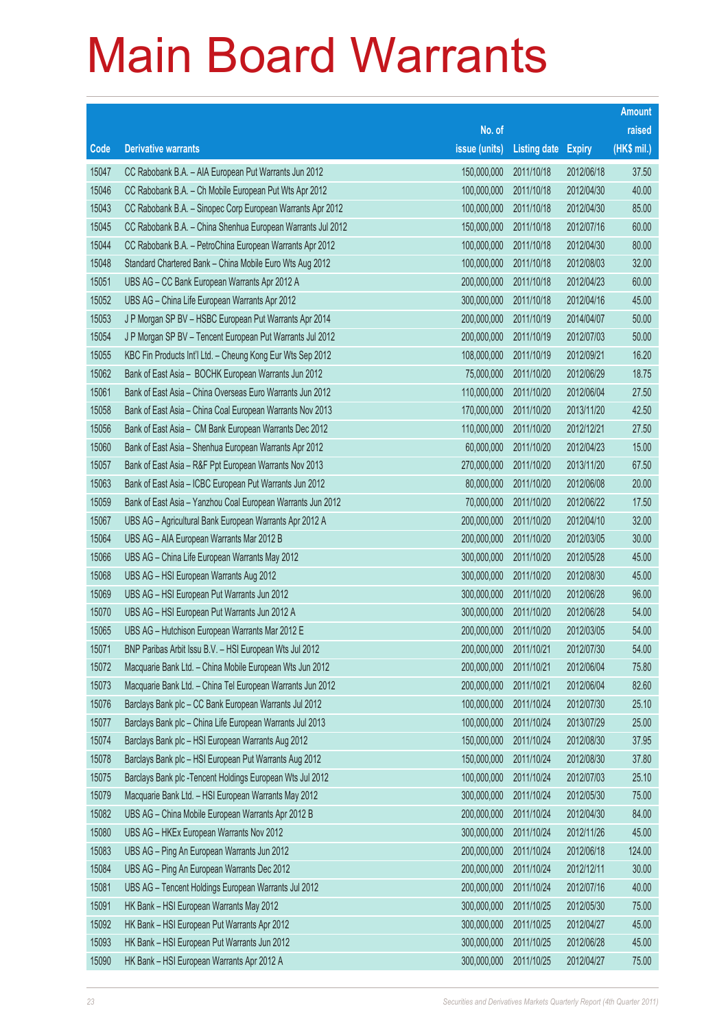# Main Board Warrants

| Code | Derivative warrants | No. of issue (units) | Listing date | Expiry | Amount raised (HK$ mil.) |
|---|---|---|---|---|---|
| 15047 | CC Rabobank B.A. – AIA European Put Warrants Jun 2012 | 150,000,000 | 2011/10/18 | 2012/06/18 | 37.50 |
| 15046 | CC Rabobank B.A. – Ch Mobile European Put Wts Apr 2012 | 100,000,000 | 2011/10/18 | 2012/04/30 | 40.00 |
| 15043 | CC Rabobank B.A. – Sinopec Corp European Warrants Apr 2012 | 100,000,000 | 2011/10/18 | 2012/04/30 | 85.00 |
| 15045 | CC Rabobank B.A. – China Shenhua European Warrants Jul 2012 | 150,000,000 | 2011/10/18 | 2012/07/16 | 60.00 |
| 15044 | CC Rabobank B.A. – PetroChina European Warrants Apr 2012 | 100,000,000 | 2011/10/18 | 2012/04/30 | 80.00 |
| 15048 | Standard Chartered Bank – China Mobile Euro Wts Aug 2012 | 100,000,000 | 2011/10/18 | 2012/08/03 | 32.00 |
| 15051 | UBS AG – CC Bank European Warrants Apr 2012 A | 200,000,000 | 2011/10/18 | 2012/04/23 | 60.00 |
| 15052 | UBS AG – China Life European Warrants Apr 2012 | 300,000,000 | 2011/10/18 | 2012/04/16 | 45.00 |
| 15053 | J P Morgan SP BV – HSBC European Put Warrants Apr 2014 | 200,000,000 | 2011/10/19 | 2014/04/07 | 50.00 |
| 15054 | J P Morgan SP BV – Tencent European Put Warrants Jul 2012 | 200,000,000 | 2011/10/19 | 2012/07/03 | 50.00 |
| 15055 | KBC Fin Products Int'l Ltd. – Cheung Kong Eur Wts Sep 2012 | 108,000,000 | 2011/10/19 | 2012/09/21 | 16.20 |
| 15062 | Bank of East Asia – BOCHK European Warrants Jun 2012 | 75,000,000 | 2011/10/20 | 2012/06/29 | 18.75 |
| 15061 | Bank of East Asia – China Overseas Euro Warrants Jun 2012 | 110,000,000 | 2011/10/20 | 2012/06/04 | 27.50 |
| 15058 | Bank of East Asia – China Coal European Warrants Nov 2013 | 170,000,000 | 2011/10/20 | 2013/11/20 | 42.50 |
| 15056 | Bank of East Asia – CM Bank European Warrants Dec 2012 | 110,000,000 | 2011/10/20 | 2012/12/21 | 27.50 |
| 15060 | Bank of East Asia – Shenhua European Warrants Apr 2012 | 60,000,000 | 2011/10/20 | 2012/04/23 | 15.00 |
| 15057 | Bank of East Asia – R&F Ppt European Warrants Nov 2013 | 270,000,000 | 2011/10/20 | 2013/11/20 | 67.50 |
| 15063 | Bank of East Asia – ICBC European Put Warrants Jun 2012 | 80,000,000 | 2011/10/20 | 2012/06/08 | 20.00 |
| 15059 | Bank of East Asia – Yanzhou Coal European Warrants Jun 2012 | 70,000,000 | 2011/10/20 | 2012/06/22 | 17.50 |
| 15067 | UBS AG – Agricultural Bank European Warrants Apr 2012 A | 200,000,000 | 2011/10/20 | 2012/04/10 | 32.00 |
| 15064 | UBS AG – AIA European Warrants Mar 2012 B | 200,000,000 | 2011/10/20 | 2012/03/05 | 30.00 |
| 15066 | UBS AG – China Life European Warrants May 2012 | 300,000,000 | 2011/10/20 | 2012/05/28 | 45.00 |
| 15068 | UBS AG – HSI European Warrants Aug 2012 | 300,000,000 | 2011/10/20 | 2012/08/30 | 45.00 |
| 15069 | UBS AG – HSI European Put Warrants Jun 2012 | 300,000,000 | 2011/10/20 | 2012/06/28 | 96.00 |
| 15070 | UBS AG – HSI European Put Warrants Jun 2012 A | 300,000,000 | 2011/10/20 | 2012/06/28 | 54.00 |
| 15065 | UBS AG – Hutchison European Warrants Mar 2012 E | 200,000,000 | 2011/10/20 | 2012/03/05 | 54.00 |
| 15071 | BNP Paribas Arbit Issu B.V. – HSI European Wts Jul 2012 | 200,000,000 | 2011/10/21 | 2012/07/30 | 54.00 |
| 15072 | Macquarie Bank Ltd. – China Mobile European Wts Jun 2012 | 200,000,000 | 2011/10/21 | 2012/06/04 | 75.80 |
| 15073 | Macquarie Bank Ltd. – China Tel European Warrants Jun 2012 | 200,000,000 | 2011/10/21 | 2012/06/04 | 82.60 |
| 15076 | Barclays Bank plc – CC Bank European Warrants Jul 2012 | 100,000,000 | 2011/10/24 | 2012/07/30 | 25.10 |
| 15077 | Barclays Bank plc – China Life European Warrants Jul 2013 | 100,000,000 | 2011/10/24 | 2013/07/29 | 25.00 |
| 15074 | Barclays Bank plc – HSI European Warrants Aug 2012 | 150,000,000 | 2011/10/24 | 2012/08/30 | 37.95 |
| 15078 | Barclays Bank plc – HSI European Put Warrants Aug 2012 | 150,000,000 | 2011/10/24 | 2012/08/30 | 37.80 |
| 15075 | Barclays Bank plc -Tencent Holdings European Wts Jul 2012 | 100,000,000 | 2011/10/24 | 2012/07/03 | 25.10 |
| 15079 | Macquarie Bank Ltd. – HSI European Warrants May 2012 | 300,000,000 | 2011/10/24 | 2012/05/30 | 75.00 |
| 15082 | UBS AG – China Mobile European Warrants Apr 2012 B | 200,000,000 | 2011/10/24 | 2012/04/30 | 84.00 |
| 15080 | UBS AG – HKEx European Warrants Nov 2012 | 300,000,000 | 2011/10/24 | 2012/11/26 | 45.00 |
| 15083 | UBS AG – Ping An European Warrants Jun 2012 | 200,000,000 | 2011/10/24 | 2012/06/18 | 124.00 |
| 15084 | UBS AG – Ping An European Warrants Dec 2012 | 200,000,000 | 2011/10/24 | 2012/12/11 | 30.00 |
| 15081 | UBS AG – Tencent Holdings European Warrants Jul 2012 | 200,000,000 | 2011/10/24 | 2012/07/16 | 40.00 |
| 15091 | HK Bank – HSI European Warrants May 2012 | 300,000,000 | 2011/10/25 | 2012/05/30 | 75.00 |
| 15092 | HK Bank – HSI European Put Warrants Apr 2012 | 300,000,000 | 2011/10/25 | 2012/04/27 | 45.00 |
| 15093 | HK Bank – HSI European Put Warrants Jun 2012 | 300,000,000 | 2011/10/25 | 2012/06/28 | 45.00 |
| 15090 | HK Bank – HSI European Warrants Apr 2012 A | 300,000,000 | 2011/10/25 | 2012/04/27 | 75.00 |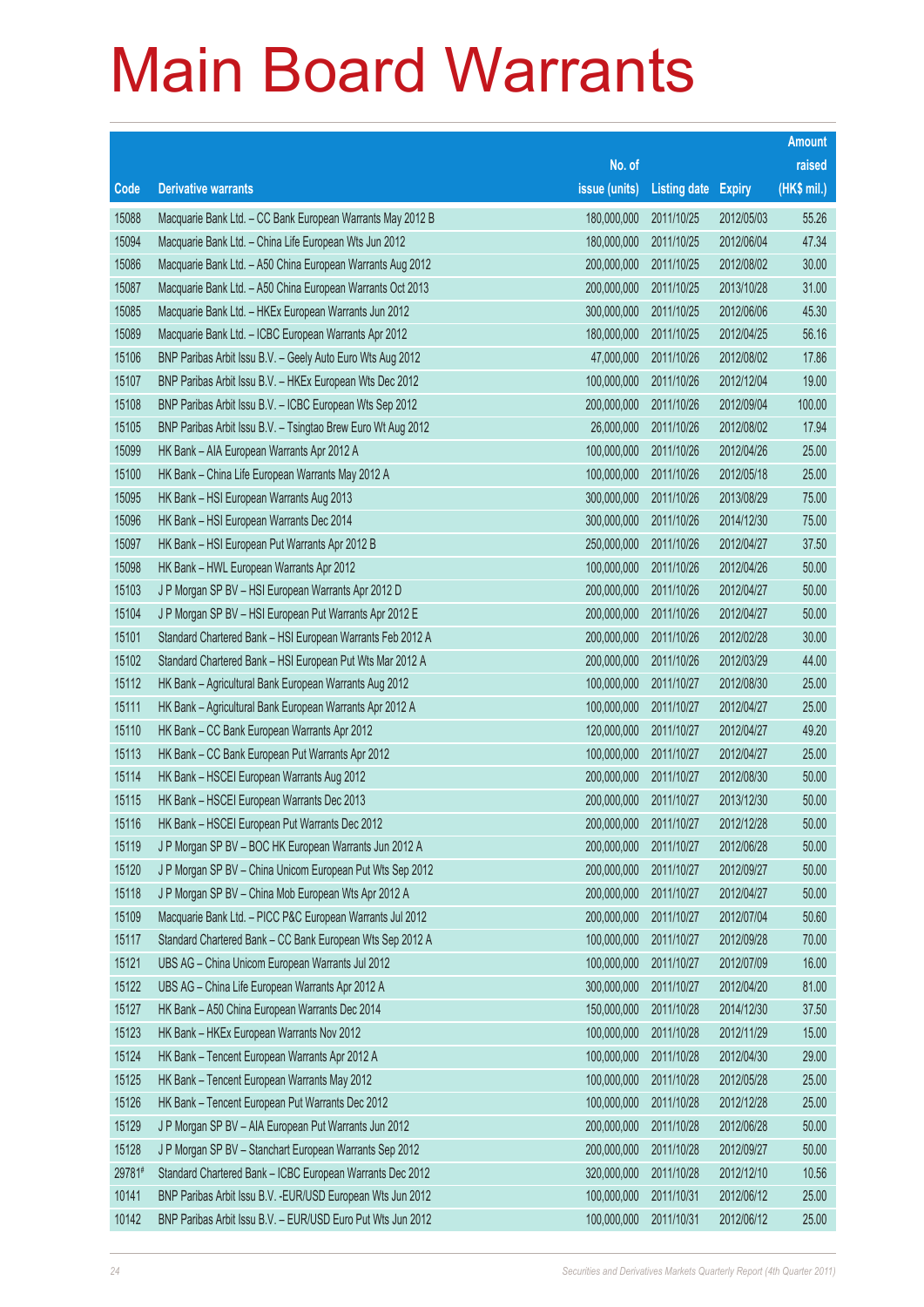# Main Board Warrants

| Code | Derivative warrants | No. of issue (units) | Listing date | Expiry | Amount raised (HK$ mil.) |
|---|---|---|---|---|---|
| 15088 | Macquarie Bank Ltd. – CC Bank European Warrants May 2012 B | 180,000,000 | 2011/10/25 | 2012/05/03 | 55.26 |
| 15094 | Macquarie Bank Ltd. – China Life European Wts Jun 2012 | 180,000,000 | 2011/10/25 | 2012/06/04 | 47.34 |
| 15086 | Macquarie Bank Ltd. – A50 China European Warrants Aug 2012 | 200,000,000 | 2011/10/25 | 2012/08/02 | 30.00 |
| 15087 | Macquarie Bank Ltd. – A50 China European Warrants Oct 2013 | 200,000,000 | 2011/10/25 | 2013/10/28 | 31.00 |
| 15085 | Macquarie Bank Ltd. – HKEx European Warrants Jun 2012 | 300,000,000 | 2011/10/25 | 2012/06/06 | 45.30 |
| 15089 | Macquarie Bank Ltd. – ICBC European Warrants Apr 2012 | 180,000,000 | 2011/10/25 | 2012/04/25 | 56.16 |
| 15106 | BNP Paribas Arbit Issu B.V. – Geely Auto Euro Wts Aug 2012 | 47,000,000 | 2011/10/26 | 2012/08/02 | 17.86 |
| 15107 | BNP Paribas Arbit Issu B.V. – HKEx European Wts Dec 2012 | 100,000,000 | 2011/10/26 | 2012/12/04 | 19.00 |
| 15108 | BNP Paribas Arbit Issu B.V. – ICBC European Wts Sep 2012 | 200,000,000 | 2011/10/26 | 2012/09/04 | 100.00 |
| 15105 | BNP Paribas Arbit Issu B.V. – Tsingtao Brew Euro Wt Aug 2012 | 26,000,000 | 2011/10/26 | 2012/08/02 | 17.94 |
| 15099 | HK Bank – AIA European Warrants Apr 2012 A | 100,000,000 | 2011/10/26 | 2012/04/26 | 25.00 |
| 15100 | HK Bank – China Life European Warrants May 2012 A | 100,000,000 | 2011/10/26 | 2012/05/18 | 25.00 |
| 15095 | HK Bank – HSI European Warrants Aug 2013 | 300,000,000 | 2011/10/26 | 2013/08/29 | 75.00 |
| 15096 | HK Bank – HSI European Warrants Dec 2014 | 300,000,000 | 2011/10/26 | 2014/12/30 | 75.00 |
| 15097 | HK Bank – HSI European Put Warrants Apr 2012 B | 250,000,000 | 2011/10/26 | 2012/04/27 | 37.50 |
| 15098 | HK Bank – HWL European Warrants Apr 2012 | 100,000,000 | 2011/10/26 | 2012/04/26 | 50.00 |
| 15103 | J P Morgan SP BV – HSI European Warrants Apr 2012 D | 200,000,000 | 2011/10/26 | 2012/04/27 | 50.00 |
| 15104 | J P Morgan SP BV – HSI European Put Warrants Apr 2012 E | 200,000,000 | 2011/10/26 | 2012/04/27 | 50.00 |
| 15101 | Standard Chartered Bank – HSI European Warrants Feb 2012 A | 200,000,000 | 2011/10/26 | 2012/02/28 | 30.00 |
| 15102 | Standard Chartered Bank – HSI European Put Wts Mar 2012 A | 200,000,000 | 2011/10/26 | 2012/03/29 | 44.00 |
| 15112 | HK Bank – Agricultural Bank European Warrants Aug 2012 | 100,000,000 | 2011/10/27 | 2012/08/30 | 25.00 |
| 15111 | HK Bank – Agricultural Bank European Warrants Apr 2012 A | 100,000,000 | 2011/10/27 | 2012/04/27 | 25.00 |
| 15110 | HK Bank – CC Bank European Warrants Apr 2012 | 120,000,000 | 2011/10/27 | 2012/04/27 | 49.20 |
| 15113 | HK Bank – CC Bank European Put Warrants Apr 2012 | 100,000,000 | 2011/10/27 | 2012/04/27 | 25.00 |
| 15114 | HK Bank – HSCEI European Warrants Aug 2012 | 200,000,000 | 2011/10/27 | 2012/08/30 | 50.00 |
| 15115 | HK Bank – HSCEI European Warrants Dec 2013 | 200,000,000 | 2011/10/27 | 2013/12/30 | 50.00 |
| 15116 | HK Bank – HSCEI European Put Warrants Dec 2012 | 200,000,000 | 2011/10/27 | 2012/12/28 | 50.00 |
| 15119 | J P Morgan SP BV – BOC HK European Warrants Jun 2012 A | 200,000,000 | 2011/10/27 | 2012/06/28 | 50.00 |
| 15120 | J P Morgan SP BV – China Unicom European Put Wts Sep 2012 | 200,000,000 | 2011/10/27 | 2012/09/27 | 50.00 |
| 15118 | J P Morgan SP BV – China Mob European Wts Apr 2012 A | 200,000,000 | 2011/10/27 | 2012/04/27 | 50.00 |
| 15109 | Macquarie Bank Ltd. – PICC P&C European Warrants Jul 2012 | 200,000,000 | 2011/10/27 | 2012/07/04 | 50.60 |
| 15117 | Standard Chartered Bank – CC Bank European Wts Sep 2012 A | 100,000,000 | 2011/10/27 | 2012/09/28 | 70.00 |
| 15121 | UBS AG – China Unicom European Warrants Jul 2012 | 100,000,000 | 2011/10/27 | 2012/07/09 | 16.00 |
| 15122 | UBS AG – China Life European Warrants Apr 2012 A | 300,000,000 | 2011/10/27 | 2012/04/20 | 81.00 |
| 15127 | HK Bank – A50 China European Warrants Dec 2014 | 150,000,000 | 2011/10/28 | 2014/12/30 | 37.50 |
| 15123 | HK Bank – HKEx European Warrants Nov 2012 | 100,000,000 | 2011/10/28 | 2012/11/29 | 15.00 |
| 15124 | HK Bank – Tencent European Warrants Apr 2012 A | 100,000,000 | 2011/10/28 | 2012/04/30 | 29.00 |
| 15125 | HK Bank – Tencent European Warrants May 2012 | 100,000,000 | 2011/10/28 | 2012/05/28 | 25.00 |
| 15126 | HK Bank – Tencent European Put Warrants Dec 2012 | 100,000,000 | 2011/10/28 | 2012/12/28 | 25.00 |
| 15129 | J P Morgan SP BV – AIA European Put Warrants Jun 2012 | 200,000,000 | 2011/10/28 | 2012/06/28 | 50.00 |
| 15128 | J P Morgan SP BV – Stanchart European Warrants Sep 2012 | 200,000,000 | 2011/10/28 | 2012/09/27 | 50.00 |
| 29781# | Standard Chartered Bank – ICBC European Warrants Dec 2012 | 320,000,000 | 2011/10/28 | 2012/12/10 | 10.56 |
| 10141 | BNP Paribas Arbit Issu B.V. -EUR/USD European Wts Jun 2012 | 100,000,000 | 2011/10/31 | 2012/06/12 | 25.00 |
| 10142 | BNP Paribas Arbit Issu B.V. – EUR/USD Euro Put Wts Jun 2012 | 100,000,000 | 2011/10/31 | 2012/06/12 | 25.00 |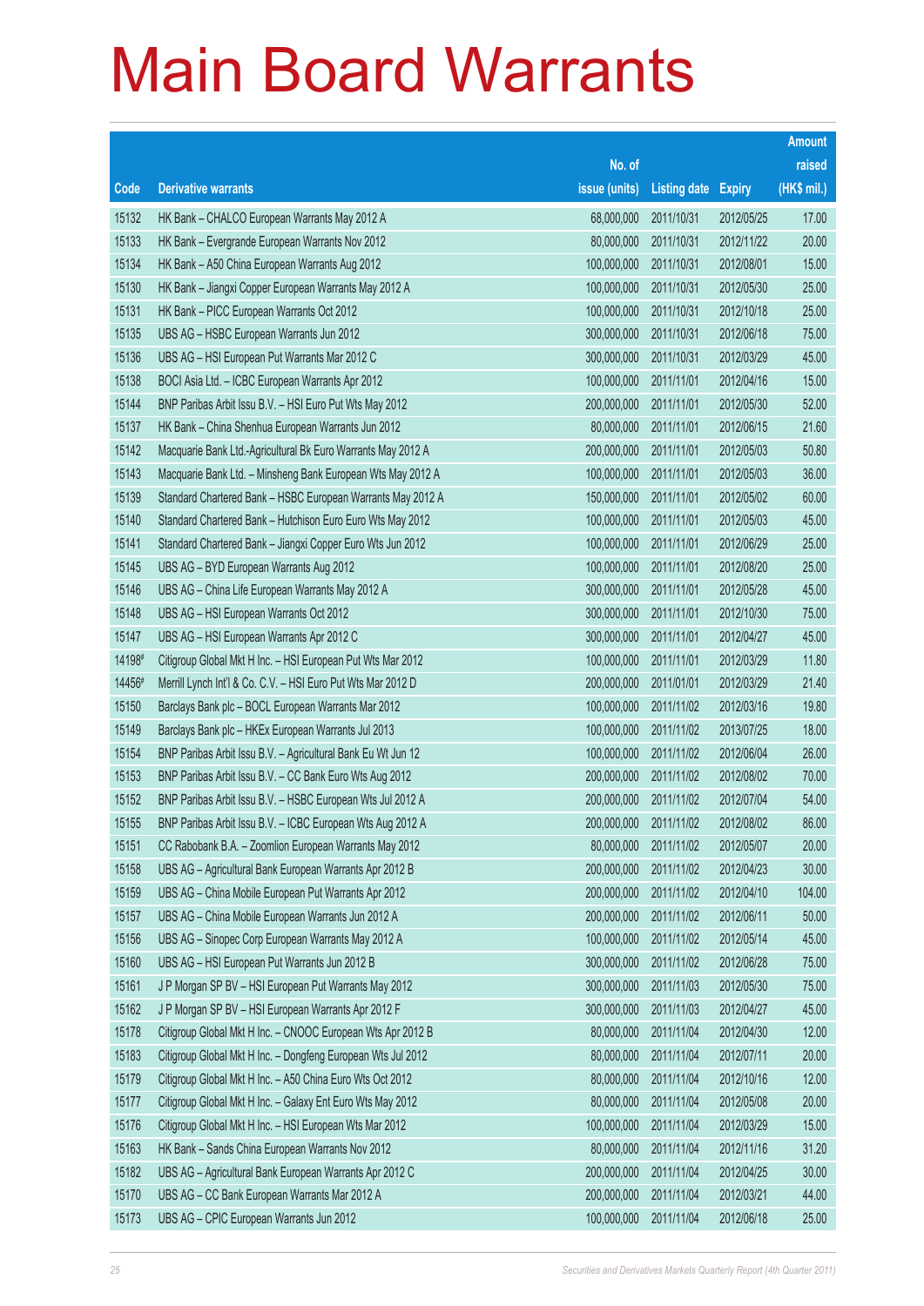# Main Board Warrants

| Code | Derivative warrants | No. of issue (units) | Listing date | Expiry | Amount raised (HK$ mil.) |
|---|---|---|---|---|---|
| 15132 | HK Bank – CHALCO European Warrants May 2012 A | 68,000,000 | 2011/10/31 | 2012/05/25 | 17.00 |
| 15133 | HK Bank – Evergrande European Warrants Nov 2012 | 80,000,000 | 2011/10/31 | 2012/11/22 | 20.00 |
| 15134 | HK Bank – A50 China European Warrants Aug 2012 | 100,000,000 | 2011/10/31 | 2012/08/01 | 15.00 |
| 15130 | HK Bank – Jiangxi Copper European Warrants May 2012 A | 100,000,000 | 2011/10/31 | 2012/05/30 | 25.00 |
| 15131 | HK Bank – PICC European Warrants Oct 2012 | 100,000,000 | 2011/10/31 | 2012/10/18 | 25.00 |
| 15135 | UBS AG – HSBC European Warrants Jun 2012 | 300,000,000 | 2011/10/31 | 2012/06/18 | 75.00 |
| 15136 | UBS AG – HSI European Put Warrants Mar 2012 C | 300,000,000 | 2011/10/31 | 2012/03/29 | 45.00 |
| 15138 | BOCI Asia Ltd. – ICBC European Warrants Apr 2012 | 100,000,000 | 2011/11/01 | 2012/04/16 | 15.00 |
| 15144 | BNP Paribas Arbit Issu B.V. – HSI Euro Put Wts May 2012 | 200,000,000 | 2011/11/01 | 2012/05/30 | 52.00 |
| 15137 | HK Bank – China Shenhua European Warrants Jun 2012 | 80,000,000 | 2011/11/01 | 2012/06/15 | 21.60 |
| 15142 | Macquarie Bank Ltd.-Agricultural Bk Euro Warrants May 2012 A | 200,000,000 | 2011/11/01 | 2012/05/03 | 50.80 |
| 15143 | Macquarie Bank Ltd. – Minsheng Bank European Wts May 2012 A | 100,000,000 | 2011/11/01 | 2012/05/03 | 36.00 |
| 15139 | Standard Chartered Bank – HSBC European Warrants May 2012 A | 150,000,000 | 2011/11/01 | 2012/05/02 | 60.00 |
| 15140 | Standard Chartered Bank – Hutchison Euro Euro Wts May 2012 | 100,000,000 | 2011/11/01 | 2012/05/03 | 45.00 |
| 15141 | Standard Chartered Bank – Jiangxi Copper Euro Wts Jun 2012 | 100,000,000 | 2011/11/01 | 2012/06/29 | 25.00 |
| 15145 | UBS AG – BYD European Warrants Aug 2012 | 100,000,000 | 2011/11/01 | 2012/08/20 | 25.00 |
| 15146 | UBS AG – China Life European Warrants May 2012 A | 300,000,000 | 2011/11/01 | 2012/05/28 | 45.00 |
| 15148 | UBS AG – HSI European Warrants Oct 2012 | 300,000,000 | 2011/11/01 | 2012/10/30 | 75.00 |
| 15147 | UBS AG – HSI European Warrants Apr 2012 C | 300,000,000 | 2011/11/01 | 2012/04/27 | 45.00 |
| 14198# | Citigroup Global Mkt H Inc. – HSI European Put Wts Mar 2012 | 100,000,000 | 2011/11/01 | 2012/03/29 | 11.80 |
| 14456# | Merrill Lynch Int'l & Co. C.V. – HSI Euro Put Wts Mar 2012 D | 200,000,000 | 2011/01/01 | 2012/03/29 | 21.40 |
| 15150 | Barclays Bank plc – BOCL European Warrants Mar 2012 | 100,000,000 | 2011/11/02 | 2012/03/16 | 19.80 |
| 15149 | Barclays Bank plc – HKEx European Warrants Jul 2013 | 100,000,000 | 2011/11/02 | 2013/07/25 | 18.00 |
| 15154 | BNP Paribas Arbit Issu B.V. – Agricultural Bank Eu Wt Jun 12 | 100,000,000 | 2011/11/02 | 2012/06/04 | 26.00 |
| 15153 | BNP Paribas Arbit Issu B.V. – CC Bank Euro Wts Aug 2012 | 200,000,000 | 2011/11/02 | 2012/08/02 | 70.00 |
| 15152 | BNP Paribas Arbit Issu B.V. – HSBC European Wts Jul 2012 A | 200,000,000 | 2011/11/02 | 2012/07/04 | 54.00 |
| 15155 | BNP Paribas Arbit Issu B.V. – ICBC European Wts Aug 2012 A | 200,000,000 | 2011/11/02 | 2012/08/02 | 86.00 |
| 15151 | CC Rabobank B.A. – Zoomlion European Warrants May 2012 | 80,000,000 | 2011/11/02 | 2012/05/07 | 20.00 |
| 15158 | UBS AG – Agricultural Bank European Warrants Apr 2012 B | 200,000,000 | 2011/11/02 | 2012/04/23 | 30.00 |
| 15159 | UBS AG – China Mobile European Put Warrants Apr 2012 | 200,000,000 | 2011/11/02 | 2012/04/10 | 104.00 |
| 15157 | UBS AG – China Mobile European Warrants Jun 2012 A | 200,000,000 | 2011/11/02 | 2012/06/11 | 50.00 |
| 15156 | UBS AG – Sinopec Corp European Warrants May 2012 A | 100,000,000 | 2011/11/02 | 2012/05/14 | 45.00 |
| 15160 | UBS AG – HSI European Put Warrants Jun 2012 B | 300,000,000 | 2011/11/02 | 2012/06/28 | 75.00 |
| 15161 | J P Morgan SP BV – HSI European Put Warrants May 2012 | 300,000,000 | 2011/11/03 | 2012/05/30 | 75.00 |
| 15162 | J P Morgan SP BV – HSI European Warrants Apr 2012 F | 300,000,000 | 2011/11/03 | 2012/04/27 | 45.00 |
| 15178 | Citigroup Global Mkt H Inc. – CNOOC European Wts Apr 2012 B | 80,000,000 | 2011/11/04 | 2012/04/30 | 12.00 |
| 15183 | Citigroup Global Mkt H Inc. – Dongfeng European Wts Jul 2012 | 80,000,000 | 2011/11/04 | 2012/07/11 | 20.00 |
| 15179 | Citigroup Global Mkt H Inc. – A50 China Euro Wts Oct 2012 | 80,000,000 | 2011/11/04 | 2012/10/16 | 12.00 |
| 15177 | Citigroup Global Mkt H Inc. – Galaxy Ent Euro Wts May 2012 | 80,000,000 | 2011/11/04 | 2012/05/08 | 20.00 |
| 15176 | Citigroup Global Mkt H Inc. – HSI European Wts Mar 2012 | 100,000,000 | 2011/11/04 | 2012/03/29 | 15.00 |
| 15163 | HK Bank – Sands China European Warrants Nov 2012 | 80,000,000 | 2011/11/04 | 2012/11/16 | 31.20 |
| 15182 | UBS AG – Agricultural Bank European Warrants Apr 2012 C | 200,000,000 | 2011/11/04 | 2012/04/25 | 30.00 |
| 15170 | UBS AG – CC Bank European Warrants Mar 2012 A | 200,000,000 | 2011/11/04 | 2012/03/21 | 44.00 |
| 15173 | UBS AG – CPIC European Warrants Jun 2012 | 100,000,000 | 2011/11/04 | 2012/06/18 | 25.00 |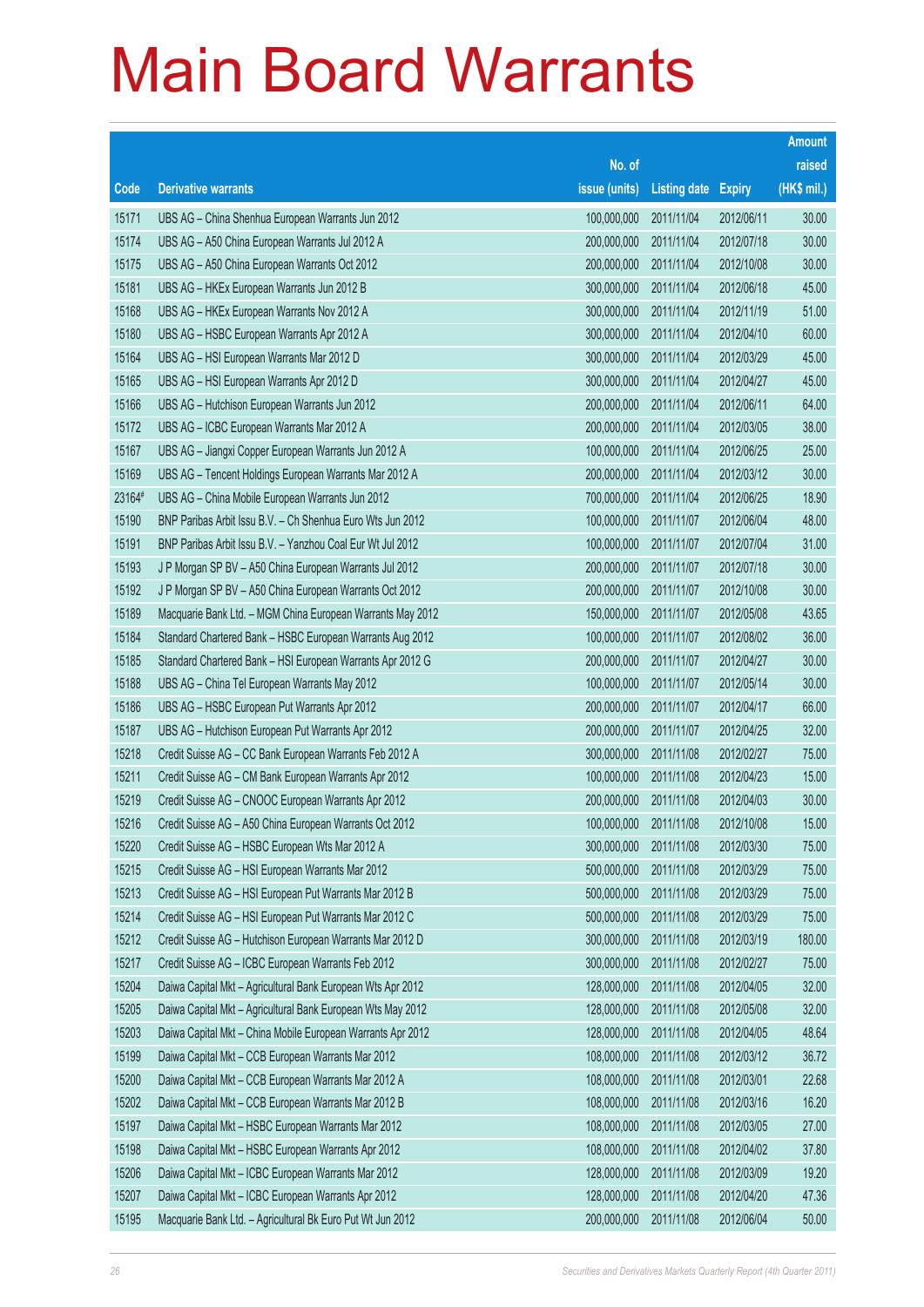# Main Board Warrants

| Code | Derivative warrants | No. of issue (units) | Listing date | Expiry | Amount raised (HK$ mil.) |
|---|---|---|---|---|---|
| 15171 | UBS AG – China Shenhua European Warrants Jun 2012 | 100,000,000 | 2011/11/04 | 2012/06/11 | 30.00 |
| 15174 | UBS AG – A50 China European Warrants Jul 2012 A | 200,000,000 | 2011/11/04 | 2012/07/18 | 30.00 |
| 15175 | UBS AG – A50 China European Warrants Oct 2012 | 200,000,000 | 2011/11/04 | 2012/10/08 | 30.00 |
| 15181 | UBS AG – HKEx European Warrants Jun 2012 B | 300,000,000 | 2011/11/04 | 2012/06/18 | 45.00 |
| 15168 | UBS AG – HKEx European Warrants Nov 2012 A | 300,000,000 | 2011/11/04 | 2012/11/19 | 51.00 |
| 15180 | UBS AG – HSBC European Warrants Apr 2012 A | 300,000,000 | 2011/11/04 | 2012/04/10 | 60.00 |
| 15164 | UBS AG – HSI European Warrants Mar 2012 D | 300,000,000 | 2011/11/04 | 2012/03/29 | 45.00 |
| 15165 | UBS AG – HSI European Warrants Apr 2012 D | 300,000,000 | 2011/11/04 | 2012/04/27 | 45.00 |
| 15166 | UBS AG – Hutchison European Warrants Jun 2012 | 200,000,000 | 2011/11/04 | 2012/06/11 | 64.00 |
| 15172 | UBS AG – ICBC European Warrants Mar 2012 A | 200,000,000 | 2011/11/04 | 2012/03/05 | 38.00 |
| 15167 | UBS AG – Jiangxi Copper European Warrants Jun 2012 A | 100,000,000 | 2011/11/04 | 2012/06/25 | 25.00 |
| 15169 | UBS AG – Tencent Holdings European Warrants Mar 2012 A | 200,000,000 | 2011/11/04 | 2012/03/12 | 30.00 |
| 23164# | UBS AG – China Mobile European Warrants Jun 2012 | 700,000,000 | 2011/11/04 | 2012/06/25 | 18.90 |
| 15190 | BNP Paribas Arbit Issu B.V. – Ch Shenhua Euro Wts Jun 2012 | 100,000,000 | 2011/11/07 | 2012/06/04 | 48.00 |
| 15191 | BNP Paribas Arbit Issu B.V. – Yanzhou Coal Eur Wt Jul 2012 | 100,000,000 | 2011/11/07 | 2012/07/04 | 31.00 |
| 15193 | J P Morgan SP BV – A50 China European Warrants Jul 2012 | 200,000,000 | 2011/11/07 | 2012/07/18 | 30.00 |
| 15192 | J P Morgan SP BV – A50 China European Warrants Oct 2012 | 200,000,000 | 2011/11/07 | 2012/10/08 | 30.00 |
| 15189 | Macquarie Bank Ltd. – MGM China European Warrants May 2012 | 150,000,000 | 2011/11/07 | 2012/05/08 | 43.65 |
| 15184 | Standard Chartered Bank – HSBC European Warrants Aug 2012 | 100,000,000 | 2011/11/07 | 2012/08/02 | 36.00 |
| 15185 | Standard Chartered Bank – HSI European Warrants Apr 2012 G | 200,000,000 | 2011/11/07 | 2012/04/27 | 30.00 |
| 15188 | UBS AG – China Tel European Warrants May 2012 | 100,000,000 | 2011/11/07 | 2012/05/14 | 30.00 |
| 15186 | UBS AG – HSBC European Put Warrants Apr 2012 | 200,000,000 | 2011/11/07 | 2012/04/17 | 66.00 |
| 15187 | UBS AG – Hutchison European Put Warrants Apr 2012 | 200,000,000 | 2011/11/07 | 2012/04/25 | 32.00 |
| 15218 | Credit Suisse AG – CC Bank European Warrants Feb 2012 A | 300,000,000 | 2011/11/08 | 2012/02/27 | 75.00 |
| 15211 | Credit Suisse AG – CM Bank European Warrants Apr 2012 | 100,000,000 | 2011/11/08 | 2012/04/23 | 15.00 |
| 15219 | Credit Suisse AG – CNOOC European Warrants Apr 2012 | 200,000,000 | 2011/11/08 | 2012/04/03 | 30.00 |
| 15216 | Credit Suisse AG – A50 China European Warrants Oct 2012 | 100,000,000 | 2011/11/08 | 2012/10/08 | 15.00 |
| 15220 | Credit Suisse AG – HSBC European Wts Mar 2012 A | 300,000,000 | 2011/11/08 | 2012/03/30 | 75.00 |
| 15215 | Credit Suisse AG – HSI European Warrants Mar 2012 | 500,000,000 | 2011/11/08 | 2012/03/29 | 75.00 |
| 15213 | Credit Suisse AG – HSI European Put Warrants Mar 2012 B | 500,000,000 | 2011/11/08 | 2012/03/29 | 75.00 |
| 15214 | Credit Suisse AG – HSI European Put Warrants Mar 2012 C | 500,000,000 | 2011/11/08 | 2012/03/29 | 75.00 |
| 15212 | Credit Suisse AG – Hutchison European Warrants Mar 2012 D | 300,000,000 | 2011/11/08 | 2012/03/19 | 180.00 |
| 15217 | Credit Suisse AG – ICBC European Warrants Feb 2012 | 300,000,000 | 2011/11/08 | 2012/02/27 | 75.00 |
| 15204 | Daiwa Capital Mkt – Agricultural Bank European Wts Apr 2012 | 128,000,000 | 2011/11/08 | 2012/04/05 | 32.00 |
| 15205 | Daiwa Capital Mkt – Agricultural Bank European Wts May 2012 | 128,000,000 | 2011/11/08 | 2012/05/08 | 32.00 |
| 15203 | Daiwa Capital Mkt – China Mobile European Warrants Apr 2012 | 128,000,000 | 2011/11/08 | 2012/04/05 | 48.64 |
| 15199 | Daiwa Capital Mkt – CCB European Warrants Mar 2012 | 108,000,000 | 2011/11/08 | 2012/03/12 | 36.72 |
| 15200 | Daiwa Capital Mkt – CCB European Warrants Mar 2012 A | 108,000,000 | 2011/11/08 | 2012/03/01 | 22.68 |
| 15202 | Daiwa Capital Mkt – CCB European Warrants Mar 2012 B | 108,000,000 | 2011/11/08 | 2012/03/16 | 16.20 |
| 15197 | Daiwa Capital Mkt – HSBC European Warrants Mar 2012 | 108,000,000 | 2011/11/08 | 2012/03/05 | 27.00 |
| 15198 | Daiwa Capital Mkt – HSBC European Warrants Apr 2012 | 108,000,000 | 2011/11/08 | 2012/04/02 | 37.80 |
| 15206 | Daiwa Capital Mkt – ICBC European Warrants Mar 2012 | 128,000,000 | 2011/11/08 | 2012/03/09 | 19.20 |
| 15207 | Daiwa Capital Mkt – ICBC European Warrants Apr 2012 | 128,000,000 | 2011/11/08 | 2012/04/20 | 47.36 |
| 15195 | Macquarie Bank Ltd. – Agricultural Bk Euro Put Wt Jun 2012 | 200,000,000 | 2011/11/08 | 2012/06/04 | 50.00 |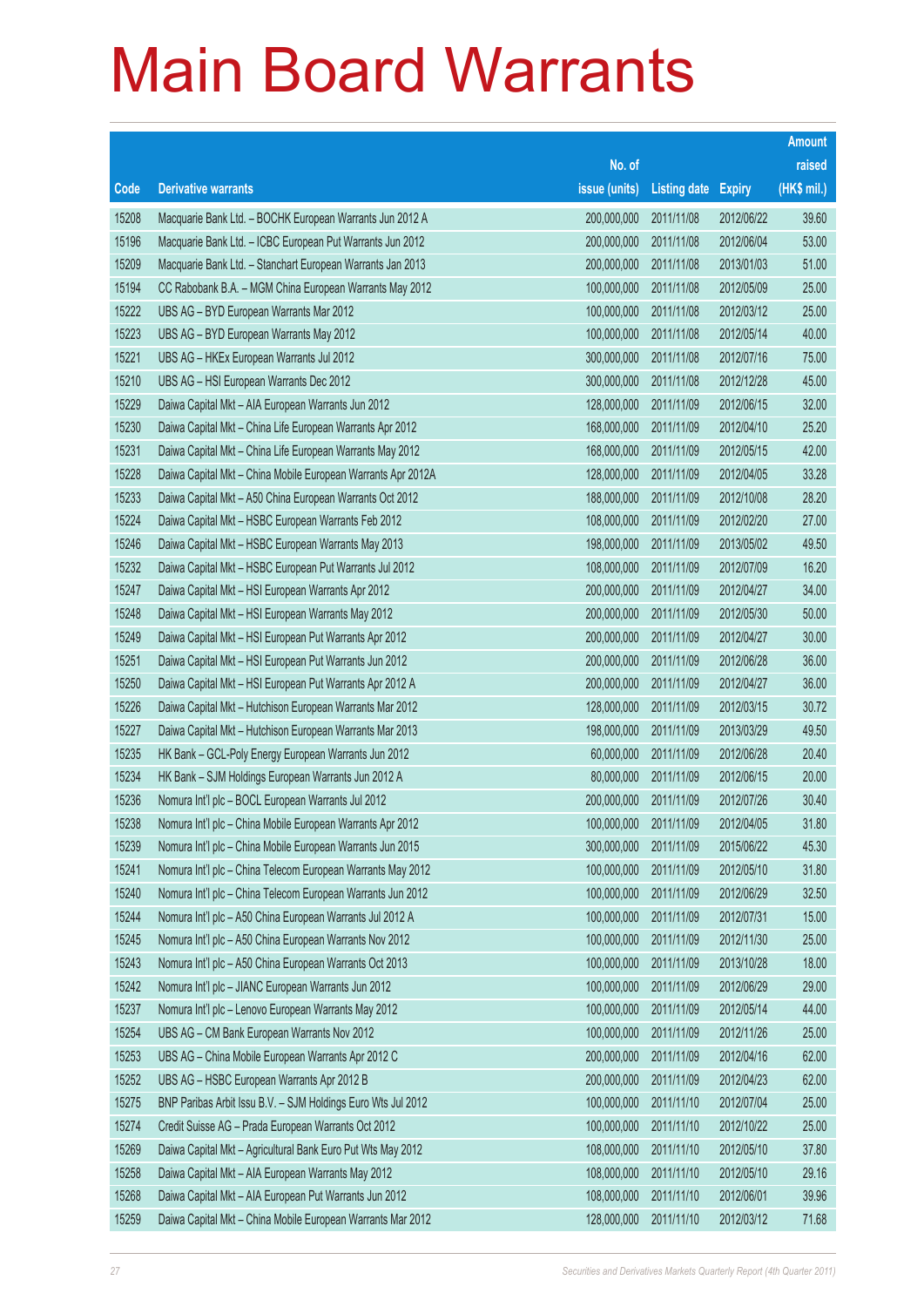# Main Board Warrants

| Code | Derivative warrants | No. of issue (units) | Listing date | Expiry | Amount raised (HK$ mil.) |
|---|---|---|---|---|---|
| 15208 | Macquarie Bank Ltd. – BOCHK European Warrants Jun 2012 A | 200,000,000 | 2011/11/08 | 2012/06/22 | 39.60 |
| 15196 | Macquarie Bank Ltd. – ICBC European Put Warrants Jun 2012 | 200,000,000 | 2011/11/08 | 2012/06/04 | 53.00 |
| 15209 | Macquarie Bank Ltd. – Stanchart European Warrants Jan 2013 | 200,000,000 | 2011/11/08 | 2013/01/03 | 51.00 |
| 15194 | CC Rabobank B.A. – MGM China European Warrants May 2012 | 100,000,000 | 2011/11/08 | 2012/05/09 | 25.00 |
| 15222 | UBS AG – BYD European Warrants Mar 2012 | 100,000,000 | 2011/11/08 | 2012/03/12 | 25.00 |
| 15223 | UBS AG – BYD European Warrants May 2012 | 100,000,000 | 2011/11/08 | 2012/05/14 | 40.00 |
| 15221 | UBS AG – HKEx European Warrants Jul 2012 | 300,000,000 | 2011/11/08 | 2012/07/16 | 75.00 |
| 15210 | UBS AG – HSI European Warrants Dec 2012 | 300,000,000 | 2011/11/08 | 2012/12/28 | 45.00 |
| 15229 | Daiwa Capital Mkt – AIA European Warrants Jun 2012 | 128,000,000 | 2011/11/09 | 2012/06/15 | 32.00 |
| 15230 | Daiwa Capital Mkt – China Life European Warrants Apr 2012 | 168,000,000 | 2011/11/09 | 2012/04/10 | 25.20 |
| 15231 | Daiwa Capital Mkt – China Life European Warrants May 2012 | 168,000,000 | 2011/11/09 | 2012/05/15 | 42.00 |
| 15228 | Daiwa Capital Mkt – China Mobile European Warrants Apr 2012A | 128,000,000 | 2011/11/09 | 2012/04/05 | 33.28 |
| 15233 | Daiwa Capital Mkt – A50 China European Warrants Oct 2012 | 188,000,000 | 2011/11/09 | 2012/10/08 | 28.20 |
| 15224 | Daiwa Capital Mkt – HSBC European Warrants Feb 2012 | 108,000,000 | 2011/11/09 | 2012/02/20 | 27.00 |
| 15246 | Daiwa Capital Mkt – HSBC European Warrants May 2013 | 198,000,000 | 2011/11/09 | 2013/05/02 | 49.50 |
| 15232 | Daiwa Capital Mkt – HSBC European Put Warrants Jul 2012 | 108,000,000 | 2011/11/09 | 2012/07/09 | 16.20 |
| 15247 | Daiwa Capital Mkt – HSI European Warrants Apr 2012 | 200,000,000 | 2011/11/09 | 2012/04/27 | 34.00 |
| 15248 | Daiwa Capital Mkt – HSI European Warrants May 2012 | 200,000,000 | 2011/11/09 | 2012/05/30 | 50.00 |
| 15249 | Daiwa Capital Mkt – HSI European Put Warrants Apr 2012 | 200,000,000 | 2011/11/09 | 2012/04/27 | 30.00 |
| 15251 | Daiwa Capital Mkt – HSI European Put Warrants Jun 2012 | 200,000,000 | 2011/11/09 | 2012/06/28 | 36.00 |
| 15250 | Daiwa Capital Mkt – HSI European Put Warrants Apr 2012 A | 200,000,000 | 2011/11/09 | 2012/04/27 | 36.00 |
| 15226 | Daiwa Capital Mkt – Hutchison European Warrants Mar 2012 | 128,000,000 | 2011/11/09 | 2012/03/15 | 30.72 |
| 15227 | Daiwa Capital Mkt – Hutchison European Warrants Mar 2013 | 198,000,000 | 2011/11/09 | 2013/03/29 | 49.50 |
| 15235 | HK Bank – GCL-Poly Energy European Warrants Jun 2012 | 60,000,000 | 2011/11/09 | 2012/06/28 | 20.40 |
| 15234 | HK Bank – SJM Holdings European Warrants Jun 2012 A | 80,000,000 | 2011/11/09 | 2012/06/15 | 20.00 |
| 15236 | Nomura Int'l plc – BOCL European Warrants Jul 2012 | 200,000,000 | 2011/11/09 | 2012/07/26 | 30.40 |
| 15238 | Nomura Int'l plc – China Mobile European Warrants Apr 2012 | 100,000,000 | 2011/11/09 | 2012/04/05 | 31.80 |
| 15239 | Nomura Int'l plc – China Mobile European Warrants Jun 2015 | 300,000,000 | 2011/11/09 | 2015/06/22 | 45.30 |
| 15241 | Nomura Int'l plc – China Telecom European Warrants May 2012 | 100,000,000 | 2011/11/09 | 2012/05/10 | 31.80 |
| 15240 | Nomura Int'l plc – China Telecom European Warrants Jun 2012 | 100,000,000 | 2011/11/09 | 2012/06/29 | 32.50 |
| 15244 | Nomura Int'l plc – A50 China European Warrants Jul 2012 A | 100,000,000 | 2011/11/09 | 2012/07/31 | 15.00 |
| 15245 | Nomura Int'l plc – A50 China European Warrants Nov 2012 | 100,000,000 | 2011/11/09 | 2012/11/30 | 25.00 |
| 15243 | Nomura Int'l plc – A50 China European Warrants Oct 2013 | 100,000,000 | 2011/11/09 | 2013/10/28 | 18.00 |
| 15242 | Nomura Int'l plc – JIANC European Warrants Jun 2012 | 100,000,000 | 2011/11/09 | 2012/06/29 | 29.00 |
| 15237 | Nomura Int'l plc – Lenovo European Warrants May 2012 | 100,000,000 | 2011/11/09 | 2012/05/14 | 44.00 |
| 15254 | UBS AG – CM Bank European Warrants Nov 2012 | 100,000,000 | 2011/11/09 | 2012/11/26 | 25.00 |
| 15253 | UBS AG – China Mobile European Warrants Apr 2012 C | 200,000,000 | 2011/11/09 | 2012/04/16 | 62.00 |
| 15252 | UBS AG – HSBC European Warrants Apr 2012 B | 200,000,000 | 2011/11/09 | 2012/04/23 | 62.00 |
| 15275 | BNP Paribas Arbit Issu B.V. – SJM Holdings Euro Wts Jul 2012 | 100,000,000 | 2011/11/10 | 2012/07/04 | 25.00 |
| 15274 | Credit Suisse AG – Prada European Warrants Oct 2012 | 100,000,000 | 2011/11/10 | 2012/10/22 | 25.00 |
| 15269 | Daiwa Capital Mkt – Agricultural Bank Euro Put Wts May 2012 | 108,000,000 | 2011/11/10 | 2012/05/10 | 37.80 |
| 15258 | Daiwa Capital Mkt – AIA European Warrants May 2012 | 108,000,000 | 2011/11/10 | 2012/05/10 | 29.16 |
| 15268 | Daiwa Capital Mkt – AIA European Put Warrants Jun 2012 | 108,000,000 | 2011/11/10 | 2012/06/01 | 39.96 |
| 15259 | Daiwa Capital Mkt – China Mobile European Warrants Mar 2012 | 128,000,000 | 2011/11/10 | 2012/03/12 | 71.68 |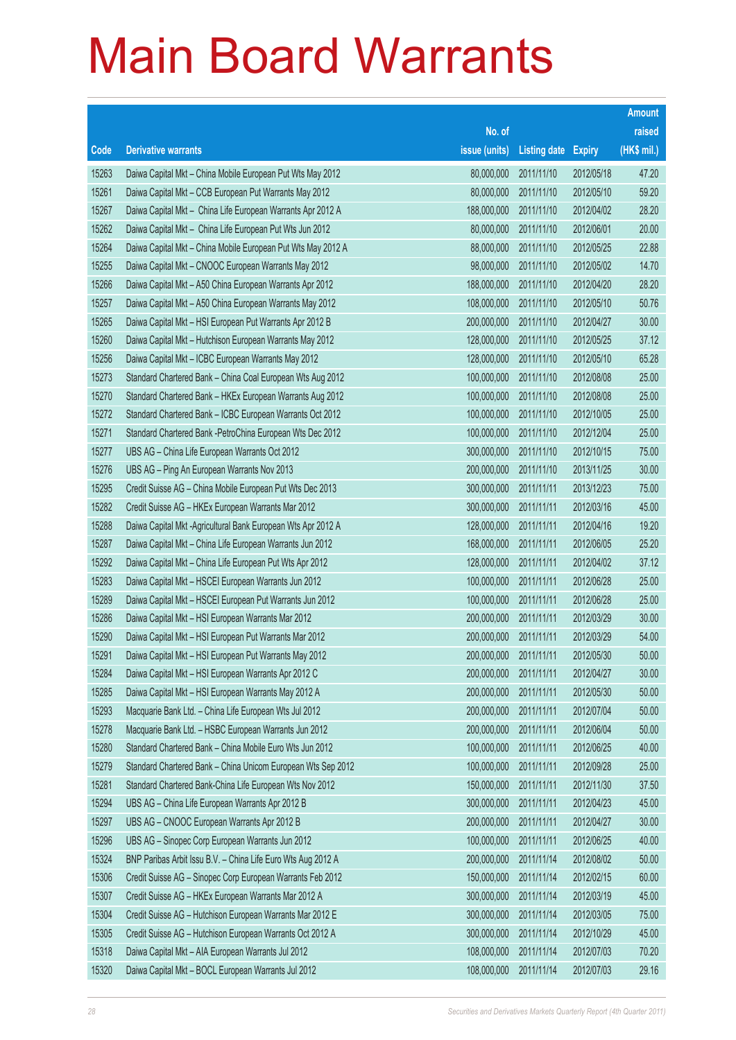# Main Board Warrants

| Code | Derivative warrants | No. of issue (units) | Listing date | Expiry | Amount raised (HK$ mil.) |
|---|---|---|---|---|---|
| 15263 | Daiwa Capital Mkt – China Mobile European Put Wts May 2012 | 80,000,000 | 2011/11/10 | 2012/05/18 | 47.20 |
| 15261 | Daiwa Capital Mkt – CCB European Put Warrants May 2012 | 80,000,000 | 2011/11/10 | 2012/05/10 | 59.20 |
| 15267 | Daiwa Capital Mkt – China Life European Warrants Apr 2012 A | 188,000,000 | 2011/11/10 | 2012/04/02 | 28.20 |
| 15262 | Daiwa Capital Mkt – China Life European Put Wts Jun 2012 | 80,000,000 | 2011/11/10 | 2012/06/01 | 20.00 |
| 15264 | Daiwa Capital Mkt – China Mobile European Put Wts May 2012 A | 88,000,000 | 2011/11/10 | 2012/05/25 | 22.88 |
| 15255 | Daiwa Capital Mkt – CNOOC European Warrants May 2012 | 98,000,000 | 2011/11/10 | 2012/05/02 | 14.70 |
| 15266 | Daiwa Capital Mkt – A50 China European Warrants Apr 2012 | 188,000,000 | 2011/11/10 | 2012/04/20 | 28.20 |
| 15257 | Daiwa Capital Mkt – A50 China European Warrants May 2012 | 108,000,000 | 2011/11/10 | 2012/05/10 | 50.76 |
| 15265 | Daiwa Capital Mkt – HSI European Put Warrants Apr 2012 B | 200,000,000 | 2011/11/10 | 2012/04/27 | 30.00 |
| 15260 | Daiwa Capital Mkt – Hutchison European Warrants May 2012 | 128,000,000 | 2011/11/10 | 2012/05/25 | 37.12 |
| 15256 | Daiwa Capital Mkt – ICBC European Warrants May 2012 | 128,000,000 | 2011/11/10 | 2012/05/10 | 65.28 |
| 15273 | Standard Chartered Bank – China Coal European Wts Aug 2012 | 100,000,000 | 2011/11/10 | 2012/08/08 | 25.00 |
| 15270 | Standard Chartered Bank – HKEx European Warrants Aug 2012 | 100,000,000 | 2011/11/10 | 2012/08/08 | 25.00 |
| 15272 | Standard Chartered Bank – ICBC European Warrants Oct 2012 | 100,000,000 | 2011/11/10 | 2012/10/05 | 25.00 |
| 15271 | Standard Chartered Bank -PetroChina European Wts Dec 2012 | 100,000,000 | 2011/11/10 | 2012/12/04 | 25.00 |
| 15277 | UBS AG – China Life European Warrants Oct 2012 | 300,000,000 | 2011/11/10 | 2012/10/15 | 75.00 |
| 15276 | UBS AG – Ping An European Warrants Nov 2013 | 200,000,000 | 2011/11/10 | 2013/11/25 | 30.00 |
| 15295 | Credit Suisse AG – China Mobile European Put Wts Dec 2013 | 300,000,000 | 2011/11/11 | 2013/12/23 | 75.00 |
| 15282 | Credit Suisse AG – HKEx European Warrants Mar 2012 | 300,000,000 | 2011/11/11 | 2012/03/16 | 45.00 |
| 15288 | Daiwa Capital Mkt -Agricultural Bank European Wts Apr 2012 A | 128,000,000 | 2011/11/11 | 2012/04/16 | 19.20 |
| 15287 | Daiwa Capital Mkt – China Life European Warrants Jun 2012 | 168,000,000 | 2011/11/11 | 2012/06/05 | 25.20 |
| 15292 | Daiwa Capital Mkt – China Life European Put Wts Apr 2012 | 128,000,000 | 2011/11/11 | 2012/04/02 | 37.12 |
| 15283 | Daiwa Capital Mkt – HSCEI European Warrants Jun 2012 | 100,000,000 | 2011/11/11 | 2012/06/28 | 25.00 |
| 15289 | Daiwa Capital Mkt – HSCEI European Put Warrants Jun 2012 | 100,000,000 | 2011/11/11 | 2012/06/28 | 25.00 |
| 15286 | Daiwa Capital Mkt – HSI European Warrants Mar 2012 | 200,000,000 | 2011/11/11 | 2012/03/29 | 30.00 |
| 15290 | Daiwa Capital Mkt – HSI European Put Warrants Mar 2012 | 200,000,000 | 2011/11/11 | 2012/03/29 | 54.00 |
| 15291 | Daiwa Capital Mkt – HSI European Put Warrants May 2012 | 200,000,000 | 2011/11/11 | 2012/05/30 | 50.00 |
| 15284 | Daiwa Capital Mkt – HSI European Warrants Apr 2012 C | 200,000,000 | 2011/11/11 | 2012/04/27 | 30.00 |
| 15285 | Daiwa Capital Mkt – HSI European Warrants May 2012 A | 200,000,000 | 2011/11/11 | 2012/05/30 | 50.00 |
| 15293 | Macquarie Bank Ltd. – China Life European Wts Jul 2012 | 200,000,000 | 2011/11/11 | 2012/07/04 | 50.00 |
| 15278 | Macquarie Bank Ltd. – HSBC European Warrants Jun 2012 | 200,000,000 | 2011/11/11 | 2012/06/04 | 50.00 |
| 15280 | Standard Chartered Bank – China Mobile Euro Wts Jun 2012 | 100,000,000 | 2011/11/11 | 2012/06/25 | 40.00 |
| 15279 | Standard Chartered Bank – China Unicom European Wts Sep 2012 | 100,000,000 | 2011/11/11 | 2012/09/28 | 25.00 |
| 15281 | Standard Chartered Bank-China Life European Wts Nov 2012 | 150,000,000 | 2011/11/11 | 2012/11/30 | 37.50 |
| 15294 | UBS AG – China Life European Warrants Apr 2012 B | 300,000,000 | 2011/11/11 | 2012/04/23 | 45.00 |
| 15297 | UBS AG – CNOOC European Warrants Apr 2012 B | 200,000,000 | 2011/11/11 | 2012/04/27 | 30.00 |
| 15296 | UBS AG – Sinopec Corp European Warrants Jun 2012 | 100,000,000 | 2011/11/11 | 2012/06/25 | 40.00 |
| 15324 | BNP Paribas Arbit Issu B.V. – China Life Euro Wts Aug 2012 A | 200,000,000 | 2011/11/14 | 2012/08/02 | 50.00 |
| 15306 | Credit Suisse AG – Sinopec Corp European Warrants Feb 2012 | 150,000,000 | 2011/11/14 | 2012/02/15 | 60.00 |
| 15307 | Credit Suisse AG – HKEx European Warrants Mar 2012 A | 300,000,000 | 2011/11/14 | 2012/03/19 | 45.00 |
| 15304 | Credit Suisse AG – Hutchison European Warrants Mar 2012 E | 300,000,000 | 2011/11/14 | 2012/03/05 | 75.00 |
| 15305 | Credit Suisse AG – Hutchison European Warrants Oct 2012 A | 300,000,000 | 2011/11/14 | 2012/10/29 | 45.00 |
| 15318 | Daiwa Capital Mkt – AIA European Warrants Jul 2012 | 108,000,000 | 2011/11/14 | 2012/07/03 | 70.20 |
| 15320 | Daiwa Capital Mkt – BOCL European Warrants Jul 2012 | 108,000,000 | 2011/11/14 | 2012/07/03 | 29.16 |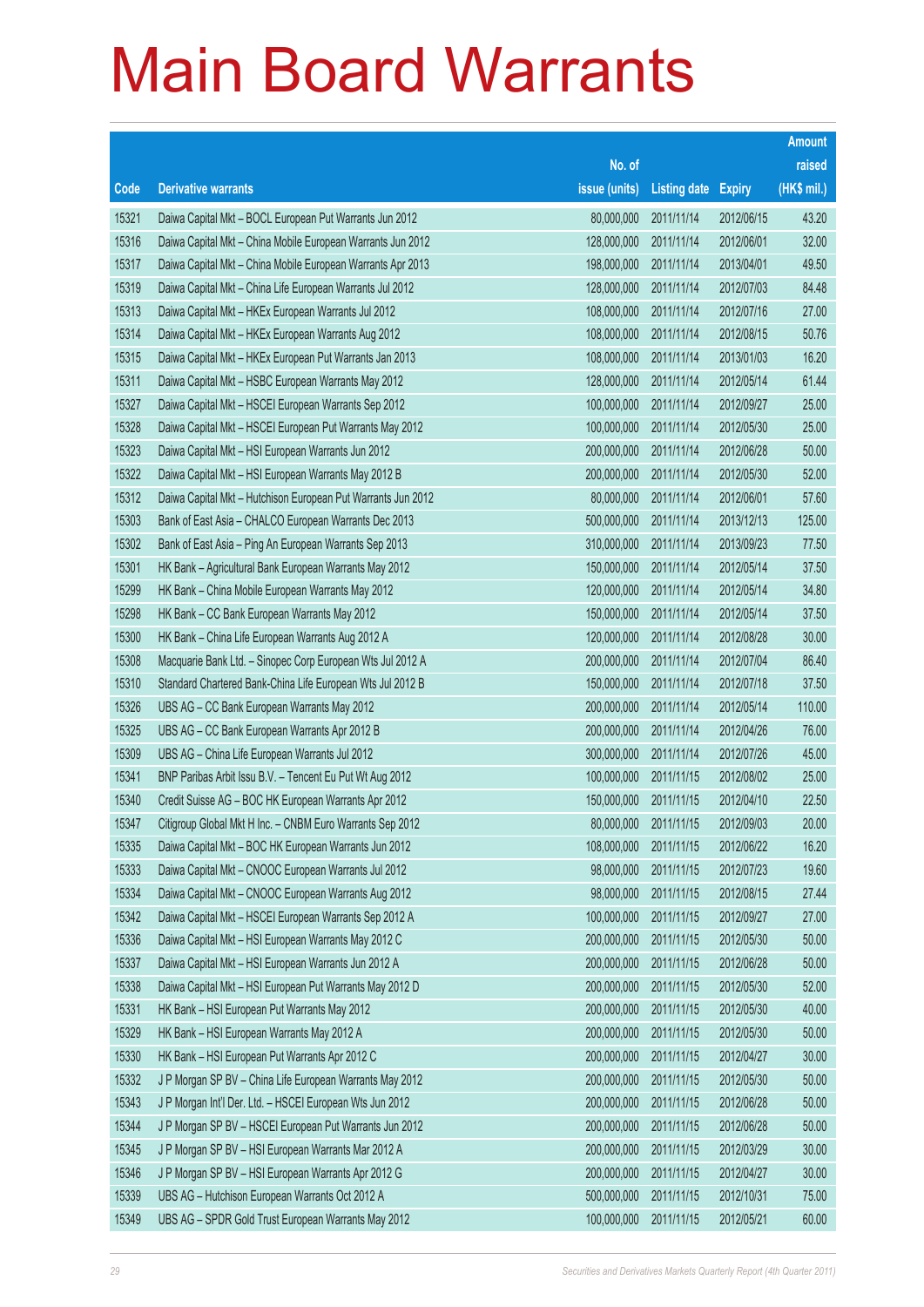# Main Board Warrants

| Code | Derivative warrants | No. of issue (units) | Listing date | Expiry | Amount raised (HK$ mil.) |
|---|---|---|---|---|---|
| 15321 | Daiwa Capital Mkt – BOCL European Put Warrants Jun 2012 | 80,000,000 | 2011/11/14 | 2012/06/15 | 43.20 |
| 15316 | Daiwa Capital Mkt – China Mobile European Warrants Jun 2012 | 128,000,000 | 2011/11/14 | 2012/06/01 | 32.00 |
| 15317 | Daiwa Capital Mkt – China Mobile European Warrants Apr 2013 | 198,000,000 | 2011/11/14 | 2013/04/01 | 49.50 |
| 15319 | Daiwa Capital Mkt – China Life European Warrants Jul 2012 | 128,000,000 | 2011/11/14 | 2012/07/03 | 84.48 |
| 15313 | Daiwa Capital Mkt – HKEx European Warrants Jul 2012 | 108,000,000 | 2011/11/14 | 2012/07/16 | 27.00 |
| 15314 | Daiwa Capital Mkt – HKEx European Warrants Aug 2012 | 108,000,000 | 2011/11/14 | 2012/08/15 | 50.76 |
| 15315 | Daiwa Capital Mkt – HKEx European Put Warrants Jan 2013 | 108,000,000 | 2011/11/14 | 2013/01/03 | 16.20 |
| 15311 | Daiwa Capital Mkt – HSBC European Warrants May 2012 | 128,000,000 | 2011/11/14 | 2012/05/14 | 61.44 |
| 15327 | Daiwa Capital Mkt – HSCEI European Warrants Sep 2012 | 100,000,000 | 2011/11/14 | 2012/09/27 | 25.00 |
| 15328 | Daiwa Capital Mkt – HSCEI European Put Warrants May 2012 | 100,000,000 | 2011/11/14 | 2012/05/30 | 25.00 |
| 15323 | Daiwa Capital Mkt – HSI European Warrants Jun 2012 | 200,000,000 | 2011/11/14 | 2012/06/28 | 50.00 |
| 15322 | Daiwa Capital Mkt – HSI European Warrants May 2012 B | 200,000,000 | 2011/11/14 | 2012/05/30 | 52.00 |
| 15312 | Daiwa Capital Mkt – Hutchison European Put Warrants Jun 2012 | 80,000,000 | 2011/11/14 | 2012/06/01 | 57.60 |
| 15303 | Bank of East Asia – CHALCO European Warrants Dec 2013 | 500,000,000 | 2011/11/14 | 2013/12/13 | 125.00 |
| 15302 | Bank of East Asia – Ping An European Warrants Sep 2013 | 310,000,000 | 2011/11/14 | 2013/09/23 | 77.50 |
| 15301 | HK Bank – Agricultural Bank European Warrants May 2012 | 150,000,000 | 2011/11/14 | 2012/05/14 | 37.50 |
| 15299 | HK Bank – China Mobile European Warrants May 2012 | 120,000,000 | 2011/11/14 | 2012/05/14 | 34.80 |
| 15298 | HK Bank – CC Bank European Warrants May 2012 | 150,000,000 | 2011/11/14 | 2012/05/14 | 37.50 |
| 15300 | HK Bank – China Life European Warrants Aug 2012 A | 120,000,000 | 2011/11/14 | 2012/08/28 | 30.00 |
| 15308 | Macquarie Bank Ltd. – Sinopec Corp European Wts Jul 2012 A | 200,000,000 | 2011/11/14 | 2012/07/04 | 86.40 |
| 15310 | Standard Chartered Bank-China Life European Wts Jul 2012 B | 150,000,000 | 2011/11/14 | 2012/07/18 | 37.50 |
| 15326 | UBS AG – CC Bank European Warrants May 2012 | 200,000,000 | 2011/11/14 | 2012/05/14 | 110.00 |
| 15325 | UBS AG – CC Bank European Warrants Apr 2012 B | 200,000,000 | 2011/11/14 | 2012/04/26 | 76.00 |
| 15309 | UBS AG – China Life European Warrants Jul 2012 | 300,000,000 | 2011/11/14 | 2012/07/26 | 45.00 |
| 15341 | BNP Paribas Arbit Issu B.V. – Tencent Eu Put Wt Aug 2012 | 100,000,000 | 2011/11/15 | 2012/08/02 | 25.00 |
| 15340 | Credit Suisse AG – BOC HK European Warrants Apr 2012 | 150,000,000 | 2011/11/15 | 2012/04/10 | 22.50 |
| 15347 | Citigroup Global Mkt H Inc. – CNBM Euro Warrants Sep 2012 | 80,000,000 | 2011/11/15 | 2012/09/03 | 20.00 |
| 15335 | Daiwa Capital Mkt – BOC HK European Warrants Jun 2012 | 108,000,000 | 2011/11/15 | 2012/06/22 | 16.20 |
| 15333 | Daiwa Capital Mkt – CNOOC European Warrants Jul 2012 | 98,000,000 | 2011/11/15 | 2012/07/23 | 19.60 |
| 15334 | Daiwa Capital Mkt – CNOOC European Warrants Aug 2012 | 98,000,000 | 2011/11/15 | 2012/08/15 | 27.44 |
| 15342 | Daiwa Capital Mkt – HSCEI European Warrants Sep 2012 A | 100,000,000 | 2011/11/15 | 2012/09/27 | 27.00 |
| 15336 | Daiwa Capital Mkt – HSI European Warrants May 2012 C | 200,000,000 | 2011/11/15 | 2012/05/30 | 50.00 |
| 15337 | Daiwa Capital Mkt – HSI European Warrants Jun 2012 A | 200,000,000 | 2011/11/15 | 2012/06/28 | 50.00 |
| 15338 | Daiwa Capital Mkt – HSI European Put Warrants May 2012 D | 200,000,000 | 2011/11/15 | 2012/05/30 | 52.00 |
| 15331 | HK Bank – HSI European Put Warrants May 2012 | 200,000,000 | 2011/11/15 | 2012/05/30 | 40.00 |
| 15329 | HK Bank – HSI European Warrants May 2012 A | 200,000,000 | 2011/11/15 | 2012/05/30 | 50.00 |
| 15330 | HK Bank – HSI European Put Warrants Apr 2012 C | 200,000,000 | 2011/11/15 | 2012/04/27 | 30.00 |
| 15332 | J P Morgan SP BV – China Life European Warrants May 2012 | 200,000,000 | 2011/11/15 | 2012/05/30 | 50.00 |
| 15343 | J P Morgan Int'l Der. Ltd. – HSCEI European Wts Jun 2012 | 200,000,000 | 2011/11/15 | 2012/06/28 | 50.00 |
| 15344 | J P Morgan SP BV – HSCEI European Put Warrants Jun 2012 | 200,000,000 | 2011/11/15 | 2012/06/28 | 50.00 |
| 15345 | J P Morgan SP BV – HSI European Warrants Mar 2012 A | 200,000,000 | 2011/11/15 | 2012/03/29 | 30.00 |
| 15346 | J P Morgan SP BV – HSI European Warrants Apr 2012 G | 200,000,000 | 2011/11/15 | 2012/04/27 | 30.00 |
| 15339 | UBS AG – Hutchison European Warrants Oct 2012 A | 500,000,000 | 2011/11/15 | 2012/10/31 | 75.00 |
| 15349 | UBS AG – SPDR Gold Trust European Warrants May 2012 | 100,000,000 | 2011/11/15 | 2012/05/21 | 60.00 |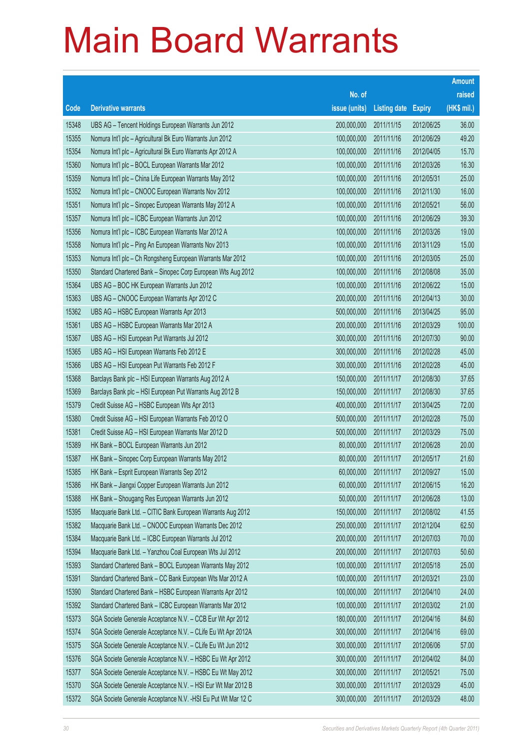# Main Board Warrants

| Code | Derivative warrants | No. of issue (units) | Listing date | Expiry | Amount raised (HK$ mil.) |
|---|---|---|---|---|---|
| 15348 | UBS AG – Tencent Holdings European Warrants Jun 2012 | 200,000,000 | 2011/11/15 | 2012/06/25 | 36.00 |
| 15355 | Nomura Int'l plc – Agricultural Bk Euro Warrants Jun 2012 | 100,000,000 | 2011/11/16 | 2012/06/29 | 49.20 |
| 15354 | Nomura Int'l plc – Agricultural Bk Euro Warrants Apr 2012 A | 100,000,000 | 2011/11/16 | 2012/04/05 | 15.70 |
| 15360 | Nomura Int'l plc – BOCL European Warrants Mar 2012 | 100,000,000 | 2011/11/16 | 2012/03/26 | 16.30 |
| 15359 | Nomura Int'l plc – China Life European Warrants May 2012 | 100,000,000 | 2011/11/16 | 2012/05/31 | 25.00 |
| 15352 | Nomura Int'l plc – CNOOC European Warrants Nov 2012 | 100,000,000 | 2011/11/16 | 2012/11/30 | 16.00 |
| 15351 | Nomura Int'l plc – Sinopec European Warrants May 2012 A | 100,000,000 | 2011/11/16 | 2012/05/21 | 56.00 |
| 15357 | Nomura Int'l plc – ICBC European Warrants Jun 2012 | 100,000,000 | 2011/11/16 | 2012/06/29 | 39.30 |
| 15356 | Nomura Int'l plc – ICBC European Warrants Mar 2012 A | 100,000,000 | 2011/11/16 | 2012/03/26 | 19.00 |
| 15358 | Nomura Int'l plc – Ping An European Warrants Nov 2013 | 100,000,000 | 2011/11/16 | 2013/11/29 | 15.00 |
| 15353 | Nomura Int'l plc – Ch Rongsheng European Warrants Mar 2012 | 100,000,000 | 2011/11/16 | 2012/03/05 | 25.00 |
| 15350 | Standard Chartered Bank – Sinopec Corp European Wts Aug 2012 | 100,000,000 | 2011/11/16 | 2012/08/08 | 35.00 |
| 15364 | UBS AG – BOC HK European Warrants Jun 2012 | 100,000,000 | 2011/11/16 | 2012/06/22 | 15.00 |
| 15363 | UBS AG – CNOOC European Warrants Apr 2012 C | 200,000,000 | 2011/11/16 | 2012/04/13 | 30.00 |
| 15362 | UBS AG – HSBC European Warrants Apr 2013 | 500,000,000 | 2011/11/16 | 2013/04/25 | 95.00 |
| 15361 | UBS AG – HSBC European Warrants Mar 2012 A | 200,000,000 | 2011/11/16 | 2012/03/29 | 100.00 |
| 15367 | UBS AG – HSI European Put Warrants Jul 2012 | 300,000,000 | 2011/11/16 | 2012/07/30 | 90.00 |
| 15365 | UBS AG – HSI European Warrants Feb 2012 E | 300,000,000 | 2011/11/16 | 2012/02/28 | 45.00 |
| 15366 | UBS AG – HSI European Put Warrants Feb 2012 F | 300,000,000 | 2011/11/16 | 2012/02/28 | 45.00 |
| 15368 | Barclays Bank plc – HSI European Warrants Aug 2012 A | 150,000,000 | 2011/11/17 | 2012/08/30 | 37.65 |
| 15369 | Barclays Bank plc – HSI European Put Warrants Aug 2012 B | 150,000,000 | 2011/11/17 | 2012/08/30 | 37.65 |
| 15379 | Credit Suisse AG – HSBC European Wts Apr 2013 | 400,000,000 | 2011/11/17 | 2013/04/25 | 72.00 |
| 15380 | Credit Suisse AG – HSI European Warrants Feb 2012 O | 500,000,000 | 2011/11/17 | 2012/02/28 | 75.00 |
| 15381 | Credit Suisse AG – HSI European Warrants Mar 2012 D | 500,000,000 | 2011/11/17 | 2012/03/29 | 75.00 |
| 15389 | HK Bank – BOCL European Warrants Jun 2012 | 80,000,000 | 2011/11/17 | 2012/06/28 | 20.00 |
| 15387 | HK Bank – Sinopec Corp European Warrants May 2012 | 80,000,000 | 2011/11/17 | 2012/05/17 | 21.60 |
| 15385 | HK Bank – Esprit European Warrants Sep 2012 | 60,000,000 | 2011/11/17 | 2012/09/27 | 15.00 |
| 15386 | HK Bank – Jiangxi Copper European Warrants Jun 2012 | 60,000,000 | 2011/11/17 | 2012/06/15 | 16.20 |
| 15388 | HK Bank – Shougang Res European Warrants Jun 2012 | 50,000,000 | 2011/11/17 | 2012/06/28 | 13.00 |
| 15395 | Macquarie Bank Ltd. – CITIC Bank European Warrants Aug 2012 | 150,000,000 | 2011/11/17 | 2012/08/02 | 41.55 |
| 15382 | Macquarie Bank Ltd. – CNOOC European Warrants Dec 2012 | 250,000,000 | 2011/11/17 | 2012/12/04 | 62.50 |
| 15384 | Macquarie Bank Ltd. – ICBC European Warrants Jul 2012 | 200,000,000 | 2011/11/17 | 2012/07/03 | 70.00 |
| 15394 | Macquarie Bank Ltd. – Yanzhou Coal European Wts Jul 2012 | 200,000,000 | 2011/11/17 | 2012/07/03 | 50.60 |
| 15393 | Standard Chartered Bank – BOCL European Warrants May 2012 | 100,000,000 | 2011/11/17 | 2012/05/18 | 25.00 |
| 15391 | Standard Chartered Bank – CC Bank European Wts Mar 2012 A | 100,000,000 | 2011/11/17 | 2012/03/21 | 23.00 |
| 15390 | Standard Chartered Bank – HSBC European Warrants Apr 2012 | 100,000,000 | 2011/11/17 | 2012/04/10 | 24.00 |
| 15392 | Standard Chartered Bank – ICBC European Warrants Mar 2012 | 100,000,000 | 2011/11/17 | 2012/03/02 | 21.00 |
| 15373 | SGA Societe Generale Acceptance N.V. – CCB Eur Wt Apr 2012 | 180,000,000 | 2011/11/17 | 2012/04/16 | 84.60 |
| 15374 | SGA Societe Generale Acceptance N.V. – CLife Eu Wt Apr 2012A | 300,000,000 | 2011/11/17 | 2012/04/16 | 69.00 |
| 15375 | SGA Societe Generale Acceptance N.V. – CLife Eu Wt Jun 2012 | 300,000,000 | 2011/11/17 | 2012/06/06 | 57.00 |
| 15376 | SGA Societe Generale Acceptance N.V. – HSBC Eu Wt Apr 2012 | 300,000,000 | 2011/11/17 | 2012/04/02 | 84.00 |
| 15377 | SGA Societe Generale Acceptance N.V. – HSBC Eu Wt May 2012 | 300,000,000 | 2011/11/17 | 2012/05/21 | 75.00 |
| 15370 | SGA Societe Generale Acceptance N.V. – HSI Eur Wt Mar 2012 B | 300,000,000 | 2011/11/17 | 2012/03/29 | 45.00 |
| 15372 | SGA Societe Generale Acceptance N.V. -HSI Eu Put Wt Mar 12 C | 300,000,000 | 2011/11/17 | 2012/03/29 | 48.00 |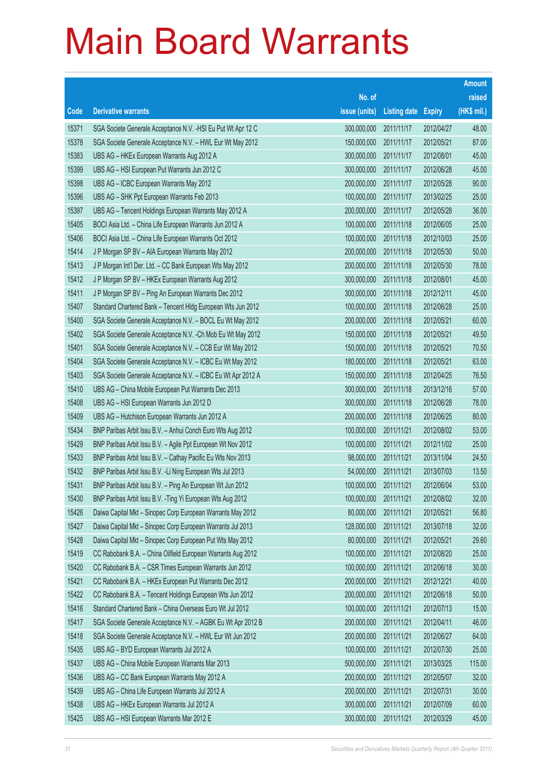# Main Board Warrants

| Code | Derivative warrants | No. of issue (units) | Listing date | Expiry | Amount raised (HK$ mil.) |
|---|---|---|---|---|---|
| 15371 | SGA Societe Generale Acceptance N.V. -HSI Eu Put Wt Apr 12 C | 300,000,000 | 2011/11/17 | 2012/04/27 | 48.00 |
| 15378 | SGA Societe Generale Acceptance N.V. – HWL Eur Wt May 2012 | 150,000,000 | 2011/11/17 | 2012/05/21 | 87.00 |
| 15383 | UBS AG – HKEx European Warrants Aug 2012 A | 300,000,000 | 2011/11/17 | 2012/08/01 | 45.00 |
| 15399 | UBS AG – HSI European Put Warrants Jun 2012 C | 300,000,000 | 2011/11/17 | 2012/06/28 | 45.00 |
| 15398 | UBS AG – ICBC European Warrants May 2012 | 200,000,000 | 2011/11/17 | 2012/05/28 | 90.00 |
| 15396 | UBS AG – SHK Ppt European Warrants Feb 2013 | 100,000,000 | 2011/11/17 | 2013/02/25 | 25.00 |
| 15397 | UBS AG – Tencent Holdings European Warrants May 2012 A | 200,000,000 | 2011/11/17 | 2012/05/28 | 36.00 |
| 15405 | BOCI Asia Ltd. – China Life European Warrants Jun 2012 A | 100,000,000 | 2011/11/18 | 2012/06/05 | 25.00 |
| 15406 | BOCI Asia Ltd. – China Life European Warrants Oct 2012 | 100,000,000 | 2011/11/18 | 2012/10/03 | 25.00 |
| 15414 | J P Morgan SP BV – AIA European Warrants May 2012 | 200,000,000 | 2011/11/18 | 2012/05/30 | 50.00 |
| 15413 | J P Morgan Int'l Der. Ltd. – CC Bank European Wts May 2012 | 200,000,000 | 2011/11/18 | 2012/05/30 | 78.00 |
| 15412 | J P Morgan SP BV – HKEx European Warrants Aug 2012 | 300,000,000 | 2011/11/18 | 2012/08/01 | 45.00 |
| 15411 | J P Morgan SP BV – Ping An European Warrants Dec 2012 | 300,000,000 | 2011/11/18 | 2012/12/11 | 45.00 |
| 15407 | Standard Chartered Bank – Tencent Hldg European Wts Jun 2012 | 100,000,000 | 2011/11/18 | 2012/06/28 | 25.00 |
| 15400 | SGA Societe Generale Acceptance N.V. – BOCL Eu Wt May 2012 | 200,000,000 | 2011/11/18 | 2012/05/21 | 60.00 |
| 15402 | SGA Societe Generale Acceptance N.V. -Ch Mob Eu Wt May 2012 | 150,000,000 | 2011/11/18 | 2012/05/21 | 49.50 |
| 15401 | SGA Societe Generale Acceptance N.V. – CCB Eur Wt May 2012 | 150,000,000 | 2011/11/18 | 2012/05/21 | 70.50 |
| 15404 | SGA Societe Generale Acceptance N.V. – ICBC Eu Wt May 2012 | 180,000,000 | 2011/11/18 | 2012/05/21 | 63.00 |
| 15403 | SGA Societe Generale Acceptance N.V. – ICBC Eu Wt Apr 2012 A | 150,000,000 | 2011/11/18 | 2012/04/25 | 76.50 |
| 15410 | UBS AG – China Mobile European Put Warrants Dec 2013 | 300,000,000 | 2011/11/18 | 2013/12/16 | 57.00 |
| 15408 | UBS AG – HSI European Warrants Jun 2012 D | 300,000,000 | 2011/11/18 | 2012/06/28 | 78.00 |
| 15409 | UBS AG – Hutchison European Warrants Jun 2012 A | 200,000,000 | 2011/11/18 | 2012/06/25 | 80.00 |
| 15434 | BNP Paribas Arbit Issu B.V. – Anhui Conch Euro Wts Aug 2012 | 100,000,000 | 2011/11/21 | 2012/08/02 | 53.00 |
| 15429 | BNP Paribas Arbit Issu B.V. – Agile Ppt European Wt Nov 2012 | 100,000,000 | 2011/11/21 | 2012/11/02 | 25.00 |
| 15433 | BNP Paribas Arbit Issu B.V. – Cathay Pacific Eu Wts Nov 2013 | 98,000,000 | 2011/11/21 | 2013/11/04 | 24.50 |
| 15432 | BNP Paribas Arbit Issu B.V. -Li Ning European Wts Jul 2013 | 54,000,000 | 2011/11/21 | 2013/07/03 | 13.50 |
| 15431 | BNP Paribas Arbit Issu B.V. – Ping An European Wt Jun 2012 | 100,000,000 | 2011/11/21 | 2012/06/04 | 53.00 |
| 15430 | BNP Paribas Arbit Issu B.V. -Ting Yi European Wts Aug 2012 | 100,000,000 | 2011/11/21 | 2012/08/02 | 32.00 |
| 15426 | Daiwa Capital Mkt – Sinopec Corp European Warrants May 2012 | 80,000,000 | 2011/11/21 | 2012/05/21 | 56.80 |
| 15427 | Daiwa Capital Mkt – Sinopec Corp European Warrants Jul 2013 | 128,000,000 | 2011/11/21 | 2013/07/18 | 32.00 |
| 15428 | Daiwa Capital Mkt – Sinopec Corp European Put Wts May 2012 | 80,000,000 | 2011/11/21 | 2012/05/21 | 29.60 |
| 15419 | CC Rabobank B.A. – China Oilfield European Warrants Aug 2012 | 100,000,000 | 2011/11/21 | 2012/08/20 | 25.00 |
| 15420 | CC Rabobank B.A. – CSR Times European Warrants Jun 2012 | 100,000,000 | 2011/11/21 | 2012/06/18 | 30.00 |
| 15421 | CC Rabobank B.A. – HKEx European Put Warrants Dec 2012 | 200,000,000 | 2011/11/21 | 2012/12/21 | 40.00 |
| 15422 | CC Rabobank B.A. – Tencent Holdings European Wts Jun 2012 | 200,000,000 | 2011/11/21 | 2012/06/18 | 50.00 |
| 15416 | Standard Chartered Bank – China Overseas Euro Wt Jul 2012 | 100,000,000 | 2011/11/21 | 2012/07/13 | 15.00 |
| 15417 | SGA Societe Generale Acceptance N.V. – AGBK Eu Wt Apr 2012 B | 200,000,000 | 2011/11/21 | 2012/04/11 | 46.00 |
| 15418 | SGA Societe Generale Acceptance N.V. – HWL Eur Wt Jun 2012 | 200,000,000 | 2011/11/21 | 2012/06/27 | 64.00 |
| 15435 | UBS AG – BYD European Warrants Jul 2012 A | 100,000,000 | 2011/11/21 | 2012/07/30 | 25.00 |
| 15437 | UBS AG – China Mobile European Warrants Mar 2013 | 500,000,000 | 2011/11/21 | 2013/03/25 | 115.00 |
| 15436 | UBS AG – CC Bank European Warrants May 2012 A | 200,000,000 | 2011/11/21 | 2012/05/07 | 32.00 |
| 15439 | UBS AG – China Life European Warrants Jul 2012 A | 200,000,000 | 2011/11/21 | 2012/07/31 | 30.00 |
| 15438 | UBS AG – HKEx European Warrants Jul 2012 A | 300,000,000 | 2011/11/21 | 2012/07/09 | 60.00 |
| 15425 | UBS AG – HSI European Warrants Mar 2012 E | 300,000,000 | 2011/11/21 | 2012/03/29 | 45.00 |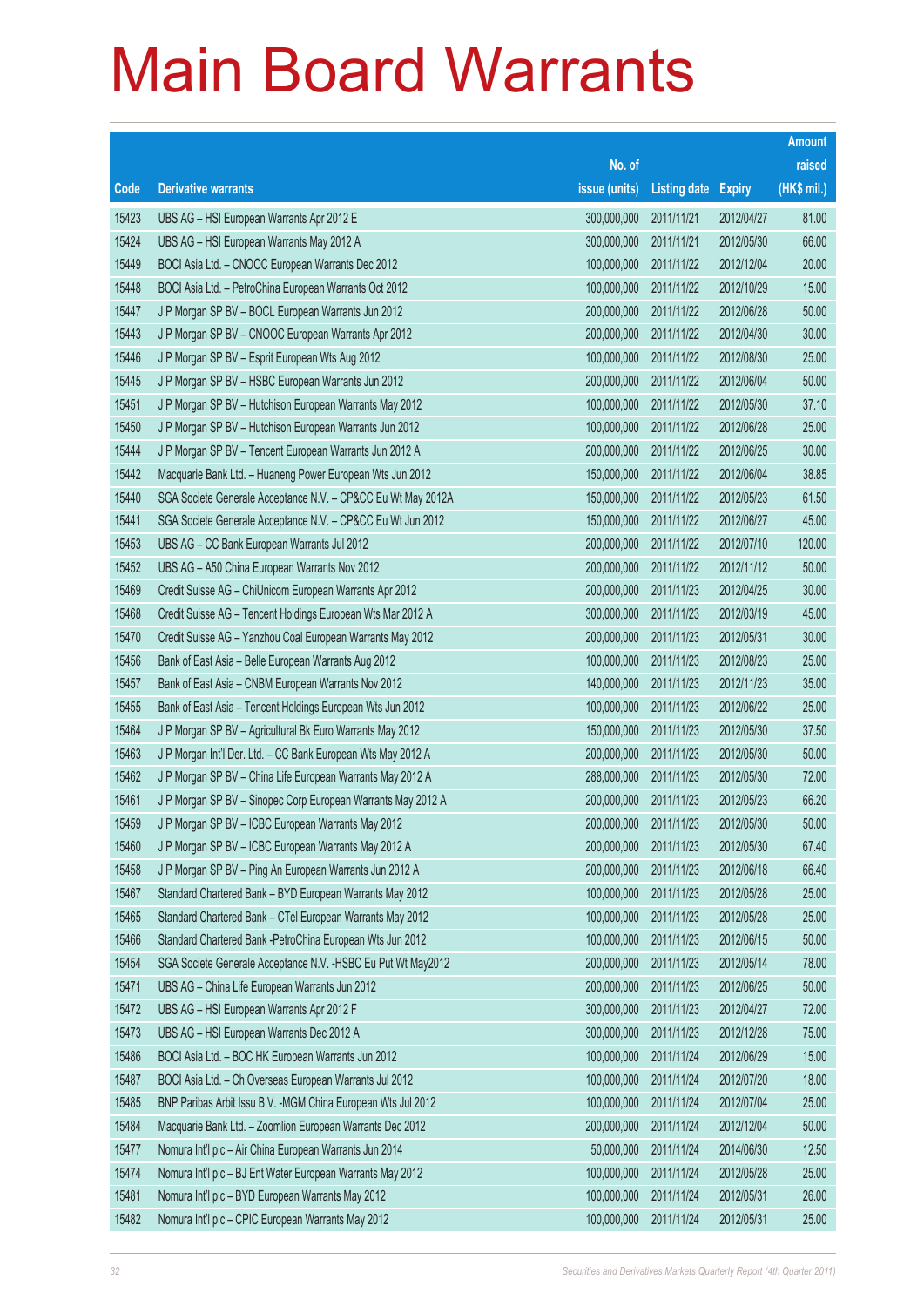# Main Board Warrants

| Code | Derivative warrants | No. of issue (units) | Listing date | Expiry | Amount raised (HK$ mil.) |
|---|---|---|---|---|---|
| 15423 | UBS AG – HSI European Warrants Apr 2012 E | 300,000,000 | 2011/11/21 | 2012/04/27 | 81.00 |
| 15424 | UBS AG – HSI European Warrants May 2012 A | 300,000,000 | 2011/11/21 | 2012/05/30 | 66.00 |
| 15449 | BOCI Asia Ltd. – CNOOC European Warrants Dec 2012 | 100,000,000 | 2011/11/22 | 2012/12/04 | 20.00 |
| 15448 | BOCI Asia Ltd. – PetroChina European Warrants Oct 2012 | 100,000,000 | 2011/11/22 | 2012/10/29 | 15.00 |
| 15447 | J P Morgan SP BV – BOCL European Warrants Jun 2012 | 200,000,000 | 2011/11/22 | 2012/06/28 | 50.00 |
| 15443 | J P Morgan SP BV – CNOOC European Warrants Apr 2012 | 200,000,000 | 2011/11/22 | 2012/04/30 | 30.00 |
| 15446 | J P Morgan SP BV – Esprit European Wts Aug 2012 | 100,000,000 | 2011/11/22 | 2012/08/30 | 25.00 |
| 15445 | J P Morgan SP BV – HSBC European Warrants Jun 2012 | 200,000,000 | 2011/11/22 | 2012/06/04 | 50.00 |
| 15451 | J P Morgan SP BV – Hutchison European Warrants May 2012 | 100,000,000 | 2011/11/22 | 2012/05/30 | 37.10 |
| 15450 | J P Morgan SP BV – Hutchison European Warrants Jun 2012 | 100,000,000 | 2011/11/22 | 2012/06/28 | 25.00 |
| 15444 | J P Morgan SP BV – Tencent European Warrants Jun 2012 A | 200,000,000 | 2011/11/22 | 2012/06/25 | 30.00 |
| 15442 | Macquarie Bank Ltd. – Huaneng Power European Wts Jun 2012 | 150,000,000 | 2011/11/22 | 2012/06/04 | 38.85 |
| 15440 | SGA Societe Generale Acceptance N.V. – CP&CC Eu Wt May 2012A | 150,000,000 | 2011/11/22 | 2012/05/23 | 61.50 |
| 15441 | SGA Societe Generale Acceptance N.V. – CP&CC Eu Wt Jun 2012 | 150,000,000 | 2011/11/22 | 2012/06/27 | 45.00 |
| 15453 | UBS AG – CC Bank European Warrants Jul 2012 | 200,000,000 | 2011/11/22 | 2012/07/10 | 120.00 |
| 15452 | UBS AG – A50 China European Warrants Nov 2012 | 200,000,000 | 2011/11/22 | 2012/11/12 | 50.00 |
| 15469 | Credit Suisse AG – ChiUnicom European Warrants Apr 2012 | 200,000,000 | 2011/11/23 | 2012/04/25 | 30.00 |
| 15468 | Credit Suisse AG – Tencent Holdings European Wts Mar 2012 A | 300,000,000 | 2011/11/23 | 2012/03/19 | 45.00 |
| 15470 | Credit Suisse AG – Yanzhou Coal European Warrants May 2012 | 200,000,000 | 2011/11/23 | 2012/05/31 | 30.00 |
| 15456 | Bank of East Asia – Belle European Warrants Aug 2012 | 100,000,000 | 2011/11/23 | 2012/08/23 | 25.00 |
| 15457 | Bank of East Asia – CNBM European Warrants Nov 2012 | 140,000,000 | 2011/11/23 | 2012/11/23 | 35.00 |
| 15455 | Bank of East Asia – Tencent Holdings European Wts Jun 2012 | 100,000,000 | 2011/11/23 | 2012/06/22 | 25.00 |
| 15464 | J P Morgan SP BV – Agricultural Bk Euro Warrants May 2012 | 150,000,000 | 2011/11/23 | 2012/05/30 | 37.50 |
| 15463 | J P Morgan Int'l Der. Ltd. – CC Bank European Wts May 2012 A | 200,000,000 | 2011/11/23 | 2012/05/30 | 50.00 |
| 15462 | J P Morgan SP BV – China Life European Warrants May 2012 A | 288,000,000 | 2011/11/23 | 2012/05/30 | 72.00 |
| 15461 | J P Morgan SP BV – Sinopec Corp European Warrants May 2012 A | 200,000,000 | 2011/11/23 | 2012/05/23 | 66.20 |
| 15459 | J P Morgan SP BV – ICBC European Warrants May 2012 | 200,000,000 | 2011/11/23 | 2012/05/30 | 50.00 |
| 15460 | J P Morgan SP BV – ICBC European Warrants May 2012 A | 200,000,000 | 2011/11/23 | 2012/05/30 | 67.40 |
| 15458 | J P Morgan SP BV – Ping An European Warrants Jun 2012 A | 200,000,000 | 2011/11/23 | 2012/06/18 | 66.40 |
| 15467 | Standard Chartered Bank – BYD European Warrants May 2012 | 100,000,000 | 2011/11/23 | 2012/05/28 | 25.00 |
| 15465 | Standard Chartered Bank – CTel European Warrants May 2012 | 100,000,000 | 2011/11/23 | 2012/05/28 | 25.00 |
| 15466 | Standard Chartered Bank -PetroChina European Wts Jun 2012 | 100,000,000 | 2011/11/23 | 2012/06/15 | 50.00 |
| 15454 | SGA Societe Generale Acceptance N.V. -HSBC Eu Put Wt May2012 | 200,000,000 | 2011/11/23 | 2012/05/14 | 78.00 |
| 15471 | UBS AG – China Life European Warrants Jun 2012 | 200,000,000 | 2011/11/23 | 2012/06/25 | 50.00 |
| 15472 | UBS AG – HSI European Warrants Apr 2012 F | 300,000,000 | 2011/11/23 | 2012/04/27 | 72.00 |
| 15473 | UBS AG – HSI European Warrants Dec 2012 A | 300,000,000 | 2011/11/23 | 2012/12/28 | 75.00 |
| 15486 | BOCI Asia Ltd. – BOC HK European Warrants Jun 2012 | 100,000,000 | 2011/11/24 | 2012/06/29 | 15.00 |
| 15487 | BOCI Asia Ltd. – Ch Overseas European Warrants Jul 2012 | 100,000,000 | 2011/11/24 | 2012/07/20 | 18.00 |
| 15485 | BNP Paribas Arbit Issu B.V. -MGM China European Wts Jul 2012 | 100,000,000 | 2011/11/24 | 2012/07/04 | 25.00 |
| 15484 | Macquarie Bank Ltd. – Zoomlion European Warrants Dec 2012 | 200,000,000 | 2011/11/24 | 2012/12/04 | 50.00 |
| 15477 | Nomura Int'l plc – Air China European Warrants Jun 2014 | 50,000,000 | 2011/11/24 | 2014/06/30 | 12.50 |
| 15474 | Nomura Int'l plc – BJ Ent Water European Warrants May 2012 | 100,000,000 | 2011/11/24 | 2012/05/28 | 25.00 |
| 15481 | Nomura Int'l plc – BYD European Warrants May 2012 | 100,000,000 | 2011/11/24 | 2012/05/31 | 26.00 |
| 15482 | Nomura Int'l plc – CPIC European Warrants May 2012 | 100,000,000 | 2011/11/24 | 2012/05/31 | 25.00 |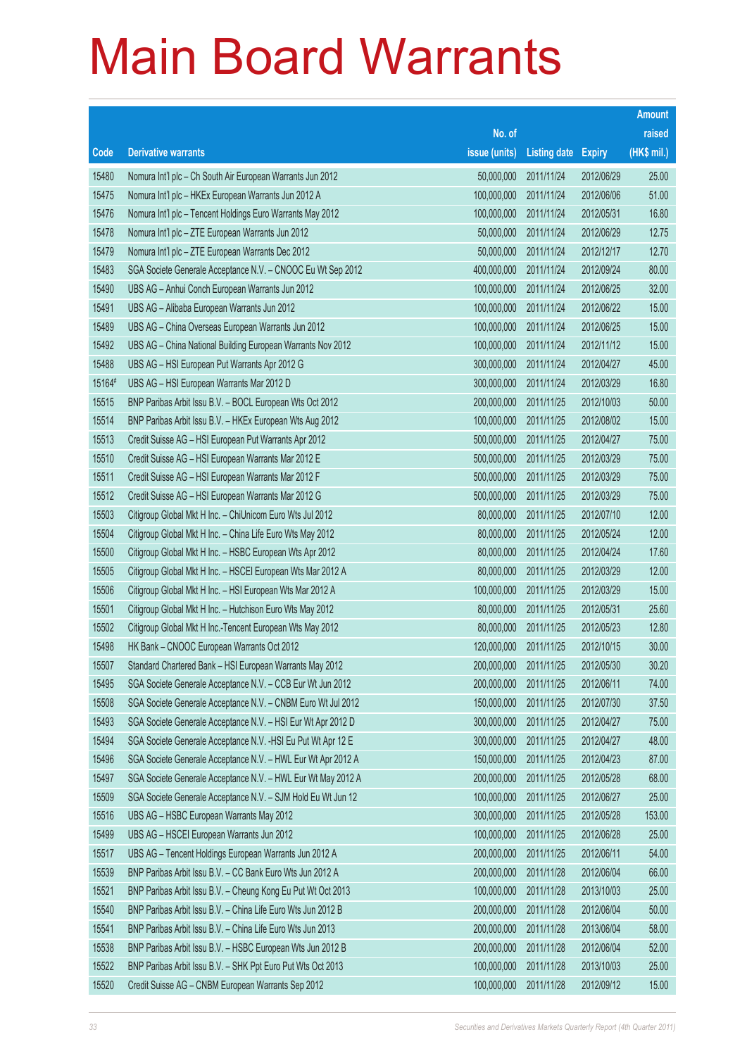# Main Board Warrants

| Code | Derivative warrants | No. of issue (units) | Listing date | Expiry | Amount raised (HK$ mil.) |
|---|---|---|---|---|---|
| 15480 | Nomura Int'l plc – Ch South Air European Warrants Jun 2012 | 50,000,000 | 2011/11/24 | 2012/06/29 | 25.00 |
| 15475 | Nomura Int'l plc – HKEx European Warrants Jun 2012 A | 100,000,000 | 2011/11/24 | 2012/06/06 | 51.00 |
| 15476 | Nomura Int'l plc – Tencent Holdings Euro Warrants May 2012 | 100,000,000 | 2011/11/24 | 2012/05/31 | 16.80 |
| 15478 | Nomura Int'l plc – ZTE European Warrants Jun 2012 | 50,000,000 | 2011/11/24 | 2012/06/29 | 12.75 |
| 15479 | Nomura Int'l plc – ZTE European Warrants Dec 2012 | 50,000,000 | 2011/11/24 | 2012/12/17 | 12.70 |
| 15483 | SGA Societe Generale Acceptance N.V. – CNOOC Eu Wt Sep 2012 | 400,000,000 | 2011/11/24 | 2012/09/24 | 80.00 |
| 15490 | UBS AG – Anhui Conch European Warrants Jun 2012 | 100,000,000 | 2011/11/24 | 2012/06/25 | 32.00 |
| 15491 | UBS AG – Alibaba European Warrants Jun 2012 | 100,000,000 | 2011/11/24 | 2012/06/22 | 15.00 |
| 15489 | UBS AG – China Overseas European Warrants Jun 2012 | 100,000,000 | 2011/11/24 | 2012/06/25 | 15.00 |
| 15492 | UBS AG – China National Building European Warrants Nov 2012 | 100,000,000 | 2011/11/24 | 2012/11/12 | 15.00 |
| 15488 | UBS AG – HSI European Put Warrants Apr 2012 G | 300,000,000 | 2011/11/24 | 2012/04/27 | 45.00 |
| 15164# | UBS AG – HSI European Warrants Mar 2012 D | 300,000,000 | 2011/11/24 | 2012/03/29 | 16.80 |
| 15515 | BNP Paribas Arbit Issu B.V. – BOCL European Wts Oct 2012 | 200,000,000 | 2011/11/25 | 2012/10/03 | 50.00 |
| 15514 | BNP Paribas Arbit Issu B.V. – HKEx European Wts Aug 2012 | 100,000,000 | 2011/11/25 | 2012/08/02 | 15.00 |
| 15513 | Credit Suisse AG – HSI European Put Warrants Apr 2012 | 500,000,000 | 2011/11/25 | 2012/04/27 | 75.00 |
| 15510 | Credit Suisse AG – HSI European Warrants Mar 2012 E | 500,000,000 | 2011/11/25 | 2012/03/29 | 75.00 |
| 15511 | Credit Suisse AG – HSI European Warrants Mar 2012 F | 500,000,000 | 2011/11/25 | 2012/03/29 | 75.00 |
| 15512 | Credit Suisse AG – HSI European Warrants Mar 2012 G | 500,000,000 | 2011/11/25 | 2012/03/29 | 75.00 |
| 15503 | Citigroup Global Mkt H Inc. – ChiUnicom Euro Wts Jul 2012 | 80,000,000 | 2011/11/25 | 2012/07/10 | 12.00 |
| 15504 | Citigroup Global Mkt H Inc. – China Life Euro Wts May 2012 | 80,000,000 | 2011/11/25 | 2012/05/24 | 12.00 |
| 15500 | Citigroup Global Mkt H Inc. – HSBC European Wts Apr 2012 | 80,000,000 | 2011/11/25 | 2012/04/24 | 17.60 |
| 15505 | Citigroup Global Mkt H Inc. – HSCEI European Wts Mar 2012 A | 80,000,000 | 2011/11/25 | 2012/03/29 | 12.00 |
| 15506 | Citigroup Global Mkt H Inc. – HSI European Wts Mar 2012 A | 100,000,000 | 2011/11/25 | 2012/03/29 | 15.00 |
| 15501 | Citigroup Global Mkt H Inc. – Hutchison Euro Wts May 2012 | 80,000,000 | 2011/11/25 | 2012/05/31 | 25.60 |
| 15502 | Citigroup Global Mkt H Inc.-Tencent European Wts May 2012 | 80,000,000 | 2011/11/25 | 2012/05/23 | 12.80 |
| 15498 | HK Bank – CNOOC European Warrants Oct 2012 | 120,000,000 | 2011/11/25 | 2012/10/15 | 30.00 |
| 15507 | Standard Chartered Bank – HSI European Warrants May 2012 | 200,000,000 | 2011/11/25 | 2012/05/30 | 30.20 |
| 15495 | SGA Societe Generale Acceptance N.V. – CCB Eur Wt Jun 2012 | 200,000,000 | 2011/11/25 | 2012/06/11 | 74.00 |
| 15508 | SGA Societe Generale Acceptance N.V. – CNBM Euro Wt Jul 2012 | 150,000,000 | 2011/11/25 | 2012/07/30 | 37.50 |
| 15493 | SGA Societe Generale Acceptance N.V. – HSI Eur Wt Apr 2012 D | 300,000,000 | 2011/11/25 | 2012/04/27 | 75.00 |
| 15494 | SGA Societe Generale Acceptance N.V. -HSI Eu Put Wt Apr 12 E | 300,000,000 | 2011/11/25 | 2012/04/27 | 48.00 |
| 15496 | SGA Societe Generale Acceptance N.V. – HWL Eur Wt Apr 2012 A | 150,000,000 | 2011/11/25 | 2012/04/23 | 87.00 |
| 15497 | SGA Societe Generale Acceptance N.V. – HWL Eur Wt May 2012 A | 200,000,000 | 2011/11/25 | 2012/05/28 | 68.00 |
| 15509 | SGA Societe Generale Acceptance N.V. – SJM Hold Eu Wt Jun 12 | 100,000,000 | 2011/11/25 | 2012/06/27 | 25.00 |
| 15516 | UBS AG – HSBC European Warrants May 2012 | 300,000,000 | 2011/11/25 | 2012/05/28 | 153.00 |
| 15499 | UBS AG – HSCEI European Warrants Jun 2012 | 100,000,000 | 2011/11/25 | 2012/06/28 | 25.00 |
| 15517 | UBS AG – Tencent Holdings European Warrants Jun 2012 A | 200,000,000 | 2011/11/25 | 2012/06/11 | 54.00 |
| 15539 | BNP Paribas Arbit Issu B.V. – CC Bank Euro Wts Jun 2012 | 200,000,000 | 2011/11/28 | 2012/06/04 | 66.00 |
| 15521 | BNP Paribas Arbit Issu B.V. – Cheung Kong Eu Put Wt Oct 2013 | 100,000,000 | 2011/11/28 | 2013/10/03 | 25.00 |
| 15540 | BNP Paribas Arbit Issu B.V. – China Life Euro Wts Jun 2012 B | 200,000,000 | 2011/11/28 | 2012/06/04 | 50.00 |
| 15541 | BNP Paribas Arbit Issu B.V. – China Life Euro Wts Jun 2013 | 200,000,000 | 2011/11/28 | 2013/06/04 | 58.00 |
| 15538 | BNP Paribas Arbit Issu B.V. – HSBC European Wts Jun 2012 B | 200,000,000 | 2011/11/28 | 2012/06/04 | 52.00 |
| 15522 | BNP Paribas Arbit Issu B.V. – SHK Ppt Euro Put Wts Oct 2013 | 100,000,000 | 2011/11/28 | 2013/10/03 | 25.00 |
| 15520 | Credit Suisse AG – CNBM European Warrants Sep 2012 | 100,000,000 | 2011/11/28 | 2012/09/12 | 15.00 |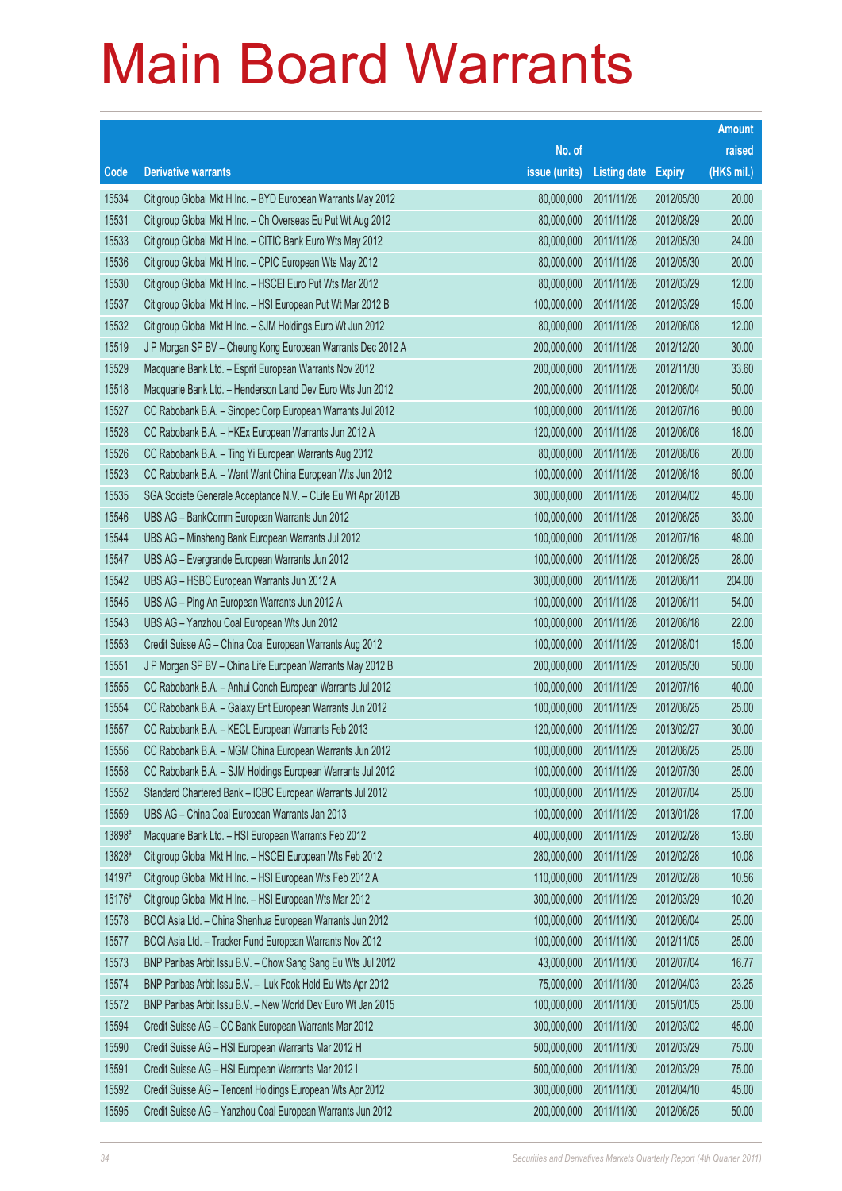# Main Board Warrants

| Code | Derivative warrants | No. of issue (units) | Listing date | Expiry | Amount raised (HK$ mil.) |
|---|---|---|---|---|---|
| 15534 | Citigroup Global Mkt H Inc. – BYD European Warrants May 2012 | 80,000,000 | 2011/11/28 | 2012/05/30 | 20.00 |
| 15531 | Citigroup Global Mkt H Inc. – Ch Overseas Eu Put Wt Aug 2012 | 80,000,000 | 2011/11/28 | 2012/08/29 | 20.00 |
| 15533 | Citigroup Global Mkt H Inc. – CITIC Bank Euro Wts May 2012 | 80,000,000 | 2011/11/28 | 2012/05/30 | 24.00 |
| 15536 | Citigroup Global Mkt H Inc. – CPIC European Wts May 2012 | 80,000,000 | 2011/11/28 | 2012/05/30 | 20.00 |
| 15530 | Citigroup Global Mkt H Inc. – HSCEI Euro Put Wts Mar 2012 | 80,000,000 | 2011/11/28 | 2012/03/29 | 12.00 |
| 15537 | Citigroup Global Mkt H Inc. – HSI European Put Wt Mar 2012 B | 100,000,000 | 2011/11/28 | 2012/03/29 | 15.00 |
| 15532 | Citigroup Global Mkt H Inc. – SJM Holdings Euro Wt Jun 2012 | 80,000,000 | 2011/11/28 | 2012/06/08 | 12.00 |
| 15519 | J P Morgan SP BV – Cheung Kong European Warrants Dec 2012 A | 200,000,000 | 2011/11/28 | 2012/12/20 | 30.00 |
| 15529 | Macquarie Bank Ltd. – Esprit European Warrants Nov 2012 | 200,000,000 | 2011/11/28 | 2012/11/30 | 33.60 |
| 15518 | Macquarie Bank Ltd. – Henderson Land Dev Euro Wts Jun 2012 | 200,000,000 | 2011/11/28 | 2012/06/04 | 50.00 |
| 15527 | CC Rabobank B.A. – Sinopec Corp European Warrants Jul 2012 | 100,000,000 | 2011/11/28 | 2012/07/16 | 80.00 |
| 15528 | CC Rabobank B.A. – HKEx European Warrants Jun 2012 A | 120,000,000 | 2011/11/28 | 2012/06/06 | 18.00 |
| 15526 | CC Rabobank B.A. – Ting Yi European Warrants Aug 2012 | 80,000,000 | 2011/11/28 | 2012/08/06 | 20.00 |
| 15523 | CC Rabobank B.A. – Want Want China European Wts Jun 2012 | 100,000,000 | 2011/11/28 | 2012/06/18 | 60.00 |
| 15535 | SGA Societe Generale Acceptance N.V. – CLife Eu Wt Apr 2012B | 300,000,000 | 2011/11/28 | 2012/04/02 | 45.00 |
| 15546 | UBS AG – BankComm European Warrants Jun 2012 | 100,000,000 | 2011/11/28 | 2012/06/25 | 33.00 |
| 15544 | UBS AG – Minsheng Bank European Warrants Jul 2012 | 100,000,000 | 2011/11/28 | 2012/07/16 | 48.00 |
| 15547 | UBS AG – Evergrande European Warrants Jun 2012 | 100,000,000 | 2011/11/28 | 2012/06/25 | 28.00 |
| 15542 | UBS AG – HSBC European Warrants Jun 2012 A | 300,000,000 | 2011/11/28 | 2012/06/11 | 204.00 |
| 15545 | UBS AG – Ping An European Warrants Jun 2012 A | 100,000,000 | 2011/11/28 | 2012/06/11 | 54.00 |
| 15543 | UBS AG – Yanzhou Coal European Wts Jun 2012 | 100,000,000 | 2011/11/28 | 2012/06/18 | 22.00 |
| 15553 | Credit Suisse AG – China Coal European Warrants Aug 2012 | 100,000,000 | 2011/11/29 | 2012/08/01 | 15.00 |
| 15551 | J P Morgan SP BV – China Life European Warrants May 2012 B | 200,000,000 | 2011/11/29 | 2012/05/30 | 50.00 |
| 15555 | CC Rabobank B.A. – Anhui Conch European Warrants Jul 2012 | 100,000,000 | 2011/11/29 | 2012/07/16 | 40.00 |
| 15554 | CC Rabobank B.A. – Galaxy Ent European Warrants Jun 2012 | 100,000,000 | 2011/11/29 | 2012/06/25 | 25.00 |
| 15557 | CC Rabobank B.A. – KECL European Warrants Feb 2013 | 120,000,000 | 2011/11/29 | 2013/02/27 | 30.00 |
| 15556 | CC Rabobank B.A. – MGM China European Warrants Jun 2012 | 100,000,000 | 2011/11/29 | 2012/06/25 | 25.00 |
| 15558 | CC Rabobank B.A. – SJM Holdings European Warrants Jul 2012 | 100,000,000 | 2011/11/29 | 2012/07/30 | 25.00 |
| 15552 | Standard Chartered Bank – ICBC European Warrants Jul 2012 | 100,000,000 | 2011/11/29 | 2012/07/04 | 25.00 |
| 15559 | UBS AG – China Coal European Warrants Jan 2013 | 100,000,000 | 2011/11/29 | 2013/01/28 | 17.00 |
| 13898# | Macquarie Bank Ltd. – HSI European Warrants Feb 2012 | 400,000,000 | 2011/11/29 | 2012/02/28 | 13.60 |
| 13828# | Citigroup Global Mkt H Inc. – HSCEI European Wts Feb 2012 | 280,000,000 | 2011/11/29 | 2012/02/28 | 10.08 |
| 14197# | Citigroup Global Mkt H Inc. – HSI European Wts Feb 2012 A | 110,000,000 | 2011/11/29 | 2012/02/28 | 10.56 |
| 15176# | Citigroup Global Mkt H Inc. – HSI European Wts Mar 2012 | 300,000,000 | 2011/11/29 | 2012/03/29 | 10.20 |
| 15578 | BOCI Asia Ltd. – China Shenhua European Warrants Jun 2012 | 100,000,000 | 2011/11/30 | 2012/06/04 | 25.00 |
| 15577 | BOCI Asia Ltd. – Tracker Fund European Warrants Nov 2012 | 100,000,000 | 2011/11/30 | 2012/11/05 | 25.00 |
| 15573 | BNP Paribas Arbit Issu B.V. – Chow Sang Sang Eu Wts Jul 2012 | 43,000,000 | 2011/11/30 | 2012/07/04 | 16.77 |
| 15574 | BNP Paribas Arbit Issu B.V. – Luk Fook Hold Eu Wts Apr 2012 | 75,000,000 | 2011/11/30 | 2012/04/03 | 23.25 |
| 15572 | BNP Paribas Arbit Issu B.V. – New World Dev Euro Wt Jan 2015 | 100,000,000 | 2011/11/30 | 2015/01/05 | 25.00 |
| 15594 | Credit Suisse AG – CC Bank European Warrants Mar 2012 | 300,000,000 | 2011/11/30 | 2012/03/02 | 45.00 |
| 15590 | Credit Suisse AG – HSI European Warrants Mar 2012 H | 500,000,000 | 2011/11/30 | 2012/03/29 | 75.00 |
| 15591 | Credit Suisse AG – HSI European Warrants Mar 2012 I | 500,000,000 | 2011/11/30 | 2012/03/29 | 75.00 |
| 15592 | Credit Suisse AG – Tencent Holdings European Wts Apr 2012 | 300,000,000 | 2011/11/30 | 2012/04/10 | 45.00 |
| 15595 | Credit Suisse AG – Yanzhou Coal European Warrants Jun 2012 | 200,000,000 | 2011/11/30 | 2012/06/25 | 50.00 |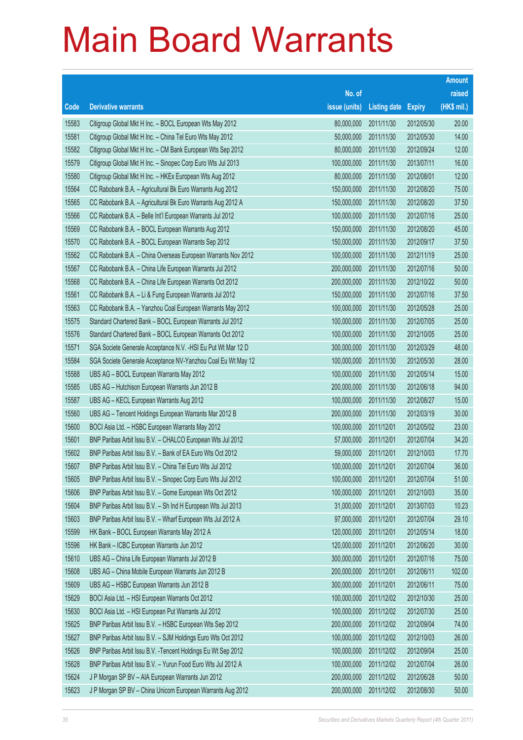# Main Board Warrants

| Code | Derivative warrants | No. of issue (units) | Listing date | Expiry | Amount raised (HK$ mil.) |
|---|---|---|---|---|---|
| 15583 | Citigroup Global Mkt H Inc. – BOCL European Wts May 2012 | 80,000,000 | 2011/11/30 | 2012/05/30 | 20.00 |
| 15581 | Citigroup Global Mkt H Inc. – China Tel Euro Wts May 2012 | 50,000,000 | 2011/11/30 | 2012/05/30 | 14.00 |
| 15582 | Citigroup Global Mkt H Inc. – CM Bank European Wts Sep 2012 | 80,000,000 | 2011/11/30 | 2012/09/24 | 12.00 |
| 15579 | Citigroup Global Mkt H Inc. – Sinopec Corp Euro Wts Jul 2013 | 100,000,000 | 2011/11/30 | 2013/07/11 | 16.00 |
| 15580 | Citigroup Global Mkt H Inc. – HKEx European Wts Aug 2012 | 80,000,000 | 2011/11/30 | 2012/08/01 | 12.00 |
| 15564 | CC Rabobank B.A. – Agricultural Bk Euro Warrants Aug 2012 | 150,000,000 | 2011/11/30 | 2012/08/20 | 75.00 |
| 15565 | CC Rabobank B.A. – Agricultural Bk Euro Warrants Aug 2012 A | 150,000,000 | 2011/11/30 | 2012/08/20 | 37.50 |
| 15566 | CC Rabobank B.A. – Belle Int'l European Warrants Jul 2012 | 100,000,000 | 2011/11/30 | 2012/07/16 | 25.00 |
| 15569 | CC Rabobank B.A. – BOCL European Warrants Aug 2012 | 150,000,000 | 2011/11/30 | 2012/08/20 | 45.00 |
| 15570 | CC Rabobank B.A. – BOCL European Warrants Sep 2012 | 150,000,000 | 2011/11/30 | 2012/09/17 | 37.50 |
| 15562 | CC Rabobank B.A. – China Overseas European Warrants Nov 2012 | 100,000,000 | 2011/11/30 | 2012/11/19 | 25.00 |
| 15567 | CC Rabobank B.A. – China Life European Warrants Jul 2012 | 200,000,000 | 2011/11/30 | 2012/07/16 | 50.00 |
| 15568 | CC Rabobank B.A. – China Life European Warrants Oct 2012 | 200,000,000 | 2011/11/30 | 2012/10/22 | 50.00 |
| 15561 | CC Rabobank B.A. – Li & Fung European Warrants Jul 2012 | 150,000,000 | 2011/11/30 | 2012/07/16 | 37.50 |
| 15563 | CC Rabobank B.A. – Yanzhou Coal European Warrants May 2012 | 100,000,000 | 2011/11/30 | 2012/05/28 | 25.00 |
| 15575 | Standard Chartered Bank – BOCL European Warrants Jul 2012 | 100,000,000 | 2011/11/30 | 2012/07/05 | 25.00 |
| 15576 | Standard Chartered Bank – BOCL European Warrants Oct 2012 | 100,000,000 | 2011/11/30 | 2012/10/05 | 25.00 |
| 15571 | SGA Societe Generale Acceptance N.V. -HSI Eu Put Wt Mar 12 D | 300,000,000 | 2011/11/30 | 2012/03/29 | 48.00 |
| 15584 | SGA Societe Generale Acceptance NV-Yanzhou Coal Eu Wt May 12 | 100,000,000 | 2011/11/30 | 2012/05/30 | 28.00 |
| 15588 | UBS AG – BOCL European Warrants May 2012 | 100,000,000 | 2011/11/30 | 2012/05/14 | 15.00 |
| 15585 | UBS AG – Hutchison European Warrants Jun 2012 B | 200,000,000 | 2011/11/30 | 2012/06/18 | 94.00 |
| 15587 | UBS AG – KECL European Warrants Aug 2012 | 100,000,000 | 2011/11/30 | 2012/08/27 | 15.00 |
| 15560 | UBS AG – Tencent Holdings European Warrants Mar 2012 B | 200,000,000 | 2011/11/30 | 2012/03/19 | 30.00 |
| 15600 | BOCI Asia Ltd. – HSBC European Warrants May 2012 | 100,000,000 | 2011/12/01 | 2012/05/02 | 23.00 |
| 15601 | BNP Paribas Arbit Issu B.V. – CHALCO European Wts Jul 2012 | 57,000,000 | 2011/12/01 | 2012/07/04 | 34.20 |
| 15602 | BNP Paribas Arbit Issu B.V. – Bank of EA Euro Wts Oct 2012 | 59,000,000 | 2011/12/01 | 2012/10/03 | 17.70 |
| 15607 | BNP Paribas Arbit Issu B.V. – China Tel Euro Wts Jul 2012 | 100,000,000 | 2011/12/01 | 2012/07/04 | 36.00 |
| 15605 | BNP Paribas Arbit Issu B.V. – Sinopec Corp Euro Wts Jul 2012 | 100,000,000 | 2011/12/01 | 2012/07/04 | 51.00 |
| 15606 | BNP Paribas Arbit Issu B.V. – Gome European Wts Oct 2012 | 100,000,000 | 2011/12/01 | 2012/10/03 | 35.00 |
| 15604 | BNP Paribas Arbit Issu B.V. – Sh Ind H European Wts Jul 2013 | 31,000,000 | 2011/12/01 | 2013/07/03 | 10.23 |
| 15603 | BNP Paribas Arbit Issu B.V. – Wharf European Wts Jul 2012 A | 97,000,000 | 2011/12/01 | 2012/07/04 | 29.10 |
| 15599 | HK Bank – BOCL European Warrants May 2012 A | 120,000,000 | 2011/12/01 | 2012/05/14 | 18.00 |
| 15596 | HK Bank – ICBC European Warrants Jun 2012 | 120,000,000 | 2011/12/01 | 2012/06/20 | 30.00 |
| 15610 | UBS AG – China Life European Warrants Jul 2012 B | 300,000,000 | 2011/12/01 | 2012/07/16 | 75.00 |
| 15608 | UBS AG – China Mobile European Warrants Jun 2012 B | 200,000,000 | 2011/12/01 | 2012/06/11 | 102.00 |
| 15609 | UBS AG – HSBC European Warrants Jun 2012 B | 300,000,000 | 2011/12/01 | 2012/06/11 | 75.00 |
| 15629 | BOCI Asia Ltd. – HSI European Warrants Oct 2012 | 100,000,000 | 2011/12/02 | 2012/10/30 | 25.00 |
| 15630 | BOCI Asia Ltd. – HSI European Put Warrants Jul 2012 | 100,000,000 | 2011/12/02 | 2012/07/30 | 25.00 |
| 15625 | BNP Paribas Arbit Issu B.V. – HSBC European Wts Sep 2012 | 200,000,000 | 2011/12/02 | 2012/09/04 | 74.00 |
| 15627 | BNP Paribas Arbit Issu B.V. – SJM Holdings Euro Wts Oct 2012 | 100,000,000 | 2011/12/02 | 2012/10/03 | 26.00 |
| 15626 | BNP Paribas Arbit Issu B.V. -Tencent Holdings Eu Wt Sep 2012 | 100,000,000 | 2011/12/02 | 2012/09/04 | 25.00 |
| 15628 | BNP Paribas Arbit Issu B.V. – Yurun Food Euro Wts Jul 2012 A | 100,000,000 | 2011/12/02 | 2012/07/04 | 26.00 |
| 15624 | J P Morgan SP BV – AIA European Warrants Jun 2012 | 200,000,000 | 2011/12/02 | 2012/06/28 | 50.00 |
| 15623 | J P Morgan SP BV – China Unicom European Warrants Aug 2012 | 200,000,000 | 2011/12/02 | 2012/08/30 | 50.00 |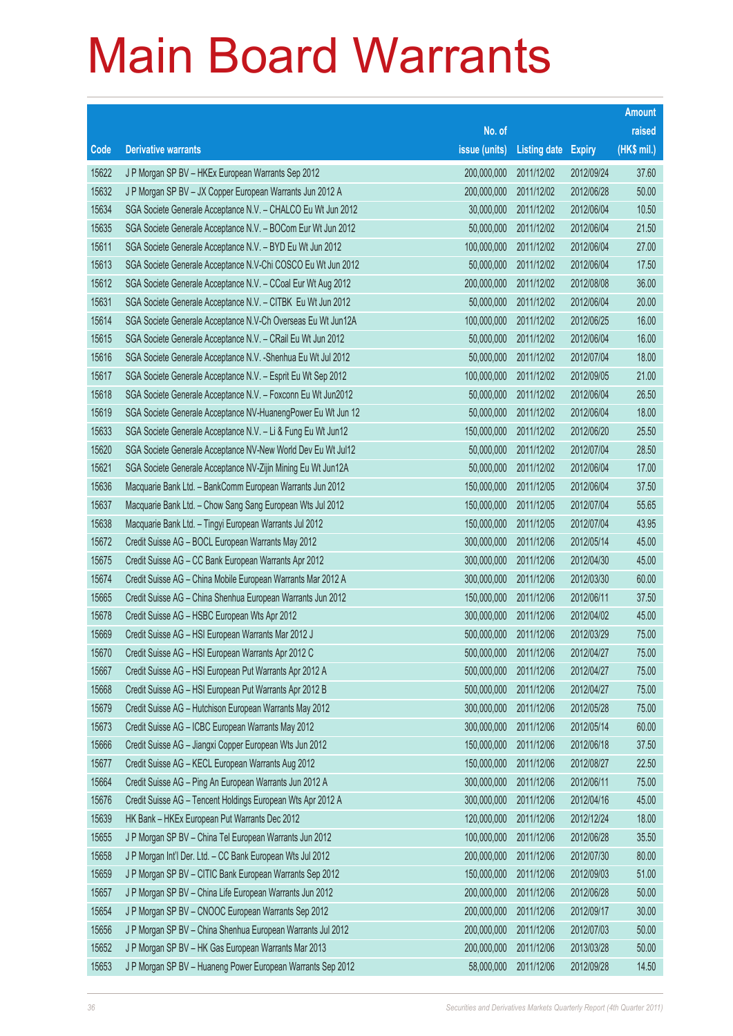# Main Board Warrants

| Code | Derivative warrants | No. of issue (units) | Listing date | Expiry | Amount raised (HK$ mil.) |
|---|---|---|---|---|---|
| 15622 | J P Morgan SP BV – HKEx European Warrants Sep 2012 | 200,000,000 | 2011/12/02 | 2012/09/24 | 37.60 |
| 15632 | J P Morgan SP BV – JX Copper European Warrants Jun 2012 A | 200,000,000 | 2011/12/02 | 2012/06/28 | 50.00 |
| 15634 | SGA Societe Generale Acceptance N.V. – CHALCO Eu Wt Jun 2012 | 30,000,000 | 2011/12/02 | 2012/06/04 | 10.50 |
| 15635 | SGA Societe Generale Acceptance N.V. – BOCom Eur Wt Jun 2012 | 50,000,000 | 2011/12/02 | 2012/06/04 | 21.50 |
| 15611 | SGA Societe Generale Acceptance N.V. – BYD Eu Wt Jun 2012 | 100,000,000 | 2011/12/02 | 2012/06/04 | 27.00 |
| 15613 | SGA Societe Generale Acceptance N.V-Chi COSCO Eu Wt Jun 2012 | 50,000,000 | 2011/12/02 | 2012/06/04 | 17.50 |
| 15612 | SGA Societe Generale Acceptance N.V. – CCoal Eur Wt Aug 2012 | 200,000,000 | 2011/12/02 | 2012/08/08 | 36.00 |
| 15631 | SGA Societe Generale Acceptance N.V. – CITBK Eu Wt Jun 2012 | 50,000,000 | 2011/12/02 | 2012/06/04 | 20.00 |
| 15614 | SGA Societe Generale Acceptance N.V-Ch Overseas Eu Wt Jun12A | 100,000,000 | 2011/12/02 | 2012/06/25 | 16.00 |
| 15615 | SGA Societe Generale Acceptance N.V. – CRail Eu Wt Jun 2012 | 50,000,000 | 2011/12/02 | 2012/06/04 | 16.00 |
| 15616 | SGA Societe Generale Acceptance N.V. -Shenhua Eu Wt Jul 2012 | 50,000,000 | 2011/12/02 | 2012/07/04 | 18.00 |
| 15617 | SGA Societe Generale Acceptance N.V. – Esprit Eu Wt Sep 2012 | 100,000,000 | 2011/12/02 | 2012/09/05 | 21.00 |
| 15618 | SGA Societe Generale Acceptance N.V. – Foxconn Eu Wt Jun2012 | 50,000,000 | 2011/12/02 | 2012/06/04 | 26.50 |
| 15619 | SGA Societe Generale Acceptance NV-HuanengPower Eu Wt Jun 12 | 50,000,000 | 2011/12/02 | 2012/06/04 | 18.00 |
| 15633 | SGA Societe Generale Acceptance N.V. – Li & Fung Eu Wt Jun12 | 150,000,000 | 2011/12/02 | 2012/06/20 | 25.50 |
| 15620 | SGA Societe Generale Acceptance NV-New World Dev Eu Wt Jul12 | 50,000,000 | 2011/12/02 | 2012/07/04 | 28.50 |
| 15621 | SGA Societe Generale Acceptance NV-Zijin Mining Eu Wt Jun12A | 50,000,000 | 2011/12/02 | 2012/06/04 | 17.00 |
| 15636 | Macquarie Bank Ltd. – BankComm European Warrants Jun 2012 | 150,000,000 | 2011/12/05 | 2012/06/04 | 37.50 |
| 15637 | Macquarie Bank Ltd. – Chow Sang Sang European Wts Jul 2012 | 150,000,000 | 2011/12/05 | 2012/07/04 | 55.65 |
| 15638 | Macquarie Bank Ltd. – Tingyi European Warrants Jul 2012 | 150,000,000 | 2011/12/05 | 2012/07/04 | 43.95 |
| 15672 | Credit Suisse AG – BOCL European Warrants May 2012 | 300,000,000 | 2011/12/06 | 2012/05/14 | 45.00 |
| 15675 | Credit Suisse AG – CC Bank European Warrants Apr 2012 | 300,000,000 | 2011/12/06 | 2012/04/30 | 45.00 |
| 15674 | Credit Suisse AG – China Mobile European Warrants Mar 2012 A | 300,000,000 | 2011/12/06 | 2012/03/30 | 60.00 |
| 15665 | Credit Suisse AG – China Shenhua European Warrants Jun 2012 | 150,000,000 | 2011/12/06 | 2012/06/11 | 37.50 |
| 15678 | Credit Suisse AG – HSBC European Wts Apr 2012 | 300,000,000 | 2011/12/06 | 2012/04/02 | 45.00 |
| 15669 | Credit Suisse AG – HSI European Warrants Mar 2012 J | 500,000,000 | 2011/12/06 | 2012/03/29 | 75.00 |
| 15670 | Credit Suisse AG – HSI European Warrants Apr 2012 C | 500,000,000 | 2011/12/06 | 2012/04/27 | 75.00 |
| 15667 | Credit Suisse AG – HSI European Put Warrants Apr 2012 A | 500,000,000 | 2011/12/06 | 2012/04/27 | 75.00 |
| 15668 | Credit Suisse AG – HSI European Put Warrants Apr 2012 B | 500,000,000 | 2011/12/06 | 2012/04/27 | 75.00 |
| 15679 | Credit Suisse AG – Hutchison European Warrants May 2012 | 300,000,000 | 2011/12/06 | 2012/05/28 | 75.00 |
| 15673 | Credit Suisse AG – ICBC European Warrants May 2012 | 300,000,000 | 2011/12/06 | 2012/05/14 | 60.00 |
| 15666 | Credit Suisse AG – Jiangxi Copper European Wts Jun 2012 | 150,000,000 | 2011/12/06 | 2012/06/18 | 37.50 |
| 15677 | Credit Suisse AG – KECL European Warrants Aug 2012 | 150,000,000 | 2011/12/06 | 2012/08/27 | 22.50 |
| 15664 | Credit Suisse AG – Ping An European Warrants Jun 2012 A | 300,000,000 | 2011/12/06 | 2012/06/11 | 75.00 |
| 15676 | Credit Suisse AG – Tencent Holdings European Wts Apr 2012 A | 300,000,000 | 2011/12/06 | 2012/04/16 | 45.00 |
| 15639 | HK Bank – HKEx European Put Warrants Dec 2012 | 120,000,000 | 2011/12/06 | 2012/12/24 | 18.00 |
| 15655 | J P Morgan SP BV – China Tel European Warrants Jun 2012 | 100,000,000 | 2011/12/06 | 2012/06/28 | 35.50 |
| 15658 | J P Morgan Int'l Der. Ltd. – CC Bank European Wts Jul 2012 | 200,000,000 | 2011/12/06 | 2012/07/30 | 80.00 |
| 15659 | J P Morgan SP BV – CITIC Bank European Warrants Sep 2012 | 150,000,000 | 2011/12/06 | 2012/09/03 | 51.00 |
| 15657 | J P Morgan SP BV – China Life European Warrants Jun 2012 | 200,000,000 | 2011/12/06 | 2012/06/28 | 50.00 |
| 15654 | J P Morgan SP BV – CNOOC European Warrants Sep 2012 | 200,000,000 | 2011/12/06 | 2012/09/17 | 30.00 |
| 15656 | J P Morgan SP BV – China Shenhua European Warrants Jul 2012 | 200,000,000 | 2011/12/06 | 2012/07/03 | 50.00 |
| 15652 | J P Morgan SP BV – HK Gas European Warrants Mar 2013 | 200,000,000 | 2011/12/06 | 2013/03/28 | 50.00 |
| 15653 | J P Morgan SP BV – Huaneng Power European Warrants Sep 2012 | 58,000,000 | 2011/12/06 | 2012/09/28 | 14.50 |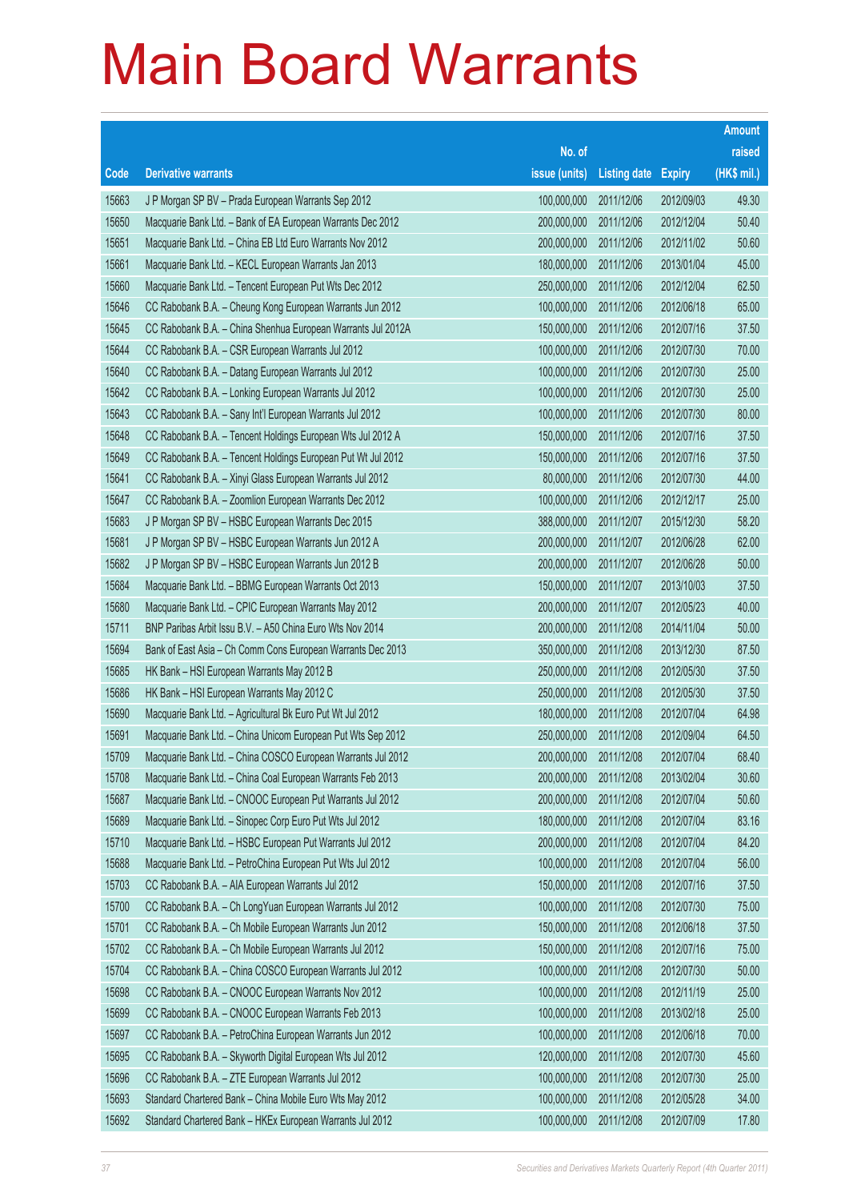# Main Board Warrants

| Code | Derivative warrants | No. of issue (units) | Listing date | Expiry | Amount raised (HK$ mil.) |
|---|---|---|---|---|---|
| 15663 | J P Morgan SP BV – Prada European Warrants Sep 2012 | 100,000,000 | 2011/12/06 | 2012/09/03 | 49.30 |
| 15650 | Macquarie Bank Ltd. – Bank of EA European Warrants Dec 2012 | 200,000,000 | 2011/12/06 | 2012/12/04 | 50.40 |
| 15651 | Macquarie Bank Ltd. – China EB Ltd Euro Warrants Nov 2012 | 200,000,000 | 2011/12/06 | 2012/11/02 | 50.60 |
| 15661 | Macquarie Bank Ltd. – KECL European Warrants Jan 2013 | 180,000,000 | 2011/12/06 | 2013/01/04 | 45.00 |
| 15660 | Macquarie Bank Ltd. – Tencent European Put Wts Dec 2012 | 250,000,000 | 2011/12/06 | 2012/12/04 | 62.50 |
| 15646 | CC Rabobank B.A. – Cheung Kong European Warrants Jun 2012 | 100,000,000 | 2011/12/06 | 2012/06/18 | 65.00 |
| 15645 | CC Rabobank B.A. – China Shenhua European Warrants Jul 2012A | 150,000,000 | 2011/12/06 | 2012/07/16 | 37.50 |
| 15644 | CC Rabobank B.A. – CSR European Warrants Jul 2012 | 100,000,000 | 2011/12/06 | 2012/07/30 | 70.00 |
| 15640 | CC Rabobank B.A. – Datang European Warrants Jul 2012 | 100,000,000 | 2011/12/06 | 2012/07/30 | 25.00 |
| 15642 | CC Rabobank B.A. – Lonking European Warrants Jul 2012 | 100,000,000 | 2011/12/06 | 2012/07/30 | 25.00 |
| 15643 | CC Rabobank B.A. – Sany Int'l European Warrants Jul 2012 | 100,000,000 | 2011/12/06 | 2012/07/30 | 80.00 |
| 15648 | CC Rabobank B.A. – Tencent Holdings European Wts Jul 2012 A | 150,000,000 | 2011/12/06 | 2012/07/16 | 37.50 |
| 15649 | CC Rabobank B.A. – Tencent Holdings European Put Wt Jul 2012 | 150,000,000 | 2011/12/06 | 2012/07/16 | 37.50 |
| 15641 | CC Rabobank B.A. – Xinyi Glass European Warrants Jul 2012 | 80,000,000 | 2011/12/06 | 2012/07/30 | 44.00 |
| 15647 | CC Rabobank B.A. – Zoomlion European Warrants Dec 2012 | 100,000,000 | 2011/12/06 | 2012/12/17 | 25.00 |
| 15683 | J P Morgan SP BV – HSBC European Warrants Dec 2015 | 388,000,000 | 2011/12/07 | 2015/12/30 | 58.20 |
| 15681 | J P Morgan SP BV – HSBC European Warrants Jun 2012 A | 200,000,000 | 2011/12/07 | 2012/06/28 | 62.00 |
| 15682 | J P Morgan SP BV – HSBC European Warrants Jun 2012 B | 200,000,000 | 2011/12/07 | 2012/06/28 | 50.00 |
| 15684 | Macquarie Bank Ltd. – BBMG European Warrants Oct 2013 | 150,000,000 | 2011/12/07 | 2013/10/03 | 37.50 |
| 15680 | Macquarie Bank Ltd. – CPIC European Warrants May 2012 | 200,000,000 | 2011/12/07 | 2012/05/23 | 40.00 |
| 15711 | BNP Paribas Arbit Issu B.V. – A50 China Euro Wts Nov 2014 | 200,000,000 | 2011/12/08 | 2014/11/04 | 50.00 |
| 15694 | Bank of East Asia – Ch Comm Cons European Warrants Dec 2013 | 350,000,000 | 2011/12/08 | 2013/12/30 | 87.50 |
| 15685 | HK Bank – HSI European Warrants May 2012 B | 250,000,000 | 2011/12/08 | 2012/05/30 | 37.50 |
| 15686 | HK Bank – HSI European Warrants May 2012 C | 250,000,000 | 2011/12/08 | 2012/05/30 | 37.50 |
| 15690 | Macquarie Bank Ltd. – Agricultural Bk Euro Put Wt Jul 2012 | 180,000,000 | 2011/12/08 | 2012/07/04 | 64.98 |
| 15691 | Macquarie Bank Ltd. – China Unicom European Put Wts Sep 2012 | 250,000,000 | 2011/12/08 | 2012/09/04 | 64.50 |
| 15709 | Macquarie Bank Ltd. – China COSCO European Warrants Jul 2012 | 200,000,000 | 2011/12/08 | 2012/07/04 | 68.40 |
| 15708 | Macquarie Bank Ltd. – China Coal European Warrants Feb 2013 | 200,000,000 | 2011/12/08 | 2013/02/04 | 30.60 |
| 15687 | Macquarie Bank Ltd. – CNOOC European Put Warrants Jul 2012 | 200,000,000 | 2011/12/08 | 2012/07/04 | 50.60 |
| 15689 | Macquarie Bank Ltd. – Sinopec Corp Euro Put Wts Jul 2012 | 180,000,000 | 2011/12/08 | 2012/07/04 | 83.16 |
| 15710 | Macquarie Bank Ltd. – HSBC European Put Warrants Jul 2012 | 200,000,000 | 2011/12/08 | 2012/07/04 | 84.20 |
| 15688 | Macquarie Bank Ltd. – PetroChina European Put Wts Jul 2012 | 100,000,000 | 2011/12/08 | 2012/07/04 | 56.00 |
| 15703 | CC Rabobank B.A. – AIA European Warrants Jul 2012 | 150,000,000 | 2011/12/08 | 2012/07/16 | 37.50 |
| 15700 | CC Rabobank B.A. – Ch LongYuan European Warrants Jul 2012 | 100,000,000 | 2011/12/08 | 2012/07/30 | 75.00 |
| 15701 | CC Rabobank B.A. – Ch Mobile European Warrants Jun 2012 | 150,000,000 | 2011/12/08 | 2012/06/18 | 37.50 |
| 15702 | CC Rabobank B.A. – Ch Mobile European Warrants Jul 2012 | 150,000,000 | 2011/12/08 | 2012/07/16 | 75.00 |
| 15704 | CC Rabobank B.A. – China COSCO European Warrants Jul 2012 | 100,000,000 | 2011/12/08 | 2012/07/30 | 50.00 |
| 15698 | CC Rabobank B.A. – CNOOC European Warrants Nov 2012 | 100,000,000 | 2011/12/08 | 2012/11/19 | 25.00 |
| 15699 | CC Rabobank B.A. – CNOOC European Warrants Feb 2013 | 100,000,000 | 2011/12/08 | 2013/02/18 | 25.00 |
| 15697 | CC Rabobank B.A. – PetroChina European Warrants Jun 2012 | 100,000,000 | 2011/12/08 | 2012/06/18 | 70.00 |
| 15695 | CC Rabobank B.A. – Skyworth Digital European Wts Jul 2012 | 120,000,000 | 2011/12/08 | 2012/07/30 | 45.60 |
| 15696 | CC Rabobank B.A. – ZTE European Warrants Jul 2012 | 100,000,000 | 2011/12/08 | 2012/07/30 | 25.00 |
| 15693 | Standard Chartered Bank – China Mobile Euro Wts May 2012 | 100,000,000 | 2011/12/08 | 2012/05/28 | 34.00 |
| 15692 | Standard Chartered Bank – HKEx European Warrants Jul 2012 | 100,000,000 | 2011/12/08 | 2012/07/09 | 17.80 |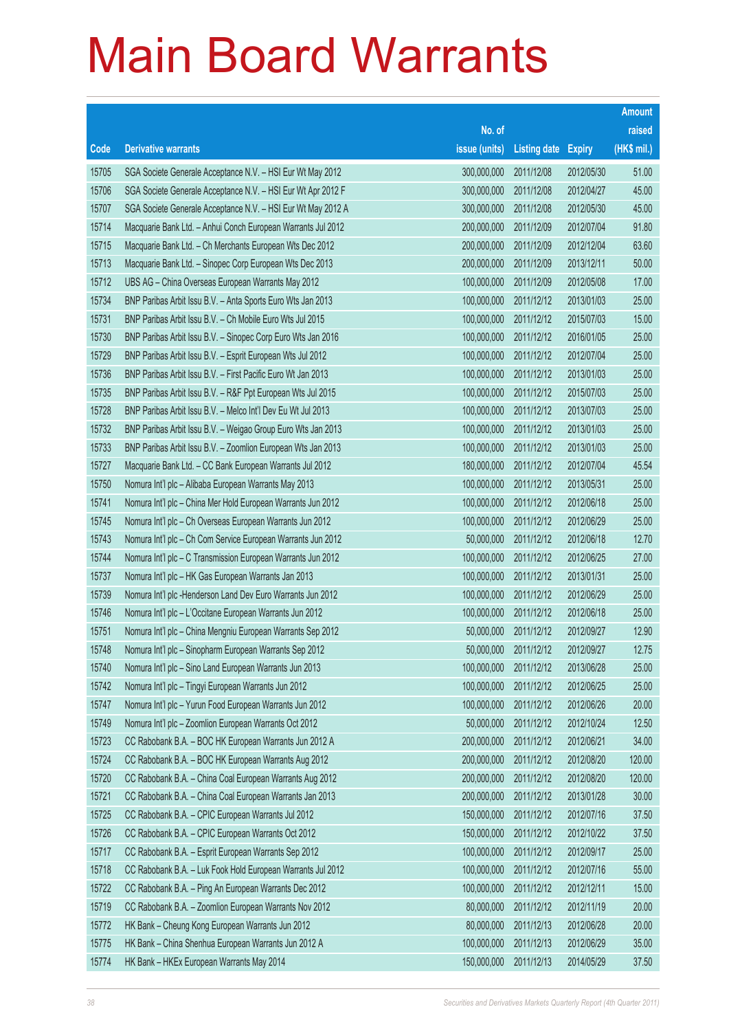# Main Board Warrants

| Code | Derivative warrants | No. of issue (units) | Listing date | Expiry | Amount raised (HK$ mil.) |
|---|---|---|---|---|---|
| 15705 | SGA Societe Generale Acceptance N.V. – HSI Eur Wt May 2012 | 300,000,000 | 2011/12/08 | 2012/05/30 | 51.00 |
| 15706 | SGA Societe Generale Acceptance N.V. – HSI Eur Wt Apr 2012 F | 300,000,000 | 2011/12/08 | 2012/04/27 | 45.00 |
| 15707 | SGA Societe Generale Acceptance N.V. – HSI Eur Wt May 2012 A | 300,000,000 | 2011/12/08 | 2012/05/30 | 45.00 |
| 15714 | Macquarie Bank Ltd. – Anhui Conch European Warrants Jul 2012 | 200,000,000 | 2011/12/09 | 2012/07/04 | 91.80 |
| 15715 | Macquarie Bank Ltd. – Ch Merchants European Wts Dec 2012 | 200,000,000 | 2011/12/09 | 2012/12/04 | 63.60 |
| 15713 | Macquarie Bank Ltd. – Sinopec Corp European Wts Dec 2013 | 200,000,000 | 2011/12/09 | 2013/12/11 | 50.00 |
| 15712 | UBS AG – China Overseas European Warrants May 2012 | 100,000,000 | 2011/12/09 | 2012/05/08 | 17.00 |
| 15734 | BNP Paribas Arbit Issu B.V. – Anta Sports Euro Wts Jan 2013 | 100,000,000 | 2011/12/12 | 2013/01/03 | 25.00 |
| 15731 | BNP Paribas Arbit Issu B.V. – Ch Mobile Euro Wts Jul 2015 | 100,000,000 | 2011/12/12 | 2015/07/03 | 15.00 |
| 15730 | BNP Paribas Arbit Issu B.V. – Sinopec Corp Euro Wts Jan 2016 | 100,000,000 | 2011/12/12 | 2016/01/05 | 25.00 |
| 15729 | BNP Paribas Arbit Issu B.V. – Esprit European Wts Jul 2012 | 100,000,000 | 2011/12/12 | 2012/07/04 | 25.00 |
| 15736 | BNP Paribas Arbit Issu B.V. – First Pacific Euro Wt Jan 2013 | 100,000,000 | 2011/12/12 | 2013/01/03 | 25.00 |
| 15735 | BNP Paribas Arbit Issu B.V. – R&F Ppt European Wts Jul 2015 | 100,000,000 | 2011/12/12 | 2015/07/03 | 25.00 |
| 15728 | BNP Paribas Arbit Issu B.V. – Melco Int'l Dev Eu Wt Jul 2013 | 100,000,000 | 2011/12/12 | 2013/07/03 | 25.00 |
| 15732 | BNP Paribas Arbit Issu B.V. – Weigao Group Euro Wts Jan 2013 | 100,000,000 | 2011/12/12 | 2013/01/03 | 25.00 |
| 15733 | BNP Paribas Arbit Issu B.V. – Zoomlion European Wts Jan 2013 | 100,000,000 | 2011/12/12 | 2013/01/03 | 25.00 |
| 15727 | Macquarie Bank Ltd. – CC Bank European Warrants Jul 2012 | 180,000,000 | 2011/12/12 | 2012/07/04 | 45.54 |
| 15750 | Nomura Int'l plc – Alibaba European Warrants May 2013 | 100,000,000 | 2011/12/12 | 2013/05/31 | 25.00 |
| 15741 | Nomura Int'l plc – China Mer Hold European Warrants Jun 2012 | 100,000,000 | 2011/12/12 | 2012/06/18 | 25.00 |
| 15745 | Nomura Int'l plc – Ch Overseas European Warrants Jun 2012 | 100,000,000 | 2011/12/12 | 2012/06/29 | 25.00 |
| 15743 | Nomura Int'l plc – Ch Com Service European Warrants Jun 2012 | 50,000,000 | 2011/12/12 | 2012/06/18 | 12.70 |
| 15744 | Nomura Int'l plc – C Transmission European Warrants Jun 2012 | 100,000,000 | 2011/12/12 | 2012/06/25 | 27.00 |
| 15737 | Nomura Int'l plc – HK Gas European Warrants Jan 2013 | 100,000,000 | 2011/12/12 | 2013/01/31 | 25.00 |
| 15739 | Nomura Int'l plc -Henderson Land Dev Euro Warrants Jun 2012 | 100,000,000 | 2011/12/12 | 2012/06/29 | 25.00 |
| 15746 | Nomura Int'l plc – L'Occitane European Warrants Jun 2012 | 100,000,000 | 2011/12/12 | 2012/06/18 | 25.00 |
| 15751 | Nomura Int'l plc – China Mengniu European Warrants Sep 2012 | 50,000,000 | 2011/12/12 | 2012/09/27 | 12.90 |
| 15748 | Nomura Int'l plc – Sinopharm European Warrants Sep 2012 | 50,000,000 | 2011/12/12 | 2012/09/27 | 12.75 |
| 15740 | Nomura Int'l plc – Sino Land European Warrants Jun 2013 | 100,000,000 | 2011/12/12 | 2013/06/28 | 25.00 |
| 15742 | Nomura Int'l plc – Tingyi European Warrants Jun 2012 | 100,000,000 | 2011/12/12 | 2012/06/25 | 25.00 |
| 15747 | Nomura Int'l plc – Yurun Food European Warrants Jun 2012 | 100,000,000 | 2011/12/12 | 2012/06/26 | 20.00 |
| 15749 | Nomura Int'l plc – Zoomlion European Warrants Oct 2012 | 50,000,000 | 2011/12/12 | 2012/10/24 | 12.50 |
| 15723 | CC Rabobank B.A. – BOC HK European Warrants Jun 2012 A | 200,000,000 | 2011/12/12 | 2012/06/21 | 34.00 |
| 15724 | CC Rabobank B.A. – BOC HK European Warrants Aug 2012 | 200,000,000 | 2011/12/12 | 2012/08/20 | 120.00 |
| 15720 | CC Rabobank B.A. – China Coal European Warrants Aug 2012 | 200,000,000 | 2011/12/12 | 2012/08/20 | 120.00 |
| 15721 | CC Rabobank B.A. – China Coal European Warrants Jan 2013 | 200,000,000 | 2011/12/12 | 2013/01/28 | 30.00 |
| 15725 | CC Rabobank B.A. – CPIC European Warrants Jul 2012 | 150,000,000 | 2011/12/12 | 2012/07/16 | 37.50 |
| 15726 | CC Rabobank B.A. – CPIC European Warrants Oct 2012 | 150,000,000 | 2011/12/12 | 2012/10/22 | 37.50 |
| 15717 | CC Rabobank B.A. – Esprit European Warrants Sep 2012 | 100,000,000 | 2011/12/12 | 2012/09/17 | 25.00 |
| 15718 | CC Rabobank B.A. – Luk Fook Hold European Warrants Jul 2012 | 100,000,000 | 2011/12/12 | 2012/07/16 | 55.00 |
| 15722 | CC Rabobank B.A. – Ping An European Warrants Dec 2012 | 100,000,000 | 2011/12/12 | 2012/12/11 | 15.00 |
| 15719 | CC Rabobank B.A. – Zoomlion European Warrants Nov 2012 | 80,000,000 | 2011/12/12 | 2012/11/19 | 20.00 |
| 15772 | HK Bank – Cheung Kong European Warrants Jun 2012 | 80,000,000 | 2011/12/13 | 2012/06/28 | 20.00 |
| 15775 | HK Bank – China Shenhua European Warrants Jun 2012 A | 100,000,000 | 2011/12/13 | 2012/06/29 | 35.00 |
| 15774 | HK Bank – HKEx European Warrants May 2014 | 150,000,000 | 2011/12/13 | 2014/05/29 | 37.50 |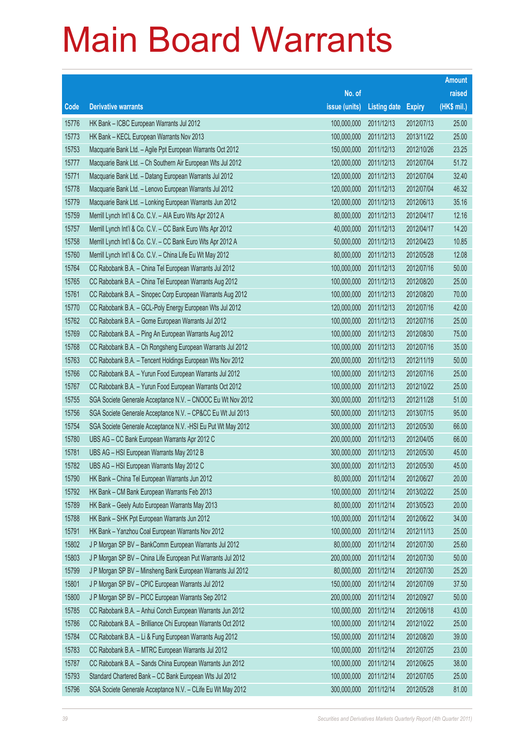# Main Board Warrants

| Code | Derivative warrants | No. of issue (units) | Listing date | Expiry | Amount raised (HK$ mil.) |
|---|---|---|---|---|---|
| 15776 | HK Bank – ICBC European Warrants Jul 2012 | 100,000,000 | 2011/12/13 | 2012/07/13 | 25.00 |
| 15773 | HK Bank – KECL European Warrants Nov 2013 | 100,000,000 | 2011/12/13 | 2013/11/22 | 25.00 |
| 15753 | Macquarie Bank Ltd. – Agile Ppt European Warrants Oct 2012 | 150,000,000 | 2011/12/13 | 2012/10/26 | 23.25 |
| 15777 | Macquarie Bank Ltd. – Ch Southern Air European Wts Jul 2012 | 120,000,000 | 2011/12/13 | 2012/07/04 | 51.72 |
| 15771 | Macquarie Bank Ltd. – Datang European Warrants Jul 2012 | 120,000,000 | 2011/12/13 | 2012/07/04 | 32.40 |
| 15778 | Macquarie Bank Ltd. – Lenovo European Warrants Jul 2012 | 120,000,000 | 2011/12/13 | 2012/07/04 | 46.32 |
| 15779 | Macquarie Bank Ltd. – Lonking European Warrants Jun 2012 | 120,000,000 | 2011/12/13 | 2012/06/13 | 35.16 |
| 15759 | Merrill Lynch Int'l & Co. C.V. – AIA Euro Wts Apr 2012 A | 80,000,000 | 2011/12/13 | 2012/04/17 | 12.16 |
| 15757 | Merrill Lynch Int'l & Co. C.V. – CC Bank Euro Wts Apr 2012 | 40,000,000 | 2011/12/13 | 2012/04/17 | 14.20 |
| 15758 | Merrill Lynch Int'l & Co. C.V. – CC Bank Euro Wts Apr 2012 A | 50,000,000 | 2011/12/13 | 2012/04/23 | 10.85 |
| 15760 | Merrill Lynch Int'l & Co. C.V. – China Life Eu Wt May 2012 | 80,000,000 | 2011/12/13 | 2012/05/28 | 12.08 |
| 15764 | CC Rabobank B.A. – China Tel European Warrants Jul 2012 | 100,000,000 | 2011/12/13 | 2012/07/16 | 50.00 |
| 15765 | CC Rabobank B.A. – China Tel European Warrants Aug 2012 | 100,000,000 | 2011/12/13 | 2012/08/20 | 25.00 |
| 15761 | CC Rabobank B.A. – Sinopec Corp European Warrants Aug 2012 | 100,000,000 | 2011/12/13 | 2012/08/20 | 70.00 |
| 15770 | CC Rabobank B.A. – GCL-Poly Energy European Wts Jul 2012 | 120,000,000 | 2011/12/13 | 2012/07/16 | 42.00 |
| 15762 | CC Rabobank B.A. – Gome European Warrants Jul 2012 | 100,000,000 | 2011/12/13 | 2012/07/16 | 25.00 |
| 15769 | CC Rabobank B.A. – Ping An European Warrants Aug 2012 | 100,000,000 | 2011/12/13 | 2012/08/30 | 75.00 |
| 15768 | CC Rabobank B.A. – Ch Rongsheng European Warrants Jul 2012 | 100,000,000 | 2011/12/13 | 2012/07/16 | 35.00 |
| 15763 | CC Rabobank B.A. – Tencent Holdings European Wts Nov 2012 | 200,000,000 | 2011/12/13 | 2012/11/19 | 50.00 |
| 15766 | CC Rabobank B.A. – Yurun Food European Warrants Jul 2012 | 100,000,000 | 2011/12/13 | 2012/07/16 | 25.00 |
| 15767 | CC Rabobank B.A. – Yurun Food European Warrants Oct 2012 | 100,000,000 | 2011/12/13 | 2012/10/22 | 25.00 |
| 15755 | SGA Societe Generale Acceptance N.V. – CNOOC Eu Wt Nov 2012 | 300,000,000 | 2011/12/13 | 2012/11/28 | 51.00 |
| 15756 | SGA Societe Generale Acceptance N.V. – CP&CC Eu Wt Jul 2013 | 500,000,000 | 2011/12/13 | 2013/07/15 | 95.00 |
| 15754 | SGA Societe Generale Acceptance N.V. -HSI Eu Put Wt May 2012 | 300,000,000 | 2011/12/13 | 2012/05/30 | 66.00 |
| 15780 | UBS AG – CC Bank European Warrants Apr 2012 C | 200,000,000 | 2011/12/13 | 2012/04/05 | 66.00 |
| 15781 | UBS AG – HSI European Warrants May 2012 B | 300,000,000 | 2011/12/13 | 2012/05/30 | 45.00 |
| 15782 | UBS AG – HSI European Warrants May 2012 C | 300,000,000 | 2011/12/13 | 2012/05/30 | 45.00 |
| 15790 | HK Bank – China Tel European Warrants Jun 2012 | 80,000,000 | 2011/12/14 | 2012/06/27 | 20.00 |
| 15792 | HK Bank – CM Bank European Warrants Feb 2013 | 100,000,000 | 2011/12/14 | 2013/02/22 | 25.00 |
| 15789 | HK Bank – Geely Auto European Warrants May 2013 | 80,000,000 | 2011/12/14 | 2013/05/23 | 20.00 |
| 15788 | HK Bank – SHK Ppt European Warrants Jun 2012 | 100,000,000 | 2011/12/14 | 2012/06/22 | 34.00 |
| 15791 | HK Bank – Yanzhou Coal European Warrants Nov 2012 | 100,000,000 | 2011/12/14 | 2012/11/13 | 25.00 |
| 15802 | J P Morgan SP BV – BankComm European Warrants Jul 2012 | 80,000,000 | 2011/12/14 | 2012/07/30 | 25.60 |
| 15803 | J P Morgan SP BV – China Life European Put Warrants Jul 2012 | 200,000,000 | 2011/12/14 | 2012/07/30 | 50.00 |
| 15799 | J P Morgan SP BV – Minsheng Bank European Warrants Jul 2012 | 80,000,000 | 2011/12/14 | 2012/07/30 | 25.20 |
| 15801 | J P Morgan SP BV – CPIC European Warrants Jul 2012 | 150,000,000 | 2011/12/14 | 2012/07/09 | 37.50 |
| 15800 | J P Morgan SP BV – PICC European Warrants Sep 2012 | 200,000,000 | 2011/12/14 | 2012/09/27 | 50.00 |
| 15785 | CC Rabobank B.A. – Anhui Conch European Warrants Jun 2012 | 100,000,000 | 2011/12/14 | 2012/06/18 | 43.00 |
| 15786 | CC Rabobank B.A. – Brilliance Chi European Warrants Oct 2012 | 100,000,000 | 2011/12/14 | 2012/10/22 | 25.00 |
| 15784 | CC Rabobank B.A. – Li & Fung European Warrants Aug 2012 | 150,000,000 | 2011/12/14 | 2012/08/20 | 39.00 |
| 15783 | CC Rabobank B.A. – MTRC European Warrants Jul 2012 | 100,000,000 | 2011/12/14 | 2012/07/25 | 23.00 |
| 15787 | CC Rabobank B.A. – Sands China European Warrants Jun 2012 | 100,000,000 | 2011/12/14 | 2012/06/25 | 38.00 |
| 15793 | Standard Chartered Bank – CC Bank European Wts Jul 2012 | 100,000,000 | 2011/12/14 | 2012/07/05 | 25.00 |
| 15796 | SGA Societe Generale Acceptance N.V. – CLife Eu Wt May 2012 | 300,000,000 | 2011/12/14 | 2012/05/28 | 81.00 |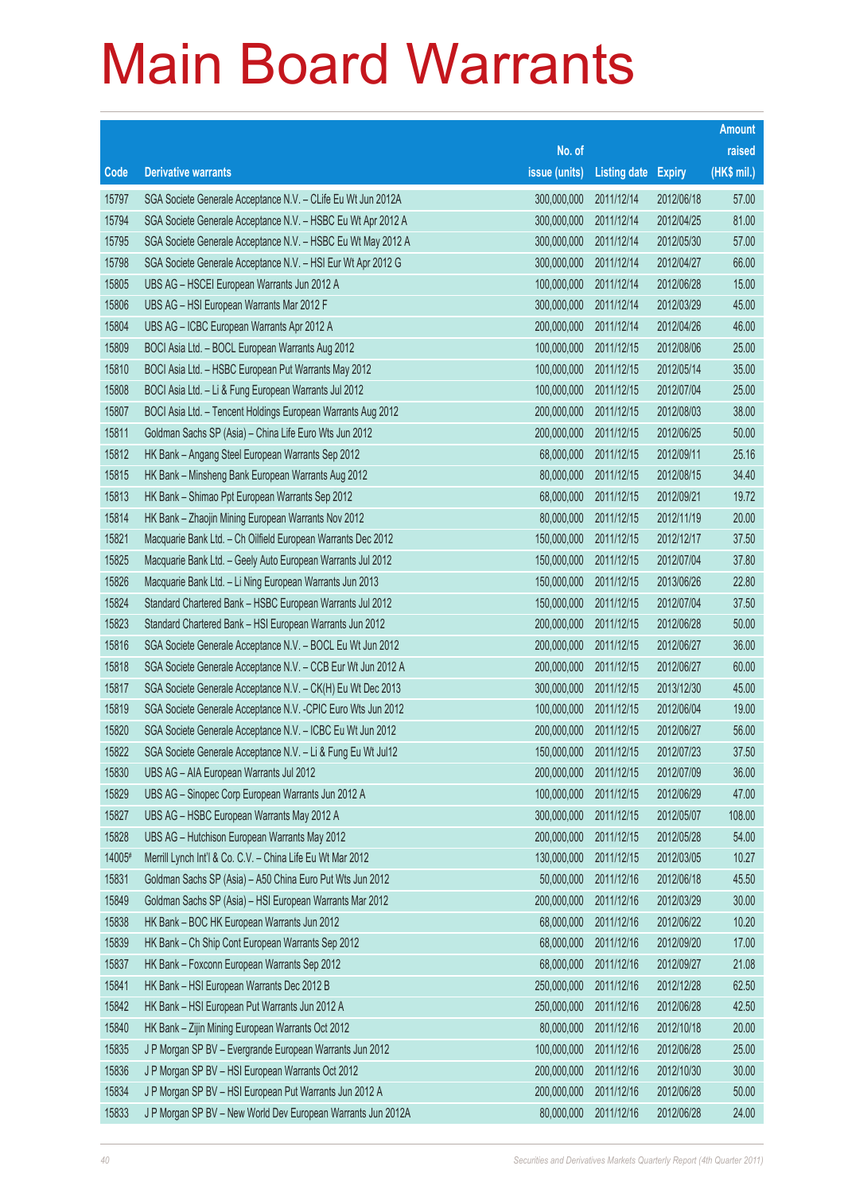# Main Board Warrants

| Code | Derivative warrants | No. of issue (units) | Listing date | Expiry | Amount raised (HK$ mil.) |
|---|---|---|---|---|---|
| 15797 | SGA Societe Generale Acceptance N.V. – CLife Eu Wt Jun 2012A | 300,000,000 | 2011/12/14 | 2012/06/18 | 57.00 |
| 15794 | SGA Societe Generale Acceptance N.V. – HSBC Eu Wt Apr 2012 A | 300,000,000 | 2011/12/14 | 2012/04/25 | 81.00 |
| 15795 | SGA Societe Generale Acceptance N.V. – HSBC Eu Wt May 2012 A | 300,000,000 | 2011/12/14 | 2012/05/30 | 57.00 |
| 15798 | SGA Societe Generale Acceptance N.V. – HSI Eur Wt Apr 2012 G | 300,000,000 | 2011/12/14 | 2012/04/27 | 66.00 |
| 15805 | UBS AG – HSCEI European Warrants Jun 2012 A | 100,000,000 | 2011/12/14 | 2012/06/28 | 15.00 |
| 15806 | UBS AG – HSI European Warrants Mar 2012 F | 300,000,000 | 2011/12/14 | 2012/03/29 | 45.00 |
| 15804 | UBS AG – ICBC European Warrants Apr 2012 A | 200,000,000 | 2011/12/14 | 2012/04/26 | 46.00 |
| 15809 | BOCI Asia Ltd. – BOCL European Warrants Aug 2012 | 100,000,000 | 2011/12/15 | 2012/08/06 | 25.00 |
| 15810 | BOCI Asia Ltd. – HSBC European Put Warrants May 2012 | 100,000,000 | 2011/12/15 | 2012/05/14 | 35.00 |
| 15808 | BOCI Asia Ltd. – Li & Fung European Warrants Jul 2012 | 100,000,000 | 2011/12/15 | 2012/07/04 | 25.00 |
| 15807 | BOCI Asia Ltd. – Tencent Holdings European Warrants Aug 2012 | 200,000,000 | 2011/12/15 | 2012/08/03 | 38.00 |
| 15811 | Goldman Sachs SP (Asia) – China Life Euro Wts Jun 2012 | 200,000,000 | 2011/12/15 | 2012/06/25 | 50.00 |
| 15812 | HK Bank – Angang Steel European Warrants Sep 2012 | 68,000,000 | 2011/12/15 | 2012/09/11 | 25.16 |
| 15815 | HK Bank – Minsheng Bank European Warrants Aug 2012 | 80,000,000 | 2011/12/15 | 2012/08/15 | 34.40 |
| 15813 | HK Bank – Shimao Ppt European Warrants Sep 2012 | 68,000,000 | 2011/12/15 | 2012/09/21 | 19.72 |
| 15814 | HK Bank – Zhaojin Mining European Warrants Nov 2012 | 80,000,000 | 2011/12/15 | 2012/11/19 | 20.00 |
| 15821 | Macquarie Bank Ltd. – Ch Oilfield European Warrants Dec 2012 | 150,000,000 | 2011/12/15 | 2012/12/17 | 37.50 |
| 15825 | Macquarie Bank Ltd. – Geely Auto European Warrants Jul 2012 | 150,000,000 | 2011/12/15 | 2012/07/04 | 37.80 |
| 15826 | Macquarie Bank Ltd. – Li Ning European Warrants Jun 2013 | 150,000,000 | 2011/12/15 | 2013/06/26 | 22.80 |
| 15824 | Standard Chartered Bank – HSBC European Warrants Jul 2012 | 150,000,000 | 2011/12/15 | 2012/07/04 | 37.50 |
| 15823 | Standard Chartered Bank – HSI European Warrants Jun 2012 | 200,000,000 | 2011/12/15 | 2012/06/28 | 50.00 |
| 15816 | SGA Societe Generale Acceptance N.V. – BOCL Eu Wt Jun 2012 | 200,000,000 | 2011/12/15 | 2012/06/27 | 36.00 |
| 15818 | SGA Societe Generale Acceptance N.V. – CCB Eur Wt Jun 2012 A | 200,000,000 | 2011/12/15 | 2012/06/27 | 60.00 |
| 15817 | SGA Societe Generale Acceptance N.V. – CK(H) Eu Wt Dec 2013 | 300,000,000 | 2011/12/15 | 2013/12/30 | 45.00 |
| 15819 | SGA Societe Generale Acceptance N.V. -CPIC Euro Wts Jun 2012 | 100,000,000 | 2011/12/15 | 2012/06/04 | 19.00 |
| 15820 | SGA Societe Generale Acceptance N.V. – ICBC Eu Wt Jun 2012 | 200,000,000 | 2011/12/15 | 2012/06/27 | 56.00 |
| 15822 | SGA Societe Generale Acceptance N.V. – Li & Fung Eu Wt Jul12 | 150,000,000 | 2011/12/15 | 2012/07/23 | 37.50 |
| 15830 | UBS AG – AIA European Warrants Jul 2012 | 200,000,000 | 2011/12/15 | 2012/07/09 | 36.00 |
| 15829 | UBS AG – Sinopec Corp European Warrants Jun 2012 A | 100,000,000 | 2011/12/15 | 2012/06/29 | 47.00 |
| 15827 | UBS AG – HSBC European Warrants May 2012 A | 300,000,000 | 2011/12/15 | 2012/05/07 | 108.00 |
| 15828 | UBS AG – Hutchison European Warrants May 2012 | 200,000,000 | 2011/12/15 | 2012/05/28 | 54.00 |
| 14005# | Merrill Lynch Int'l & Co. C.V. – China Life Eu Wt Mar 2012 | 130,000,000 | 2011/12/15 | 2012/03/05 | 10.27 |
| 15831 | Goldman Sachs SP (Asia) – A50 China Euro Put Wts Jun 2012 | 50,000,000 | 2011/12/16 | 2012/06/18 | 45.50 |
| 15849 | Goldman Sachs SP (Asia) – HSI European Warrants Mar 2012 | 200,000,000 | 2011/12/16 | 2012/03/29 | 30.00 |
| 15838 | HK Bank – BOC HK European Warrants Jun 2012 | 68,000,000 | 2011/12/16 | 2012/06/22 | 10.20 |
| 15839 | HK Bank – Ch Ship Cont European Warrants Sep 2012 | 68,000,000 | 2011/12/16 | 2012/09/20 | 17.00 |
| 15837 | HK Bank – Foxconn European Warrants Sep 2012 | 68,000,000 | 2011/12/16 | 2012/09/27 | 21.08 |
| 15841 | HK Bank – HSI European Warrants Dec 2012 B | 250,000,000 | 2011/12/16 | 2012/12/28 | 62.50 |
| 15842 | HK Bank – HSI European Put Warrants Jun 2012 A | 250,000,000 | 2011/12/16 | 2012/06/28 | 42.50 |
| 15840 | HK Bank – Zijin Mining European Warrants Oct 2012 | 80,000,000 | 2011/12/16 | 2012/10/18 | 20.00 |
| 15835 | J P Morgan SP BV – Evergrande European Warrants Jun 2012 | 100,000,000 | 2011/12/16 | 2012/06/28 | 25.00 |
| 15836 | J P Morgan SP BV – HSI European Warrants Oct 2012 | 200,000,000 | 2011/12/16 | 2012/10/30 | 30.00 |
| 15834 | J P Morgan SP BV – HSI European Put Warrants Jun 2012 A | 200,000,000 | 2011/12/16 | 2012/06/28 | 50.00 |
| 15833 | J P Morgan SP BV – New World Dev European Warrants Jun 2012A | 80,000,000 | 2011/12/16 | 2012/06/28 | 24.00 |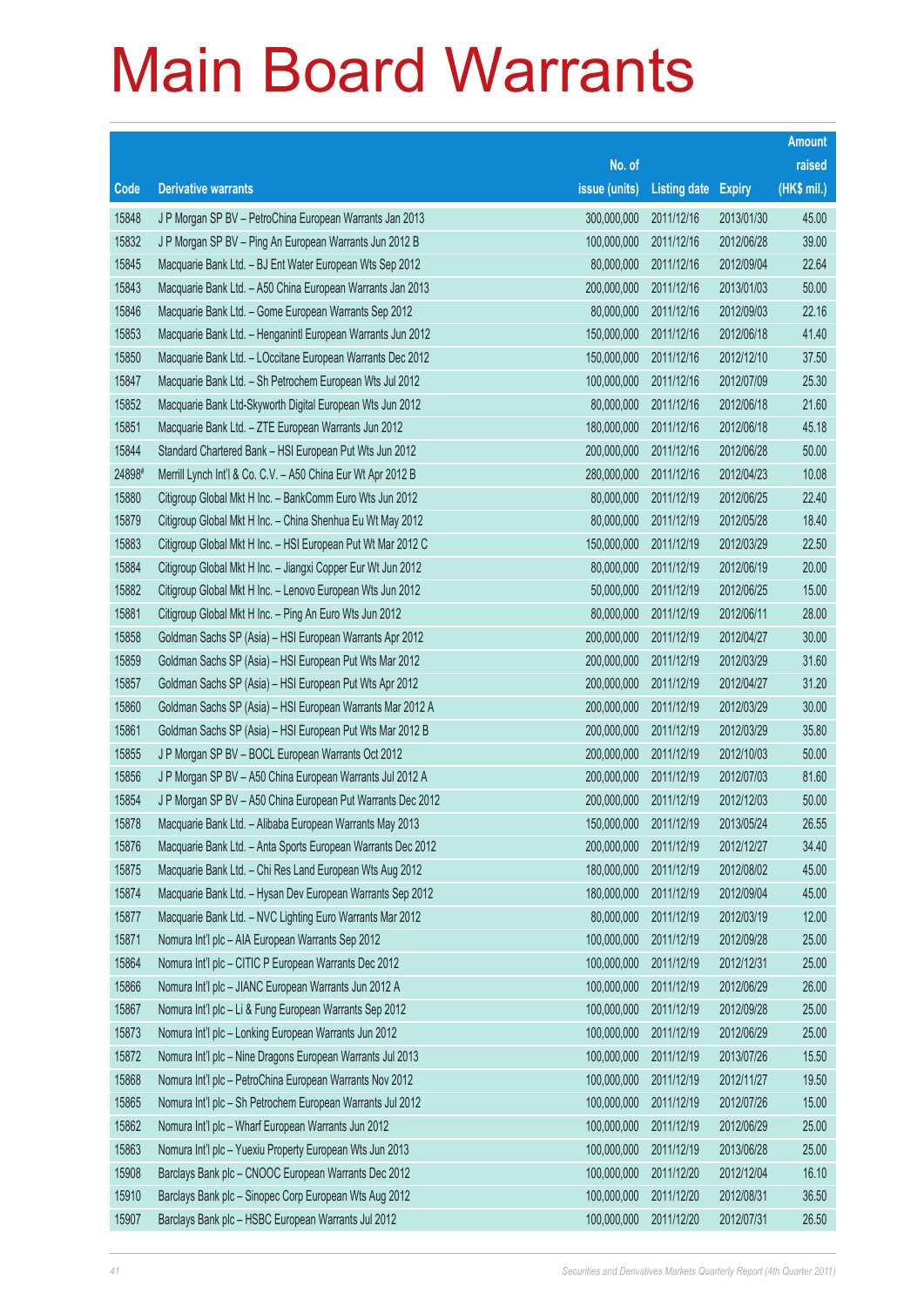# Main Board Warrants

| Code | Derivative warrants | No. of issue (units) | Listing date | Expiry | Amount raised (HK$ mil.) |
|---|---|---|---|---|---|
| 15848 | J P Morgan SP BV – PetroChina European Warrants Jan 2013 | 300,000,000 | 2011/12/16 | 2013/01/30 | 45.00 |
| 15832 | J P Morgan SP BV – Ping An European Warrants Jun 2012 B | 100,000,000 | 2011/12/16 | 2012/06/28 | 39.00 |
| 15845 | Macquarie Bank Ltd. – BJ Ent Water European Wts Sep 2012 | 80,000,000 | 2011/12/16 | 2012/09/04 | 22.64 |
| 15843 | Macquarie Bank Ltd. – A50 China European Warrants Jan 2013 | 200,000,000 | 2011/12/16 | 2013/01/03 | 50.00 |
| 15846 | Macquarie Bank Ltd. – Gome European Warrants Sep 2012 | 80,000,000 | 2011/12/16 | 2012/09/03 | 22.16 |
| 15853 | Macquarie Bank Ltd. – Henganintl European Warrants Jun 2012 | 150,000,000 | 2011/12/16 | 2012/06/18 | 41.40 |
| 15850 | Macquarie Bank Ltd. – LOccitane European Warrants Dec 2012 | 150,000,000 | 2011/12/16 | 2012/12/10 | 37.50 |
| 15847 | Macquarie Bank Ltd. – Sh Petrochem European Wts Jul 2012 | 100,000,000 | 2011/12/16 | 2012/07/09 | 25.30 |
| 15852 | Macquarie Bank Ltd-Skyworth Digital European Wts Jun 2012 | 80,000,000 | 2011/12/16 | 2012/06/18 | 21.60 |
| 15851 | Macquarie Bank Ltd. – ZTE European Warrants Jun 2012 | 180,000,000 | 2011/12/16 | 2012/06/18 | 45.18 |
| 15844 | Standard Chartered Bank – HSI European Put Wts Jun 2012 | 200,000,000 | 2011/12/16 | 2012/06/28 | 50.00 |
| 24898# | Merrill Lynch Int'l & Co. C.V. – A50 China Eur Wt Apr 2012 B | 280,000,000 | 2011/12/16 | 2012/04/23 | 10.08 |
| 15880 | Citigroup Global Mkt H Inc. – BankComm Euro Wts Jun 2012 | 80,000,000 | 2011/12/19 | 2012/06/25 | 22.40 |
| 15879 | Citigroup Global Mkt H Inc. – China Shenhua Eu Wt May 2012 | 80,000,000 | 2011/12/19 | 2012/05/28 | 18.40 |
| 15883 | Citigroup Global Mkt H Inc. – HSI European Put Wt Mar 2012 C | 150,000,000 | 2011/12/19 | 2012/03/29 | 22.50 |
| 15884 | Citigroup Global Mkt H Inc. – Jiangxi Copper Eur Wt Jun 2012 | 80,000,000 | 2011/12/19 | 2012/06/19 | 20.00 |
| 15882 | Citigroup Global Mkt H Inc. – Lenovo European Wts Jun 2012 | 50,000,000 | 2011/12/19 | 2012/06/25 | 15.00 |
| 15881 | Citigroup Global Mkt H Inc. – Ping An Euro Wts Jun 2012 | 80,000,000 | 2011/12/19 | 2012/06/11 | 28.00 |
| 15858 | Goldman Sachs SP (Asia) – HSI European Warrants Apr 2012 | 200,000,000 | 2011/12/19 | 2012/04/27 | 30.00 |
| 15859 | Goldman Sachs SP (Asia) – HSI European Put Wts Mar 2012 | 200,000,000 | 2011/12/19 | 2012/03/29 | 31.60 |
| 15857 | Goldman Sachs SP (Asia) – HSI European Put Wts Apr 2012 | 200,000,000 | 2011/12/19 | 2012/04/27 | 31.20 |
| 15860 | Goldman Sachs SP (Asia) – HSI European Warrants Mar 2012 A | 200,000,000 | 2011/12/19 | 2012/03/29 | 30.00 |
| 15861 | Goldman Sachs SP (Asia) – HSI European Put Wts Mar 2012 B | 200,000,000 | 2011/12/19 | 2012/03/29 | 35.80 |
| 15855 | J P Morgan SP BV – BOCL European Warrants Oct 2012 | 200,000,000 | 2011/12/19 | 2012/10/03 | 50.00 |
| 15856 | J P Morgan SP BV – A50 China European Warrants Jul 2012 A | 200,000,000 | 2011/12/19 | 2012/07/03 | 81.60 |
| 15854 | J P Morgan SP BV – A50 China European Put Warrants Dec 2012 | 200,000,000 | 2011/12/19 | 2012/12/03 | 50.00 |
| 15878 | Macquarie Bank Ltd. – Alibaba European Warrants May 2013 | 150,000,000 | 2011/12/19 | 2013/05/24 | 26.55 |
| 15876 | Macquarie Bank Ltd. – Anta Sports European Warrants Dec 2012 | 200,000,000 | 2011/12/19 | 2012/12/27 | 34.40 |
| 15875 | Macquarie Bank Ltd. – Chi Res Land European Wts Aug 2012 | 180,000,000 | 2011/12/19 | 2012/08/02 | 45.00 |
| 15874 | Macquarie Bank Ltd. – Hysan Dev European Warrants Sep 2012 | 180,000,000 | 2011/12/19 | 2012/09/04 | 45.00 |
| 15877 | Macquarie Bank Ltd. – NVC Lighting Euro Warrants Mar 2012 | 80,000,000 | 2011/12/19 | 2012/03/19 | 12.00 |
| 15871 | Nomura Int'l plc – AIA European Warrants Sep 2012 | 100,000,000 | 2011/12/19 | 2012/09/28 | 25.00 |
| 15864 | Nomura Int'l plc – CITIC P European Warrants Dec 2012 | 100,000,000 | 2011/12/19 | 2012/12/31 | 25.00 |
| 15866 | Nomura Int'l plc – JIANC European Warrants Jun 2012 A | 100,000,000 | 2011/12/19 | 2012/06/29 | 26.00 |
| 15867 | Nomura Int'l plc – Li & Fung European Warrants Sep 2012 | 100,000,000 | 2011/12/19 | 2012/09/28 | 25.00 |
| 15873 | Nomura Int'l plc – Lonking European Warrants Jun 2012 | 100,000,000 | 2011/12/19 | 2012/06/29 | 25.00 |
| 15872 | Nomura Int'l plc – Nine Dragons European Warrants Jul 2013 | 100,000,000 | 2011/12/19 | 2013/07/26 | 15.50 |
| 15868 | Nomura Int'l plc – PetroChina European Warrants Nov 2012 | 100,000,000 | 2011/12/19 | 2012/11/27 | 19.50 |
| 15865 | Nomura Int'l plc – Sh Petrochem European Warrants Jul 2012 | 100,000,000 | 2011/12/19 | 2012/07/26 | 15.00 |
| 15862 | Nomura Int'l plc – Wharf European Warrants Jun 2012 | 100,000,000 | 2011/12/19 | 2012/06/29 | 25.00 |
| 15863 | Nomura Int'l plc – Yuexiu Property European Wts Jun 2013 | 100,000,000 | 2011/12/19 | 2013/06/28 | 25.00 |
| 15908 | Barclays Bank plc – CNOOC European Warrants Dec 2012 | 100,000,000 | 2011/12/20 | 2012/12/04 | 16.10 |
| 15910 | Barclays Bank plc – Sinopec Corp European Wts Aug 2012 | 100,000,000 | 2011/12/20 | 2012/08/31 | 36.50 |
| 15907 | Barclays Bank plc – HSBC European Warrants Jul 2012 | 100,000,000 | 2011/12/20 | 2012/07/31 | 26.50 |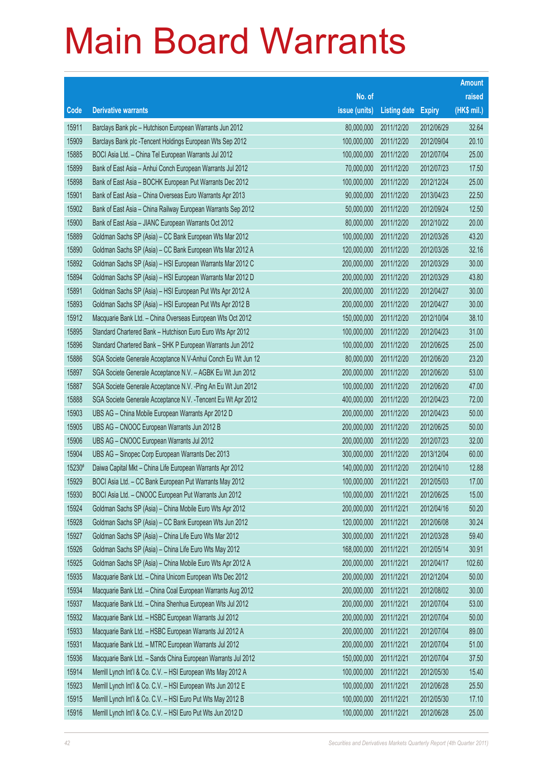# Main Board Warrants

| Code | Derivative warrants | No. of issue (units) | Listing date | Expiry | Amount raised (HK$ mil.) |
|---|---|---|---|---|---|
| 15911 | Barclays Bank plc – Hutchison European Warrants Jun 2012 | 80,000,000 | 2011/12/20 | 2012/06/29 | 32.64 |
| 15909 | Barclays Bank plc -Tencent Holdings European Wts Sep 2012 | 100,000,000 | 2011/12/20 | 2012/09/04 | 20.10 |
| 15885 | BOCI Asia Ltd. – China Tel European Warrants Jul 2012 | 100,000,000 | 2011/12/20 | 2012/07/04 | 25.00 |
| 15899 | Bank of East Asia – Anhui Conch European Warrants Jul 2012 | 70,000,000 | 2011/12/20 | 2012/07/23 | 17.50 |
| 15898 | Bank of East Asia – BOCHK European Put Warrants Dec 2012 | 100,000,000 | 2011/12/20 | 2012/12/24 | 25.00 |
| 15901 | Bank of East Asia – China Overseas Euro Warrants Apr 2013 | 90,000,000 | 2011/12/20 | 2013/04/23 | 22.50 |
| 15902 | Bank of East Asia – China Railway European Warrants Sep 2012 | 50,000,000 | 2011/12/20 | 2012/09/24 | 12.50 |
| 15900 | Bank of East Asia – JIANC European Warrants Oct 2012 | 80,000,000 | 2011/12/20 | 2012/10/22 | 20.00 |
| 15889 | Goldman Sachs SP (Asia) – CC Bank European Wts Mar 2012 | 100,000,000 | 2011/12/20 | 2012/03/26 | 43.20 |
| 15890 | Goldman Sachs SP (Asia) – CC Bank European Wts Mar 2012 A | 120,000,000 | 2011/12/20 | 2012/03/26 | 32.16 |
| 15892 | Goldman Sachs SP (Asia) – HSI European Warrants Mar 2012 C | 200,000,000 | 2011/12/20 | 2012/03/29 | 30.00 |
| 15894 | Goldman Sachs SP (Asia) – HSI European Warrants Mar 2012 D | 200,000,000 | 2011/12/20 | 2012/03/29 | 43.80 |
| 15891 | Goldman Sachs SP (Asia) – HSI European Put Wts Apr 2012 A | 200,000,000 | 2011/12/20 | 2012/04/27 | 30.00 |
| 15893 | Goldman Sachs SP (Asia) – HSI European Put Wts Apr 2012 B | 200,000,000 | 2011/12/20 | 2012/04/27 | 30.00 |
| 15912 | Macquarie Bank Ltd. – China Overseas European Wts Oct 2012 | 150,000,000 | 2011/12/20 | 2012/10/04 | 38.10 |
| 15895 | Standard Chartered Bank – Hutchison Euro Euro Wts Apr 2012 | 100,000,000 | 2011/12/20 | 2012/04/23 | 31.00 |
| 15896 | Standard Chartered Bank – SHK P European Warrants Jun 2012 | 100,000,000 | 2011/12/20 | 2012/06/25 | 25.00 |
| 15886 | SGA Societe Generale Acceptance N.V-Anhui Conch Eu Wt Jun 12 | 80,000,000 | 2011/12/20 | 2012/06/20 | 23.20 |
| 15897 | SGA Societe Generale Acceptance N.V. – AGBK Eu Wt Jun 2012 | 200,000,000 | 2011/12/20 | 2012/06/20 | 53.00 |
| 15887 | SGA Societe Generale Acceptance N.V. -Ping An Eu Wt Jun 2012 | 100,000,000 | 2011/12/20 | 2012/06/20 | 47.00 |
| 15888 | SGA Societe Generale Acceptance N.V. -Tencent Eu Wt Apr 2012 | 400,000,000 | 2011/12/20 | 2012/04/23 | 72.00 |
| 15903 | UBS AG – China Mobile European Warrants Apr 2012 D | 200,000,000 | 2011/12/20 | 2012/04/23 | 50.00 |
| 15905 | UBS AG – CNOOC European Warrants Jun 2012 B | 200,000,000 | 2011/12/20 | 2012/06/25 | 50.00 |
| 15906 | UBS AG – CNOOC European Warrants Jul 2012 | 200,000,000 | 2011/12/20 | 2012/07/23 | 32.00 |
| 15904 | UBS AG – Sinopec Corp European Warrants Dec 2013 | 300,000,000 | 2011/12/20 | 2013/12/04 | 60.00 |
| 15230# | Daiwa Capital Mkt – China Life European Warrants Apr 2012 | 140,000,000 | 2011/12/20 | 2012/04/10 | 12.88 |
| 15929 | BOCI Asia Ltd. – CC Bank European Put Warrants May 2012 | 100,000,000 | 2011/12/21 | 2012/05/03 | 17.00 |
| 15930 | BOCI Asia Ltd. – CNOOC European Put Warrants Jun 2012 | 100,000,000 | 2011/12/21 | 2012/06/25 | 15.00 |
| 15924 | Goldman Sachs SP (Asia) – China Mobile Euro Wts Apr 2012 | 200,000,000 | 2011/12/21 | 2012/04/16 | 50.20 |
| 15928 | Goldman Sachs SP (Asia) – CC Bank European Wts Jun 2012 | 120,000,000 | 2011/12/21 | 2012/06/08 | 30.24 |
| 15927 | Goldman Sachs SP (Asia) – China Life Euro Wts Mar 2012 | 300,000,000 | 2011/12/21 | 2012/03/28 | 59.40 |
| 15926 | Goldman Sachs SP (Asia) – China Life Euro Wts May 2012 | 168,000,000 | 2011/12/21 | 2012/05/14 | 30.91 |
| 15925 | Goldman Sachs SP (Asia) – China Mobile Euro Wts Apr 2012 A | 200,000,000 | 2011/12/21 | 2012/04/17 | 102.60 |
| 15935 | Macquarie Bank Ltd. – China Unicom European Wts Dec 2012 | 200,000,000 | 2011/12/21 | 2012/12/04 | 50.00 |
| 15934 | Macquarie Bank Ltd. – China Coal European Warrants Aug 2012 | 200,000,000 | 2011/12/21 | 2012/08/02 | 30.00 |
| 15937 | Macquarie Bank Ltd. – China Shenhua European Wts Jul 2012 | 200,000,000 | 2011/12/21 | 2012/07/04 | 53.00 |
| 15932 | Macquarie Bank Ltd. – HSBC European Warrants Jul 2012 | 200,000,000 | 2011/12/21 | 2012/07/04 | 50.00 |
| 15933 | Macquarie Bank Ltd. – HSBC European Warrants Jul 2012 A | 200,000,000 | 2011/12/21 | 2012/07/04 | 89.00 |
| 15931 | Macquarie Bank Ltd. – MTRC European Warrants Jul 2012 | 200,000,000 | 2011/12/21 | 2012/07/04 | 51.00 |
| 15936 | Macquarie Bank Ltd. – Sands China European Warrants Jul 2012 | 150,000,000 | 2011/12/21 | 2012/07/04 | 37.50 |
| 15914 | Merrill Lynch Int'l & Co. C.V. – HSI European Wts May 2012 A | 100,000,000 | 2011/12/21 | 2012/05/30 | 15.40 |
| 15923 | Merrill Lynch Int'l & Co. C.V. – HSI European Wts Jun 2012 E | 100,000,000 | 2011/12/21 | 2012/06/28 | 25.50 |
| 15915 | Merrill Lynch Int'l & Co. C.V. – HSI Euro Put Wts May 2012 B | 100,000,000 | 2011/12/21 | 2012/05/30 | 17.10 |
| 15916 | Merrill Lynch Int'l & Co. C.V. – HSI Euro Put Wts Jun 2012 D | 100,000,000 | 2011/12/21 | 2012/06/28 | 25.00 |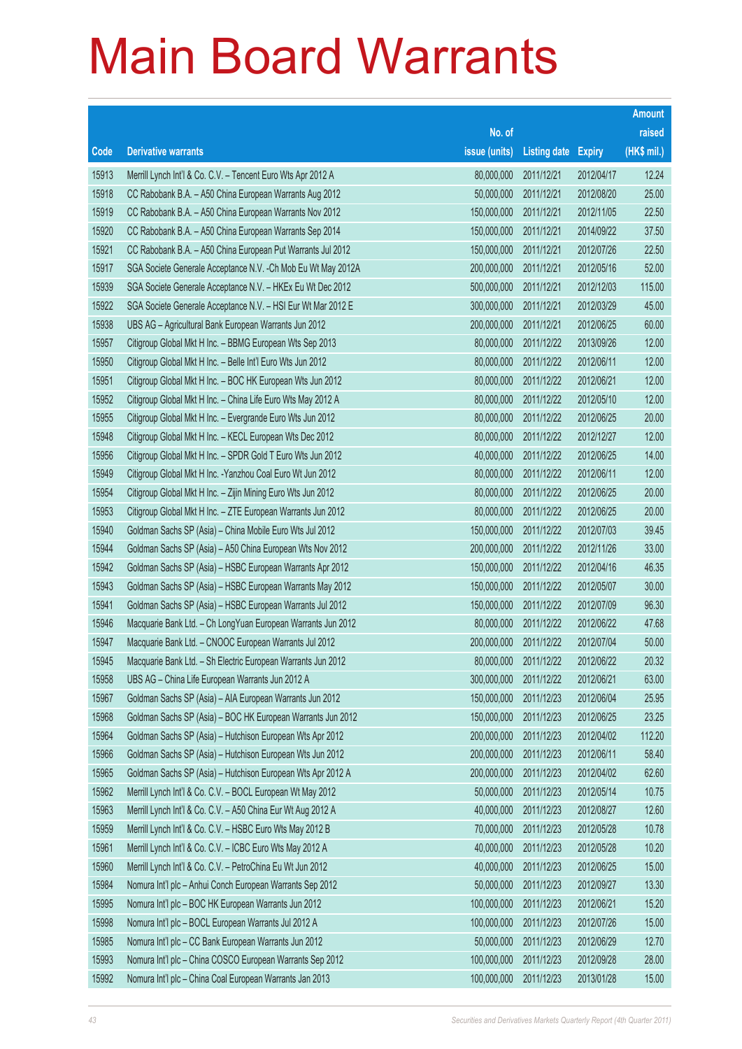# Main Board Warrants

| Code | Derivative warrants | No. of issue (units) | Listing date | Expiry | Amount raised (HK$ mil.) |
|---|---|---|---|---|---|
| 15913 | Merrill Lynch Int'l & Co. C.V. – Tencent Euro Wts Apr 2012 A | 80,000,000 | 2011/12/21 | 2012/04/17 | 12.24 |
| 15918 | CC Rabobank B.A. – A50 China European Warrants Aug 2012 | 50,000,000 | 2011/12/21 | 2012/08/20 | 25.00 |
| 15919 | CC Rabobank B.A. – A50 China European Warrants Nov 2012 | 150,000,000 | 2011/12/21 | 2012/11/05 | 22.50 |
| 15920 | CC Rabobank B.A. – A50 China European Warrants Sep 2014 | 150,000,000 | 2011/12/21 | 2014/09/22 | 37.50 |
| 15921 | CC Rabobank B.A. – A50 China European Put Warrants Jul 2012 | 150,000,000 | 2011/12/21 | 2012/07/26 | 22.50 |
| 15917 | SGA Societe Generale Acceptance N.V. -Ch Mob Eu Wt May 2012A | 200,000,000 | 2011/12/21 | 2012/05/16 | 52.00 |
| 15939 | SGA Societe Generale Acceptance N.V. – HKEx Eu Wt Dec 2012 | 500,000,000 | 2011/12/21 | 2012/12/03 | 115.00 |
| 15922 | SGA Societe Generale Acceptance N.V. – HSI Eur Wt Mar 2012 E | 300,000,000 | 2011/12/21 | 2012/03/29 | 45.00 |
| 15938 | UBS AG – Agricultural Bank European Warrants Jun 2012 | 200,000,000 | 2011/12/21 | 2012/06/25 | 60.00 |
| 15957 | Citigroup Global Mkt H Inc. – BBMG European Wts Sep 2013 | 80,000,000 | 2011/12/22 | 2013/09/26 | 12.00 |
| 15950 | Citigroup Global Mkt H Inc. – Belle Int'l Euro Wts Jun 2012 | 80,000,000 | 2011/12/22 | 2012/06/11 | 12.00 |
| 15951 | Citigroup Global Mkt H Inc. – BOC HK European Wts Jun 2012 | 80,000,000 | 2011/12/22 | 2012/06/21 | 12.00 |
| 15952 | Citigroup Global Mkt H Inc. – China Life Euro Wts May 2012 A | 80,000,000 | 2011/12/22 | 2012/05/10 | 12.00 |
| 15955 | Citigroup Global Mkt H Inc. – Evergrande Euro Wts Jun 2012 | 80,000,000 | 2011/12/22 | 2012/06/25 | 20.00 |
| 15948 | Citigroup Global Mkt H Inc. – KECL European Wts Dec 2012 | 80,000,000 | 2011/12/22 | 2012/12/27 | 12.00 |
| 15956 | Citigroup Global Mkt H Inc. – SPDR Gold T Euro Wts Jun 2012 | 40,000,000 | 2011/12/22 | 2012/06/25 | 14.00 |
| 15949 | Citigroup Global Mkt H Inc. -Yanzhou Coal Euro Wt Jun 2012 | 80,000,000 | 2011/12/22 | 2012/06/11 | 12.00 |
| 15954 | Citigroup Global Mkt H Inc. – Zijin Mining Euro Wts Jun 2012 | 80,000,000 | 2011/12/22 | 2012/06/25 | 20.00 |
| 15953 | Citigroup Global Mkt H Inc. – ZTE European Warrants Jun 2012 | 80,000,000 | 2011/12/22 | 2012/06/25 | 20.00 |
| 15940 | Goldman Sachs SP (Asia) – China Mobile Euro Wts Jul 2012 | 150,000,000 | 2011/12/22 | 2012/07/03 | 39.45 |
| 15944 | Goldman Sachs SP (Asia) – A50 China European Wts Nov 2012 | 200,000,000 | 2011/12/22 | 2012/11/26 | 33.00 |
| 15942 | Goldman Sachs SP (Asia) – HSBC European Warrants Apr 2012 | 150,000,000 | 2011/12/22 | 2012/04/16 | 46.35 |
| 15943 | Goldman Sachs SP (Asia) – HSBC European Warrants May 2012 | 150,000,000 | 2011/12/22 | 2012/05/07 | 30.00 |
| 15941 | Goldman Sachs SP (Asia) – HSBC European Warrants Jul 2012 | 150,000,000 | 2011/12/22 | 2012/07/09 | 96.30 |
| 15946 | Macquarie Bank Ltd. – Ch LongYuan European Warrants Jun 2012 | 80,000,000 | 2011/12/22 | 2012/06/22 | 47.68 |
| 15947 | Macquarie Bank Ltd. – CNOOC European Warrants Jul 2012 | 200,000,000 | 2011/12/22 | 2012/07/04 | 50.00 |
| 15945 | Macquarie Bank Ltd. – Sh Electric European Warrants Jun 2012 | 80,000,000 | 2011/12/22 | 2012/06/22 | 20.32 |
| 15958 | UBS AG – China Life European Warrants Jun 2012 A | 300,000,000 | 2011/12/22 | 2012/06/21 | 63.00 |
| 15967 | Goldman Sachs SP (Asia) – AIA European Warrants Jun 2012 | 150,000,000 | 2011/12/23 | 2012/06/04 | 25.95 |
| 15968 | Goldman Sachs SP (Asia) – BOC HK European Warrants Jun 2012 | 150,000,000 | 2011/12/23 | 2012/06/25 | 23.25 |
| 15964 | Goldman Sachs SP (Asia) – Hutchison European Wts Apr 2012 | 200,000,000 | 2011/12/23 | 2012/04/02 | 112.20 |
| 15966 | Goldman Sachs SP (Asia) – Hutchison European Wts Jun 2012 | 200,000,000 | 2011/12/23 | 2012/06/11 | 58.40 |
| 15965 | Goldman Sachs SP (Asia) – Hutchison European Wts Apr 2012 A | 200,000,000 | 2011/12/23 | 2012/04/02 | 62.60 |
| 15962 | Merrill Lynch Int'l & Co. C.V. – BOCL European Wt May 2012 | 50,000,000 | 2011/12/23 | 2012/05/14 | 10.75 |
| 15963 | Merrill Lynch Int'l & Co. C.V. – A50 China Eur Wt Aug 2012 A | 40,000,000 | 2011/12/23 | 2012/08/27 | 12.60 |
| 15959 | Merrill Lynch Int'l & Co. C.V. – HSBC Euro Wts May 2012 B | 70,000,000 | 2011/12/23 | 2012/05/28 | 10.78 |
| 15961 | Merrill Lynch Int'l & Co. C.V. – ICBC Euro Wts May 2012 A | 40,000,000 | 2011/12/23 | 2012/05/28 | 10.20 |
| 15960 | Merrill Lynch Int'l & Co. C.V. – PetroChina Eu Wt Jun 2012 | 40,000,000 | 2011/12/23 | 2012/06/25 | 15.00 |
| 15984 | Nomura Int'l plc – Anhui Conch European Warrants Sep 2012 | 50,000,000 | 2011/12/23 | 2012/09/27 | 13.30 |
| 15995 | Nomura Int'l plc – BOC HK European Warrants Jun 2012 | 100,000,000 | 2011/12/23 | 2012/06/21 | 15.20 |
| 15998 | Nomura Int'l plc – BOCL European Warrants Jul 2012 A | 100,000,000 | 2011/12/23 | 2012/07/26 | 15.00 |
| 15985 | Nomura Int'l plc – CC Bank European Warrants Jun 2012 | 50,000,000 | 2011/12/23 | 2012/06/29 | 12.70 |
| 15993 | Nomura Int'l plc – China COSCO European Warrants Sep 2012 | 100,000,000 | 2011/12/23 | 2012/09/28 | 28.00 |
| 15992 | Nomura Int'l plc – China Coal European Warrants Jan 2013 | 100,000,000 | 2011/12/23 | 2013/01/28 | 15.00 |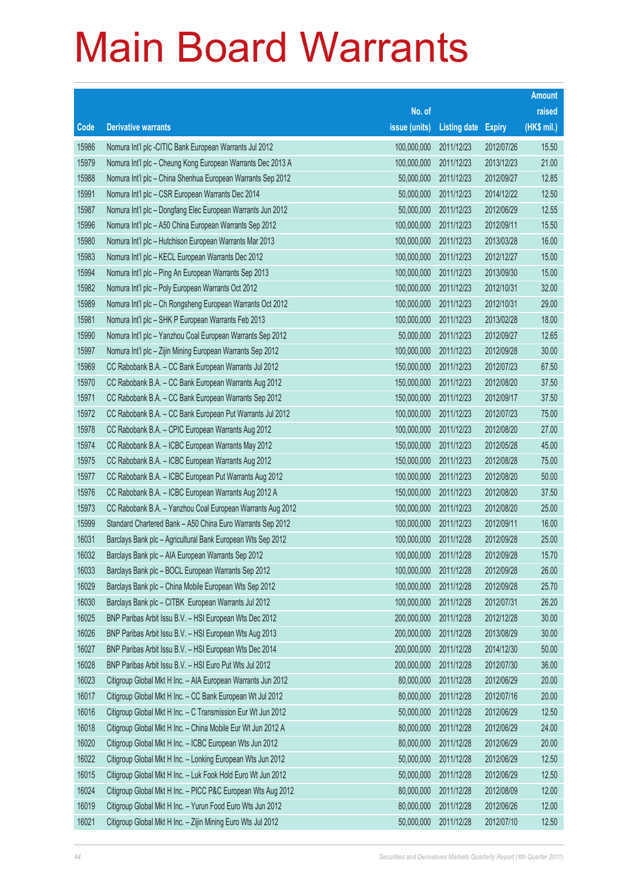# Main Board Warrants

| Code | Derivative warrants | No. of issue (units) | Listing date | Expiry | Amount raised (HK$ mil.) |
|---|---|---|---|---|---|
| 15986 | Nomura Int'l plc -CITIC Bank European Warrants Jul 2012 | 100,000,000 | 2011/12/23 | 2012/07/26 | 15.50 |
| 15979 | Nomura Int'l plc – Cheung Kong European Warrants Dec 2013 A | 100,000,000 | 2011/12/23 | 2013/12/23 | 21.00 |
| 15988 | Nomura Int'l plc – China Shenhua European Warrants Sep 2012 | 50,000,000 | 2011/12/23 | 2012/09/27 | 12.85 |
| 15991 | Nomura Int'l plc – CSR European Warrants Dec 2014 | 50,000,000 | 2011/12/23 | 2014/12/22 | 12.50 |
| 15987 | Nomura Int'l plc – Dongfang Elec European Warrants Jun 2012 | 50,000,000 | 2011/12/23 | 2012/06/29 | 12.55 |
| 15996 | Nomura Int'l plc – A50 China European Warrants Sep 2012 | 100,000,000 | 2011/12/23 | 2012/09/11 | 15.50 |
| 15980 | Nomura Int'l plc – Hutchison European Warrants Mar 2013 | 100,000,000 | 2011/12/23 | 2013/03/28 | 16.00 |
| 15983 | Nomura Int'l plc – KECL European Warrants Dec 2012 | 100,000,000 | 2011/12/23 | 2012/12/27 | 15.00 |
| 15994 | Nomura Int'l plc – Ping An European Warrants Sep 2013 | 100,000,000 | 2011/12/23 | 2013/09/30 | 15.00 |
| 15982 | Nomura Int'l plc – Poly European Warrants Oct 2012 | 100,000,000 | 2011/12/23 | 2012/10/31 | 32.00 |
| 15989 | Nomura Int'l plc – Ch Rongsheng European Warrants Oct 2012 | 100,000,000 | 2011/12/23 | 2012/10/31 | 29.00 |
| 15981 | Nomura Int'l plc – SHK P European Warrants Feb 2013 | 100,000,000 | 2011/12/23 | 2013/02/28 | 18.00 |
| 15990 | Nomura Int'l plc – Yanzhou Coal European Warrants Sep 2012 | 50,000,000 | 2011/12/23 | 2012/09/27 | 12.65 |
| 15997 | Nomura Int'l plc – Zijin Mining European Warrants Sep 2012 | 100,000,000 | 2011/12/23 | 2012/09/28 | 30.00 |
| 15969 | CC Rabobank B.A. – CC Bank European Warrants Jul 2012 | 150,000,000 | 2011/12/23 | 2012/07/23 | 67.50 |
| 15970 | CC Rabobank B.A. – CC Bank European Warrants Aug 2012 | 150,000,000 | 2011/12/23 | 2012/08/20 | 37.50 |
| 15971 | CC Rabobank B.A. – CC Bank European Warrants Sep 2012 | 150,000,000 | 2011/12/23 | 2012/09/17 | 37.50 |
| 15972 | CC Rabobank B.A. – CC Bank European Put Warrants Jul 2012 | 100,000,000 | 2011/12/23 | 2012/07/23 | 75.00 |
| 15978 | CC Rabobank B.A. – CPIC European Warrants Aug 2012 | 100,000,000 | 2011/12/23 | 2012/08/20 | 27.00 |
| 15974 | CC Rabobank B.A. – ICBC European Warrants May 2012 | 150,000,000 | 2011/12/23 | 2012/05/28 | 45.00 |
| 15975 | CC Rabobank B.A. – ICBC European Warrants Aug 2012 | 150,000,000 | 2011/12/23 | 2012/08/28 | 75.00 |
| 15977 | CC Rabobank B.A. – ICBC European Put Warrants Aug 2012 | 100,000,000 | 2011/12/23 | 2012/08/20 | 50.00 |
| 15976 | CC Rabobank B.A. – ICBC European Warrants Aug 2012 A | 150,000,000 | 2011/12/23 | 2012/08/20 | 37.50 |
| 15973 | CC Rabobank B.A. – Yanzhou Coal European Warrants Aug 2012 | 100,000,000 | 2011/12/23 | 2012/08/20 | 25.00 |
| 15999 | Standard Chartered Bank – A50 China Euro Warrants Sep 2012 | 100,000,000 | 2011/12/23 | 2012/09/11 | 16.00 |
| 16031 | Barclays Bank plc – Agricultural Bank European Wts Sep 2012 | 100,000,000 | 2011/12/28 | 2012/09/28 | 25.00 |
| 16032 | Barclays Bank plc – AIA European Warrants Sep 2012 | 100,000,000 | 2011/12/28 | 2012/09/28 | 15.70 |
| 16033 | Barclays Bank plc – BOCL European Warrants Sep 2012 | 100,000,000 | 2011/12/28 | 2012/09/28 | 26.00 |
| 16029 | Barclays Bank plc – China Mobile European Wts Sep 2012 | 100,000,000 | 2011/12/28 | 2012/09/28 | 25.70 |
| 16030 | Barclays Bank plc – CITBK European Warrants Jul 2012 | 100,000,000 | 2011/12/28 | 2012/07/31 | 26.20 |
| 16025 | BNP Paribas Arbit Issu B.V. – HSI European Wts Dec 2012 | 200,000,000 | 2011/12/28 | 2012/12/28 | 30.00 |
| 16026 | BNP Paribas Arbit Issu B.V. – HSI European Wts Aug 2013 | 200,000,000 | 2011/12/28 | 2013/08/29 | 30.00 |
| 16027 | BNP Paribas Arbit Issu B.V. – HSI European Wts Dec 2014 | 200,000,000 | 2011/12/28 | 2014/12/30 | 50.00 |
| 16028 | BNP Paribas Arbit Issu B.V. – HSI Euro Put Wts Jul 2012 | 200,000,000 | 2011/12/28 | 2012/07/30 | 36.00 |
| 16023 | Citigroup Global Mkt H Inc. – AIA European Warrants Jun 2012 | 80,000,000 | 2011/12/28 | 2012/06/29 | 20.00 |
| 16017 | Citigroup Global Mkt H Inc. – CC Bank European Wt Jul 2012 | 80,000,000 | 2011/12/28 | 2012/07/16 | 20.00 |
| 16016 | Citigroup Global Mkt H Inc. – C Transmission Eur Wt Jun 2012 | 50,000,000 | 2011/12/28 | 2012/06/29 | 12.50 |
| 16018 | Citigroup Global Mkt H Inc. – China Mobile Eur Wt Jun 2012 A | 80,000,000 | 2011/12/28 | 2012/06/29 | 24.00 |
| 16020 | Citigroup Global Mkt H Inc. – ICBC European Wts Jun 2012 | 80,000,000 | 2011/12/28 | 2012/06/29 | 20.00 |
| 16022 | Citigroup Global Mkt H Inc. – Lonking European Wts Jun 2012 | 50,000,000 | 2011/12/28 | 2012/06/29 | 12.50 |
| 16015 | Citigroup Global Mkt H Inc. – Luk Fook Hold Euro Wt Jun 2012 | 50,000,000 | 2011/12/28 | 2012/06/29 | 12.50 |
| 16024 | Citigroup Global Mkt H Inc. – PICC P&C European Wts Aug 2012 | 80,000,000 | 2011/12/28 | 2012/08/09 | 12.00 |
| 16019 | Citigroup Global Mkt H Inc. – Yurun Food Euro Wts Jun 2012 | 80,000,000 | 2011/12/28 | 2012/06/26 | 12.00 |
| 16021 | Citigroup Global Mkt H Inc. – Zijin Mining Euro Wts Jul 2012 | 50,000,000 | 2011/12/28 | 2012/07/10 | 12.50 |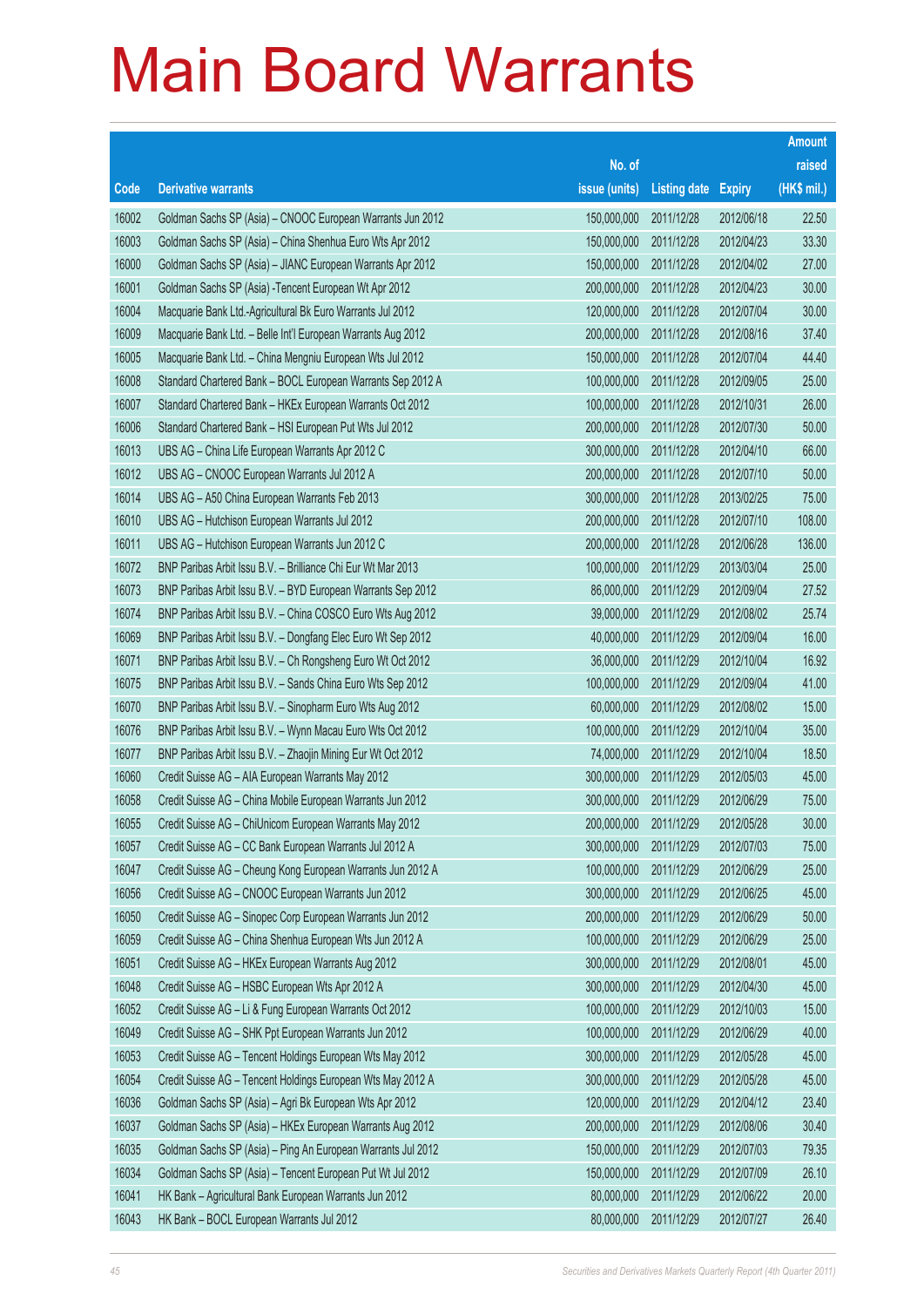# Main Board Warrants

| Code | Derivative warrants | No. of issue (units) | Listing date | Expiry | Amount raised (HK$ mil.) |
|---|---|---|---|---|---|
| 16002 | Goldman Sachs SP (Asia) – CNOOC European Warrants Jun 2012 | 150,000,000 | 2011/12/28 | 2012/06/18 | 22.50 |
| 16003 | Goldman Sachs SP (Asia) – China Shenhua Euro Wts Apr 2012 | 150,000,000 | 2011/12/28 | 2012/04/23 | 33.30 |
| 16000 | Goldman Sachs SP (Asia) – JIANC European Warrants Apr 2012 | 150,000,000 | 2011/12/28 | 2012/04/02 | 27.00 |
| 16001 | Goldman Sachs SP (Asia) -Tencent European Wt Apr 2012 | 200,000,000 | 2011/12/28 | 2012/04/23 | 30.00 |
| 16004 | Macquarie Bank Ltd.-Agricultural Bk Euro Warrants Jul 2012 | 120,000,000 | 2011/12/28 | 2012/07/04 | 30.00 |
| 16009 | Macquarie Bank Ltd. – Belle Int'l European Warrants Aug 2012 | 200,000,000 | 2011/12/28 | 2012/08/16 | 37.40 |
| 16005 | Macquarie Bank Ltd. – China Mengniu European Wts Jul 2012 | 150,000,000 | 2011/12/28 | 2012/07/04 | 44.40 |
| 16008 | Standard Chartered Bank – BOCL European Warrants Sep 2012 A | 100,000,000 | 2011/12/28 | 2012/09/05 | 25.00 |
| 16007 | Standard Chartered Bank – HKEx European Warrants Oct 2012 | 100,000,000 | 2011/12/28 | 2012/10/31 | 26.00 |
| 16006 | Standard Chartered Bank – HSI European Put Wts Jul 2012 | 200,000,000 | 2011/12/28 | 2012/07/30 | 50.00 |
| 16013 | UBS AG – China Life European Warrants Apr 2012 C | 300,000,000 | 2011/12/28 | 2012/04/10 | 66.00 |
| 16012 | UBS AG – CNOOC European Warrants Jul 2012 A | 200,000,000 | 2011/12/28 | 2012/07/10 | 50.00 |
| 16014 | UBS AG – A50 China European Warrants Feb 2013 | 300,000,000 | 2011/12/28 | 2013/02/25 | 75.00 |
| 16010 | UBS AG – Hutchison European Warrants Jul 2012 | 200,000,000 | 2011/12/28 | 2012/07/10 | 108.00 |
| 16011 | UBS AG – Hutchison European Warrants Jun 2012 C | 200,000,000 | 2011/12/28 | 2012/06/28 | 136.00 |
| 16072 | BNP Paribas Arbit Issu B.V. – Brilliance Chi Eur Wt Mar 2013 | 100,000,000 | 2011/12/29 | 2013/03/04 | 25.00 |
| 16073 | BNP Paribas Arbit Issu B.V. – BYD European Warrants Sep 2012 | 86,000,000 | 2011/12/29 | 2012/09/04 | 27.52 |
| 16074 | BNP Paribas Arbit Issu B.V. – China COSCO Euro Wts Aug 2012 | 39,000,000 | 2011/12/29 | 2012/08/02 | 25.74 |
| 16069 | BNP Paribas Arbit Issu B.V. – Dongfang Elec Euro Wt Sep 2012 | 40,000,000 | 2011/12/29 | 2012/09/04 | 16.00 |
| 16071 | BNP Paribas Arbit Issu B.V. – Ch Rongsheng Euro Wt Oct 2012 | 36,000,000 | 2011/12/29 | 2012/10/04 | 16.92 |
| 16075 | BNP Paribas Arbit Issu B.V. – Sands China Euro Wts Sep 2012 | 100,000,000 | 2011/12/29 | 2012/09/04 | 41.00 |
| 16070 | BNP Paribas Arbit Issu B.V. – Sinopharm Euro Wts Aug 2012 | 60,000,000 | 2011/12/29 | 2012/08/02 | 15.00 |
| 16076 | BNP Paribas Arbit Issu B.V. – Wynn Macau Euro Wts Oct 2012 | 100,000,000 | 2011/12/29 | 2012/10/04 | 35.00 |
| 16077 | BNP Paribas Arbit Issu B.V. – Zhaojin Mining Eur Wt Oct 2012 | 74,000,000 | 2011/12/29 | 2012/10/04 | 18.50 |
| 16060 | Credit Suisse AG – AIA European Warrants May 2012 | 300,000,000 | 2011/12/29 | 2012/05/03 | 45.00 |
| 16058 | Credit Suisse AG – China Mobile European Warrants Jun 2012 | 300,000,000 | 2011/12/29 | 2012/06/29 | 75.00 |
| 16055 | Credit Suisse AG – ChiUnicom European Warrants May 2012 | 200,000,000 | 2011/12/29 | 2012/05/28 | 30.00 |
| 16057 | Credit Suisse AG – CC Bank European Warrants Jul 2012 A | 300,000,000 | 2011/12/29 | 2012/07/03 | 75.00 |
| 16047 | Credit Suisse AG – Cheung Kong European Warrants Jun 2012 A | 100,000,000 | 2011/12/29 | 2012/06/29 | 25.00 |
| 16056 | Credit Suisse AG – CNOOC European Warrants Jun 2012 | 300,000,000 | 2011/12/29 | 2012/06/25 | 45.00 |
| 16050 | Credit Suisse AG – Sinopec Corp European Warrants Jun 2012 | 200,000,000 | 2011/12/29 | 2012/06/29 | 50.00 |
| 16059 | Credit Suisse AG – China Shenhua European Wts Jun 2012 A | 100,000,000 | 2011/12/29 | 2012/06/29 | 25.00 |
| 16051 | Credit Suisse AG – HKEx European Warrants Aug 2012 | 300,000,000 | 2011/12/29 | 2012/08/01 | 45.00 |
| 16048 | Credit Suisse AG – HSBC European Wts Apr 2012 A | 300,000,000 | 2011/12/29 | 2012/04/30 | 45.00 |
| 16052 | Credit Suisse AG – Li & Fung European Warrants Oct 2012 | 100,000,000 | 2011/12/29 | 2012/10/03 | 15.00 |
| 16049 | Credit Suisse AG – SHK Ppt European Warrants Jun 2012 | 100,000,000 | 2011/12/29 | 2012/06/29 | 40.00 |
| 16053 | Credit Suisse AG – Tencent Holdings European Wts May 2012 | 300,000,000 | 2011/12/29 | 2012/05/28 | 45.00 |
| 16054 | Credit Suisse AG – Tencent Holdings European Wts May 2012 A | 300,000,000 | 2011/12/29 | 2012/05/28 | 45.00 |
| 16036 | Goldman Sachs SP (Asia) – Agri Bk European Wts Apr 2012 | 120,000,000 | 2011/12/29 | 2012/04/12 | 23.40 |
| 16037 | Goldman Sachs SP (Asia) – HKEx European Warrants Aug 2012 | 200,000,000 | 2011/12/29 | 2012/08/06 | 30.40 |
| 16035 | Goldman Sachs SP (Asia) – Ping An European Warrants Jul 2012 | 150,000,000 | 2011/12/29 | 2012/07/03 | 79.35 |
| 16034 | Goldman Sachs SP (Asia) – Tencent European Put Wt Jul 2012 | 150,000,000 | 2011/12/29 | 2012/07/09 | 26.10 |
| 16041 | HK Bank – Agricultural Bank European Warrants Jun 2012 | 80,000,000 | 2011/12/29 | 2012/06/22 | 20.00 |
| 16043 | HK Bank – BOCL European Warrants Jul 2012 | 80,000,000 | 2011/12/29 | 2012/07/27 | 26.40 |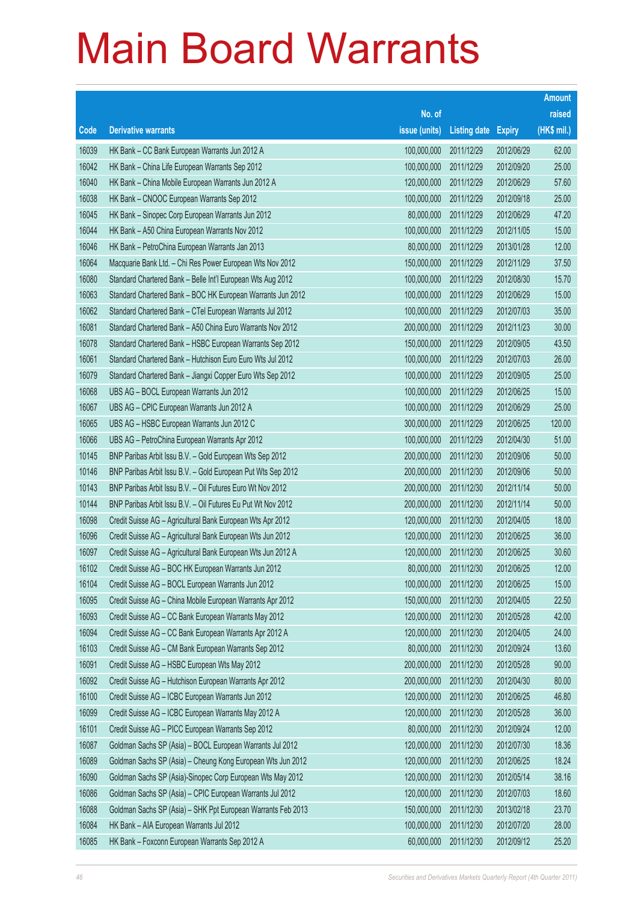# Main Board Warrants

| Code | Derivative warrants | No. of issue (units) | Listing date | Expiry | Amount raised (HK$ mil.) |
|---|---|---|---|---|---|
| 16039 | HK Bank – CC Bank European Warrants Jun 2012 A | 100,000,000 | 2011/12/29 | 2012/06/29 | 62.00 |
| 16042 | HK Bank – China Life European Warrants Sep 2012 | 100,000,000 | 2011/12/29 | 2012/09/20 | 25.00 |
| 16040 | HK Bank – China Mobile European Warrants Jun 2012 A | 120,000,000 | 2011/12/29 | 2012/06/29 | 57.60 |
| 16038 | HK Bank – CNOOC European Warrants Sep 2012 | 100,000,000 | 2011/12/29 | 2012/09/18 | 25.00 |
| 16045 | HK Bank – Sinopec Corp European Warrants Jun 2012 | 80,000,000 | 2011/12/29 | 2012/06/29 | 47.20 |
| 16044 | HK Bank – A50 China European Warrants Nov 2012 | 100,000,000 | 2011/12/29 | 2012/11/05 | 15.00 |
| 16046 | HK Bank – PetroChina European Warrants Jan 2013 | 80,000,000 | 2011/12/29 | 2013/01/28 | 12.00 |
| 16064 | Macquarie Bank Ltd. – Chi Res Power European Wts Nov 2012 | 150,000,000 | 2011/12/29 | 2012/11/29 | 37.50 |
| 16080 | Standard Chartered Bank – Belle Int'l European Wts Aug 2012 | 100,000,000 | 2011/12/29 | 2012/08/30 | 15.70 |
| 16063 | Standard Chartered Bank – BOC HK European Warrants Jun 2012 | 100,000,000 | 2011/12/29 | 2012/06/29 | 15.00 |
| 16062 | Standard Chartered Bank – CTel European Warrants Jul 2012 | 100,000,000 | 2011/12/29 | 2012/07/03 | 35.00 |
| 16081 | Standard Chartered Bank – A50 China Euro Warrants Nov 2012 | 200,000,000 | 2011/12/29 | 2012/11/23 | 30.00 |
| 16078 | Standard Chartered Bank – HSBC European Warrants Sep 2012 | 150,000,000 | 2011/12/29 | 2012/09/05 | 43.50 |
| 16061 | Standard Chartered Bank – Hutchison Euro Euro Wts Jul 2012 | 100,000,000 | 2011/12/29 | 2012/07/03 | 26.00 |
| 16079 | Standard Chartered Bank – Jiangxi Copper Euro Wts Sep 2012 | 100,000,000 | 2011/12/29 | 2012/09/05 | 25.00 |
| 16068 | UBS AG – BOCL European Warrants Jun 2012 | 100,000,000 | 2011/12/29 | 2012/06/25 | 15.00 |
| 16067 | UBS AG – CPIC European Warrants Jun 2012 A | 100,000,000 | 2011/12/29 | 2012/06/29 | 25.00 |
| 16065 | UBS AG – HSBC European Warrants Jun 2012 C | 300,000,000 | 2011/12/29 | 2012/06/25 | 120.00 |
| 16066 | UBS AG – PetroChina European Warrants Apr 2012 | 100,000,000 | 2011/12/29 | 2012/04/30 | 51.00 |
| 10145 | BNP Paribas Arbit Issu B.V. – Gold European Wts Sep 2012 | 200,000,000 | 2011/12/30 | 2012/09/06 | 50.00 |
| 10146 | BNP Paribas Arbit Issu B.V. – Gold European Put Wts Sep 2012 | 200,000,000 | 2011/12/30 | 2012/09/06 | 50.00 |
| 10143 | BNP Paribas Arbit Issu B.V. – Oil Futures Euro Wt Nov 2012 | 200,000,000 | 2011/12/30 | 2012/11/14 | 50.00 |
| 10144 | BNP Paribas Arbit Issu B.V. – Oil Futures Eu Put Wt Nov 2012 | 200,000,000 | 2011/12/30 | 2012/11/14 | 50.00 |
| 16098 | Credit Suisse AG – Agricultural Bank European Wts Apr 2012 | 120,000,000 | 2011/12/30 | 2012/04/05 | 18.00 |
| 16096 | Credit Suisse AG – Agricultural Bank European Wts Jun 2012 | 120,000,000 | 2011/12/30 | 2012/06/25 | 36.00 |
| 16097 | Credit Suisse AG – Agricultural Bank European Wts Jun 2012 A | 120,000,000 | 2011/12/30 | 2012/06/25 | 30.60 |
| 16102 | Credit Suisse AG – BOC HK European Warrants Jun 2012 | 80,000,000 | 2011/12/30 | 2012/06/25 | 12.00 |
| 16104 | Credit Suisse AG – BOCL European Warrants Jun 2012 | 100,000,000 | 2011/12/30 | 2012/06/25 | 15.00 |
| 16095 | Credit Suisse AG – China Mobile European Warrants Apr 2012 | 150,000,000 | 2011/12/30 | 2012/04/05 | 22.50 |
| 16093 | Credit Suisse AG – CC Bank European Warrants May 2012 | 120,000,000 | 2011/12/30 | 2012/05/28 | 42.00 |
| 16094 | Credit Suisse AG – CC Bank European Warrants Apr 2012 A | 120,000,000 | 2011/12/30 | 2012/04/05 | 24.00 |
| 16103 | Credit Suisse AG – CM Bank European Warrants Sep 2012 | 80,000,000 | 2011/12/30 | 2012/09/24 | 13.60 |
| 16091 | Credit Suisse AG – HSBC European Wts May 2012 | 200,000,000 | 2011/12/30 | 2012/05/28 | 90.00 |
| 16092 | Credit Suisse AG – Hutchison European Warrants Apr 2012 | 200,000,000 | 2011/12/30 | 2012/04/30 | 80.00 |
| 16100 | Credit Suisse AG – ICBC European Warrants Jun 2012 | 120,000,000 | 2011/12/30 | 2012/06/25 | 46.80 |
| 16099 | Credit Suisse AG – ICBC European Warrants May 2012 A | 120,000,000 | 2011/12/30 | 2012/05/28 | 36.00 |
| 16101 | Credit Suisse AG – PICC European Warrants Sep 2012 | 80,000,000 | 2011/12/30 | 2012/09/24 | 12.00 |
| 16087 | Goldman Sachs SP (Asia) – BOCL European Warrants Jul 2012 | 120,000,000 | 2011/12/30 | 2012/07/30 | 18.36 |
| 16089 | Goldman Sachs SP (Asia) – Cheung Kong European Wts Jun 2012 | 120,000,000 | 2011/12/30 | 2012/06/25 | 18.24 |
| 16090 | Goldman Sachs SP (Asia)-Sinopec Corp European Wts May 2012 | 120,000,000 | 2011/12/30 | 2012/05/14 | 38.16 |
| 16086 | Goldman Sachs SP (Asia) – CPIC European Warrants Jul 2012 | 120,000,000 | 2011/12/30 | 2012/07/03 | 18.60 |
| 16088 | Goldman Sachs SP (Asia) – SHK Ppt European Warrants Feb 2013 | 150,000,000 | 2011/12/30 | 2013/02/18 | 23.70 |
| 16084 | HK Bank – AIA European Warrants Jul 2012 | 100,000,000 | 2011/12/30 | 2012/07/20 | 28.00 |
| 16085 | HK Bank – Foxconn European Warrants Sep 2012 A | 60,000,000 | 2011/12/30 | 2012/09/12 | 25.20 |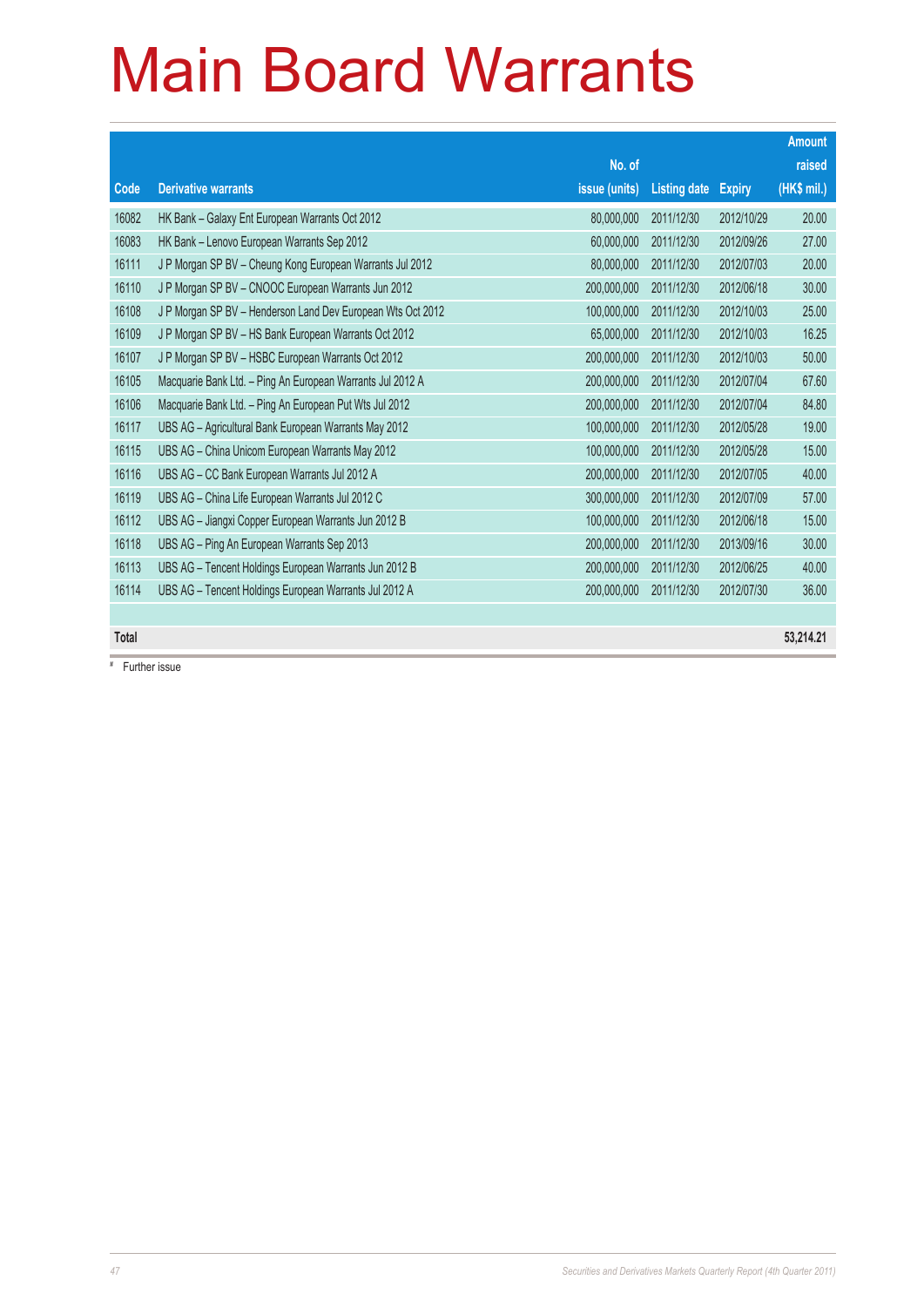# Main Board Warrants

| Code | Derivative warrants | No. of issue (units) | Listing date | Expiry | Amount raised (HK$ mil.) |
|---|---|---|---|---|---|
| 16082 | HK Bank – Galaxy Ent European Warrants Oct 2012 | 80,000,000 | 2011/12/30 | 2012/10/29 | 20.00 |
| 16083 | HK Bank – Lenovo European Warrants Sep 2012 | 60,000,000 | 2011/12/30 | 2012/09/26 | 27.00 |
| 16111 | J P Morgan SP BV – Cheung Kong European Warrants Jul 2012 | 80,000,000 | 2011/12/30 | 2012/07/03 | 20.00 |
| 16110 | J P Morgan SP BV – CNOOC European Warrants Jun 2012 | 200,000,000 | 2011/12/30 | 2012/06/18 | 30.00 |
| 16108 | J P Morgan SP BV – Henderson Land Dev European Wts Oct 2012 | 100,000,000 | 2011/12/30 | 2012/10/03 | 25.00 |
| 16109 | J P Morgan SP BV – HS Bank European Warrants Oct 2012 | 65,000,000 | 2011/12/30 | 2012/10/03 | 16.25 |
| 16107 | J P Morgan SP BV – HSBC European Warrants Oct 2012 | 200,000,000 | 2011/12/30 | 2012/10/03 | 50.00 |
| 16105 | Macquarie Bank Ltd. – Ping An European Warrants Jul 2012 A | 200,000,000 | 2011/12/30 | 2012/07/04 | 67.60 |
| 16106 | Macquarie Bank Ltd. – Ping An European Put Wts Jul 2012 | 200,000,000 | 2011/12/30 | 2012/07/04 | 84.80 |
| 16117 | UBS AG – Agricultural Bank European Warrants May 2012 | 100,000,000 | 2011/12/30 | 2012/05/28 | 19.00 |
| 16115 | UBS AG – China Unicom European Warrants May 2012 | 100,000,000 | 2011/12/30 | 2012/05/28 | 15.00 |
| 16116 | UBS AG – CC Bank European Warrants Jul 2012 A | 200,000,000 | 2011/12/30 | 2012/07/05 | 40.00 |
| 16119 | UBS AG – China Life European Warrants Jul 2012 C | 300,000,000 | 2011/12/30 | 2012/07/09 | 57.00 |
| 16112 | UBS AG – Jiangxi Copper European Warrants Jun 2012 B | 100,000,000 | 2011/12/30 | 2012/06/18 | 15.00 |
| 16118 | UBS AG – Ping An European Warrants Sep 2013 | 200,000,000 | 2011/12/30 | 2013/09/16 | 30.00 |
| 16113 | UBS AG – Tencent Holdings European Warrants Jun 2012 B | 200,000,000 | 2011/12/30 | 2012/06/25 | 40.00 |
| 16114 | UBS AG – Tencent Holdings European Warrants Jul 2012 A | 200,000,000 | 2011/12/30 | 2012/07/30 | 36.00 |
| | | | | | |
| **Total** | | | | | **53,214.21** |

# Further issue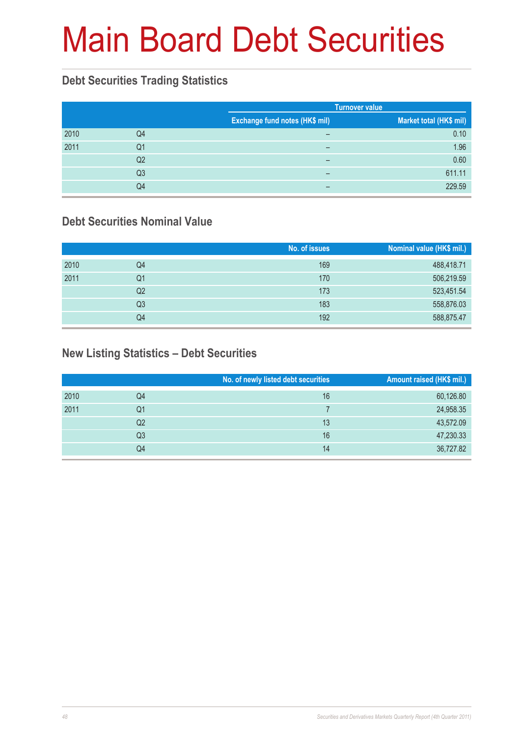# Main Board Debt Securities

## Debt Securities Trading Statistics

| | | Turnover value | |
|---|---|---|---|
| | | Exchange fund notes (HK$ mil) | Market total (HK$ mil) |
| 2010 | Q4 | – | 0.10 |
| 2011 | Q1 | – | 1.96 |
| | Q2 | – | 0.60 |
| | Q3 | – | 611.11 |
| | Q4 | – | 229.59 |

## Debt Securities Nominal Value

| | | No. of issues | Nominal value (HK$ mil.) |
|---|---|---|---|
| 2010 | Q4 | 169 | 488,418.71 |
| 2011 | Q1 | 170 | 506,219.59 |
| | Q2 | 173 | 523,451.54 |
| | Q3 | 183 | 558,876.03 |
| | Q4 | 192 | 588,875.47 |

## New Listing Statistics – Debt Securities

| | | No. of newly listed debt securities | Amount raised (HK$ mil.) |
|---|---|---|---|
| 2010 | Q4 | 16 | 60,126.80 |
| 2011 | Q1 | 7 | 24,958.35 |
| | Q2 | 13 | 43,572.09 |
| | Q3 | 16 | 47,230.33 |
| | Q4 | 14 | 36,727.82 |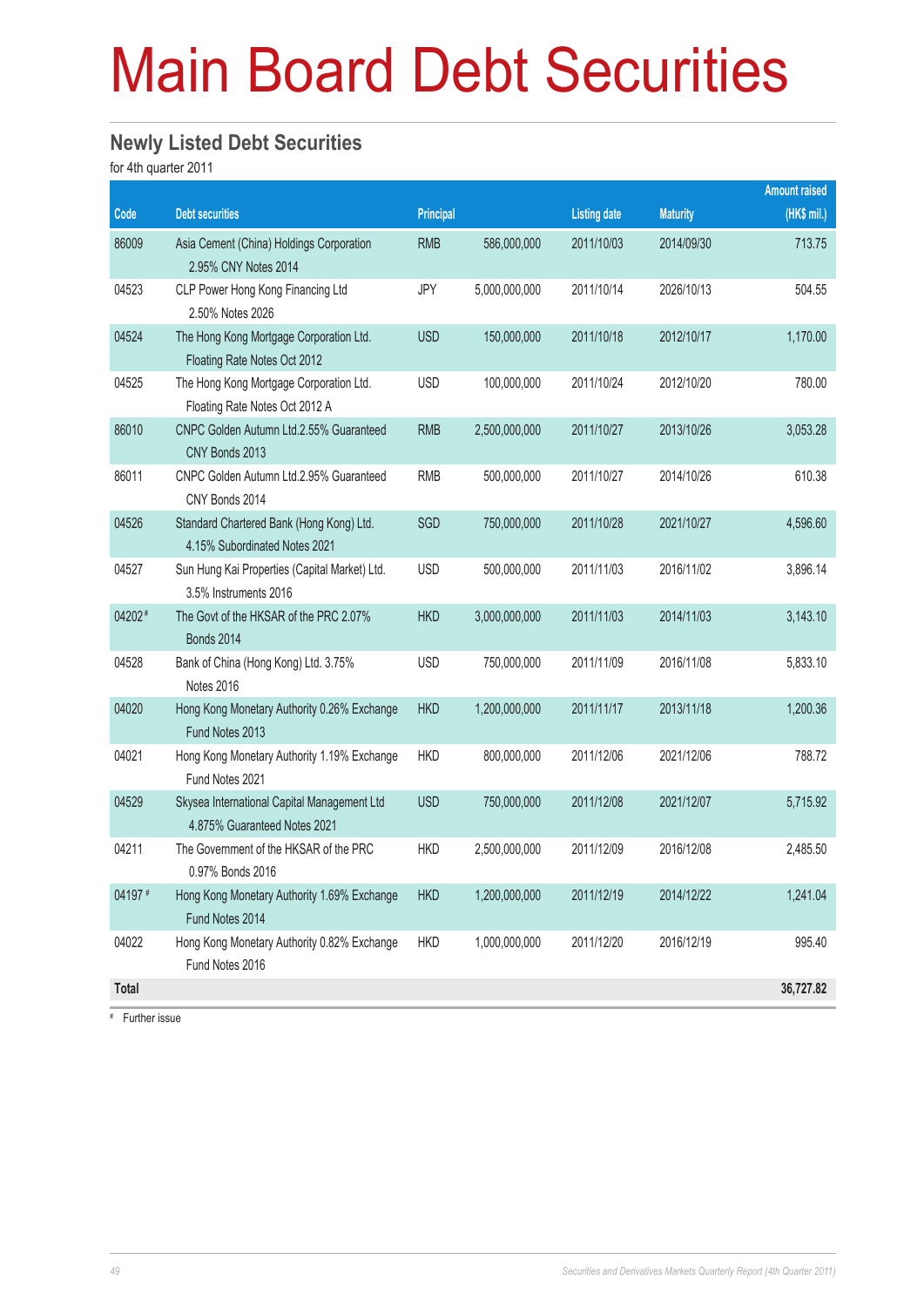# Main Board Debt Securities

## Newly Listed Debt Securities

for 4th quarter 2011

| Code | Debt securities | Principal | | Listing date | Maturity | Amount raised (HK$ mil.) |
|---|---|---|---|---|---|---|
| 86009 | Asia Cement (China) Holdings Corporation 2.95% CNY Notes 2014 | RMB | 586,000,000 | 2011/10/03 | 2014/09/30 | 713.75 |
| 04523 | CLP Power Hong Kong Financing Ltd 2.50% Notes 2026 | JPY | 5,000,000,000 | 2011/10/14 | 2026/10/13 | 504.55 |
| 04524 | The Hong Kong Mortgage Corporation Ltd. Floating Rate Notes Oct 2012 | USD | 150,000,000 | 2011/10/18 | 2012/10/17 | 1,170.00 |
| 04525 | The Hong Kong Mortgage Corporation Ltd. Floating Rate Notes Oct 2012 A | USD | 100,000,000 | 2011/10/24 | 2012/10/20 | 780.00 |
| 86010 | CNPC Golden Autumn Ltd.2.55% Guaranteed CNY Bonds 2013 | RMB | 2,500,000,000 | 2011/10/27 | 2013/10/26 | 3,053.28 |
| 86011 | CNPC Golden Autumn Ltd.2.95% Guaranteed CNY Bonds 2014 | RMB | 500,000,000 | 2011/10/27 | 2014/10/26 | 610.38 |
| 04526 | Standard Chartered Bank (Hong Kong) Ltd. 4.15% Subordinated Notes 2021 | SGD | 750,000,000 | 2011/10/28 | 2021/10/27 | 4,596.60 |
| 04527 | Sun Hung Kai Properties (Capital Market) Ltd. 3.5% Instruments 2016 | USD | 500,000,000 | 2011/11/03 | 2016/11/02 | 3,896.14 |
| 04202# | The Govt of the HKSAR of the PRC 2.07% Bonds 2014 | HKD | 3,000,000,000 | 2011/11/03 | 2014/11/03 | 3,143.10 |
| 04528 | Bank of China (Hong Kong) Ltd. 3.75% Notes 2016 | USD | 750,000,000 | 2011/11/09 | 2016/11/08 | 5,833.10 |
| 04020 | Hong Kong Monetary Authority 0.26% Exchange Fund Notes 2013 | HKD | 1,200,000,000 | 2011/11/17 | 2013/11/18 | 1,200.36 |
| 04021 | Hong Kong Monetary Authority 1.19% Exchange Fund Notes 2021 | HKD | 800,000,000 | 2011/12/06 | 2021/12/06 | 788.72 |
| 04529 | Skysea International Capital Management Ltd 4.875% Guaranteed Notes 2021 | USD | 750,000,000 | 2011/12/08 | 2021/12/07 | 5,715.92 |
| 04211 | The Government of the HKSAR of the PRC 0.97% Bonds 2016 | HKD | 2,500,000,000 | 2011/12/09 | 2016/12/08 | 2,485.50 |
| 04197# | Hong Kong Monetary Authority 1.69% Exchange Fund Notes 2014 | HKD | 1,200,000,000 | 2011/12/19 | 2014/12/22 | 1,241.04 |
| 04022 | Hong Kong Monetary Authority 0.82% Exchange Fund Notes 2016 | HKD | 1,000,000,000 | 2011/12/20 | 2016/12/19 | 995.40 |
| **Total** | | | | | | **36,727.82** |

# Further issue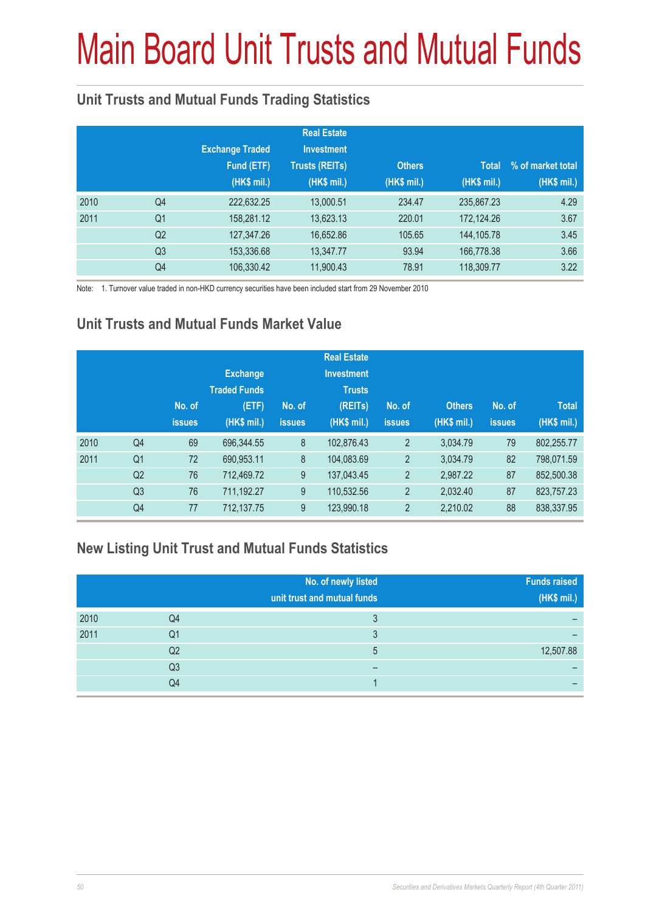# Main Board Unit Trusts and Mutual Funds

## Unit Trusts and Mutual Funds Trading Statistics

| | | Exchange Traded Fund (ETF) (HK$ mil.) | Real Estate Investment Trusts (REITs) (HK$ mil.) | Others (HK$ mil.) | Total (HK$ mil.) | % of market total (HK$ mil.) |
|---|---|---|---|---|---|---|
| 2010 | Q4 | 222,632.25 | 13,000.51 | 234.47 | 235,867.23 | 4.29 |
| 2011 | Q1 | 158,281.12 | 13,623.13 | 220.01 | 172,124.26 | 3.67 |
| | Q2 | 127,347.26 | 16,652.86 | 105.65 | 144,105.78 | 3.45 |
| | Q3 | 153,336.68 | 13,347.77 | 93.94 | 166,778.38 | 3.66 |
| | Q4 | 106,330.42 | 11,900.43 | 78.91 | 118,309.77 | 3.22 |

Note: 1. Turnover value traded in non-HKD currency securities have been included start from 29 November 2010

## Unit Trusts and Mutual Funds Market Value

| | | No. of issues | Exchange Traded Funds (ETF) (HK$ mil.) | No. of issues | Real Estate Investment Trusts (REITs) (HK$ mil.) | No. of issues | Others (HK$ mil.) | No. of issues | Total (HK$ mil.) |
|---|---|---|---|---|---|---|---|---|---|
| 2010 | Q4 | 69 | 696,344.55 | 8 | 102,876.43 | 2 | 3,034.79 | 79 | 802,255.77 |
| 2011 | Q1 | 72 | 690,953.11 | 8 | 104,083.69 | 2 | 3,034.79 | 82 | 798,071.59 |
| | Q2 | 76 | 712,469.72 | 9 | 137,043.45 | 2 | 2,987.22 | 87 | 852,500.38 |
| | Q3 | 76 | 711,192.27 | 9 | 110,532.56 | 2 | 2,032.40 | 87 | 823,757.23 |
| | Q4 | 77 | 712,137.75 | 9 | 123,990.18 | 2 | 2,210.02 | 88 | 838,337.95 |

## New Listing Unit Trust and Mutual Funds Statistics

| | | No. of newly listed unit trust and mutual funds | Funds raised (HK$ mil.) |
|---|---|---|---|
| 2010 | Q4 | 3 | – |
| 2011 | Q1 | 3 | – |
| | Q2 | 5 | 12,507.88 |
| | Q3 | – | – |
| | Q4 | 1 | – |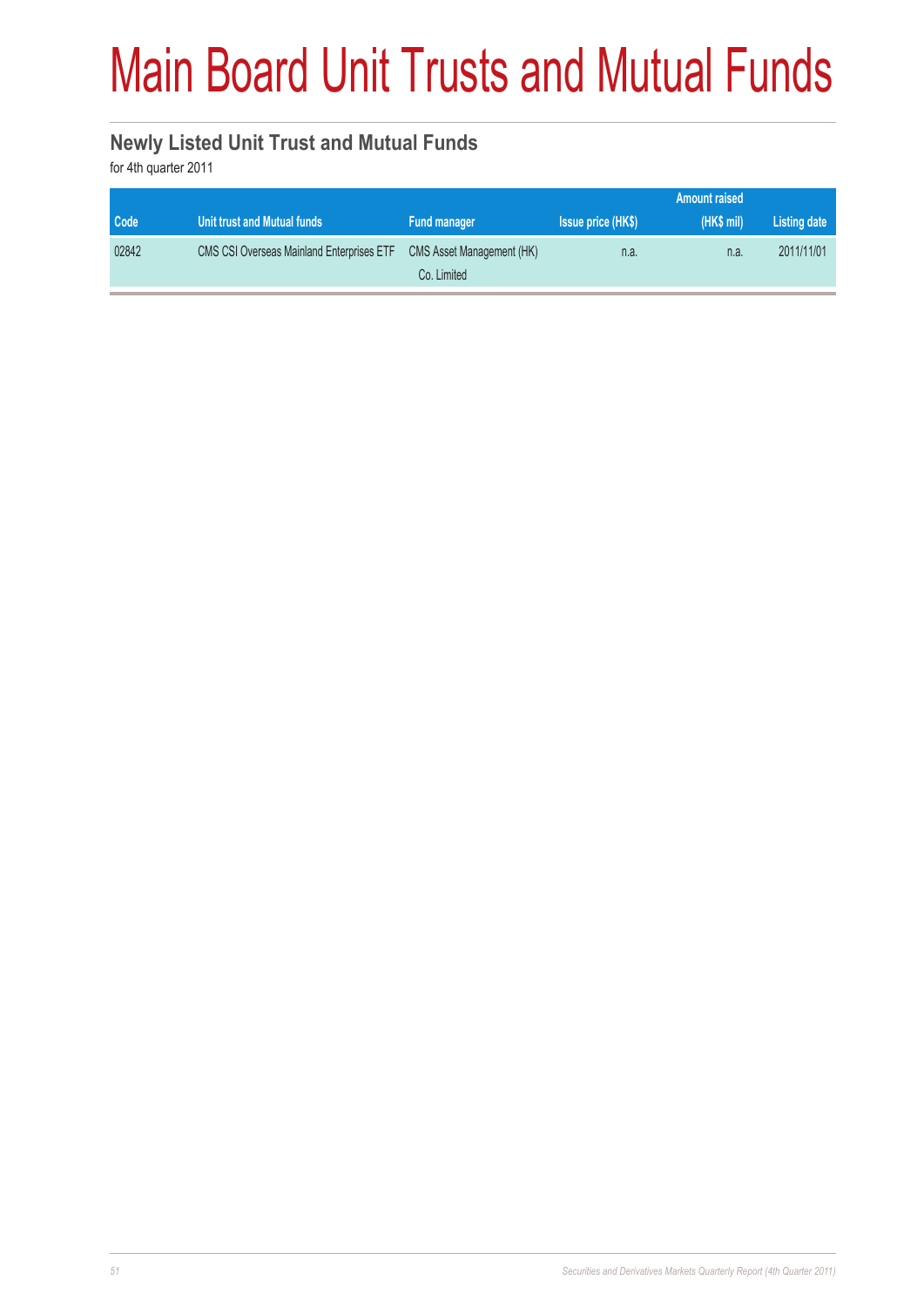# Main Board Unit Trusts and Mutual Funds

## Newly Listed Unit Trust and Mutual Funds

for 4th quarter 2011

| Code | Unit trust and Mutual funds | Fund manager | Issue price (HK$) | Amount raised (HK$ mil) | Listing date |
|---|---|---|---|---|---|
| 02842 | CMS CSI Overseas Mainland Enterprises ETF | CMS Asset Management (HK) Co. Limited | n.a. | n.a. | 2011/11/01 |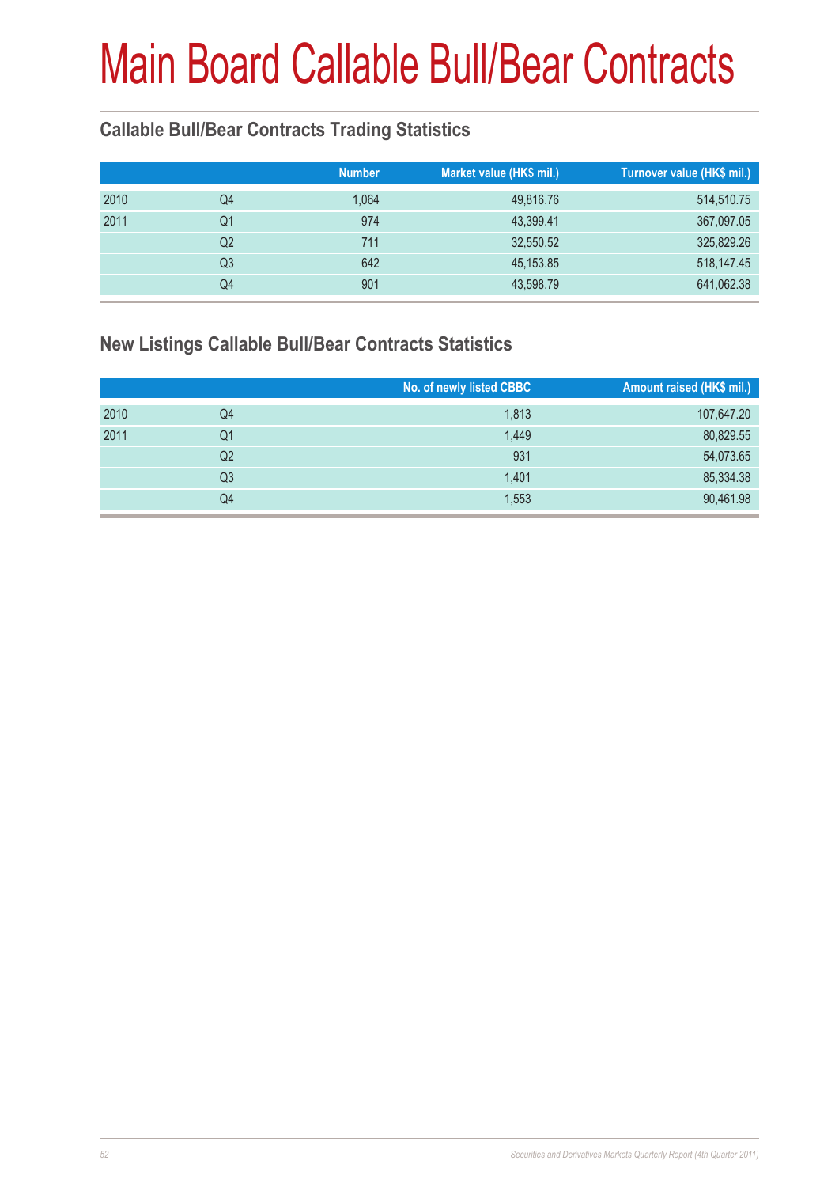# Main Board Callable Bull/Bear Contracts

## Callable Bull/Bear Contracts Trading Statistics

| | | Number | Market value (HK$ mil.) | Turnover value (HK$ mil.) |
|---|---|---|---|---|
| 2010 | Q4 | 1,064 | 49,816.76 | 514,510.75 |
| 2011 | Q1 | 974 | 43,399.41 | 367,097.05 |
| | Q2 | 711 | 32,550.52 | 325,829.26 |
| | Q3 | 642 | 45,153.85 | 518,147.45 |
| | Q4 | 901 | 43,598.79 | 641,062.38 |

## New Listings Callable Bull/Bear Contracts Statistics

| | | No. of newly listed CBBC | Amount raised (HK$ mil.) |
|---|---|---|---|
| 2010 | Q4 | 1,813 | 107,647.20 |
| 2011 | Q1 | 1,449 | 80,829.55 |
| | Q2 | 931 | 54,073.65 |
| | Q3 | 1,401 | 85,334.38 |
| | Q4 | 1,553 | 90,461.98 |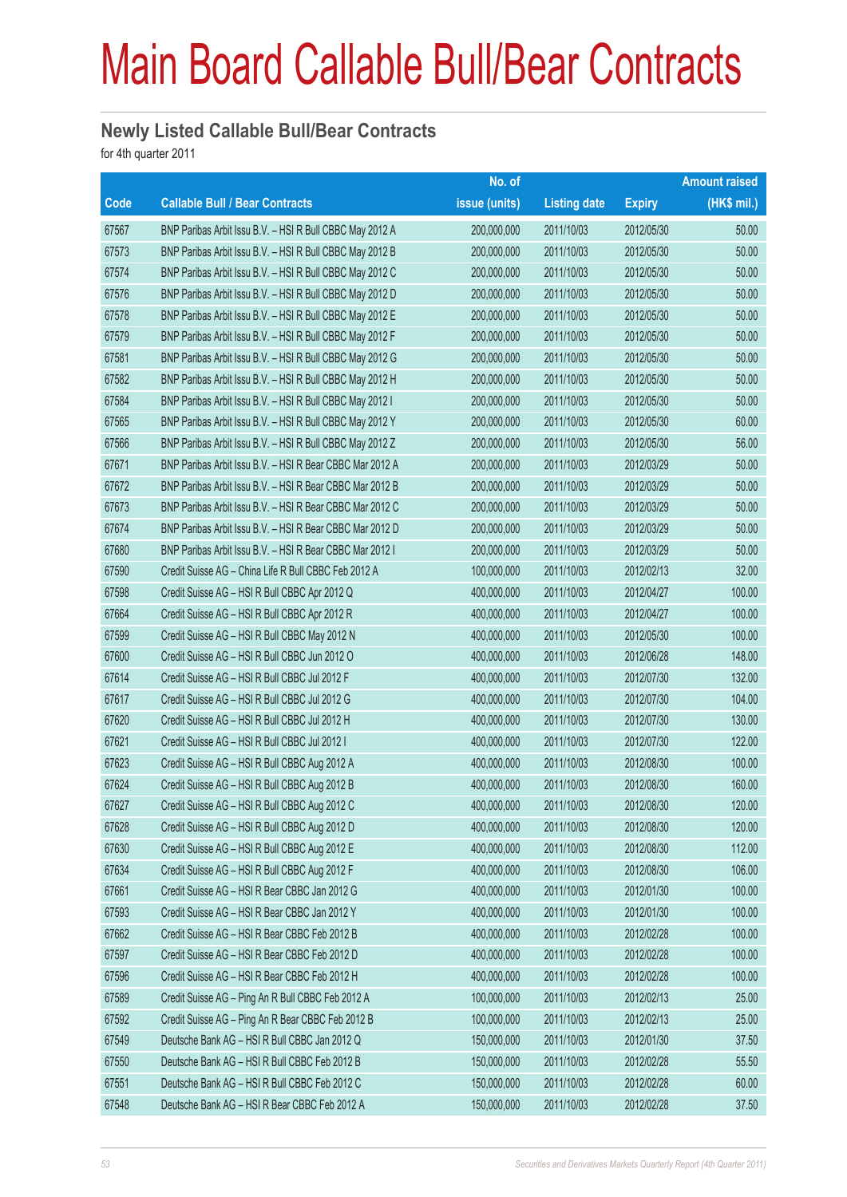# Main Board Callable Bull/Bear Contracts

## Newly Listed Callable Bull/Bear Contracts

for 4th quarter 2011

| Code | Callable Bull / Bear Contracts | No. of issue (units) | Listing date | Expiry | Amount raised (HK$ mil.) |
|---|---|---|---|---|---|
| 67567 | BNP Paribas Arbit Issu B.V. – HSI R Bull CBBC May 2012 A | 200,000,000 | 2011/10/03 | 2012/05/30 | 50.00 |
| 67573 | BNP Paribas Arbit Issu B.V. – HSI R Bull CBBC May 2012 B | 200,000,000 | 2011/10/03 | 2012/05/30 | 50.00 |
| 67574 | BNP Paribas Arbit Issu B.V. – HSI R Bull CBBC May 2012 C | 200,000,000 | 2011/10/03 | 2012/05/30 | 50.00 |
| 67576 | BNP Paribas Arbit Issu B.V. – HSI R Bull CBBC May 2012 D | 200,000,000 | 2011/10/03 | 2012/05/30 | 50.00 |
| 67578 | BNP Paribas Arbit Issu B.V. – HSI R Bull CBBC May 2012 E | 200,000,000 | 2011/10/03 | 2012/05/30 | 50.00 |
| 67579 | BNP Paribas Arbit Issu B.V. – HSI R Bull CBBC May 2012 F | 200,000,000 | 2011/10/03 | 2012/05/30 | 50.00 |
| 67581 | BNP Paribas Arbit Issu B.V. – HSI R Bull CBBC May 2012 G | 200,000,000 | 2011/10/03 | 2012/05/30 | 50.00 |
| 67582 | BNP Paribas Arbit Issu B.V. – HSI R Bull CBBC May 2012 H | 200,000,000 | 2011/10/03 | 2012/05/30 | 50.00 |
| 67584 | BNP Paribas Arbit Issu B.V. – HSI R Bull CBBC May 2012 I | 200,000,000 | 2011/10/03 | 2012/05/30 | 50.00 |
| 67565 | BNP Paribas Arbit Issu B.V. – HSI R Bull CBBC May 2012 Y | 200,000,000 | 2011/10/03 | 2012/05/30 | 60.00 |
| 67566 | BNP Paribas Arbit Issu B.V. – HSI R Bull CBBC May 2012 Z | 200,000,000 | 2011/10/03 | 2012/05/30 | 56.00 |
| 67671 | BNP Paribas Arbit Issu B.V. – HSI R Bear CBBC Mar 2012 A | 200,000,000 | 2011/10/03 | 2012/03/29 | 50.00 |
| 67672 | BNP Paribas Arbit Issu B.V. – HSI R Bear CBBC Mar 2012 B | 200,000,000 | 2011/10/03 | 2012/03/29 | 50.00 |
| 67673 | BNP Paribas Arbit Issu B.V. – HSI R Bear CBBC Mar 2012 C | 200,000,000 | 2011/10/03 | 2012/03/29 | 50.00 |
| 67674 | BNP Paribas Arbit Issu B.V. – HSI R Bear CBBC Mar 2012 D | 200,000,000 | 2011/10/03 | 2012/03/29 | 50.00 |
| 67680 | BNP Paribas Arbit Issu B.V. – HSI R Bear CBBC Mar 2012 I | 200,000,000 | 2011/10/03 | 2012/03/29 | 50.00 |
| 67590 | Credit Suisse AG – China Life R Bull CBBC Feb 2012 A | 100,000,000 | 2011/10/03 | 2012/02/13 | 32.00 |
| 67598 | Credit Suisse AG – HSI R Bull CBBC Apr 2012 Q | 400,000,000 | 2011/10/03 | 2012/04/27 | 100.00 |
| 67664 | Credit Suisse AG – HSI R Bull CBBC Apr 2012 R | 400,000,000 | 2011/10/03 | 2012/04/27 | 100.00 |
| 67599 | Credit Suisse AG – HSI R Bull CBBC May 2012 N | 400,000,000 | 2011/10/03 | 2012/05/30 | 100.00 |
| 67600 | Credit Suisse AG – HSI R Bull CBBC Jun 2012 O | 400,000,000 | 2011/10/03 | 2012/06/28 | 148.00 |
| 67614 | Credit Suisse AG – HSI R Bull CBBC Jul 2012 F | 400,000,000 | 2011/10/03 | 2012/07/30 | 132.00 |
| 67617 | Credit Suisse AG – HSI R Bull CBBC Jul 2012 G | 400,000,000 | 2011/10/03 | 2012/07/30 | 104.00 |
| 67620 | Credit Suisse AG – HSI R Bull CBBC Jul 2012 H | 400,000,000 | 2011/10/03 | 2012/07/30 | 130.00 |
| 67621 | Credit Suisse AG – HSI R Bull CBBC Jul 2012 I | 400,000,000 | 2011/10/03 | 2012/07/30 | 122.00 |
| 67623 | Credit Suisse AG – HSI R Bull CBBC Aug 2012 A | 400,000,000 | 2011/10/03 | 2012/08/30 | 100.00 |
| 67624 | Credit Suisse AG – HSI R Bull CBBC Aug 2012 B | 400,000,000 | 2011/10/03 | 2012/08/30 | 160.00 |
| 67627 | Credit Suisse AG – HSI R Bull CBBC Aug 2012 C | 400,000,000 | 2011/10/03 | 2012/08/30 | 120.00 |
| 67628 | Credit Suisse AG – HSI R Bull CBBC Aug 2012 D | 400,000,000 | 2011/10/03 | 2012/08/30 | 120.00 |
| 67630 | Credit Suisse AG – HSI R Bull CBBC Aug 2012 E | 400,000,000 | 2011/10/03 | 2012/08/30 | 112.00 |
| 67634 | Credit Suisse AG – HSI R Bull CBBC Aug 2012 F | 400,000,000 | 2011/10/03 | 2012/08/30 | 106.00 |
| 67661 | Credit Suisse AG – HSI R Bear CBBC Jan 2012 G | 400,000,000 | 2011/10/03 | 2012/01/30 | 100.00 |
| 67593 | Credit Suisse AG – HSI R Bear CBBC Jan 2012 Y | 400,000,000 | 2011/10/03 | 2012/01/30 | 100.00 |
| 67662 | Credit Suisse AG – HSI R Bear CBBC Feb 2012 B | 400,000,000 | 2011/10/03 | 2012/02/28 | 100.00 |
| 67597 | Credit Suisse AG – HSI R Bear CBBC Feb 2012 D | 400,000,000 | 2011/10/03 | 2012/02/28 | 100.00 |
| 67596 | Credit Suisse AG – HSI R Bear CBBC Feb 2012 H | 400,000,000 | 2011/10/03 | 2012/02/28 | 100.00 |
| 67589 | Credit Suisse AG – Ping An R Bull CBBC Feb 2012 A | 100,000,000 | 2011/10/03 | 2012/02/13 | 25.00 |
| 67592 | Credit Suisse AG – Ping An R Bear CBBC Feb 2012 B | 100,000,000 | 2011/10/03 | 2012/02/13 | 25.00 |
| 67549 | Deutsche Bank AG – HSI R Bull CBBC Jan 2012 Q | 150,000,000 | 2011/10/03 | 2012/01/30 | 37.50 |
| 67550 | Deutsche Bank AG – HSI R Bull CBBC Feb 2012 B | 150,000,000 | 2011/10/03 | 2012/02/28 | 55.50 |
| 67551 | Deutsche Bank AG – HSI R Bull CBBC Feb 2012 C | 150,000,000 | 2011/10/03 | 2012/02/28 | 60.00 |
| 67548 | Deutsche Bank AG – HSI R Bear CBBC Feb 2012 A | 150,000,000 | 2011/10/03 | 2012/02/28 | 37.50 |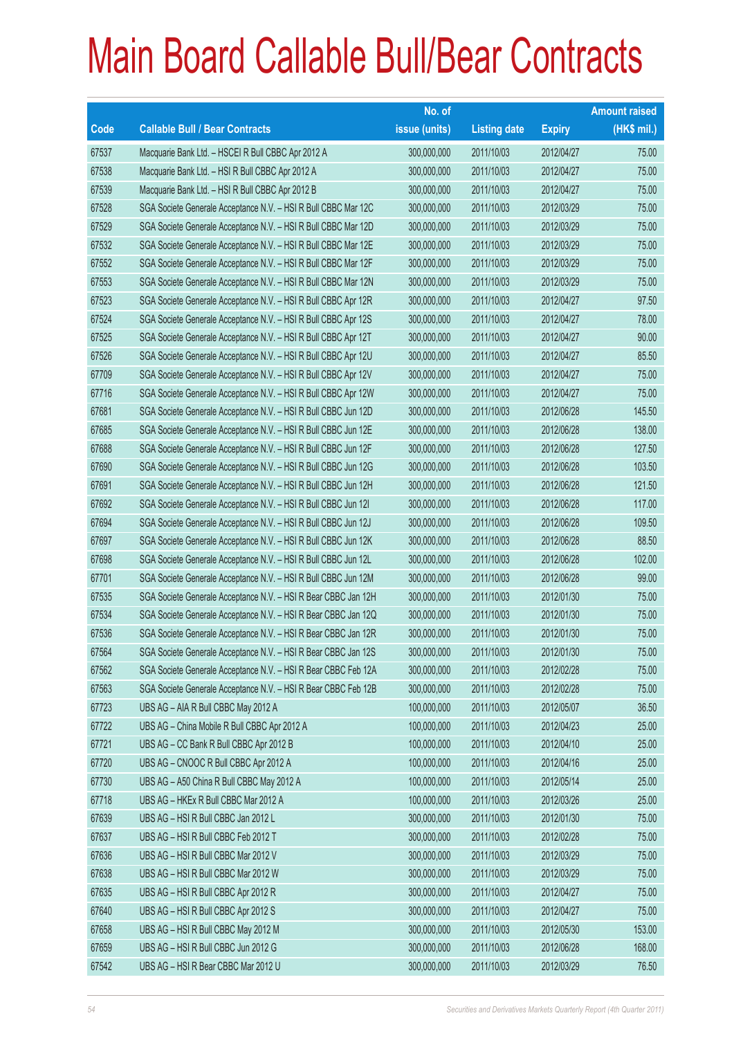# Main Board Callable Bull/Bear Contracts

| Code | Callable Bull / Bear Contracts | No. of issue (units) | Listing date | Expiry | Amount raised (HK$ mil.) |
|---|---|---|---|---|---|
| 67537 | Macquarie Bank Ltd. – HSCEI R Bull CBBC Apr 2012 A | 300,000,000 | 2011/10/03 | 2012/04/27 | 75.00 |
| 67538 | Macquarie Bank Ltd. – HSI R Bull CBBC Apr 2012 A | 300,000,000 | 2011/10/03 | 2012/04/27 | 75.00 |
| 67539 | Macquarie Bank Ltd. – HSI R Bull CBBC Apr 2012 B | 300,000,000 | 2011/10/03 | 2012/04/27 | 75.00 |
| 67528 | SGA Societe Generale Acceptance N.V. – HSI R Bull CBBC Mar 12C | 300,000,000 | 2011/10/03 | 2012/03/29 | 75.00 |
| 67529 | SGA Societe Generale Acceptance N.V. – HSI R Bull CBBC Mar 12D | 300,000,000 | 2011/10/03 | 2012/03/29 | 75.00 |
| 67532 | SGA Societe Generale Acceptance N.V. – HSI R Bull CBBC Mar 12E | 300,000,000 | 2011/10/03 | 2012/03/29 | 75.00 |
| 67552 | SGA Societe Generale Acceptance N.V. – HSI R Bull CBBC Mar 12F | 300,000,000 | 2011/10/03 | 2012/03/29 | 75.00 |
| 67553 | SGA Societe Generale Acceptance N.V. – HSI R Bull CBBC Mar 12N | 300,000,000 | 2011/10/03 | 2012/03/29 | 75.00 |
| 67523 | SGA Societe Generale Acceptance N.V. – HSI R Bull CBBC Apr 12R | 300,000,000 | 2011/10/03 | 2012/04/27 | 97.50 |
| 67524 | SGA Societe Generale Acceptance N.V. – HSI R Bull CBBC Apr 12S | 300,000,000 | 2011/10/03 | 2012/04/27 | 78.00 |
| 67525 | SGA Societe Generale Acceptance N.V. – HSI R Bull CBBC Apr 12T | 300,000,000 | 2011/10/03 | 2012/04/27 | 90.00 |
| 67526 | SGA Societe Generale Acceptance N.V. – HSI R Bull CBBC Apr 12U | 300,000,000 | 2011/10/03 | 2012/04/27 | 85.50 |
| 67709 | SGA Societe Generale Acceptance N.V. – HSI R Bull CBBC Apr 12V | 300,000,000 | 2011/10/03 | 2012/04/27 | 75.00 |
| 67716 | SGA Societe Generale Acceptance N.V. – HSI R Bull CBBC Apr 12W | 300,000,000 | 2011/10/03 | 2012/04/27 | 75.00 |
| 67681 | SGA Societe Generale Acceptance N.V. – HSI R Bull CBBC Jun 12D | 300,000,000 | 2011/10/03 | 2012/06/28 | 145.50 |
| 67685 | SGA Societe Generale Acceptance N.V. – HSI R Bull CBBC Jun 12E | 300,000,000 | 2011/10/03 | 2012/06/28 | 138.00 |
| 67688 | SGA Societe Generale Acceptance N.V. – HSI R Bull CBBC Jun 12F | 300,000,000 | 2011/10/03 | 2012/06/28 | 127.50 |
| 67690 | SGA Societe Generale Acceptance N.V. – HSI R Bull CBBC Jun 12G | 300,000,000 | 2011/10/03 | 2012/06/28 | 103.50 |
| 67691 | SGA Societe Generale Acceptance N.V. – HSI R Bull CBBC Jun 12H | 300,000,000 | 2011/10/03 | 2012/06/28 | 121.50 |
| 67692 | SGA Societe Generale Acceptance N.V. – HSI R Bull CBBC Jun 12I | 300,000,000 | 2011/10/03 | 2012/06/28 | 117.00 |
| 67694 | SGA Societe Generale Acceptance N.V. – HSI R Bull CBBC Jun 12J | 300,000,000 | 2011/10/03 | 2012/06/28 | 109.50 |
| 67697 | SGA Societe Generale Acceptance N.V. – HSI R Bull CBBC Jun 12K | 300,000,000 | 2011/10/03 | 2012/06/28 | 88.50 |
| 67698 | SGA Societe Generale Acceptance N.V. – HSI R Bull CBBC Jun 12L | 300,000,000 | 2011/10/03 | 2012/06/28 | 102.00 |
| 67701 | SGA Societe Generale Acceptance N.V. – HSI R Bull CBBC Jun 12M | 300,000,000 | 2011/10/03 | 2012/06/28 | 99.00 |
| 67535 | SGA Societe Generale Acceptance N.V. – HSI R Bear CBBC Jan 12H | 300,000,000 | 2011/10/03 | 2012/01/30 | 75.00 |
| 67534 | SGA Societe Generale Acceptance N.V. – HSI R Bear CBBC Jan 12Q | 300,000,000 | 2011/10/03 | 2012/01/30 | 75.00 |
| 67536 | SGA Societe Generale Acceptance N.V. – HSI R Bear CBBC Jan 12R | 300,000,000 | 2011/10/03 | 2012/01/30 | 75.00 |
| 67564 | SGA Societe Generale Acceptance N.V. – HSI R Bear CBBC Jan 12S | 300,000,000 | 2011/10/03 | 2012/01/30 | 75.00 |
| 67562 | SGA Societe Generale Acceptance N.V. – HSI R Bear CBBC Feb 12A | 300,000,000 | 2011/10/03 | 2012/02/28 | 75.00 |
| 67563 | SGA Societe Generale Acceptance N.V. – HSI R Bear CBBC Feb 12B | 300,000,000 | 2011/10/03 | 2012/02/28 | 75.00 |
| 67723 | UBS AG – AIA R Bull CBBC May 2012 A | 100,000,000 | 2011/10/03 | 2012/05/07 | 36.50 |
| 67722 | UBS AG – China Mobile R Bull CBBC Apr 2012 A | 100,000,000 | 2011/10/03 | 2012/04/23 | 25.00 |
| 67721 | UBS AG – CC Bank R Bull CBBC Apr 2012 B | 100,000,000 | 2011/10/03 | 2012/04/10 | 25.00 |
| 67720 | UBS AG – CNOOC R Bull CBBC Apr 2012 A | 100,000,000 | 2011/10/03 | 2012/04/16 | 25.00 |
| 67730 | UBS AG – A50 China R Bull CBBC May 2012 A | 100,000,000 | 2011/10/03 | 2012/05/14 | 25.00 |
| 67718 | UBS AG – HKEx R Bull CBBC Mar 2012 A | 100,000,000 | 2011/10/03 | 2012/03/26 | 25.00 |
| 67639 | UBS AG – HSI R Bull CBBC Jan 2012 L | 300,000,000 | 2011/10/03 | 2012/01/30 | 75.00 |
| 67637 | UBS AG – HSI R Bull CBBC Feb 2012 T | 300,000,000 | 2011/10/03 | 2012/02/28 | 75.00 |
| 67636 | UBS AG – HSI R Bull CBBC Mar 2012 V | 300,000,000 | 2011/10/03 | 2012/03/29 | 75.00 |
| 67638 | UBS AG – HSI R Bull CBBC Mar 2012 W | 300,000,000 | 2011/10/03 | 2012/03/29 | 75.00 |
| 67635 | UBS AG – HSI R Bull CBBC Apr 2012 R | 300,000,000 | 2011/10/03 | 2012/04/27 | 75.00 |
| 67640 | UBS AG – HSI R Bull CBBC Apr 2012 S | 300,000,000 | 2011/10/03 | 2012/04/27 | 75.00 |
| 67658 | UBS AG – HSI R Bull CBBC May 2012 M | 300,000,000 | 2011/10/03 | 2012/05/30 | 153.00 |
| 67659 | UBS AG – HSI R Bull CBBC Jun 2012 G | 300,000,000 | 2011/10/03 | 2012/06/28 | 168.00 |
| 67542 | UBS AG – HSI R Bear CBBC Mar 2012 U | 300,000,000 | 2011/10/03 | 2012/03/29 | 76.50 |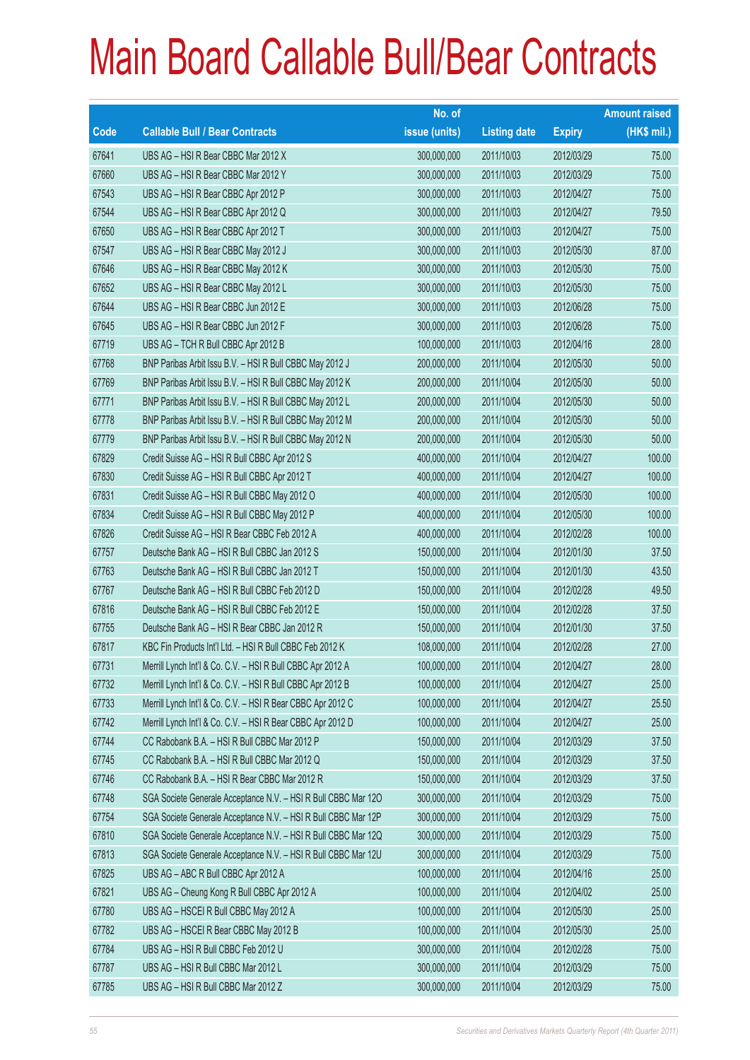# Main Board Callable Bull/Bear Contracts

| Code | Callable Bull / Bear Contracts | No. of issue (units) | Listing date | Expiry | Amount raised (HK$ mil.) |
|---|---|---|---|---|---|
| 67641 | UBS AG – HSI R Bear CBBC Mar 2012 X | 300,000,000 | 2011/10/03 | 2012/03/29 | 75.00 |
| 67660 | UBS AG – HSI R Bear CBBC Mar 2012 Y | 300,000,000 | 2011/10/03 | 2012/03/29 | 75.00 |
| 67543 | UBS AG – HSI R Bear CBBC Apr 2012 P | 300,000,000 | 2011/10/03 | 2012/04/27 | 75.00 |
| 67544 | UBS AG – HSI R Bear CBBC Apr 2012 Q | 300,000,000 | 2011/10/03 | 2012/04/27 | 79.50 |
| 67650 | UBS AG – HSI R Bear CBBC Apr 2012 T | 300,000,000 | 2011/10/03 | 2012/04/27 | 75.00 |
| 67547 | UBS AG – HSI R Bear CBBC May 2012 J | 300,000,000 | 2011/10/03 | 2012/05/30 | 87.00 |
| 67646 | UBS AG – HSI R Bear CBBC May 2012 K | 300,000,000 | 2011/10/03 | 2012/05/30 | 75.00 |
| 67652 | UBS AG – HSI R Bear CBBC May 2012 L | 300,000,000 | 2011/10/03 | 2012/05/30 | 75.00 |
| 67644 | UBS AG – HSI R Bear CBBC Jun 2012 E | 300,000,000 | 2011/10/03 | 2012/06/28 | 75.00 |
| 67645 | UBS AG – HSI R Bear CBBC Jun 2012 F | 300,000,000 | 2011/10/03 | 2012/06/28 | 75.00 |
| 67719 | UBS AG – TCH R Bull CBBC Apr 2012 B | 100,000,000 | 2011/10/03 | 2012/04/16 | 28.00 |
| 67768 | BNP Paribas Arbit Issu B.V. – HSI R Bull CBBC May 2012 J | 200,000,000 | 2011/10/04 | 2012/05/30 | 50.00 |
| 67769 | BNP Paribas Arbit Issu B.V. – HSI R Bull CBBC May 2012 K | 200,000,000 | 2011/10/04 | 2012/05/30 | 50.00 |
| 67771 | BNP Paribas Arbit Issu B.V. – HSI R Bull CBBC May 2012 L | 200,000,000 | 2011/10/04 | 2012/05/30 | 50.00 |
| 67778 | BNP Paribas Arbit Issu B.V. – HSI R Bull CBBC May 2012 M | 200,000,000 | 2011/10/04 | 2012/05/30 | 50.00 |
| 67779 | BNP Paribas Arbit Issu B.V. – HSI R Bull CBBC May 2012 N | 200,000,000 | 2011/10/04 | 2012/05/30 | 50.00 |
| 67829 | Credit Suisse AG – HSI R Bull CBBC Apr 2012 S | 400,000,000 | 2011/10/04 | 2012/04/27 | 100.00 |
| 67830 | Credit Suisse AG – HSI R Bull CBBC Apr 2012 T | 400,000,000 | 2011/10/04 | 2012/04/27 | 100.00 |
| 67831 | Credit Suisse AG – HSI R Bull CBBC May 2012 O | 400,000,000 | 2011/10/04 | 2012/05/30 | 100.00 |
| 67834 | Credit Suisse AG – HSI R Bull CBBC May 2012 P | 400,000,000 | 2011/10/04 | 2012/05/30 | 100.00 |
| 67826 | Credit Suisse AG – HSI R Bear CBBC Feb 2012 A | 400,000,000 | 2011/10/04 | 2012/02/28 | 100.00 |
| 67757 | Deutsche Bank AG – HSI R Bull CBBC Jan 2012 S | 150,000,000 | 2011/10/04 | 2012/01/30 | 37.50 |
| 67763 | Deutsche Bank AG – HSI R Bull CBBC Jan 2012 T | 150,000,000 | 2011/10/04 | 2012/01/30 | 43.50 |
| 67767 | Deutsche Bank AG – HSI R Bull CBBC Feb 2012 D | 150,000,000 | 2011/10/04 | 2012/02/28 | 49.50 |
| 67816 | Deutsche Bank AG – HSI R Bull CBBC Feb 2012 E | 150,000,000 | 2011/10/04 | 2012/02/28 | 37.50 |
| 67755 | Deutsche Bank AG – HSI R Bear CBBC Jan 2012 R | 150,000,000 | 2011/10/04 | 2012/01/30 | 37.50 |
| 67817 | KBC Fin Products Int'l Ltd. – HSI R Bull CBBC Feb 2012 K | 108,000,000 | 2011/10/04 | 2012/02/28 | 27.00 |
| 67731 | Merrill Lynch Int'l & Co. C.V. – HSI R Bull CBBC Apr 2012 A | 100,000,000 | 2011/10/04 | 2012/04/27 | 28.00 |
| 67732 | Merrill Lynch Int'l & Co. C.V. – HSI R Bull CBBC Apr 2012 B | 100,000,000 | 2011/10/04 | 2012/04/27 | 25.00 |
| 67733 | Merrill Lynch Int'l & Co. C.V. – HSI R Bear CBBC Apr 2012 C | 100,000,000 | 2011/10/04 | 2012/04/27 | 25.50 |
| 67742 | Merrill Lynch Int'l & Co. C.V. – HSI R Bear CBBC Apr 2012 D | 100,000,000 | 2011/10/04 | 2012/04/27 | 25.00 |
| 67744 | CC Rabobank B.A. – HSI R Bull CBBC Mar 2012 P | 150,000,000 | 2011/10/04 | 2012/03/29 | 37.50 |
| 67745 | CC Rabobank B.A. – HSI R Bull CBBC Mar 2012 Q | 150,000,000 | 2011/10/04 | 2012/03/29 | 37.50 |
| 67746 | CC Rabobank B.A. – HSI R Bear CBBC Mar 2012 R | 150,000,000 | 2011/10/04 | 2012/03/29 | 37.50 |
| 67748 | SGA Societe Generale Acceptance N.V. – HSI R Bull CBBC Mar 12O | 300,000,000 | 2011/10/04 | 2012/03/29 | 75.00 |
| 67754 | SGA Societe Generale Acceptance N.V. – HSI R Bull CBBC Mar 12P | 300,000,000 | 2011/10/04 | 2012/03/29 | 75.00 |
| 67810 | SGA Societe Generale Acceptance N.V. – HSI R Bull CBBC Mar 12Q | 300,000,000 | 2011/10/04 | 2012/03/29 | 75.00 |
| 67813 | SGA Societe Generale Acceptance N.V. – HSI R Bull CBBC Mar 12U | 300,000,000 | 2011/10/04 | 2012/03/29 | 75.00 |
| 67825 | UBS AG – ABC R Bull CBBC Apr 2012 A | 100,000,000 | 2011/10/04 | 2012/04/16 | 25.00 |
| 67821 | UBS AG – Cheung Kong R Bull CBBC Apr 2012 A | 100,000,000 | 2011/10/04 | 2012/04/02 | 25.00 |
| 67780 | UBS AG – HSCEI R Bull CBBC May 2012 A | 100,000,000 | 2011/10/04 | 2012/05/30 | 25.00 |
| 67782 | UBS AG – HSCEI R Bear CBBC May 2012 B | 100,000,000 | 2011/10/04 | 2012/05/30 | 25.00 |
| 67784 | UBS AG – HSI R Bull CBBC Feb 2012 U | 300,000,000 | 2011/10/04 | 2012/02/28 | 75.00 |
| 67787 | UBS AG – HSI R Bull CBBC Mar 2012 L | 300,000,000 | 2011/10/04 | 2012/03/29 | 75.00 |
| 67785 | UBS AG – HSI R Bull CBBC Mar 2012 Z | 300,000,000 | 2011/10/04 | 2012/03/29 | 75.00 |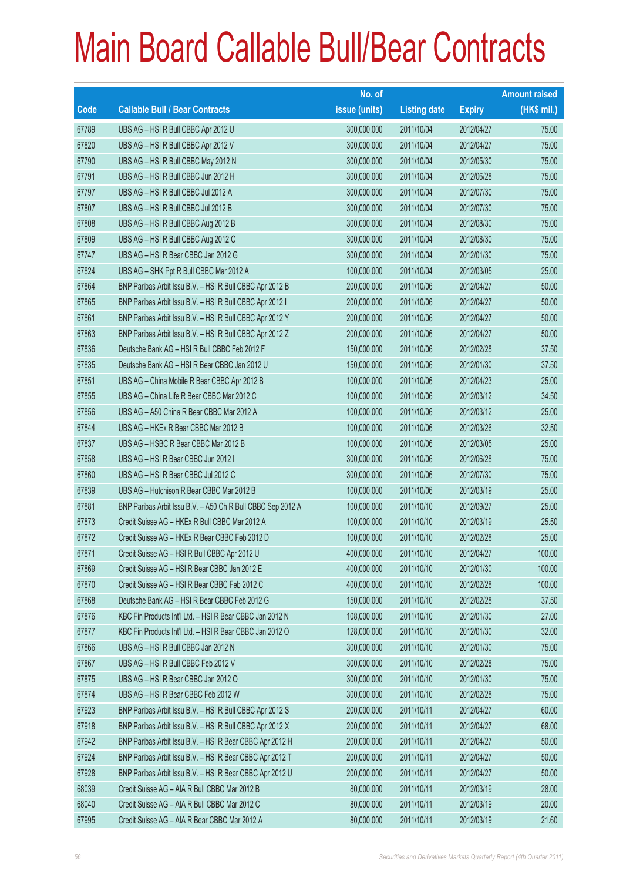# Main Board Callable Bull/Bear Contracts

| Code | Callable Bull / Bear Contracts | No. of issue (units) | Listing date | Expiry | Amount raised (HK$ mil.) |
|---|---|---|---|---|---|
| 67789 | UBS AG – HSI R Bull CBBC Apr 2012 U | 300,000,000 | 2011/10/04 | 2012/04/27 | 75.00 |
| 67820 | UBS AG – HSI R Bull CBBC Apr 2012 V | 300,000,000 | 2011/10/04 | 2012/04/27 | 75.00 |
| 67790 | UBS AG – HSI R Bull CBBC May 2012 N | 300,000,000 | 2011/10/04 | 2012/05/30 | 75.00 |
| 67791 | UBS AG – HSI R Bull CBBC Jun 2012 H | 300,000,000 | 2011/10/04 | 2012/06/28 | 75.00 |
| 67797 | UBS AG – HSI R Bull CBBC Jul 2012 A | 300,000,000 | 2011/10/04 | 2012/07/30 | 75.00 |
| 67807 | UBS AG – HSI R Bull CBBC Jul 2012 B | 300,000,000 | 2011/10/04 | 2012/07/30 | 75.00 |
| 67808 | UBS AG – HSI R Bull CBBC Aug 2012 B | 300,000,000 | 2011/10/04 | 2012/08/30 | 75.00 |
| 67809 | UBS AG – HSI R Bull CBBC Aug 2012 C | 300,000,000 | 2011/10/04 | 2012/08/30 | 75.00 |
| 67747 | UBS AG – HSI R Bear CBBC Jan 2012 G | 300,000,000 | 2011/10/04 | 2012/01/30 | 75.00 |
| 67824 | UBS AG – SHK Ppt R Bull CBBC Mar 2012 A | 100,000,000 | 2011/10/04 | 2012/03/05 | 25.00 |
| 67864 | BNP Paribas Arbit Issu B.V. – HSI R Bull CBBC Apr 2012 B | 200,000,000 | 2011/10/06 | 2012/04/27 | 50.00 |
| 67865 | BNP Paribas Arbit Issu B.V. – HSI R Bull CBBC Apr 2012 I | 200,000,000 | 2011/10/06 | 2012/04/27 | 50.00 |
| 67861 | BNP Paribas Arbit Issu B.V. – HSI R Bull CBBC Apr 2012 Y | 200,000,000 | 2011/10/06 | 2012/04/27 | 50.00 |
| 67863 | BNP Paribas Arbit Issu B.V. – HSI R Bull CBBC Apr 2012 Z | 200,000,000 | 2011/10/06 | 2012/04/27 | 50.00 |
| 67836 | Deutsche Bank AG – HSI R Bull CBBC Feb 2012 F | 150,000,000 | 2011/10/06 | 2012/02/28 | 37.50 |
| 67835 | Deutsche Bank AG – HSI R Bear CBBC Jan 2012 U | 150,000,000 | 2011/10/06 | 2012/01/30 | 37.50 |
| 67851 | UBS AG – China Mobile R Bear CBBC Apr 2012 B | 100,000,000 | 2011/10/06 | 2012/04/23 | 25.00 |
| 67855 | UBS AG – China Life R Bear CBBC Mar 2012 C | 100,000,000 | 2011/10/06 | 2012/03/12 | 34.50 |
| 67856 | UBS AG – A50 China R Bear CBBC Mar 2012 A | 100,000,000 | 2011/10/06 | 2012/03/12 | 25.00 |
| 67844 | UBS AG – HKEx R Bear CBBC Mar 2012 B | 100,000,000 | 2011/10/06 | 2012/03/26 | 32.50 |
| 67837 | UBS AG – HSBC R Bear CBBC Mar 2012 B | 100,000,000 | 2011/10/06 | 2012/03/05 | 25.00 |
| 67858 | UBS AG – HSI R Bear CBBC Jun 2012 I | 300,000,000 | 2011/10/06 | 2012/06/28 | 75.00 |
| 67860 | UBS AG – HSI R Bear CBBC Jul 2012 C | 300,000,000 | 2011/10/06 | 2012/07/30 | 75.00 |
| 67839 | UBS AG – Hutchison R Bear CBBC Mar 2012 B | 100,000,000 | 2011/10/06 | 2012/03/19 | 25.00 |
| 67881 | BNP Paribas Arbit Issu B.V. – A50 Ch R Bull CBBC Sep 2012 A | 100,000,000 | 2011/10/10 | 2012/09/27 | 25.00 |
| 67873 | Credit Suisse AG – HKEx R Bull CBBC Mar 2012 A | 100,000,000 | 2011/10/10 | 2012/03/19 | 25.50 |
| 67872 | Credit Suisse AG – HKEx R Bear CBBC Feb 2012 D | 100,000,000 | 2011/10/10 | 2012/02/28 | 25.00 |
| 67871 | Credit Suisse AG – HSI R Bull CBBC Apr 2012 U | 400,000,000 | 2011/10/10 | 2012/04/27 | 100.00 |
| 67869 | Credit Suisse AG – HSI R Bear CBBC Jan 2012 E | 400,000,000 | 2011/10/10 | 2012/01/30 | 100.00 |
| 67870 | Credit Suisse AG – HSI R Bear CBBC Feb 2012 C | 400,000,000 | 2011/10/10 | 2012/02/28 | 100.00 |
| 67868 | Deutsche Bank AG – HSI R Bear CBBC Feb 2012 G | 150,000,000 | 2011/10/10 | 2012/02/28 | 37.50 |
| 67876 | KBC Fin Products Int'l Ltd. – HSI R Bear CBBC Jan 2012 N | 108,000,000 | 2011/10/10 | 2012/01/30 | 27.00 |
| 67877 | KBC Fin Products Int'l Ltd. – HSI R Bear CBBC Jan 2012 O | 128,000,000 | 2011/10/10 | 2012/01/30 | 32.00 |
| 67866 | UBS AG – HSI R Bull CBBC Jan 2012 N | 300,000,000 | 2011/10/10 | 2012/01/30 | 75.00 |
| 67867 | UBS AG – HSI R Bull CBBC Feb 2012 V | 300,000,000 | 2011/10/10 | 2012/02/28 | 75.00 |
| 67875 | UBS AG – HSI R Bear CBBC Jan 2012 O | 300,000,000 | 2011/10/10 | 2012/01/30 | 75.00 |
| 67874 | UBS AG – HSI R Bear CBBC Feb 2012 W | 300,000,000 | 2011/10/10 | 2012/02/28 | 75.00 |
| 67923 | BNP Paribas Arbit Issu B.V. – HSI R Bull CBBC Apr 2012 S | 200,000,000 | 2011/10/11 | 2012/04/27 | 60.00 |
| 67918 | BNP Paribas Arbit Issu B.V. – HSI R Bull CBBC Apr 2012 X | 200,000,000 | 2011/10/11 | 2012/04/27 | 68.00 |
| 67942 | BNP Paribas Arbit Issu B.V. – HSI R Bear CBBC Apr 2012 H | 200,000,000 | 2011/10/11 | 2012/04/27 | 50.00 |
| 67924 | BNP Paribas Arbit Issu B.V. – HSI R Bear CBBC Apr 2012 T | 200,000,000 | 2011/10/11 | 2012/04/27 | 50.00 |
| 67928 | BNP Paribas Arbit Issu B.V. – HSI R Bear CBBC Apr 2012 U | 200,000,000 | 2011/10/11 | 2012/04/27 | 50.00 |
| 68039 | Credit Suisse AG – AIA R Bull CBBC Mar 2012 B | 80,000,000 | 2011/10/11 | 2012/03/19 | 28.00 |
| 68040 | Credit Suisse AG – AIA R Bull CBBC Mar 2012 C | 80,000,000 | 2011/10/11 | 2012/03/19 | 20.00 |
| 67995 | Credit Suisse AG – AIA R Bear CBBC Mar 2012 A | 80,000,000 | 2011/10/11 | 2012/03/19 | 21.60 |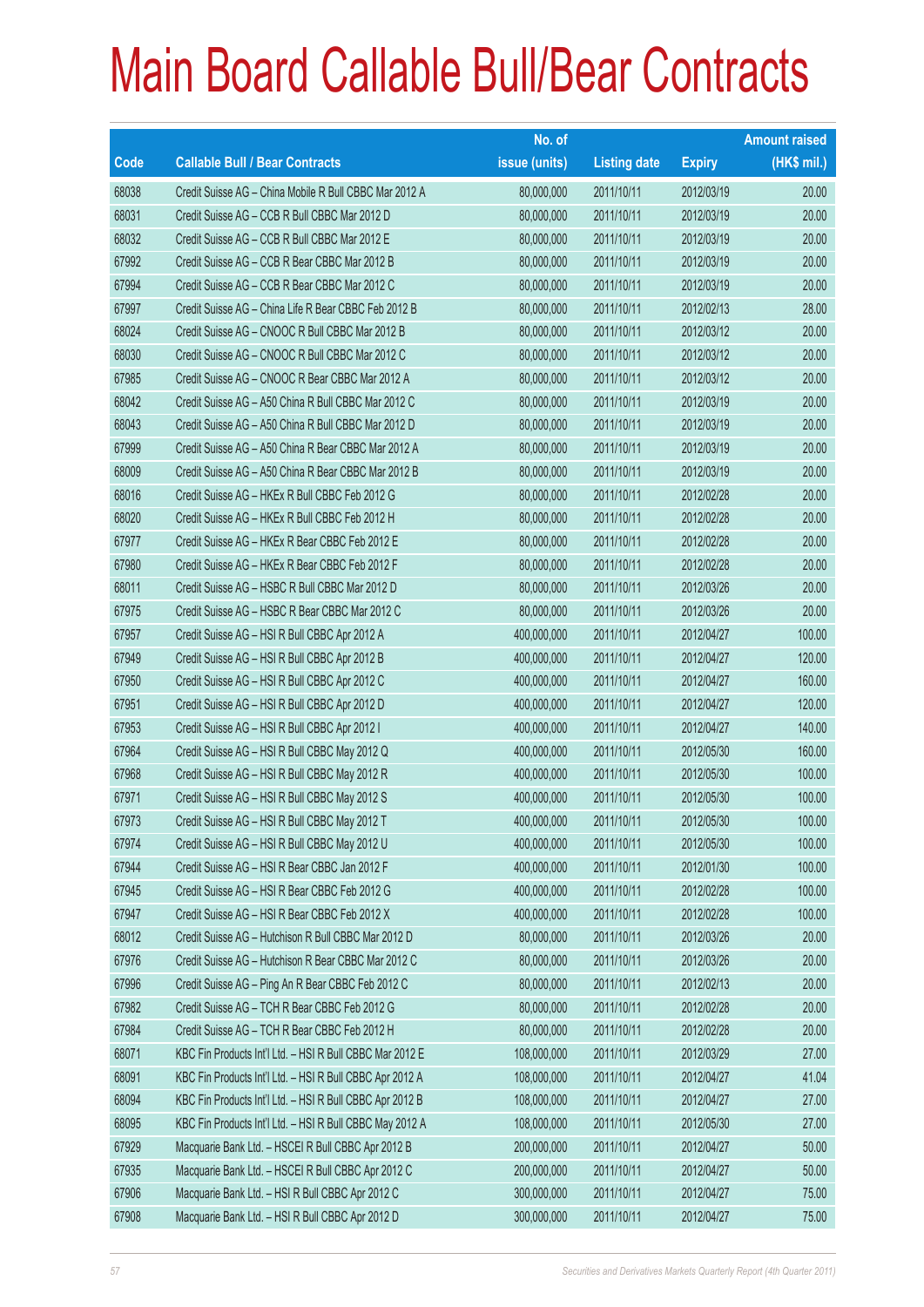# Main Board Callable Bull/Bear Contracts

| Code | Callable Bull / Bear Contracts | No. of issue (units) | Listing date | Expiry | Amount raised (HK$ mil.) |
|---|---|---|---|---|---|
| 68038 | Credit Suisse AG – China Mobile R Bull CBBC Mar 2012 A | 80,000,000 | 2011/10/11 | 2012/03/19 | 20.00 |
| 68031 | Credit Suisse AG – CCB R Bull CBBC Mar 2012 D | 80,000,000 | 2011/10/11 | 2012/03/19 | 20.00 |
| 68032 | Credit Suisse AG – CCB R Bull CBBC Mar 2012 E | 80,000,000 | 2011/10/11 | 2012/03/19 | 20.00 |
| 67992 | Credit Suisse AG – CCB R Bear CBBC Mar 2012 B | 80,000,000 | 2011/10/11 | 2012/03/19 | 20.00 |
| 67994 | Credit Suisse AG – CCB R Bear CBBC Mar 2012 C | 80,000,000 | 2011/10/11 | 2012/03/19 | 20.00 |
| 67997 | Credit Suisse AG – China Life R Bear CBBC Feb 2012 B | 80,000,000 | 2011/10/11 | 2012/02/13 | 28.00 |
| 68024 | Credit Suisse AG – CNOOC R Bull CBBC Mar 2012 B | 80,000,000 | 2011/10/11 | 2012/03/12 | 20.00 |
| 68030 | Credit Suisse AG – CNOOC R Bull CBBC Mar 2012 C | 80,000,000 | 2011/10/11 | 2012/03/12 | 20.00 |
| 67985 | Credit Suisse AG – CNOOC R Bear CBBC Mar 2012 A | 80,000,000 | 2011/10/11 | 2012/03/12 | 20.00 |
| 68042 | Credit Suisse AG – A50 China R Bull CBBC Mar 2012 C | 80,000,000 | 2011/10/11 | 2012/03/19 | 20.00 |
| 68043 | Credit Suisse AG – A50 China R Bull CBBC Mar 2012 D | 80,000,000 | 2011/10/11 | 2012/03/19 | 20.00 |
| 67999 | Credit Suisse AG – A50 China R Bear CBBC Mar 2012 A | 80,000,000 | 2011/10/11 | 2012/03/19 | 20.00 |
| 68009 | Credit Suisse AG – A50 China R Bear CBBC Mar 2012 B | 80,000,000 | 2011/10/11 | 2012/03/19 | 20.00 |
| 68016 | Credit Suisse AG – HKEx R Bull CBBC Feb 2012 G | 80,000,000 | 2011/10/11 | 2012/02/28 | 20.00 |
| 68020 | Credit Suisse AG – HKEx R Bull CBBC Feb 2012 H | 80,000,000 | 2011/10/11 | 2012/02/28 | 20.00 |
| 67977 | Credit Suisse AG – HKEx R Bear CBBC Feb 2012 E | 80,000,000 | 2011/10/11 | 2012/02/28 | 20.00 |
| 67980 | Credit Suisse AG – HKEx R Bear CBBC Feb 2012 F | 80,000,000 | 2011/10/11 | 2012/02/28 | 20.00 |
| 68011 | Credit Suisse AG – HSBC R Bull CBBC Mar 2012 D | 80,000,000 | 2011/10/11 | 2012/03/26 | 20.00 |
| 67975 | Credit Suisse AG – HSBC R Bear CBBC Mar 2012 C | 80,000,000 | 2011/10/11 | 2012/03/26 | 20.00 |
| 67957 | Credit Suisse AG – HSI R Bull CBBC Apr 2012 A | 400,000,000 | 2011/10/11 | 2012/04/27 | 100.00 |
| 67949 | Credit Suisse AG – HSI R Bull CBBC Apr 2012 B | 400,000,000 | 2011/10/11 | 2012/04/27 | 120.00 |
| 67950 | Credit Suisse AG – HSI R Bull CBBC Apr 2012 C | 400,000,000 | 2011/10/11 | 2012/04/27 | 160.00 |
| 67951 | Credit Suisse AG – HSI R Bull CBBC Apr 2012 D | 400,000,000 | 2011/10/11 | 2012/04/27 | 120.00 |
| 67953 | Credit Suisse AG – HSI R Bull CBBC Apr 2012 I | 400,000,000 | 2011/10/11 | 2012/04/27 | 140.00 |
| 67964 | Credit Suisse AG – HSI R Bull CBBC May 2012 Q | 400,000,000 | 2011/10/11 | 2012/05/30 | 160.00 |
| 67968 | Credit Suisse AG – HSI R Bull CBBC May 2012 R | 400,000,000 | 2011/10/11 | 2012/05/30 | 100.00 |
| 67971 | Credit Suisse AG – HSI R Bull CBBC May 2012 S | 400,000,000 | 2011/10/11 | 2012/05/30 | 100.00 |
| 67973 | Credit Suisse AG – HSI R Bull CBBC May 2012 T | 400,000,000 | 2011/10/11 | 2012/05/30 | 100.00 |
| 67974 | Credit Suisse AG – HSI R Bull CBBC May 2012 U | 400,000,000 | 2011/10/11 | 2012/05/30 | 100.00 |
| 67944 | Credit Suisse AG – HSI R Bear CBBC Jan 2012 F | 400,000,000 | 2011/10/11 | 2012/01/30 | 100.00 |
| 67945 | Credit Suisse AG – HSI R Bear CBBC Feb 2012 G | 400,000,000 | 2011/10/11 | 2012/02/28 | 100.00 |
| 67947 | Credit Suisse AG – HSI R Bear CBBC Feb 2012 X | 400,000,000 | 2011/10/11 | 2012/02/28 | 100.00 |
| 68012 | Credit Suisse AG – Hutchison R Bull CBBC Mar 2012 D | 80,000,000 | 2011/10/11 | 2012/03/26 | 20.00 |
| 67976 | Credit Suisse AG – Hutchison R Bear CBBC Mar 2012 C | 80,000,000 | 2011/10/11 | 2012/03/26 | 20.00 |
| 67996 | Credit Suisse AG – Ping An R Bear CBBC Feb 2012 C | 80,000,000 | 2011/10/11 | 2012/02/13 | 20.00 |
| 67982 | Credit Suisse AG – TCH R Bear CBBC Feb 2012 G | 80,000,000 | 2011/10/11 | 2012/02/28 | 20.00 |
| 67984 | Credit Suisse AG – TCH R Bear CBBC Feb 2012 H | 80,000,000 | 2011/10/11 | 2012/02/28 | 20.00 |
| 68071 | KBC Fin Products Int'l Ltd. – HSI R Bull CBBC Mar 2012 E | 108,000,000 | 2011/10/11 | 2012/03/29 | 27.00 |
| 68091 | KBC Fin Products Int'l Ltd. – HSI R Bull CBBC Apr 2012 A | 108,000,000 | 2011/10/11 | 2012/04/27 | 41.04 |
| 68094 | KBC Fin Products Int'l Ltd. – HSI R Bull CBBC Apr 2012 B | 108,000,000 | 2011/10/11 | 2012/04/27 | 27.00 |
| 68095 | KBC Fin Products Int'l Ltd. – HSI R Bull CBBC May 2012 A | 108,000,000 | 2011/10/11 | 2012/05/30 | 27.00 |
| 67929 | Macquarie Bank Ltd. – HSCEI R Bull CBBC Apr 2012 B | 200,000,000 | 2011/10/11 | 2012/04/27 | 50.00 |
| 67935 | Macquarie Bank Ltd. – HSCEI R Bull CBBC Apr 2012 C | 200,000,000 | 2011/10/11 | 2012/04/27 | 50.00 |
| 67906 | Macquarie Bank Ltd. – HSI R Bull CBBC Apr 2012 C | 300,000,000 | 2011/10/11 | 2012/04/27 | 75.00 |
| 67908 | Macquarie Bank Ltd. – HSI R Bull CBBC Apr 2012 D | 300,000,000 | 2011/10/11 | 2012/04/27 | 75.00 |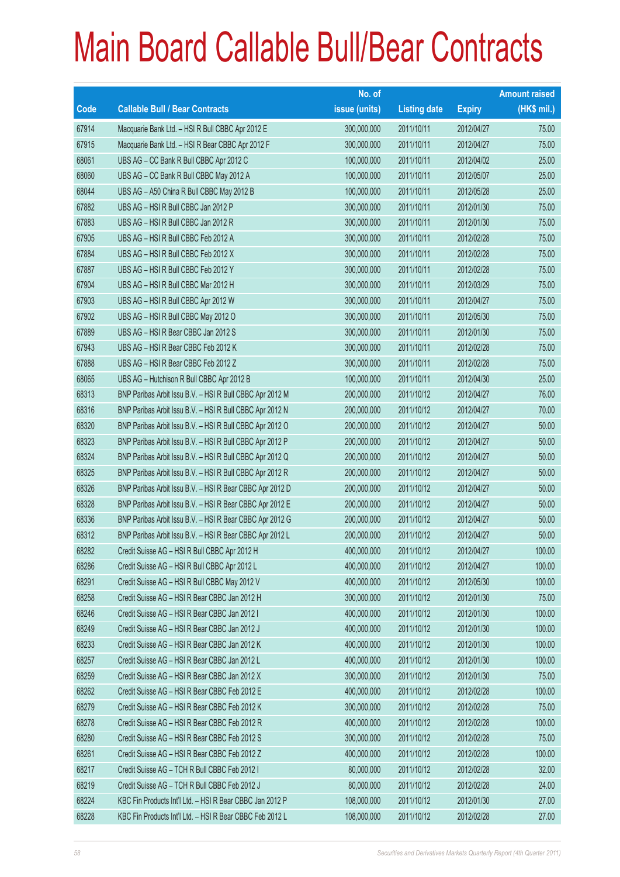# Main Board Callable Bull/Bear Contracts

| Code | Callable Bull / Bear Contracts | No. of issue (units) | Listing date | Expiry | Amount raised (HK$ mil.) |
|---|---|---|---|---|---|
| 67914 | Macquarie Bank Ltd. – HSI R Bull CBBC Apr 2012 E | 300,000,000 | 2011/10/11 | 2012/04/27 | 75.00 |
| 67915 | Macquarie Bank Ltd. – HSI R Bear CBBC Apr 2012 F | 300,000,000 | 2011/10/11 | 2012/04/27 | 75.00 |
| 68061 | UBS AG – CC Bank R Bull CBBC Apr 2012 C | 100,000,000 | 2011/10/11 | 2012/04/02 | 25.00 |
| 68060 | UBS AG – CC Bank R Bull CBBC May 2012 A | 100,000,000 | 2011/10/11 | 2012/05/07 | 25.00 |
| 68044 | UBS AG – A50 China R Bull CBBC May 2012 B | 100,000,000 | 2011/10/11 | 2012/05/28 | 25.00 |
| 67882 | UBS AG – HSI R Bull CBBC Jan 2012 P | 300,000,000 | 2011/10/11 | 2012/01/30 | 75.00 |
| 67883 | UBS AG – HSI R Bull CBBC Jan 2012 R | 300,000,000 | 2011/10/11 | 2012/01/30 | 75.00 |
| 67905 | UBS AG – HSI R Bull CBBC Feb 2012 A | 300,000,000 | 2011/10/11 | 2012/02/28 | 75.00 |
| 67884 | UBS AG – HSI R Bull CBBC Feb 2012 X | 300,000,000 | 2011/10/11 | 2012/02/28 | 75.00 |
| 67887 | UBS AG – HSI R Bull CBBC Feb 2012 Y | 300,000,000 | 2011/10/11 | 2012/02/28 | 75.00 |
| 67904 | UBS AG – HSI R Bull CBBC Mar 2012 H | 300,000,000 | 2011/10/11 | 2012/03/29 | 75.00 |
| 67903 | UBS AG – HSI R Bull CBBC Apr 2012 W | 300,000,000 | 2011/10/11 | 2012/04/27 | 75.00 |
| 67902 | UBS AG – HSI R Bull CBBC May 2012 O | 300,000,000 | 2011/10/11 | 2012/05/30 | 75.00 |
| 67889 | UBS AG – HSI R Bear CBBC Jan 2012 S | 300,000,000 | 2011/10/11 | 2012/01/30 | 75.00 |
| 67943 | UBS AG – HSI R Bear CBBC Feb 2012 K | 300,000,000 | 2011/10/11 | 2012/02/28 | 75.00 |
| 67888 | UBS AG – HSI R Bear CBBC Feb 2012 Z | 300,000,000 | 2011/10/11 | 2012/02/28 | 75.00 |
| 68065 | UBS AG – Hutchison R Bull CBBC Apr 2012 B | 100,000,000 | 2011/10/11 | 2012/04/30 | 25.00 |
| 68313 | BNP Paribas Arbit Issu B.V. – HSI R Bull CBBC Apr 2012 M | 200,000,000 | 2011/10/12 | 2012/04/27 | 76.00 |
| 68316 | BNP Paribas Arbit Issu B.V. – HSI R Bull CBBC Apr 2012 N | 200,000,000 | 2011/10/12 | 2012/04/27 | 70.00 |
| 68320 | BNP Paribas Arbit Issu B.V. – HSI R Bull CBBC Apr 2012 O | 200,000,000 | 2011/10/12 | 2012/04/27 | 50.00 |
| 68323 | BNP Paribas Arbit Issu B.V. – HSI R Bull CBBC Apr 2012 P | 200,000,000 | 2011/10/12 | 2012/04/27 | 50.00 |
| 68324 | BNP Paribas Arbit Issu B.V. – HSI R Bull CBBC Apr 2012 Q | 200,000,000 | 2011/10/12 | 2012/04/27 | 50.00 |
| 68325 | BNP Paribas Arbit Issu B.V. – HSI R Bull CBBC Apr 2012 R | 200,000,000 | 2011/10/12 | 2012/04/27 | 50.00 |
| 68326 | BNP Paribas Arbit Issu B.V. – HSI R Bear CBBC Apr 2012 D | 200,000,000 | 2011/10/12 | 2012/04/27 | 50.00 |
| 68328 | BNP Paribas Arbit Issu B.V. – HSI R Bear CBBC Apr 2012 E | 200,000,000 | 2011/10/12 | 2012/04/27 | 50.00 |
| 68336 | BNP Paribas Arbit Issu B.V. – HSI R Bear CBBC Apr 2012 G | 200,000,000 | 2011/10/12 | 2012/04/27 | 50.00 |
| 68312 | BNP Paribas Arbit Issu B.V. – HSI R Bear CBBC Apr 2012 L | 200,000,000 | 2011/10/12 | 2012/04/27 | 50.00 |
| 68282 | Credit Suisse AG – HSI R Bull CBBC Apr 2012 H | 400,000,000 | 2011/10/12 | 2012/04/27 | 100.00 |
| 68286 | Credit Suisse AG – HSI R Bull CBBC Apr 2012 L | 400,000,000 | 2011/10/12 | 2012/04/27 | 100.00 |
| 68291 | Credit Suisse AG – HSI R Bull CBBC May 2012 V | 400,000,000 | 2011/10/12 | 2012/05/30 | 100.00 |
| 68258 | Credit Suisse AG – HSI R Bear CBBC Jan 2012 H | 300,000,000 | 2011/10/12 | 2012/01/30 | 75.00 |
| 68246 | Credit Suisse AG – HSI R Bear CBBC Jan 2012 I | 400,000,000 | 2011/10/12 | 2012/01/30 | 100.00 |
| 68249 | Credit Suisse AG – HSI R Bear CBBC Jan 2012 J | 400,000,000 | 2011/10/12 | 2012/01/30 | 100.00 |
| 68233 | Credit Suisse AG – HSI R Bear CBBC Jan 2012 K | 400,000,000 | 2011/10/12 | 2012/01/30 | 100.00 |
| 68257 | Credit Suisse AG – HSI R Bear CBBC Jan 2012 L | 400,000,000 | 2011/10/12 | 2012/01/30 | 100.00 |
| 68259 | Credit Suisse AG – HSI R Bear CBBC Jan 2012 X | 300,000,000 | 2011/10/12 | 2012/01/30 | 75.00 |
| 68262 | Credit Suisse AG – HSI R Bear CBBC Feb 2012 E | 400,000,000 | 2011/10/12 | 2012/02/28 | 100.00 |
| 68279 | Credit Suisse AG – HSI R Bear CBBC Feb 2012 K | 300,000,000 | 2011/10/12 | 2012/02/28 | 75.00 |
| 68278 | Credit Suisse AG – HSI R Bear CBBC Feb 2012 R | 400,000,000 | 2011/10/12 | 2012/02/28 | 100.00 |
| 68280 | Credit Suisse AG – HSI R Bear CBBC Feb 2012 S | 300,000,000 | 2011/10/12 | 2012/02/28 | 75.00 |
| 68261 | Credit Suisse AG – HSI R Bear CBBC Feb 2012 Z | 400,000,000 | 2011/10/12 | 2012/02/28 | 100.00 |
| 68217 | Credit Suisse AG – TCH R Bull CBBC Feb 2012 I | 80,000,000 | 2011/10/12 | 2012/02/28 | 32.00 |
| 68219 | Credit Suisse AG – TCH R Bull CBBC Feb 2012 J | 80,000,000 | 2011/10/12 | 2012/02/28 | 24.00 |
| 68224 | KBC Fin Products Int'l Ltd. – HSI R Bear CBBC Jan 2012 P | 108,000,000 | 2011/10/12 | 2012/01/30 | 27.00 |
| 68228 | KBC Fin Products Int'l Ltd. – HSI R Bear CBBC Feb 2012 L | 108,000,000 | 2011/10/12 | 2012/02/28 | 27.00 |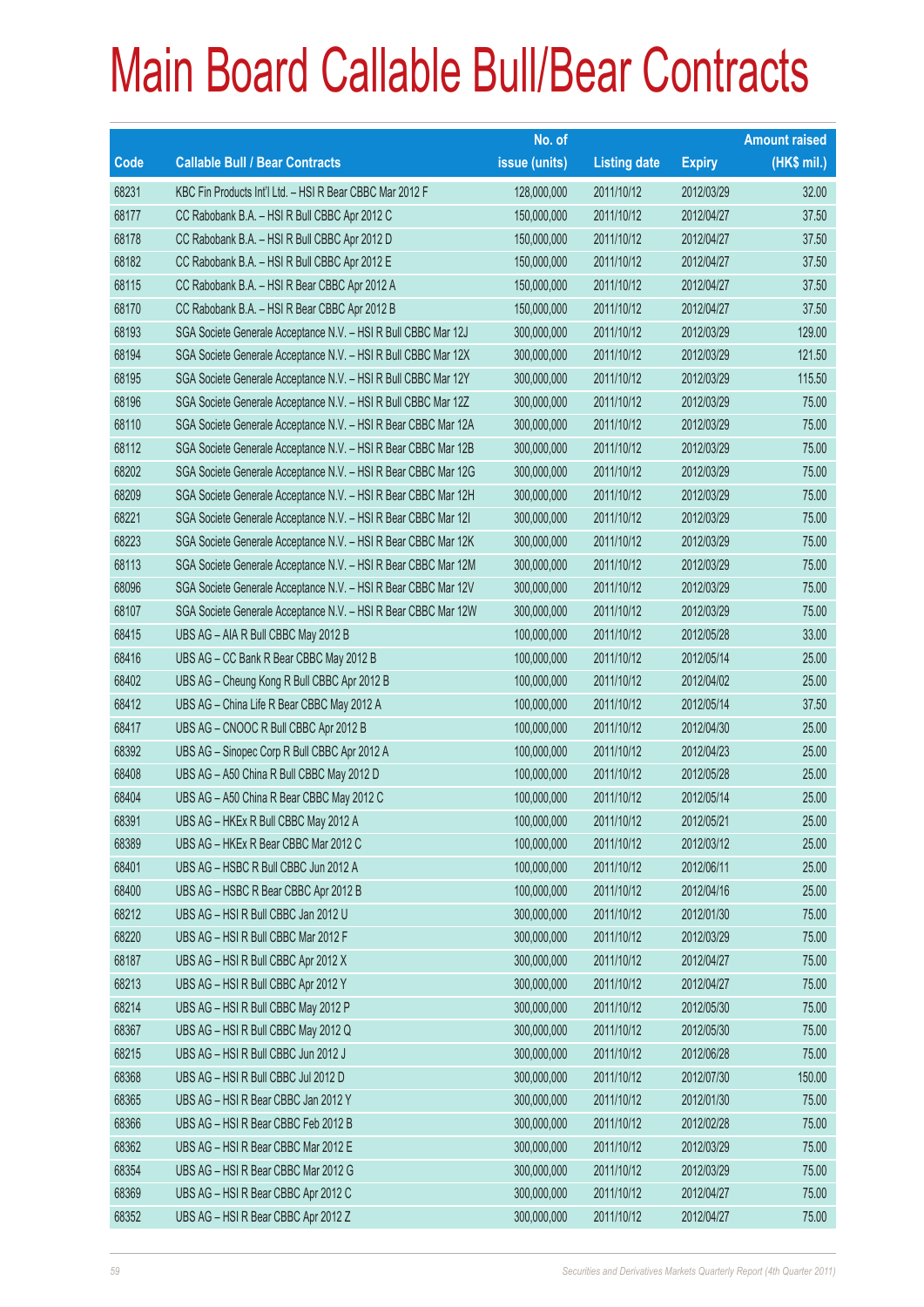# Main Board Callable Bull/Bear Contracts

| Code | Callable Bull / Bear Contracts | No. of issue (units) | Listing date | Expiry | Amount raised (HK$ mil.) |
|---|---|---|---|---|---|
| 68231 | KBC Fin Products Int'l Ltd. – HSI R Bear CBBC Mar 2012 F | 128,000,000 | 2011/10/12 | 2012/03/29 | 32.00 |
| 68177 | CC Rabobank B.A. – HSI R Bull CBBC Apr 2012 C | 150,000,000 | 2011/10/12 | 2012/04/27 | 37.50 |
| 68178 | CC Rabobank B.A. – HSI R Bull CBBC Apr 2012 D | 150,000,000 | 2011/10/12 | 2012/04/27 | 37.50 |
| 68182 | CC Rabobank B.A. – HSI R Bull CBBC Apr 2012 E | 150,000,000 | 2011/10/12 | 2012/04/27 | 37.50 |
| 68115 | CC Rabobank B.A. – HSI R Bear CBBC Apr 2012 A | 150,000,000 | 2011/10/12 | 2012/04/27 | 37.50 |
| 68170 | CC Rabobank B.A. – HSI R Bear CBBC Apr 2012 B | 150,000,000 | 2011/10/12 | 2012/04/27 | 37.50 |
| 68193 | SGA Societe Generale Acceptance N.V. – HSI R Bull CBBC Mar 12J | 300,000,000 | 2011/10/12 | 2012/03/29 | 129.00 |
| 68194 | SGA Societe Generale Acceptance N.V. – HSI R Bull CBBC Mar 12X | 300,000,000 | 2011/10/12 | 2012/03/29 | 121.50 |
| 68195 | SGA Societe Generale Acceptance N.V. – HSI R Bull CBBC Mar 12Y | 300,000,000 | 2011/10/12 | 2012/03/29 | 115.50 |
| 68196 | SGA Societe Generale Acceptance N.V. – HSI R Bull CBBC Mar 12Z | 300,000,000 | 2011/10/12 | 2012/03/29 | 75.00 |
| 68110 | SGA Societe Generale Acceptance N.V. – HSI R Bear CBBC Mar 12A | 300,000,000 | 2011/10/12 | 2012/03/29 | 75.00 |
| 68112 | SGA Societe Generale Acceptance N.V. – HSI R Bear CBBC Mar 12B | 300,000,000 | 2011/10/12 | 2012/03/29 | 75.00 |
| 68202 | SGA Societe Generale Acceptance N.V. – HSI R Bear CBBC Mar 12G | 300,000,000 | 2011/10/12 | 2012/03/29 | 75.00 |
| 68209 | SGA Societe Generale Acceptance N.V. – HSI R Bear CBBC Mar 12H | 300,000,000 | 2011/10/12 | 2012/03/29 | 75.00 |
| 68221 | SGA Societe Generale Acceptance N.V. – HSI R Bear CBBC Mar 12I | 300,000,000 | 2011/10/12 | 2012/03/29 | 75.00 |
| 68223 | SGA Societe Generale Acceptance N.V. – HSI R Bear CBBC Mar 12K | 300,000,000 | 2011/10/12 | 2012/03/29 | 75.00 |
| 68113 | SGA Societe Generale Acceptance N.V. – HSI R Bear CBBC Mar 12M | 300,000,000 | 2011/10/12 | 2012/03/29 | 75.00 |
| 68096 | SGA Societe Generale Acceptance N.V. – HSI R Bear CBBC Mar 12V | 300,000,000 | 2011/10/12 | 2012/03/29 | 75.00 |
| 68107 | SGA Societe Generale Acceptance N.V. – HSI R Bear CBBC Mar 12W | 300,000,000 | 2011/10/12 | 2012/03/29 | 75.00 |
| 68415 | UBS AG – AIA R Bull CBBC May 2012 B | 100,000,000 | 2011/10/12 | 2012/05/28 | 33.00 |
| 68416 | UBS AG – CC Bank R Bear CBBC May 2012 B | 100,000,000 | 2011/10/12 | 2012/05/14 | 25.00 |
| 68402 | UBS AG – Cheung Kong R Bull CBBC Apr 2012 B | 100,000,000 | 2011/10/12 | 2012/04/02 | 25.00 |
| 68412 | UBS AG – China Life R Bear CBBC May 2012 A | 100,000,000 | 2011/10/12 | 2012/05/14 | 37.50 |
| 68417 | UBS AG – CNOOC R Bull CBBC Apr 2012 B | 100,000,000 | 2011/10/12 | 2012/04/30 | 25.00 |
| 68392 | UBS AG – Sinopec Corp R Bull CBBC Apr 2012 A | 100,000,000 | 2011/10/12 | 2012/04/23 | 25.00 |
| 68408 | UBS AG – A50 China R Bull CBBC May 2012 D | 100,000,000 | 2011/10/12 | 2012/05/28 | 25.00 |
| 68404 | UBS AG – A50 China R Bear CBBC May 2012 C | 100,000,000 | 2011/10/12 | 2012/05/14 | 25.00 |
| 68391 | UBS AG – HKEx R Bull CBBC May 2012 A | 100,000,000 | 2011/10/12 | 2012/05/21 | 25.00 |
| 68389 | UBS AG – HKEx R Bear CBBC Mar 2012 C | 100,000,000 | 2011/10/12 | 2012/03/12 | 25.00 |
| 68401 | UBS AG – HSBC R Bull CBBC Jun 2012 A | 100,000,000 | 2011/10/12 | 2012/06/11 | 25.00 |
| 68400 | UBS AG – HSBC R Bear CBBC Apr 2012 B | 100,000,000 | 2011/10/12 | 2012/04/16 | 25.00 |
| 68212 | UBS AG – HSI R Bull CBBC Jan 2012 U | 300,000,000 | 2011/10/12 | 2012/01/30 | 75.00 |
| 68220 | UBS AG – HSI R Bull CBBC Mar 2012 F | 300,000,000 | 2011/10/12 | 2012/03/29 | 75.00 |
| 68187 | UBS AG – HSI R Bull CBBC Apr 2012 X | 300,000,000 | 2011/10/12 | 2012/04/27 | 75.00 |
| 68213 | UBS AG – HSI R Bull CBBC Apr 2012 Y | 300,000,000 | 2011/10/12 | 2012/04/27 | 75.00 |
| 68214 | UBS AG – HSI R Bull CBBC May 2012 P | 300,000,000 | 2011/10/12 | 2012/05/30 | 75.00 |
| 68367 | UBS AG – HSI R Bull CBBC May 2012 Q | 300,000,000 | 2011/10/12 | 2012/05/30 | 75.00 |
| 68215 | UBS AG – HSI R Bull CBBC Jun 2012 J | 300,000,000 | 2011/10/12 | 2012/06/28 | 75.00 |
| 68368 | UBS AG – HSI R Bull CBBC Jul 2012 D | 300,000,000 | 2011/10/12 | 2012/07/30 | 150.00 |
| 68365 | UBS AG – HSI R Bear CBBC Jan 2012 Y | 300,000,000 | 2011/10/12 | 2012/01/30 | 75.00 |
| 68366 | UBS AG – HSI R Bear CBBC Feb 2012 B | 300,000,000 | 2011/10/12 | 2012/02/28 | 75.00 |
| 68362 | UBS AG – HSI R Bear CBBC Mar 2012 E | 300,000,000 | 2011/10/12 | 2012/03/29 | 75.00 |
| 68354 | UBS AG – HSI R Bear CBBC Mar 2012 G | 300,000,000 | 2011/10/12 | 2012/03/29 | 75.00 |
| 68369 | UBS AG – HSI R Bear CBBC Apr 2012 C | 300,000,000 | 2011/10/12 | 2012/04/27 | 75.00 |
| 68352 | UBS AG – HSI R Bear CBBC Apr 2012 Z | 300,000,000 | 2011/10/12 | 2012/04/27 | 75.00 |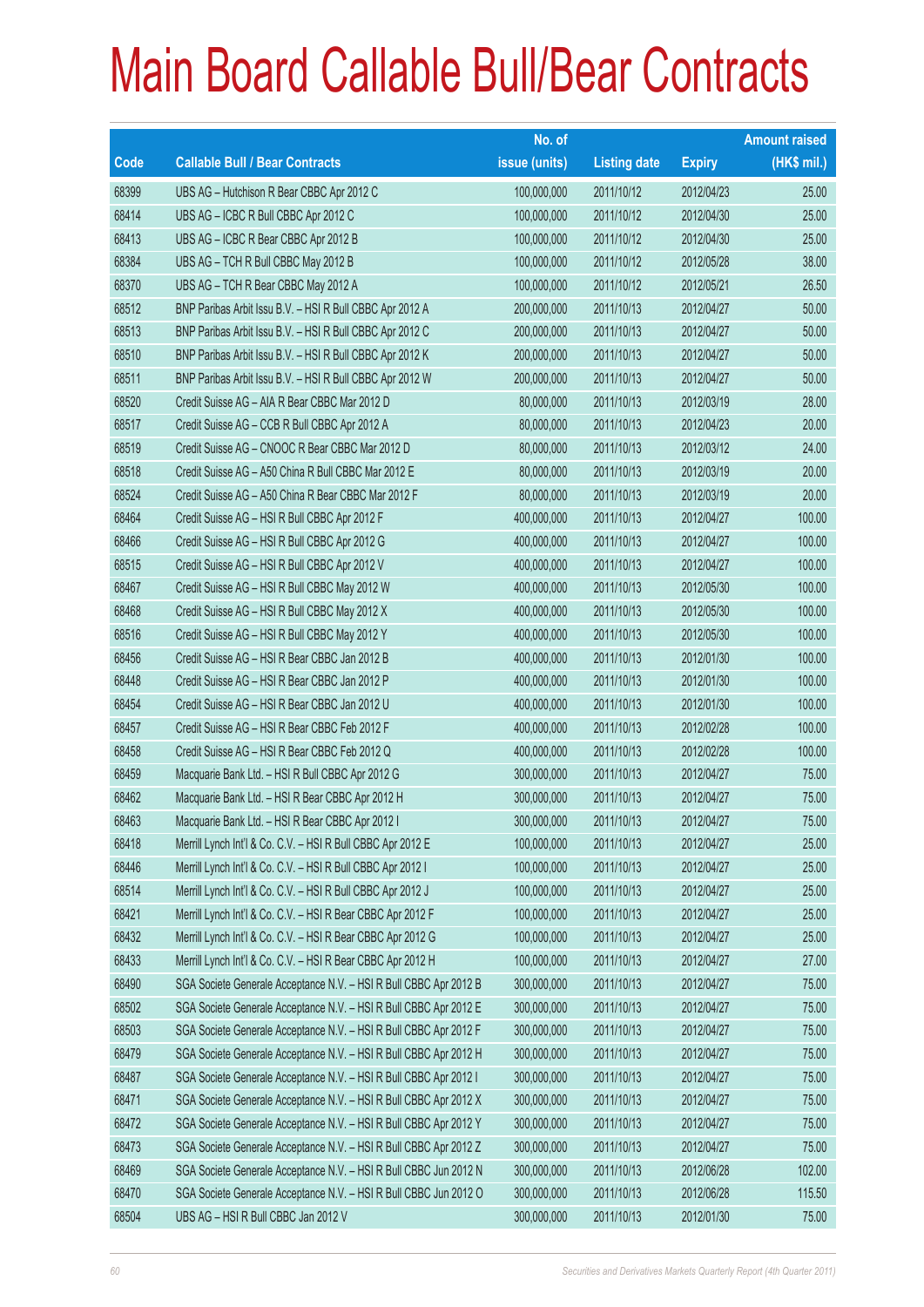# Main Board Callable Bull/Bear Contracts

| Code | Callable Bull / Bear Contracts | No. of issue (units) | Listing date | Expiry | Amount raised (HK$ mil.) |
|---|---|---|---|---|---|
| 68399 | UBS AG – Hutchison R Bear CBBC Apr 2012 C | 100,000,000 | 2011/10/12 | 2012/04/23 | 25.00 |
| 68414 | UBS AG – ICBC R Bull CBBC Apr 2012 C | 100,000,000 | 2011/10/12 | 2012/04/30 | 25.00 |
| 68413 | UBS AG – ICBC R Bear CBBC Apr 2012 B | 100,000,000 | 2011/10/12 | 2012/04/30 | 25.00 |
| 68384 | UBS AG – TCH R Bull CBBC May 2012 B | 100,000,000 | 2011/10/12 | 2012/05/28 | 38.00 |
| 68370 | UBS AG – TCH R Bear CBBC May 2012 A | 100,000,000 | 2011/10/12 | 2012/05/21 | 26.50 |
| 68512 | BNP Paribas Arbit Issu B.V. – HSI R Bull CBBC Apr 2012 A | 200,000,000 | 2011/10/13 | 2012/04/27 | 50.00 |
| 68513 | BNP Paribas Arbit Issu B.V. – HSI R Bull CBBC Apr 2012 C | 200,000,000 | 2011/10/13 | 2012/04/27 | 50.00 |
| 68510 | BNP Paribas Arbit Issu B.V. – HSI R Bull CBBC Apr 2012 K | 200,000,000 | 2011/10/13 | 2012/04/27 | 50.00 |
| 68511 | BNP Paribas Arbit Issu B.V. – HSI R Bull CBBC Apr 2012 W | 200,000,000 | 2011/10/13 | 2012/04/27 | 50.00 |
| 68520 | Credit Suisse AG – AIA R Bear CBBC Mar 2012 D | 80,000,000 | 2011/10/13 | 2012/03/19 | 28.00 |
| 68517 | Credit Suisse AG – CCB R Bull CBBC Apr 2012 A | 80,000,000 | 2011/10/13 | 2012/04/23 | 20.00 |
| 68519 | Credit Suisse AG – CNOOC R Bear CBBC Mar 2012 D | 80,000,000 | 2011/10/13 | 2012/03/12 | 24.00 |
| 68518 | Credit Suisse AG – A50 China R Bull CBBC Mar 2012 E | 80,000,000 | 2011/10/13 | 2012/03/19 | 20.00 |
| 68524 | Credit Suisse AG – A50 China R Bear CBBC Mar 2012 F | 80,000,000 | 2011/10/13 | 2012/03/19 | 20.00 |
| 68464 | Credit Suisse AG – HSI R Bull CBBC Apr 2012 F | 400,000,000 | 2011/10/13 | 2012/04/27 | 100.00 |
| 68466 | Credit Suisse AG – HSI R Bull CBBC Apr 2012 G | 400,000,000 | 2011/10/13 | 2012/04/27 | 100.00 |
| 68515 | Credit Suisse AG – HSI R Bull CBBC Apr 2012 V | 400,000,000 | 2011/10/13 | 2012/04/27 | 100.00 |
| 68467 | Credit Suisse AG – HSI R Bull CBBC May 2012 W | 400,000,000 | 2011/10/13 | 2012/05/30 | 100.00 |
| 68468 | Credit Suisse AG – HSI R Bull CBBC May 2012 X | 400,000,000 | 2011/10/13 | 2012/05/30 | 100.00 |
| 68516 | Credit Suisse AG – HSI R Bull CBBC May 2012 Y | 400,000,000 | 2011/10/13 | 2012/05/30 | 100.00 |
| 68456 | Credit Suisse AG – HSI R Bear CBBC Jan 2012 B | 400,000,000 | 2011/10/13 | 2012/01/30 | 100.00 |
| 68448 | Credit Suisse AG – HSI R Bear CBBC Jan 2012 P | 400,000,000 | 2011/10/13 | 2012/01/30 | 100.00 |
| 68454 | Credit Suisse AG – HSI R Bear CBBC Jan 2012 U | 400,000,000 | 2011/10/13 | 2012/01/30 | 100.00 |
| 68457 | Credit Suisse AG – HSI R Bear CBBC Feb 2012 F | 400,000,000 | 2011/10/13 | 2012/02/28 | 100.00 |
| 68458 | Credit Suisse AG – HSI R Bear CBBC Feb 2012 Q | 400,000,000 | 2011/10/13 | 2012/02/28 | 100.00 |
| 68459 | Macquarie Bank Ltd. – HSI R Bull CBBC Apr 2012 G | 300,000,000 | 2011/10/13 | 2012/04/27 | 75.00 |
| 68462 | Macquarie Bank Ltd. – HSI R Bear CBBC Apr 2012 H | 300,000,000 | 2011/10/13 | 2012/04/27 | 75.00 |
| 68463 | Macquarie Bank Ltd. – HSI R Bear CBBC Apr 2012 I | 300,000,000 | 2011/10/13 | 2012/04/27 | 75.00 |
| 68418 | Merrill Lynch Int'l & Co. C.V. – HSI R Bull CBBC Apr 2012 E | 100,000,000 | 2011/10/13 | 2012/04/27 | 25.00 |
| 68446 | Merrill Lynch Int'l & Co. C.V. – HSI R Bull CBBC Apr 2012 I | 100,000,000 | 2011/10/13 | 2012/04/27 | 25.00 |
| 68514 | Merrill Lynch Int'l & Co. C.V. – HSI R Bull CBBC Apr 2012 J | 100,000,000 | 2011/10/13 | 2012/04/27 | 25.00 |
| 68421 | Merrill Lynch Int'l & Co. C.V. – HSI R Bear CBBC Apr 2012 F | 100,000,000 | 2011/10/13 | 2012/04/27 | 25.00 |
| 68432 | Merrill Lynch Int'l & Co. C.V. – HSI R Bear CBBC Apr 2012 G | 100,000,000 | 2011/10/13 | 2012/04/27 | 25.00 |
| 68433 | Merrill Lynch Int'l & Co. C.V. – HSI R Bear CBBC Apr 2012 H | 100,000,000 | 2011/10/13 | 2012/04/27 | 27.00 |
| 68490 | SGA Societe Generale Acceptance N.V. – HSI R Bull CBBC Apr 2012 B | 300,000,000 | 2011/10/13 | 2012/04/27 | 75.00 |
| 68502 | SGA Societe Generale Acceptance N.V. – HSI R Bull CBBC Apr 2012 E | 300,000,000 | 2011/10/13 | 2012/04/27 | 75.00 |
| 68503 | SGA Societe Generale Acceptance N.V. – HSI R Bull CBBC Apr 2012 F | 300,000,000 | 2011/10/13 | 2012/04/27 | 75.00 |
| 68479 | SGA Societe Generale Acceptance N.V. – HSI R Bull CBBC Apr 2012 H | 300,000,000 | 2011/10/13 | 2012/04/27 | 75.00 |
| 68487 | SGA Societe Generale Acceptance N.V. – HSI R Bull CBBC Apr 2012 I | 300,000,000 | 2011/10/13 | 2012/04/27 | 75.00 |
| 68471 | SGA Societe Generale Acceptance N.V. – HSI R Bull CBBC Apr 2012 X | 300,000,000 | 2011/10/13 | 2012/04/27 | 75.00 |
| 68472 | SGA Societe Generale Acceptance N.V. – HSI R Bull CBBC Apr 2012 Y | 300,000,000 | 2011/10/13 | 2012/04/27 | 75.00 |
| 68473 | SGA Societe Generale Acceptance N.V. – HSI R Bull CBBC Apr 2012 Z | 300,000,000 | 2011/10/13 | 2012/04/27 | 75.00 |
| 68469 | SGA Societe Generale Acceptance N.V. – HSI R Bull CBBC Jun 2012 N | 300,000,000 | 2011/10/13 | 2012/06/28 | 102.00 |
| 68470 | SGA Societe Generale Acceptance N.V. – HSI R Bull CBBC Jun 2012 O | 300,000,000 | 2011/10/13 | 2012/06/28 | 115.50 |
| 68504 | UBS AG – HSI R Bull CBBC Jan 2012 V | 300,000,000 | 2011/10/13 | 2012/01/30 | 75.00 |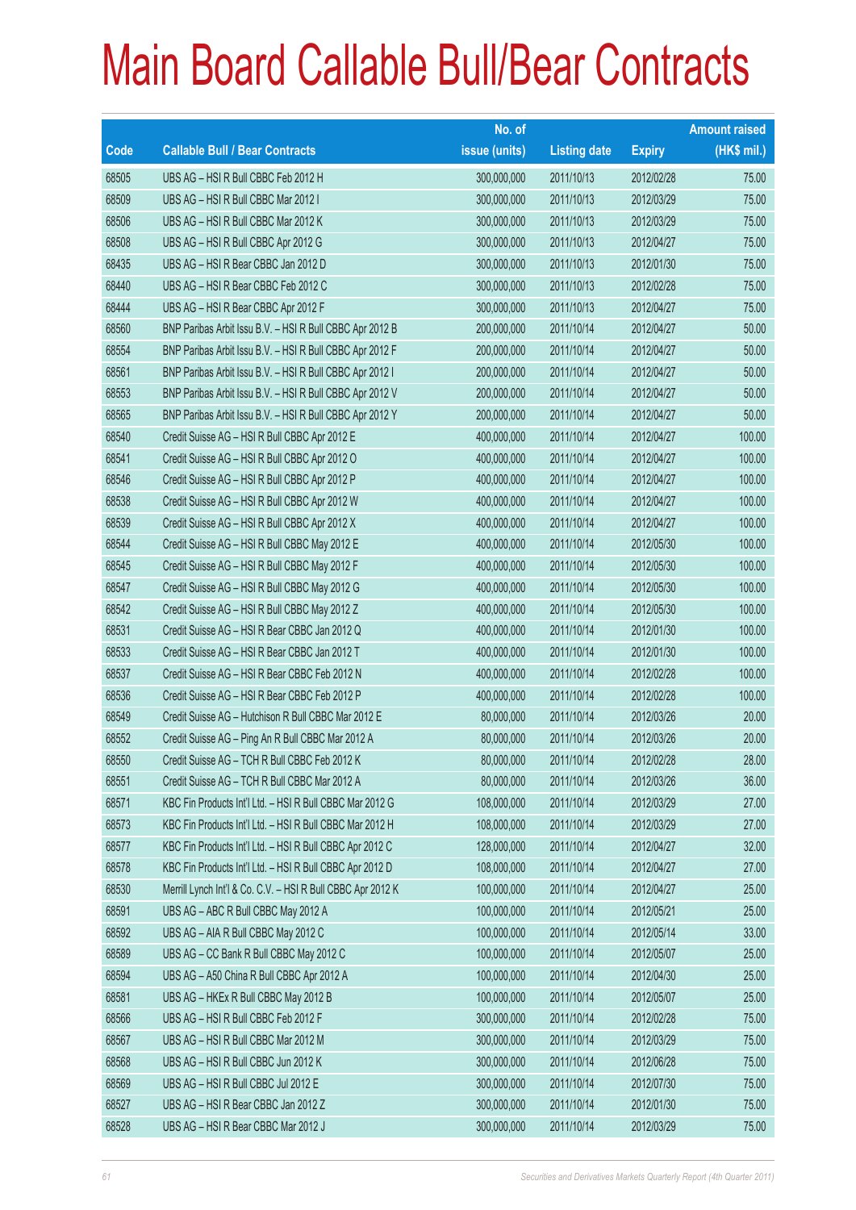# Main Board Callable Bull/Bear Contracts

| Code | Callable Bull / Bear Contracts | No. of issue (units) | Listing date | Expiry | Amount raised (HK$ mil.) |
|---|---|---|---|---|---|
| 68505 | UBS AG – HSI R Bull CBBC Feb 2012 H | 300,000,000 | 2011/10/13 | 2012/02/28 | 75.00 |
| 68509 | UBS AG – HSI R Bull CBBC Mar 2012 I | 300,000,000 | 2011/10/13 | 2012/03/29 | 75.00 |
| 68506 | UBS AG – HSI R Bull CBBC Mar 2012 K | 300,000,000 | 2011/10/13 | 2012/03/29 | 75.00 |
| 68508 | UBS AG – HSI R Bull CBBC Apr 2012 G | 300,000,000 | 2011/10/13 | 2012/04/27 | 75.00 |
| 68435 | UBS AG – HSI R Bear CBBC Jan 2012 D | 300,000,000 | 2011/10/13 | 2012/01/30 | 75.00 |
| 68440 | UBS AG – HSI R Bear CBBC Feb 2012 C | 300,000,000 | 2011/10/13 | 2012/02/28 | 75.00 |
| 68444 | UBS AG – HSI R Bear CBBC Apr 2012 F | 300,000,000 | 2011/10/13 | 2012/04/27 | 75.00 |
| 68560 | BNP Paribas Arbit Issu B.V. – HSI R Bull CBBC Apr 2012 B | 200,000,000 | 2011/10/14 | 2012/04/27 | 50.00 |
| 68554 | BNP Paribas Arbit Issu B.V. – HSI R Bull CBBC Apr 2012 F | 200,000,000 | 2011/10/14 | 2012/04/27 | 50.00 |
| 68561 | BNP Paribas Arbit Issu B.V. – HSI R Bull CBBC Apr 2012 I | 200,000,000 | 2011/10/14 | 2012/04/27 | 50.00 |
| 68553 | BNP Paribas Arbit Issu B.V. – HSI R Bull CBBC Apr 2012 V | 200,000,000 | 2011/10/14 | 2012/04/27 | 50.00 |
| 68565 | BNP Paribas Arbit Issu B.V. – HSI R Bull CBBC Apr 2012 Y | 200,000,000 | 2011/10/14 | 2012/04/27 | 50.00 |
| 68540 | Credit Suisse AG – HSI R Bull CBBC Apr 2012 E | 400,000,000 | 2011/10/14 | 2012/04/27 | 100.00 |
| 68541 | Credit Suisse AG – HSI R Bull CBBC Apr 2012 O | 400,000,000 | 2011/10/14 | 2012/04/27 | 100.00 |
| 68546 | Credit Suisse AG – HSI R Bull CBBC Apr 2012 P | 400,000,000 | 2011/10/14 | 2012/04/27 | 100.00 |
| 68538 | Credit Suisse AG – HSI R Bull CBBC Apr 2012 W | 400,000,000 | 2011/10/14 | 2012/04/27 | 100.00 |
| 68539 | Credit Suisse AG – HSI R Bull CBBC Apr 2012 X | 400,000,000 | 2011/10/14 | 2012/04/27 | 100.00 |
| 68544 | Credit Suisse AG – HSI R Bull CBBC May 2012 E | 400,000,000 | 2011/10/14 | 2012/05/30 | 100.00 |
| 68545 | Credit Suisse AG – HSI R Bull CBBC May 2012 F | 400,000,000 | 2011/10/14 | 2012/05/30 | 100.00 |
| 68547 | Credit Suisse AG – HSI R Bull CBBC May 2012 G | 400,000,000 | 2011/10/14 | 2012/05/30 | 100.00 |
| 68542 | Credit Suisse AG – HSI R Bull CBBC May 2012 Z | 400,000,000 | 2011/10/14 | 2012/05/30 | 100.00 |
| 68531 | Credit Suisse AG – HSI R Bear CBBC Jan 2012 Q | 400,000,000 | 2011/10/14 | 2012/01/30 | 100.00 |
| 68533 | Credit Suisse AG – HSI R Bear CBBC Jan 2012 T | 400,000,000 | 2011/10/14 | 2012/01/30 | 100.00 |
| 68537 | Credit Suisse AG – HSI R Bear CBBC Feb 2012 N | 400,000,000 | 2011/10/14 | 2012/02/28 | 100.00 |
| 68536 | Credit Suisse AG – HSI R Bear CBBC Feb 2012 P | 400,000,000 | 2011/10/14 | 2012/02/28 | 100.00 |
| 68549 | Credit Suisse AG – Hutchison R Bull CBBC Mar 2012 E | 80,000,000 | 2011/10/14 | 2012/03/26 | 20.00 |
| 68552 | Credit Suisse AG – Ping An R Bull CBBC Mar 2012 A | 80,000,000 | 2011/10/14 | 2012/03/26 | 20.00 |
| 68550 | Credit Suisse AG – TCH R Bull CBBC Feb 2012 K | 80,000,000 | 2011/10/14 | 2012/02/28 | 28.00 |
| 68551 | Credit Suisse AG – TCH R Bull CBBC Mar 2012 A | 80,000,000 | 2011/10/14 | 2012/03/26 | 36.00 |
| 68571 | KBC Fin Products Int'l Ltd. – HSI R Bull CBBC Mar 2012 G | 108,000,000 | 2011/10/14 | 2012/03/29 | 27.00 |
| 68573 | KBC Fin Products Int'l Ltd. – HSI R Bull CBBC Mar 2012 H | 108,000,000 | 2011/10/14 | 2012/03/29 | 27.00 |
| 68577 | KBC Fin Products Int'l Ltd. – HSI R Bull CBBC Apr 2012 C | 128,000,000 | 2011/10/14 | 2012/04/27 | 32.00 |
| 68578 | KBC Fin Products Int'l Ltd. – HSI R Bull CBBC Apr 2012 D | 108,000,000 | 2011/10/14 | 2012/04/27 | 27.00 |
| 68530 | Merrill Lynch Int'l & Co. C.V. – HSI R Bull CBBC Apr 2012 K | 100,000,000 | 2011/10/14 | 2012/04/27 | 25.00 |
| 68591 | UBS AG – ABC R Bull CBBC May 2012 A | 100,000,000 | 2011/10/14 | 2012/05/21 | 25.00 |
| 68592 | UBS AG – AIA R Bull CBBC May 2012 C | 100,000,000 | 2011/10/14 | 2012/05/14 | 33.00 |
| 68589 | UBS AG – CC Bank R Bull CBBC May 2012 C | 100,000,000 | 2011/10/14 | 2012/05/07 | 25.00 |
| 68594 | UBS AG – A50 China R Bull CBBC Apr 2012 A | 100,000,000 | 2011/10/14 | 2012/04/30 | 25.00 |
| 68581 | UBS AG – HKEx R Bull CBBC May 2012 B | 100,000,000 | 2011/10/14 | 2012/05/07 | 25.00 |
| 68566 | UBS AG – HSI R Bull CBBC Feb 2012 F | 300,000,000 | 2011/10/14 | 2012/02/28 | 75.00 |
| 68567 | UBS AG – HSI R Bull CBBC Mar 2012 M | 300,000,000 | 2011/10/14 | 2012/03/29 | 75.00 |
| 68568 | UBS AG – HSI R Bull CBBC Jun 2012 K | 300,000,000 | 2011/10/14 | 2012/06/28 | 75.00 |
| 68569 | UBS AG – HSI R Bull CBBC Jul 2012 E | 300,000,000 | 2011/10/14 | 2012/07/30 | 75.00 |
| 68527 | UBS AG – HSI R Bear CBBC Jan 2012 Z | 300,000,000 | 2011/10/14 | 2012/01/30 | 75.00 |
| 68528 | UBS AG – HSI R Bear CBBC Mar 2012 J | 300,000,000 | 2011/10/14 | 2012/03/29 | 75.00 |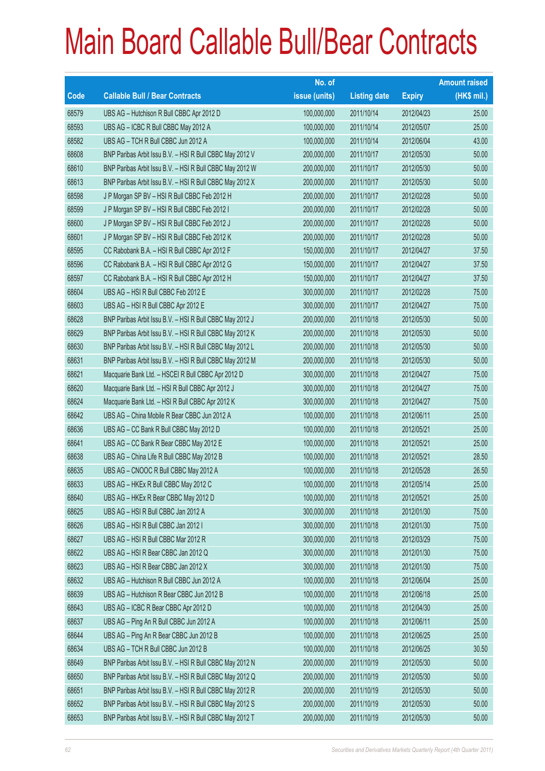# Main Board Callable Bull/Bear Contracts

| Code | Callable Bull / Bear Contracts | No. of issue (units) | Listing date | Expiry | Amount raised (HK$ mil.) |
|---|---|---|---|---|---|
| 68579 | UBS AG – Hutchison R Bull CBBC Apr 2012 D | 100,000,000 | 2011/10/14 | 2012/04/23 | 25.00 |
| 68593 | UBS AG – ICBC R Bull CBBC May 2012 A | 100,000,000 | 2011/10/14 | 2012/05/07 | 25.00 |
| 68582 | UBS AG – TCH R Bull CBBC Jun 2012 A | 100,000,000 | 2011/10/14 | 2012/06/04 | 43.00 |
| 68608 | BNP Paribas Arbit Issu B.V. – HSI R Bull CBBC May 2012 V | 200,000,000 | 2011/10/17 | 2012/05/30 | 50.00 |
| 68610 | BNP Paribas Arbit Issu B.V. – HSI R Bull CBBC May 2012 W | 200,000,000 | 2011/10/17 | 2012/05/30 | 50.00 |
| 68613 | BNP Paribas Arbit Issu B.V. – HSI R Bull CBBC May 2012 X | 200,000,000 | 2011/10/17 | 2012/05/30 | 50.00 |
| 68598 | J P Morgan SP BV – HSI R Bull CBBC Feb 2012 H | 200,000,000 | 2011/10/17 | 2012/02/28 | 50.00 |
| 68599 | J P Morgan SP BV – HSI R Bull CBBC Feb 2012 I | 200,000,000 | 2011/10/17 | 2012/02/28 | 50.00 |
| 68600 | J P Morgan SP BV – HSI R Bull CBBC Feb 2012 J | 200,000,000 | 2011/10/17 | 2012/02/28 | 50.00 |
| 68601 | J P Morgan SP BV – HSI R Bull CBBC Feb 2012 K | 200,000,000 | 2011/10/17 | 2012/02/28 | 50.00 |
| 68595 | CC Rabobank B.A. – HSI R Bull CBBC Apr 2012 F | 150,000,000 | 2011/10/17 | 2012/04/27 | 37.50 |
| 68596 | CC Rabobank B.A. – HSI R Bull CBBC Apr 2012 G | 150,000,000 | 2011/10/17 | 2012/04/27 | 37.50 |
| 68597 | CC Rabobank B.A. – HSI R Bull CBBC Apr 2012 H | 150,000,000 | 2011/10/17 | 2012/04/27 | 37.50 |
| 68604 | UBS AG – HSI R Bull CBBC Feb 2012 E | 300,000,000 | 2011/10/17 | 2012/02/28 | 75.00 |
| 68603 | UBS AG – HSI R Bull CBBC Apr 2012 E | 300,000,000 | 2011/10/17 | 2012/04/27 | 75.00 |
| 68628 | BNP Paribas Arbit Issu B.V. – HSI R Bull CBBC May 2012 J | 200,000,000 | 2011/10/18 | 2012/05/30 | 50.00 |
| 68629 | BNP Paribas Arbit Issu B.V. – HSI R Bull CBBC May 2012 K | 200,000,000 | 2011/10/18 | 2012/05/30 | 50.00 |
| 68630 | BNP Paribas Arbit Issu B.V. – HSI R Bull CBBC May 2012 L | 200,000,000 | 2011/10/18 | 2012/05/30 | 50.00 |
| 68631 | BNP Paribas Arbit Issu B.V. – HSI R Bull CBBC May 2012 M | 200,000,000 | 2011/10/18 | 2012/05/30 | 50.00 |
| 68621 | Macquarie Bank Ltd. – HSCEI R Bull CBBC Apr 2012 D | 300,000,000 | 2011/10/18 | 2012/04/27 | 75.00 |
| 68620 | Macquarie Bank Ltd. – HSI R Bull CBBC Apr 2012 J | 300,000,000 | 2011/10/18 | 2012/04/27 | 75.00 |
| 68624 | Macquarie Bank Ltd. – HSI R Bull CBBC Apr 2012 K | 300,000,000 | 2011/10/18 | 2012/04/27 | 75.00 |
| 68642 | UBS AG – China Mobile R Bear CBBC Jun 2012 A | 100,000,000 | 2011/10/18 | 2012/06/11 | 25.00 |
| 68636 | UBS AG – CC Bank R Bull CBBC May 2012 D | 100,000,000 | 2011/10/18 | 2012/05/21 | 25.00 |
| 68641 | UBS AG – CC Bank R Bear CBBC May 2012 E | 100,000,000 | 2011/10/18 | 2012/05/21 | 25.00 |
| 68638 | UBS AG – China Life R Bull CBBC May 2012 B | 100,000,000 | 2011/10/18 | 2012/05/21 | 28.50 |
| 68635 | UBS AG – CNOOC R Bull CBBC May 2012 A | 100,000,000 | 2011/10/18 | 2012/05/28 | 26.50 |
| 68633 | UBS AG – HKEx R Bull CBBC May 2012 C | 100,000,000 | 2011/10/18 | 2012/05/14 | 25.00 |
| 68640 | UBS AG – HKEx R Bear CBBC May 2012 D | 100,000,000 | 2011/10/18 | 2012/05/21 | 25.00 |
| 68625 | UBS AG – HSI R Bull CBBC Jan 2012 A | 300,000,000 | 2011/10/18 | 2012/01/30 | 75.00 |
| 68626 | UBS AG – HSI R Bull CBBC Jan 2012 I | 300,000,000 | 2011/10/18 | 2012/01/30 | 75.00 |
| 68627 | UBS AG – HSI R Bull CBBC Mar 2012 R | 300,000,000 | 2011/10/18 | 2012/03/29 | 75.00 |
| 68622 | UBS AG – HSI R Bear CBBC Jan 2012 Q | 300,000,000 | 2011/10/18 | 2012/01/30 | 75.00 |
| 68623 | UBS AG – HSI R Bear CBBC Jan 2012 X | 300,000,000 | 2011/10/18 | 2012/01/30 | 75.00 |
| 68632 | UBS AG – Hutchison R Bull CBBC Jun 2012 A | 100,000,000 | 2011/10/18 | 2012/06/04 | 25.00 |
| 68639 | UBS AG – Hutchison R Bear CBBC Jun 2012 B | 100,000,000 | 2011/10/18 | 2012/06/18 | 25.00 |
| 68643 | UBS AG – ICBC R Bear CBBC Apr 2012 D | 100,000,000 | 2011/10/18 | 2012/04/30 | 25.00 |
| 68637 | UBS AG – Ping An R Bull CBBC Jun 2012 A | 100,000,000 | 2011/10/18 | 2012/06/11 | 25.00 |
| 68644 | UBS AG – Ping An R Bear CBBC Jun 2012 B | 100,000,000 | 2011/10/18 | 2012/06/25 | 25.00 |
| 68634 | UBS AG – TCH R Bull CBBC Jun 2012 B | 100,000,000 | 2011/10/18 | 2012/06/25 | 30.50 |
| 68649 | BNP Paribas Arbit Issu B.V. – HSI R Bull CBBC May 2012 N | 200,000,000 | 2011/10/19 | 2012/05/30 | 50.00 |
| 68650 | BNP Paribas Arbit Issu B.V. – HSI R Bull CBBC May 2012 Q | 200,000,000 | 2011/10/19 | 2012/05/30 | 50.00 |
| 68651 | BNP Paribas Arbit Issu B.V. – HSI R Bull CBBC May 2012 R | 200,000,000 | 2011/10/19 | 2012/05/30 | 50.00 |
| 68652 | BNP Paribas Arbit Issu B.V. – HSI R Bull CBBC May 2012 S | 200,000,000 | 2011/10/19 | 2012/05/30 | 50.00 |
| 68653 | BNP Paribas Arbit Issu B.V. – HSI R Bull CBBC May 2012 T | 200,000,000 | 2011/10/19 | 2012/05/30 | 50.00 |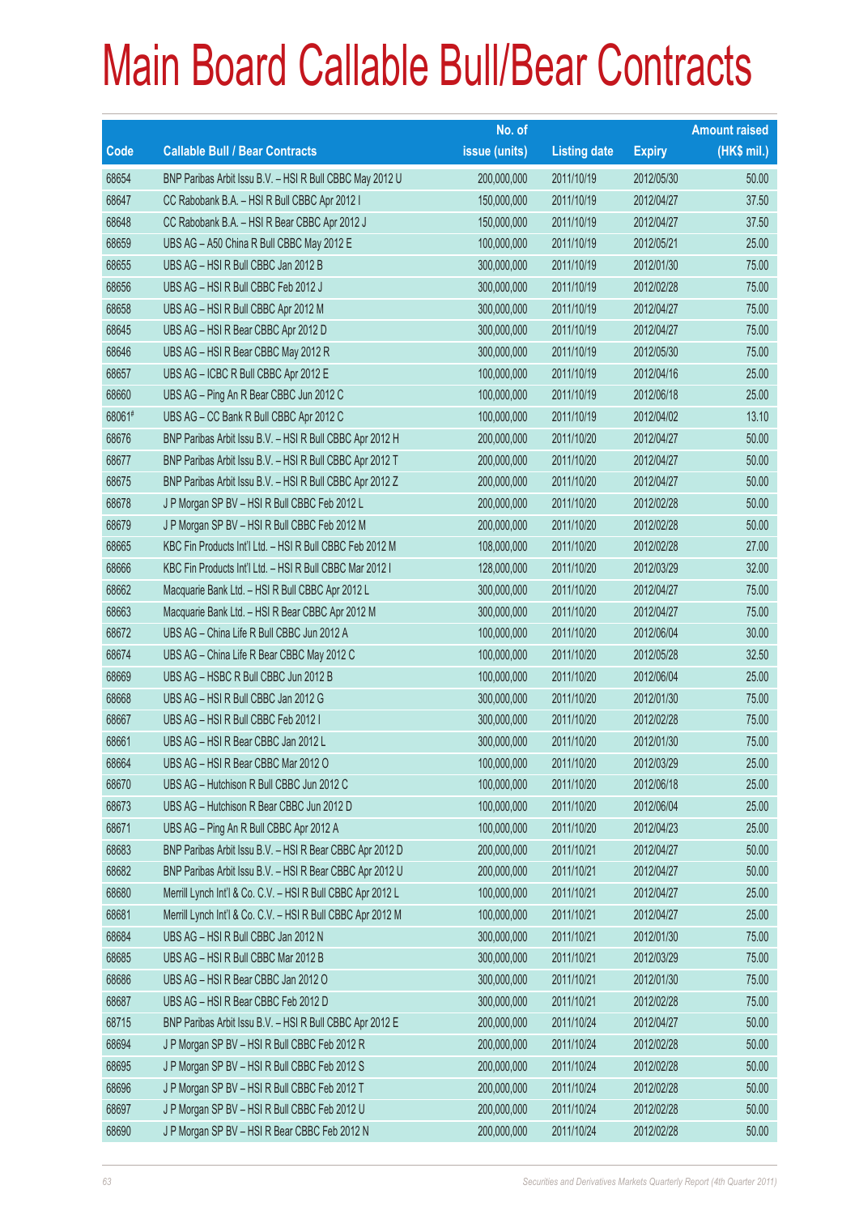# Main Board Callable Bull/Bear Contracts

| Code | Callable Bull / Bear Contracts | No. of issue (units) | Listing date | Expiry | Amount raised (HK$ mil.) |
|---|---|---|---|---|---|
| 68654 | BNP Paribas Arbit Issu B.V. – HSI R Bull CBBC May 2012 U | 200,000,000 | 2011/10/19 | 2012/05/30 | 50.00 |
| 68647 | CC Rabobank B.A. – HSI R Bull CBBC Apr 2012 I | 150,000,000 | 2011/10/19 | 2012/04/27 | 37.50 |
| 68648 | CC Rabobank B.A. – HSI R Bear CBBC Apr 2012 J | 150,000,000 | 2011/10/19 | 2012/04/27 | 37.50 |
| 68659 | UBS AG – A50 China R Bull CBBC May 2012 E | 100,000,000 | 2011/10/19 | 2012/05/21 | 25.00 |
| 68655 | UBS AG – HSI R Bull CBBC Jan 2012 B | 300,000,000 | 2011/10/19 | 2012/01/30 | 75.00 |
| 68656 | UBS AG – HSI R Bull CBBC Feb 2012 J | 300,000,000 | 2011/10/19 | 2012/02/28 | 75.00 |
| 68658 | UBS AG – HSI R Bull CBBC Apr 2012 M | 300,000,000 | 2011/10/19 | 2012/04/27 | 75.00 |
| 68645 | UBS AG – HSI R Bear CBBC Apr 2012 D | 300,000,000 | 2011/10/19 | 2012/04/27 | 75.00 |
| 68646 | UBS AG – HSI R Bear CBBC May 2012 R | 300,000,000 | 2011/10/19 | 2012/05/30 | 75.00 |
| 68657 | UBS AG – ICBC R Bull CBBC Apr 2012 E | 100,000,000 | 2011/10/19 | 2012/04/16 | 25.00 |
| 68660 | UBS AG – Ping An R Bear CBBC Jun 2012 C | 100,000,000 | 2011/10/19 | 2012/06/18 | 25.00 |
| 68061# | UBS AG – CC Bank R Bull CBBC Apr 2012 C | 100,000,000 | 2011/10/19 | 2012/04/02 | 13.10 |
| 68676 | BNP Paribas Arbit Issu B.V. – HSI R Bull CBBC Apr 2012 H | 200,000,000 | 2011/10/20 | 2012/04/27 | 50.00 |
| 68677 | BNP Paribas Arbit Issu B.V. – HSI R Bull CBBC Apr 2012 T | 200,000,000 | 2011/10/20 | 2012/04/27 | 50.00 |
| 68675 | BNP Paribas Arbit Issu B.V. – HSI R Bull CBBC Apr 2012 Z | 200,000,000 | 2011/10/20 | 2012/04/27 | 50.00 |
| 68678 | J P Morgan SP BV – HSI R Bull CBBC Feb 2012 L | 200,000,000 | 2011/10/20 | 2012/02/28 | 50.00 |
| 68679 | J P Morgan SP BV – HSI R Bull CBBC Feb 2012 M | 200,000,000 | 2011/10/20 | 2012/02/28 | 50.00 |
| 68665 | KBC Fin Products Int'l Ltd. – HSI R Bull CBBC Feb 2012 M | 108,000,000 | 2011/10/20 | 2012/02/28 | 27.00 |
| 68666 | KBC Fin Products Int'l Ltd. – HSI R Bull CBBC Mar 2012 I | 128,000,000 | 2011/10/20 | 2012/03/29 | 32.00 |
| 68662 | Macquarie Bank Ltd. – HSI R Bull CBBC Apr 2012 L | 300,000,000 | 2011/10/20 | 2012/04/27 | 75.00 |
| 68663 | Macquarie Bank Ltd. – HSI R Bear CBBC Apr 2012 M | 300,000,000 | 2011/10/20 | 2012/04/27 | 75.00 |
| 68672 | UBS AG – China Life R Bull CBBC Jun 2012 A | 100,000,000 | 2011/10/20 | 2012/06/04 | 30.00 |
| 68674 | UBS AG – China Life R Bear CBBC May 2012 C | 100,000,000 | 2011/10/20 | 2012/05/28 | 32.50 |
| 68669 | UBS AG – HSBC R Bull CBBC Jun 2012 B | 100,000,000 | 2011/10/20 | 2012/06/04 | 25.00 |
| 68668 | UBS AG – HSI R Bull CBBC Jan 2012 G | 300,000,000 | 2011/10/20 | 2012/01/30 | 75.00 |
| 68667 | UBS AG – HSI R Bull CBBC Feb 2012 I | 300,000,000 | 2011/10/20 | 2012/02/28 | 75.00 |
| 68661 | UBS AG – HSI R Bear CBBC Jan 2012 L | 300,000,000 | 2011/10/20 | 2012/01/30 | 75.00 |
| 68664 | UBS AG – HSI R Bear CBBC Mar 2012 O | 100,000,000 | 2011/10/20 | 2012/03/29 | 25.00 |
| 68670 | UBS AG – Hutchison R Bull CBBC Jun 2012 C | 100,000,000 | 2011/10/20 | 2012/06/18 | 25.00 |
| 68673 | UBS AG – Hutchison R Bear CBBC Jun 2012 D | 100,000,000 | 2011/10/20 | 2012/06/04 | 25.00 |
| 68671 | UBS AG – Ping An R Bull CBBC Apr 2012 A | 100,000,000 | 2011/10/20 | 2012/04/23 | 25.00 |
| 68683 | BNP Paribas Arbit Issu B.V. – HSI R Bear CBBC Apr 2012 D | 200,000,000 | 2011/10/21 | 2012/04/27 | 50.00 |
| 68682 | BNP Paribas Arbit Issu B.V. – HSI R Bear CBBC Apr 2012 U | 200,000,000 | 2011/10/21 | 2012/04/27 | 50.00 |
| 68680 | Merrill Lynch Int'l & Co. C.V. – HSI R Bull CBBC Apr 2012 L | 100,000,000 | 2011/10/21 | 2012/04/27 | 25.00 |
| 68681 | Merrill Lynch Int'l & Co. C.V. – HSI R Bull CBBC Apr 2012 M | 100,000,000 | 2011/10/21 | 2012/04/27 | 25.00 |
| 68684 | UBS AG – HSI R Bull CBBC Jan 2012 N | 300,000,000 | 2011/10/21 | 2012/01/30 | 75.00 |
| 68685 | UBS AG – HSI R Bull CBBC Mar 2012 B | 300,000,000 | 2011/10/21 | 2012/03/29 | 75.00 |
| 68686 | UBS AG – HSI R Bear CBBC Jan 2012 O | 300,000,000 | 2011/10/21 | 2012/01/30 | 75.00 |
| 68687 | UBS AG – HSI R Bear CBBC Feb 2012 D | 300,000,000 | 2011/10/21 | 2012/02/28 | 75.00 |
| 68715 | BNP Paribas Arbit Issu B.V. – HSI R Bull CBBC Apr 2012 E | 200,000,000 | 2011/10/24 | 2012/04/27 | 50.00 |
| 68694 | J P Morgan SP BV – HSI R Bull CBBC Feb 2012 R | 200,000,000 | 2011/10/24 | 2012/02/28 | 50.00 |
| 68695 | J P Morgan SP BV – HSI R Bull CBBC Feb 2012 S | 200,000,000 | 2011/10/24 | 2012/02/28 | 50.00 |
| 68696 | J P Morgan SP BV – HSI R Bull CBBC Feb 2012 T | 200,000,000 | 2011/10/24 | 2012/02/28 | 50.00 |
| 68697 | J P Morgan SP BV – HSI R Bull CBBC Feb 2012 U | 200,000,000 | 2011/10/24 | 2012/02/28 | 50.00 |
| 68690 | J P Morgan SP BV – HSI R Bear CBBC Feb 2012 N | 200,000,000 | 2011/10/24 | 2012/02/28 | 50.00 |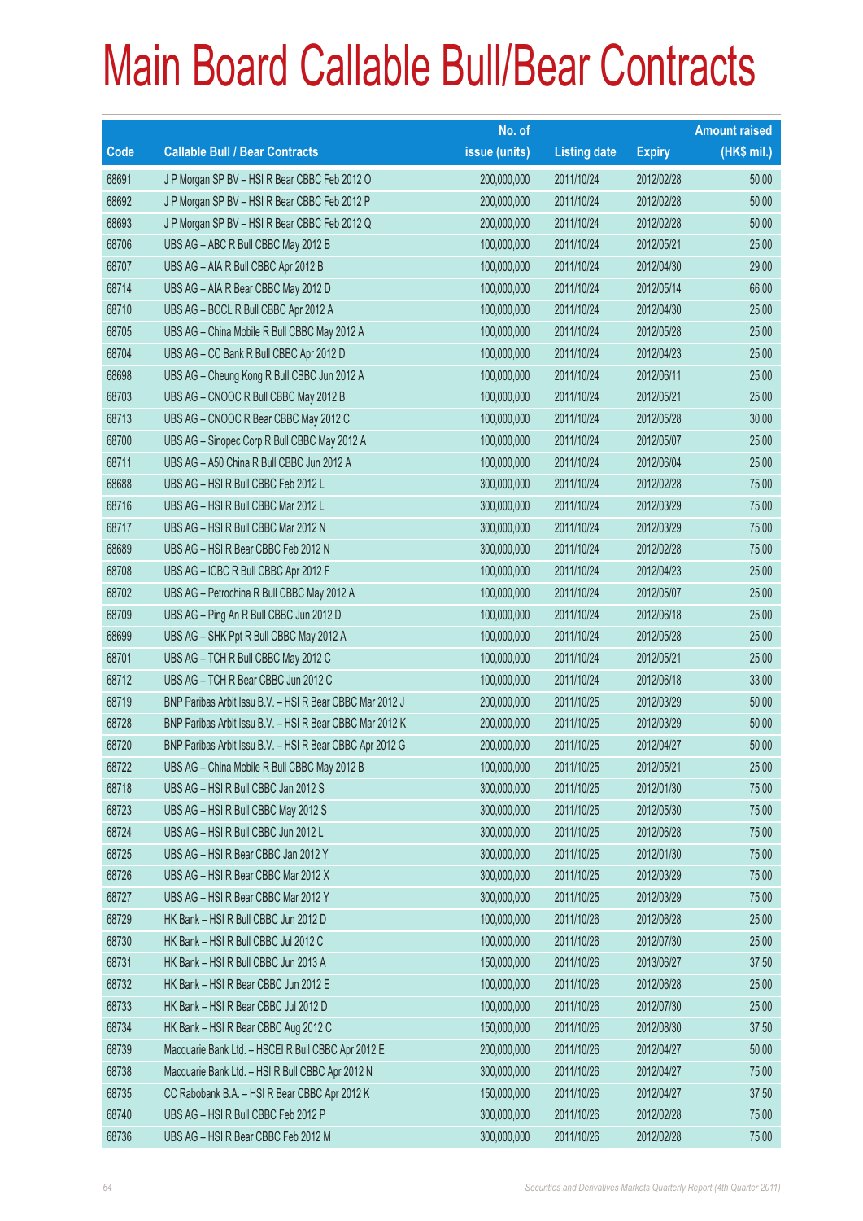# Main Board Callable Bull/Bear Contracts

| Code | Callable Bull / Bear Contracts | No. of issue (units) | Listing date | Expiry | Amount raised (HK$ mil.) |
|---|---|---|---|---|---|
| 68691 | J P Morgan SP BV – HSI R Bear CBBC Feb 2012 O | 200,000,000 | 2011/10/24 | 2012/02/28 | 50.00 |
| 68692 | J P Morgan SP BV – HSI R Bear CBBC Feb 2012 P | 200,000,000 | 2011/10/24 | 2012/02/28 | 50.00 |
| 68693 | J P Morgan SP BV – HSI R Bear CBBC Feb 2012 Q | 200,000,000 | 2011/10/24 | 2012/02/28 | 50.00 |
| 68706 | UBS AG – ABC R Bull CBBC May 2012 B | 100,000,000 | 2011/10/24 | 2012/05/21 | 25.00 |
| 68707 | UBS AG – AIA R Bull CBBC Apr 2012 B | 100,000,000 | 2011/10/24 | 2012/04/30 | 29.00 |
| 68714 | UBS AG – AIA R Bear CBBC May 2012 D | 100,000,000 | 2011/10/24 | 2012/05/14 | 66.00 |
| 68710 | UBS AG – BOCL R Bull CBBC Apr 2012 A | 100,000,000 | 2011/10/24 | 2012/04/30 | 25.00 |
| 68705 | UBS AG – China Mobile R Bull CBBC May 2012 A | 100,000,000 | 2011/10/24 | 2012/05/28 | 25.00 |
| 68704 | UBS AG – CC Bank R Bull CBBC Apr 2012 D | 100,000,000 | 2011/10/24 | 2012/04/23 | 25.00 |
| 68698 | UBS AG – Cheung Kong R Bull CBBC Jun 2012 A | 100,000,000 | 2011/10/24 | 2012/06/11 | 25.00 |
| 68703 | UBS AG – CNOOC R Bull CBBC May 2012 B | 100,000,000 | 2011/10/24 | 2012/05/21 | 25.00 |
| 68713 | UBS AG – CNOOC R Bear CBBC May 2012 C | 100,000,000 | 2011/10/24 | 2012/05/28 | 30.00 |
| 68700 | UBS AG – Sinopec Corp R Bull CBBC May 2012 A | 100,000,000 | 2011/10/24 | 2012/05/07 | 25.00 |
| 68711 | UBS AG – A50 China R Bull CBBC Jun 2012 A | 100,000,000 | 2011/10/24 | 2012/06/04 | 25.00 |
| 68688 | UBS AG – HSI R Bull CBBC Feb 2012 L | 300,000,000 | 2011/10/24 | 2012/02/28 | 75.00 |
| 68716 | UBS AG – HSI R Bull CBBC Mar 2012 L | 300,000,000 | 2011/10/24 | 2012/03/29 | 75.00 |
| 68717 | UBS AG – HSI R Bull CBBC Mar 2012 N | 300,000,000 | 2011/10/24 | 2012/03/29 | 75.00 |
| 68689 | UBS AG – HSI R Bear CBBC Feb 2012 N | 300,000,000 | 2011/10/24 | 2012/02/28 | 75.00 |
| 68708 | UBS AG – ICBC R Bull CBBC Apr 2012 F | 100,000,000 | 2011/10/24 | 2012/04/23 | 25.00 |
| 68702 | UBS AG – Petrochina R Bull CBBC May 2012 A | 100,000,000 | 2011/10/24 | 2012/05/07 | 25.00 |
| 68709 | UBS AG – Ping An R Bull CBBC Jun 2012 D | 100,000,000 | 2011/10/24 | 2012/06/18 | 25.00 |
| 68699 | UBS AG – SHK Ppt R Bull CBBC May 2012 A | 100,000,000 | 2011/10/24 | 2012/05/28 | 25.00 |
| 68701 | UBS AG – TCH R Bull CBBC May 2012 C | 100,000,000 | 2011/10/24 | 2012/05/21 | 25.00 |
| 68712 | UBS AG – TCH R Bear CBBC Jun 2012 C | 100,000,000 | 2011/10/24 | 2012/06/18 | 33.00 |
| 68719 | BNP Paribas Arbit Issu B.V. – HSI R Bear CBBC Mar 2012 J | 200,000,000 | 2011/10/25 | 2012/03/29 | 50.00 |
| 68728 | BNP Paribas Arbit Issu B.V. – HSI R Bear CBBC Mar 2012 K | 200,000,000 | 2011/10/25 | 2012/03/29 | 50.00 |
| 68720 | BNP Paribas Arbit Issu B.V. – HSI R Bear CBBC Apr 2012 G | 200,000,000 | 2011/10/25 | 2012/04/27 | 50.00 |
| 68722 | UBS AG – China Mobile R Bull CBBC May 2012 B | 100,000,000 | 2011/10/25 | 2012/05/21 | 25.00 |
| 68718 | UBS AG – HSI R Bull CBBC Jan 2012 S | 300,000,000 | 2011/10/25 | 2012/01/30 | 75.00 |
| 68723 | UBS AG – HSI R Bull CBBC May 2012 S | 300,000,000 | 2011/10/25 | 2012/05/30 | 75.00 |
| 68724 | UBS AG – HSI R Bull CBBC Jun 2012 L | 300,000,000 | 2011/10/25 | 2012/06/28 | 75.00 |
| 68725 | UBS AG – HSI R Bear CBBC Jan 2012 Y | 300,000,000 | 2011/10/25 | 2012/01/30 | 75.00 |
| 68726 | UBS AG – HSI R Bear CBBC Mar 2012 X | 300,000,000 | 2011/10/25 | 2012/03/29 | 75.00 |
| 68727 | UBS AG – HSI R Bear CBBC Mar 2012 Y | 300,000,000 | 2011/10/25 | 2012/03/29 | 75.00 |
| 68729 | HK Bank – HSI R Bull CBBC Jun 2012 D | 100,000,000 | 2011/10/26 | 2012/06/28 | 25.00 |
| 68730 | HK Bank – HSI R Bull CBBC Jul 2012 C | 100,000,000 | 2011/10/26 | 2012/07/30 | 25.00 |
| 68731 | HK Bank – HSI R Bull CBBC Jun 2013 A | 150,000,000 | 2011/10/26 | 2013/06/27 | 37.50 |
| 68732 | HK Bank – HSI R Bear CBBC Jun 2012 E | 100,000,000 | 2011/10/26 | 2012/06/28 | 25.00 |
| 68733 | HK Bank – HSI R Bear CBBC Jul 2012 D | 100,000,000 | 2011/10/26 | 2012/07/30 | 25.00 |
| 68734 | HK Bank – HSI R Bear CBBC Aug 2012 C | 150,000,000 | 2011/10/26 | 2012/08/30 | 37.50 |
| 68739 | Macquarie Bank Ltd. – HSCEI R Bull CBBC Apr 2012 E | 200,000,000 | 2011/10/26 | 2012/04/27 | 50.00 |
| 68738 | Macquarie Bank Ltd. – HSI R Bull CBBC Apr 2012 N | 300,000,000 | 2011/10/26 | 2012/04/27 | 75.00 |
| 68735 | CC Rabobank B.A. – HSI R Bear CBBC Apr 2012 K | 150,000,000 | 2011/10/26 | 2012/04/27 | 37.50 |
| 68740 | UBS AG – HSI R Bull CBBC Feb 2012 P | 300,000,000 | 2011/10/26 | 2012/02/28 | 75.00 |
| 68736 | UBS AG – HSI R Bear CBBC Feb 2012 M | 300,000,000 | 2011/10/26 | 2012/02/28 | 75.00 |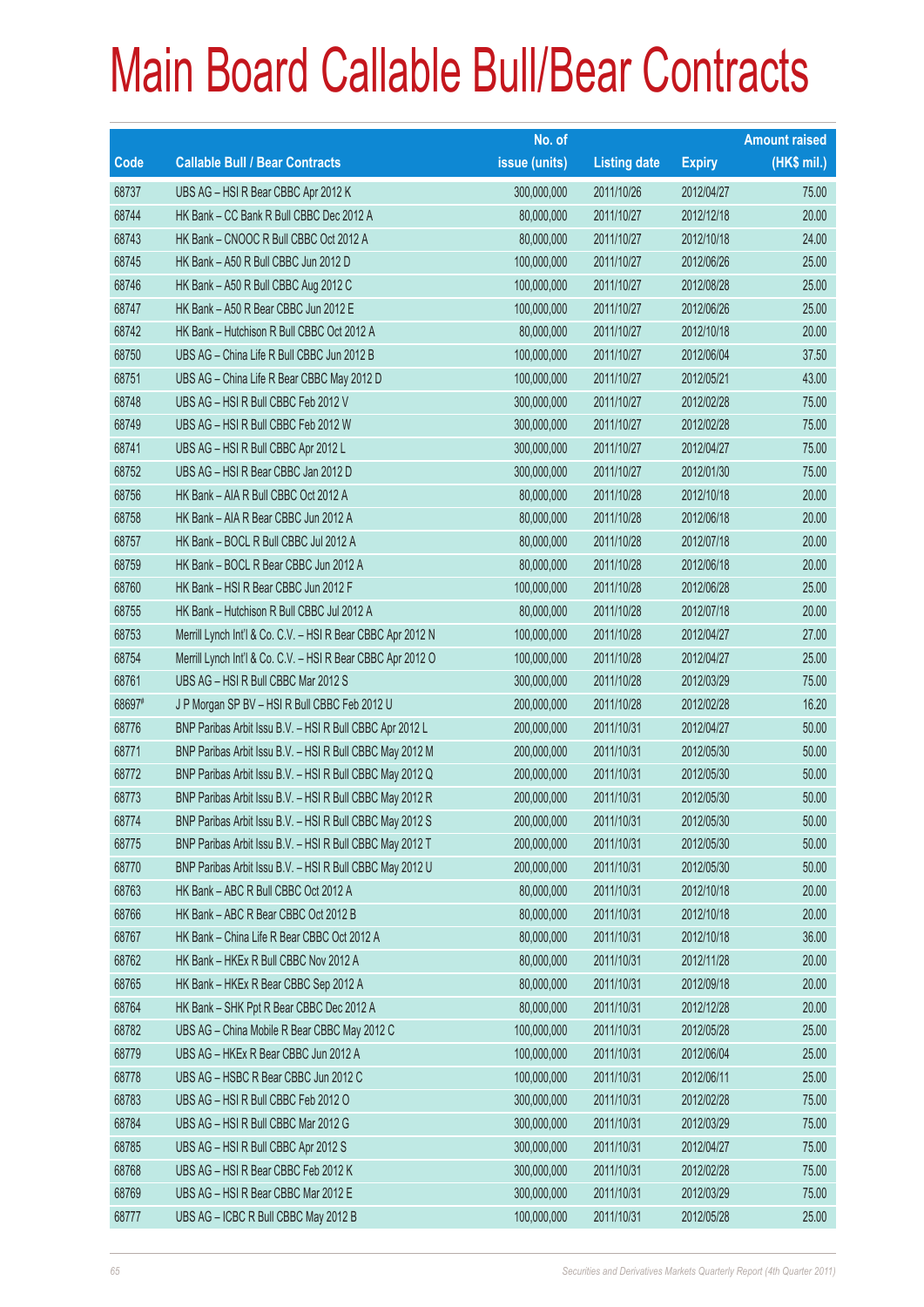# Main Board Callable Bull/Bear Contracts

| Code | Callable Bull / Bear Contracts | No. of issue (units) | Listing date | Expiry | Amount raised (HK$ mil.) |
|---|---|---|---|---|---|
| 68737 | UBS AG – HSI R Bear CBBC Apr 2012 K | 300,000,000 | 2011/10/26 | 2012/04/27 | 75.00 |
| 68744 | HK Bank – CC Bank R Bull CBBC Dec 2012 A | 80,000,000 | 2011/10/27 | 2012/12/18 | 20.00 |
| 68743 | HK Bank – CNOOC R Bull CBBC Oct 2012 A | 80,000,000 | 2011/10/27 | 2012/10/18 | 24.00 |
| 68745 | HK Bank – A50 R Bull CBBC Jun 2012 D | 100,000,000 | 2011/10/27 | 2012/06/26 | 25.00 |
| 68746 | HK Bank – A50 R Bull CBBC Aug 2012 C | 100,000,000 | 2011/10/27 | 2012/08/28 | 25.00 |
| 68747 | HK Bank – A50 R Bear CBBC Jun 2012 E | 100,000,000 | 2011/10/27 | 2012/06/26 | 25.00 |
| 68742 | HK Bank – Hutchison R Bull CBBC Oct 2012 A | 80,000,000 | 2011/10/27 | 2012/10/18 | 20.00 |
| 68750 | UBS AG – China Life R Bull CBBC Jun 2012 B | 100,000,000 | 2011/10/27 | 2012/06/04 | 37.50 |
| 68751 | UBS AG – China Life R Bear CBBC May 2012 D | 100,000,000 | 2011/10/27 | 2012/05/21 | 43.00 |
| 68748 | UBS AG – HSI R Bull CBBC Feb 2012 V | 300,000,000 | 2011/10/27 | 2012/02/28 | 75.00 |
| 68749 | UBS AG – HSI R Bull CBBC Feb 2012 W | 300,000,000 | 2011/10/27 | 2012/02/28 | 75.00 |
| 68741 | UBS AG – HSI R Bull CBBC Apr 2012 L | 300,000,000 | 2011/10/27 | 2012/04/27 | 75.00 |
| 68752 | UBS AG – HSI R Bear CBBC Jan 2012 D | 300,000,000 | 2011/10/27 | 2012/01/30 | 75.00 |
| 68756 | HK Bank – AIA R Bull CBBC Oct 2012 A | 80,000,000 | 2011/10/28 | 2012/10/18 | 20.00 |
| 68758 | HK Bank – AIA R Bear CBBC Jun 2012 A | 80,000,000 | 2011/10/28 | 2012/06/18 | 20.00 |
| 68757 | HK Bank – BOCL R Bull CBBC Jul 2012 A | 80,000,000 | 2011/10/28 | 2012/07/18 | 20.00 |
| 68759 | HK Bank – BOCL R Bear CBBC Jun 2012 A | 80,000,000 | 2011/10/28 | 2012/06/18 | 20.00 |
| 68760 | HK Bank – HSI R Bear CBBC Jun 2012 F | 100,000,000 | 2011/10/28 | 2012/06/28 | 25.00 |
| 68755 | HK Bank – Hutchison R Bull CBBC Jul 2012 A | 80,000,000 | 2011/10/28 | 2012/07/18 | 20.00 |
| 68753 | Merrill Lynch Int'l & Co. C.V. – HSI R Bear CBBC Apr 2012 N | 100,000,000 | 2011/10/28 | 2012/04/27 | 27.00 |
| 68754 | Merrill Lynch Int'l & Co. C.V. – HSI R Bear CBBC Apr 2012 O | 100,000,000 | 2011/10/28 | 2012/04/27 | 25.00 |
| 68761 | UBS AG – HSI R Bull CBBC Mar 2012 S | 300,000,000 | 2011/10/28 | 2012/03/29 | 75.00 |
| 68697# | J P Morgan SP BV – HSI R Bull CBBC Feb 2012 U | 200,000,000 | 2011/10/28 | 2012/02/28 | 16.20 |
| 68776 | BNP Paribas Arbit Issu B.V. – HSI R Bull CBBC Apr 2012 L | 200,000,000 | 2011/10/31 | 2012/04/27 | 50.00 |
| 68771 | BNP Paribas Arbit Issu B.V. – HSI R Bull CBBC May 2012 M | 200,000,000 | 2011/10/31 | 2012/05/30 | 50.00 |
| 68772 | BNP Paribas Arbit Issu B.V. – HSI R Bull CBBC May 2012 Q | 200,000,000 | 2011/10/31 | 2012/05/30 | 50.00 |
| 68773 | BNP Paribas Arbit Issu B.V. – HSI R Bull CBBC May 2012 R | 200,000,000 | 2011/10/31 | 2012/05/30 | 50.00 |
| 68774 | BNP Paribas Arbit Issu B.V. – HSI R Bull CBBC May 2012 S | 200,000,000 | 2011/10/31 | 2012/05/30 | 50.00 |
| 68775 | BNP Paribas Arbit Issu B.V. – HSI R Bull CBBC May 2012 T | 200,000,000 | 2011/10/31 | 2012/05/30 | 50.00 |
| 68770 | BNP Paribas Arbit Issu B.V. – HSI R Bull CBBC May 2012 U | 200,000,000 | 2011/10/31 | 2012/05/30 | 50.00 |
| 68763 | HK Bank – ABC R Bull CBBC Oct 2012 A | 80,000,000 | 2011/10/31 | 2012/10/18 | 20.00 |
| 68766 | HK Bank – ABC R Bear CBBC Oct 2012 B | 80,000,000 | 2011/10/31 | 2012/10/18 | 20.00 |
| 68767 | HK Bank – China Life R Bear CBBC Oct 2012 A | 80,000,000 | 2011/10/31 | 2012/10/18 | 36.00 |
| 68762 | HK Bank – HKEx R Bull CBBC Nov 2012 A | 80,000,000 | 2011/10/31 | 2012/11/28 | 20.00 |
| 68765 | HK Bank – HKEx R Bear CBBC Sep 2012 A | 80,000,000 | 2011/10/31 | 2012/09/18 | 20.00 |
| 68764 | HK Bank – SHK Ppt R Bear CBBC Dec 2012 A | 80,000,000 | 2011/10/31 | 2012/12/28 | 20.00 |
| 68782 | UBS AG – China Mobile R Bear CBBC May 2012 C | 100,000,000 | 2011/10/31 | 2012/05/28 | 25.00 |
| 68779 | UBS AG – HKEx R Bear CBBC Jun 2012 A | 100,000,000 | 2011/10/31 | 2012/06/04 | 25.00 |
| 68778 | UBS AG – HSBC R Bear CBBC Jun 2012 C | 100,000,000 | 2011/10/31 | 2012/06/11 | 25.00 |
| 68783 | UBS AG – HSI R Bull CBBC Feb 2012 O | 300,000,000 | 2011/10/31 | 2012/02/28 | 75.00 |
| 68784 | UBS AG – HSI R Bull CBBC Mar 2012 G | 300,000,000 | 2011/10/31 | 2012/03/29 | 75.00 |
| 68785 | UBS AG – HSI R Bull CBBC Apr 2012 S | 300,000,000 | 2011/10/31 | 2012/04/27 | 75.00 |
| 68768 | UBS AG – HSI R Bear CBBC Feb 2012 K | 300,000,000 | 2011/10/31 | 2012/02/28 | 75.00 |
| 68769 | UBS AG – HSI R Bear CBBC Mar 2012 E | 300,000,000 | 2011/10/31 | 2012/03/29 | 75.00 |
| 68777 | UBS AG – ICBC R Bull CBBC May 2012 B | 100,000,000 | 2011/10/31 | 2012/05/28 | 25.00 |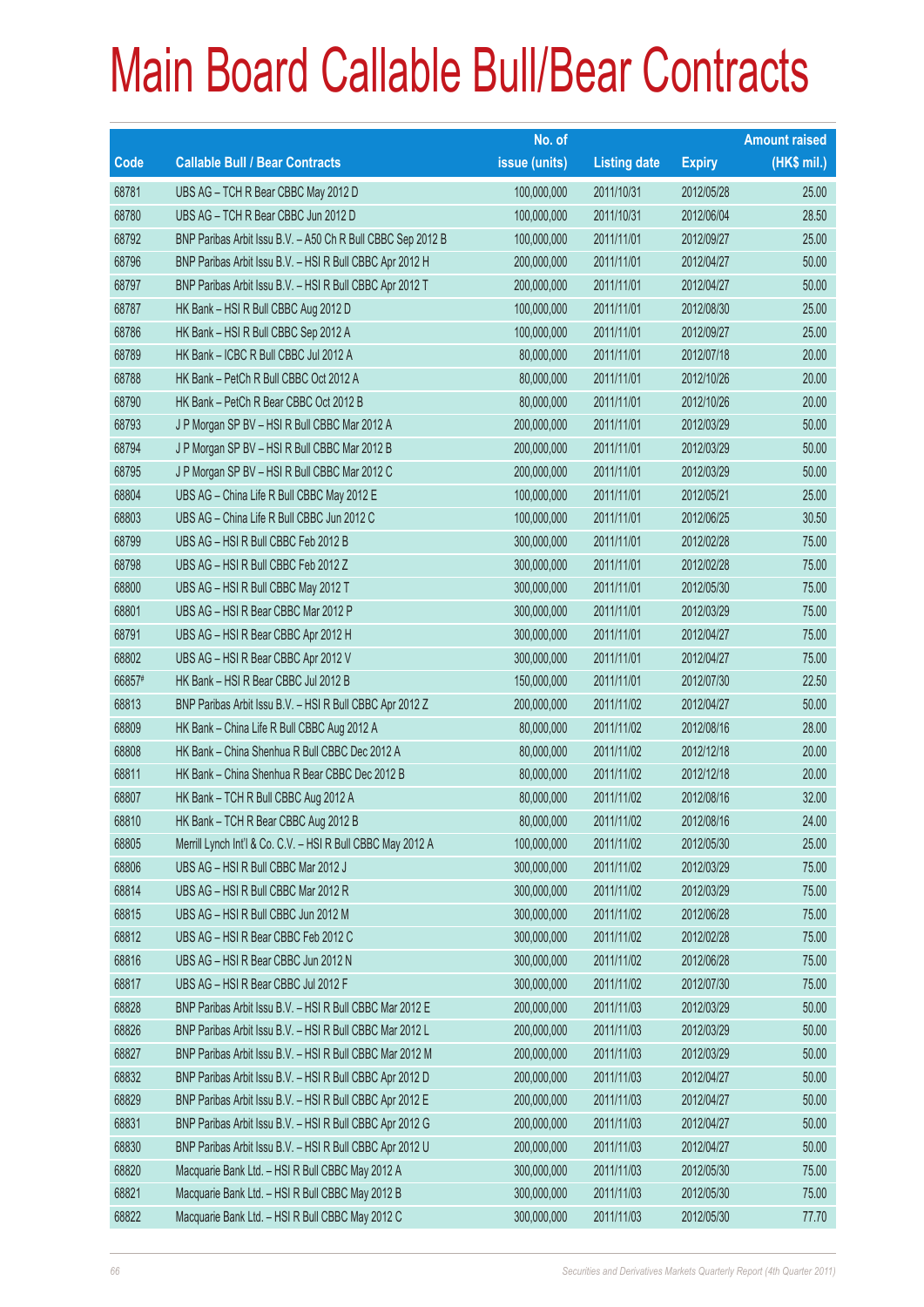# Main Board Callable Bull/Bear Contracts

| Code | Callable Bull / Bear Contracts | No. of issue (units) | Listing date | Expiry | Amount raised (HK$ mil.) |
|---|---|---|---|---|---|
| 68781 | UBS AG – TCH R Bear CBBC May 2012 D | 100,000,000 | 2011/10/31 | 2012/05/28 | 25.00 |
| 68780 | UBS AG – TCH R Bear CBBC Jun 2012 D | 100,000,000 | 2011/10/31 | 2012/06/04 | 28.50 |
| 68792 | BNP Paribas Arbit Issu B.V. – A50 Ch R Bull CBBC Sep 2012 B | 100,000,000 | 2011/11/01 | 2012/09/27 | 25.00 |
| 68796 | BNP Paribas Arbit Issu B.V. – HSI R Bull CBBC Apr 2012 H | 200,000,000 | 2011/11/01 | 2012/04/27 | 50.00 |
| 68797 | BNP Paribas Arbit Issu B.V. – HSI R Bull CBBC Apr 2012 T | 200,000,000 | 2011/11/01 | 2012/04/27 | 50.00 |
| 68787 | HK Bank – HSI R Bull CBBC Aug 2012 D | 100,000,000 | 2011/11/01 | 2012/08/30 | 25.00 |
| 68786 | HK Bank – HSI R Bull CBBC Sep 2012 A | 100,000,000 | 2011/11/01 | 2012/09/27 | 25.00 |
| 68789 | HK Bank – ICBC R Bull CBBC Jul 2012 A | 80,000,000 | 2011/11/01 | 2012/07/18 | 20.00 |
| 68788 | HK Bank – PetCh R Bull CBBC Oct 2012 A | 80,000,000 | 2011/11/01 | 2012/10/26 | 20.00 |
| 68790 | HK Bank – PetCh R Bear CBBC Oct 2012 B | 80,000,000 | 2011/11/01 | 2012/10/26 | 20.00 |
| 68793 | J P Morgan SP BV – HSI R Bull CBBC Mar 2012 A | 200,000,000 | 2011/11/01 | 2012/03/29 | 50.00 |
| 68794 | J P Morgan SP BV – HSI R Bull CBBC Mar 2012 B | 200,000,000 | 2011/11/01 | 2012/03/29 | 50.00 |
| 68795 | J P Morgan SP BV – HSI R Bull CBBC Mar 2012 C | 200,000,000 | 2011/11/01 | 2012/03/29 | 50.00 |
| 68804 | UBS AG – China Life R Bull CBBC May 2012 E | 100,000,000 | 2011/11/01 | 2012/05/21 | 25.00 |
| 68803 | UBS AG – China Life R Bull CBBC Jun 2012 C | 100,000,000 | 2011/11/01 | 2012/06/25 | 30.50 |
| 68799 | UBS AG – HSI R Bull CBBC Feb 2012 B | 300,000,000 | 2011/11/01 | 2012/02/28 | 75.00 |
| 68798 | UBS AG – HSI R Bull CBBC Feb 2012 Z | 300,000,000 | 2011/11/01 | 2012/02/28 | 75.00 |
| 68800 | UBS AG – HSI R Bull CBBC May 2012 T | 300,000,000 | 2011/11/01 | 2012/05/30 | 75.00 |
| 68801 | UBS AG – HSI R Bear CBBC Mar 2012 P | 300,000,000 | 2011/11/01 | 2012/03/29 | 75.00 |
| 68791 | UBS AG – HSI R Bear CBBC Apr 2012 H | 300,000,000 | 2011/11/01 | 2012/04/27 | 75.00 |
| 68802 | UBS AG – HSI R Bear CBBC Apr 2012 V | 300,000,000 | 2011/11/01 | 2012/04/27 | 75.00 |
| 66857# | HK Bank – HSI R Bear CBBC Jul 2012 B | 150,000,000 | 2011/11/01 | 2012/07/30 | 22.50 |
| 68813 | BNP Paribas Arbit Issu B.V. – HSI R Bull CBBC Apr 2012 Z | 200,000,000 | 2011/11/02 | 2012/04/27 | 50.00 |
| 68809 | HK Bank – China Life R Bull CBBC Aug 2012 A | 80,000,000 | 2011/11/02 | 2012/08/16 | 28.00 |
| 68808 | HK Bank – China Shenhua R Bull CBBC Dec 2012 A | 80,000,000 | 2011/11/02 | 2012/12/18 | 20.00 |
| 68811 | HK Bank – China Shenhua R Bear CBBC Dec 2012 B | 80,000,000 | 2011/11/02 | 2012/12/18 | 20.00 |
| 68807 | HK Bank – TCH R Bull CBBC Aug 2012 A | 80,000,000 | 2011/11/02 | 2012/08/16 | 32.00 |
| 68810 | HK Bank – TCH R Bear CBBC Aug 2012 B | 80,000,000 | 2011/11/02 | 2012/08/16 | 24.00 |
| 68805 | Merrill Lynch Int'l & Co. C.V. – HSI R Bull CBBC May 2012 A | 100,000,000 | 2011/11/02 | 2012/05/30 | 25.00 |
| 68806 | UBS AG – HSI R Bull CBBC Mar 2012 J | 300,000,000 | 2011/11/02 | 2012/03/29 | 75.00 |
| 68814 | UBS AG – HSI R Bull CBBC Mar 2012 R | 300,000,000 | 2011/11/02 | 2012/03/29 | 75.00 |
| 68815 | UBS AG – HSI R Bull CBBC Jun 2012 M | 300,000,000 | 2011/11/02 | 2012/06/28 | 75.00 |
| 68812 | UBS AG – HSI R Bear CBBC Feb 2012 C | 300,000,000 | 2011/11/02 | 2012/02/28 | 75.00 |
| 68816 | UBS AG – HSI R Bear CBBC Jun 2012 N | 300,000,000 | 2011/11/02 | 2012/06/28 | 75.00 |
| 68817 | UBS AG – HSI R Bear CBBC Jul 2012 F | 300,000,000 | 2011/11/02 | 2012/07/30 | 75.00 |
| 68828 | BNP Paribas Arbit Issu B.V. – HSI R Bull CBBC Mar 2012 E | 200,000,000 | 2011/11/03 | 2012/03/29 | 50.00 |
| 68826 | BNP Paribas Arbit Issu B.V. – HSI R Bull CBBC Mar 2012 L | 200,000,000 | 2011/11/03 | 2012/03/29 | 50.00 |
| 68827 | BNP Paribas Arbit Issu B.V. – HSI R Bull CBBC Mar 2012 M | 200,000,000 | 2011/11/03 | 2012/03/29 | 50.00 |
| 68832 | BNP Paribas Arbit Issu B.V. – HSI R Bull CBBC Apr 2012 D | 200,000,000 | 2011/11/03 | 2012/04/27 | 50.00 |
| 68829 | BNP Paribas Arbit Issu B.V. – HSI R Bull CBBC Apr 2012 E | 200,000,000 | 2011/11/03 | 2012/04/27 | 50.00 |
| 68831 | BNP Paribas Arbit Issu B.V. – HSI R Bull CBBC Apr 2012 G | 200,000,000 | 2011/11/03 | 2012/04/27 | 50.00 |
| 68830 | BNP Paribas Arbit Issu B.V. – HSI R Bull CBBC Apr 2012 U | 200,000,000 | 2011/11/03 | 2012/04/27 | 50.00 |
| 68820 | Macquarie Bank Ltd. – HSI R Bull CBBC May 2012 A | 300,000,000 | 2011/11/03 | 2012/05/30 | 75.00 |
| 68821 | Macquarie Bank Ltd. – HSI R Bull CBBC May 2012 B | 300,000,000 | 2011/11/03 | 2012/05/30 | 75.00 |
| 68822 | Macquarie Bank Ltd. – HSI R Bull CBBC May 2012 C | 300,000,000 | 2011/11/03 | 2012/05/30 | 77.70 |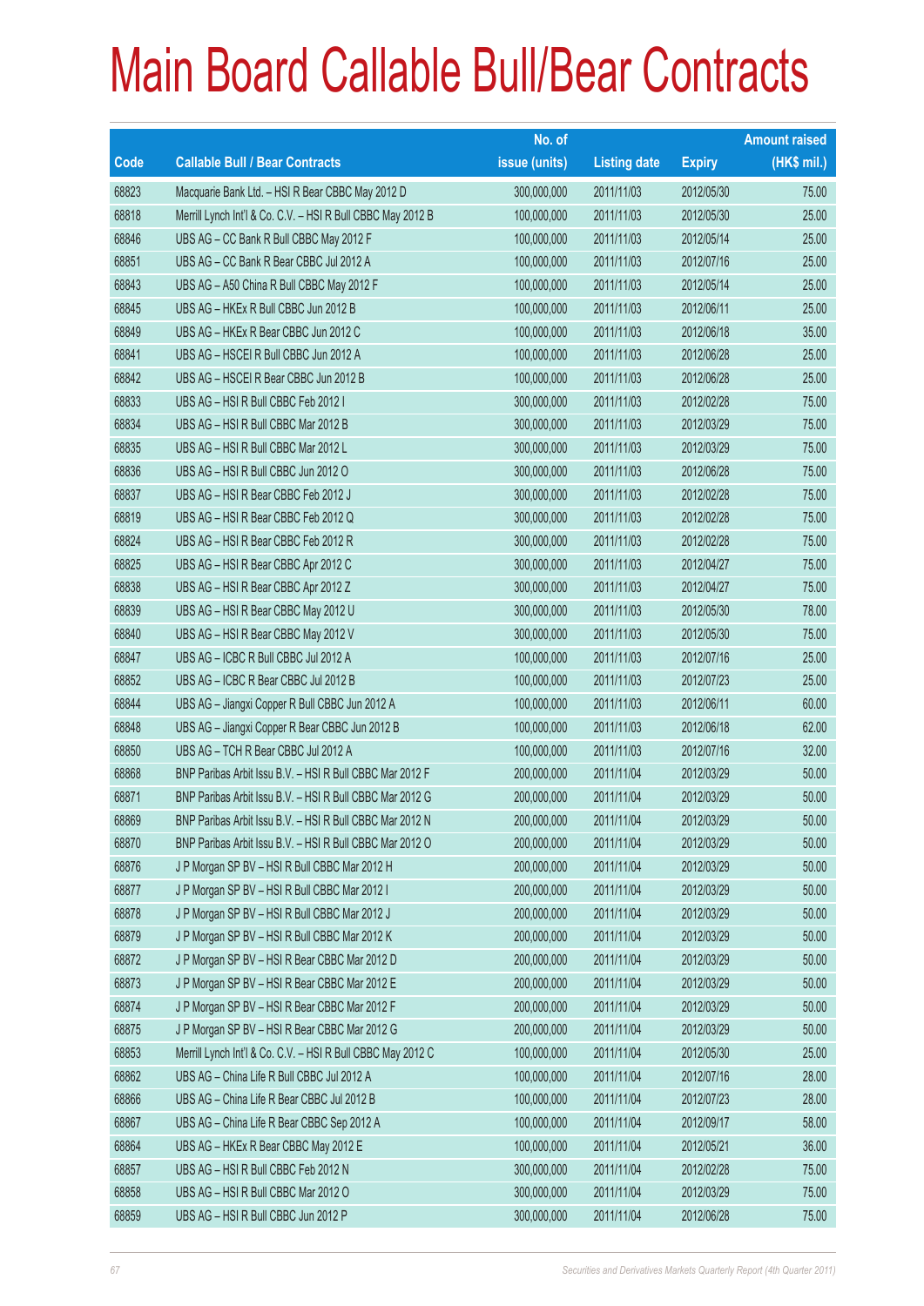# Main Board Callable Bull/Bear Contracts

| Code | Callable Bull / Bear Contracts | No. of issue (units) | Listing date | Expiry | Amount raised (HK$ mil.) |
|---|---|---|---|---|---|
| 68823 | Macquarie Bank Ltd. – HSI R Bear CBBC May 2012 D | 300,000,000 | 2011/11/03 | 2012/05/30 | 75.00 |
| 68818 | Merrill Lynch Int'l & Co. C.V. – HSI R Bull CBBC May 2012 B | 100,000,000 | 2011/11/03 | 2012/05/30 | 25.00 |
| 68846 | UBS AG – CC Bank R Bull CBBC May 2012 F | 100,000,000 | 2011/11/03 | 2012/05/14 | 25.00 |
| 68851 | UBS AG – CC Bank R Bear CBBC Jul 2012 A | 100,000,000 | 2011/11/03 | 2012/07/16 | 25.00 |
| 68843 | UBS AG – A50 China R Bull CBBC May 2012 F | 100,000,000 | 2011/11/03 | 2012/05/14 | 25.00 |
| 68845 | UBS AG – HKEx R Bull CBBC Jun 2012 B | 100,000,000 | 2011/11/03 | 2012/06/11 | 25.00 |
| 68849 | UBS AG – HKEx R Bear CBBC Jun 2012 C | 100,000,000 | 2011/11/03 | 2012/06/18 | 35.00 |
| 68841 | UBS AG – HSCEI R Bull CBBC Jun 2012 A | 100,000,000 | 2011/11/03 | 2012/06/28 | 25.00 |
| 68842 | UBS AG – HSCEI R Bear CBBC Jun 2012 B | 100,000,000 | 2011/11/03 | 2012/06/28 | 25.00 |
| 68833 | UBS AG – HSI R Bull CBBC Feb 2012 I | 300,000,000 | 2011/11/03 | 2012/02/28 | 75.00 |
| 68834 | UBS AG – HSI R Bull CBBC Mar 2012 B | 300,000,000 | 2011/11/03 | 2012/03/29 | 75.00 |
| 68835 | UBS AG – HSI R Bull CBBC Mar 2012 L | 300,000,000 | 2011/11/03 | 2012/03/29 | 75.00 |
| 68836 | UBS AG – HSI R Bull CBBC Jun 2012 O | 300,000,000 | 2011/11/03 | 2012/06/28 | 75.00 |
| 68837 | UBS AG – HSI R Bear CBBC Feb 2012 J | 300,000,000 | 2011/11/03 | 2012/02/28 | 75.00 |
| 68819 | UBS AG – HSI R Bear CBBC Feb 2012 Q | 300,000,000 | 2011/11/03 | 2012/02/28 | 75.00 |
| 68824 | UBS AG – HSI R Bear CBBC Feb 2012 R | 300,000,000 | 2011/11/03 | 2012/02/28 | 75.00 |
| 68825 | UBS AG – HSI R Bear CBBC Apr 2012 C | 300,000,000 | 2011/11/03 | 2012/04/27 | 75.00 |
| 68838 | UBS AG – HSI R Bear CBBC Apr 2012 Z | 300,000,000 | 2011/11/03 | 2012/04/27 | 75.00 |
| 68839 | UBS AG – HSI R Bear CBBC May 2012 U | 300,000,000 | 2011/11/03 | 2012/05/30 | 78.00 |
| 68840 | UBS AG – HSI R Bear CBBC May 2012 V | 300,000,000 | 2011/11/03 | 2012/05/30 | 75.00 |
| 68847 | UBS AG – ICBC R Bull CBBC Jul 2012 A | 100,000,000 | 2011/11/03 | 2012/07/16 | 25.00 |
| 68852 | UBS AG – ICBC R Bear CBBC Jul 2012 B | 100,000,000 | 2011/11/03 | 2012/07/23 | 25.00 |
| 68844 | UBS AG – Jiangxi Copper R Bull CBBC Jun 2012 A | 100,000,000 | 2011/11/03 | 2012/06/11 | 60.00 |
| 68848 | UBS AG – Jiangxi Copper R Bear CBBC Jun 2012 B | 100,000,000 | 2011/11/03 | 2012/06/18 | 62.00 |
| 68850 | UBS AG – TCH R Bear CBBC Jul 2012 A | 100,000,000 | 2011/11/03 | 2012/07/16 | 32.00 |
| 68868 | BNP Paribas Arbit Issu B.V. – HSI R Bull CBBC Mar 2012 F | 200,000,000 | 2011/11/04 | 2012/03/29 | 50.00 |
| 68871 | BNP Paribas Arbit Issu B.V. – HSI R Bull CBBC Mar 2012 G | 200,000,000 | 2011/11/04 | 2012/03/29 | 50.00 |
| 68869 | BNP Paribas Arbit Issu B.V. – HSI R Bull CBBC Mar 2012 N | 200,000,000 | 2011/11/04 | 2012/03/29 | 50.00 |
| 68870 | BNP Paribas Arbit Issu B.V. – HSI R Bull CBBC Mar 2012 O | 200,000,000 | 2011/11/04 | 2012/03/29 | 50.00 |
| 68876 | J P Morgan SP BV – HSI R Bull CBBC Mar 2012 H | 200,000,000 | 2011/11/04 | 2012/03/29 | 50.00 |
| 68877 | J P Morgan SP BV – HSI R Bull CBBC Mar 2012 I | 200,000,000 | 2011/11/04 | 2012/03/29 | 50.00 |
| 68878 | J P Morgan SP BV – HSI R Bull CBBC Mar 2012 J | 200,000,000 | 2011/11/04 | 2012/03/29 | 50.00 |
| 68879 | J P Morgan SP BV – HSI R Bull CBBC Mar 2012 K | 200,000,000 | 2011/11/04 | 2012/03/29 | 50.00 |
| 68872 | J P Morgan SP BV – HSI R Bear CBBC Mar 2012 D | 200,000,000 | 2011/11/04 | 2012/03/29 | 50.00 |
| 68873 | J P Morgan SP BV – HSI R Bear CBBC Mar 2012 E | 200,000,000 | 2011/11/04 | 2012/03/29 | 50.00 |
| 68874 | J P Morgan SP BV – HSI R Bear CBBC Mar 2012 F | 200,000,000 | 2011/11/04 | 2012/03/29 | 50.00 |
| 68875 | J P Morgan SP BV – HSI R Bear CBBC Mar 2012 G | 200,000,000 | 2011/11/04 | 2012/03/29 | 50.00 |
| 68853 | Merrill Lynch Int'l & Co. C.V. – HSI R Bull CBBC May 2012 C | 100,000,000 | 2011/11/04 | 2012/05/30 | 25.00 |
| 68862 | UBS AG – China Life R Bull CBBC Jul 2012 A | 100,000,000 | 2011/11/04 | 2012/07/16 | 28.00 |
| 68866 | UBS AG – China Life R Bear CBBC Jul 2012 B | 100,000,000 | 2011/11/04 | 2012/07/23 | 28.00 |
| 68867 | UBS AG – China Life R Bear CBBC Sep 2012 A | 100,000,000 | 2011/11/04 | 2012/09/17 | 58.00 |
| 68864 | UBS AG – HKEx R Bear CBBC May 2012 E | 100,000,000 | 2011/11/04 | 2012/05/21 | 36.00 |
| 68857 | UBS AG – HSI R Bull CBBC Feb 2012 N | 300,000,000 | 2011/11/04 | 2012/02/28 | 75.00 |
| 68858 | UBS AG – HSI R Bull CBBC Mar 2012 O | 300,000,000 | 2011/11/04 | 2012/03/29 | 75.00 |
| 68859 | UBS AG – HSI R Bull CBBC Jun 2012 P | 300,000,000 | 2011/11/04 | 2012/06/28 | 75.00 |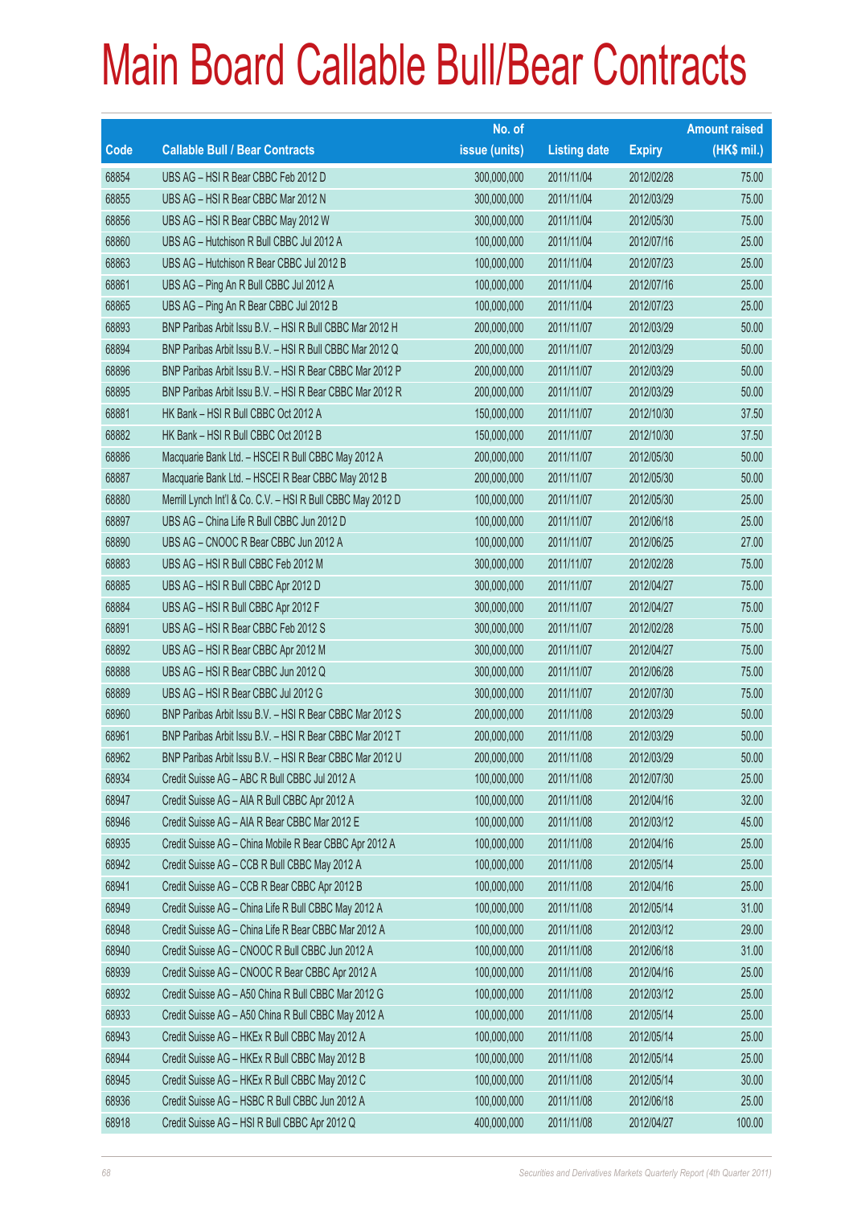# Main Board Callable Bull/Bear Contracts

| Code | Callable Bull / Bear Contracts | No. of issue (units) | Listing date | Expiry | Amount raised (HK$ mil.) |
|---|---|---|---|---|---|
| 68854 | UBS AG – HSI R Bear CBBC Feb 2012 D | 300,000,000 | 2011/11/04 | 2012/02/28 | 75.00 |
| 68855 | UBS AG – HSI R Bear CBBC Mar 2012 N | 300,000,000 | 2011/11/04 | 2012/03/29 | 75.00 |
| 68856 | UBS AG – HSI R Bear CBBC May 2012 W | 300,000,000 | 2011/11/04 | 2012/05/30 | 75.00 |
| 68860 | UBS AG – Hutchison R Bull CBBC Jul 2012 A | 100,000,000 | 2011/11/04 | 2012/07/16 | 25.00 |
| 68863 | UBS AG – Hutchison R Bear CBBC Jul 2012 B | 100,000,000 | 2011/11/04 | 2012/07/23 | 25.00 |
| 68861 | UBS AG – Ping An R Bull CBBC Jul 2012 A | 100,000,000 | 2011/11/04 | 2012/07/16 | 25.00 |
| 68865 | UBS AG – Ping An R Bear CBBC Jul 2012 B | 100,000,000 | 2011/11/04 | 2012/07/23 | 25.00 |
| 68893 | BNP Paribas Arbit Issu B.V. – HSI R Bull CBBC Mar 2012 H | 200,000,000 | 2011/11/07 | 2012/03/29 | 50.00 |
| 68894 | BNP Paribas Arbit Issu B.V. – HSI R Bull CBBC Mar 2012 Q | 200,000,000 | 2011/11/07 | 2012/03/29 | 50.00 |
| 68896 | BNP Paribas Arbit Issu B.V. – HSI R Bear CBBC Mar 2012 P | 200,000,000 | 2011/11/07 | 2012/03/29 | 50.00 |
| 68895 | BNP Paribas Arbit Issu B.V. – HSI R Bear CBBC Mar 2012 R | 200,000,000 | 2011/11/07 | 2012/03/29 | 50.00 |
| 68881 | HK Bank – HSI R Bull CBBC Oct 2012 A | 150,000,000 | 2011/11/07 | 2012/10/30 | 37.50 |
| 68882 | HK Bank – HSI R Bull CBBC Oct 2012 B | 150,000,000 | 2011/11/07 | 2012/10/30 | 37.50 |
| 68886 | Macquarie Bank Ltd. – HSCEI R Bull CBBC May 2012 A | 200,000,000 | 2011/11/07 | 2012/05/30 | 50.00 |
| 68887 | Macquarie Bank Ltd. – HSCEI R Bear CBBC May 2012 B | 200,000,000 | 2011/11/07 | 2012/05/30 | 50.00 |
| 68880 | Merrill Lynch Int'l & Co. C.V. – HSI R Bull CBBC May 2012 D | 100,000,000 | 2011/11/07 | 2012/05/30 | 25.00 |
| 68897 | UBS AG – China Life R Bull CBBC Jun 2012 D | 100,000,000 | 2011/11/07 | 2012/06/18 | 25.00 |
| 68890 | UBS AG – CNOOC R Bear CBBC Jun 2012 A | 100,000,000 | 2011/11/07 | 2012/06/25 | 27.00 |
| 68883 | UBS AG – HSI R Bull CBBC Feb 2012 M | 300,000,000 | 2011/11/07 | 2012/02/28 | 75.00 |
| 68885 | UBS AG – HSI R Bull CBBC Apr 2012 D | 300,000,000 | 2011/11/07 | 2012/04/27 | 75.00 |
| 68884 | UBS AG – HSI R Bull CBBC Apr 2012 F | 300,000,000 | 2011/11/07 | 2012/04/27 | 75.00 |
| 68891 | UBS AG – HSI R Bear CBBC Feb 2012 S | 300,000,000 | 2011/11/07 | 2012/02/28 | 75.00 |
| 68892 | UBS AG – HSI R Bear CBBC Apr 2012 M | 300,000,000 | 2011/11/07 | 2012/04/27 | 75.00 |
| 68888 | UBS AG – HSI R Bear CBBC Jun 2012 Q | 300,000,000 | 2011/11/07 | 2012/06/28 | 75.00 |
| 68889 | UBS AG – HSI R Bear CBBC Jul 2012 G | 300,000,000 | 2011/11/07 | 2012/07/30 | 75.00 |
| 68960 | BNP Paribas Arbit Issu B.V. – HSI R Bear CBBC Mar 2012 S | 200,000,000 | 2011/11/08 | 2012/03/29 | 50.00 |
| 68961 | BNP Paribas Arbit Issu B.V. – HSI R Bear CBBC Mar 2012 T | 200,000,000 | 2011/11/08 | 2012/03/29 | 50.00 |
| 68962 | BNP Paribas Arbit Issu B.V. – HSI R Bear CBBC Mar 2012 U | 200,000,000 | 2011/11/08 | 2012/03/29 | 50.00 |
| 68934 | Credit Suisse AG – ABC R Bull CBBC Jul 2012 A | 100,000,000 | 2011/11/08 | 2012/07/30 | 25.00 |
| 68947 | Credit Suisse AG – AIA R Bull CBBC Apr 2012 A | 100,000,000 | 2011/11/08 | 2012/04/16 | 32.00 |
| 68946 | Credit Suisse AG – AIA R Bear CBBC Mar 2012 E | 100,000,000 | 2011/11/08 | 2012/03/12 | 45.00 |
| 68935 | Credit Suisse AG – China Mobile R Bear CBBC Apr 2012 A | 100,000,000 | 2011/11/08 | 2012/04/16 | 25.00 |
| 68942 | Credit Suisse AG – CCB R Bull CBBC May 2012 A | 100,000,000 | 2011/11/08 | 2012/05/14 | 25.00 |
| 68941 | Credit Suisse AG – CCB R Bear CBBC Apr 2012 B | 100,000,000 | 2011/11/08 | 2012/04/16 | 25.00 |
| 68949 | Credit Suisse AG – China Life R Bull CBBC May 2012 A | 100,000,000 | 2011/11/08 | 2012/05/14 | 31.00 |
| 68948 | Credit Suisse AG – China Life R Bear CBBC Mar 2012 A | 100,000,000 | 2011/11/08 | 2012/03/12 | 29.00 |
| 68940 | Credit Suisse AG – CNOOC R Bull CBBC Jun 2012 A | 100,000,000 | 2011/11/08 | 2012/06/18 | 31.00 |
| 68939 | Credit Suisse AG – CNOOC R Bear CBBC Apr 2012 A | 100,000,000 | 2011/11/08 | 2012/04/16 | 25.00 |
| 68932 | Credit Suisse AG – A50 China R Bull CBBC Mar 2012 G | 100,000,000 | 2011/11/08 | 2012/03/12 | 25.00 |
| 68933 | Credit Suisse AG – A50 China R Bull CBBC May 2012 A | 100,000,000 | 2011/11/08 | 2012/05/14 | 25.00 |
| 68943 | Credit Suisse AG – HKEx R Bull CBBC May 2012 A | 100,000,000 | 2011/11/08 | 2012/05/14 | 25.00 |
| 68944 | Credit Suisse AG – HKEx R Bull CBBC May 2012 B | 100,000,000 | 2011/11/08 | 2012/05/14 | 25.00 |
| 68945 | Credit Suisse AG – HKEx R Bull CBBC May 2012 C | 100,000,000 | 2011/11/08 | 2012/05/14 | 30.00 |
| 68936 | Credit Suisse AG – HSBC R Bull CBBC Jun 2012 A | 100,000,000 | 2011/11/08 | 2012/06/18 | 25.00 |
| 68918 | Credit Suisse AG – HSI R Bull CBBC Apr 2012 Q | 400,000,000 | 2011/11/08 | 2012/04/27 | 100.00 |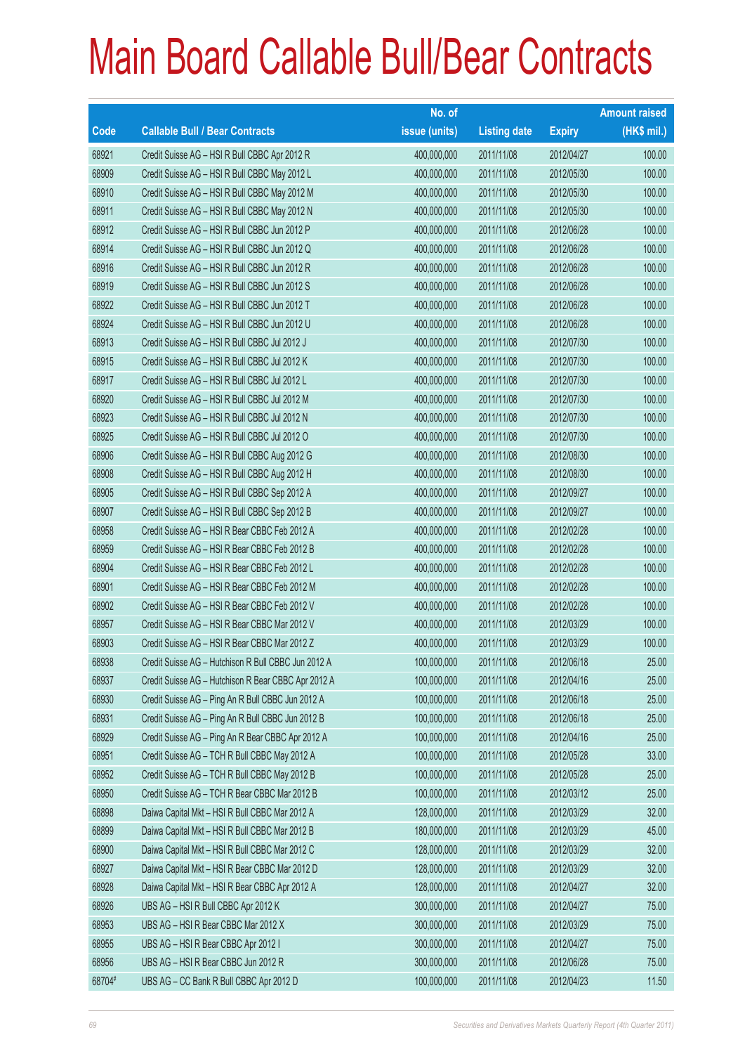# Main Board Callable Bull/Bear Contracts

| Code | Callable Bull / Bear Contracts | No. of issue (units) | Listing date | Expiry | Amount raised (HK$ mil.) |
|---|---|---|---|---|---|
| 68921 | Credit Suisse AG – HSI R Bull CBBC Apr 2012 R | 400,000,000 | 2011/11/08 | 2012/04/27 | 100.00 |
| 68909 | Credit Suisse AG – HSI R Bull CBBC May 2012 L | 400,000,000 | 2011/11/08 | 2012/05/30 | 100.00 |
| 68910 | Credit Suisse AG – HSI R Bull CBBC May 2012 M | 400,000,000 | 2011/11/08 | 2012/05/30 | 100.00 |
| 68911 | Credit Suisse AG – HSI R Bull CBBC May 2012 N | 400,000,000 | 2011/11/08 | 2012/05/30 | 100.00 |
| 68912 | Credit Suisse AG – HSI R Bull CBBC Jun 2012 P | 400,000,000 | 2011/11/08 | 2012/06/28 | 100.00 |
| 68914 | Credit Suisse AG – HSI R Bull CBBC Jun 2012 Q | 400,000,000 | 2011/11/08 | 2012/06/28 | 100.00 |
| 68916 | Credit Suisse AG – HSI R Bull CBBC Jun 2012 R | 400,000,000 | 2011/11/08 | 2012/06/28 | 100.00 |
| 68919 | Credit Suisse AG – HSI R Bull CBBC Jun 2012 S | 400,000,000 | 2011/11/08 | 2012/06/28 | 100.00 |
| 68922 | Credit Suisse AG – HSI R Bull CBBC Jun 2012 T | 400,000,000 | 2011/11/08 | 2012/06/28 | 100.00 |
| 68924 | Credit Suisse AG – HSI R Bull CBBC Jun 2012 U | 400,000,000 | 2011/11/08 | 2012/06/28 | 100.00 |
| 68913 | Credit Suisse AG – HSI R Bull CBBC Jul 2012 J | 400,000,000 | 2011/11/08 | 2012/07/30 | 100.00 |
| 68915 | Credit Suisse AG – HSI R Bull CBBC Jul 2012 K | 400,000,000 | 2011/11/08 | 2012/07/30 | 100.00 |
| 68917 | Credit Suisse AG – HSI R Bull CBBC Jul 2012 L | 400,000,000 | 2011/11/08 | 2012/07/30 | 100.00 |
| 68920 | Credit Suisse AG – HSI R Bull CBBC Jul 2012 M | 400,000,000 | 2011/11/08 | 2012/07/30 | 100.00 |
| 68923 | Credit Suisse AG – HSI R Bull CBBC Jul 2012 N | 400,000,000 | 2011/11/08 | 2012/07/30 | 100.00 |
| 68925 | Credit Suisse AG – HSI R Bull CBBC Jul 2012 O | 400,000,000 | 2011/11/08 | 2012/07/30 | 100.00 |
| 68906 | Credit Suisse AG – HSI R Bull CBBC Aug 2012 G | 400,000,000 | 2011/11/08 | 2012/08/30 | 100.00 |
| 68908 | Credit Suisse AG – HSI R Bull CBBC Aug 2012 H | 400,000,000 | 2011/11/08 | 2012/08/30 | 100.00 |
| 68905 | Credit Suisse AG – HSI R Bull CBBC Sep 2012 A | 400,000,000 | 2011/11/08 | 2012/09/27 | 100.00 |
| 68907 | Credit Suisse AG – HSI R Bull CBBC Sep 2012 B | 400,000,000 | 2011/11/08 | 2012/09/27 | 100.00 |
| 68958 | Credit Suisse AG – HSI R Bear CBBC Feb 2012 A | 400,000,000 | 2011/11/08 | 2012/02/28 | 100.00 |
| 68959 | Credit Suisse AG – HSI R Bear CBBC Feb 2012 B | 400,000,000 | 2011/11/08 | 2012/02/28 | 100.00 |
| 68904 | Credit Suisse AG – HSI R Bear CBBC Feb 2012 L | 400,000,000 | 2011/11/08 | 2012/02/28 | 100.00 |
| 68901 | Credit Suisse AG – HSI R Bear CBBC Feb 2012 M | 400,000,000 | 2011/11/08 | 2012/02/28 | 100.00 |
| 68902 | Credit Suisse AG – HSI R Bear CBBC Feb 2012 V | 400,000,000 | 2011/11/08 | 2012/02/28 | 100.00 |
| 68957 | Credit Suisse AG – HSI R Bear CBBC Mar 2012 V | 400,000,000 | 2011/11/08 | 2012/03/29 | 100.00 |
| 68903 | Credit Suisse AG – HSI R Bear CBBC Mar 2012 Z | 400,000,000 | 2011/11/08 | 2012/03/29 | 100.00 |
| 68938 | Credit Suisse AG – Hutchison R Bull CBBC Jun 2012 A | 100,000,000 | 2011/11/08 | 2012/06/18 | 25.00 |
| 68937 | Credit Suisse AG – Hutchison R Bear CBBC Apr 2012 A | 100,000,000 | 2011/11/08 | 2012/04/16 | 25.00 |
| 68930 | Credit Suisse AG – Ping An R Bull CBBC Jun 2012 A | 100,000,000 | 2011/11/08 | 2012/06/18 | 25.00 |
| 68931 | Credit Suisse AG – Ping An R Bull CBBC Jun 2012 B | 100,000,000 | 2011/11/08 | 2012/06/18 | 25.00 |
| 68929 | Credit Suisse AG – Ping An R Bear CBBC Apr 2012 A | 100,000,000 | 2011/11/08 | 2012/04/16 | 25.00 |
| 68951 | Credit Suisse AG – TCH R Bull CBBC May 2012 A | 100,000,000 | 2011/11/08 | 2012/05/28 | 33.00 |
| 68952 | Credit Suisse AG – TCH R Bull CBBC May 2012 B | 100,000,000 | 2011/11/08 | 2012/05/28 | 25.00 |
| 68950 | Credit Suisse AG – TCH R Bear CBBC Mar 2012 B | 100,000,000 | 2011/11/08 | 2012/03/12 | 25.00 |
| 68898 | Daiwa Capital Mkt – HSI R Bull CBBC Mar 2012 A | 128,000,000 | 2011/11/08 | 2012/03/29 | 32.00 |
| 68899 | Daiwa Capital Mkt – HSI R Bull CBBC Mar 2012 B | 180,000,000 | 2011/11/08 | 2012/03/29 | 45.00 |
| 68900 | Daiwa Capital Mkt – HSI R Bull CBBC Mar 2012 C | 128,000,000 | 2011/11/08 | 2012/03/29 | 32.00 |
| 68927 | Daiwa Capital Mkt – HSI R Bear CBBC Mar 2012 D | 128,000,000 | 2011/11/08 | 2012/03/29 | 32.00 |
| 68928 | Daiwa Capital Mkt – HSI R Bear CBBC Apr 2012 A | 128,000,000 | 2011/11/08 | 2012/04/27 | 32.00 |
| 68926 | UBS AG – HSI R Bull CBBC Apr 2012 K | 300,000,000 | 2011/11/08 | 2012/04/27 | 75.00 |
| 68953 | UBS AG – HSI R Bear CBBC Mar 2012 X | 300,000,000 | 2011/11/08 | 2012/03/29 | 75.00 |
| 68955 | UBS AG – HSI R Bear CBBC Apr 2012 I | 300,000,000 | 2011/11/08 | 2012/04/27 | 75.00 |
| 68956 | UBS AG – HSI R Bear CBBC Jun 2012 R | 300,000,000 | 2011/11/08 | 2012/06/28 | 75.00 |
| 68704# | UBS AG – CC Bank R Bull CBBC Apr 2012 D | 100,000,000 | 2011/11/08 | 2012/04/23 | 11.50 |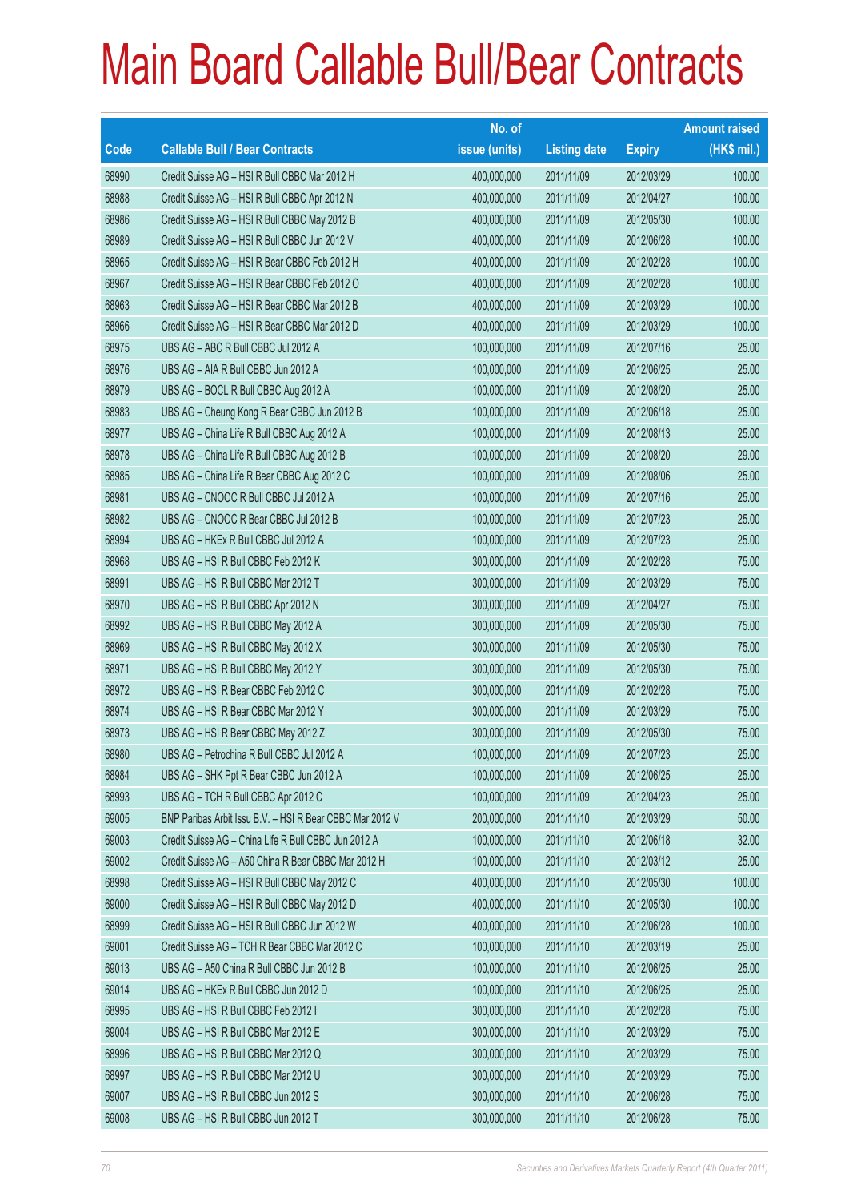# Main Board Callable Bull/Bear Contracts

| Code | Callable Bull / Bear Contracts | No. of issue (units) | Listing date | Expiry | Amount raised (HK$ mil.) |
|---|---|---|---|---|---|
| 68990 | Credit Suisse AG – HSI R Bull CBBC Mar 2012 H | 400,000,000 | 2011/11/09 | 2012/03/29 | 100.00 |
| 68988 | Credit Suisse AG – HSI R Bull CBBC Apr 2012 N | 400,000,000 | 2011/11/09 | 2012/04/27 | 100.00 |
| 68986 | Credit Suisse AG – HSI R Bull CBBC May 2012 B | 400,000,000 | 2011/11/09 | 2012/05/30 | 100.00 |
| 68989 | Credit Suisse AG – HSI R Bull CBBC Jun 2012 V | 400,000,000 | 2011/11/09 | 2012/06/28 | 100.00 |
| 68965 | Credit Suisse AG – HSI R Bear CBBC Feb 2012 H | 400,000,000 | 2011/11/09 | 2012/02/28 | 100.00 |
| 68967 | Credit Suisse AG – HSI R Bear CBBC Feb 2012 O | 400,000,000 | 2011/11/09 | 2012/02/28 | 100.00 |
| 68963 | Credit Suisse AG – HSI R Bear CBBC Mar 2012 B | 400,000,000 | 2011/11/09 | 2012/03/29 | 100.00 |
| 68966 | Credit Suisse AG – HSI R Bear CBBC Mar 2012 D | 400,000,000 | 2011/11/09 | 2012/03/29 | 100.00 |
| 68975 | UBS AG – ABC R Bull CBBC Jul 2012 A | 100,000,000 | 2011/11/09 | 2012/07/16 | 25.00 |
| 68976 | UBS AG – AIA R Bull CBBC Jun 2012 A | 100,000,000 | 2011/11/09 | 2012/06/25 | 25.00 |
| 68979 | UBS AG – BOCL R Bull CBBC Aug 2012 A | 100,000,000 | 2011/11/09 | 2012/08/20 | 25.00 |
| 68983 | UBS AG – Cheung Kong R Bear CBBC Jun 2012 B | 100,000,000 | 2011/11/09 | 2012/06/18 | 25.00 |
| 68977 | UBS AG – China Life R Bull CBBC Aug 2012 A | 100,000,000 | 2011/11/09 | 2012/08/13 | 25.00 |
| 68978 | UBS AG – China Life R Bull CBBC Aug 2012 B | 100,000,000 | 2011/11/09 | 2012/08/20 | 29.00 |
| 68985 | UBS AG – China Life R Bear CBBC Aug 2012 C | 100,000,000 | 2011/11/09 | 2012/08/06 | 25.00 |
| 68981 | UBS AG – CNOOC R Bull CBBC Jul 2012 A | 100,000,000 | 2011/11/09 | 2012/07/16 | 25.00 |
| 68982 | UBS AG – CNOOC R Bear CBBC Jul 2012 B | 100,000,000 | 2011/11/09 | 2012/07/23 | 25.00 |
| 68994 | UBS AG – HKEx R Bull CBBC Jul 2012 A | 100,000,000 | 2011/11/09 | 2012/07/23 | 25.00 |
| 68968 | UBS AG – HSI R Bull CBBC Feb 2012 K | 300,000,000 | 2011/11/09 | 2012/02/28 | 75.00 |
| 68991 | UBS AG – HSI R Bull CBBC Mar 2012 T | 300,000,000 | 2011/11/09 | 2012/03/29 | 75.00 |
| 68970 | UBS AG – HSI R Bull CBBC Apr 2012 N | 300,000,000 | 2011/11/09 | 2012/04/27 | 75.00 |
| 68992 | UBS AG – HSI R Bull CBBC May 2012 A | 300,000,000 | 2011/11/09 | 2012/05/30 | 75.00 |
| 68969 | UBS AG – HSI R Bull CBBC May 2012 X | 300,000,000 | 2011/11/09 | 2012/05/30 | 75.00 |
| 68971 | UBS AG – HSI R Bull CBBC May 2012 Y | 300,000,000 | 2011/11/09 | 2012/05/30 | 75.00 |
| 68972 | UBS AG – HSI R Bear CBBC Feb 2012 C | 300,000,000 | 2011/11/09 | 2012/02/28 | 75.00 |
| 68974 | UBS AG – HSI R Bear CBBC Mar 2012 Y | 300,000,000 | 2011/11/09 | 2012/03/29 | 75.00 |
| 68973 | UBS AG – HSI R Bear CBBC May 2012 Z | 300,000,000 | 2011/11/09 | 2012/05/30 | 75.00 |
| 68980 | UBS AG – Petrochina R Bull CBBC Jul 2012 A | 100,000,000 | 2011/11/09 | 2012/07/23 | 25.00 |
| 68984 | UBS AG – SHK Ppt R Bear CBBC Jun 2012 A | 100,000,000 | 2011/11/09 | 2012/06/25 | 25.00 |
| 68993 | UBS AG – TCH R Bull CBBC Apr 2012 C | 100,000,000 | 2011/11/09 | 2012/04/23 | 25.00 |
| 69005 | BNP Paribas Arbit Issu B.V. – HSI R Bear CBBC Mar 2012 V | 200,000,000 | 2011/11/10 | 2012/03/29 | 50.00 |
| 69003 | Credit Suisse AG – China Life R Bull CBBC Jun 2012 A | 100,000,000 | 2011/11/10 | 2012/06/18 | 32.00 |
| 69002 | Credit Suisse AG – A50 China R Bear CBBC Mar 2012 H | 100,000,000 | 2011/11/10 | 2012/03/12 | 25.00 |
| 68998 | Credit Suisse AG – HSI R Bull CBBC May 2012 C | 400,000,000 | 2011/11/10 | 2012/05/30 | 100.00 |
| 69000 | Credit Suisse AG – HSI R Bull CBBC May 2012 D | 400,000,000 | 2011/11/10 | 2012/05/30 | 100.00 |
| 68999 | Credit Suisse AG – HSI R Bull CBBC Jun 2012 W | 400,000,000 | 2011/11/10 | 2012/06/28 | 100.00 |
| 69001 | Credit Suisse AG – TCH R Bear CBBC Mar 2012 C | 100,000,000 | 2011/11/10 | 2012/03/19 | 25.00 |
| 69013 | UBS AG – A50 China R Bull CBBC Jun 2012 B | 100,000,000 | 2011/11/10 | 2012/06/25 | 25.00 |
| 69014 | UBS AG – HKEx R Bull CBBC Jun 2012 D | 100,000,000 | 2011/11/10 | 2012/06/25 | 25.00 |
| 68995 | UBS AG – HSI R Bull CBBC Feb 2012 I | 300,000,000 | 2011/11/10 | 2012/02/28 | 75.00 |
| 69004 | UBS AG – HSI R Bull CBBC Mar 2012 E | 300,000,000 | 2011/11/10 | 2012/03/29 | 75.00 |
| 68996 | UBS AG – HSI R Bull CBBC Mar 2012 Q | 300,000,000 | 2011/11/10 | 2012/03/29 | 75.00 |
| 68997 | UBS AG – HSI R Bull CBBC Mar 2012 U | 300,000,000 | 2011/11/10 | 2012/03/29 | 75.00 |
| 69007 | UBS AG – HSI R Bull CBBC Jun 2012 S | 300,000,000 | 2011/11/10 | 2012/06/28 | 75.00 |
| 69008 | UBS AG – HSI R Bull CBBC Jun 2012 T | 300,000,000 | 2011/11/10 | 2012/06/28 | 75.00 |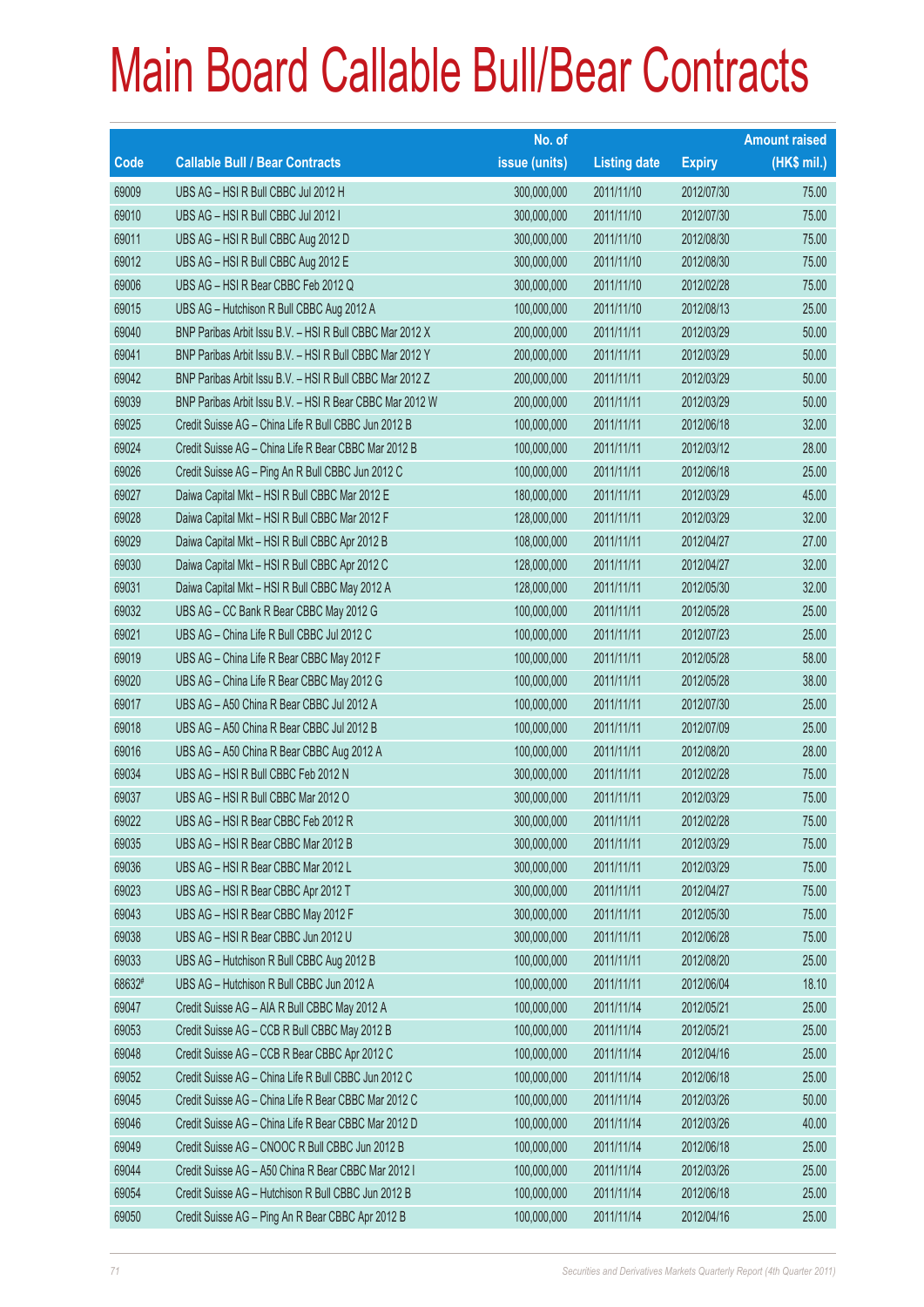# Main Board Callable Bull/Bear Contracts

| Code | Callable Bull / Bear Contracts | No. of issue (units) | Listing date | Expiry | Amount raised (HK$ mil.) |
|---|---|---|---|---|---|
| 69009 | UBS AG – HSI R Bull CBBC Jul 2012 H | 300,000,000 | 2011/11/10 | 2012/07/30 | 75.00 |
| 69010 | UBS AG – HSI R Bull CBBC Jul 2012 I | 300,000,000 | 2011/11/10 | 2012/07/30 | 75.00 |
| 69011 | UBS AG – HSI R Bull CBBC Aug 2012 D | 300,000,000 | 2011/11/10 | 2012/08/30 | 75.00 |
| 69012 | UBS AG – HSI R Bull CBBC Aug 2012 E | 300,000,000 | 2011/11/10 | 2012/08/30 | 75.00 |
| 69006 | UBS AG – HSI R Bear CBBC Feb 2012 Q | 300,000,000 | 2011/11/10 | 2012/02/28 | 75.00 |
| 69015 | UBS AG – Hutchison R Bull CBBC Aug 2012 A | 100,000,000 | 2011/11/10 | 2012/08/13 | 25.00 |
| 69040 | BNP Paribas Arbit Issu B.V. – HSI R Bull CBBC Mar 2012 X | 200,000,000 | 2011/11/11 | 2012/03/29 | 50.00 |
| 69041 | BNP Paribas Arbit Issu B.V. – HSI R Bull CBBC Mar 2012 Y | 200,000,000 | 2011/11/11 | 2012/03/29 | 50.00 |
| 69042 | BNP Paribas Arbit Issu B.V. – HSI R Bull CBBC Mar 2012 Z | 200,000,000 | 2011/11/11 | 2012/03/29 | 50.00 |
| 69039 | BNP Paribas Arbit Issu B.V. – HSI R Bear CBBC Mar 2012 W | 200,000,000 | 2011/11/11 | 2012/03/29 | 50.00 |
| 69025 | Credit Suisse AG – China Life R Bull CBBC Jun 2012 B | 100,000,000 | 2011/11/11 | 2012/06/18 | 32.00 |
| 69024 | Credit Suisse AG – China Life R Bear CBBC Mar 2012 B | 100,000,000 | 2011/11/11 | 2012/03/12 | 28.00 |
| 69026 | Credit Suisse AG – Ping An R Bull CBBC Jun 2012 C | 100,000,000 | 2011/11/11 | 2012/06/18 | 25.00 |
| 69027 | Daiwa Capital Mkt – HSI R Bull CBBC Mar 2012 E | 180,000,000 | 2011/11/11 | 2012/03/29 | 45.00 |
| 69028 | Daiwa Capital Mkt – HSI R Bull CBBC Mar 2012 F | 128,000,000 | 2011/11/11 | 2012/03/29 | 32.00 |
| 69029 | Daiwa Capital Mkt – HSI R Bull CBBC Apr 2012 B | 108,000,000 | 2011/11/11 | 2012/04/27 | 27.00 |
| 69030 | Daiwa Capital Mkt – HSI R Bull CBBC Apr 2012 C | 128,000,000 | 2011/11/11 | 2012/04/27 | 32.00 |
| 69031 | Daiwa Capital Mkt – HSI R Bull CBBC May 2012 A | 128,000,000 | 2011/11/11 | 2012/05/30 | 32.00 |
| 69032 | UBS AG – CC Bank R Bear CBBC May 2012 G | 100,000,000 | 2011/11/11 | 2012/05/28 | 25.00 |
| 69021 | UBS AG – China Life R Bull CBBC Jul 2012 C | 100,000,000 | 2011/11/11 | 2012/07/23 | 25.00 |
| 69019 | UBS AG – China Life R Bear CBBC May 2012 F | 100,000,000 | 2011/11/11 | 2012/05/28 | 58.00 |
| 69020 | UBS AG – China Life R Bear CBBC May 2012 G | 100,000,000 | 2011/11/11 | 2012/05/28 | 38.00 |
| 69017 | UBS AG – A50 China R Bear CBBC Jul 2012 A | 100,000,000 | 2011/11/11 | 2012/07/30 | 25.00 |
| 69018 | UBS AG – A50 China R Bear CBBC Jul 2012 B | 100,000,000 | 2011/11/11 | 2012/07/09 | 25.00 |
| 69016 | UBS AG – A50 China R Bear CBBC Aug 2012 A | 100,000,000 | 2011/11/11 | 2012/08/20 | 28.00 |
| 69034 | UBS AG – HSI R Bull CBBC Feb 2012 N | 300,000,000 | 2011/11/11 | 2012/02/28 | 75.00 |
| 69037 | UBS AG – HSI R Bull CBBC Mar 2012 O | 300,000,000 | 2011/11/11 | 2012/03/29 | 75.00 |
| 69022 | UBS AG – HSI R Bear CBBC Feb 2012 R | 300,000,000 | 2011/11/11 | 2012/02/28 | 75.00 |
| 69035 | UBS AG – HSI R Bear CBBC Mar 2012 B | 300,000,000 | 2011/11/11 | 2012/03/29 | 75.00 |
| 69036 | UBS AG – HSI R Bear CBBC Mar 2012 L | 300,000,000 | 2011/11/11 | 2012/03/29 | 75.00 |
| 69023 | UBS AG – HSI R Bear CBBC Apr 2012 T | 300,000,000 | 2011/11/11 | 2012/04/27 | 75.00 |
| 69043 | UBS AG – HSI R Bear CBBC May 2012 F | 300,000,000 | 2011/11/11 | 2012/05/30 | 75.00 |
| 69038 | UBS AG – HSI R Bear CBBC Jun 2012 U | 300,000,000 | 2011/11/11 | 2012/06/28 | 75.00 |
| 69033 | UBS AG – Hutchison R Bull CBBC Aug 2012 B | 100,000,000 | 2011/11/11 | 2012/08/20 | 25.00 |
| 68632# | UBS AG – Hutchison R Bull CBBC Jun 2012 A | 100,000,000 | 2011/11/11 | 2012/06/04 | 18.10 |
| 69047 | Credit Suisse AG – AIA R Bull CBBC May 2012 A | 100,000,000 | 2011/11/14 | 2012/05/21 | 25.00 |
| 69053 | Credit Suisse AG – CCB R Bull CBBC May 2012 B | 100,000,000 | 2011/11/14 | 2012/05/21 | 25.00 |
| 69048 | Credit Suisse AG – CCB R Bear CBBC Apr 2012 C | 100,000,000 | 2011/11/14 | 2012/04/16 | 25.00 |
| 69052 | Credit Suisse AG – China Life R Bull CBBC Jun 2012 C | 100,000,000 | 2011/11/14 | 2012/06/18 | 25.00 |
| 69045 | Credit Suisse AG – China Life R Bear CBBC Mar 2012 C | 100,000,000 | 2011/11/14 | 2012/03/26 | 50.00 |
| 69046 | Credit Suisse AG – China Life R Bear CBBC Mar 2012 D | 100,000,000 | 2011/11/14 | 2012/03/26 | 40.00 |
| 69049 | Credit Suisse AG – CNOOC R Bull CBBC Jun 2012 B | 100,000,000 | 2011/11/14 | 2012/06/18 | 25.00 |
| 69044 | Credit Suisse AG – A50 China R Bear CBBC Mar 2012 I | 100,000,000 | 2011/11/14 | 2012/03/26 | 25.00 |
| 69054 | Credit Suisse AG – Hutchison R Bull CBBC Jun 2012 B | 100,000,000 | 2011/11/14 | 2012/06/18 | 25.00 |
| 69050 | Credit Suisse AG – Ping An R Bear CBBC Apr 2012 B | 100,000,000 | 2011/11/14 | 2012/04/16 | 25.00 |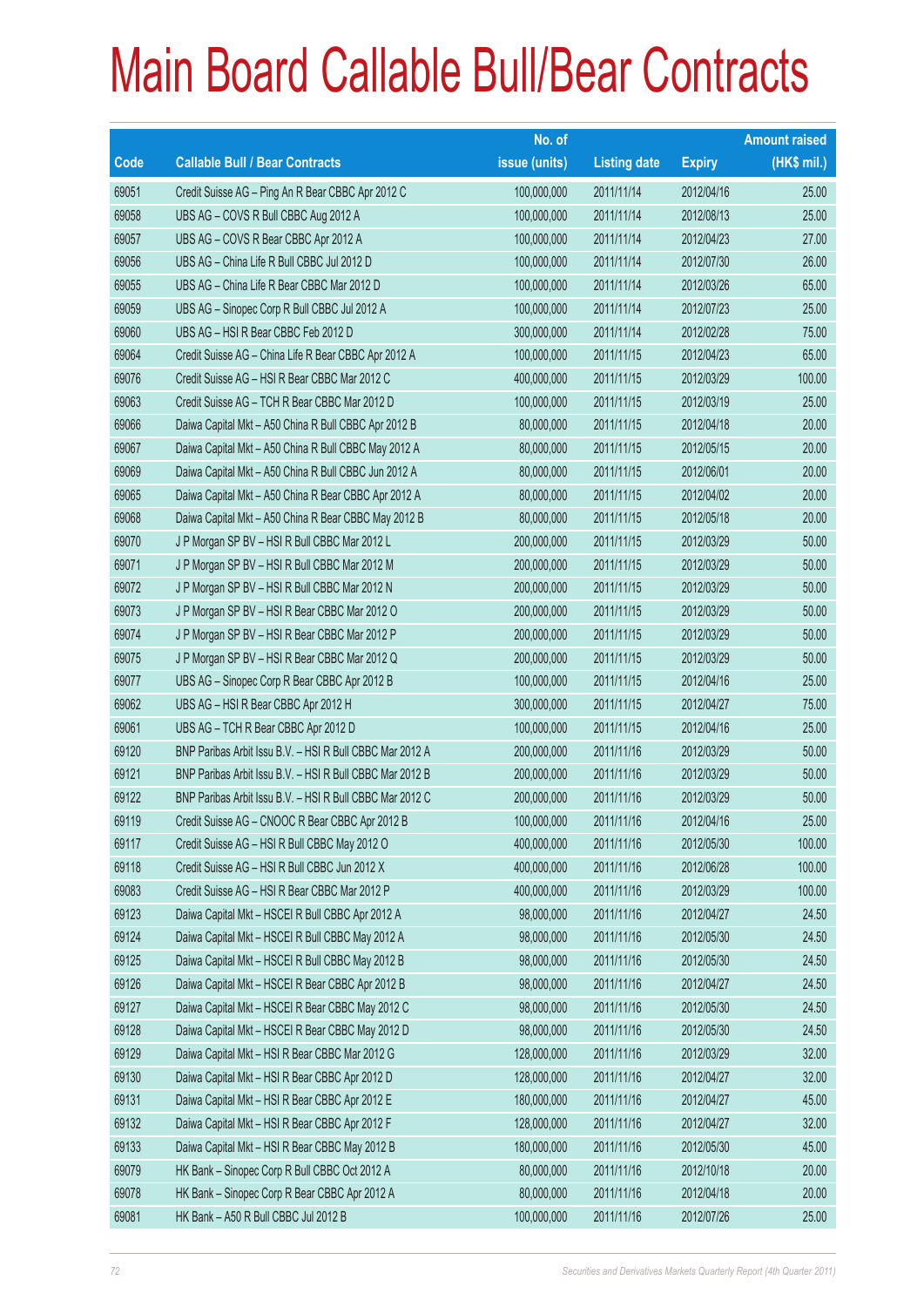# Main Board Callable Bull/Bear Contracts

| Code | Callable Bull / Bear Contracts | No. of issue (units) | Listing date | Expiry | Amount raised (HK$ mil.) |
|---|---|---|---|---|---|
| 69051 | Credit Suisse AG – Ping An R Bear CBBC Apr 2012 C | 100,000,000 | 2011/11/14 | 2012/04/16 | 25.00 |
| 69058 | UBS AG – COVS R Bull CBBC Aug 2012 A | 100,000,000 | 2011/11/14 | 2012/08/13 | 25.00 |
| 69057 | UBS AG – COVS R Bear CBBC Apr 2012 A | 100,000,000 | 2011/11/14 | 2012/04/23 | 27.00 |
| 69056 | UBS AG – China Life R Bull CBBC Jul 2012 D | 100,000,000 | 2011/11/14 | 2012/07/30 | 26.00 |
| 69055 | UBS AG – China Life R Bear CBBC Mar 2012 D | 100,000,000 | 2011/11/14 | 2012/03/26 | 65.00 |
| 69059 | UBS AG – Sinopec Corp R Bull CBBC Jul 2012 A | 100,000,000 | 2011/11/14 | 2012/07/23 | 25.00 |
| 69060 | UBS AG – HSI R Bear CBBC Feb 2012 D | 300,000,000 | 2011/11/14 | 2012/02/28 | 75.00 |
| 69064 | Credit Suisse AG – China Life R Bear CBBC Apr 2012 A | 100,000,000 | 2011/11/15 | 2012/04/23 | 65.00 |
| 69076 | Credit Suisse AG – HSI R Bear CBBC Mar 2012 C | 400,000,000 | 2011/11/15 | 2012/03/29 | 100.00 |
| 69063 | Credit Suisse AG – TCH R Bear CBBC Mar 2012 D | 100,000,000 | 2011/11/15 | 2012/03/19 | 25.00 |
| 69066 | Daiwa Capital Mkt – A50 China R Bull CBBC Apr 2012 B | 80,000,000 | 2011/11/15 | 2012/04/18 | 20.00 |
| 69067 | Daiwa Capital Mkt – A50 China R Bull CBBC May 2012 A | 80,000,000 | 2011/11/15 | 2012/05/15 | 20.00 |
| 69069 | Daiwa Capital Mkt – A50 China R Bull CBBC Jun 2012 A | 80,000,000 | 2011/11/15 | 2012/06/01 | 20.00 |
| 69065 | Daiwa Capital Mkt – A50 China R Bear CBBC Apr 2012 A | 80,000,000 | 2011/11/15 | 2012/04/02 | 20.00 |
| 69068 | Daiwa Capital Mkt – A50 China R Bear CBBC May 2012 B | 80,000,000 | 2011/11/15 | 2012/05/18 | 20.00 |
| 69070 | J P Morgan SP BV – HSI R Bull CBBC Mar 2012 L | 200,000,000 | 2011/11/15 | 2012/03/29 | 50.00 |
| 69071 | J P Morgan SP BV – HSI R Bull CBBC Mar 2012 M | 200,000,000 | 2011/11/15 | 2012/03/29 | 50.00 |
| 69072 | J P Morgan SP BV – HSI R Bull CBBC Mar 2012 N | 200,000,000 | 2011/11/15 | 2012/03/29 | 50.00 |
| 69073 | J P Morgan SP BV – HSI R Bear CBBC Mar 2012 O | 200,000,000 | 2011/11/15 | 2012/03/29 | 50.00 |
| 69074 | J P Morgan SP BV – HSI R Bear CBBC Mar 2012 P | 200,000,000 | 2011/11/15 | 2012/03/29 | 50.00 |
| 69075 | J P Morgan SP BV – HSI R Bear CBBC Mar 2012 Q | 200,000,000 | 2011/11/15 | 2012/03/29 | 50.00 |
| 69077 | UBS AG – Sinopec Corp R Bear CBBC Apr 2012 B | 100,000,000 | 2011/11/15 | 2012/04/16 | 25.00 |
| 69062 | UBS AG – HSI R Bear CBBC Apr 2012 H | 300,000,000 | 2011/11/15 | 2012/04/27 | 75.00 |
| 69061 | UBS AG – TCH R Bear CBBC Apr 2012 D | 100,000,000 | 2011/11/15 | 2012/04/16 | 25.00 |
| 69120 | BNP Paribas Arbit Issu B.V. – HSI R Bull CBBC Mar 2012 A | 200,000,000 | 2011/11/16 | 2012/03/29 | 50.00 |
| 69121 | BNP Paribas Arbit Issu B.V. – HSI R Bull CBBC Mar 2012 B | 200,000,000 | 2011/11/16 | 2012/03/29 | 50.00 |
| 69122 | BNP Paribas Arbit Issu B.V. – HSI R Bull CBBC Mar 2012 C | 200,000,000 | 2011/11/16 | 2012/03/29 | 50.00 |
| 69119 | Credit Suisse AG – CNOOC R Bear CBBC Apr 2012 B | 100,000,000 | 2011/11/16 | 2012/04/16 | 25.00 |
| 69117 | Credit Suisse AG – HSI R Bull CBBC May 2012 O | 400,000,000 | 2011/11/16 | 2012/05/30 | 100.00 |
| 69118 | Credit Suisse AG – HSI R Bull CBBC Jun 2012 X | 400,000,000 | 2011/11/16 | 2012/06/28 | 100.00 |
| 69083 | Credit Suisse AG – HSI R Bear CBBC Mar 2012 P | 400,000,000 | 2011/11/16 | 2012/03/29 | 100.00 |
| 69123 | Daiwa Capital Mkt – HSCEI R Bull CBBC Apr 2012 A | 98,000,000 | 2011/11/16 | 2012/04/27 | 24.50 |
| 69124 | Daiwa Capital Mkt – HSCEI R Bull CBBC May 2012 A | 98,000,000 | 2011/11/16 | 2012/05/30 | 24.50 |
| 69125 | Daiwa Capital Mkt – HSCEI R Bull CBBC May 2012 B | 98,000,000 | 2011/11/16 | 2012/05/30 | 24.50 |
| 69126 | Daiwa Capital Mkt – HSCEI R Bear CBBC Apr 2012 B | 98,000,000 | 2011/11/16 | 2012/04/27 | 24.50 |
| 69127 | Daiwa Capital Mkt – HSCEI R Bear CBBC May 2012 C | 98,000,000 | 2011/11/16 | 2012/05/30 | 24.50 |
| 69128 | Daiwa Capital Mkt – HSCEI R Bear CBBC May 2012 D | 98,000,000 | 2011/11/16 | 2012/05/30 | 24.50 |
| 69129 | Daiwa Capital Mkt – HSI R Bear CBBC Mar 2012 G | 128,000,000 | 2011/11/16 | 2012/03/29 | 32.00 |
| 69130 | Daiwa Capital Mkt – HSI R Bear CBBC Apr 2012 D | 128,000,000 | 2011/11/16 | 2012/04/27 | 32.00 |
| 69131 | Daiwa Capital Mkt – HSI R Bear CBBC Apr 2012 E | 180,000,000 | 2011/11/16 | 2012/04/27 | 45.00 |
| 69132 | Daiwa Capital Mkt – HSI R Bear CBBC Apr 2012 F | 128,000,000 | 2011/11/16 | 2012/04/27 | 32.00 |
| 69133 | Daiwa Capital Mkt – HSI R Bear CBBC May 2012 B | 180,000,000 | 2011/11/16 | 2012/05/30 | 45.00 |
| 69079 | HK Bank – Sinopec Corp R Bull CBBC Oct 2012 A | 80,000,000 | 2011/11/16 | 2012/10/18 | 20.00 |
| 69078 | HK Bank – Sinopec Corp R Bear CBBC Apr 2012 A | 80,000,000 | 2011/11/16 | 2012/04/18 | 20.00 |
| 69081 | HK Bank – A50 R Bull CBBC Jul 2012 B | 100,000,000 | 2011/11/16 | 2012/07/26 | 25.00 |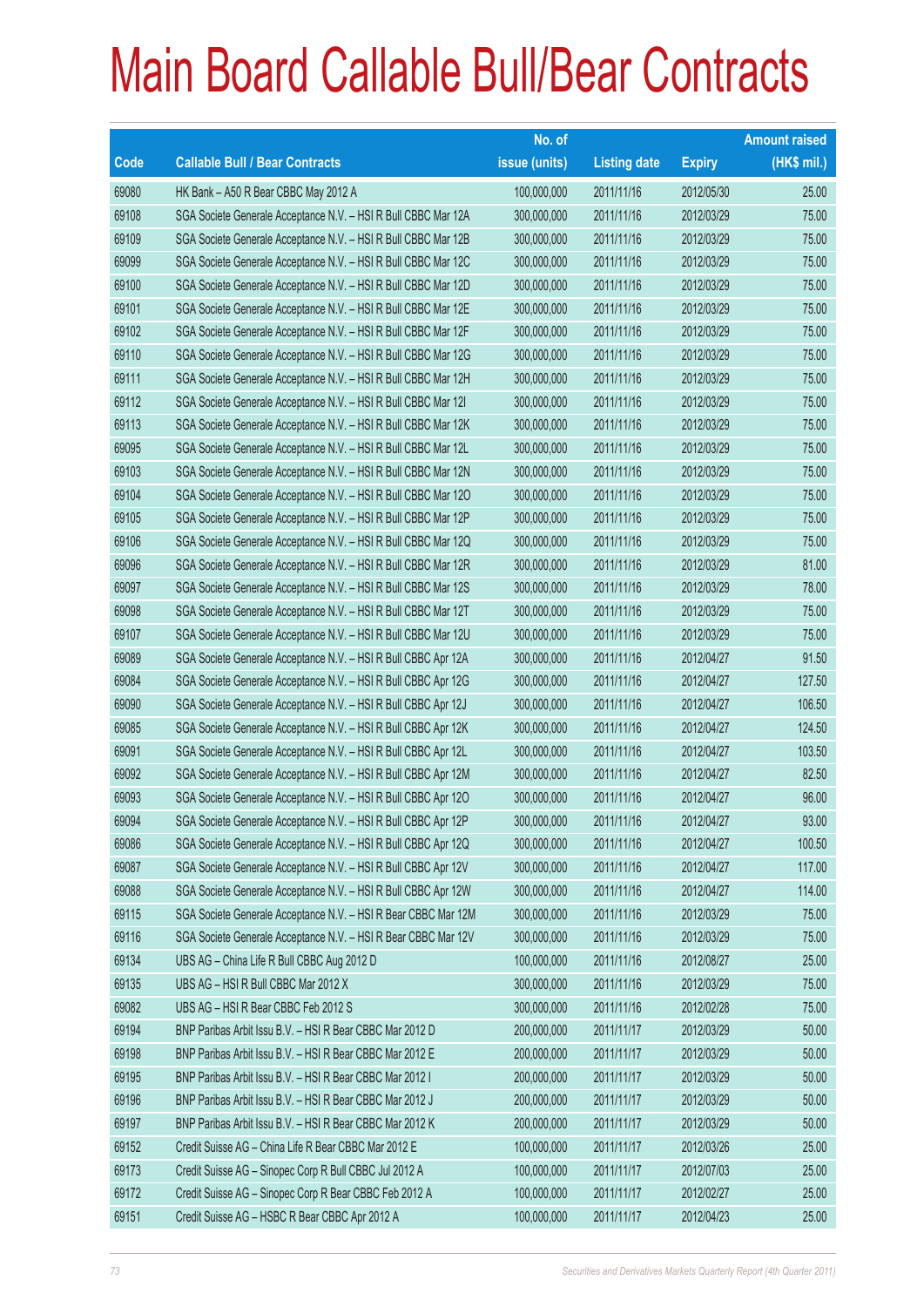# Main Board Callable Bull/Bear Contracts

| Code | Callable Bull / Bear Contracts | No. of issue (units) | Listing date | Expiry | Amount raised (HK$ mil.) |
|---|---|---|---|---|---|
| 69080 | HK Bank – A50 R Bear CBBC May 2012 A | 100,000,000 | 2011/11/16 | 2012/05/30 | 25.00 |
| 69108 | SGA Societe Generale Acceptance N.V. – HSI R Bull CBBC Mar 12A | 300,000,000 | 2011/11/16 | 2012/03/29 | 75.00 |
| 69109 | SGA Societe Generale Acceptance N.V. – HSI R Bull CBBC Mar 12B | 300,000,000 | 2011/11/16 | 2012/03/29 | 75.00 |
| 69099 | SGA Societe Generale Acceptance N.V. – HSI R Bull CBBC Mar 12C | 300,000,000 | 2011/11/16 | 2012/03/29 | 75.00 |
| 69100 | SGA Societe Generale Acceptance N.V. – HSI R Bull CBBC Mar 12D | 300,000,000 | 2011/11/16 | 2012/03/29 | 75.00 |
| 69101 | SGA Societe Generale Acceptance N.V. – HSI R Bull CBBC Mar 12E | 300,000,000 | 2011/11/16 | 2012/03/29 | 75.00 |
| 69102 | SGA Societe Generale Acceptance N.V. – HSI R Bull CBBC Mar 12F | 300,000,000 | 2011/11/16 | 2012/03/29 | 75.00 |
| 69110 | SGA Societe Generale Acceptance N.V. – HSI R Bull CBBC Mar 12G | 300,000,000 | 2011/11/16 | 2012/03/29 | 75.00 |
| 69111 | SGA Societe Generale Acceptance N.V. – HSI R Bull CBBC Mar 12H | 300,000,000 | 2011/11/16 | 2012/03/29 | 75.00 |
| 69112 | SGA Societe Generale Acceptance N.V. – HSI R Bull CBBC Mar 12I | 300,000,000 | 2011/11/16 | 2012/03/29 | 75.00 |
| 69113 | SGA Societe Generale Acceptance N.V. – HSI R Bull CBBC Mar 12K | 300,000,000 | 2011/11/16 | 2012/03/29 | 75.00 |
| 69095 | SGA Societe Generale Acceptance N.V. – HSI R Bull CBBC Mar 12L | 300,000,000 | 2011/11/16 | 2012/03/29 | 75.00 |
| 69103 | SGA Societe Generale Acceptance N.V. – HSI R Bull CBBC Mar 12N | 300,000,000 | 2011/11/16 | 2012/03/29 | 75.00 |
| 69104 | SGA Societe Generale Acceptance N.V. – HSI R Bull CBBC Mar 12O | 300,000,000 | 2011/11/16 | 2012/03/29 | 75.00 |
| 69105 | SGA Societe Generale Acceptance N.V. – HSI R Bull CBBC Mar 12P | 300,000,000 | 2011/11/16 | 2012/03/29 | 75.00 |
| 69106 | SGA Societe Generale Acceptance N.V. – HSI R Bull CBBC Mar 12Q | 300,000,000 | 2011/11/16 | 2012/03/29 | 75.00 |
| 69096 | SGA Societe Generale Acceptance N.V. – HSI R Bull CBBC Mar 12R | 300,000,000 | 2011/11/16 | 2012/03/29 | 81.00 |
| 69097 | SGA Societe Generale Acceptance N.V. – HSI R Bull CBBC Mar 12S | 300,000,000 | 2011/11/16 | 2012/03/29 | 78.00 |
| 69098 | SGA Societe Generale Acceptance N.V. – HSI R Bull CBBC Mar 12T | 300,000,000 | 2011/11/16 | 2012/03/29 | 75.00 |
| 69107 | SGA Societe Generale Acceptance N.V. – HSI R Bull CBBC Mar 12U | 300,000,000 | 2011/11/16 | 2012/03/29 | 75.00 |
| 69089 | SGA Societe Generale Acceptance N.V. – HSI R Bull CBBC Apr 12A | 300,000,000 | 2011/11/16 | 2012/04/27 | 91.50 |
| 69084 | SGA Societe Generale Acceptance N.V. – HSI R Bull CBBC Apr 12G | 300,000,000 | 2011/11/16 | 2012/04/27 | 127.50 |
| 69090 | SGA Societe Generale Acceptance N.V. – HSI R Bull CBBC Apr 12J | 300,000,000 | 2011/11/16 | 2012/04/27 | 106.50 |
| 69085 | SGA Societe Generale Acceptance N.V. – HSI R Bull CBBC Apr 12K | 300,000,000 | 2011/11/16 | 2012/04/27 | 124.50 |
| 69091 | SGA Societe Generale Acceptance N.V. – HSI R Bull CBBC Apr 12L | 300,000,000 | 2011/11/16 | 2012/04/27 | 103.50 |
| 69092 | SGA Societe Generale Acceptance N.V. – HSI R Bull CBBC Apr 12M | 300,000,000 | 2011/11/16 | 2012/04/27 | 82.50 |
| 69093 | SGA Societe Generale Acceptance N.V. – HSI R Bull CBBC Apr 12O | 300,000,000 | 2011/11/16 | 2012/04/27 | 96.00 |
| 69094 | SGA Societe Generale Acceptance N.V. – HSI R Bull CBBC Apr 12P | 300,000,000 | 2011/11/16 | 2012/04/27 | 93.00 |
| 69086 | SGA Societe Generale Acceptance N.V. – HSI R Bull CBBC Apr 12Q | 300,000,000 | 2011/11/16 | 2012/04/27 | 100.50 |
| 69087 | SGA Societe Generale Acceptance N.V. – HSI R Bull CBBC Apr 12V | 300,000,000 | 2011/11/16 | 2012/04/27 | 117.00 |
| 69088 | SGA Societe Generale Acceptance N.V. – HSI R Bull CBBC Apr 12W | 300,000,000 | 2011/11/16 | 2012/04/27 | 114.00 |
| 69115 | SGA Societe Generale Acceptance N.V. – HSI R Bear CBBC Mar 12M | 300,000,000 | 2011/11/16 | 2012/03/29 | 75.00 |
| 69116 | SGA Societe Generale Acceptance N.V. – HSI R Bear CBBC Mar 12V | 300,000,000 | 2011/11/16 | 2012/03/29 | 75.00 |
| 69134 | UBS AG – China Life R Bull CBBC Aug 2012 D | 100,000,000 | 2011/11/16 | 2012/08/27 | 25.00 |
| 69135 | UBS AG – HSI R Bull CBBC Mar 2012 X | 300,000,000 | 2011/11/16 | 2012/03/29 | 75.00 |
| 69082 | UBS AG – HSI R Bear CBBC Feb 2012 S | 300,000,000 | 2011/11/16 | 2012/02/28 | 75.00 |
| 69194 | BNP Paribas Arbit Issu B.V. – HSI R Bear CBBC Mar 2012 D | 200,000,000 | 2011/11/17 | 2012/03/29 | 50.00 |
| 69198 | BNP Paribas Arbit Issu B.V. – HSI R Bear CBBC Mar 2012 E | 200,000,000 | 2011/11/17 | 2012/03/29 | 50.00 |
| 69195 | BNP Paribas Arbit Issu B.V. – HSI R Bear CBBC Mar 2012 I | 200,000,000 | 2011/11/17 | 2012/03/29 | 50.00 |
| 69196 | BNP Paribas Arbit Issu B.V. – HSI R Bear CBBC Mar 2012 J | 200,000,000 | 2011/11/17 | 2012/03/29 | 50.00 |
| 69197 | BNP Paribas Arbit Issu B.V. – HSI R Bear CBBC Mar 2012 K | 200,000,000 | 2011/11/17 | 2012/03/29 | 50.00 |
| 69152 | Credit Suisse AG – China Life R Bear CBBC Mar 2012 E | 100,000,000 | 2011/11/17 | 2012/03/26 | 25.00 |
| 69173 | Credit Suisse AG – Sinopec Corp R Bull CBBC Jul 2012 A | 100,000,000 | 2011/11/17 | 2012/07/03 | 25.00 |
| 69172 | Credit Suisse AG – Sinopec Corp R Bear CBBC Feb 2012 A | 100,000,000 | 2011/11/17 | 2012/02/27 | 25.00 |
| 69151 | Credit Suisse AG – HSBC R Bear CBBC Apr 2012 A | 100,000,000 | 2011/11/17 | 2012/04/23 | 25.00 |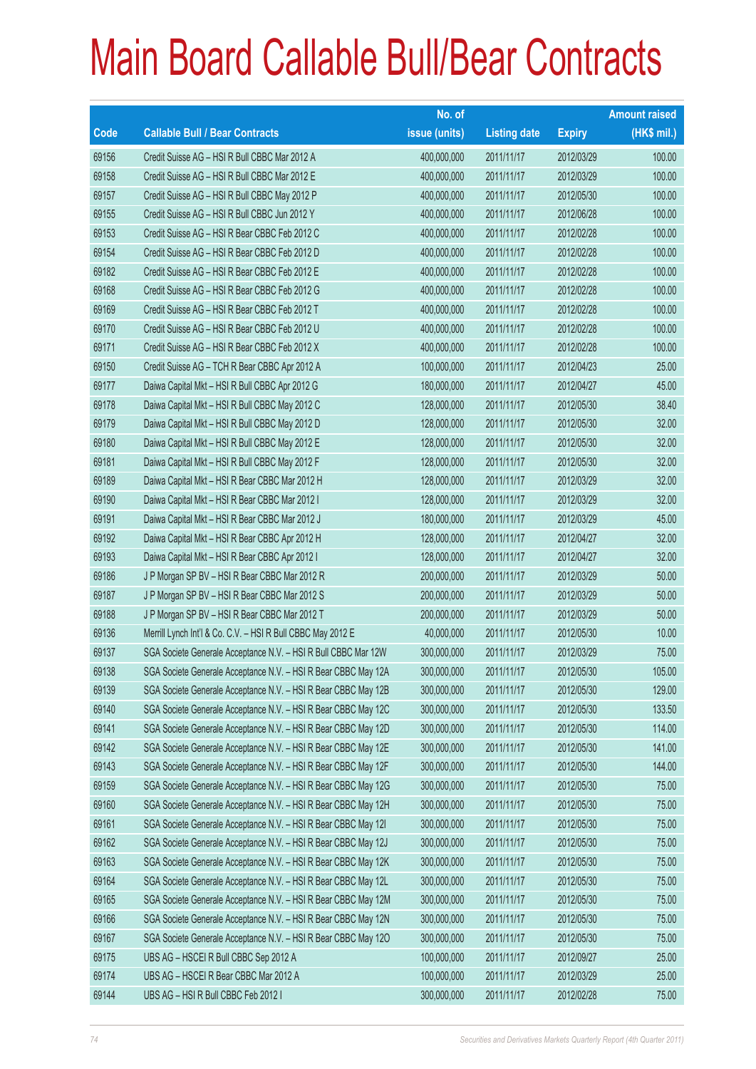# Main Board Callable Bull/Bear Contracts

| Code | Callable Bull / Bear Contracts | No. of issue (units) | Listing date | Expiry | Amount raised (HK$ mil.) |
|---|---|---|---|---|---|
| 69156 | Credit Suisse AG – HSI R Bull CBBC Mar 2012 A | 400,000,000 | 2011/11/17 | 2012/03/29 | 100.00 |
| 69158 | Credit Suisse AG – HSI R Bull CBBC Mar 2012 E | 400,000,000 | 2011/11/17 | 2012/03/29 | 100.00 |
| 69157 | Credit Suisse AG – HSI R Bull CBBC May 2012 P | 400,000,000 | 2011/11/17 | 2012/05/30 | 100.00 |
| 69155 | Credit Suisse AG – HSI R Bull CBBC Jun 2012 Y | 400,000,000 | 2011/11/17 | 2012/06/28 | 100.00 |
| 69153 | Credit Suisse AG – HSI R Bear CBBC Feb 2012 C | 400,000,000 | 2011/11/17 | 2012/02/28 | 100.00 |
| 69154 | Credit Suisse AG – HSI R Bear CBBC Feb 2012 D | 400,000,000 | 2011/11/17 | 2012/02/28 | 100.00 |
| 69182 | Credit Suisse AG – HSI R Bear CBBC Feb 2012 E | 400,000,000 | 2011/11/17 | 2012/02/28 | 100.00 |
| 69168 | Credit Suisse AG – HSI R Bear CBBC Feb 2012 G | 400,000,000 | 2011/11/17 | 2012/02/28 | 100.00 |
| 69169 | Credit Suisse AG – HSI R Bear CBBC Feb 2012 T | 400,000,000 | 2011/11/17 | 2012/02/28 | 100.00 |
| 69170 | Credit Suisse AG – HSI R Bear CBBC Feb 2012 U | 400,000,000 | 2011/11/17 | 2012/02/28 | 100.00 |
| 69171 | Credit Suisse AG – HSI R Bear CBBC Feb 2012 X | 400,000,000 | 2011/11/17 | 2012/02/28 | 100.00 |
| 69150 | Credit Suisse AG – TCH R Bear CBBC Apr 2012 A | 100,000,000 | 2011/11/17 | 2012/04/23 | 25.00 |
| 69177 | Daiwa Capital Mkt – HSI R Bull CBBC Apr 2012 G | 180,000,000 | 2011/11/17 | 2012/04/27 | 45.00 |
| 69178 | Daiwa Capital Mkt – HSI R Bull CBBC May 2012 C | 128,000,000 | 2011/11/17 | 2012/05/30 | 38.40 |
| 69179 | Daiwa Capital Mkt – HSI R Bull CBBC May 2012 D | 128,000,000 | 2011/11/17 | 2012/05/30 | 32.00 |
| 69180 | Daiwa Capital Mkt – HSI R Bull CBBC May 2012 E | 128,000,000 | 2011/11/17 | 2012/05/30 | 32.00 |
| 69181 | Daiwa Capital Mkt – HSI R Bull CBBC May 2012 F | 128,000,000 | 2011/11/17 | 2012/05/30 | 32.00 |
| 69189 | Daiwa Capital Mkt – HSI R Bear CBBC Mar 2012 H | 128,000,000 | 2011/11/17 | 2012/03/29 | 32.00 |
| 69190 | Daiwa Capital Mkt – HSI R Bear CBBC Mar 2012 I | 128,000,000 | 2011/11/17 | 2012/03/29 | 32.00 |
| 69191 | Daiwa Capital Mkt – HSI R Bear CBBC Mar 2012 J | 180,000,000 | 2011/11/17 | 2012/03/29 | 45.00 |
| 69192 | Daiwa Capital Mkt – HSI R Bear CBBC Apr 2012 H | 128,000,000 | 2011/11/17 | 2012/04/27 | 32.00 |
| 69193 | Daiwa Capital Mkt – HSI R Bear CBBC Apr 2012 I | 128,000,000 | 2011/11/17 | 2012/04/27 | 32.00 |
| 69186 | J P Morgan SP BV – HSI R Bear CBBC Mar 2012 R | 200,000,000 | 2011/11/17 | 2012/03/29 | 50.00 |
| 69187 | J P Morgan SP BV – HSI R Bear CBBC Mar 2012 S | 200,000,000 | 2011/11/17 | 2012/03/29 | 50.00 |
| 69188 | J P Morgan SP BV – HSI R Bear CBBC Mar 2012 T | 200,000,000 | 2011/11/17 | 2012/03/29 | 50.00 |
| 69136 | Merrill Lynch Int'l & Co. C.V. – HSI R Bull CBBC May 2012 E | 40,000,000 | 2011/11/17 | 2012/05/30 | 10.00 |
| 69137 | SGA Societe Generale Acceptance N.V. – HSI R Bull CBBC Mar 12W | 300,000,000 | 2011/11/17 | 2012/03/29 | 75.00 |
| 69138 | SGA Societe Generale Acceptance N.V. – HSI R Bear CBBC May 12A | 300,000,000 | 2011/11/17 | 2012/05/30 | 105.00 |
| 69139 | SGA Societe Generale Acceptance N.V. – HSI R Bear CBBC May 12B | 300,000,000 | 2011/11/17 | 2012/05/30 | 129.00 |
| 69140 | SGA Societe Generale Acceptance N.V. – HSI R Bear CBBC May 12C | 300,000,000 | 2011/11/17 | 2012/05/30 | 133.50 |
| 69141 | SGA Societe Generale Acceptance N.V. – HSI R Bear CBBC May 12D | 300,000,000 | 2011/11/17 | 2012/05/30 | 114.00 |
| 69142 | SGA Societe Generale Acceptance N.V. – HSI R Bear CBBC May 12E | 300,000,000 | 2011/11/17 | 2012/05/30 | 141.00 |
| 69143 | SGA Societe Generale Acceptance N.V. – HSI R Bear CBBC May 12F | 300,000,000 | 2011/11/17 | 2012/05/30 | 144.00 |
| 69159 | SGA Societe Generale Acceptance N.V. – HSI R Bear CBBC May 12G | 300,000,000 | 2011/11/17 | 2012/05/30 | 75.00 |
| 69160 | SGA Societe Generale Acceptance N.V. – HSI R Bear CBBC May 12H | 300,000,000 | 2011/11/17 | 2012/05/30 | 75.00 |
| 69161 | SGA Societe Generale Acceptance N.V. – HSI R Bear CBBC May 12I | 300,000,000 | 2011/11/17 | 2012/05/30 | 75.00 |
| 69162 | SGA Societe Generale Acceptance N.V. – HSI R Bear CBBC May 12J | 300,000,000 | 2011/11/17 | 2012/05/30 | 75.00 |
| 69163 | SGA Societe Generale Acceptance N.V. – HSI R Bear CBBC May 12K | 300,000,000 | 2011/11/17 | 2012/05/30 | 75.00 |
| 69164 | SGA Societe Generale Acceptance N.V. – HSI R Bear CBBC May 12L | 300,000,000 | 2011/11/17 | 2012/05/30 | 75.00 |
| 69165 | SGA Societe Generale Acceptance N.V. – HSI R Bear CBBC May 12M | 300,000,000 | 2011/11/17 | 2012/05/30 | 75.00 |
| 69166 | SGA Societe Generale Acceptance N.V. – HSI R Bear CBBC May 12N | 300,000,000 | 2011/11/17 | 2012/05/30 | 75.00 |
| 69167 | SGA Societe Generale Acceptance N.V. – HSI R Bear CBBC May 12O | 300,000,000 | 2011/11/17 | 2012/05/30 | 75.00 |
| 69175 | UBS AG – HSCEI R Bull CBBC Sep 2012 A | 100,000,000 | 2011/11/17 | 2012/09/27 | 25.00 |
| 69174 | UBS AG – HSCEI R Bear CBBC Mar 2012 A | 100,000,000 | 2011/11/17 | 2012/03/29 | 25.00 |
| 69144 | UBS AG – HSI R Bull CBBC Feb 2012 I | 300,000,000 | 2011/11/17 | 2012/02/28 | 75.00 |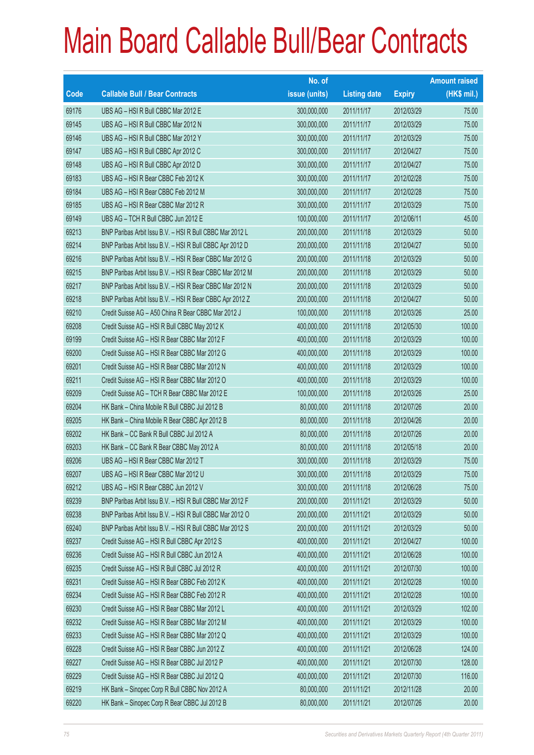# Main Board Callable Bull/Bear Contracts

| Code | Callable Bull / Bear Contracts | No. of issue (units) | Listing date | Expiry | Amount raised (HK$ mil.) |
|---|---|---|---|---|---|
| 69176 | UBS AG – HSI R Bull CBBC Mar 2012 E | 300,000,000 | 2011/11/17 | 2012/03/29 | 75.00 |
| 69145 | UBS AG – HSI R Bull CBBC Mar 2012 N | 300,000,000 | 2011/11/17 | 2012/03/29 | 75.00 |
| 69146 | UBS AG – HSI R Bull CBBC Mar 2012 Y | 300,000,000 | 2011/11/17 | 2012/03/29 | 75.00 |
| 69147 | UBS AG – HSI R Bull CBBC Apr 2012 C | 300,000,000 | 2011/11/17 | 2012/04/27 | 75.00 |
| 69148 | UBS AG – HSI R Bull CBBC Apr 2012 D | 300,000,000 | 2011/11/17 | 2012/04/27 | 75.00 |
| 69183 | UBS AG – HSI R Bear CBBC Feb 2012 K | 300,000,000 | 2011/11/17 | 2012/02/28 | 75.00 |
| 69184 | UBS AG – HSI R Bear CBBC Feb 2012 M | 300,000,000 | 2011/11/17 | 2012/02/28 | 75.00 |
| 69185 | UBS AG – HSI R Bear CBBC Mar 2012 R | 300,000,000 | 2011/11/17 | 2012/03/29 | 75.00 |
| 69149 | UBS AG – TCH R Bull CBBC Jun 2012 E | 100,000,000 | 2011/11/17 | 2012/06/11 | 45.00 |
| 69213 | BNP Paribas Arbit Issu B.V. – HSI R Bull CBBC Mar 2012 L | 200,000,000 | 2011/11/18 | 2012/03/29 | 50.00 |
| 69214 | BNP Paribas Arbit Issu B.V. – HSI R Bull CBBC Apr 2012 D | 200,000,000 | 2011/11/18 | 2012/04/27 | 50.00 |
| 69216 | BNP Paribas Arbit Issu B.V. – HSI R Bear CBBC Mar 2012 G | 200,000,000 | 2011/11/18 | 2012/03/29 | 50.00 |
| 69215 | BNP Paribas Arbit Issu B.V. – HSI R Bear CBBC Mar 2012 M | 200,000,000 | 2011/11/18 | 2012/03/29 | 50.00 |
| 69217 | BNP Paribas Arbit Issu B.V. – HSI R Bear CBBC Mar 2012 N | 200,000,000 | 2011/11/18 | 2012/03/29 | 50.00 |
| 69218 | BNP Paribas Arbit Issu B.V. – HSI R Bear CBBC Apr 2012 Z | 200,000,000 | 2011/11/18 | 2012/04/27 | 50.00 |
| 69210 | Credit Suisse AG – A50 China R Bear CBBC Mar 2012 J | 100,000,000 | 2011/11/18 | 2012/03/26 | 25.00 |
| 69208 | Credit Suisse AG – HSI R Bull CBBC May 2012 K | 400,000,000 | 2011/11/18 | 2012/05/30 | 100.00 |
| 69199 | Credit Suisse AG – HSI R Bear CBBC Mar 2012 F | 400,000,000 | 2011/11/18 | 2012/03/29 | 100.00 |
| 69200 | Credit Suisse AG – HSI R Bear CBBC Mar 2012 G | 400,000,000 | 2011/11/18 | 2012/03/29 | 100.00 |
| 69201 | Credit Suisse AG – HSI R Bear CBBC Mar 2012 N | 400,000,000 | 2011/11/18 | 2012/03/29 | 100.00 |
| 69211 | Credit Suisse AG – HSI R Bear CBBC Mar 2012 O | 400,000,000 | 2011/11/18 | 2012/03/29 | 100.00 |
| 69209 | Credit Suisse AG – TCH R Bear CBBC Mar 2012 E | 100,000,000 | 2011/11/18 | 2012/03/26 | 25.00 |
| 69204 | HK Bank – China Mobile R Bull CBBC Jul 2012 B | 80,000,000 | 2011/11/18 | 2012/07/26 | 20.00 |
| 69205 | HK Bank – China Mobile R Bear CBBC Apr 2012 B | 80,000,000 | 2011/11/18 | 2012/04/26 | 20.00 |
| 69202 | HK Bank – CC Bank R Bull CBBC Jul 2012 A | 80,000,000 | 2011/11/18 | 2012/07/26 | 20.00 |
| 69203 | HK Bank – CC Bank R Bear CBBC May 2012 A | 80,000,000 | 2011/11/18 | 2012/05/18 | 20.00 |
| 69206 | UBS AG – HSI R Bear CBBC Mar 2012 T | 300,000,000 | 2011/11/18 | 2012/03/29 | 75.00 |
| 69207 | UBS AG – HSI R Bear CBBC Mar 2012 U | 300,000,000 | 2011/11/18 | 2012/03/29 | 75.00 |
| 69212 | UBS AG – HSI R Bear CBBC Jun 2012 V | 300,000,000 | 2011/11/18 | 2012/06/28 | 75.00 |
| 69239 | BNP Paribas Arbit Issu B.V. – HSI R Bull CBBC Mar 2012 F | 200,000,000 | 2011/11/21 | 2012/03/29 | 50.00 |
| 69238 | BNP Paribas Arbit Issu B.V. – HSI R Bull CBBC Mar 2012 O | 200,000,000 | 2011/11/21 | 2012/03/29 | 50.00 |
| 69240 | BNP Paribas Arbit Issu B.V. – HSI R Bull CBBC Mar 2012 S | 200,000,000 | 2011/11/21 | 2012/03/29 | 50.00 |
| 69237 | Credit Suisse AG – HSI R Bull CBBC Apr 2012 S | 400,000,000 | 2011/11/21 | 2012/04/27 | 100.00 |
| 69236 | Credit Suisse AG – HSI R Bull CBBC Jun 2012 A | 400,000,000 | 2011/11/21 | 2012/06/28 | 100.00 |
| 69235 | Credit Suisse AG – HSI R Bull CBBC Jul 2012 R | 400,000,000 | 2011/11/21 | 2012/07/30 | 100.00 |
| 69231 | Credit Suisse AG – HSI R Bear CBBC Feb 2012 K | 400,000,000 | 2011/11/21 | 2012/02/28 | 100.00 |
| 69234 | Credit Suisse AG – HSI R Bear CBBC Feb 2012 R | 400,000,000 | 2011/11/21 | 2012/02/28 | 100.00 |
| 69230 | Credit Suisse AG – HSI R Bear CBBC Mar 2012 L | 400,000,000 | 2011/11/21 | 2012/03/29 | 102.00 |
| 69232 | Credit Suisse AG – HSI R Bear CBBC Mar 2012 M | 400,000,000 | 2011/11/21 | 2012/03/29 | 100.00 |
| 69233 | Credit Suisse AG – HSI R Bear CBBC Mar 2012 Q | 400,000,000 | 2011/11/21 | 2012/03/29 | 100.00 |
| 69228 | Credit Suisse AG – HSI R Bear CBBC Jun 2012 Z | 400,000,000 | 2011/11/21 | 2012/06/28 | 124.00 |
| 69227 | Credit Suisse AG – HSI R Bear CBBC Jul 2012 P | 400,000,000 | 2011/11/21 | 2012/07/30 | 128.00 |
| 69229 | Credit Suisse AG – HSI R Bear CBBC Jul 2012 Q | 400,000,000 | 2011/11/21 | 2012/07/30 | 116.00 |
| 69219 | HK Bank – Sinopec Corp R Bull CBBC Nov 2012 A | 80,000,000 | 2011/11/21 | 2012/11/28 | 20.00 |
| 69220 | HK Bank – Sinopec Corp R Bear CBBC Jul 2012 B | 80,000,000 | 2011/11/21 | 2012/07/26 | 20.00 |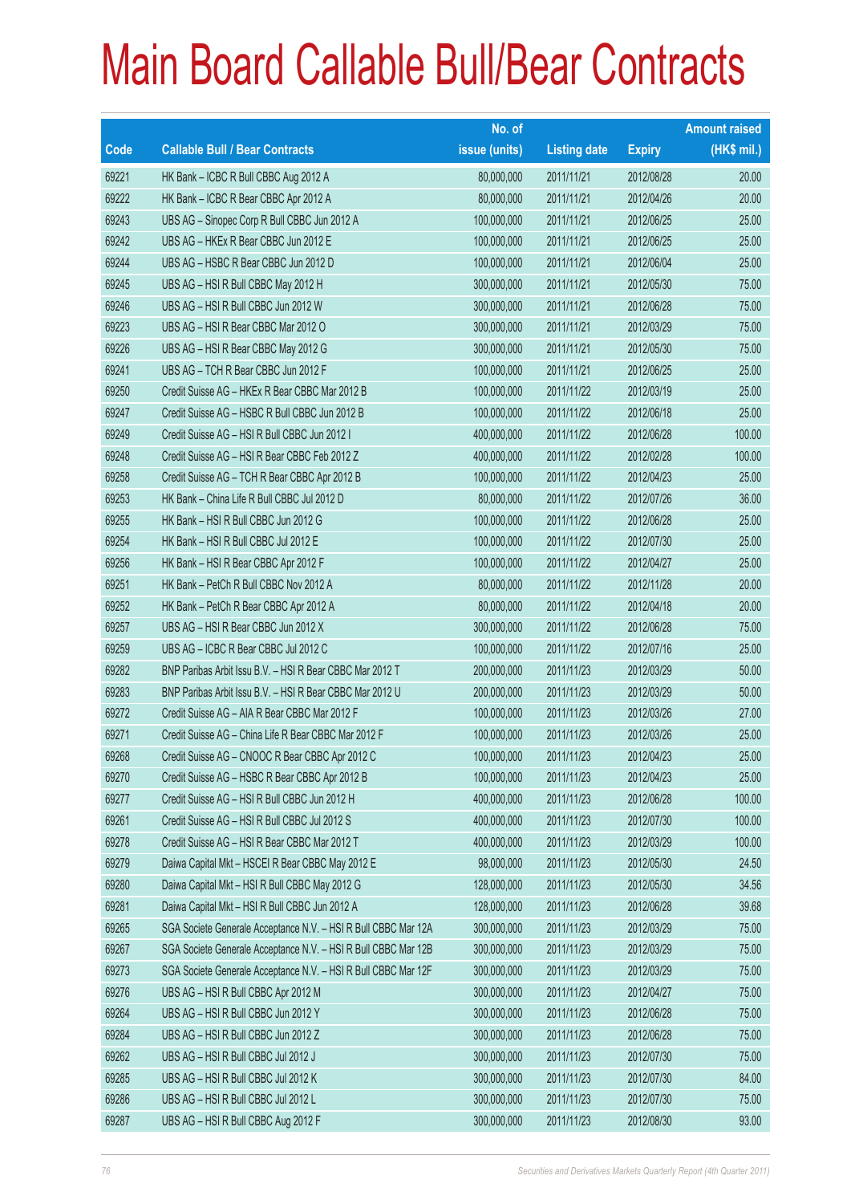# Main Board Callable Bull/Bear Contracts

| Code | Callable Bull / Bear Contracts | No. of issue (units) | Listing date | Expiry | Amount raised (HK$ mil.) |
|---|---|---|---|---|---|
| 69221 | HK Bank – ICBC R Bull CBBC Aug 2012 A | 80,000,000 | 2011/11/21 | 2012/08/28 | 20.00 |
| 69222 | HK Bank – ICBC R Bear CBBC Apr 2012 A | 80,000,000 | 2011/11/21 | 2012/04/26 | 20.00 |
| 69243 | UBS AG – Sinopec Corp R Bull CBBC Jun 2012 A | 100,000,000 | 2011/11/21 | 2012/06/25 | 25.00 |
| 69242 | UBS AG – HKEx R Bear CBBC Jun 2012 E | 100,000,000 | 2011/11/21 | 2012/06/25 | 25.00 |
| 69244 | UBS AG – HSBC R Bear CBBC Jun 2012 D | 100,000,000 | 2011/11/21 | 2012/06/04 | 25.00 |
| 69245 | UBS AG – HSI R Bull CBBC May 2012 H | 300,000,000 | 2011/11/21 | 2012/05/30 | 75.00 |
| 69246 | UBS AG – HSI R Bull CBBC Jun 2012 W | 300,000,000 | 2011/11/21 | 2012/06/28 | 75.00 |
| 69223 | UBS AG – HSI R Bear CBBC Mar 2012 O | 300,000,000 | 2011/11/21 | 2012/03/29 | 75.00 |
| 69226 | UBS AG – HSI R Bear CBBC May 2012 G | 300,000,000 | 2011/11/21 | 2012/05/30 | 75.00 |
| 69241 | UBS AG – TCH R Bear CBBC Jun 2012 F | 100,000,000 | 2011/11/21 | 2012/06/25 | 25.00 |
| 69250 | Credit Suisse AG – HKEx R Bear CBBC Mar 2012 B | 100,000,000 | 2011/11/22 | 2012/03/19 | 25.00 |
| 69247 | Credit Suisse AG – HSBC R Bull CBBC Jun 2012 B | 100,000,000 | 2011/11/22 | 2012/06/18 | 25.00 |
| 69249 | Credit Suisse AG – HSI R Bull CBBC Jun 2012 I | 400,000,000 | 2011/11/22 | 2012/06/28 | 100.00 |
| 69248 | Credit Suisse AG – HSI R Bear CBBC Feb 2012 Z | 400,000,000 | 2011/11/22 | 2012/02/28 | 100.00 |
| 69258 | Credit Suisse AG – TCH R Bear CBBC Apr 2012 B | 100,000,000 | 2011/11/22 | 2012/04/23 | 25.00 |
| 69253 | HK Bank – China Life R Bull CBBC Jul 2012 D | 80,000,000 | 2011/11/22 | 2012/07/26 | 36.00 |
| 69255 | HK Bank – HSI R Bull CBBC Jun 2012 G | 100,000,000 | 2011/11/22 | 2012/06/28 | 25.00 |
| 69254 | HK Bank – HSI R Bull CBBC Jul 2012 E | 100,000,000 | 2011/11/22 | 2012/07/30 | 25.00 |
| 69256 | HK Bank – HSI R Bear CBBC Apr 2012 F | 100,000,000 | 2011/11/22 | 2012/04/27 | 25.00 |
| 69251 | HK Bank – PetCh R Bull CBBC Nov 2012 A | 80,000,000 | 2011/11/22 | 2012/11/28 | 20.00 |
| 69252 | HK Bank – PetCh R Bear CBBC Apr 2012 A | 80,000,000 | 2011/11/22 | 2012/04/18 | 20.00 |
| 69257 | UBS AG – HSI R Bear CBBC Jun 2012 X | 300,000,000 | 2011/11/22 | 2012/06/28 | 75.00 |
| 69259 | UBS AG – ICBC R Bear CBBC Jul 2012 C | 100,000,000 | 2011/11/22 | 2012/07/16 | 25.00 |
| 69282 | BNP Paribas Arbit Issu B.V. – HSI R Bear CBBC Mar 2012 T | 200,000,000 | 2011/11/23 | 2012/03/29 | 50.00 |
| 69283 | BNP Paribas Arbit Issu B.V. – HSI R Bear CBBC Mar 2012 U | 200,000,000 | 2011/11/23 | 2012/03/29 | 50.00 |
| 69272 | Credit Suisse AG – AIA R Bear CBBC Mar 2012 F | 100,000,000 | 2011/11/23 | 2012/03/26 | 27.00 |
| 69271 | Credit Suisse AG – China Life R Bear CBBC Mar 2012 F | 100,000,000 | 2011/11/23 | 2012/03/26 | 25.00 |
| 69268 | Credit Suisse AG – CNOOC R Bear CBBC Apr 2012 C | 100,000,000 | 2011/11/23 | 2012/04/23 | 25.00 |
| 69270 | Credit Suisse AG – HSBC R Bear CBBC Apr 2012 B | 100,000,000 | 2011/11/23 | 2012/04/23 | 25.00 |
| 69277 | Credit Suisse AG – HSI R Bull CBBC Jun 2012 H | 400,000,000 | 2011/11/23 | 2012/06/28 | 100.00 |
| 69261 | Credit Suisse AG – HSI R Bull CBBC Jul 2012 S | 400,000,000 | 2011/11/23 | 2012/07/30 | 100.00 |
| 69278 | Credit Suisse AG – HSI R Bear CBBC Mar 2012 T | 400,000,000 | 2011/11/23 | 2012/03/29 | 100.00 |
| 69279 | Daiwa Capital Mkt – HSCEI R Bear CBBC May 2012 E | 98,000,000 | 2011/11/23 | 2012/05/30 | 24.50 |
| 69280 | Daiwa Capital Mkt – HSI R Bull CBBC May 2012 G | 128,000,000 | 2011/11/23 | 2012/05/30 | 34.56 |
| 69281 | Daiwa Capital Mkt – HSI R Bull CBBC Jun 2012 A | 128,000,000 | 2011/11/23 | 2012/06/28 | 39.68 |
| 69265 | SGA Societe Generale Acceptance N.V. – HSI R Bull CBBC Mar 12A | 300,000,000 | 2011/11/23 | 2012/03/29 | 75.00 |
| 69267 | SGA Societe Generale Acceptance N.V. – HSI R Bull CBBC Mar 12B | 300,000,000 | 2011/11/23 | 2012/03/29 | 75.00 |
| 69273 | SGA Societe Generale Acceptance N.V. – HSI R Bull CBBC Mar 12F | 300,000,000 | 2011/11/23 | 2012/03/29 | 75.00 |
| 69276 | UBS AG – HSI R Bull CBBC Apr 2012 M | 300,000,000 | 2011/11/23 | 2012/04/27 | 75.00 |
| 69264 | UBS AG – HSI R Bull CBBC Jun 2012 Y | 300,000,000 | 2011/11/23 | 2012/06/28 | 75.00 |
| 69284 | UBS AG – HSI R Bull CBBC Jun 2012 Z | 300,000,000 | 2011/11/23 | 2012/06/28 | 75.00 |
| 69262 | UBS AG – HSI R Bull CBBC Jul 2012 J | 300,000,000 | 2011/11/23 | 2012/07/30 | 75.00 |
| 69285 | UBS AG – HSI R Bull CBBC Jul 2012 K | 300,000,000 | 2011/11/23 | 2012/07/30 | 84.00 |
| 69286 | UBS AG – HSI R Bull CBBC Jul 2012 L | 300,000,000 | 2011/11/23 | 2012/07/30 | 75.00 |
| 69287 | UBS AG – HSI R Bull CBBC Aug 2012 F | 300,000,000 | 2011/11/23 | 2012/08/30 | 93.00 |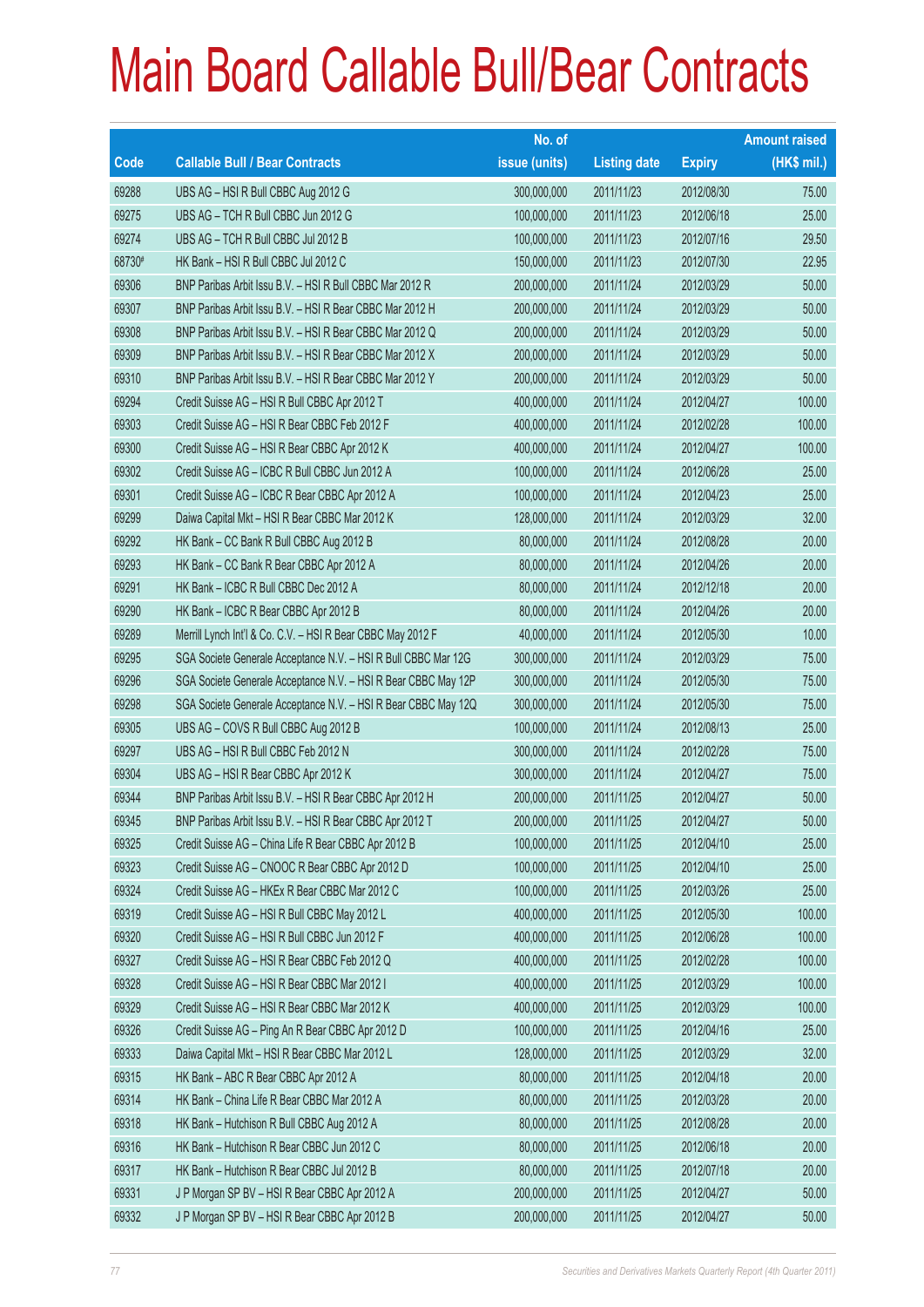# Main Board Callable Bull/Bear Contracts

| Code | Callable Bull / Bear Contracts | No. of issue (units) | Listing date | Expiry | Amount raised (HK$ mil.) |
|---|---|---|---|---|---|
| 69288 | UBS AG – HSI R Bull CBBC Aug 2012 G | 300,000,000 | 2011/11/23 | 2012/08/30 | 75.00 |
| 69275 | UBS AG – TCH R Bull CBBC Jun 2012 G | 100,000,000 | 2011/11/23 | 2012/06/18 | 25.00 |
| 69274 | UBS AG – TCH R Bull CBBC Jul 2012 B | 100,000,000 | 2011/11/23 | 2012/07/16 | 29.50 |
| 68730# | HK Bank – HSI R Bull CBBC Jul 2012 C | 150,000,000 | 2011/11/23 | 2012/07/30 | 22.95 |
| 69306 | BNP Paribas Arbit Issu B.V. – HSI R Bull CBBC Mar 2012 R | 200,000,000 | 2011/11/24 | 2012/03/29 | 50.00 |
| 69307 | BNP Paribas Arbit Issu B.V. – HSI R Bear CBBC Mar 2012 H | 200,000,000 | 2011/11/24 | 2012/03/29 | 50.00 |
| 69308 | BNP Paribas Arbit Issu B.V. – HSI R Bear CBBC Mar 2012 Q | 200,000,000 | 2011/11/24 | 2012/03/29 | 50.00 |
| 69309 | BNP Paribas Arbit Issu B.V. – HSI R Bear CBBC Mar 2012 X | 200,000,000 | 2011/11/24 | 2012/03/29 | 50.00 |
| 69310 | BNP Paribas Arbit Issu B.V. – HSI R Bear CBBC Mar 2012 Y | 200,000,000 | 2011/11/24 | 2012/03/29 | 50.00 |
| 69294 | Credit Suisse AG – HSI R Bull CBBC Apr 2012 T | 400,000,000 | 2011/11/24 | 2012/04/27 | 100.00 |
| 69303 | Credit Suisse AG – HSI R Bear CBBC Feb 2012 F | 400,000,000 | 2011/11/24 | 2012/02/28 | 100.00 |
| 69300 | Credit Suisse AG – HSI R Bear CBBC Apr 2012 K | 400,000,000 | 2011/11/24 | 2012/04/27 | 100.00 |
| 69302 | Credit Suisse AG – ICBC R Bull CBBC Jun 2012 A | 100,000,000 | 2011/11/24 | 2012/06/28 | 25.00 |
| 69301 | Credit Suisse AG – ICBC R Bear CBBC Apr 2012 A | 100,000,000 | 2011/11/24 | 2012/04/23 | 25.00 |
| 69299 | Daiwa Capital Mkt – HSI R Bear CBBC Mar 2012 K | 128,000,000 | 2011/11/24 | 2012/03/29 | 32.00 |
| 69292 | HK Bank – CC Bank R Bull CBBC Aug 2012 B | 80,000,000 | 2011/11/24 | 2012/08/28 | 20.00 |
| 69293 | HK Bank – CC Bank R Bear CBBC Apr 2012 A | 80,000,000 | 2011/11/24 | 2012/04/26 | 20.00 |
| 69291 | HK Bank – ICBC R Bull CBBC Dec 2012 A | 80,000,000 | 2011/11/24 | 2012/12/18 | 20.00 |
| 69290 | HK Bank – ICBC R Bear CBBC Apr 2012 B | 80,000,000 | 2011/11/24 | 2012/04/26 | 20.00 |
| 69289 | Merrill Lynch Int'l & Co. C.V. – HSI R Bear CBBC May 2012 F | 40,000,000 | 2011/11/24 | 2012/05/30 | 10.00 |
| 69295 | SGA Societe Generale Acceptance N.V. – HSI R Bull CBBC Mar 12G | 300,000,000 | 2011/11/24 | 2012/03/29 | 75.00 |
| 69296 | SGA Societe Generale Acceptance N.V. – HSI R Bear CBBC May 12P | 300,000,000 | 2011/11/24 | 2012/05/30 | 75.00 |
| 69298 | SGA Societe Generale Acceptance N.V. – HSI R Bear CBBC May 12Q | 300,000,000 | 2011/11/24 | 2012/05/30 | 75.00 |
| 69305 | UBS AG – COVS R Bull CBBC Aug 2012 B | 100,000,000 | 2011/11/24 | 2012/08/13 | 25.00 |
| 69297 | UBS AG – HSI R Bull CBBC Feb 2012 N | 300,000,000 | 2011/11/24 | 2012/02/28 | 75.00 |
| 69304 | UBS AG – HSI R Bear CBBC Apr 2012 K | 300,000,000 | 2011/11/24 | 2012/04/27 | 75.00 |
| 69344 | BNP Paribas Arbit Issu B.V. – HSI R Bear CBBC Apr 2012 H | 200,000,000 | 2011/11/25 | 2012/04/27 | 50.00 |
| 69345 | BNP Paribas Arbit Issu B.V. – HSI R Bear CBBC Apr 2012 T | 200,000,000 | 2011/11/25 | 2012/04/27 | 50.00 |
| 69325 | Credit Suisse AG – China Life R Bear CBBC Apr 2012 B | 100,000,000 | 2011/11/25 | 2012/04/10 | 25.00 |
| 69323 | Credit Suisse AG – CNOOC R Bear CBBC Apr 2012 D | 100,000,000 | 2011/11/25 | 2012/04/10 | 25.00 |
| 69324 | Credit Suisse AG – HKEx R Bear CBBC Mar 2012 C | 100,000,000 | 2011/11/25 | 2012/03/26 | 25.00 |
| 69319 | Credit Suisse AG – HSI R Bull CBBC May 2012 L | 400,000,000 | 2011/11/25 | 2012/05/30 | 100.00 |
| 69320 | Credit Suisse AG – HSI R Bull CBBC Jun 2012 F | 400,000,000 | 2011/11/25 | 2012/06/28 | 100.00 |
| 69327 | Credit Suisse AG – HSI R Bear CBBC Feb 2012 Q | 400,000,000 | 2011/11/25 | 2012/02/28 | 100.00 |
| 69328 | Credit Suisse AG – HSI R Bear CBBC Mar 2012 I | 400,000,000 | 2011/11/25 | 2012/03/29 | 100.00 |
| 69329 | Credit Suisse AG – HSI R Bear CBBC Mar 2012 K | 400,000,000 | 2011/11/25 | 2012/03/29 | 100.00 |
| 69326 | Credit Suisse AG – Ping An R Bear CBBC Apr 2012 D | 100,000,000 | 2011/11/25 | 2012/04/16 | 25.00 |
| 69333 | Daiwa Capital Mkt – HSI R Bear CBBC Mar 2012 L | 128,000,000 | 2011/11/25 | 2012/03/29 | 32.00 |
| 69315 | HK Bank – ABC R Bear CBBC Apr 2012 A | 80,000,000 | 2011/11/25 | 2012/04/18 | 20.00 |
| 69314 | HK Bank – China Life R Bear CBBC Mar 2012 A | 80,000,000 | 2011/11/25 | 2012/03/28 | 20.00 |
| 69318 | HK Bank – Hutchison R Bull CBBC Aug 2012 A | 80,000,000 | 2011/11/25 | 2012/08/28 | 20.00 |
| 69316 | HK Bank – Hutchison R Bear CBBC Jun 2012 C | 80,000,000 | 2011/11/25 | 2012/06/18 | 20.00 |
| 69317 | HK Bank – Hutchison R Bear CBBC Jul 2012 B | 80,000,000 | 2011/11/25 | 2012/07/18 | 20.00 |
| 69331 | J P Morgan SP BV – HSI R Bear CBBC Apr 2012 A | 200,000,000 | 2011/11/25 | 2012/04/27 | 50.00 |
| 69332 | J P Morgan SP BV – HSI R Bear CBBC Apr 2012 B | 200,000,000 | 2011/11/25 | 2012/04/27 | 50.00 |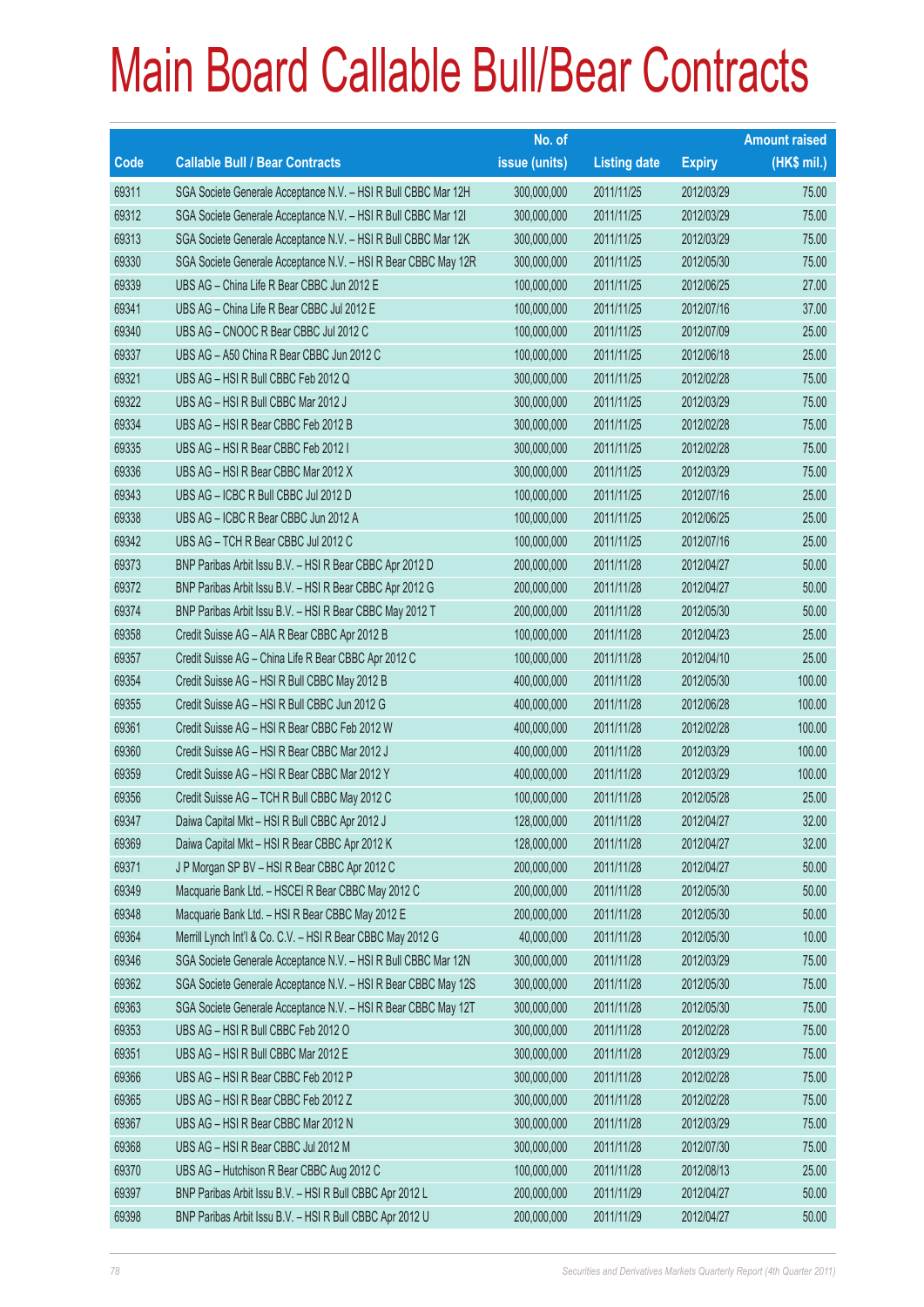# Main Board Callable Bull/Bear Contracts

| Code | Callable Bull / Bear Contracts | No. of issue (units) | Listing date | Expiry | Amount raised (HK$ mil.) |
|---|---|---|---|---|---|
| 69311 | SGA Societe Generale Acceptance N.V. – HSI R Bull CBBC Mar 12H | 300,000,000 | 2011/11/25 | 2012/03/29 | 75.00 |
| 69312 | SGA Societe Generale Acceptance N.V. – HSI R Bull CBBC Mar 12I | 300,000,000 | 2011/11/25 | 2012/03/29 | 75.00 |
| 69313 | SGA Societe Generale Acceptance N.V. – HSI R Bull CBBC Mar 12K | 300,000,000 | 2011/11/25 | 2012/03/29 | 75.00 |
| 69330 | SGA Societe Generale Acceptance N.V. – HSI R Bear CBBC May 12R | 300,000,000 | 2011/11/25 | 2012/05/30 | 75.00 |
| 69339 | UBS AG – China Life R Bear CBBC Jun 2012 E | 100,000,000 | 2011/11/25 | 2012/06/25 | 27.00 |
| 69341 | UBS AG – China Life R Bear CBBC Jul 2012 E | 100,000,000 | 2011/11/25 | 2012/07/16 | 37.00 |
| 69340 | UBS AG – CNOOC R Bear CBBC Jul 2012 C | 100,000,000 | 2011/11/25 | 2012/07/09 | 25.00 |
| 69337 | UBS AG – A50 China R Bear CBBC Jun 2012 C | 100,000,000 | 2011/11/25 | 2012/06/18 | 25.00 |
| 69321 | UBS AG – HSI R Bull CBBC Feb 2012 Q | 300,000,000 | 2011/11/25 | 2012/02/28 | 75.00 |
| 69322 | UBS AG – HSI R Bull CBBC Mar 2012 J | 300,000,000 | 2011/11/25 | 2012/03/29 | 75.00 |
| 69334 | UBS AG – HSI R Bear CBBC Feb 2012 B | 300,000,000 | 2011/11/25 | 2012/02/28 | 75.00 |
| 69335 | UBS AG – HSI R Bear CBBC Feb 2012 I | 300,000,000 | 2011/11/25 | 2012/02/28 | 75.00 |
| 69336 | UBS AG – HSI R Bear CBBC Mar 2012 X | 300,000,000 | 2011/11/25 | 2012/03/29 | 75.00 |
| 69343 | UBS AG – ICBC R Bull CBBC Jul 2012 D | 100,000,000 | 2011/11/25 | 2012/07/16 | 25.00 |
| 69338 | UBS AG – ICBC R Bear CBBC Jun 2012 A | 100,000,000 | 2011/11/25 | 2012/06/25 | 25.00 |
| 69342 | UBS AG – TCH R Bear CBBC Jul 2012 C | 100,000,000 | 2011/11/25 | 2012/07/16 | 25.00 |
| 69373 | BNP Paribas Arbit Issu B.V. – HSI R Bear CBBC Apr 2012 D | 200,000,000 | 2011/11/28 | 2012/04/27 | 50.00 |
| 69372 | BNP Paribas Arbit Issu B.V. – HSI R Bear CBBC Apr 2012 G | 200,000,000 | 2011/11/28 | 2012/04/27 | 50.00 |
| 69374 | BNP Paribas Arbit Issu B.V. – HSI R Bear CBBC May 2012 T | 200,000,000 | 2011/11/28 | 2012/05/30 | 50.00 |
| 69358 | Credit Suisse AG – AIA R Bear CBBC Apr 2012 B | 100,000,000 | 2011/11/28 | 2012/04/23 | 25.00 |
| 69357 | Credit Suisse AG – China Life R Bear CBBC Apr 2012 C | 100,000,000 | 2011/11/28 | 2012/04/10 | 25.00 |
| 69354 | Credit Suisse AG – HSI R Bull CBBC May 2012 B | 400,000,000 | 2011/11/28 | 2012/05/30 | 100.00 |
| 69355 | Credit Suisse AG – HSI R Bull CBBC Jun 2012 G | 400,000,000 | 2011/11/28 | 2012/06/28 | 100.00 |
| 69361 | Credit Suisse AG – HSI R Bear CBBC Feb 2012 W | 400,000,000 | 2011/11/28 | 2012/02/28 | 100.00 |
| 69360 | Credit Suisse AG – HSI R Bear CBBC Mar 2012 J | 400,000,000 | 2011/11/28 | 2012/03/29 | 100.00 |
| 69359 | Credit Suisse AG – HSI R Bear CBBC Mar 2012 Y | 400,000,000 | 2011/11/28 | 2012/03/29 | 100.00 |
| 69356 | Credit Suisse AG – TCH R Bull CBBC May 2012 C | 100,000,000 | 2011/11/28 | 2012/05/28 | 25.00 |
| 69347 | Daiwa Capital Mkt – HSI R Bull CBBC Apr 2012 J | 128,000,000 | 2011/11/28 | 2012/04/27 | 32.00 |
| 69369 | Daiwa Capital Mkt – HSI R Bear CBBC Apr 2012 K | 128,000,000 | 2011/11/28 | 2012/04/27 | 32.00 |
| 69371 | J P Morgan SP BV – HSI R Bear CBBC Apr 2012 C | 200,000,000 | 2011/11/28 | 2012/04/27 | 50.00 |
| 69349 | Macquarie Bank Ltd. – HSCEI R Bear CBBC May 2012 C | 200,000,000 | 2011/11/28 | 2012/05/30 | 50.00 |
| 69348 | Macquarie Bank Ltd. – HSI R Bear CBBC May 2012 E | 200,000,000 | 2011/11/28 | 2012/05/30 | 50.00 |
| 69364 | Merrill Lynch Int'l & Co. C.V. – HSI R Bear CBBC May 2012 G | 40,000,000 | 2011/11/28 | 2012/05/30 | 10.00 |
| 69346 | SGA Societe Generale Acceptance N.V. – HSI R Bull CBBC Mar 12N | 300,000,000 | 2011/11/28 | 2012/03/29 | 75.00 |
| 69362 | SGA Societe Generale Acceptance N.V. – HSI R Bear CBBC May 12S | 300,000,000 | 2011/11/28 | 2012/05/30 | 75.00 |
| 69363 | SGA Societe Generale Acceptance N.V. – HSI R Bear CBBC May 12T | 300,000,000 | 2011/11/28 | 2012/05/30 | 75.00 |
| 69353 | UBS AG – HSI R Bull CBBC Feb 2012 O | 300,000,000 | 2011/11/28 | 2012/02/28 | 75.00 |
| 69351 | UBS AG – HSI R Bull CBBC Mar 2012 E | 300,000,000 | 2011/11/28 | 2012/03/29 | 75.00 |
| 69366 | UBS AG – HSI R Bear CBBC Feb 2012 P | 300,000,000 | 2011/11/28 | 2012/02/28 | 75.00 |
| 69365 | UBS AG – HSI R Bear CBBC Feb 2012 Z | 300,000,000 | 2011/11/28 | 2012/02/28 | 75.00 |
| 69367 | UBS AG – HSI R Bear CBBC Mar 2012 N | 300,000,000 | 2011/11/28 | 2012/03/29 | 75.00 |
| 69368 | UBS AG – HSI R Bear CBBC Jul 2012 M | 300,000,000 | 2011/11/28 | 2012/07/30 | 75.00 |
| 69370 | UBS AG – Hutchison R Bear CBBC Aug 2012 C | 100,000,000 | 2011/11/28 | 2012/08/13 | 25.00 |
| 69397 | BNP Paribas Arbit Issu B.V. – HSI R Bull CBBC Apr 2012 L | 200,000,000 | 2011/11/29 | 2012/04/27 | 50.00 |
| 69398 | BNP Paribas Arbit Issu B.V. – HSI R Bull CBBC Apr 2012 U | 200,000,000 | 2011/11/29 | 2012/04/27 | 50.00 |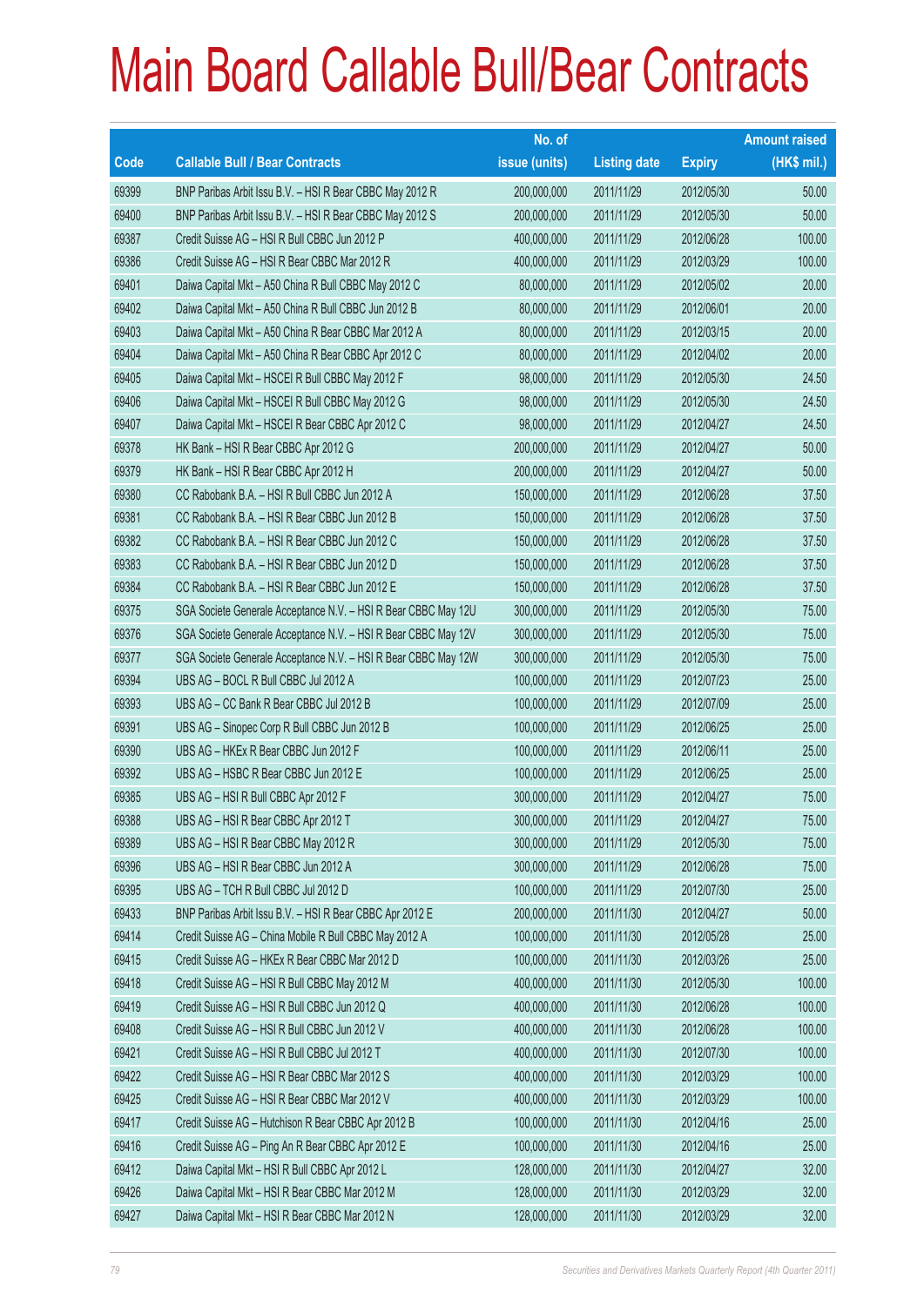# Main Board Callable Bull/Bear Contracts

| Code | Callable Bull / Bear Contracts | No. of issue (units) | Listing date | Expiry | Amount raised (HK$ mil.) |
|---|---|---|---|---|---|
| 69399 | BNP Paribas Arbit Issu B.V. – HSI R Bear CBBC May 2012 R | 200,000,000 | 2011/11/29 | 2012/05/30 | 50.00 |
| 69400 | BNP Paribas Arbit Issu B.V. – HSI R Bear CBBC May 2012 S | 200,000,000 | 2011/11/29 | 2012/05/30 | 50.00 |
| 69387 | Credit Suisse AG – HSI R Bull CBBC Jun 2012 P | 400,000,000 | 2011/11/29 | 2012/06/28 | 100.00 |
| 69386 | Credit Suisse AG – HSI R Bear CBBC Mar 2012 R | 400,000,000 | 2011/11/29 | 2012/03/29 | 100.00 |
| 69401 | Daiwa Capital Mkt – A50 China R Bull CBBC May 2012 C | 80,000,000 | 2011/11/29 | 2012/05/02 | 20.00 |
| 69402 | Daiwa Capital Mkt – A50 China R Bull CBBC Jun 2012 B | 80,000,000 | 2011/11/29 | 2012/06/01 | 20.00 |
| 69403 | Daiwa Capital Mkt – A50 China R Bear CBBC Mar 2012 A | 80,000,000 | 2011/11/29 | 2012/03/15 | 20.00 |
| 69404 | Daiwa Capital Mkt – A50 China R Bear CBBC Apr 2012 C | 80,000,000 | 2011/11/29 | 2012/04/02 | 20.00 |
| 69405 | Daiwa Capital Mkt – HSCEI R Bull CBBC May 2012 F | 98,000,000 | 2011/11/29 | 2012/05/30 | 24.50 |
| 69406 | Daiwa Capital Mkt – HSCEI R Bull CBBC May 2012 G | 98,000,000 | 2011/11/29 | 2012/05/30 | 24.50 |
| 69407 | Daiwa Capital Mkt – HSCEI R Bear CBBC Apr 2012 C | 98,000,000 | 2011/11/29 | 2012/04/27 | 24.50 |
| 69378 | HK Bank – HSI R Bear CBBC Apr 2012 G | 200,000,000 | 2011/11/29 | 2012/04/27 | 50.00 |
| 69379 | HK Bank – HSI R Bear CBBC Apr 2012 H | 200,000,000 | 2011/11/29 | 2012/04/27 | 50.00 |
| 69380 | CC Rabobank B.A. – HSI R Bull CBBC Jun 2012 A | 150,000,000 | 2011/11/29 | 2012/06/28 | 37.50 |
| 69381 | CC Rabobank B.A. – HSI R Bear CBBC Jun 2012 B | 150,000,000 | 2011/11/29 | 2012/06/28 | 37.50 |
| 69382 | CC Rabobank B.A. – HSI R Bear CBBC Jun 2012 C | 150,000,000 | 2011/11/29 | 2012/06/28 | 37.50 |
| 69383 | CC Rabobank B.A. – HSI R Bear CBBC Jun 2012 D | 150,000,000 | 2011/11/29 | 2012/06/28 | 37.50 |
| 69384 | CC Rabobank B.A. – HSI R Bear CBBC Jun 2012 E | 150,000,000 | 2011/11/29 | 2012/06/28 | 37.50 |
| 69375 | SGA Societe Generale Acceptance N.V. – HSI R Bear CBBC May 12U | 300,000,000 | 2011/11/29 | 2012/05/30 | 75.00 |
| 69376 | SGA Societe Generale Acceptance N.V. – HSI R Bear CBBC May 12V | 300,000,000 | 2011/11/29 | 2012/05/30 | 75.00 |
| 69377 | SGA Societe Generale Acceptance N.V. – HSI R Bear CBBC May 12W | 300,000,000 | 2011/11/29 | 2012/05/30 | 75.00 |
| 69394 | UBS AG – BOCL R Bull CBBC Jul 2012 A | 100,000,000 | 2011/11/29 | 2012/07/23 | 25.00 |
| 69393 | UBS AG – CC Bank R Bear CBBC Jul 2012 B | 100,000,000 | 2011/11/29 | 2012/07/09 | 25.00 |
| 69391 | UBS AG – Sinopec Corp R Bull CBBC Jun 2012 B | 100,000,000 | 2011/11/29 | 2012/06/25 | 25.00 |
| 69390 | UBS AG – HKEx R Bear CBBC Jun 2012 F | 100,000,000 | 2011/11/29 | 2012/06/11 | 25.00 |
| 69392 | UBS AG – HSBC R Bear CBBC Jun 2012 E | 100,000,000 | 2011/11/29 | 2012/06/25 | 25.00 |
| 69385 | UBS AG – HSI R Bull CBBC Apr 2012 F | 300,000,000 | 2011/11/29 | 2012/04/27 | 75.00 |
| 69388 | UBS AG – HSI R Bear CBBC Apr 2012 T | 300,000,000 | 2011/11/29 | 2012/04/27 | 75.00 |
| 69389 | UBS AG – HSI R Bear CBBC May 2012 R | 300,000,000 | 2011/11/29 | 2012/05/30 | 75.00 |
| 69396 | UBS AG – HSI R Bear CBBC Jun 2012 A | 300,000,000 | 2011/11/29 | 2012/06/28 | 75.00 |
| 69395 | UBS AG – TCH R Bull CBBC Jul 2012 D | 100,000,000 | 2011/11/29 | 2012/07/30 | 25.00 |
| 69433 | BNP Paribas Arbit Issu B.V. – HSI R Bear CBBC Apr 2012 E | 200,000,000 | 2011/11/30 | 2012/04/27 | 50.00 |
| 69414 | Credit Suisse AG – China Mobile R Bull CBBC May 2012 A | 100,000,000 | 2011/11/30 | 2012/05/28 | 25.00 |
| 69415 | Credit Suisse AG – HKEx R Bear CBBC Mar 2012 D | 100,000,000 | 2011/11/30 | 2012/03/26 | 25.00 |
| 69418 | Credit Suisse AG – HSI R Bull CBBC May 2012 M | 400,000,000 | 2011/11/30 | 2012/05/30 | 100.00 |
| 69419 | Credit Suisse AG – HSI R Bull CBBC Jun 2012 Q | 400,000,000 | 2011/11/30 | 2012/06/28 | 100.00 |
| 69408 | Credit Suisse AG – HSI R Bull CBBC Jun 2012 V | 400,000,000 | 2011/11/30 | 2012/06/28 | 100.00 |
| 69421 | Credit Suisse AG – HSI R Bull CBBC Jul 2012 T | 400,000,000 | 2011/11/30 | 2012/07/30 | 100.00 |
| 69422 | Credit Suisse AG – HSI R Bear CBBC Mar 2012 S | 400,000,000 | 2011/11/30 | 2012/03/29 | 100.00 |
| 69425 | Credit Suisse AG – HSI R Bear CBBC Mar 2012 V | 400,000,000 | 2011/11/30 | 2012/03/29 | 100.00 |
| 69417 | Credit Suisse AG – Hutchison R Bear CBBC Apr 2012 B | 100,000,000 | 2011/11/30 | 2012/04/16 | 25.00 |
| 69416 | Credit Suisse AG – Ping An R Bear CBBC Apr 2012 E | 100,000,000 | 2011/11/30 | 2012/04/16 | 25.00 |
| 69412 | Daiwa Capital Mkt – HSI R Bull CBBC Apr 2012 L | 128,000,000 | 2011/11/30 | 2012/04/27 | 32.00 |
| 69426 | Daiwa Capital Mkt – HSI R Bear CBBC Mar 2012 M | 128,000,000 | 2011/11/30 | 2012/03/29 | 32.00 |
| 69427 | Daiwa Capital Mkt – HSI R Bear CBBC Mar 2012 N | 128,000,000 | 2011/11/30 | 2012/03/29 | 32.00 |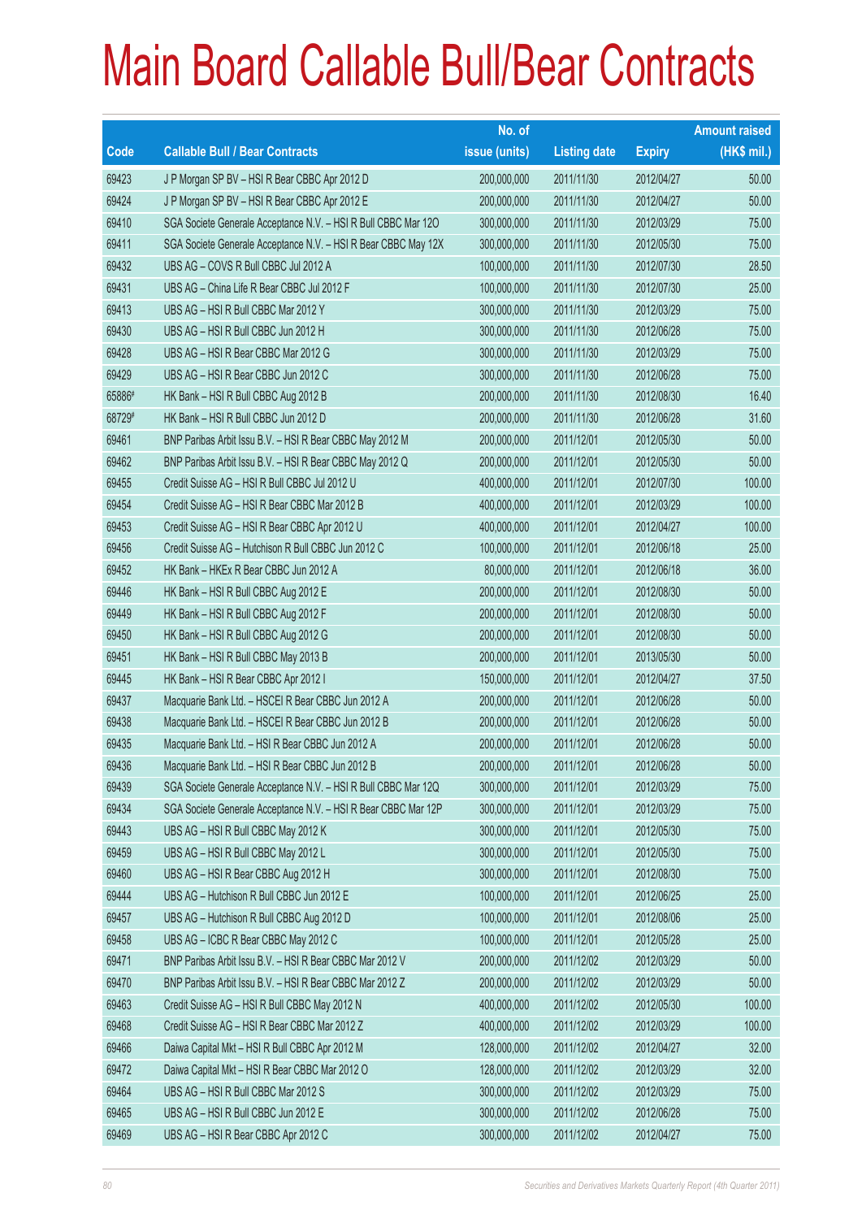# Main Board Callable Bull/Bear Contracts

| Code | Callable Bull / Bear Contracts | No. of issue (units) | Listing date | Expiry | Amount raised (HK$ mil.) |
|---|---|---|---|---|---|
| 69423 | J P Morgan SP BV – HSI R Bear CBBC Apr 2012 D | 200,000,000 | 2011/11/30 | 2012/04/27 | 50.00 |
| 69424 | J P Morgan SP BV – HSI R Bear CBBC Apr 2012 E | 200,000,000 | 2011/11/30 | 2012/04/27 | 50.00 |
| 69410 | SGA Societe Generale Acceptance N.V. – HSI R Bull CBBC Mar 12O | 300,000,000 | 2011/11/30 | 2012/03/29 | 75.00 |
| 69411 | SGA Societe Generale Acceptance N.V. – HSI R Bear CBBC May 12X | 300,000,000 | 2011/11/30 | 2012/05/30 | 75.00 |
| 69432 | UBS AG – COVS R Bull CBBC Jul 2012 A | 100,000,000 | 2011/11/30 | 2012/07/30 | 28.50 |
| 69431 | UBS AG – China Life R Bear CBBC Jul 2012 F | 100,000,000 | 2011/11/30 | 2012/07/30 | 25.00 |
| 69413 | UBS AG – HSI R Bull CBBC Mar 2012 Y | 300,000,000 | 2011/11/30 | 2012/03/29 | 75.00 |
| 69430 | UBS AG – HSI R Bull CBBC Jun 2012 H | 300,000,000 | 2011/11/30 | 2012/06/28 | 75.00 |
| 69428 | UBS AG – HSI R Bear CBBC Mar 2012 G | 300,000,000 | 2011/11/30 | 2012/03/29 | 75.00 |
| 69429 | UBS AG – HSI R Bear CBBC Jun 2012 C | 300,000,000 | 2011/11/30 | 2012/06/28 | 75.00 |
| 65886# | HK Bank – HSI R Bull CBBC Aug 2012 B | 200,000,000 | 2011/11/30 | 2012/08/30 | 16.40 |
| 68729# | HK Bank – HSI R Bull CBBC Jun 2012 D | 200,000,000 | 2011/11/30 | 2012/06/28 | 31.60 |
| 69461 | BNP Paribas Arbit Issu B.V. – HSI R Bear CBBC May 2012 M | 200,000,000 | 2011/12/01 | 2012/05/30 | 50.00 |
| 69462 | BNP Paribas Arbit Issu B.V. – HSI R Bear CBBC May 2012 Q | 200,000,000 | 2011/12/01 | 2012/05/30 | 50.00 |
| 69455 | Credit Suisse AG – HSI R Bull CBBC Jul 2012 U | 400,000,000 | 2011/12/01 | 2012/07/30 | 100.00 |
| 69454 | Credit Suisse AG – HSI R Bear CBBC Mar 2012 B | 400,000,000 | 2011/12/01 | 2012/03/29 | 100.00 |
| 69453 | Credit Suisse AG – HSI R Bear CBBC Apr 2012 U | 400,000,000 | 2011/12/01 | 2012/04/27 | 100.00 |
| 69456 | Credit Suisse AG – Hutchison R Bull CBBC Jun 2012 C | 100,000,000 | 2011/12/01 | 2012/06/18 | 25.00 |
| 69452 | HK Bank – HKEx R Bear CBBC Jun 2012 A | 80,000,000 | 2011/12/01 | 2012/06/18 | 36.00 |
| 69446 | HK Bank – HSI R Bull CBBC Aug 2012 E | 200,000,000 | 2011/12/01 | 2012/08/30 | 50.00 |
| 69449 | HK Bank – HSI R Bull CBBC Aug 2012 F | 200,000,000 | 2011/12/01 | 2012/08/30 | 50.00 |
| 69450 | HK Bank – HSI R Bull CBBC Aug 2012 G | 200,000,000 | 2011/12/01 | 2012/08/30 | 50.00 |
| 69451 | HK Bank – HSI R Bull CBBC May 2013 B | 200,000,000 | 2011/12/01 | 2013/05/30 | 50.00 |
| 69445 | HK Bank – HSI R Bear CBBC Apr 2012 I | 150,000,000 | 2011/12/01 | 2012/04/27 | 37.50 |
| 69437 | Macquarie Bank Ltd. – HSCEI R Bear CBBC Jun 2012 A | 200,000,000 | 2011/12/01 | 2012/06/28 | 50.00 |
| 69438 | Macquarie Bank Ltd. – HSCEI R Bear CBBC Jun 2012 B | 200,000,000 | 2011/12/01 | 2012/06/28 | 50.00 |
| 69435 | Macquarie Bank Ltd. – HSI R Bear CBBC Jun 2012 A | 200,000,000 | 2011/12/01 | 2012/06/28 | 50.00 |
| 69436 | Macquarie Bank Ltd. – HSI R Bear CBBC Jun 2012 B | 200,000,000 | 2011/12/01 | 2012/06/28 | 50.00 |
| 69439 | SGA Societe Generale Acceptance N.V. – HSI R Bull CBBC Mar 12Q | 300,000,000 | 2011/12/01 | 2012/03/29 | 75.00 |
| 69434 | SGA Societe Generale Acceptance N.V. – HSI R Bear CBBC Mar 12P | 300,000,000 | 2011/12/01 | 2012/03/29 | 75.00 |
| 69443 | UBS AG – HSI R Bull CBBC May 2012 K | 300,000,000 | 2011/12/01 | 2012/05/30 | 75.00 |
| 69459 | UBS AG – HSI R Bull CBBC May 2012 L | 300,000,000 | 2011/12/01 | 2012/05/30 | 75.00 |
| 69460 | UBS AG – HSI R Bear CBBC Aug 2012 H | 300,000,000 | 2011/12/01 | 2012/08/30 | 75.00 |
| 69444 | UBS AG – Hutchison R Bull CBBC Jun 2012 E | 100,000,000 | 2011/12/01 | 2012/06/25 | 25.00 |
| 69457 | UBS AG – Hutchison R Bull CBBC Aug 2012 D | 100,000,000 | 2011/12/01 | 2012/08/06 | 25.00 |
| 69458 | UBS AG – ICBC R Bear CBBC May 2012 C | 100,000,000 | 2011/12/01 | 2012/05/28 | 25.00 |
| 69471 | BNP Paribas Arbit Issu B.V. – HSI R Bear CBBC Mar 2012 V | 200,000,000 | 2011/12/02 | 2012/03/29 | 50.00 |
| 69470 | BNP Paribas Arbit Issu B.V. – HSI R Bear CBBC Mar 2012 Z | 200,000,000 | 2011/12/02 | 2012/03/29 | 50.00 |
| 69463 | Credit Suisse AG – HSI R Bull CBBC May 2012 N | 400,000,000 | 2011/12/02 | 2012/05/30 | 100.00 |
| 69468 | Credit Suisse AG – HSI R Bear CBBC Mar 2012 Z | 400,000,000 | 2011/12/02 | 2012/03/29 | 100.00 |
| 69466 | Daiwa Capital Mkt – HSI R Bull CBBC Apr 2012 M | 128,000,000 | 2011/12/02 | 2012/04/27 | 32.00 |
| 69472 | Daiwa Capital Mkt – HSI R Bear CBBC Mar 2012 O | 128,000,000 | 2011/12/02 | 2012/03/29 | 32.00 |
| 69464 | UBS AG – HSI R Bull CBBC Mar 2012 S | 300,000,000 | 2011/12/02 | 2012/03/29 | 75.00 |
| 69465 | UBS AG – HSI R Bull CBBC Jun 2012 E | 300,000,000 | 2011/12/02 | 2012/06/28 | 75.00 |
| 69469 | UBS AG – HSI R Bear CBBC Apr 2012 C | 300,000,000 | 2011/12/02 | 2012/04/27 | 75.00 |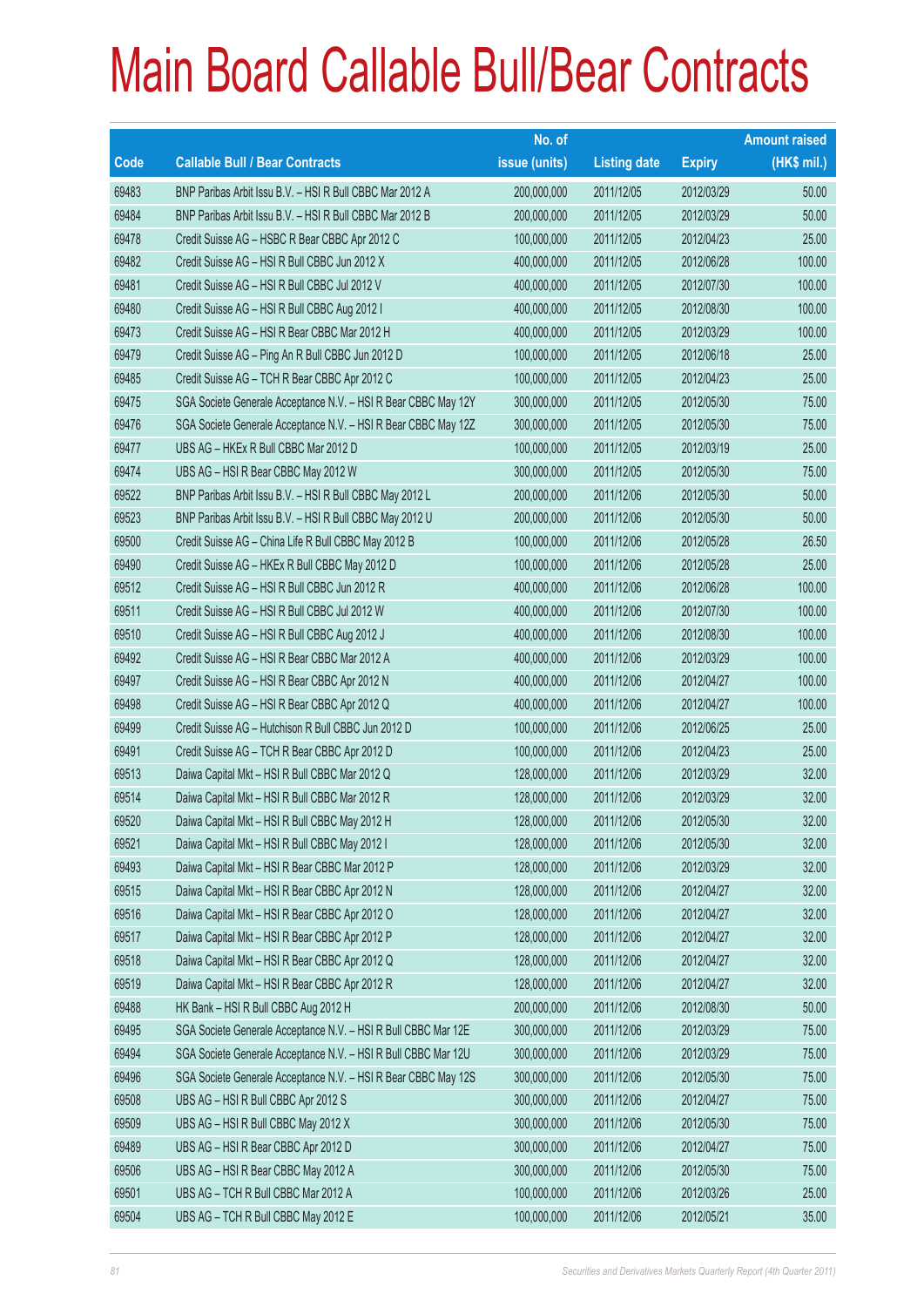# Main Board Callable Bull/Bear Contracts

| Code | Callable Bull / Bear Contracts | No. of issue (units) | Listing date | Expiry | Amount raised (HK$ mil.) |
|---|---|---|---|---|---|
| 69483 | BNP Paribas Arbit Issu B.V. – HSI R Bull CBBC Mar 2012 A | 200,000,000 | 2011/12/05 | 2012/03/29 | 50.00 |
| 69484 | BNP Paribas Arbit Issu B.V. – HSI R Bull CBBC Mar 2012 B | 200,000,000 | 2011/12/05 | 2012/03/29 | 50.00 |
| 69478 | Credit Suisse AG – HSBC R Bear CBBC Apr 2012 C | 100,000,000 | 2011/12/05 | 2012/04/23 | 25.00 |
| 69482 | Credit Suisse AG – HSI R Bull CBBC Jun 2012 X | 400,000,000 | 2011/12/05 | 2012/06/28 | 100.00 |
| 69481 | Credit Suisse AG – HSI R Bull CBBC Jul 2012 V | 400,000,000 | 2011/12/05 | 2012/07/30 | 100.00 |
| 69480 | Credit Suisse AG – HSI R Bull CBBC Aug 2012 I | 400,000,000 | 2011/12/05 | 2012/08/30 | 100.00 |
| 69473 | Credit Suisse AG – HSI R Bear CBBC Mar 2012 H | 400,000,000 | 2011/12/05 | 2012/03/29 | 100.00 |
| 69479 | Credit Suisse AG – Ping An R Bull CBBC Jun 2012 D | 100,000,000 | 2011/12/05 | 2012/06/18 | 25.00 |
| 69485 | Credit Suisse AG – TCH R Bear CBBC Apr 2012 C | 100,000,000 | 2011/12/05 | 2012/04/23 | 25.00 |
| 69475 | SGA Societe Generale Acceptance N.V. – HSI R Bear CBBC May 12Y | 300,000,000 | 2011/12/05 | 2012/05/30 | 75.00 |
| 69476 | SGA Societe Generale Acceptance N.V. – HSI R Bear CBBC May 12Z | 300,000,000 | 2011/12/05 | 2012/05/30 | 75.00 |
| 69477 | UBS AG – HKEx R Bull CBBC Mar 2012 D | 100,000,000 | 2011/12/05 | 2012/03/19 | 25.00 |
| 69474 | UBS AG – HSI R Bear CBBC May 2012 W | 300,000,000 | 2011/12/05 | 2012/05/30 | 75.00 |
| 69522 | BNP Paribas Arbit Issu B.V. – HSI R Bull CBBC May 2012 L | 200,000,000 | 2011/12/06 | 2012/05/30 | 50.00 |
| 69523 | BNP Paribas Arbit Issu B.V. – HSI R Bull CBBC May 2012 U | 200,000,000 | 2011/12/06 | 2012/05/30 | 50.00 |
| 69500 | Credit Suisse AG – China Life R Bull CBBC May 2012 B | 100,000,000 | 2011/12/06 | 2012/05/28 | 26.50 |
| 69490 | Credit Suisse AG – HKEx R Bull CBBC May 2012 D | 100,000,000 | 2011/12/06 | 2012/05/28 | 25.00 |
| 69512 | Credit Suisse AG – HSI R Bull CBBC Jun 2012 R | 400,000,000 | 2011/12/06 | 2012/06/28 | 100.00 |
| 69511 | Credit Suisse AG – HSI R Bull CBBC Jul 2012 W | 400,000,000 | 2011/12/06 | 2012/07/30 | 100.00 |
| 69510 | Credit Suisse AG – HSI R Bull CBBC Aug 2012 J | 400,000,000 | 2011/12/06 | 2012/08/30 | 100.00 |
| 69492 | Credit Suisse AG – HSI R Bear CBBC Mar 2012 A | 400,000,000 | 2011/12/06 | 2012/03/29 | 100.00 |
| 69497 | Credit Suisse AG – HSI R Bear CBBC Apr 2012 N | 400,000,000 | 2011/12/06 | 2012/04/27 | 100.00 |
| 69498 | Credit Suisse AG – HSI R Bear CBBC Apr 2012 Q | 400,000,000 | 2011/12/06 | 2012/04/27 | 100.00 |
| 69499 | Credit Suisse AG – Hutchison R Bull CBBC Jun 2012 D | 100,000,000 | 2011/12/06 | 2012/06/25 | 25.00 |
| 69491 | Credit Suisse AG – TCH R Bear CBBC Apr 2012 D | 100,000,000 | 2011/12/06 | 2012/04/23 | 25.00 |
| 69513 | Daiwa Capital Mkt – HSI R Bull CBBC Mar 2012 Q | 128,000,000 | 2011/12/06 | 2012/03/29 | 32.00 |
| 69514 | Daiwa Capital Mkt – HSI R Bull CBBC Mar 2012 R | 128,000,000 | 2011/12/06 | 2012/03/29 | 32.00 |
| 69520 | Daiwa Capital Mkt – HSI R Bull CBBC May 2012 H | 128,000,000 | 2011/12/06 | 2012/05/30 | 32.00 |
| 69521 | Daiwa Capital Mkt – HSI R Bull CBBC May 2012 I | 128,000,000 | 2011/12/06 | 2012/05/30 | 32.00 |
| 69493 | Daiwa Capital Mkt – HSI R Bear CBBC Mar 2012 P | 128,000,000 | 2011/12/06 | 2012/03/29 | 32.00 |
| 69515 | Daiwa Capital Mkt – HSI R Bear CBBC Apr 2012 N | 128,000,000 | 2011/12/06 | 2012/04/27 | 32.00 |
| 69516 | Daiwa Capital Mkt – HSI R Bear CBBC Apr 2012 O | 128,000,000 | 2011/12/06 | 2012/04/27 | 32.00 |
| 69517 | Daiwa Capital Mkt – HSI R Bear CBBC Apr 2012 P | 128,000,000 | 2011/12/06 | 2012/04/27 | 32.00 |
| 69518 | Daiwa Capital Mkt – HSI R Bear CBBC Apr 2012 Q | 128,000,000 | 2011/12/06 | 2012/04/27 | 32.00 |
| 69519 | Daiwa Capital Mkt – HSI R Bear CBBC Apr 2012 R | 128,000,000 | 2011/12/06 | 2012/04/27 | 32.00 |
| 69488 | HK Bank – HSI R Bull CBBC Aug 2012 H | 200,000,000 | 2011/12/06 | 2012/08/30 | 50.00 |
| 69495 | SGA Societe Generale Acceptance N.V. – HSI R Bull CBBC Mar 12E | 300,000,000 | 2011/12/06 | 2012/03/29 | 75.00 |
| 69494 | SGA Societe Generale Acceptance N.V. – HSI R Bull CBBC Mar 12U | 300,000,000 | 2011/12/06 | 2012/03/29 | 75.00 |
| 69496 | SGA Societe Generale Acceptance N.V. – HSI R Bear CBBC May 12S | 300,000,000 | 2011/12/06 | 2012/05/30 | 75.00 |
| 69508 | UBS AG – HSI R Bull CBBC Apr 2012 S | 300,000,000 | 2011/12/06 | 2012/04/27 | 75.00 |
| 69509 | UBS AG – HSI R Bull CBBC May 2012 X | 300,000,000 | 2011/12/06 | 2012/05/30 | 75.00 |
| 69489 | UBS AG – HSI R Bear CBBC Apr 2012 D | 300,000,000 | 2011/12/06 | 2012/04/27 | 75.00 |
| 69506 | UBS AG – HSI R Bear CBBC May 2012 A | 300,000,000 | 2011/12/06 | 2012/05/30 | 75.00 |
| 69501 | UBS AG – TCH R Bull CBBC Mar 2012 A | 100,000,000 | 2011/12/06 | 2012/03/26 | 25.00 |
| 69504 | UBS AG – TCH R Bull CBBC May 2012 E | 100,000,000 | 2011/12/06 | 2012/05/21 | 35.00 |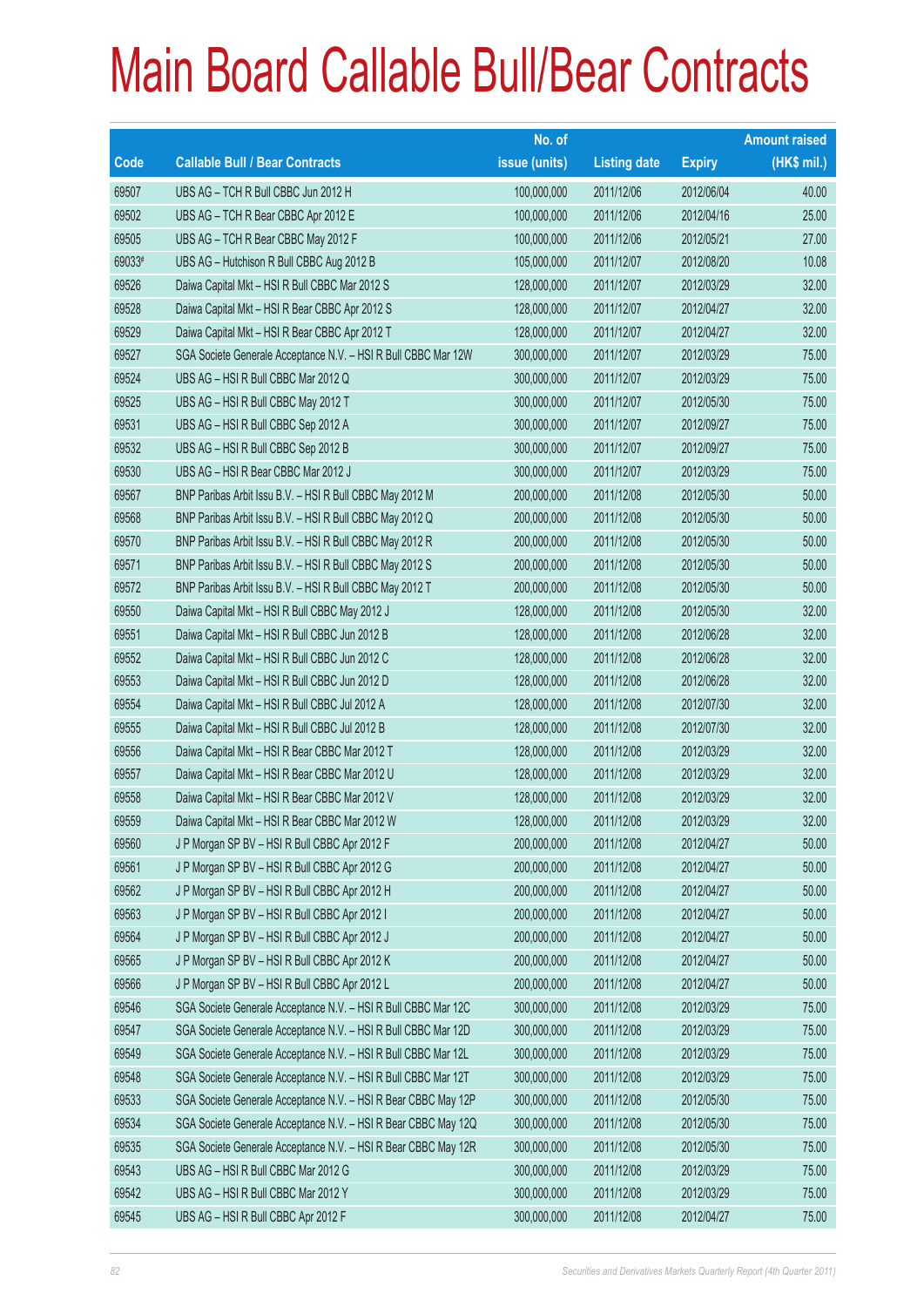# Main Board Callable Bull/Bear Contracts

| Code | Callable Bull / Bear Contracts | No. of issue (units) | Listing date | Expiry | Amount raised (HK$ mil.) |
|---|---|---|---|---|---|
| 69507 | UBS AG – TCH R Bull CBBC Jun 2012 H | 100,000,000 | 2011/12/06 | 2012/06/04 | 40.00 |
| 69502 | UBS AG – TCH R Bear CBBC Apr 2012 E | 100,000,000 | 2011/12/06 | 2012/04/16 | 25.00 |
| 69505 | UBS AG – TCH R Bear CBBC May 2012 F | 100,000,000 | 2011/12/06 | 2012/05/21 | 27.00 |
| 69033# | UBS AG – Hutchison R Bull CBBC Aug 2012 B | 105,000,000 | 2011/12/07 | 2012/08/20 | 10.08 |
| 69526 | Daiwa Capital Mkt – HSI R Bull CBBC Mar 2012 S | 128,000,000 | 2011/12/07 | 2012/03/29 | 32.00 |
| 69528 | Daiwa Capital Mkt – HSI R Bear CBBC Apr 2012 S | 128,000,000 | 2011/12/07 | 2012/04/27 | 32.00 |
| 69529 | Daiwa Capital Mkt – HSI R Bear CBBC Apr 2012 T | 128,000,000 | 2011/12/07 | 2012/04/27 | 32.00 |
| 69527 | SGA Societe Generale Acceptance N.V. – HSI R Bull CBBC Mar 12W | 300,000,000 | 2011/12/07 | 2012/03/29 | 75.00 |
| 69524 | UBS AG – HSI R Bull CBBC Mar 2012 Q | 300,000,000 | 2011/12/07 | 2012/03/29 | 75.00 |
| 69525 | UBS AG – HSI R Bull CBBC May 2012 T | 300,000,000 | 2011/12/07 | 2012/05/30 | 75.00 |
| 69531 | UBS AG – HSI R Bull CBBC Sep 2012 A | 300,000,000 | 2011/12/07 | 2012/09/27 | 75.00 |
| 69532 | UBS AG – HSI R Bull CBBC Sep 2012 B | 300,000,000 | 2011/12/07 | 2012/09/27 | 75.00 |
| 69530 | UBS AG – HSI R Bear CBBC Mar 2012 J | 300,000,000 | 2011/12/07 | 2012/03/29 | 75.00 |
| 69567 | BNP Paribas Arbit Issu B.V. – HSI R Bull CBBC May 2012 M | 200,000,000 | 2011/12/08 | 2012/05/30 | 50.00 |
| 69568 | BNP Paribas Arbit Issu B.V. – HSI R Bull CBBC May 2012 Q | 200,000,000 | 2011/12/08 | 2012/05/30 | 50.00 |
| 69570 | BNP Paribas Arbit Issu B.V. – HSI R Bull CBBC May 2012 R | 200,000,000 | 2011/12/08 | 2012/05/30 | 50.00 |
| 69571 | BNP Paribas Arbit Issu B.V. – HSI R Bull CBBC May 2012 S | 200,000,000 | 2011/12/08 | 2012/05/30 | 50.00 |
| 69572 | BNP Paribas Arbit Issu B.V. – HSI R Bull CBBC May 2012 T | 200,000,000 | 2011/12/08 | 2012/05/30 | 50.00 |
| 69550 | Daiwa Capital Mkt – HSI R Bull CBBC May 2012 J | 128,000,000 | 2011/12/08 | 2012/05/30 | 32.00 |
| 69551 | Daiwa Capital Mkt – HSI R Bull CBBC Jun 2012 B | 128,000,000 | 2011/12/08 | 2012/06/28 | 32.00 |
| 69552 | Daiwa Capital Mkt – HSI R Bull CBBC Jun 2012 C | 128,000,000 | 2011/12/08 | 2012/06/28 | 32.00 |
| 69553 | Daiwa Capital Mkt – HSI R Bull CBBC Jun 2012 D | 128,000,000 | 2011/12/08 | 2012/06/28 | 32.00 |
| 69554 | Daiwa Capital Mkt – HSI R Bull CBBC Jul 2012 A | 128,000,000 | 2011/12/08 | 2012/07/30 | 32.00 |
| 69555 | Daiwa Capital Mkt – HSI R Bull CBBC Jul 2012 B | 128,000,000 | 2011/12/08 | 2012/07/30 | 32.00 |
| 69556 | Daiwa Capital Mkt – HSI R Bear CBBC Mar 2012 T | 128,000,000 | 2011/12/08 | 2012/03/29 | 32.00 |
| 69557 | Daiwa Capital Mkt – HSI R Bear CBBC Mar 2012 U | 128,000,000 | 2011/12/08 | 2012/03/29 | 32.00 |
| 69558 | Daiwa Capital Mkt – HSI R Bear CBBC Mar 2012 V | 128,000,000 | 2011/12/08 | 2012/03/29 | 32.00 |
| 69559 | Daiwa Capital Mkt – HSI R Bear CBBC Mar 2012 W | 128,000,000 | 2011/12/08 | 2012/03/29 | 32.00 |
| 69560 | J P Morgan SP BV – HSI R Bull CBBC Apr 2012 F | 200,000,000 | 2011/12/08 | 2012/04/27 | 50.00 |
| 69561 | J P Morgan SP BV – HSI R Bull CBBC Apr 2012 G | 200,000,000 | 2011/12/08 | 2012/04/27 | 50.00 |
| 69562 | J P Morgan SP BV – HSI R Bull CBBC Apr 2012 H | 200,000,000 | 2011/12/08 | 2012/04/27 | 50.00 |
| 69563 | J P Morgan SP BV – HSI R Bull CBBC Apr 2012 I | 200,000,000 | 2011/12/08 | 2012/04/27 | 50.00 |
| 69564 | J P Morgan SP BV – HSI R Bull CBBC Apr 2012 J | 200,000,000 | 2011/12/08 | 2012/04/27 | 50.00 |
| 69565 | J P Morgan SP BV – HSI R Bull CBBC Apr 2012 K | 200,000,000 | 2011/12/08 | 2012/04/27 | 50.00 |
| 69566 | J P Morgan SP BV – HSI R Bull CBBC Apr 2012 L | 200,000,000 | 2011/12/08 | 2012/04/27 | 50.00 |
| 69546 | SGA Societe Generale Acceptance N.V. – HSI R Bull CBBC Mar 12C | 300,000,000 | 2011/12/08 | 2012/03/29 | 75.00 |
| 69547 | SGA Societe Generale Acceptance N.V. – HSI R Bull CBBC Mar 12D | 300,000,000 | 2011/12/08 | 2012/03/29 | 75.00 |
| 69549 | SGA Societe Generale Acceptance N.V. – HSI R Bull CBBC Mar 12L | 300,000,000 | 2011/12/08 | 2012/03/29 | 75.00 |
| 69548 | SGA Societe Generale Acceptance N.V. – HSI R Bull CBBC Mar 12T | 300,000,000 | 2011/12/08 | 2012/03/29 | 75.00 |
| 69533 | SGA Societe Generale Acceptance N.V. – HSI R Bear CBBC May 12P | 300,000,000 | 2011/12/08 | 2012/05/30 | 75.00 |
| 69534 | SGA Societe Generale Acceptance N.V. – HSI R Bear CBBC May 12Q | 300,000,000 | 2011/12/08 | 2012/05/30 | 75.00 |
| 69535 | SGA Societe Generale Acceptance N.V. – HSI R Bear CBBC May 12R | 300,000,000 | 2011/12/08 | 2012/05/30 | 75.00 |
| 69543 | UBS AG – HSI R Bull CBBC Mar 2012 G | 300,000,000 | 2011/12/08 | 2012/03/29 | 75.00 |
| 69542 | UBS AG – HSI R Bull CBBC Mar 2012 Y | 300,000,000 | 2011/12/08 | 2012/03/29 | 75.00 |
| 69545 | UBS AG – HSI R Bull CBBC Apr 2012 F | 300,000,000 | 2011/12/08 | 2012/04/27 | 75.00 |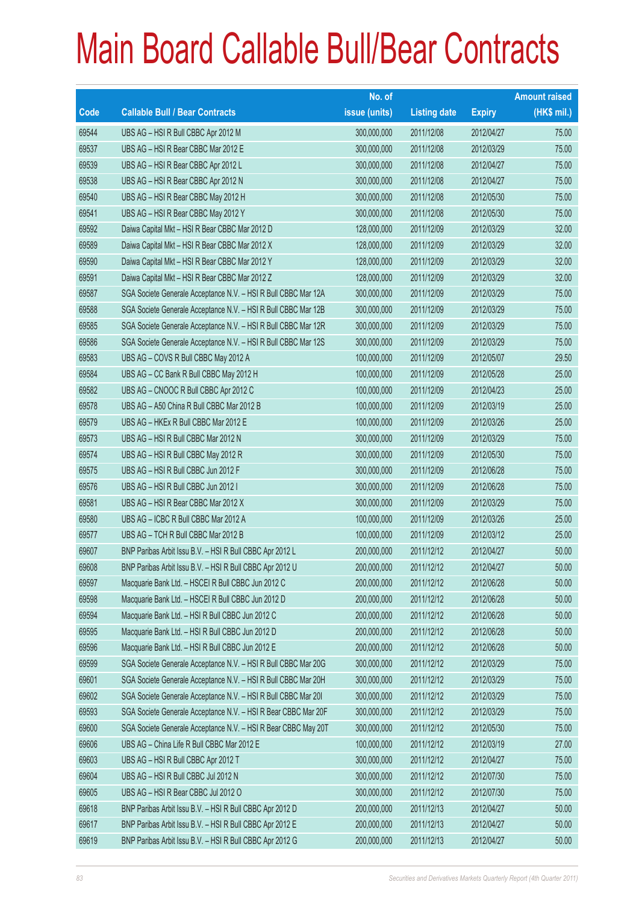# Main Board Callable Bull/Bear Contracts

| Code | Callable Bull / Bear Contracts | No. of issue (units) | Listing date | Expiry | Amount raised (HK$ mil.) |
|---|---|---|---|---|---|
| 69544 | UBS AG – HSI R Bull CBBC Apr 2012 M | 300,000,000 | 2011/12/08 | 2012/04/27 | 75.00 |
| 69537 | UBS AG – HSI R Bear CBBC Mar 2012 E | 300,000,000 | 2011/12/08 | 2012/03/29 | 75.00 |
| 69539 | UBS AG – HSI R Bear CBBC Apr 2012 L | 300,000,000 | 2011/12/08 | 2012/04/27 | 75.00 |
| 69538 | UBS AG – HSI R Bear CBBC Apr 2012 N | 300,000,000 | 2011/12/08 | 2012/04/27 | 75.00 |
| 69540 | UBS AG – HSI R Bear CBBC May 2012 H | 300,000,000 | 2011/12/08 | 2012/05/30 | 75.00 |
| 69541 | UBS AG – HSI R Bear CBBC May 2012 Y | 300,000,000 | 2011/12/08 | 2012/05/30 | 75.00 |
| 69592 | Daiwa Capital Mkt – HSI R Bear CBBC Mar 2012 D | 128,000,000 | 2011/12/09 | 2012/03/29 | 32.00 |
| 69589 | Daiwa Capital Mkt – HSI R Bear CBBC Mar 2012 X | 128,000,000 | 2011/12/09 | 2012/03/29 | 32.00 |
| 69590 | Daiwa Capital Mkt – HSI R Bear CBBC Mar 2012 Y | 128,000,000 | 2011/12/09 | 2012/03/29 | 32.00 |
| 69591 | Daiwa Capital Mkt – HSI R Bear CBBC Mar 2012 Z | 128,000,000 | 2011/12/09 | 2012/03/29 | 32.00 |
| 69587 | SGA Societe Generale Acceptance N.V. – HSI R Bull CBBC Mar 12A | 300,000,000 | 2011/12/09 | 2012/03/29 | 75.00 |
| 69588 | SGA Societe Generale Acceptance N.V. – HSI R Bull CBBC Mar 12B | 300,000,000 | 2011/12/09 | 2012/03/29 | 75.00 |
| 69585 | SGA Societe Generale Acceptance N.V. – HSI R Bull CBBC Mar 12R | 300,000,000 | 2011/12/09 | 2012/03/29 | 75.00 |
| 69586 | SGA Societe Generale Acceptance N.V. – HSI R Bull CBBC Mar 12S | 300,000,000 | 2011/12/09 | 2012/03/29 | 75.00 |
| 69583 | UBS AG – COVS R Bull CBBC May 2012 A | 100,000,000 | 2011/12/09 | 2012/05/07 | 29.50 |
| 69584 | UBS AG – CC Bank R Bull CBBC May 2012 H | 100,000,000 | 2011/12/09 | 2012/05/28 | 25.00 |
| 69582 | UBS AG – CNOOC R Bull CBBC Apr 2012 C | 100,000,000 | 2011/12/09 | 2012/04/23 | 25.00 |
| 69578 | UBS AG – A50 China R Bull CBBC Mar 2012 B | 100,000,000 | 2011/12/09 | 2012/03/19 | 25.00 |
| 69579 | UBS AG – HKEx R Bull CBBC Mar 2012 E | 100,000,000 | 2011/12/09 | 2012/03/26 | 25.00 |
| 69573 | UBS AG – HSI R Bull CBBC Mar 2012 N | 300,000,000 | 2011/12/09 | 2012/03/29 | 75.00 |
| 69574 | UBS AG – HSI R Bull CBBC May 2012 R | 300,000,000 | 2011/12/09 | 2012/05/30 | 75.00 |
| 69575 | UBS AG – HSI R Bull CBBC Jun 2012 F | 300,000,000 | 2011/12/09 | 2012/06/28 | 75.00 |
| 69576 | UBS AG – HSI R Bull CBBC Jun 2012 I | 300,000,000 | 2011/12/09 | 2012/06/28 | 75.00 |
| 69581 | UBS AG – HSI R Bear CBBC Mar 2012 X | 300,000,000 | 2011/12/09 | 2012/03/29 | 75.00 |
| 69580 | UBS AG – ICBC R Bull CBBC Mar 2012 A | 100,000,000 | 2011/12/09 | 2012/03/26 | 25.00 |
| 69577 | UBS AG – TCH R Bull CBBC Mar 2012 B | 100,000,000 | 2011/12/09 | 2012/03/12 | 25.00 |
| 69607 | BNP Paribas Arbit Issu B.V. – HSI R Bull CBBC Apr 2012 L | 200,000,000 | 2011/12/12 | 2012/04/27 | 50.00 |
| 69608 | BNP Paribas Arbit Issu B.V. – HSI R Bull CBBC Apr 2012 U | 200,000,000 | 2011/12/12 | 2012/04/27 | 50.00 |
| 69597 | Macquarie Bank Ltd. – HSCEI R Bull CBBC Jun 2012 C | 200,000,000 | 2011/12/12 | 2012/06/28 | 50.00 |
| 69598 | Macquarie Bank Ltd. – HSCEI R Bull CBBC Jun 2012 D | 200,000,000 | 2011/12/12 | 2012/06/28 | 50.00 |
| 69594 | Macquarie Bank Ltd. – HSI R Bull CBBC Jun 2012 C | 200,000,000 | 2011/12/12 | 2012/06/28 | 50.00 |
| 69595 | Macquarie Bank Ltd. – HSI R Bull CBBC Jun 2012 D | 200,000,000 | 2011/12/12 | 2012/06/28 | 50.00 |
| 69596 | Macquarie Bank Ltd. – HSI R Bull CBBC Jun 2012 E | 200,000,000 | 2011/12/12 | 2012/06/28 | 50.00 |
| 69599 | SGA Societe Generale Acceptance N.V. – HSI R Bull CBBC Mar 20G | 300,000,000 | 2011/12/12 | 2012/03/29 | 75.00 |
| 69601 | SGA Societe Generale Acceptance N.V. – HSI R Bull CBBC Mar 20H | 300,000,000 | 2011/12/12 | 2012/03/29 | 75.00 |
| 69602 | SGA Societe Generale Acceptance N.V. – HSI R Bull CBBC Mar 20I | 300,000,000 | 2011/12/12 | 2012/03/29 | 75.00 |
| 69593 | SGA Societe Generale Acceptance N.V. – HSI R Bear CBBC Mar 20F | 300,000,000 | 2011/12/12 | 2012/03/29 | 75.00 |
| 69600 | SGA Societe Generale Acceptance N.V. – HSI R Bear CBBC May 20T | 300,000,000 | 2011/12/12 | 2012/05/30 | 75.00 |
| 69606 | UBS AG – China Life R Bull CBBC Mar 2012 E | 100,000,000 | 2011/12/12 | 2012/03/19 | 27.00 |
| 69603 | UBS AG – HSI R Bull CBBC Apr 2012 T | 300,000,000 | 2011/12/12 | 2012/04/27 | 75.00 |
| 69604 | UBS AG – HSI R Bull CBBC Jul 2012 N | 300,000,000 | 2011/12/12 | 2012/07/30 | 75.00 |
| 69605 | UBS AG – HSI R Bear CBBC Jul 2012 O | 300,000,000 | 2011/12/12 | 2012/07/30 | 75.00 |
| 69618 | BNP Paribas Arbit Issu B.V. – HSI R Bull CBBC Apr 2012 D | 200,000,000 | 2011/12/13 | 2012/04/27 | 50.00 |
| 69617 | BNP Paribas Arbit Issu B.V. – HSI R Bull CBBC Apr 2012 E | 200,000,000 | 2011/12/13 | 2012/04/27 | 50.00 |
| 69619 | BNP Paribas Arbit Issu B.V. – HSI R Bull CBBC Apr 2012 G | 200,000,000 | 2011/12/13 | 2012/04/27 | 50.00 |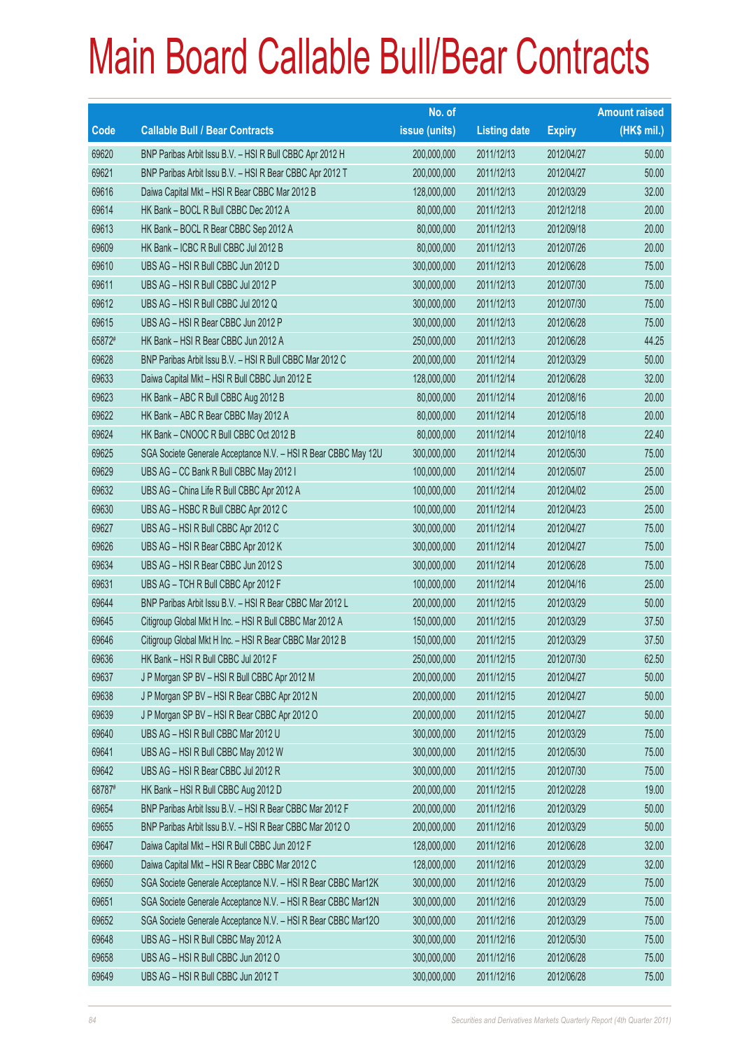# Main Board Callable Bull/Bear Contracts

| Code | Callable Bull / Bear Contracts | No. of issue (units) | Listing date | Expiry | Amount raised (HK$ mil.) |
|---|---|---|---|---|---|
| 69620 | BNP Paribas Arbit Issu B.V. – HSI R Bull CBBC Apr 2012 H | 200,000,000 | 2011/12/13 | 2012/04/27 | 50.00 |
| 69621 | BNP Paribas Arbit Issu B.V. – HSI R Bear CBBC Apr 2012 T | 200,000,000 | 2011/12/13 | 2012/04/27 | 50.00 |
| 69616 | Daiwa Capital Mkt – HSI R Bear CBBC Mar 2012 B | 128,000,000 | 2011/12/13 | 2012/03/29 | 32.00 |
| 69614 | HK Bank – BOCL R Bull CBBC Dec 2012 A | 80,000,000 | 2011/12/13 | 2012/12/18 | 20.00 |
| 69613 | HK Bank – BOCL R Bear CBBC Sep 2012 A | 80,000,000 | 2011/12/13 | 2012/09/18 | 20.00 |
| 69609 | HK Bank – ICBC R Bull CBBC Jul 2012 B | 80,000,000 | 2011/12/13 | 2012/07/26 | 20.00 |
| 69610 | UBS AG – HSI R Bull CBBC Jun 2012 D | 300,000,000 | 2011/12/13 | 2012/06/28 | 75.00 |
| 69611 | UBS AG – HSI R Bull CBBC Jul 2012 P | 300,000,000 | 2011/12/13 | 2012/07/30 | 75.00 |
| 69612 | UBS AG – HSI R Bull CBBC Jul 2012 Q | 300,000,000 | 2011/12/13 | 2012/07/30 | 75.00 |
| 69615 | UBS AG – HSI R Bear CBBC Jun 2012 P | 300,000,000 | 2011/12/13 | 2012/06/28 | 75.00 |
| 65872# | HK Bank – HSI R Bear CBBC Jun 2012 A | 250,000,000 | 2011/12/13 | 2012/06/28 | 44.25 |
| 69628 | BNP Paribas Arbit Issu B.V. – HSI R Bull CBBC Mar 2012 C | 200,000,000 | 2011/12/14 | 2012/03/29 | 50.00 |
| 69633 | Daiwa Capital Mkt – HSI R Bull CBBC Jun 2012 E | 128,000,000 | 2011/12/14 | 2012/06/28 | 32.00 |
| 69623 | HK Bank – ABC R Bull CBBC Aug 2012 B | 80,000,000 | 2011/12/14 | 2012/08/16 | 20.00 |
| 69622 | HK Bank – ABC R Bear CBBC May 2012 A | 80,000,000 | 2011/12/14 | 2012/05/18 | 20.00 |
| 69624 | HK Bank – CNOOC R Bull CBBC Oct 2012 B | 80,000,000 | 2011/12/14 | 2012/10/18 | 22.40 |
| 69625 | SGA Societe Generale Acceptance N.V. – HSI R Bear CBBC May 12U | 300,000,000 | 2011/12/14 | 2012/05/30 | 75.00 |
| 69629 | UBS AG – CC Bank R Bull CBBC May 2012 I | 100,000,000 | 2011/12/14 | 2012/05/07 | 25.00 |
| 69632 | UBS AG – China Life R Bull CBBC Apr 2012 A | 100,000,000 | 2011/12/14 | 2012/04/02 | 25.00 |
| 69630 | UBS AG – HSBC R Bull CBBC Apr 2012 C | 100,000,000 | 2011/12/14 | 2012/04/23 | 25.00 |
| 69627 | UBS AG – HSI R Bull CBBC Apr 2012 C | 300,000,000 | 2011/12/14 | 2012/04/27 | 75.00 |
| 69626 | UBS AG – HSI R Bear CBBC Apr 2012 K | 300,000,000 | 2011/12/14 | 2012/04/27 | 75.00 |
| 69634 | UBS AG – HSI R Bear CBBC Jun 2012 S | 300,000,000 | 2011/12/14 | 2012/06/28 | 75.00 |
| 69631 | UBS AG – TCH R Bull CBBC Apr 2012 F | 100,000,000 | 2011/12/14 | 2012/04/16 | 25.00 |
| 69644 | BNP Paribas Arbit Issu B.V. – HSI R Bear CBBC Mar 2012 L | 200,000,000 | 2011/12/15 | 2012/03/29 | 50.00 |
| 69645 | Citigroup Global Mkt H Inc. – HSI R Bull CBBC Mar 2012 A | 150,000,000 | 2011/12/15 | 2012/03/29 | 37.50 |
| 69646 | Citigroup Global Mkt H Inc. – HSI R Bear CBBC Mar 2012 B | 150,000,000 | 2011/12/15 | 2012/03/29 | 37.50 |
| 69636 | HK Bank – HSI R Bull CBBC Jul 2012 F | 250,000,000 | 2011/12/15 | 2012/07/30 | 62.50 |
| 69637 | J P Morgan SP BV – HSI R Bull CBBC Apr 2012 M | 200,000,000 | 2011/12/15 | 2012/04/27 | 50.00 |
| 69638 | J P Morgan SP BV – HSI R Bear CBBC Apr 2012 N | 200,000,000 | 2011/12/15 | 2012/04/27 | 50.00 |
| 69639 | J P Morgan SP BV – HSI R Bear CBBC Apr 2012 O | 200,000,000 | 2011/12/15 | 2012/04/27 | 50.00 |
| 69640 | UBS AG – HSI R Bull CBBC Mar 2012 U | 300,000,000 | 2011/12/15 | 2012/03/29 | 75.00 |
| 69641 | UBS AG – HSI R Bull CBBC May 2012 W | 300,000,000 | 2011/12/15 | 2012/05/30 | 75.00 |
| 69642 | UBS AG – HSI R Bear CBBC Jul 2012 R | 300,000,000 | 2011/12/15 | 2012/07/30 | 75.00 |
| 68787# | HK Bank – HSI R Bull CBBC Aug 2012 D | 200,000,000 | 2011/12/15 | 2012/02/28 | 19.00 |
| 69654 | BNP Paribas Arbit Issu B.V. – HSI R Bear CBBC Mar 2012 F | 200,000,000 | 2011/12/16 | 2012/03/29 | 50.00 |
| 69655 | BNP Paribas Arbit Issu B.V. – HSI R Bear CBBC Mar 2012 O | 200,000,000 | 2011/12/16 | 2012/03/29 | 50.00 |
| 69647 | Daiwa Capital Mkt – HSI R Bull CBBC Jun 2012 F | 128,000,000 | 2011/12/16 | 2012/06/28 | 32.00 |
| 69660 | Daiwa Capital Mkt – HSI R Bear CBBC Mar 2012 C | 128,000,000 | 2011/12/16 | 2012/03/29 | 32.00 |
| 69650 | SGA Societe Generale Acceptance N.V. – HSI R Bear CBBC Mar12K | 300,000,000 | 2011/12/16 | 2012/03/29 | 75.00 |
| 69651 | SGA Societe Generale Acceptance N.V. – HSI R Bear CBBC Mar12N | 300,000,000 | 2011/12/16 | 2012/03/29 | 75.00 |
| 69652 | SGA Societe Generale Acceptance N.V. – HSI R Bear CBBC Mar12O | 300,000,000 | 2011/12/16 | 2012/03/29 | 75.00 |
| 69648 | UBS AG – HSI R Bull CBBC May 2012 A | 300,000,000 | 2011/12/16 | 2012/05/30 | 75.00 |
| 69658 | UBS AG – HSI R Bull CBBC Jun 2012 O | 300,000,000 | 2011/12/16 | 2012/06/28 | 75.00 |
| 69649 | UBS AG – HSI R Bull CBBC Jun 2012 T | 300,000,000 | 2011/12/16 | 2012/06/28 | 75.00 |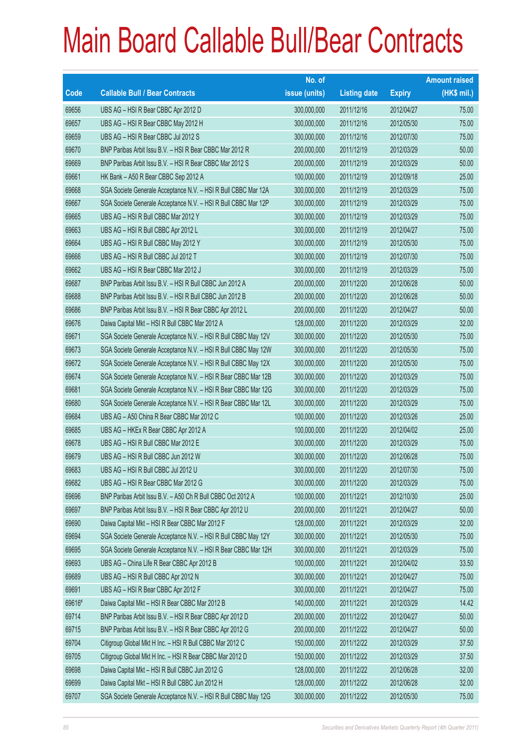# Main Board Callable Bull/Bear Contracts

| Code | Callable Bull / Bear Contracts | No. of issue (units) | Listing date | Expiry | Amount raised (HK$ mil.) |
|---|---|---|---|---|---|
| 69656 | UBS AG – HSI R Bear CBBC Apr 2012 D | 300,000,000 | 2011/12/16 | 2012/04/27 | 75.00 |
| 69657 | UBS AG – HSI R Bear CBBC May 2012 H | 300,000,000 | 2011/12/16 | 2012/05/30 | 75.00 |
| 69659 | UBS AG – HSI R Bear CBBC Jul 2012 S | 300,000,000 | 2011/12/16 | 2012/07/30 | 75.00 |
| 69670 | BNP Paribas Arbit Issu B.V. – HSI R Bear CBBC Mar 2012 R | 200,000,000 | 2011/12/19 | 2012/03/29 | 50.00 |
| 69669 | BNP Paribas Arbit Issu B.V. – HSI R Bear CBBC Mar 2012 S | 200,000,000 | 2011/12/19 | 2012/03/29 | 50.00 |
| 69661 | HK Bank – A50 R Bear CBBC Sep 2012 A | 100,000,000 | 2011/12/19 | 2012/09/18 | 25.00 |
| 69668 | SGA Societe Generale Acceptance N.V. – HSI R Bull CBBC Mar 12A | 300,000,000 | 2011/12/19 | 2012/03/29 | 75.00 |
| 69667 | SGA Societe Generale Acceptance N.V. – HSI R Bull CBBC Mar 12P | 300,000,000 | 2011/12/19 | 2012/03/29 | 75.00 |
| 69665 | UBS AG – HSI R Bull CBBC Mar 2012 Y | 300,000,000 | 2011/12/19 | 2012/03/29 | 75.00 |
| 69663 | UBS AG – HSI R Bull CBBC Apr 2012 L | 300,000,000 | 2011/12/19 | 2012/04/27 | 75.00 |
| 69664 | UBS AG – HSI R Bull CBBC May 2012 Y | 300,000,000 | 2011/12/19 | 2012/05/30 | 75.00 |
| 69666 | UBS AG – HSI R Bull CBBC Jul 2012 T | 300,000,000 | 2011/12/19 | 2012/07/30 | 75.00 |
| 69662 | UBS AG – HSI R Bear CBBC Mar 2012 J | 300,000,000 | 2011/12/19 | 2012/03/29 | 75.00 |
| 69687 | BNP Paribas Arbit Issu B.V. – HSI R Bull CBBC Jun 2012 A | 200,000,000 | 2011/12/20 | 2012/06/28 | 50.00 |
| 69688 | BNP Paribas Arbit Issu B.V. – HSI R Bull CBBC Jun 2012 B | 200,000,000 | 2011/12/20 | 2012/06/28 | 50.00 |
| 69686 | BNP Paribas Arbit Issu B.V. – HSI R Bear CBBC Apr 2012 L | 200,000,000 | 2011/12/20 | 2012/04/27 | 50.00 |
| 69676 | Daiwa Capital Mkt – HSI R Bull CBBC Mar 2012 A | 128,000,000 | 2011/12/20 | 2012/03/29 | 32.00 |
| 69671 | SGA Societe Generale Acceptance N.V. – HSI R Bull CBBC May 12V | 300,000,000 | 2011/12/20 | 2012/05/30 | 75.00 |
| 69673 | SGA Societe Generale Acceptance N.V. – HSI R Bull CBBC May 12W | 300,000,000 | 2011/12/20 | 2012/05/30 | 75.00 |
| 69672 | SGA Societe Generale Acceptance N.V. – HSI R Bull CBBC May 12X | 300,000,000 | 2011/12/20 | 2012/05/30 | 75.00 |
| 69674 | SGA Societe Generale Acceptance N.V. – HSI R Bear CBBC Mar 12B | 300,000,000 | 2011/12/20 | 2012/03/29 | 75.00 |
| 69681 | SGA Societe Generale Acceptance N.V. – HSI R Bear CBBC Mar 12G | 300,000,000 | 2011/12/20 | 2012/03/29 | 75.00 |
| 69680 | SGA Societe Generale Acceptance N.V. – HSI R Bear CBBC Mar 12L | 300,000,000 | 2011/12/20 | 2012/03/29 | 75.00 |
| 69684 | UBS AG – A50 China R Bear CBBC Mar 2012 C | 100,000,000 | 2011/12/20 | 2012/03/26 | 25.00 |
| 69685 | UBS AG – HKEx R Bear CBBC Apr 2012 A | 100,000,000 | 2011/12/20 | 2012/04/02 | 25.00 |
| 69678 | UBS AG – HSI R Bull CBBC Mar 2012 E | 300,000,000 | 2011/12/20 | 2012/03/29 | 75.00 |
| 69679 | UBS AG – HSI R Bull CBBC Jun 2012 W | 300,000,000 | 2011/12/20 | 2012/06/28 | 75.00 |
| 69683 | UBS AG – HSI R Bull CBBC Jul 2012 U | 300,000,000 | 2011/12/20 | 2012/07/30 | 75.00 |
| 69682 | UBS AG – HSI R Bear CBBC Mar 2012 G | 300,000,000 | 2011/12/20 | 2012/03/29 | 75.00 |
| 69696 | BNP Paribas Arbit Issu B.V. – A50 Ch R Bull CBBC Oct 2012 A | 100,000,000 | 2011/12/21 | 2012/10/30 | 25.00 |
| 69697 | BNP Paribas Arbit Issu B.V. – HSI R Bear CBBC Apr 2012 U | 200,000,000 | 2011/12/21 | 2012/04/27 | 50.00 |
| 69690 | Daiwa Capital Mkt – HSI R Bear CBBC Mar 2012 F | 128,000,000 | 2011/12/21 | 2012/03/29 | 32.00 |
| 69694 | SGA Societe Generale Acceptance N.V. – HSI R Bull CBBC May 12Y | 300,000,000 | 2011/12/21 | 2012/05/30 | 75.00 |
| 69695 | SGA Societe Generale Acceptance N.V. – HSI R Bear CBBC Mar 12H | 300,000,000 | 2011/12/21 | 2012/03/29 | 75.00 |
| 69693 | UBS AG – China Life R Bear CBBC Apr 2012 B | 100,000,000 | 2011/12/21 | 2012/04/02 | 33.50 |
| 69689 | UBS AG – HSI R Bull CBBC Apr 2012 N | 300,000,000 | 2011/12/21 | 2012/04/27 | 75.00 |
| 69691 | UBS AG – HSI R Bear CBBC Apr 2012 F | 300,000,000 | 2011/12/21 | 2012/04/27 | 75.00 |
| 69616# | Daiwa Capital Mkt – HSI R Bear CBBC Mar 2012 B | 140,000,000 | 2011/12/21 | 2012/03/29 | 14.42 |
| 69714 | BNP Paribas Arbit Issu B.V. – HSI R Bear CBBC Apr 2012 D | 200,000,000 | 2011/12/22 | 2012/04/27 | 50.00 |
| 69715 | BNP Paribas Arbit Issu B.V. – HSI R Bear CBBC Apr 2012 G | 200,000,000 | 2011/12/22 | 2012/04/27 | 50.00 |
| 69704 | Citigroup Global Mkt H Inc. – HSI R Bull CBBC Mar 2012 C | 150,000,000 | 2011/12/22 | 2012/03/29 | 37.50 |
| 69705 | Citigroup Global Mkt H Inc. – HSI R Bear CBBC Mar 2012 D | 150,000,000 | 2011/12/22 | 2012/03/29 | 37.50 |
| 69698 | Daiwa Capital Mkt – HSI R Bull CBBC Jun 2012 G | 128,000,000 | 2011/12/22 | 2012/06/28 | 32.00 |
| 69699 | Daiwa Capital Mkt – HSI R Bull CBBC Jun 2012 H | 128,000,000 | 2011/12/22 | 2012/06/28 | 32.00 |
| 69707 | SGA Societe Generale Acceptance N.V. – HSI R Bull CBBC May 12G | 300,000,000 | 2011/12/22 | 2012/05/30 | 75.00 |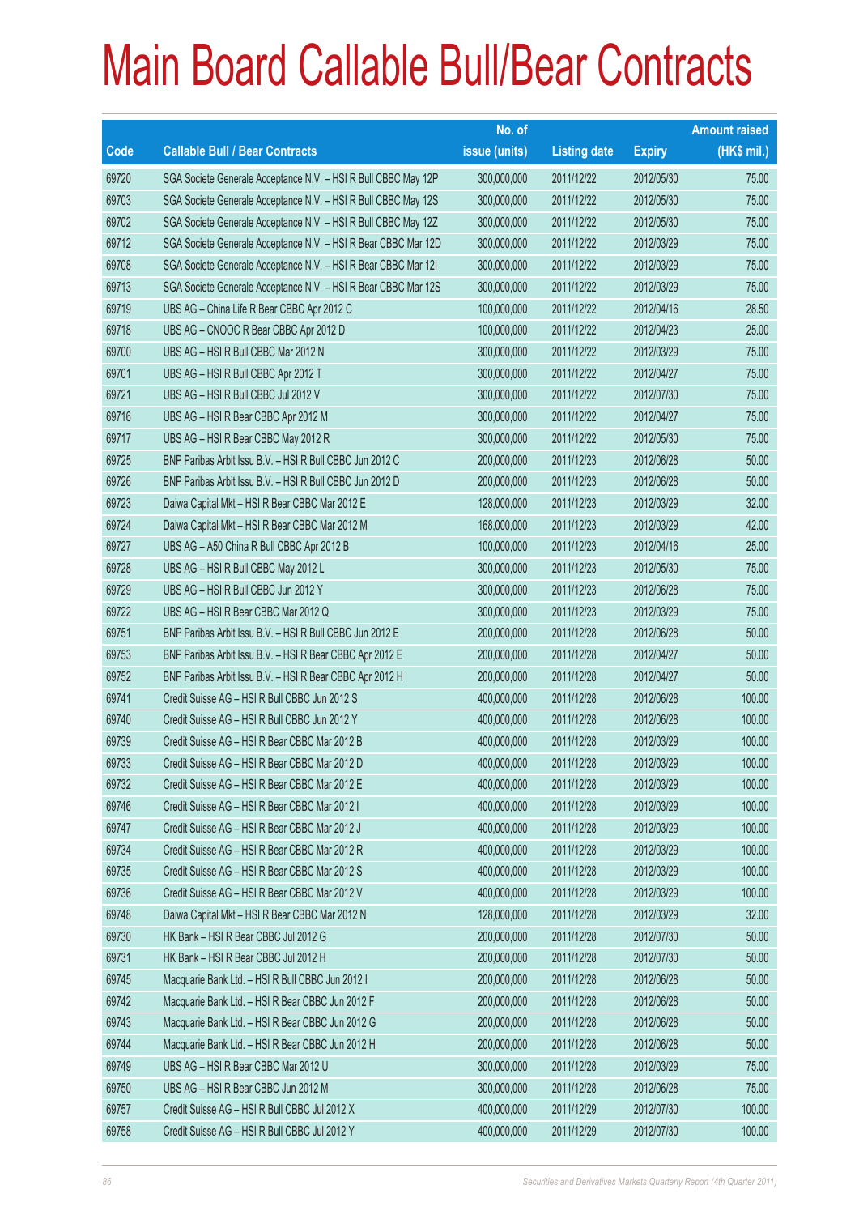# Main Board Callable Bull/Bear Contracts

| Code | Callable Bull / Bear Contracts | No. of issue (units) | Listing date | Expiry | Amount raised (HK$ mil.) |
|---|---|---|---|---|---|
| 69720 | SGA Societe Generale Acceptance N.V. – HSI R Bull CBBC May 12P | 300,000,000 | 2011/12/22 | 2012/05/30 | 75.00 |
| 69703 | SGA Societe Generale Acceptance N.V. – HSI R Bull CBBC May 12S | 300,000,000 | 2011/12/22 | 2012/05/30 | 75.00 |
| 69702 | SGA Societe Generale Acceptance N.V. – HSI R Bull CBBC May 12Z | 300,000,000 | 2011/12/22 | 2012/05/30 | 75.00 |
| 69712 | SGA Societe Generale Acceptance N.V. – HSI R Bear CBBC Mar 12D | 300,000,000 | 2011/12/22 | 2012/03/29 | 75.00 |
| 69708 | SGA Societe Generale Acceptance N.V. – HSI R Bear CBBC Mar 12I | 300,000,000 | 2011/12/22 | 2012/03/29 | 75.00 |
| 69713 | SGA Societe Generale Acceptance N.V. – HSI R Bear CBBC Mar 12S | 300,000,000 | 2011/12/22 | 2012/03/29 | 75.00 |
| 69719 | UBS AG – China Life R Bear CBBC Apr 2012 C | 100,000,000 | 2011/12/22 | 2012/04/16 | 28.50 |
| 69718 | UBS AG – CNOOC R Bear CBBC Apr 2012 D | 100,000,000 | 2011/12/22 | 2012/04/23 | 25.00 |
| 69700 | UBS AG – HSI R Bull CBBC Mar 2012 N | 300,000,000 | 2011/12/22 | 2012/03/29 | 75.00 |
| 69701 | UBS AG – HSI R Bull CBBC Apr 2012 T | 300,000,000 | 2011/12/22 | 2012/04/27 | 75.00 |
| 69721 | UBS AG – HSI R Bull CBBC Jul 2012 V | 300,000,000 | 2011/12/22 | 2012/07/30 | 75.00 |
| 69716 | UBS AG – HSI R Bear CBBC Apr 2012 M | 300,000,000 | 2011/12/22 | 2012/04/27 | 75.00 |
| 69717 | UBS AG – HSI R Bear CBBC May 2012 R | 300,000,000 | 2011/12/22 | 2012/05/30 | 75.00 |
| 69725 | BNP Paribas Arbit Issu B.V. – HSI R Bull CBBC Jun 2012 C | 200,000,000 | 2011/12/23 | 2012/06/28 | 50.00 |
| 69726 | BNP Paribas Arbit Issu B.V. – HSI R Bull CBBC Jun 2012 D | 200,000,000 | 2011/12/23 | 2012/06/28 | 50.00 |
| 69723 | Daiwa Capital Mkt – HSI R Bear CBBC Mar 2012 E | 128,000,000 | 2011/12/23 | 2012/03/29 | 32.00 |
| 69724 | Daiwa Capital Mkt – HSI R Bear CBBC Mar 2012 M | 168,000,000 | 2011/12/23 | 2012/03/29 | 42.00 |
| 69727 | UBS AG – A50 China R Bull CBBC Apr 2012 B | 100,000,000 | 2011/12/23 | 2012/04/16 | 25.00 |
| 69728 | UBS AG – HSI R Bull CBBC May 2012 L | 300,000,000 | 2011/12/23 | 2012/05/30 | 75.00 |
| 69729 | UBS AG – HSI R Bull CBBC Jun 2012 Y | 300,000,000 | 2011/12/23 | 2012/06/28 | 75.00 |
| 69722 | UBS AG – HSI R Bear CBBC Mar 2012 Q | 300,000,000 | 2011/12/23 | 2012/03/29 | 75.00 |
| 69751 | BNP Paribas Arbit Issu B.V. – HSI R Bull CBBC Jun 2012 E | 200,000,000 | 2011/12/28 | 2012/06/28 | 50.00 |
| 69753 | BNP Paribas Arbit Issu B.V. – HSI R Bear CBBC Apr 2012 E | 200,000,000 | 2011/12/28 | 2012/04/27 | 50.00 |
| 69752 | BNP Paribas Arbit Issu B.V. – HSI R Bear CBBC Apr 2012 H | 200,000,000 | 2011/12/28 | 2012/04/27 | 50.00 |
| 69741 | Credit Suisse AG – HSI R Bull CBBC Jun 2012 S | 400,000,000 | 2011/12/28 | 2012/06/28 | 100.00 |
| 69740 | Credit Suisse AG – HSI R Bull CBBC Jun 2012 Y | 400,000,000 | 2011/12/28 | 2012/06/28 | 100.00 |
| 69739 | Credit Suisse AG – HSI R Bear CBBC Mar 2012 B | 400,000,000 | 2011/12/28 | 2012/03/29 | 100.00 |
| 69733 | Credit Suisse AG – HSI R Bear CBBC Mar 2012 D | 400,000,000 | 2011/12/28 | 2012/03/29 | 100.00 |
| 69732 | Credit Suisse AG – HSI R Bear CBBC Mar 2012 E | 400,000,000 | 2011/12/28 | 2012/03/29 | 100.00 |
| 69746 | Credit Suisse AG – HSI R Bear CBBC Mar 2012 I | 400,000,000 | 2011/12/28 | 2012/03/29 | 100.00 |
| 69747 | Credit Suisse AG – HSI R Bear CBBC Mar 2012 J | 400,000,000 | 2011/12/28 | 2012/03/29 | 100.00 |
| 69734 | Credit Suisse AG – HSI R Bear CBBC Mar 2012 R | 400,000,000 | 2011/12/28 | 2012/03/29 | 100.00 |
| 69735 | Credit Suisse AG – HSI R Bear CBBC Mar 2012 S | 400,000,000 | 2011/12/28 | 2012/03/29 | 100.00 |
| 69736 | Credit Suisse AG – HSI R Bear CBBC Mar 2012 V | 400,000,000 | 2011/12/28 | 2012/03/29 | 100.00 |
| 69748 | Daiwa Capital Mkt – HSI R Bear CBBC Mar 2012 N | 128,000,000 | 2011/12/28 | 2012/03/29 | 32.00 |
| 69730 | HK Bank – HSI R Bear CBBC Jul 2012 G | 200,000,000 | 2011/12/28 | 2012/07/30 | 50.00 |
| 69731 | HK Bank – HSI R Bear CBBC Jul 2012 H | 200,000,000 | 2011/12/28 | 2012/07/30 | 50.00 |
| 69745 | Macquarie Bank Ltd. – HSI R Bull CBBC Jun 2012 I | 200,000,000 | 2011/12/28 | 2012/06/28 | 50.00 |
| 69742 | Macquarie Bank Ltd. – HSI R Bear CBBC Jun 2012 F | 200,000,000 | 2011/12/28 | 2012/06/28 | 50.00 |
| 69743 | Macquarie Bank Ltd. – HSI R Bear CBBC Jun 2012 G | 200,000,000 | 2011/12/28 | 2012/06/28 | 50.00 |
| 69744 | Macquarie Bank Ltd. – HSI R Bear CBBC Jun 2012 H | 200,000,000 | 2011/12/28 | 2012/06/28 | 50.00 |
| 69749 | UBS AG – HSI R Bear CBBC Mar 2012 U | 300,000,000 | 2011/12/28 | 2012/03/29 | 75.00 |
| 69750 | UBS AG – HSI R Bear CBBC Jun 2012 M | 300,000,000 | 2011/12/28 | 2012/06/28 | 75.00 |
| 69757 | Credit Suisse AG – HSI R Bull CBBC Jul 2012 X | 400,000,000 | 2011/12/29 | 2012/07/30 | 100.00 |
| 69758 | Credit Suisse AG – HSI R Bull CBBC Jul 2012 Y | 400,000,000 | 2011/12/29 | 2012/07/30 | 100.00 |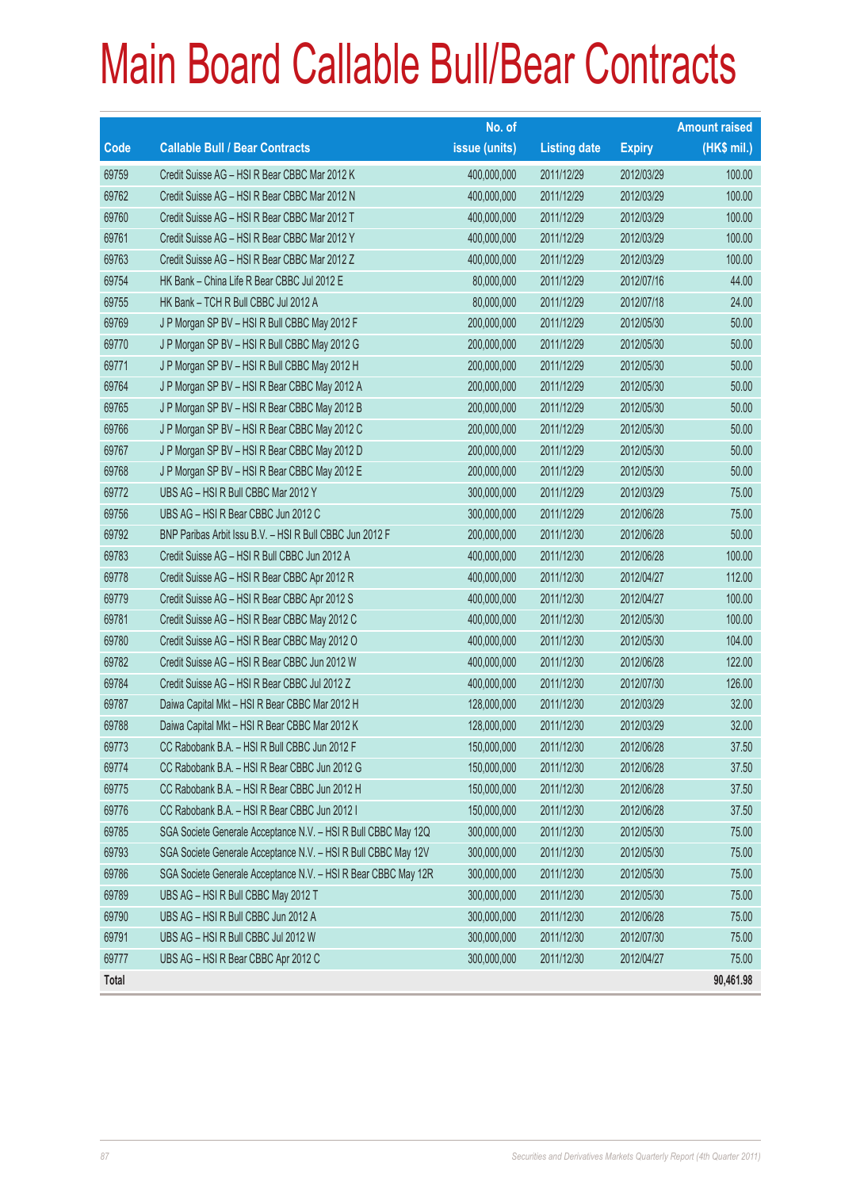# Main Board Callable Bull/Bear Contracts

| Code | Callable Bull / Bear Contracts | No. of issue (units) | Listing date | Expiry | Amount raised (HK$ mil.) |
|---|---|---|---|---|---|
| 69759 | Credit Suisse AG – HSI R Bear CBBC Mar 2012 K | 400,000,000 | 2011/12/29 | 2012/03/29 | 100.00 |
| 69762 | Credit Suisse AG – HSI R Bear CBBC Mar 2012 N | 400,000,000 | 2011/12/29 | 2012/03/29 | 100.00 |
| 69760 | Credit Suisse AG – HSI R Bear CBBC Mar 2012 T | 400,000,000 | 2011/12/29 | 2012/03/29 | 100.00 |
| 69761 | Credit Suisse AG – HSI R Bear CBBC Mar 2012 Y | 400,000,000 | 2011/12/29 | 2012/03/29 | 100.00 |
| 69763 | Credit Suisse AG – HSI R Bear CBBC Mar 2012 Z | 400,000,000 | 2011/12/29 | 2012/03/29 | 100.00 |
| 69754 | HK Bank – China Life R Bear CBBC Jul 2012 E | 80,000,000 | 2011/12/29 | 2012/07/16 | 44.00 |
| 69755 | HK Bank – TCH R Bull CBBC Jul 2012 A | 80,000,000 | 2011/12/29 | 2012/07/18 | 24.00 |
| 69769 | J P Morgan SP BV – HSI R Bull CBBC May 2012 F | 200,000,000 | 2011/12/29 | 2012/05/30 | 50.00 |
| 69770 | J P Morgan SP BV – HSI R Bull CBBC May 2012 G | 200,000,000 | 2011/12/29 | 2012/05/30 | 50.00 |
| 69771 | J P Morgan SP BV – HSI R Bull CBBC May 2012 H | 200,000,000 | 2011/12/29 | 2012/05/30 | 50.00 |
| 69764 | J P Morgan SP BV – HSI R Bear CBBC May 2012 A | 200,000,000 | 2011/12/29 | 2012/05/30 | 50.00 |
| 69765 | J P Morgan SP BV – HSI R Bear CBBC May 2012 B | 200,000,000 | 2011/12/29 | 2012/05/30 | 50.00 |
| 69766 | J P Morgan SP BV – HSI R Bear CBBC May 2012 C | 200,000,000 | 2011/12/29 | 2012/05/30 | 50.00 |
| 69767 | J P Morgan SP BV – HSI R Bear CBBC May 2012 D | 200,000,000 | 2011/12/29 | 2012/05/30 | 50.00 |
| 69768 | J P Morgan SP BV – HSI R Bear CBBC May 2012 E | 200,000,000 | 2011/12/29 | 2012/05/30 | 50.00 |
| 69772 | UBS AG – HSI R Bull CBBC Mar 2012 Y | 300,000,000 | 2011/12/29 | 2012/03/29 | 75.00 |
| 69756 | UBS AG – HSI R Bear CBBC Jun 2012 C | 300,000,000 | 2011/12/29 | 2012/06/28 | 75.00 |
| 69792 | BNP Paribas Arbit Issu B.V. – HSI R Bull CBBC Jun 2012 F | 200,000,000 | 2011/12/30 | 2012/06/28 | 50.00 |
| 69783 | Credit Suisse AG – HSI R Bull CBBC Jun 2012 A | 400,000,000 | 2011/12/30 | 2012/06/28 | 100.00 |
| 69778 | Credit Suisse AG – HSI R Bear CBBC Apr 2012 R | 400,000,000 | 2011/12/30 | 2012/04/27 | 112.00 |
| 69779 | Credit Suisse AG – HSI R Bear CBBC Apr 2012 S | 400,000,000 | 2011/12/30 | 2012/04/27 | 100.00 |
| 69781 | Credit Suisse AG – HSI R Bear CBBC May 2012 C | 400,000,000 | 2011/12/30 | 2012/05/30 | 100.00 |
| 69780 | Credit Suisse AG – HSI R Bear CBBC May 2012 O | 400,000,000 | 2011/12/30 | 2012/05/30 | 104.00 |
| 69782 | Credit Suisse AG – HSI R Bear CBBC Jun 2012 W | 400,000,000 | 2011/12/30 | 2012/06/28 | 122.00 |
| 69784 | Credit Suisse AG – HSI R Bear CBBC Jul 2012 Z | 400,000,000 | 2011/12/30 | 2012/07/30 | 126.00 |
| 69787 | Daiwa Capital Mkt – HSI R Bear CBBC Mar 2012 H | 128,000,000 | 2011/12/30 | 2012/03/29 | 32.00 |
| 69788 | Daiwa Capital Mkt – HSI R Bear CBBC Mar 2012 K | 128,000,000 | 2011/12/30 | 2012/03/29 | 32.00 |
| 69773 | CC Rabobank B.A. – HSI R Bull CBBC Jun 2012 F | 150,000,000 | 2011/12/30 | 2012/06/28 | 37.50 |
| 69774 | CC Rabobank B.A. – HSI R Bear CBBC Jun 2012 G | 150,000,000 | 2011/12/30 | 2012/06/28 | 37.50 |
| 69775 | CC Rabobank B.A. – HSI R Bear CBBC Jun 2012 H | 150,000,000 | 2011/12/30 | 2012/06/28 | 37.50 |
| 69776 | CC Rabobank B.A. – HSI R Bear CBBC Jun 2012 I | 150,000,000 | 2011/12/30 | 2012/06/28 | 37.50 |
| 69785 | SGA Societe Generale Acceptance N.V. – HSI R Bull CBBC May 12Q | 300,000,000 | 2011/12/30 | 2012/05/30 | 75.00 |
| 69793 | SGA Societe Generale Acceptance N.V. – HSI R Bull CBBC May 12V | 300,000,000 | 2011/12/30 | 2012/05/30 | 75.00 |
| 69786 | SGA Societe Generale Acceptance N.V. – HSI R Bear CBBC May 12R | 300,000,000 | 2011/12/30 | 2012/05/30 | 75.00 |
| 69789 | UBS AG – HSI R Bull CBBC May 2012 T | 300,000,000 | 2011/12/30 | 2012/05/30 | 75.00 |
| 69790 | UBS AG – HSI R Bull CBBC Jun 2012 A | 300,000,000 | 2011/12/30 | 2012/06/28 | 75.00 |
| 69791 | UBS AG – HSI R Bull CBBC Jul 2012 W | 300,000,000 | 2011/12/30 | 2012/07/30 | 75.00 |
| 69777 | UBS AG – HSI R Bear CBBC Apr 2012 C | 300,000,000 | 2011/12/30 | 2012/04/27 | 75.00 |
| **Total** | | | | | **90,461.98** |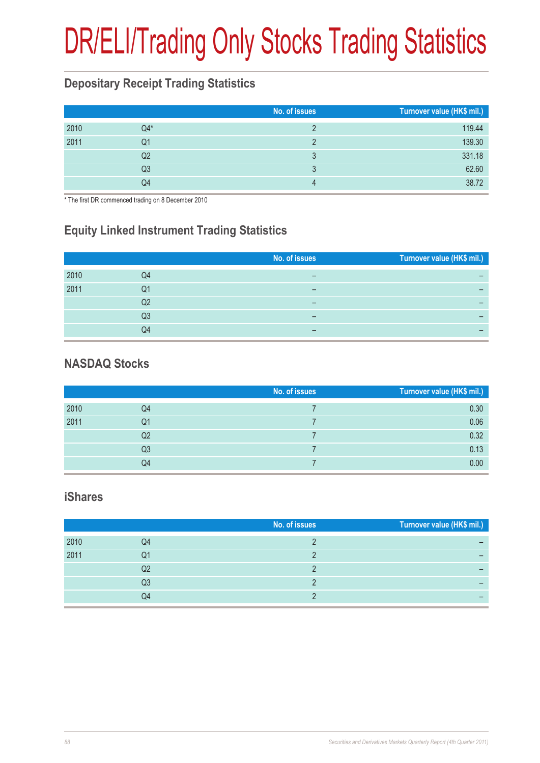# DR/ELI/Trading Only Stocks Trading Statistics

## Depositary Receipt Trading Statistics

| | | No. of issues | Turnover value (HK$ mil.) |
|---|---|---|---|
| 2010 | Q4* | 2 | 119.44 |
| 2011 | Q1 | 2 | 139.30 |
| | Q2 | 3 | 331.18 |
| | Q3 | 3 | 62.60 |
| | Q4 | 4 | 38.72 |

* The first DR commenced trading on 8 December 2010

## Equity Linked Instrument Trading Statistics

| | | No. of issues | Turnover value (HK$ mil.) |
|---|---|---|---|
| 2010 | Q4 | – | – |
| 2011 | Q1 | – | – |
| | Q2 | – | – |
| | Q3 | – | – |
| | Q4 | – | – |

## NASDAQ Stocks

| | | No. of issues | Turnover value (HK$ mil.) |
|---|---|---|---|
| 2010 | Q4 | 7 | 0.30 |
| 2011 | Q1 | 7 | 0.06 |
| | Q2 | 7 | 0.32 |
| | Q3 | 7 | 0.13 |
| | Q4 | 7 | 0.00 |

## iShares

| | | No. of issues | Turnover value (HK$ mil.) |
|---|---|---|---|
| 2010 | Q4 | 2 | – |
| 2011 | Q1 | 2 | – |
| | Q2 | 2 | – |
| | Q3 | 2 | – |
| | Q4 | 2 | – |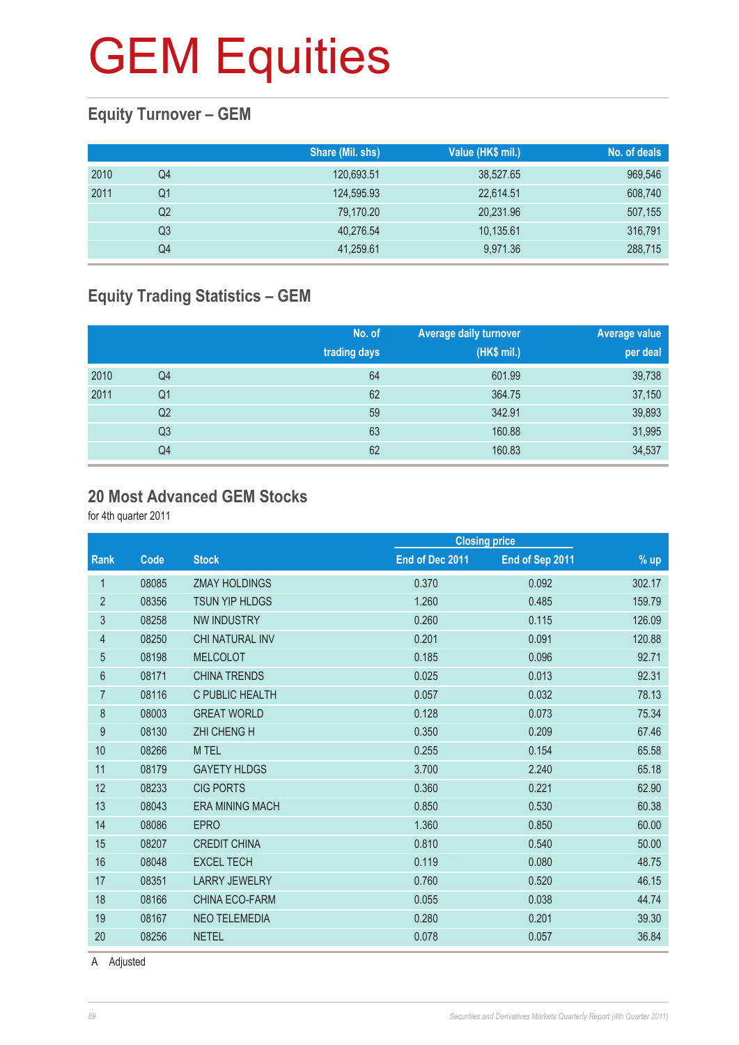# GEM Equities

## Equity Turnover – GEM

| | | Share (Mil. shs) | Value (HK$ mil.) | No. of deals |
|---|---|---|---|---|
| 2010 | Q4 | 120,693.51 | 38,527.65 | 969,546 |
| 2011 | Q1 | 124,595.93 | 22,614.51 | 608,740 |
| | Q2 | 79,170.20 | 20,231.96 | 507,155 |
| | Q3 | 40,276.54 | 10,135.61 | 316,791 |
| | Q4 | 41,259.61 | 9,971.36 | 288,715 |

## Equity Trading Statistics – GEM

| | | No. of trading days | Average daily turnover (HK$ mil.) | Average value per deal |
|---|---|---|---|---|
| 2010 | Q4 | 64 | 601.99 | 39,738 |
| 2011 | Q1 | 62 | 364.75 | 37,150 |
| | Q2 | 59 | 342.91 | 39,893 |
| | Q3 | 63 | 160.88 | 31,995 |
| | Q4 | 62 | 160.83 | 34,537 |

## 20 Most Advanced GEM Stocks

for 4th quarter 2011

| | | | Closing price | | |
|---|---|---|---|---|---|
| Rank | Code | Stock | End of Dec 2011 | End of Sep 2011 | % up |
| 1 | 08085 | ZMAY HOLDINGS | 0.370 | 0.092 | 302.17 |
| 2 | 08356 | TSUN YIP HLDGS | 1.260 | 0.485 | 159.79 |
| 3 | 08258 | NW INDUSTRY | 0.260 | 0.115 | 126.09 |
| 4 | 08250 | CHI NATURAL INV | 0.201 | 0.091 | 120.88 |
| 5 | 08198 | MELCOLOT | 0.185 | 0.096 | 92.71 |
| 6 | 08171 | CHINA TRENDS | 0.025 | 0.013 | 92.31 |
| 7 | 08116 | C PUBLIC HEALTH | 0.057 | 0.032 | 78.13 |
| 8 | 08003 | GREAT WORLD | 0.128 | 0.073 | 75.34 |
| 9 | 08130 | ZHI CHENG H | 0.350 | 0.209 | 67.46 |
| 10 | 08266 | M TEL | 0.255 | 0.154 | 65.58 |
| 11 | 08179 | GAYETY HLDGS | 3.700 | 2.240 | 65.18 |
| 12 | 08233 | CIG PORTS | 0.360 | 0.221 | 62.90 |
| 13 | 08043 | ERA MINING MACH | 0.850 | 0.530 | 60.38 |
| 14 | 08086 | EPRO | 1.360 | 0.850 | 60.00 |
| 15 | 08207 | CREDIT CHINA | 0.810 | 0.540 | 50.00 |
| 16 | 08048 | EXCEL TECH | 0.119 | 0.080 | 48.75 |
| 17 | 08351 | LARRY JEWELRY | 0.760 | 0.520 | 46.15 |
| 18 | 08166 | CHINA ECO-FARM | 0.055 | 0.038 | 44.74 |
| 19 | 08167 | NEO TELEMEDIA | 0.280 | 0.201 | 39.30 |
| 20 | 08256 | NETEL | 0.078 | 0.057 | 36.84 |

A Adjusted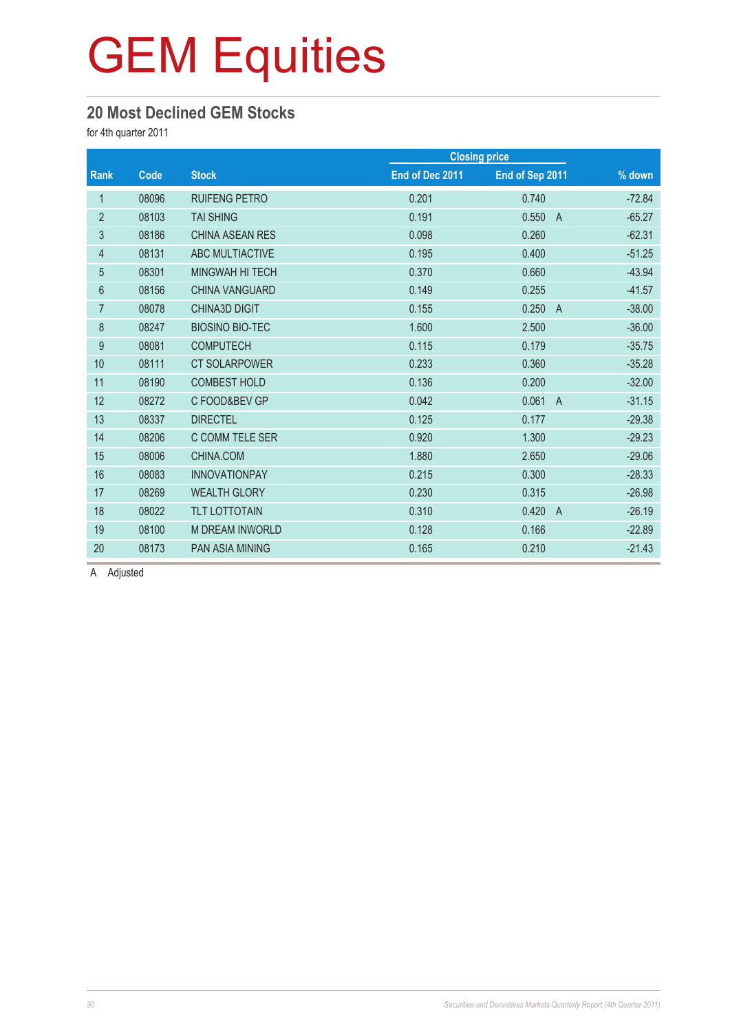# GEM Equities

## 20 Most Declined GEM Stocks

for 4th quarter 2011

| Rank | Code | Stock | Closing price | | % down |
|---|---|---|---|---|---|
| | | | End of Dec 2011 | End of Sep 2011 | |
| 1 | 08096 | RUIFENG PETRO | 0.201 | 0.740 | -72.84 |
| 2 | 08103 | TAI SHING | 0.191 | 0.550 A | -65.27 |
| 3 | 08186 | CHINA ASEAN RES | 0.098 | 0.260 | -62.31 |
| 4 | 08131 | ABC MULTIACTIVE | 0.195 | 0.400 | -51.25 |
| 5 | 08301 | MINGWAH HI TECH | 0.370 | 0.660 | -43.94 |
| 6 | 08156 | CHINA VANGUARD | 0.149 | 0.255 | -41.57 |
| 7 | 08078 | CHINA3D DIGIT | 0.155 | 0.250 A | -38.00 |
| 8 | 08247 | BIOSINO BIO-TEC | 1.600 | 2.500 | -36.00 |
| 9 | 08081 | COMPUTECH | 0.115 | 0.179 | -35.75 |
| 10 | 08111 | CT SOLARPOWER | 0.233 | 0.360 | -35.28 |
| 11 | 08190 | COMBEST HOLD | 0.136 | 0.200 | -32.00 |
| 12 | 08272 | C FOOD&BEV GP | 0.042 | 0.061 A | -31.15 |
| 13 | 08337 | DIRECTEL | 0.125 | 0.177 | -29.38 |
| 14 | 08206 | C COMM TELE SER | 0.920 | 1.300 | -29.23 |
| 15 | 08006 | CHINA.COM | 1.880 | 2.650 | -29.06 |
| 16 | 08083 | INNOVATIONPAY | 0.215 | 0.300 | -28.33 |
| 17 | 08269 | WEALTH GLORY | 0.230 | 0.315 | -26.98 |
| 18 | 08022 | TLT LOTTOTAIN | 0.310 | 0.420 A | -26.19 |
| 19 | 08100 | M DREAM INWORLD | 0.128 | 0.166 | -22.89 |
| 20 | 08173 | PAN ASIA MINING | 0.165 | 0.210 | -21.43 |

A Adjusted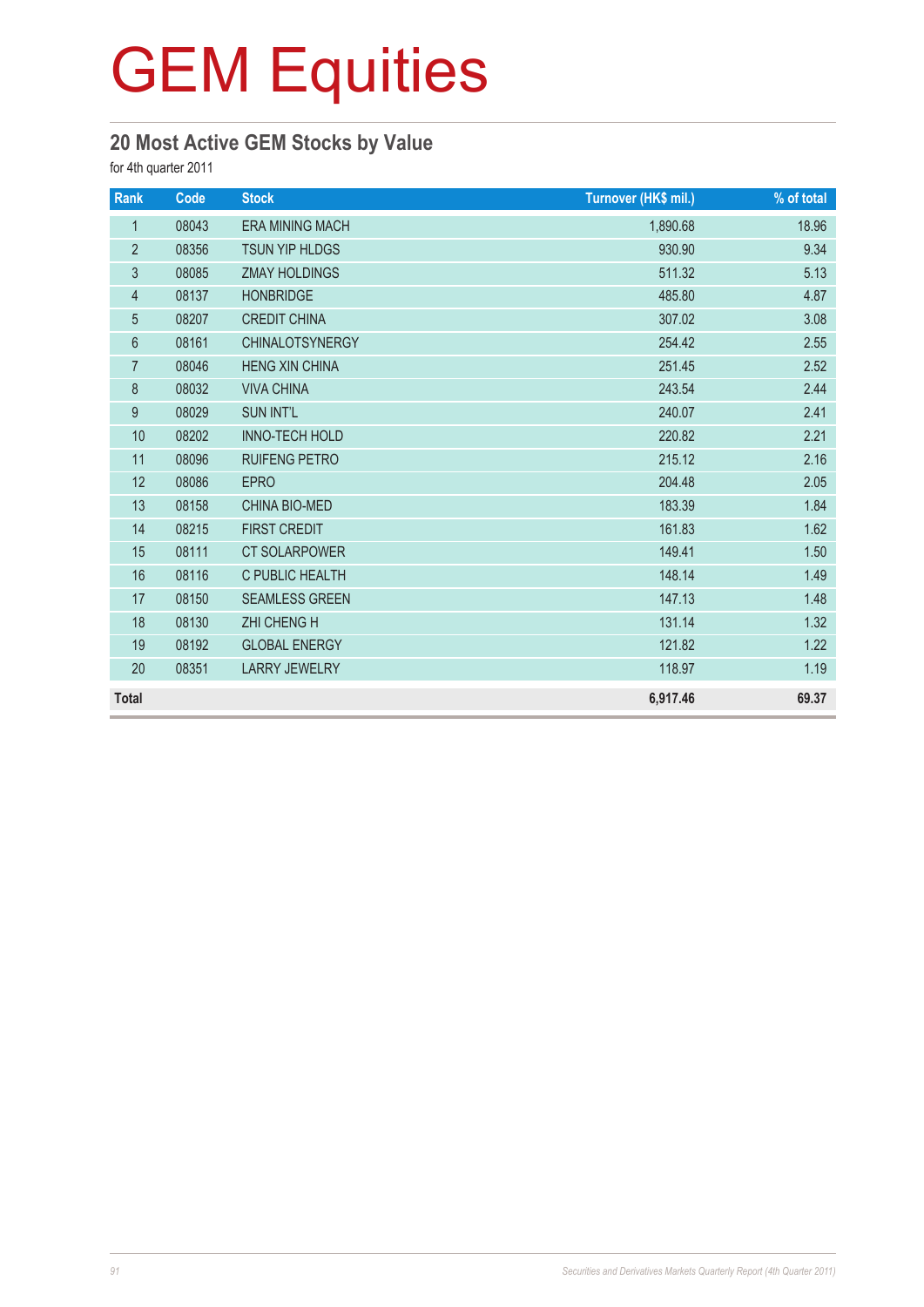# GEM Equities

## 20 Most Active GEM Stocks by Value

for 4th quarter 2011

| Rank | Code | Stock | Turnover (HK$ mil.) | % of total |
|---|---|---|---|---|
| 1 | 08043 | ERA MINING MACH | 1,890.68 | 18.96 |
| 2 | 08356 | TSUN YIP HLDGS | 930.90 | 9.34 |
| 3 | 08085 | ZMAY HOLDINGS | 511.32 | 5.13 |
| 4 | 08137 | HONBRIDGE | 485.80 | 4.87 |
| 5 | 08207 | CREDIT CHINA | 307.02 | 3.08 |
| 6 | 08161 | CHINALOTSYNERGY | 254.42 | 2.55 |
| 7 | 08046 | HENG XIN CHINA | 251.45 | 2.52 |
| 8 | 08032 | VIVA CHINA | 243.54 | 2.44 |
| 9 | 08029 | SUN INT'L | 240.07 | 2.41 |
| 10 | 08202 | INNO-TECH HOLD | 220.82 | 2.21 |
| 11 | 08096 | RUIFENG PETRO | 215.12 | 2.16 |
| 12 | 08086 | EPRO | 204.48 | 2.05 |
| 13 | 08158 | CHINA BIO-MED | 183.39 | 1.84 |
| 14 | 08215 | FIRST CREDIT | 161.83 | 1.62 |
| 15 | 08111 | CT SOLARPOWER | 149.41 | 1.50 |
| 16 | 08116 | C PUBLIC HEALTH | 148.14 | 1.49 |
| 17 | 08150 | SEAMLESS GREEN | 147.13 | 1.48 |
| 18 | 08130 | ZHI CHENG H | 131.14 | 1.32 |
| 19 | 08192 | GLOBAL ENERGY | 121.82 | 1.22 |
| 20 | 08351 | LARRY JEWELRY | 118.97 | 1.19 |
| **Total** | | | **6,917.46** | **69.37** |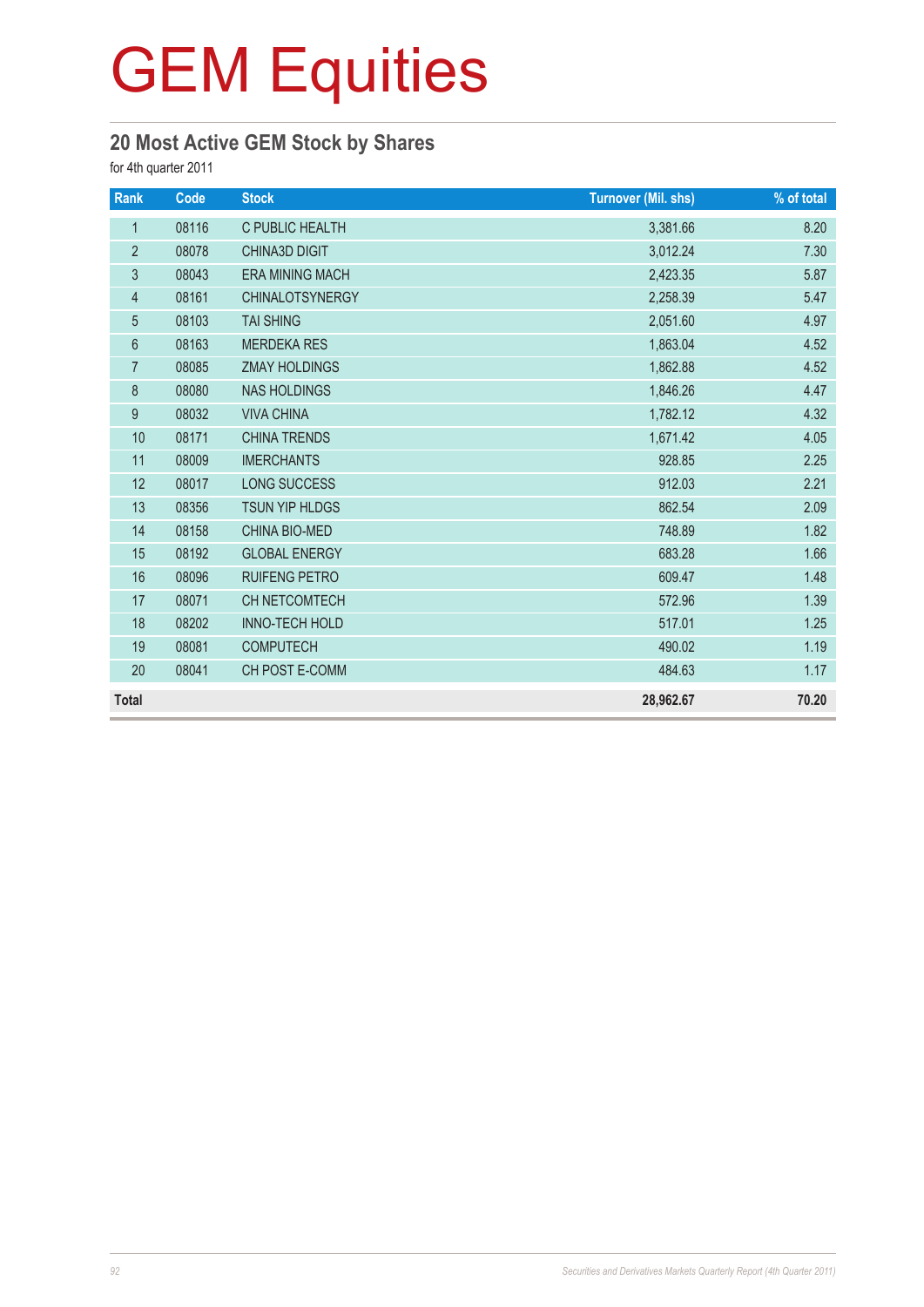# GEM Equities

## 20 Most Active GEM Stock by Shares

for 4th quarter 2011

| Rank | Code | Stock | Turnover (Mil. shs) | % of total |
|---|---|---|---|---|
| 1 | 08116 | C PUBLIC HEALTH | 3,381.66 | 8.20 |
| 2 | 08078 | CHINA3D DIGIT | 3,012.24 | 7.30 |
| 3 | 08043 | ERA MINING MACH | 2,423.35 | 5.87 |
| 4 | 08161 | CHINALOTSYNERGY | 2,258.39 | 5.47 |
| 5 | 08103 | TAI SHING | 2,051.60 | 4.97 |
| 6 | 08163 | MERDEKA RES | 1,863.04 | 4.52 |
| 7 | 08085 | ZMAY HOLDINGS | 1,862.88 | 4.52 |
| 8 | 08080 | NAS HOLDINGS | 1,846.26 | 4.47 |
| 9 | 08032 | VIVA CHINA | 1,782.12 | 4.32 |
| 10 | 08171 | CHINA TRENDS | 1,671.42 | 4.05 |
| 11 | 08009 | IMERCHANTS | 928.85 | 2.25 |
| 12 | 08017 | LONG SUCCESS | 912.03 | 2.21 |
| 13 | 08356 | TSUN YIP HLDGS | 862.54 | 2.09 |
| 14 | 08158 | CHINA BIO-MED | 748.89 | 1.82 |
| 15 | 08192 | GLOBAL ENERGY | 683.28 | 1.66 |
| 16 | 08096 | RUIFENG PETRO | 609.47 | 1.48 |
| 17 | 08071 | CH NETCOMTECH | 572.96 | 1.39 |
| 18 | 08202 | INNO-TECH HOLD | 517.01 | 1.25 |
| 19 | 08081 | COMPUTECH | 490.02 | 1.19 |
| 20 | 08041 | CH POST E-COMM | 484.63 | 1.17 |
| **Total** | | | **28,962.67** | **70.20** |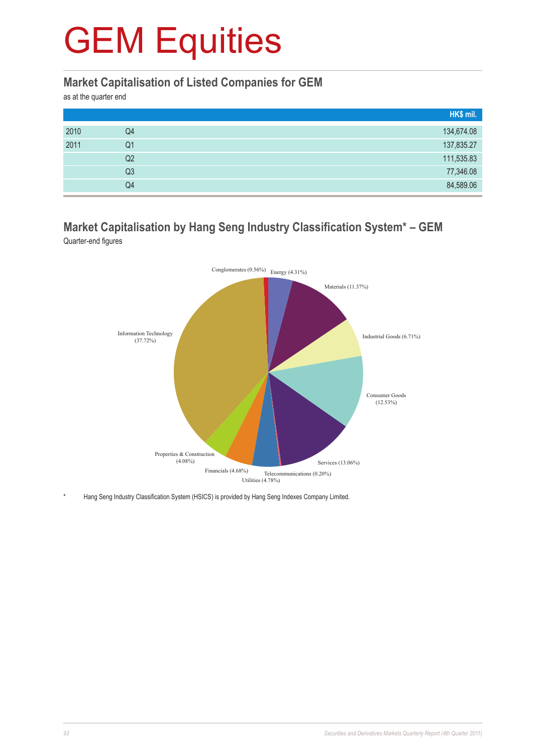# GEM Equities

## Market Capitalisation of Listed Companies for GEM

as at the quarter end

| | | HK$ mil. |
|---|---|---|
| 2010 | Q4 | 134,674.08 |
| 2011 | Q1 | 137,835.27 |
| | Q2 | 111,535.83 |
| | Q3 | 77,346.08 |
| | Q4 | 84,589.06 |

## Market Capitalisation by Hang Seng Industry Classification System* – GEM

Quarter-end figures

Conglomerates (0.56%)
Energy (4.31%)
Materials (11.37%)
Industrial Goods (6.71%)
Consumer Goods (12.53%)
Services (13.06%)
Telecommunications (0.20%)
Utilities (4.78%)
Financials (4.68%)
Properties & Construction (4.08%)
Information Technology (37.72%)

\* Hang Seng Industry Classification System (HSICS) is provided by Hang Seng Indexes Company Limited.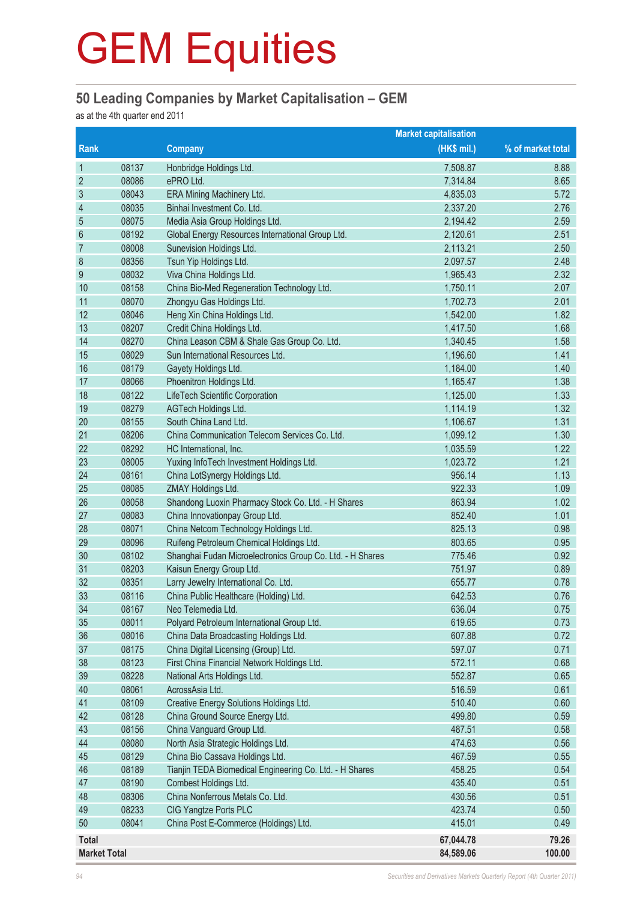# GEM Equities

## 50 Leading Companies by Market Capitalisation – GEM

as at the 4th quarter end 2011

| Rank | | Company | Market capitalisation (HK$ mil.) | % of market total |
|---|---|---|---|---|
| 1 | 08137 | Honbridge Holdings Ltd. | 7,508.87 | 8.88 |
| 2 | 08086 | ePRO Ltd. | 7,314.84 | 8.65 |
| 3 | 08043 | ERA Mining Machinery Ltd. | 4,835.03 | 5.72 |
| 4 | 08035 | Binhai Investment Co. Ltd. | 2,337.20 | 2.76 |
| 5 | 08075 | Media Asia Group Holdings Ltd. | 2,194.42 | 2.59 |
| 6 | 08192 | Global Energy Resources International Group Ltd. | 2,120.61 | 2.51 |
| 7 | 08008 | Sunevision Holdings Ltd. | 2,113.21 | 2.50 |
| 8 | 08356 | Tsun Yip Holdings Ltd. | 2,097.57 | 2.48 |
| 9 | 08032 | Viva China Holdings Ltd. | 1,965.43 | 2.32 |
| 10 | 08158 | China Bio-Med Regeneration Technology Ltd. | 1,750.11 | 2.07 |
| 11 | 08070 | Zhongyu Gas Holdings Ltd. | 1,702.73 | 2.01 |
| 12 | 08046 | Heng Xin China Holdings Ltd. | 1,542.00 | 1.82 |
| 13 | 08207 | Credit China Holdings Ltd. | 1,417.50 | 1.68 |
| 14 | 08270 | China Leason CBM & Shale Gas Group Co. Ltd. | 1,340.45 | 1.58 |
| 15 | 08029 | Sun International Resources Ltd. | 1,196.60 | 1.41 |
| 16 | 08179 | Gayety Holdings Ltd. | 1,184.00 | 1.40 |
| 17 | 08066 | Phoenitron Holdings Ltd. | 1,165.47 | 1.38 |
| 18 | 08122 | LifeTech Scientific Corporation | 1,125.00 | 1.33 |
| 19 | 08279 | AGTech Holdings Ltd. | 1,114.19 | 1.32 |
| 20 | 08155 | South China Land Ltd. | 1,106.67 | 1.31 |
| 21 | 08206 | China Communication Telecom Services Co. Ltd. | 1,099.12 | 1.30 |
| 22 | 08292 | HC International, Inc. | 1,035.59 | 1.22 |
| 23 | 08005 | Yuxing InfoTech Investment Holdings Ltd. | 1,023.72 | 1.21 |
| 24 | 08161 | China LotSynergy Holdings Ltd. | 956.14 | 1.13 |
| 25 | 08085 | ZMAY Holdings Ltd. | 922.33 | 1.09 |
| 26 | 08058 | Shandong Luoxin Pharmacy Stock Co. Ltd. - H Shares | 863.94 | 1.02 |
| 27 | 08083 | China Innovationpay Group Ltd. | 852.40 | 1.01 |
| 28 | 08071 | China Netcom Technology Holdings Ltd. | 825.13 | 0.98 |
| 29 | 08096 | Ruifeng Petroleum Chemical Holdings Ltd. | 803.65 | 0.95 |
| 30 | 08102 | Shanghai Fudan Microelectronics Group Co. Ltd. - H Shares | 775.46 | 0.92 |
| 31 | 08203 | Kaisun Energy Group Ltd. | 751.97 | 0.89 |
| 32 | 08351 | Larry Jewelry International Co. Ltd. | 655.77 | 0.78 |
| 33 | 08116 | China Public Healthcare (Holding) Ltd. | 642.53 | 0.76 |
| 34 | 08167 | Neo Telemedia Ltd. | 636.04 | 0.75 |
| 35 | 08011 | Polyard Petroleum International Group Ltd. | 619.65 | 0.73 |
| 36 | 08016 | China Data Broadcasting Holdings Ltd. | 607.88 | 0.72 |
| 37 | 08175 | China Digital Licensing (Group) Ltd. | 597.07 | 0.71 |
| 38 | 08123 | First China Financial Network Holdings Ltd. | 572.11 | 0.68 |
| 39 | 08228 | National Arts Holdings Ltd. | 552.87 | 0.65 |
| 40 | 08061 | AcrossAsia Ltd. | 516.59 | 0.61 |
| 41 | 08109 | Creative Energy Solutions Holdings Ltd. | 510.40 | 0.60 |
| 42 | 08128 | China Ground Source Energy Ltd. | 499.80 | 0.59 |
| 43 | 08156 | China Vanguard Group Ltd. | 487.51 | 0.58 |
| 44 | 08080 | North Asia Strategic Holdings Ltd. | 474.63 | 0.56 |
| 45 | 08129 | China Bio Cassava Holdings Ltd. | 467.59 | 0.55 |
| 46 | 08189 | Tianjin TEDA Biomedical Engineering Co. Ltd. - H Shares | 458.25 | 0.54 |
| 47 | 08190 | Combest Holdings Ltd. | 435.40 | 0.51 |
| 48 | 08306 | China Nonferrous Metals Co. Ltd. | 430.56 | 0.51 |
| 49 | 08233 | CIG Yangtze Ports PLC | 423.74 | 0.50 |
| 50 | 08041 | China Post E-Commerce (Holdings) Ltd. | 415.01 | 0.49 |
| **Total** | | | **67,044.78** | **79.26** |
| **Market Total** | | | **84,589.06** | **100.00** |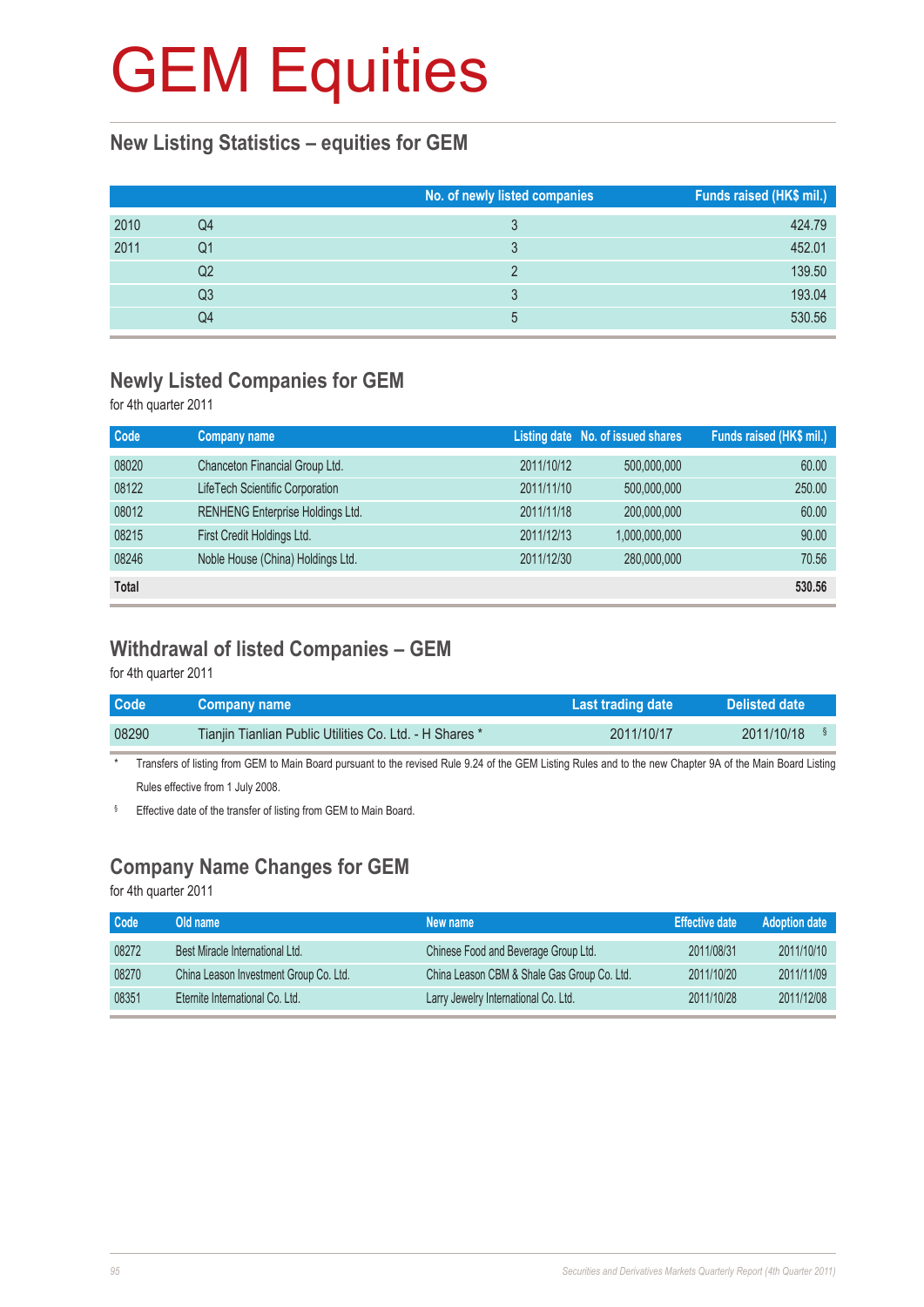# GEM Equities

## New Listing Statistics – equities for GEM

| | | No. of newly listed companies | Funds raised (HK$ mil.) |
|---|---|---|---|
| 2010 | Q4 | 3 | 424.79 |
| 2011 | Q1 | 3 | 452.01 |
| | Q2 | 2 | 139.50 |
| | Q3 | 3 | 193.04 |
| | Q4 | 5 | 530.56 |

## Newly Listed Companies for GEM

for 4th quarter 2011

| Code | Company name | Listing date | No. of issued shares | Funds raised (HK$ mil.) |
|---|---|---|---|---|
| 08020 | Chanceton Financial Group Ltd. | 2011/10/12 | 500,000,000 | 60.00 |
| 08122 | LifeTech Scientific Corporation | 2011/11/10 | 500,000,000 | 250.00 |
| 08012 | RENHENG Enterprise Holdings Ltd. | 2011/11/18 | 200,000,000 | 60.00 |
| 08215 | First Credit Holdings Ltd. | 2011/12/13 | 1,000,000,000 | 90.00 |
| 08246 | Noble House (China) Holdings Ltd. | 2011/12/30 | 280,000,000 | 70.56 |
| **Total** | | | | **530.56** |

## Withdrawal of listed Companies – GEM

for 4th quarter 2011

| Code | Company name | Last trading date | Delisted date |
|---|---|---|---|
| 08290 | Tianjin Tianlian Public Utilities Co. Ltd. - H Shares * | 2011/10/17 | 2011/10/18 § |

\* Transfers of listing from GEM to Main Board pursuant to the revised Rule 9.24 of the GEM Listing Rules and to the new Chapter 9A of the Main Board Listing Rules effective from 1 July 2008.

§ Effective date of the transfer of listing from GEM to Main Board.

## Company Name Changes for GEM

for 4th quarter 2011

| Code | Old name | New name | Effective date | Adoption date |
|---|---|---|---|---|
| 08272 | Best Miracle International Ltd. | Chinese Food and Beverage Group Ltd. | 2011/08/31 | 2011/10/10 |
| 08270 | China Leason Investment Group Co. Ltd. | China Leason CBM & Shale Gas Group Co. Ltd. | 2011/10/20 | 2011/11/09 |
| 08351 | Eternite International Co. Ltd. | Larry Jewelry International Co. Ltd. | 2011/10/28 | 2011/12/08 |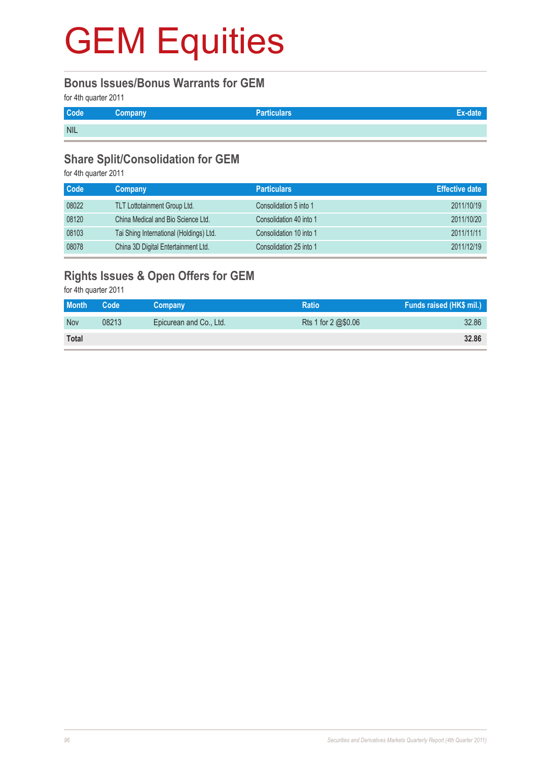# GEM Equities

## Bonus Issues/Bonus Warrants for GEM

for 4th quarter 2011

| Code | Company | Particulars | Ex-date |
|---|---|---|---|
| NIL | | | |

## Share Split/Consolidation for GEM

for 4th quarter 2011

| Code | Company | Particulars | Effective date |
|---|---|---|---|
| 08022 | TLT Lottotainment Group Ltd. | Consolidation 5 into 1 | 2011/10/19 |
| 08120 | China Medical and Bio Science Ltd. | Consolidation 40 into 1 | 2011/10/20 |
| 08103 | Tai Shing International (Holdings) Ltd. | Consolidation 10 into 1 | 2011/11/11 |
| 08078 | China 3D Digital Entertainment Ltd. | Consolidation 25 into 1 | 2011/12/19 |

## Rights Issues & Open Offers for GEM

for 4th quarter 2011

| Month | Code | Company | Ratio | Funds raised (HK$ mil.) |
|---|---|---|---|---|
| Nov | 08213 | Epicurean and Co., Ltd. | Rts 1 for 2 @$0.06 | 32.86 |
| **Total** | | | | **32.86** |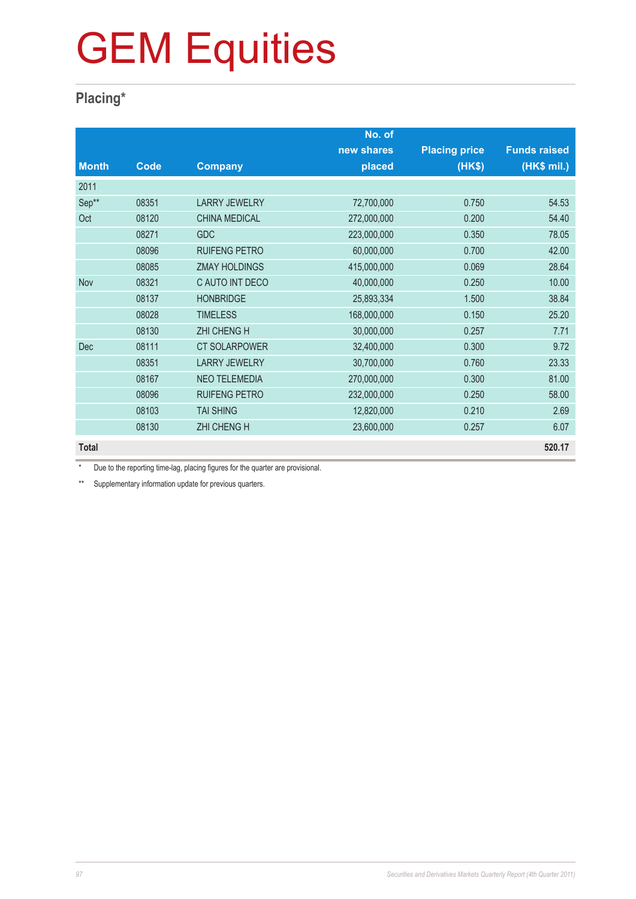# GEM Equities

## Placing*

| Month | Code | Company | No. of new shares placed | Placing price (HK$) | Funds raised (HK$ mil.) |
|---|---|---|---|---|---|
| 2011 | | | | | |
| Sep** | 08351 | LARRY JEWELRY | 72,700,000 | 0.750 | 54.53 |
| Oct | 08120 | CHINA MEDICAL | 272,000,000 | 0.200 | 54.40 |
| | 08271 | GDC | 223,000,000 | 0.350 | 78.05 |
| | 08096 | RUIFENG PETRO | 60,000,000 | 0.700 | 42.00 |
| | 08085 | ZMAY HOLDINGS | 415,000,000 | 0.069 | 28.64 |
| Nov | 08321 | C AUTO INT DECO | 40,000,000 | 0.250 | 10.00 |
| | 08137 | HONBRIDGE | 25,893,334 | 1.500 | 38.84 |
| | 08028 | TIMELESS | 168,000,000 | 0.150 | 25.20 |
| | 08130 | ZHI CHENG H | 30,000,000 | 0.257 | 7.71 |
| Dec | 08111 | CT SOLARPOWER | 32,400,000 | 0.300 | 9.72 |
| | 08351 | LARRY JEWELRY | 30,700,000 | 0.760 | 23.33 |
| | 08167 | NEO TELEMEDIA | 270,000,000 | 0.300 | 81.00 |
| | 08096 | RUIFENG PETRO | 232,000,000 | 0.250 | 58.00 |
| | 08103 | TAI SHING | 12,820,000 | 0.210 | 2.69 |
| | 08130 | ZHI CHENG H | 23,600,000 | 0.257 | 6.07 |
| **Total** | | | | | **520.17** |

\* Due to the reporting time-lag, placing figures for the quarter are provisional.

** Supplementary information update for previous quarters.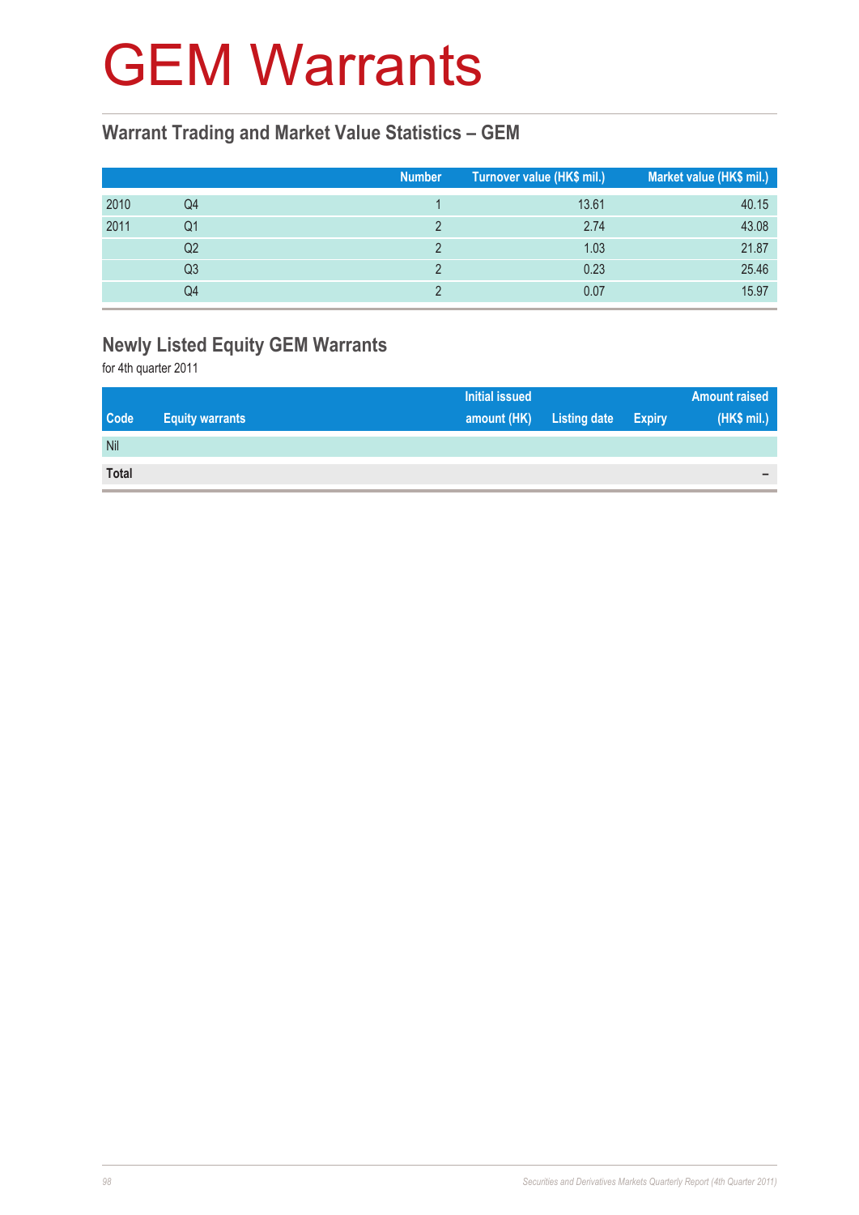# GEM Warrants

## Warrant Trading and Market Value Statistics – GEM

| | | Number | Turnover value (HK$ mil.) | Market value (HK$ mil.) |
|---|---|---|---|---|
| 2010 | Q4 | 1 | 13.61 | 40.15 |
| 2011 | Q1 | 2 | 2.74 | 43.08 |
| | Q2 | 2 | 1.03 | 21.87 |
| | Q3 | 2 | 0.23 | 25.46 |
| | Q4 | 2 | 0.07 | 15.97 |

## Newly Listed Equity GEM Warrants

for 4th quarter 2011

| Code | Equity warrants | Initial issued amount (HK) | Listing date | Expiry | Amount raised (HK$ mil.) |
|---|---|---|---|---|---|
| Nil | | | | | |
| **Total** | | | | | – |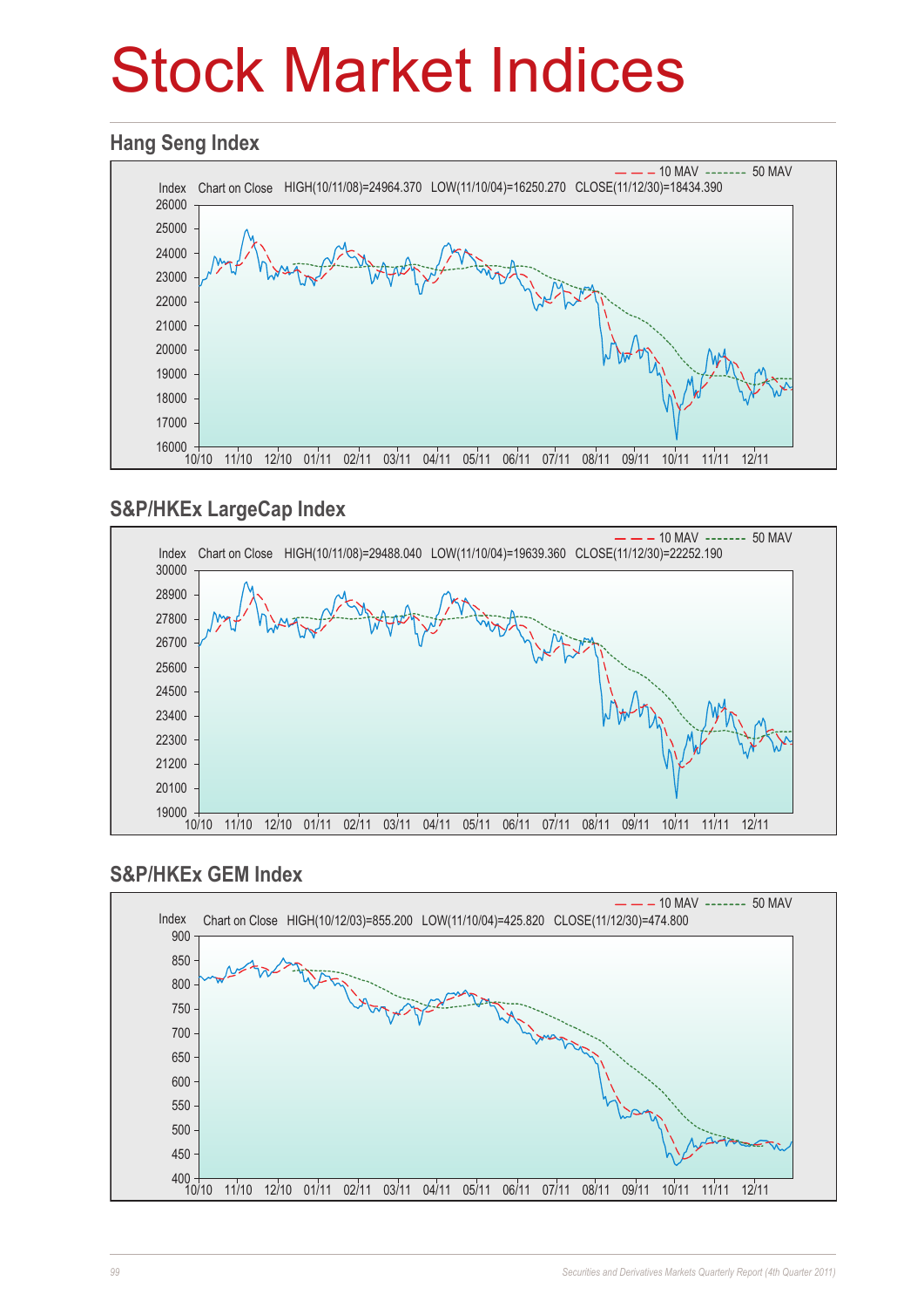# Stock Market Indices

## Hang Seng Index

Index Chart on Close HIGH(10/11/08)=24964.370 LOW(11/10/04)=16250.270 CLOSE(11/12/30)=18434.390

10 MAV 50 MAV

## S&P/HKEx LargeCap Index

Index Chart on Close HIGH(10/11/08)=29488.040 LOW(11/10/04)=19639.360 CLOSE(11/12/30)=22252.190

10 MAV 50 MAV

## S&P/HKEx GEM Index

Index Chart on Close HIGH(10/12/03)=855.200 LOW(11/10/04)=425.820 CLOSE(11/12/30)=474.800

10 MAV 50 MAV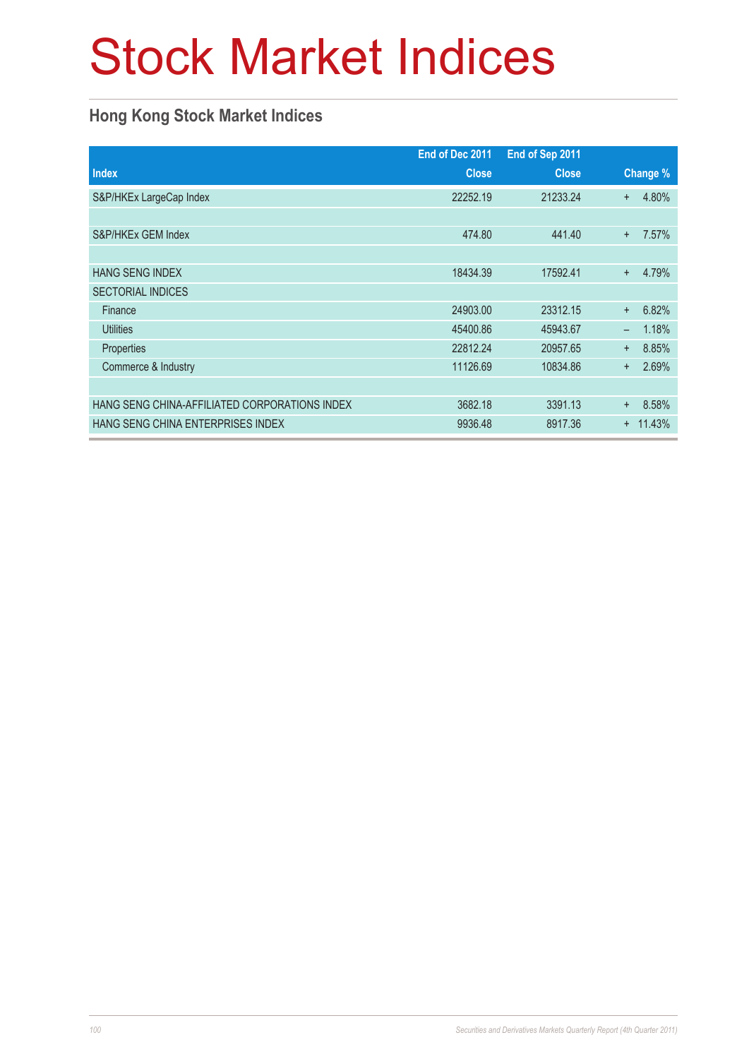# Stock Market Indices

## Hong Kong Stock Market Indices

| Index | End of Dec 2011 Close | End of Sep 2011 Close | Change % |
|---|---|---|---|
| S&P/HKEx LargeCap Index | 22252.19 | 21233.24 | + 4.80% |
| | | | |
| S&P/HKEx GEM Index | 474.80 | 441.40 | + 7.57% |
| | | | |
| HANG SENG INDEX | 18434.39 | 17592.41 | + 4.79% |
| SECTORIAL INDICES | | | |
| Finance | 24903.00 | 23312.15 | + 6.82% |
| Utilities | 45400.86 | 45943.67 | – 1.18% |
| Properties | 22812.24 | 20957.65 | + 8.85% |
| Commerce & Industry | 11126.69 | 10834.86 | + 2.69% |
| | | | |
| HANG SENG CHINA-AFFILIATED CORPORATIONS INDEX | 3682.18 | 3391.13 | + 8.58% |
| HANG SENG CHINA ENTERPRISES INDEX | 9936.48 | 8917.36 | + 11.43% |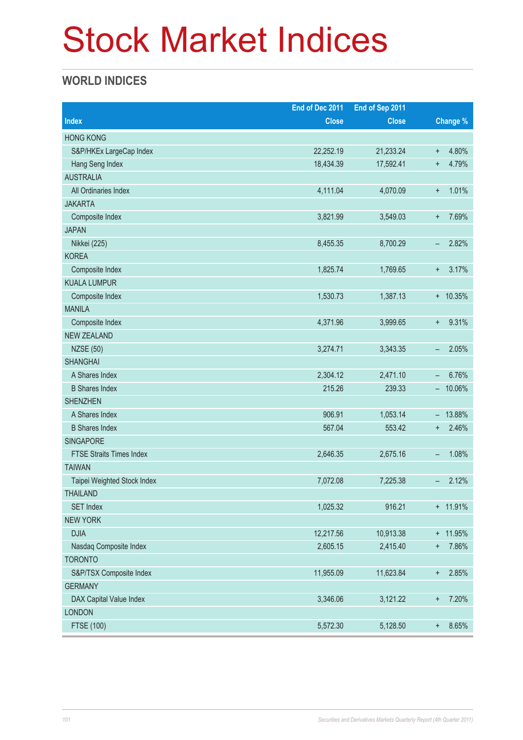# Stock Market Indices

## WORLD INDICES

| Index | End of Dec 2011 Close | End of Sep 2011 Close | Change % |
|---|---|---|---|
| HONG KONG | | | |
| S&P/HKEx LargeCap Index | 22,252.19 | 21,233.24 | + 4.80% |
| Hang Seng Index | 18,434.39 | 17,592.41 | + 4.79% |
| AUSTRALIA | | | |
| All Ordinaries Index | 4,111.04 | 4,070.09 | + 1.01% |
| JAKARTA | | | |
| Composite Index | 3,821.99 | 3,549.03 | + 7.69% |
| JAPAN | | | |
| Nikkei (225) | 8,455.35 | 8,700.29 | – 2.82% |
| KOREA | | | |
| Composite Index | 1,825.74 | 1,769.65 | + 3.17% |
| KUALA LUMPUR | | | |
| Composite Index | 1,530.73 | 1,387.13 | + 10.35% |
| MANILA | | | |
| Composite Index | 4,371.96 | 3,999.65 | + 9.31% |
| NEW ZEALAND | | | |
| NZSE (50) | 3,274.71 | 3,343.35 | – 2.05% |
| SHANGHAI | | | |
| A Shares Index | 2,304.12 | 2,471.10 | – 6.76% |
| B Shares Index | 215.26 | 239.33 | – 10.06% |
| SHENZHEN | | | |
| A Shares Index | 906.91 | 1,053.14 | – 13.88% |
| B Shares Index | 567.04 | 553.42 | + 2.46% |
| SINGAPORE | | | |
| FTSE Straits Times Index | 2,646.35 | 2,675.16 | – 1.08% |
| TAIWAN | | | |
| Taipei Weighted Stock Index | 7,072.08 | 7,225.38 | – 2.12% |
| THAILAND | | | |
| SET Index | 1,025.32 | 916.21 | + 11.91% |
| NEW YORK | | | |
| DJIA | 12,217.56 | 10,913.38 | + 11.95% |
| Nasdaq Composite Index | 2,605.15 | 2,415.40 | + 7.86% |
| TORONTO | | | |
| S&P/TSX Composite Index | 11,955.09 | 11,623.84 | + 2.85% |
| GERMANY | | | |
| DAX Capital Value Index | 3,346.06 | 3,121.22 | + 7.20% |
| LONDON | | | |
| FTSE (100) | 5,572.30 | 5,128.50 | + 8.65% |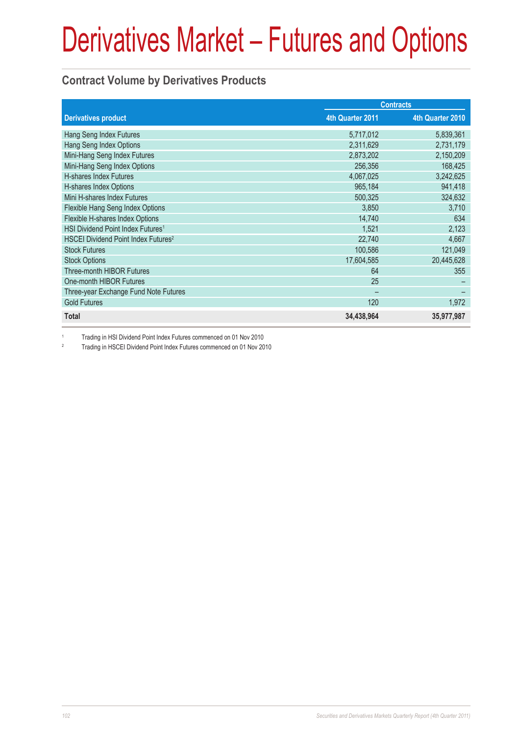# Derivatives Market – Futures and Options

## Contract Volume by Derivatives Products

| Derivatives product | Contracts | |
|---|---|---|
| | 4th Quarter 2011 | 4th Quarter 2010 |
| Hang Seng Index Futures | 5,717,012 | 5,839,361 |
| Hang Seng Index Options | 2,311,629 | 2,731,179 |
| Mini-Hang Seng Index Futures | 2,873,202 | 2,150,209 |
| Mini-Hang Seng Index Options | 256,356 | 168,425 |
| H-shares Index Futures | 4,067,025 | 3,242,625 |
| H-shares Index Options | 965,184 | 941,418 |
| Mini H-shares Index Futures | 500,325 | 324,632 |
| Flexible Hang Seng Index Options | 3,850 | 3,710 |
| Flexible H-shares Index Options | 14,740 | 634 |
| HSI Dividend Point Index Futures[1] | 1,521 | 2,123 |
| HSCEI Dividend Point Index Futures[2] | 22,740 | 4,667 |
| Stock Futures | 100,586 | 121,049 |
| Stock Options | 17,604,585 | 20,445,628 |
| Three-month HIBOR Futures | 64 | 355 |
| One-month HIBOR Futures | 25 | – |
| Three-year Exchange Fund Note Futures | – | – |
| Gold Futures | 120 | 1,972 |
| **Total** | **34,438,964** | **35,977,987** |

[1] Trading in HSI Dividend Point Index Futures commenced on 01 Nov 2010

[2] Trading in HSCEI Dividend Point Index Futures commenced on 01 Nov 2010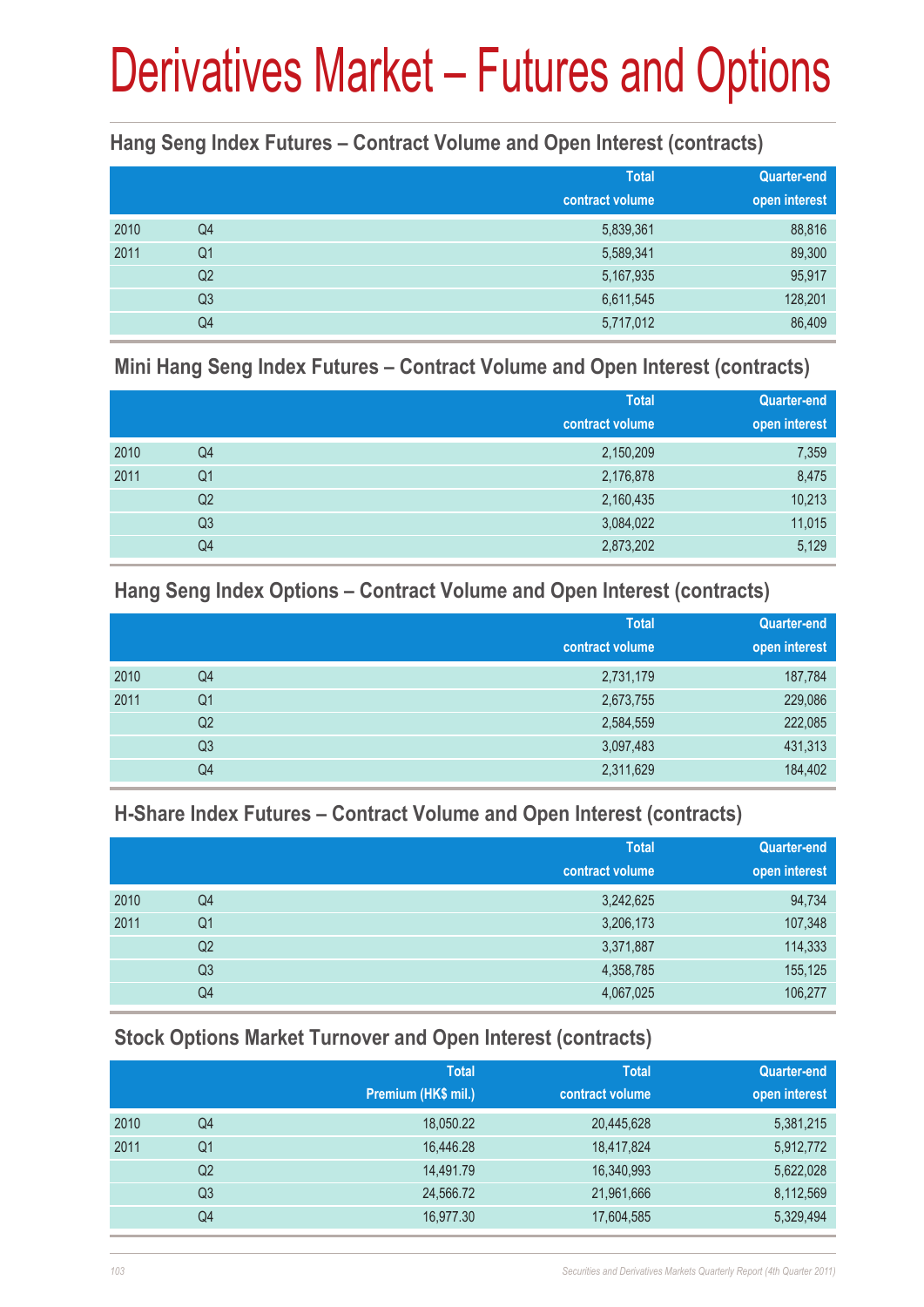# Derivatives Market – Futures and Options

### Hang Seng Index Futures – Contract Volume and Open Interest (contracts)

| | | Total contract volume | Quarter-end open interest |
|---|---|---|---|
| 2010 | Q4 | 5,839,361 | 88,816 |
| 2011 | Q1 | 5,589,341 | 89,300 |
| | Q2 | 5,167,935 | 95,917 |
| | Q3 | 6,611,545 | 128,201 |
| | Q4 | 5,717,012 | 86,409 |

### Mini Hang Seng Index Futures – Contract Volume and Open Interest (contracts)

| | | Total contract volume | Quarter-end open interest |
|---|---|---|---|
| 2010 | Q4 | 2,150,209 | 7,359 |
| 2011 | Q1 | 2,176,878 | 8,475 |
| | Q2 | 2,160,435 | 10,213 |
| | Q3 | 3,084,022 | 11,015 |
| | Q4 | 2,873,202 | 5,129 |

### Hang Seng Index Options – Contract Volume and Open Interest (contracts)

| | | Total contract volume | Quarter-end open interest |
|---|---|---|---|
| 2010 | Q4 | 2,731,179 | 187,784 |
| 2011 | Q1 | 2,673,755 | 229,086 |
| | Q2 | 2,584,559 | 222,085 |
| | Q3 | 3,097,483 | 431,313 |
| | Q4 | 2,311,629 | 184,402 |

### H-Share Index Futures – Contract Volume and Open Interest (contracts)

| | | Total contract volume | Quarter-end open interest |
|---|---|---|---|
| 2010 | Q4 | 3,242,625 | 94,734 |
| 2011 | Q1 | 3,206,173 | 107,348 |
| | Q2 | 3,371,887 | 114,333 |
| | Q3 | 4,358,785 | 155,125 |
| | Q4 | 4,067,025 | 106,277 |

### Stock Options Market Turnover and Open Interest (contracts)

| | | Total Premium (HK$ mil.) | Total contract volume | Quarter-end open interest |
|---|---|---|---|---|
| 2010 | Q4 | 18,050.22 | 20,445,628 | 5,381,215 |
| 2011 | Q1 | 16,446.28 | 18,417,824 | 5,912,772 |
| | Q2 | 14,491.79 | 16,340,993 | 5,622,028 |
| | Q3 | 24,566.72 | 21,961,666 | 8,112,569 |
| | Q4 | 16,977.30 | 17,604,585 | 5,329,494 |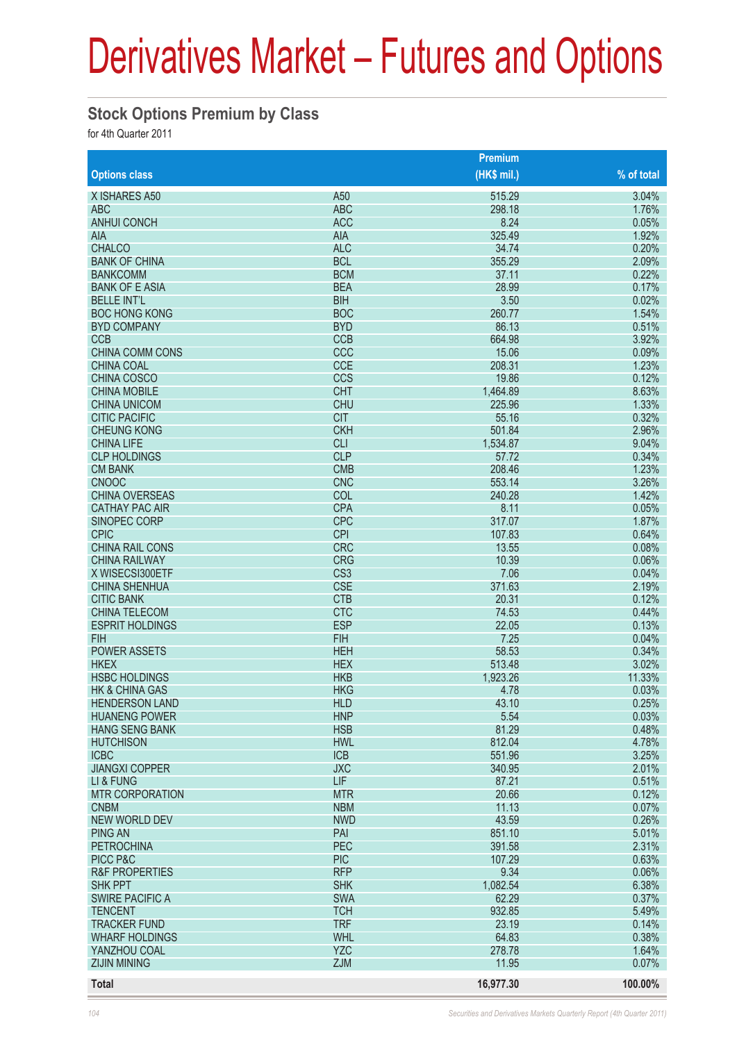# Derivatives Market – Futures and Options

## Stock Options Premium by Class

for 4th Quarter 2011

| Options class | | Premium (HK$ mil.) | % of total |
|---|---|---|---|
| X ISHARES A50 | A50 | 515.29 | 3.04% |
| ABC | ABC | 298.18 | 1.76% |
| ANHUI CONCH | ACC | 8.24 | 0.05% |
| AIA | AIA | 325.49 | 1.92% |
| CHALCO | ALC | 34.74 | 0.20% |
| BANK OF CHINA | BCL | 355.29 | 2.09% |
| BANKCOMM | BCM | 37.11 | 0.22% |
| BANK OF E ASIA | BEA | 28.99 | 0.17% |
| BELLE INT'L | BIH | 3.50 | 0.02% |
| BOC HONG KONG | BOC | 260.77 | 1.54% |
| BYD COMPANY | BYD | 86.13 | 0.51% |
| CCB | CCB | 664.98 | 3.92% |
| CHINA COMM CONS | CCC | 15.06 | 0.09% |
| CHINA COAL | CCE | 208.31 | 1.23% |
| CHINA COSCO | CCS | 19.86 | 0.12% |
| CHINA MOBILE | CHT | 1,464.89 | 8.63% |
| CHINA UNICOM | CHU | 225.96 | 1.33% |
| CITIC PACIFIC | CIT | 55.16 | 0.32% |
| CHEUNG KONG | CKH | 501.84 | 2.96% |
| CHINA LIFE | CLI | 1,534.87 | 9.04% |
| CLP HOLDINGS | CLP | 57.72 | 0.34% |
| CM BANK | CMB | 208.46 | 1.23% |
| CNOOC | CNC | 553.14 | 3.26% |
| CHINA OVERSEAS | COL | 240.28 | 1.42% |
| CATHAY PAC AIR | CPA | 8.11 | 0.05% |
| SINOPEC CORP | CPC | 317.07 | 1.87% |
| CPIC | CPI | 107.83 | 0.64% |
| CHINA RAIL CONS | CRC | 13.55 | 0.08% |
| CHINA RAILWAY | CRG | 10.39 | 0.06% |
| X WISECSI300ETF | CS3 | 7.06 | 0.04% |
| CHINA SHENHUA | CSE | 371.63 | 2.19% |
| CITIC BANK | CTB | 20.31 | 0.12% |
| CHINA TELECOM | CTC | 74.53 | 0.44% |
| ESPRIT HOLDINGS | ESP | 22.05 | 0.13% |
| FIH | FIH | 7.25 | 0.04% |
| POWER ASSETS | HEH | 58.53 | 0.34% |
| HKEX | HEX | 513.48 | 3.02% |
| HSBC HOLDINGS | HKB | 1,923.26 | 11.33% |
| HK & CHINA GAS | HKG | 4.78 | 0.03% |
| HENDERSON LAND | HLD | 43.10 | 0.25% |
| HUANENG POWER | HNP | 5.54 | 0.03% |
| HANG SENG BANK | HSB | 81.29 | 0.48% |
| HUTCHISON | HWL | 812.04 | 4.78% |
| ICBC | ICB | 551.96 | 3.25% |
| JIANGXI COPPER | JXC | 340.95 | 2.01% |
| LI & FUNG | LIF | 87.21 | 0.51% |
| MTR CORPORATION | MTR | 20.66 | 0.12% |
| CNBM | NBM | 11.13 | 0.07% |
| NEW WORLD DEV | NWD | 43.59 | 0.26% |
| PING AN | PAI | 851.10 | 5.01% |
| PETROCHINA | PEC | 391.58 | 2.31% |
| PICC P&C | PIC | 107.29 | 0.63% |
| R&F PROPERTIES | RFP | 9.34 | 0.06% |
| SHK PPT | SHK | 1,082.54 | 6.38% |
| SWIRE PACIFIC A | SWA | 62.29 | 0.37% |
| TENCENT | TCH | 932.85 | 5.49% |
| TRACKER FUND | TRF | 23.19 | 0.14% |
| WHARF HOLDINGS | WHL | 64.83 | 0.38% |
| YANZHOU COAL | YZC | 278.78 | 1.64% |
| ZIJIN MINING | ZJM | 11.95 | 0.07% |
| **Total** | | **16,977.30** | **100.00%** |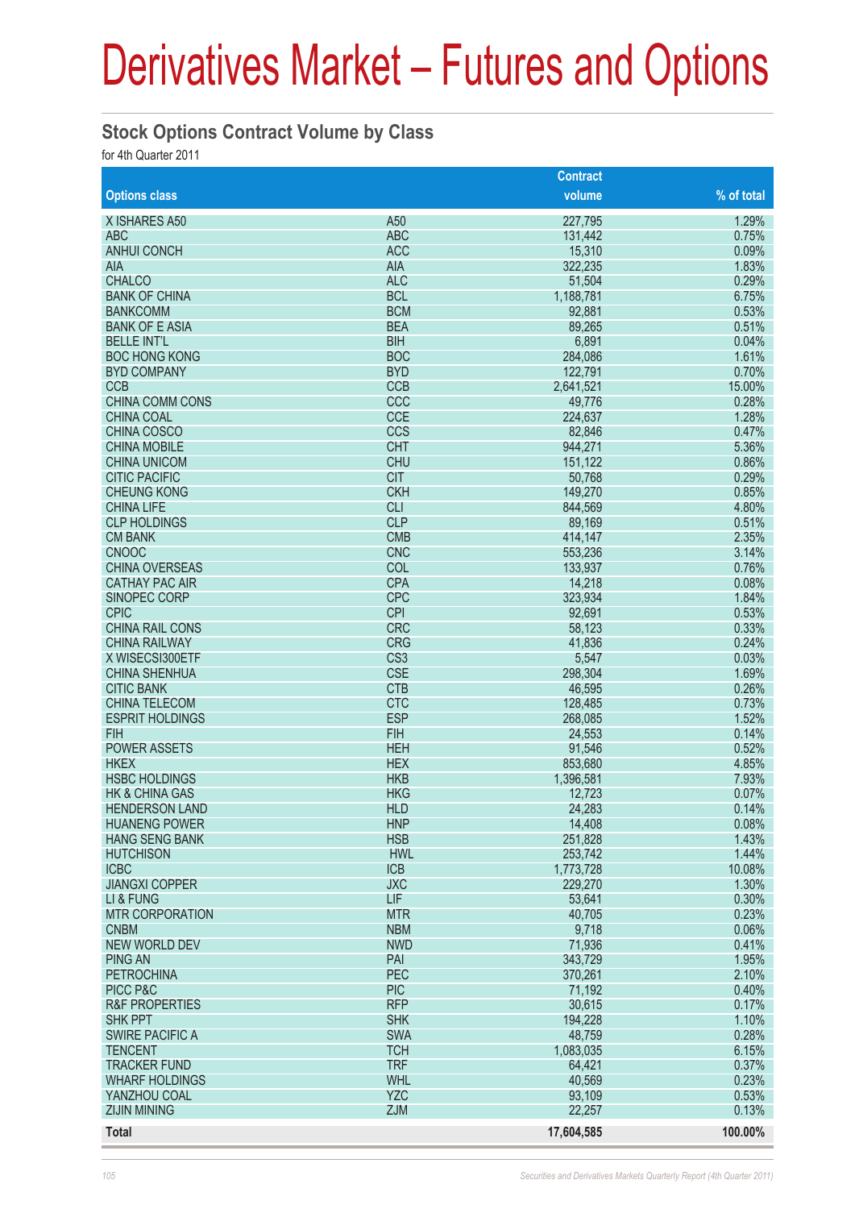# Derivatives Market – Futures and Options

## Stock Options Contract Volume by Class

for 4th Quarter 2011

| Options class | | Contract volume | % of total |
|---|---|---|---|
| X ISHARES A50 | A50 | 227,795 | 1.29% |
| ABC | ABC | 131,442 | 0.75% |
| ANHUI CONCH | ACC | 15,310 | 0.09% |
| AIA | AIA | 322,235 | 1.83% |
| CHALCO | ALC | 51,504 | 0.29% |
| BANK OF CHINA | BCL | 1,188,781 | 6.75% |
| BANKCOMM | BCM | 92,881 | 0.53% |
| BANK OF E ASIA | BEA | 89,265 | 0.51% |
| BELLE INT'L | BIH | 6,891 | 0.04% |
| BOC HONG KONG | BOC | 284,086 | 1.61% |
| BYD COMPANY | BYD | 122,791 | 0.70% |
| CCB | CCB | 2,641,521 | 15.00% |
| CHINA COMM CONS | CCC | 49,776 | 0.28% |
| CHINA COAL | CCE | 224,637 | 1.28% |
| CHINA COSCO | CCS | 82,846 | 0.47% |
| CHINA MOBILE | CHT | 944,271 | 5.36% |
| CHINA UNICOM | CHU | 151,122 | 0.86% |
| CITIC PACIFIC | CIT | 50,768 | 0.29% |
| CHEUNG KONG | CKH | 149,270 | 0.85% |
| CHINA LIFE | CLI | 844,569 | 4.80% |
| CLP HOLDINGS | CLP | 89,169 | 0.51% |
| CM BANK | CMB | 414,147 | 2.35% |
| CNOOC | CNC | 553,236 | 3.14% |
| CHINA OVERSEAS | COL | 133,937 | 0.76% |
| CATHAY PAC AIR | CPA | 14,218 | 0.08% |
| SINOPEC CORP | CPC | 323,934 | 1.84% |
| CPIC | CPI | 92,691 | 0.53% |
| CHINA RAIL CONS | CRC | 58,123 | 0.33% |
| CHINA RAILWAY | CRG | 41,836 | 0.24% |
| X WISECSI300ETF | CS3 | 5,547 | 0.03% |
| CHINA SHENHUA | CSE | 298,304 | 1.69% |
| CITIC BANK | CTB | 46,595 | 0.26% |
| CHINA TELECOM | CTC | 128,485 | 0.73% |
| ESPRIT HOLDINGS | ESP | 268,085 | 1.52% |
| FIH | FIH | 24,553 | 0.14% |
| POWER ASSETS | HEH | 91,546 | 0.52% |
| HKEX | HEX | 853,680 | 4.85% |
| HSBC HOLDINGS | HKB | 1,396,581 | 7.93% |
| HK & CHINA GAS | HKG | 12,723 | 0.07% |
| HENDERSON LAND | HLD | 24,283 | 0.14% |
| HUANENG POWER | HNP | 14,408 | 0.08% |
| HANG SENG BANK | HSB | 251,828 | 1.43% |
| HUTCHISON | HWL | 253,742 | 1.44% |
| ICBC | ICB | 1,773,728 | 10.08% |
| JIANGXI COPPER | JXC | 229,270 | 1.30% |
| LI & FUNG | LIF | 53,641 | 0.30% |
| MTR CORPORATION | MTR | 40,705 | 0.23% |
| CNBM | NBM | 9,718 | 0.06% |
| NEW WORLD DEV | NWD | 71,936 | 0.41% |
| PING AN | PAI | 343,729 | 1.95% |
| PETROCHINA | PEC | 370,261 | 2.10% |
| PICC P&C | PIC | 71,192 | 0.40% |
| R&F PROPERTIES | RFP | 30,615 | 0.17% |
| SHK PPT | SHK | 194,228 | 1.10% |
| SWIRE PACIFIC A | SWA | 48,759 | 0.28% |
| TENCENT | TCH | 1,083,035 | 6.15% |
| TRACKER FUND | TRF | 64,421 | 0.37% |
| WHARF HOLDINGS | WHL | 40,569 | 0.23% |
| YANZHOU COAL | YZC | 93,109 | 0.53% |
| ZIJIN MINING | ZJM | 22,257 | 0.13% |
| **Total** | | **17,604,585** | **100.00%** |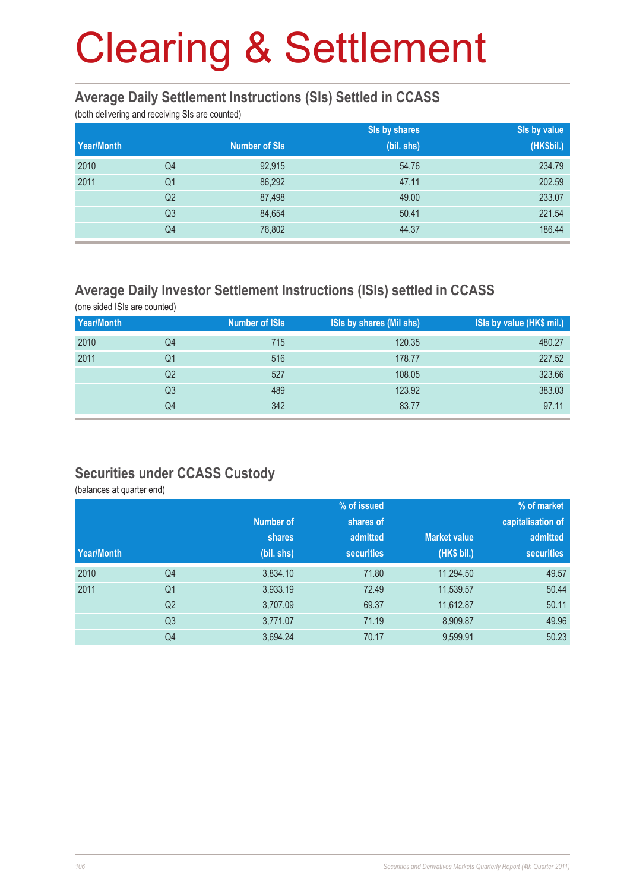# Clearing & Settlement

## Average Daily Settlement Instructions (SIs) Settled in CCASS

(both delivering and receiving SIs are counted)

| Year/Month | | Number of SIs | SIs by shares (bil. shs) | SIs by value (HK$bil.) |
|---|---|---|---|---|
| 2010 | Q4 | 92,915 | 54.76 | 234.79 |
| 2011 | Q1 | 86,292 | 47.11 | 202.59 |
| | Q2 | 87,498 | 49.00 | 233.07 |
| | Q3 | 84,654 | 50.41 | 221.54 |
| | Q4 | 76,802 | 44.37 | 186.44 |

## Average Daily Investor Settlement Instructions (ISIs) settled in CCASS

(one sided ISIs are counted)

| Year/Month | | Number of ISIs | ISIs by shares (Mil shs) | ISIs by value (HK$ mil.) |
|---|---|---|---|---|
| 2010 | Q4 | 715 | 120.35 | 480.27 |
| 2011 | Q1 | 516 | 178.77 | 227.52 |
| | Q2 | 527 | 108.05 | 323.66 |
| | Q3 | 489 | 123.92 | 383.03 |
| | Q4 | 342 | 83.77 | 97.11 |

## Securities under CCASS Custody

(balances at quarter end)

| Year/Month | | Number of shares (bil. shs) | % of issued shares of admitted securities | Market value (HK$ bil.) | % of market capitalisation of admitted securities |
|---|---|---|---|---|---|
| 2010 | Q4 | 3,834.10 | 71.80 | 11,294.50 | 49.57 |
| 2011 | Q1 | 3,933.19 | 72.49 | 11,539.57 | 50.44 |
| | Q2 | 3,707.09 | 69.37 | 11,612.87 | 50.11 |
| | Q3 | 3,771.07 | 71.19 | 8,909.87 | 49.96 |
| | Q4 | 3,694.24 | 70.17 | 9,599.91 | 50.23 |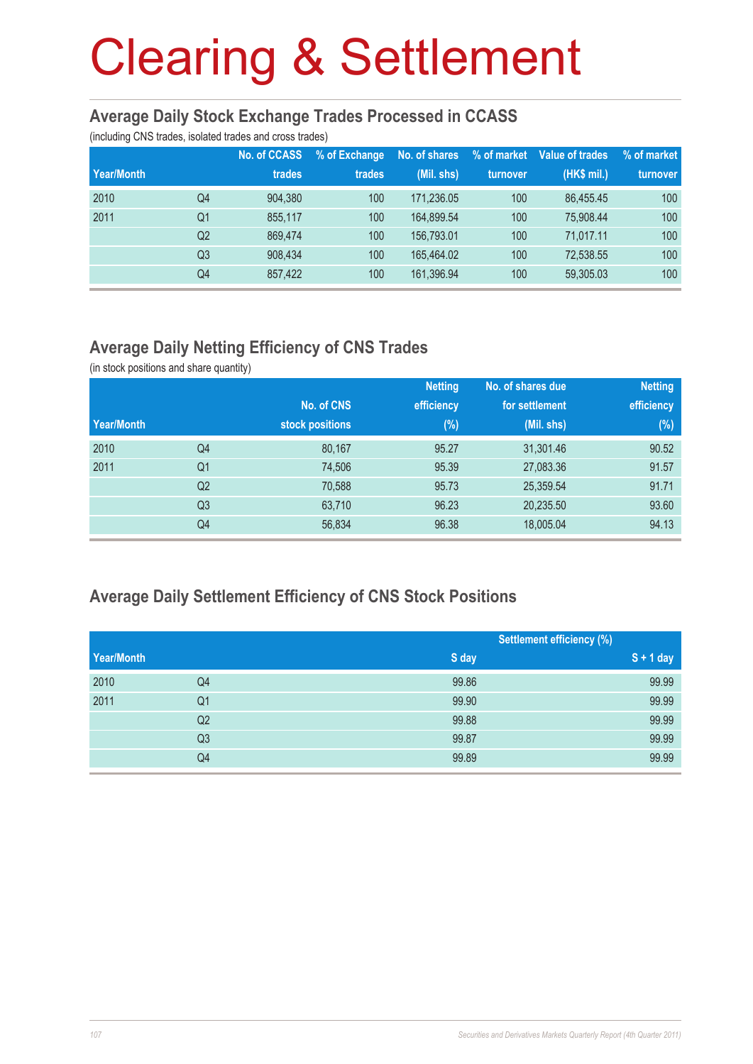# Clearing & Settlement

## Average Daily Stock Exchange Trades Processed in CCASS

(including CNS trades, isolated trades and cross trades)

| Year/Month | | No. of CCASS trades | % of Exchange trades | No. of shares (Mil. shs) | % of market turnover | Value of trades (HK$ mil.) | % of market turnover |
|---|---|---|---|---|---|---|---|
| 2010 | Q4 | 904,380 | 100 | 171,236.05 | 100 | 86,455.45 | 100 |
| 2011 | Q1 | 855,117 | 100 | 164,899.54 | 100 | 75,908.44 | 100 |
| | Q2 | 869,474 | 100 | 156,793.01 | 100 | 71,017.11 | 100 |
| | Q3 | 908,434 | 100 | 165,464.02 | 100 | 72,538.55 | 100 |
| | Q4 | 857,422 | 100 | 161,396.94 | 100 | 59,305.03 | 100 |

## Average Daily Netting Efficiency of CNS Trades

(in stock positions and share quantity)

| Year/Month | | No. of CNS stock positions | Netting efficiency (%) | No. of shares due for settlement (Mil. shs) | Netting efficiency (%) |
|---|---|---|---|---|---|
| 2010 | Q4 | 80,167 | 95.27 | 31,301.46 | 90.52 |
| 2011 | Q1 | 74,506 | 95.39 | 27,083.36 | 91.57 |
| | Q2 | 70,588 | 95.73 | 25,359.54 | 91.71 |
| | Q3 | 63,710 | 96.23 | 20,235.50 | 93.60 |
| | Q4 | 56,834 | 96.38 | 18,005.04 | 94.13 |

## Average Daily Settlement Efficiency of CNS Stock Positions

| | | Settlement efficiency (%) | |
|---|---|---|---|
| Year/Month | | S day | S + 1 day |
| 2010 | Q4 | 99.86 | 99.99 |
| 2011 | Q1 | 99.90 | 99.99 |
| | Q2 | 99.88 | 99.99 |
| | Q3 | 99.87 | 99.99 |
| | Q4 | 99.89 | 99.99 |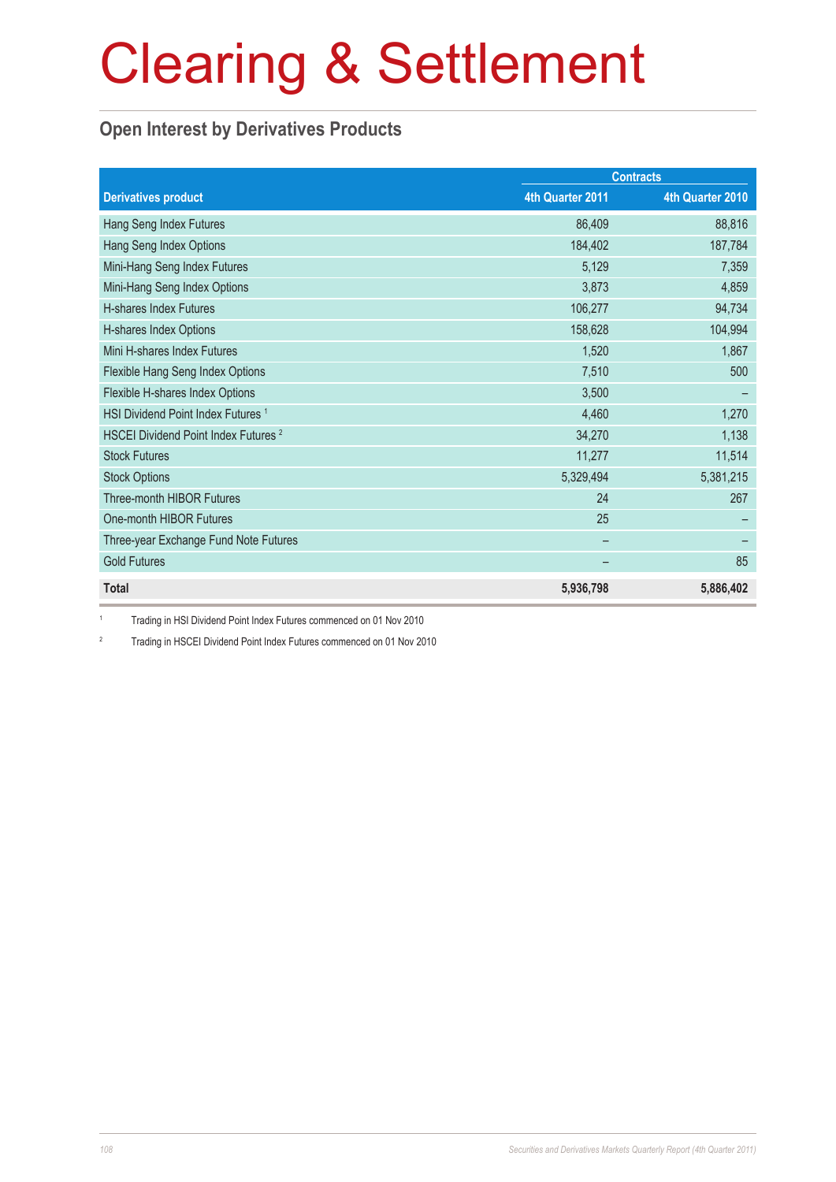# Clearing & Settlement

## Open Interest by Derivatives Products

| | Contracts | |
|---|---|---|
| **Derivatives product** | **4th Quarter 2011** | **4th Quarter 2010** |
| Hang Seng Index Futures | 86,409 | 88,816 |
| Hang Seng Index Options | 184,402 | 187,784 |
| Mini-Hang Seng Index Futures | 5,129 | 7,359 |
| Mini-Hang Seng Index Options | 3,873 | 4,859 |
| H-shares Index Futures | 106,277 | 94,734 |
| H-shares Index Options | 158,628 | 104,994 |
| Mini H-shares Index Futures | 1,520 | 1,867 |
| Flexible Hang Seng Index Options | 7,510 | 500 |
| Flexible H-shares Index Options | 3,500 | – |
| HSI Dividend Point Index Futures [1] | 4,460 | 1,270 |
| HSCEI Dividend Point Index Futures [2] | 34,270 | 1,138 |
| Stock Futures | 11,277 | 11,514 |
| Stock Options | 5,329,494 | 5,381,215 |
| Three-month HIBOR Futures | 24 | 267 |
| One-month HIBOR Futures | 25 | – |
| Three-year Exchange Fund Note Futures | – | – |
| Gold Futures | – | 85 |
| **Total** | **5,936,798** | **5,886,402** |

[1] Trading in HSI Dividend Point Index Futures commenced on 01 Nov 2010

[2] Trading in HSCEI Dividend Point Index Futures commenced on 01 Nov 2010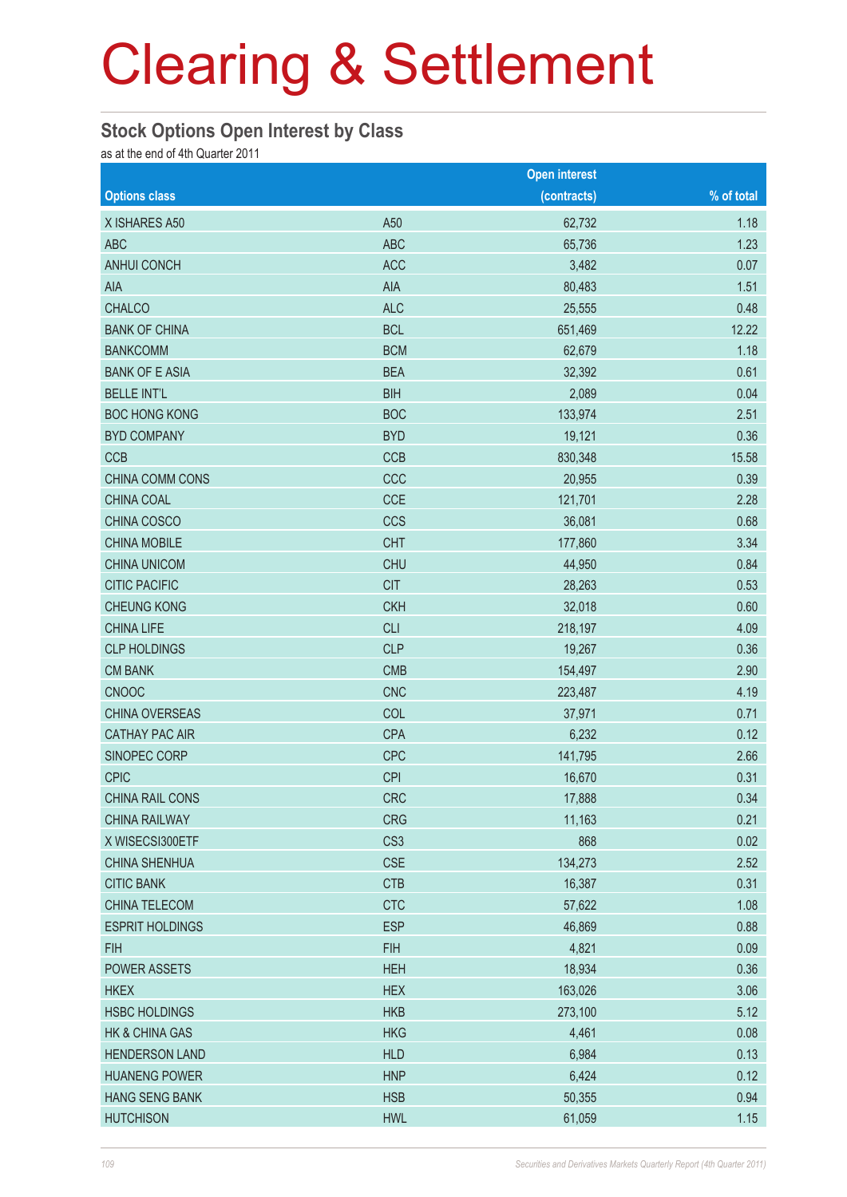# Clearing & Settlement

## Stock Options Open Interest by Class

as at the end of 4th Quarter 2011

| Options class | | Open interest (contracts) | % of total |
|---|---|---|---|
| X ISHARES A50 | A50 | 62,732 | 1.18 |
| ABC | ABC | 65,736 | 1.23 |
| ANHUI CONCH | ACC | 3,482 | 0.07 |
| AIA | AIA | 80,483 | 1.51 |
| CHALCO | ALC | 25,555 | 0.48 |
| BANK OF CHINA | BCL | 651,469 | 12.22 |
| BANKCOMM | BCM | 62,679 | 1.18 |
| BANK OF E ASIA | BEA | 32,392 | 0.61 |
| BELLE INT'L | BIH | 2,089 | 0.04 |
| BOC HONG KONG | BOC | 133,974 | 2.51 |
| BYD COMPANY | BYD | 19,121 | 0.36 |
| CCB | CCB | 830,348 | 15.58 |
| CHINA COMM CONS | CCC | 20,955 | 0.39 |
| CHINA COAL | CCE | 121,701 | 2.28 |
| CHINA COSCO | CCS | 36,081 | 0.68 |
| CHINA MOBILE | CHT | 177,860 | 3.34 |
| CHINA UNICOM | CHU | 44,950 | 0.84 |
| CITIC PACIFIC | CIT | 28,263 | 0.53 |
| CHEUNG KONG | CKH | 32,018 | 0.60 |
| CHINA LIFE | CLI | 218,197 | 4.09 |
| CLP HOLDINGS | CLP | 19,267 | 0.36 |
| CM BANK | CMB | 154,497 | 2.90 |
| CNOOC | CNC | 223,487 | 4.19 |
| CHINA OVERSEAS | COL | 37,971 | 0.71 |
| CATHAY PAC AIR | CPA | 6,232 | 0.12 |
| SINOPEC CORP | CPC | 141,795 | 2.66 |
| CPIC | CPI | 16,670 | 0.31 |
| CHINA RAIL CONS | CRC | 17,888 | 0.34 |
| CHINA RAILWAY | CRG | 11,163 | 0.21 |
| X WISECSI300ETF | CS3 | 868 | 0.02 |
| CHINA SHENHUA | CSE | 134,273 | 2.52 |
| CITIC BANK | CTB | 16,387 | 0.31 |
| CHINA TELECOM | CTC | 57,622 | 1.08 |
| ESPRIT HOLDINGS | ESP | 46,869 | 0.88 |
| FIH | FIH | 4,821 | 0.09 |
| POWER ASSETS | HEH | 18,934 | 0.36 |
| HKEX | HEX | 163,026 | 3.06 |
| HSBC HOLDINGS | HKB | 273,100 | 5.12 |
| HK & CHINA GAS | HKG | 4,461 | 0.08 |
| HENDERSON LAND | HLD | 6,984 | 0.13 |
| HUANENG POWER | HNP | 6,424 | 0.12 |
| HANG SENG BANK | HSB | 50,355 | 0.94 |
| HUTCHISON | HWL | 61,059 | 1.15 |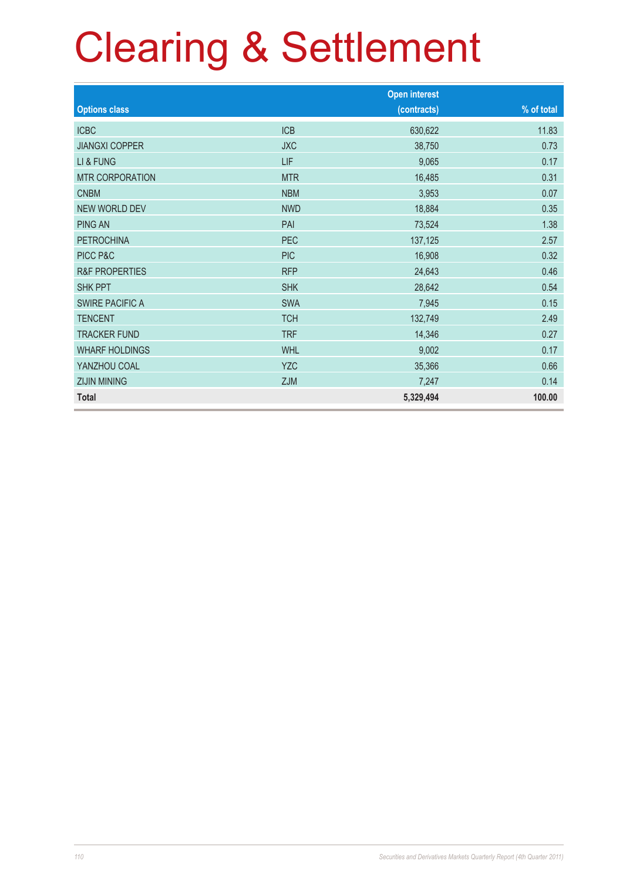# Clearing & Settlement

| Options class | | Open interest (contracts) | % of total |
|---|---|---|---|
| ICBC | ICB | 630,622 | 11.83 |
| JIANGXI COPPER | JXC | 38,750 | 0.73 |
| LI & FUNG | LIF | 9,065 | 0.17 |
| MTR CORPORATION | MTR | 16,485 | 0.31 |
| CNBM | NBM | 3,953 | 0.07 |
| NEW WORLD DEV | NWD | 18,884 | 0.35 |
| PING AN | PAI | 73,524 | 1.38 |
| PETROCHINA | PEC | 137,125 | 2.57 |
| PICC P&C | PIC | 16,908 | 0.32 |
| R&F PROPERTIES | RFP | 24,643 | 0.46 |
| SHK PPT | SHK | 28,642 | 0.54 |
| SWIRE PACIFIC A | SWA | 7,945 | 0.15 |
| TENCENT | TCH | 132,749 | 2.49 |
| TRACKER FUND | TRF | 14,346 | 0.27 |
| WHARF HOLDINGS | WHL | 9,002 | 0.17 |
| YANZHOU COAL | YZC | 35,366 | 0.66 |
| ZIJIN MINING | ZJM | 7,247 | 0.14 |
| **Total** | | **5,329,494** | **100.00** |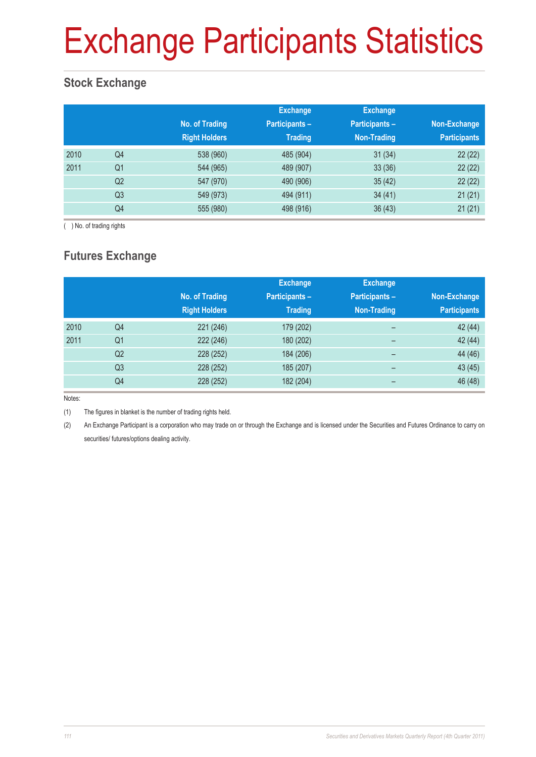# Exchange Participants Statistics

## Stock Exchange

| | | No. of Trading Right Holders | Exchange Participants – Trading | Exchange Participants – Non-Trading | Non-Exchange Participants |
|---|---|---|---|---|---|
| 2010 | Q4 | 538 (960) | 485 (904) | 31 (34) | 22 (22) |
| 2011 | Q1 | 544 (965) | 489 (907) | 33 (36) | 22 (22) |
| | Q2 | 547 (970) | 490 (906) | 35 (42) | 22 (22) |
| | Q3 | 549 (973) | 494 (911) | 34 (41) | 21 (21) |
| | Q4 | 555 (980) | 498 (916) | 36 (43) | 21 (21) |

( ) No. of trading rights

## Futures Exchange

| | | No. of Trading Right Holders | Exchange Participants – Trading | Exchange Participants – Non-Trading | Non-Exchange Participants |
|---|---|---|---|---|---|
| 2010 | Q4 | 221 (246) | 179 (202) | – | 42 (44) |
| 2011 | Q1 | 222 (246) | 180 (202) | – | 42 (44) |
| | Q2 | 228 (252) | 184 (206) | – | 44 (46) |
| | Q3 | 228 (252) | 185 (207) | – | 43 (45) |
| | Q4 | 228 (252) | 182 (204) | – | 46 (48) |

Notes:

(1) The figures in blanket is the number of trading rights held.

(2) An Exchange Participant is a corporation who may trade on or through the Exchange and is licensed under the Securities and Futures Ordinance to carry on securities/ futures/options dealing activity.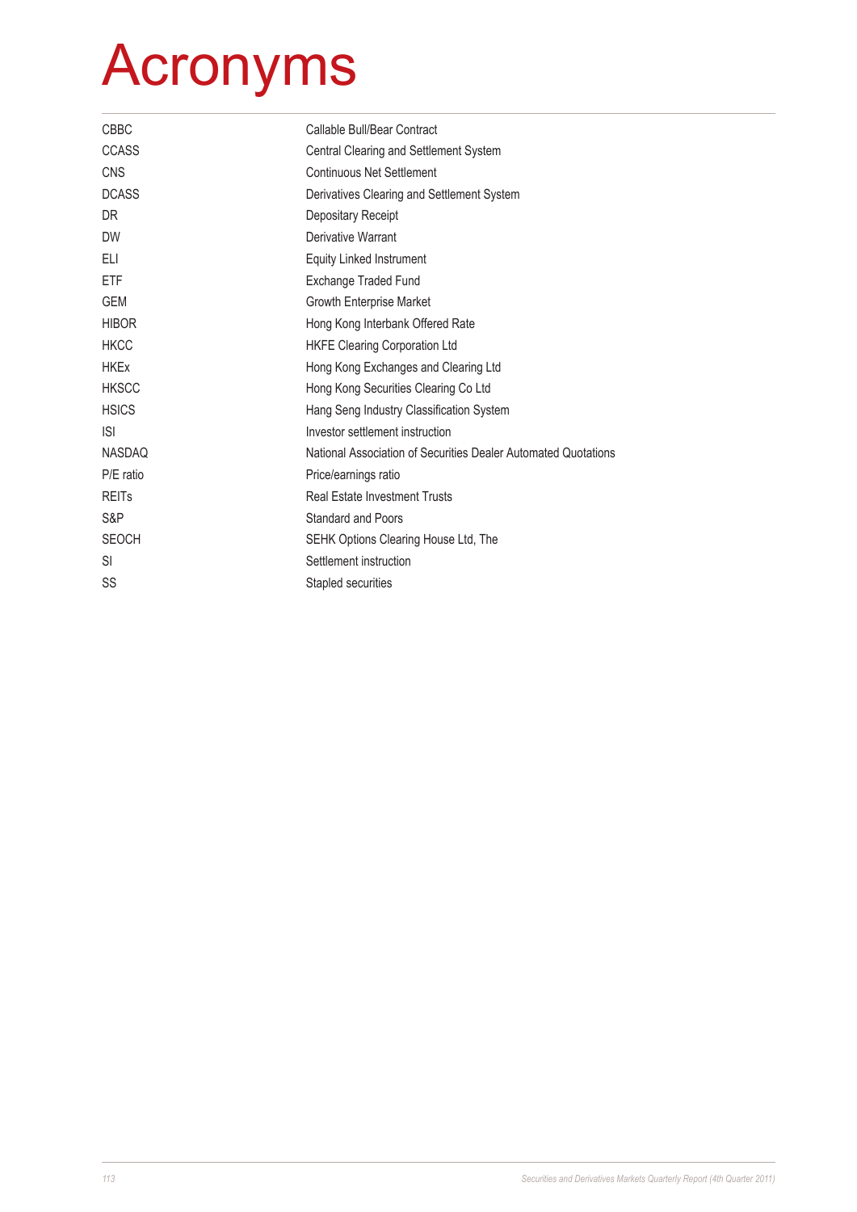# Acronyms

| | |
|---|---|
| CBBC | Callable Bull/Bear Contract |
| CCASS | Central Clearing and Settlement System |
| CNS | Continuous Net Settlement |
| DCASS | Derivatives Clearing and Settlement System |
| DR | Depositary Receipt |
| DW | Derivative Warrant |
| ELI | Equity Linked Instrument |
| ETF | Exchange Traded Fund |
| GEM | Growth Enterprise Market |
| HIBOR | Hong Kong Interbank Offered Rate |
| HKCC | HKFE Clearing Corporation Ltd |
| HKEx | Hong Kong Exchanges and Clearing Ltd |
| HKSCC | Hong Kong Securities Clearing Co Ltd |
| HSICS | Hang Seng Industry Classification System |
| ISI | Investor settlement instruction |
| NASDAQ | National Association of Securities Dealer Automated Quotations |
| P/E ratio | Price/earnings ratio |
| REITs | Real Estate Investment Trusts |
| S&P | Standard and Poors |
| SEOCH | SEHK Options Clearing House Ltd, The |
| SI | Settlement instruction |
| SS | Stapled securities |